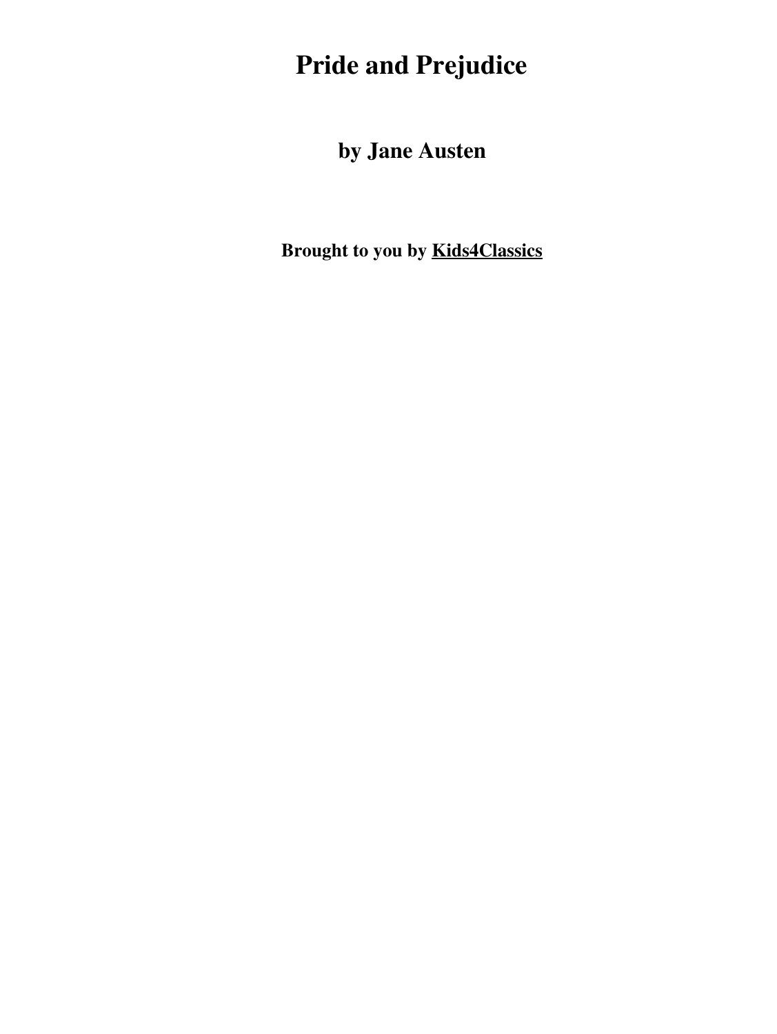# Pride and Prejudice

## by Jane Austen

**Brought to you by Kids4Classics**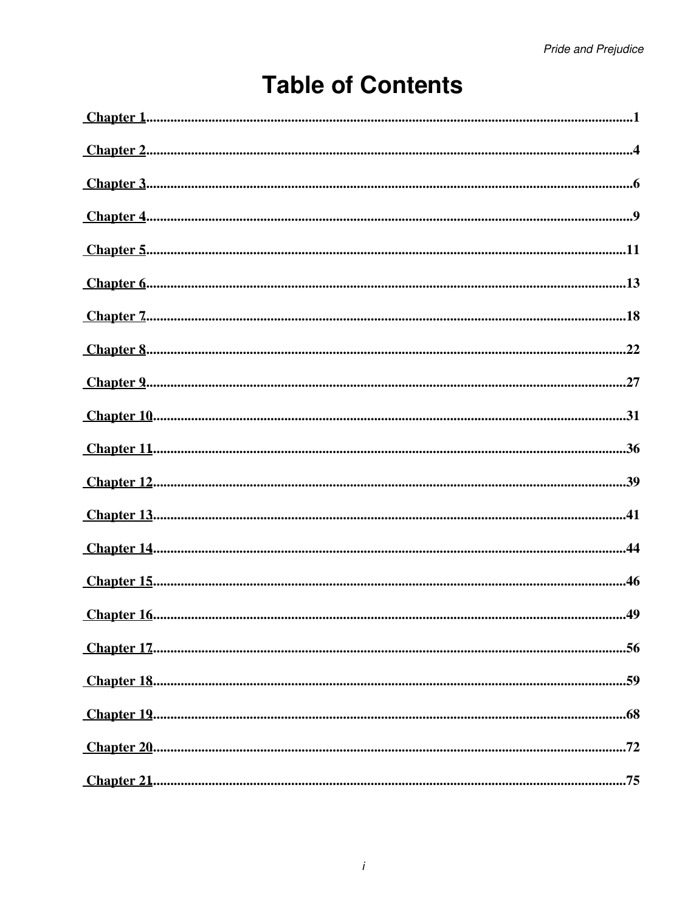# Table of Contents

Chapter 1 .......... 1

Chapter 2 .......... 4

Chapter 3 .......... 6

Chapter 4 .......... 9

Chapter 5 .......... 11

Chapter 6 .......... 13

Chapter 7 .......... 18

Chapter 8 .......... 22

Chapter 9 .......... 27

Chapter 10 .......... 31

Chapter 11 .......... 36

Chapter 12 .......... 39

Chapter 13 .......... 41

Chapter 14 .......... 44

Chapter 15 .......... 46

Chapter 16 .......... 49

Chapter 17 .......... 56

Chapter 18 .......... 59

Chapter 19 .......... 68

Chapter 20 .......... 72

Chapter 21 .......... 75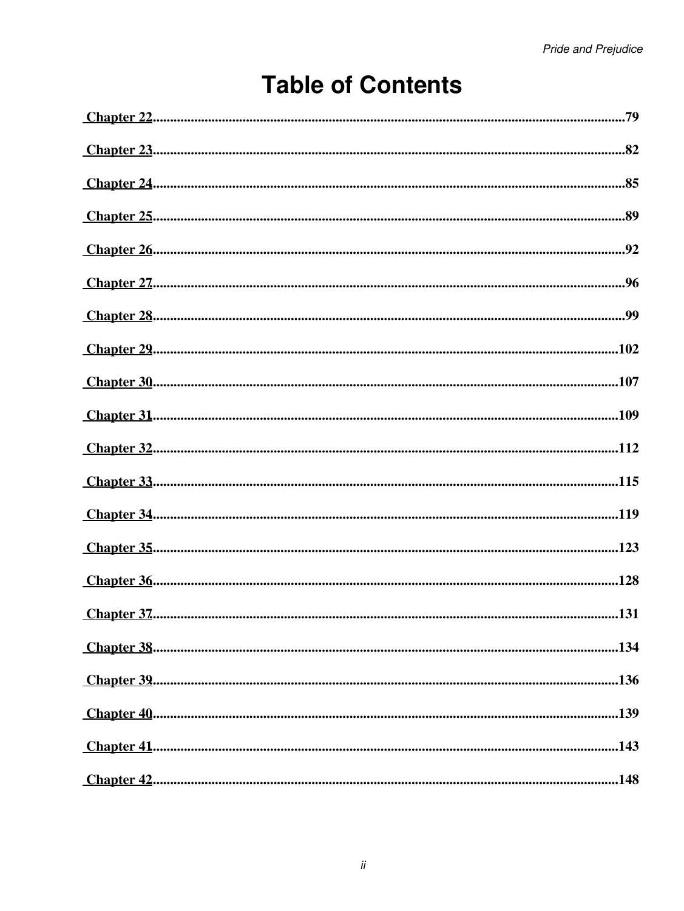# Table of Contents

Chapter 22 .......... 79

Chapter 23 .......... 82

Chapter 24 .......... 85

Chapter 25 .......... 89

Chapter 26 .......... 92

Chapter 27 .......... 96

Chapter 28 .......... 99

Chapter 29 .......... 102

Chapter 30 .......... 107

Chapter 31 .......... 109

Chapter 32 .......... 112

Chapter 33 .......... 115

Chapter 34 .......... 119

Chapter 35 .......... 123

Chapter 36 .......... 128

Chapter 37 .......... 131

Chapter 38 .......... 134

Chapter 39 .......... 136

Chapter 40 .......... 139

Chapter 41 .......... 143

Chapter 42 .......... 148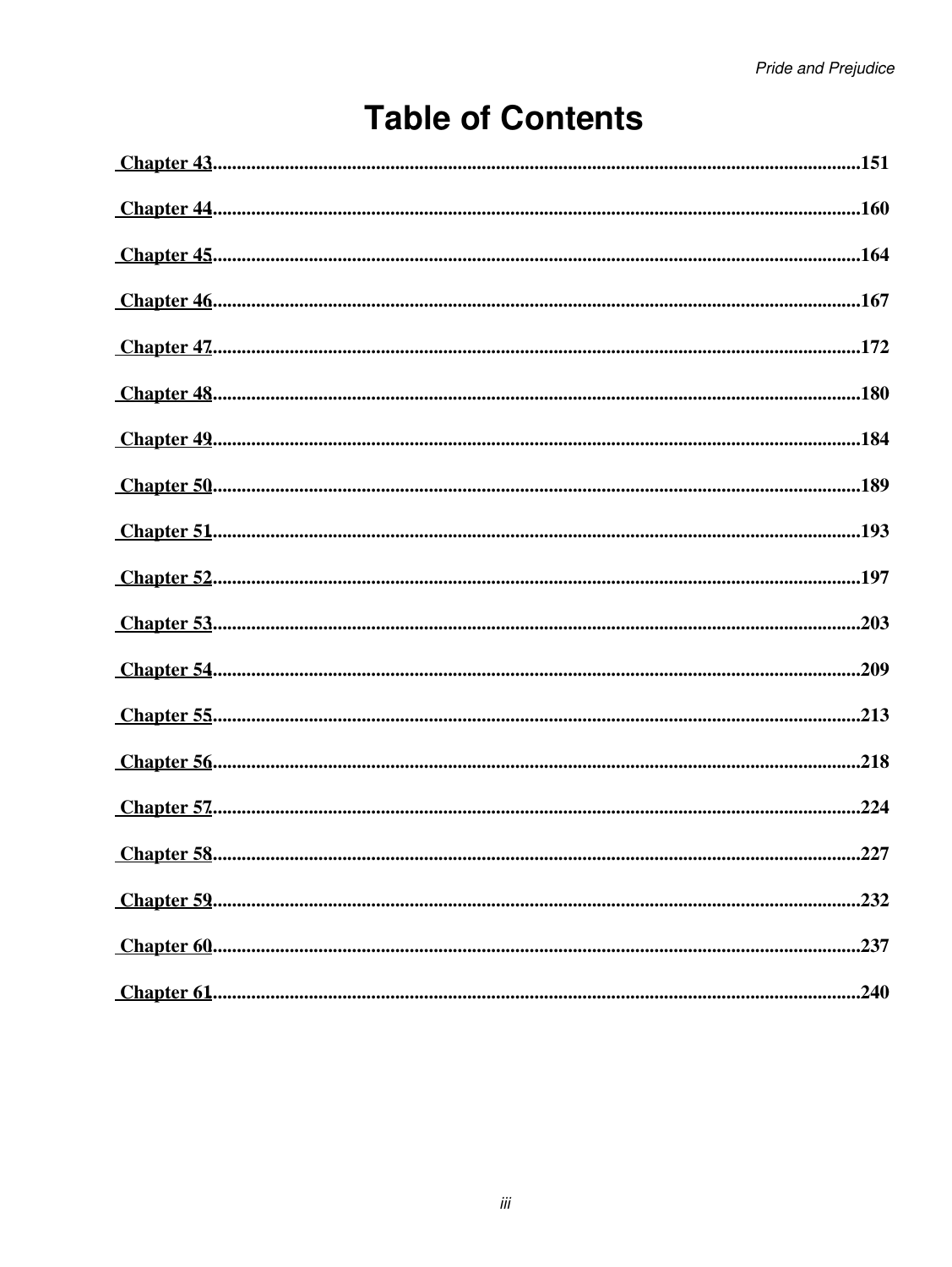# Table of Contents

Chapter 43......................................................................................................................151

Chapter 44......................................................................................................................160

Chapter 45......................................................................................................................164

Chapter 46......................................................................................................................167

Chapter 47......................................................................................................................172

Chapter 48......................................................................................................................180

Chapter 49......................................................................................................................184

Chapter 50......................................................................................................................189

Chapter 51......................................................................................................................193

Chapter 52......................................................................................................................197

Chapter 53......................................................................................................................203

Chapter 54......................................................................................................................209

Chapter 55......................................................................................................................213

Chapter 56......................................................................................................................218

Chapter 57......................................................................................................................224

Chapter 58......................................................................................................................227

Chapter 59......................................................................................................................232

Chapter 60......................................................................................................................237

Chapter 61......................................................................................................................240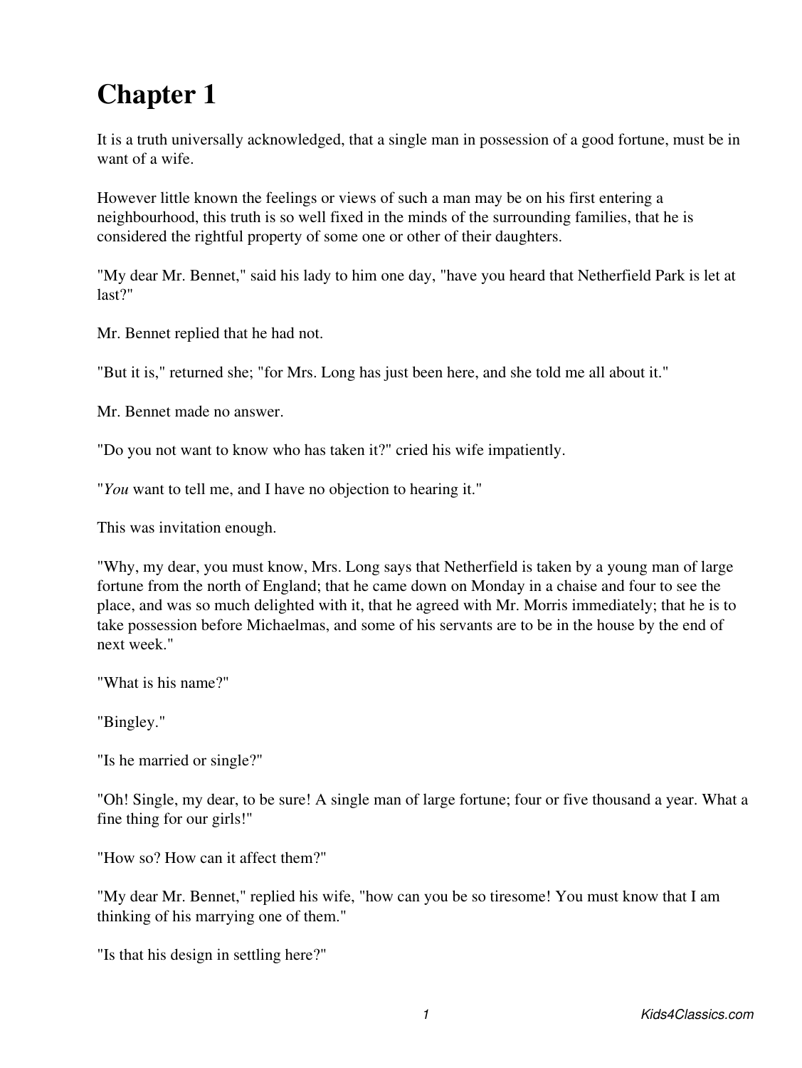# Chapter 1

It is a truth universally acknowledged, that a single man in possession of a good fortune, must be in want of a wife.

However little known the feelings or views of such a man may be on his first entering a neighbourhood, this truth is so well fixed in the minds of the surrounding families, that he is considered the rightful property of some one or other of their daughters.

"My dear Mr. Bennet," said his lady to him one day, "have you heard that Netherfield Park is let at last?"

Mr. Bennet replied that he had not.

"But it is," returned she; "for Mrs. Long has just been here, and she told me all about it."

Mr. Bennet made no answer.

"Do you not want to know who has taken it?" cried his wife impatiently.

"*You* want to tell me, and I have no objection to hearing it."

This was invitation enough.

"Why, my dear, you must know, Mrs. Long says that Netherfield is taken by a young man of large fortune from the north of England; that he came down on Monday in a chaise and four to see the place, and was so much delighted with it, that he agreed with Mr. Morris immediately; that he is to take possession before Michaelmas, and some of his servants are to be in the house by the end of next week."

"What is his name?"

"Bingley."

"Is he married or single?"

"Oh! Single, my dear, to be sure! A single man of large fortune; four or five thousand a year. What a fine thing for our girls!"

"How so? How can it affect them?"

"My dear Mr. Bennet," replied his wife, "how can you be so tiresome! You must know that I am thinking of his marrying one of them."

"Is that his design in settling here?"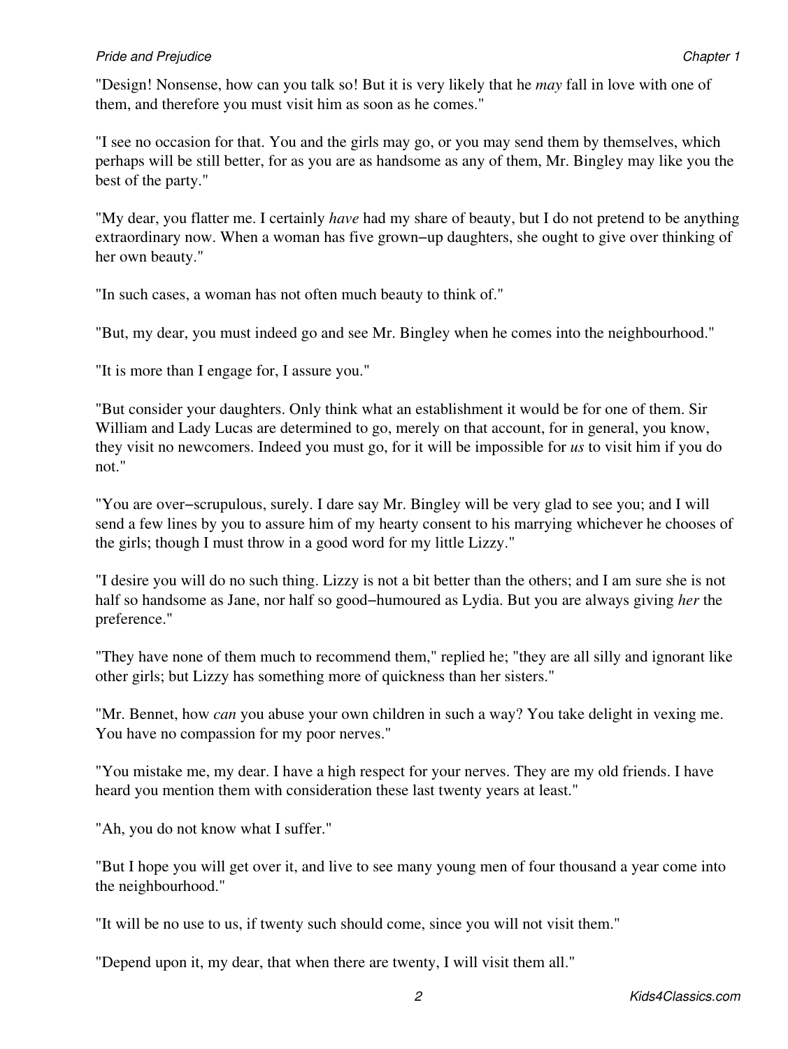"Design! Nonsense, how can you talk so! But it is very likely that he *may* fall in love with one of them, and therefore you must visit him as soon as he comes."

"I see no occasion for that. You and the girls may go, or you may send them by themselves, which perhaps will be still better, for as you are as handsome as any of them, Mr. Bingley may like you the best of the party."

"My dear, you flatter me. I certainly *have* had my share of beauty, but I do not pretend to be anything extraordinary now. When a woman has five grown−up daughters, she ought to give over thinking of her own beauty."

"In such cases, a woman has not often much beauty to think of."

"But, my dear, you must indeed go and see Mr. Bingley when he comes into the neighbourhood."

"It is more than I engage for, I assure you."

"But consider your daughters. Only think what an establishment it would be for one of them. Sir William and Lady Lucas are determined to go, merely on that account, for in general, you know, they visit no newcomers. Indeed you must go, for it will be impossible for *us* to visit him if you do not."

"You are over−scrupulous, surely. I dare say Mr. Bingley will be very glad to see you; and I will send a few lines by you to assure him of my hearty consent to his marrying whichever he chooses of the girls; though I must throw in a good word for my little Lizzy."

"I desire you will do no such thing. Lizzy is not a bit better than the others; and I am sure she is not half so handsome as Jane, nor half so good−humoured as Lydia. But you are always giving *her* the preference."

"They have none of them much to recommend them," replied he; "they are all silly and ignorant like other girls; but Lizzy has something more of quickness than her sisters."

"Mr. Bennet, how *can* you abuse your own children in such a way? You take delight in vexing me. You have no compassion for my poor nerves."

"You mistake me, my dear. I have a high respect for your nerves. They are my old friends. I have heard you mention them with consideration these last twenty years at least."

"Ah, you do not know what I suffer."

"But I hope you will get over it, and live to see many young men of four thousand a year come into the neighbourhood."

"It will be no use to us, if twenty such should come, since you will not visit them."

"Depend upon it, my dear, that when there are twenty, I will visit them all."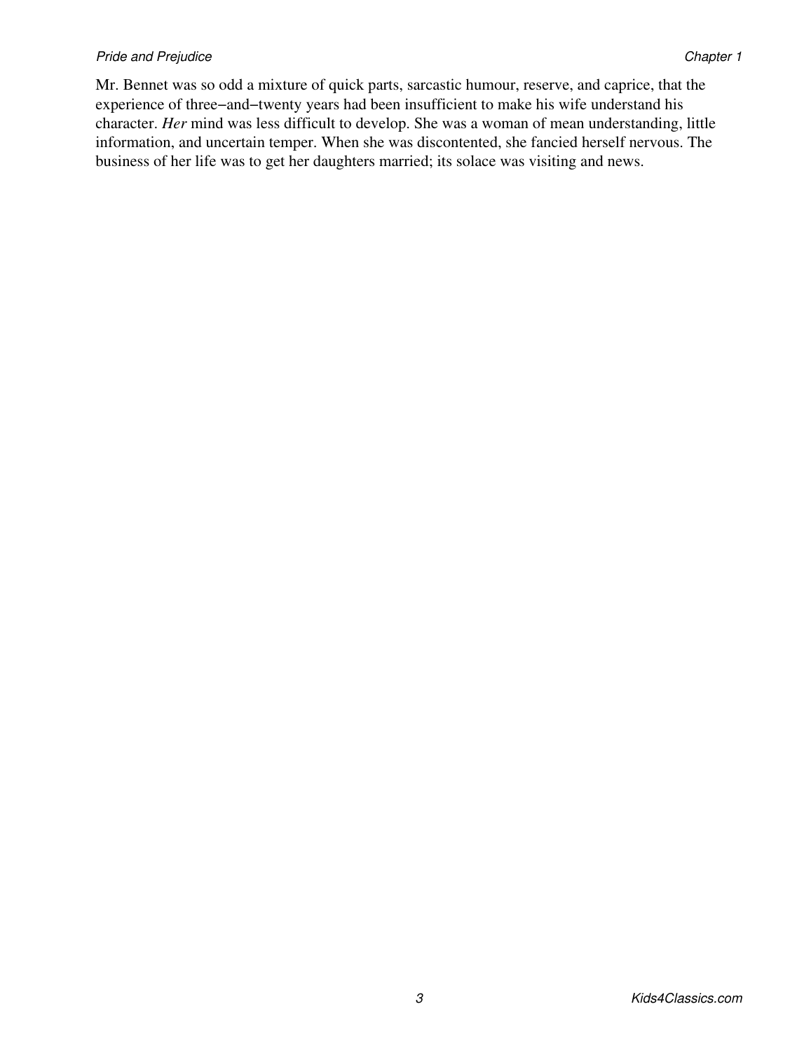Mr. Bennet was so odd a mixture of quick parts, sarcastic humour, reserve, and caprice, that the experience of three−and−twenty years had been insufficient to make his wife understand his character. *Her* mind was less difficult to develop. She was a woman of mean understanding, little information, and uncertain temper. When she was discontented, she fancied herself nervous. The business of her life was to get her daughters married; its solace was visiting and news.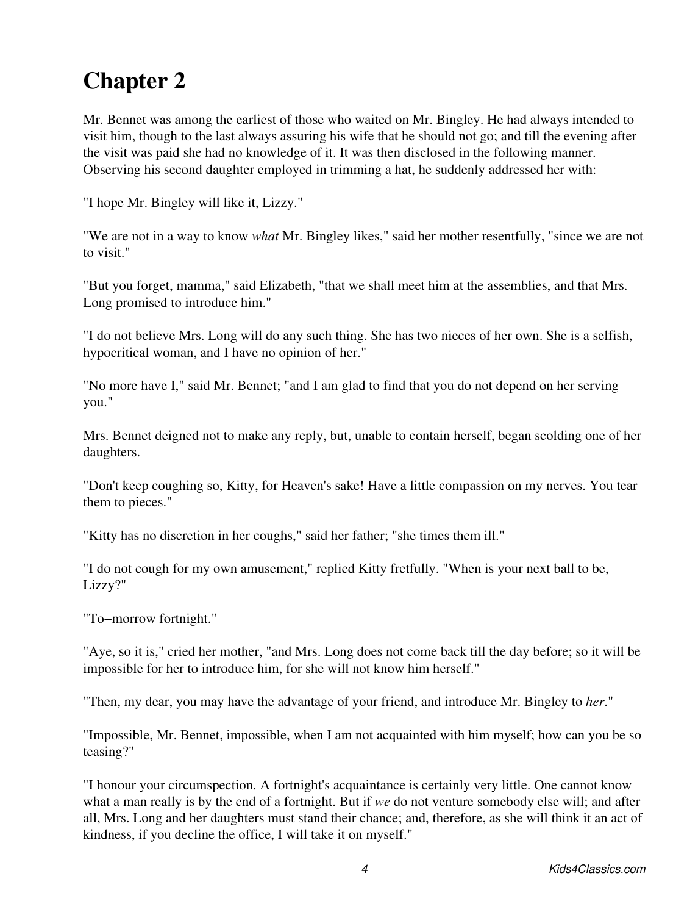# Chapter 2

Mr. Bennet was among the earliest of those who waited on Mr. Bingley. He had always intended to visit him, though to the last always assuring his wife that he should not go; and till the evening after the visit was paid she had no knowledge of it. It was then disclosed in the following manner. Observing his second daughter employed in trimming a hat, he suddenly addressed her with:

"I hope Mr. Bingley will like it, Lizzy."

"We are not in a way to know *what* Mr. Bingley likes," said her mother resentfully, "since we are not to visit."

"But you forget, mamma," said Elizabeth, "that we shall meet him at the assemblies, and that Mrs. Long promised to introduce him."

"I do not believe Mrs. Long will do any such thing. She has two nieces of her own. She is a selfish, hypocritical woman, and I have no opinion of her."

"No more have I," said Mr. Bennet; "and I am glad to find that you do not depend on her serving you."

Mrs. Bennet deigned not to make any reply, but, unable to contain herself, began scolding one of her daughters.

"Don't keep coughing so, Kitty, for Heaven's sake! Have a little compassion on my nerves. You tear them to pieces."

"Kitty has no discretion in her coughs," said her father; "she times them ill."

"I do not cough for my own amusement," replied Kitty fretfully. "When is your next ball to be, Lizzy?"

"To−morrow fortnight."

"Aye, so it is," cried her mother, "and Mrs. Long does not come back till the day before; so it will be impossible for her to introduce him, for she will not know him herself."

"Then, my dear, you may have the advantage of your friend, and introduce Mr. Bingley to *her*."

"Impossible, Mr. Bennet, impossible, when I am not acquainted with him myself; how can you be so teasing?"

"I honour your circumspection. A fortnight's acquaintance is certainly very little. One cannot know what a man really is by the end of a fortnight. But if *we* do not venture somebody else will; and after all, Mrs. Long and her daughters must stand their chance; and, therefore, as she will think it an act of kindness, if you decline the office, I will take it on myself."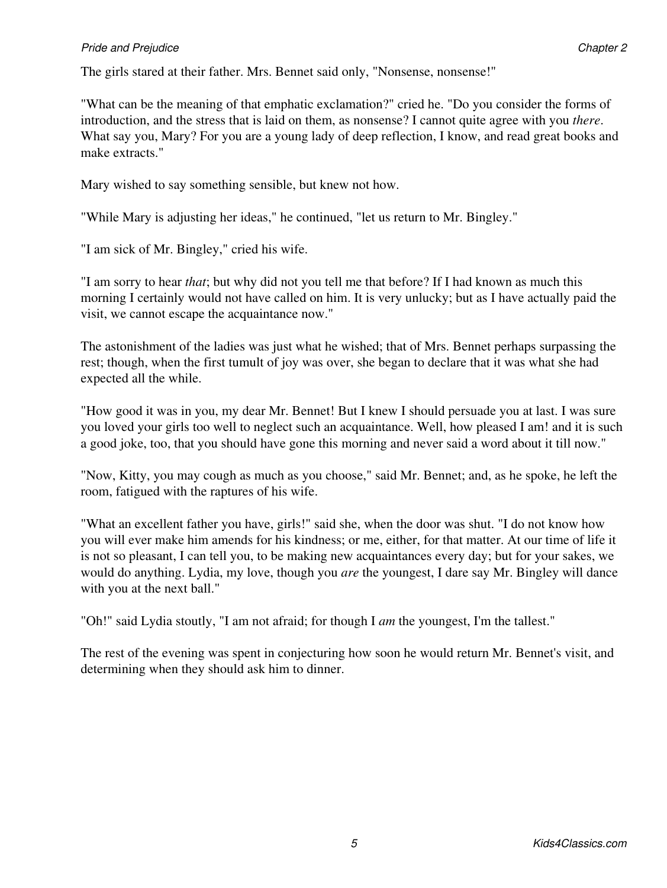The girls stared at their father. Mrs. Bennet said only, "Nonsense, nonsense!"

"What can be the meaning of that emphatic exclamation?" cried he. "Do you consider the forms of introduction, and the stress that is laid on them, as nonsense? I cannot quite agree with you *there*. What say you, Mary? For you are a young lady of deep reflection, I know, and read great books and make extracts."

Mary wished to say something sensible, but knew not how.

"While Mary is adjusting her ideas," he continued, "let us return to Mr. Bingley."

"I am sick of Mr. Bingley," cried his wife.

"I am sorry to hear *that*; but why did not you tell me that before? If I had known as much this morning I certainly would not have called on him. It is very unlucky; but as I have actually paid the visit, we cannot escape the acquaintance now."

The astonishment of the ladies was just what he wished; that of Mrs. Bennet perhaps surpassing the rest; though, when the first tumult of joy was over, she began to declare that it was what she had expected all the while.

"How good it was in you, my dear Mr. Bennet! But I knew I should persuade you at last. I was sure you loved your girls too well to neglect such an acquaintance. Well, how pleased I am! and it is such a good joke, too, that you should have gone this morning and never said a word about it till now."

"Now, Kitty, you may cough as much as you choose," said Mr. Bennet; and, as he spoke, he left the room, fatigued with the raptures of his wife.

"What an excellent father you have, girls!" said she, when the door was shut. "I do not know how you will ever make him amends for his kindness; or me, either, for that matter. At our time of life it is not so pleasant, I can tell you, to be making new acquaintances every day; but for your sakes, we would do anything. Lydia, my love, though you *are* the youngest, I dare say Mr. Bingley will dance with you at the next ball."

"Oh!" said Lydia stoutly, "I am not afraid; for though I *am* the youngest, I'm the tallest."

The rest of the evening was spent in conjecturing how soon he would return Mr. Bennet's visit, and determining when they should ask him to dinner.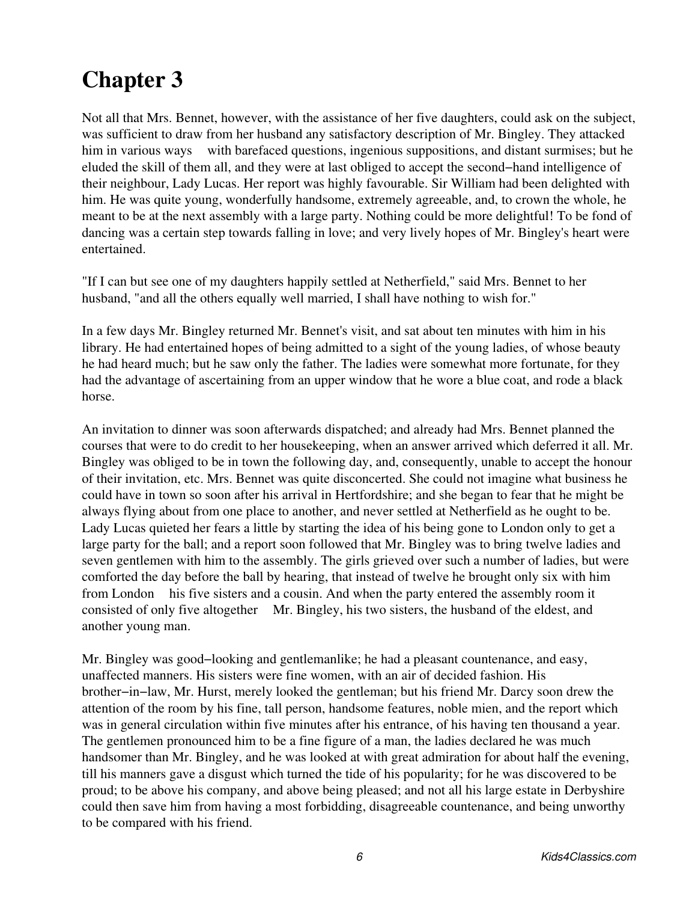# Chapter 3

Not all that Mrs. Bennet, however, with the assistance of her five daughters, could ask on the subject, was sufficient to draw from her husband any satisfactory description of Mr. Bingley. They attacked him in various ways   with barefaced questions, ingenious suppositions, and distant surmises; but he eluded the skill of them all, and they were at last obliged to accept the second−hand intelligence of their neighbour, Lady Lucas. Her report was highly favourable. Sir William had been delighted with him. He was quite young, wonderfully handsome, extremely agreeable, and, to crown the whole, he meant to be at the next assembly with a large party. Nothing could be more delightful! To be fond of dancing was a certain step towards falling in love; and very lively hopes of Mr. Bingley's heart were entertained.

"If I can but see one of my daughters happily settled at Netherfield," said Mrs. Bennet to her husband, "and all the others equally well married, I shall have nothing to wish for."

In a few days Mr. Bingley returned Mr. Bennet's visit, and sat about ten minutes with him in his library. He had entertained hopes of being admitted to a sight of the young ladies, of whose beauty he had heard much; but he saw only the father. The ladies were somewhat more fortunate, for they had the advantage of ascertaining from an upper window that he wore a blue coat, and rode a black horse.

An invitation to dinner was soon afterwards dispatched; and already had Mrs. Bennet planned the courses that were to do credit to her housekeeping, when an answer arrived which deferred it all. Mr. Bingley was obliged to be in town the following day, and, consequently, unable to accept the honour of their invitation, etc. Mrs. Bennet was quite disconcerted. She could not imagine what business he could have in town so soon after his arrival in Hertfordshire; and she began to fear that he might be always flying about from one place to another, and never settled at Netherfield as he ought to be. Lady Lucas quieted her fears a little by starting the idea of his being gone to London only to get a large party for the ball; and a report soon followed that Mr. Bingley was to bring twelve ladies and seven gentlemen with him to the assembly. The girls grieved over such a number of ladies, but were comforted the day before the ball by hearing, that instead of twelve he brought only six with him from London   his five sisters and a cousin. And when the party entered the assembly room it consisted of only five altogether   Mr. Bingley, his two sisters, the husband of the eldest, and another young man.

Mr. Bingley was good−looking and gentlemanlike; he had a pleasant countenance, and easy, unaffected manners. His sisters were fine women, with an air of decided fashion. His brother−in−law, Mr. Hurst, merely looked the gentleman; but his friend Mr. Darcy soon drew the attention of the room by his fine, tall person, handsome features, noble mien, and the report which was in general circulation within five minutes after his entrance, of his having ten thousand a year. The gentlemen pronounced him to be a fine figure of a man, the ladies declared he was much handsomer than Mr. Bingley, and he was looked at with great admiration for about half the evening, till his manners gave a disgust which turned the tide of his popularity; for he was discovered to be proud; to be above his company, and above being pleased; and not all his large estate in Derbyshire could then save him from having a most forbidding, disagreeable countenance, and being unworthy to be compared with his friend.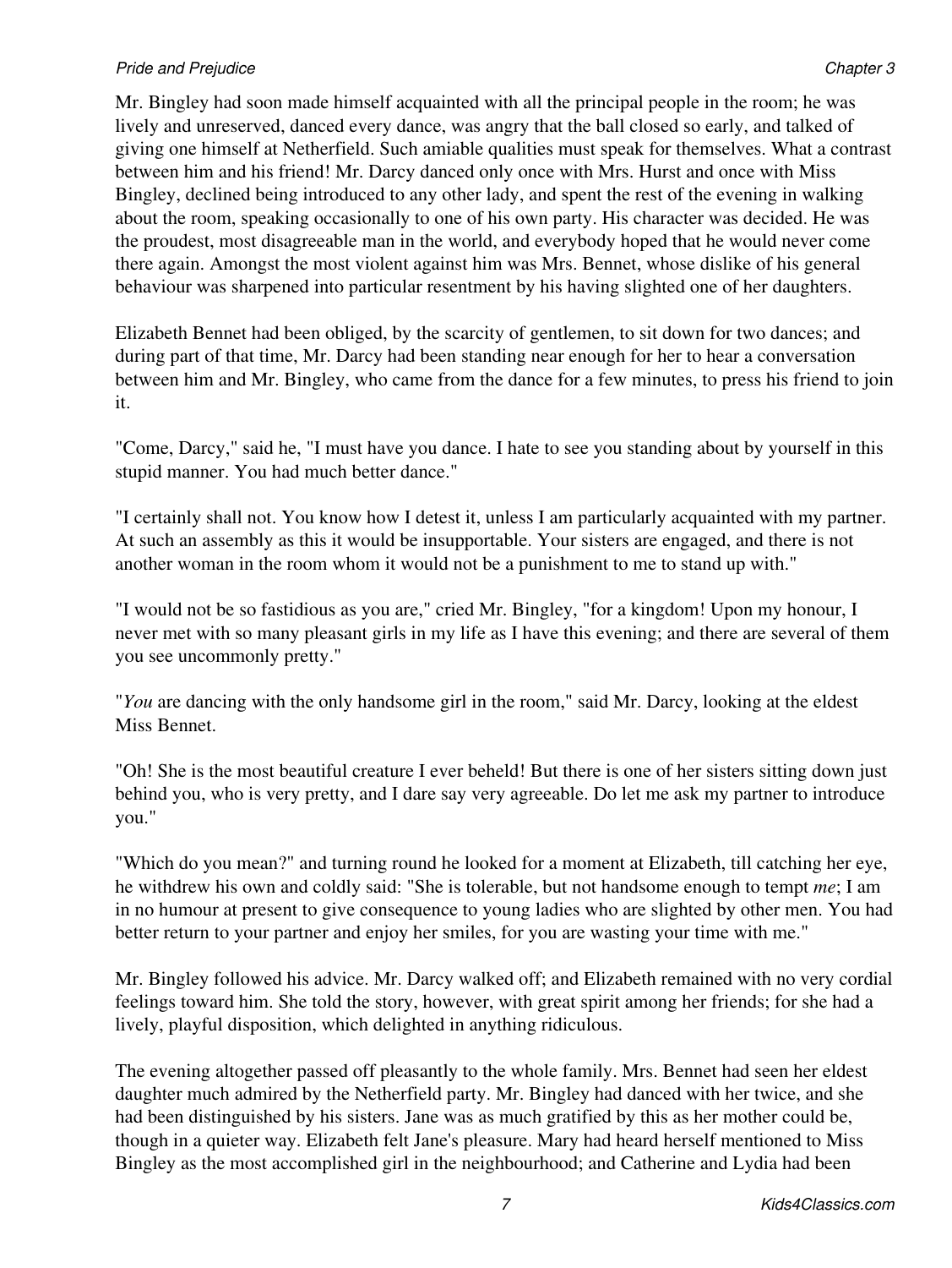Mr. Bingley had soon made himself acquainted with all the principal people in the room; he was lively and unreserved, danced every dance, was angry that the ball closed so early, and talked of giving one himself at Netherfield. Such amiable qualities must speak for themselves. What a contrast between him and his friend! Mr. Darcy danced only once with Mrs. Hurst and once with Miss Bingley, declined being introduced to any other lady, and spent the rest of the evening in walking about the room, speaking occasionally to one of his own party. His character was decided. He was the proudest, most disagreeable man in the world, and everybody hoped that he would never come there again. Amongst the most violent against him was Mrs. Bennet, whose dislike of his general behaviour was sharpened into particular resentment by his having slighted one of her daughters.

Elizabeth Bennet had been obliged, by the scarcity of gentlemen, to sit down for two dances; and during part of that time, Mr. Darcy had been standing near enough for her to hear a conversation between him and Mr. Bingley, who came from the dance for a few minutes, to press his friend to join it.

"Come, Darcy," said he, "I must have you dance. I hate to see you standing about by yourself in this stupid manner. You had much better dance."

"I certainly shall not. You know how I detest it, unless I am particularly acquainted with my partner. At such an assembly as this it would be insupportable. Your sisters are engaged, and there is not another woman in the room whom it would not be a punishment to me to stand up with."

"I would not be so fastidious as you are," cried Mr. Bingley, "for a kingdom! Upon my honour, I never met with so many pleasant girls in my life as I have this evening; and there are several of them you see uncommonly pretty."

"*You* are dancing with the only handsome girl in the room," said Mr. Darcy, looking at the eldest Miss Bennet.

"Oh! She is the most beautiful creature I ever beheld! But there is one of her sisters sitting down just behind you, who is very pretty, and I dare say very agreeable. Do let me ask my partner to introduce you."

"Which do you mean?" and turning round he looked for a moment at Elizabeth, till catching her eye, he withdrew his own and coldly said: "She is tolerable, but not handsome enough to tempt *me*; I am in no humour at present to give consequence to young ladies who are slighted by other men. You had better return to your partner and enjoy her smiles, for you are wasting your time with me."

Mr. Bingley followed his advice. Mr. Darcy walked off; and Elizabeth remained with no very cordial feelings toward him. She told the story, however, with great spirit among her friends; for she had a lively, playful disposition, which delighted in anything ridiculous.

The evening altogether passed off pleasantly to the whole family. Mrs. Bennet had seen her eldest daughter much admired by the Netherfield party. Mr. Bingley had danced with her twice, and she had been distinguished by his sisters. Jane was as much gratified by this as her mother could be, though in a quieter way. Elizabeth felt Jane's pleasure. Mary had heard herself mentioned to Miss Bingley as the most accomplished girl in the neighbourhood; and Catherine and Lydia had been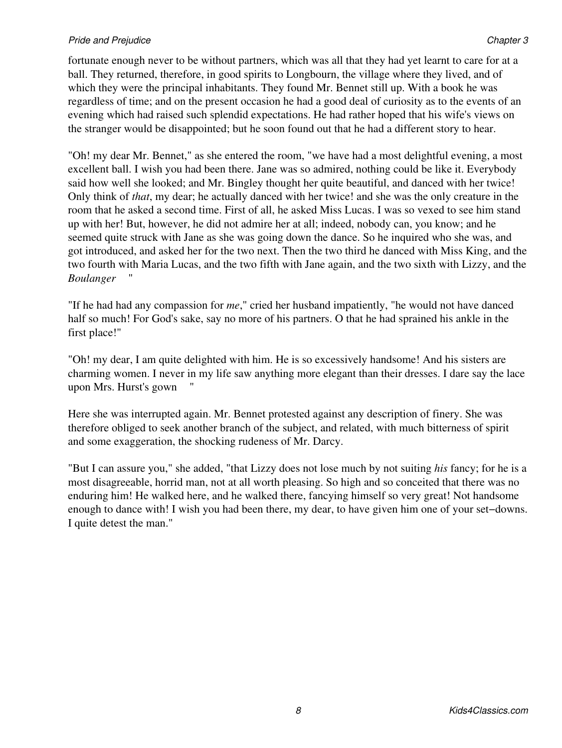fortunate enough never to be without partners, which was all that they had yet learnt to care for at a ball. They returned, therefore, in good spirits to Longbourn, the village where they lived, and of which they were the principal inhabitants. They found Mr. Bennet still up. With a book he was regardless of time; and on the present occasion he had a good deal of curiosity as to the events of an evening which had raised such splendid expectations. He had rather hoped that his wife's views on the stranger would be disappointed; but he soon found out that he had a different story to hear.

"Oh! my dear Mr. Bennet," as she entered the room, "we have had a most delightful evening, a most excellent ball. I wish you had been there. Jane was so admired, nothing could be like it. Everybody said how well she looked; and Mr. Bingley thought her quite beautiful, and danced with her twice! Only think of *that*, my dear; he actually danced with her twice! and she was the only creature in the room that he asked a second time. First of all, he asked Miss Lucas. I was so vexed to see him stand up with her! But, however, he did not admire her at all; indeed, nobody can, you know; and he seemed quite struck with Jane as she was going down the dance. So he inquired who she was, and got introduced, and asked her for the two next. Then the two third he danced with Miss King, and the two fourth with Maria Lucas, and the two fifth with Jane again, and the two sixth with Lizzy, and the *Boulanger* "

"If he had had any compassion for *me*," cried her husband impatiently, "he would not have danced half so much! For God's sake, say no more of his partners. O that he had sprained his ankle in the first place!"

"Oh! my dear, I am quite delighted with him. He is so excessively handsome! And his sisters are charming women. I never in my life saw anything more elegant than their dresses. I dare say the lace upon Mrs. Hurst's gown "

Here she was interrupted again. Mr. Bennet protested against any description of finery. She was therefore obliged to seek another branch of the subject, and related, with much bitterness of spirit and some exaggeration, the shocking rudeness of Mr. Darcy.

"But I can assure you," she added, "that Lizzy does not lose much by not suiting *his* fancy; for he is a most disagreeable, horrid man, not at all worth pleasing. So high and so conceited that there was no enduring him! He walked here, and he walked there, fancying himself so very great! Not handsome enough to dance with! I wish you had been there, my dear, to have given him one of your set−downs. I quite detest the man."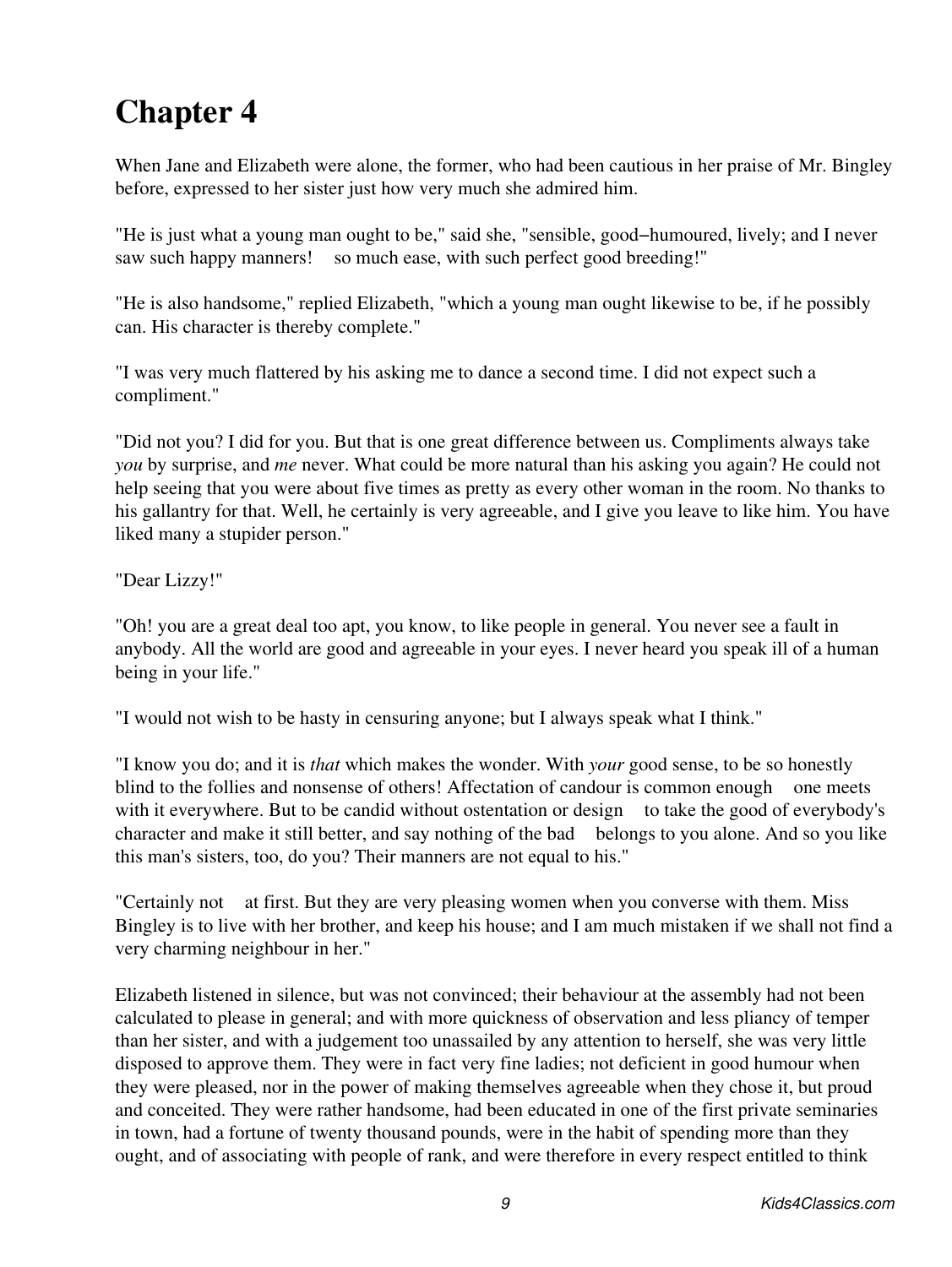# Chapter 4

When Jane and Elizabeth were alone, the former, who had been cautious in her praise of Mr. Bingley before, expressed to her sister just how very much she admired him.

"He is just what a young man ought to be," said she, "sensible, good−humoured, lively; and I never saw such happy manners!  so much ease, with such perfect good breeding!"

"He is also handsome," replied Elizabeth, "which a young man ought likewise to be, if he possibly can. His character is thereby complete."

"I was very much flattered by his asking me to dance a second time. I did not expect such a compliment."

"Did not you? I did for you. But that is one great difference between us. Compliments always take *you* by surprise, and *me* never. What could be more natural than his asking you again? He could not help seeing that you were about five times as pretty as every other woman in the room. No thanks to his gallantry for that. Well, he certainly is very agreeable, and I give you leave to like him. You have liked many a stupider person."

"Dear Lizzy!"

"Oh! you are a great deal too apt, you know, to like people in general. You never see a fault in anybody. All the world are good and agreeable in your eyes. I never heard you speak ill of a human being in your life."

"I would not wish to be hasty in censuring anyone; but I always speak what I think."

"I know you do; and it is *that* which makes the wonder. With *your* good sense, to be so honestly blind to the follies and nonsense of others! Affectation of candour is common enough  one meets with it everywhere. But to be candid without ostentation or design  to take the good of everybody's character and make it still better, and say nothing of the bad  belongs to you alone. And so you like this man's sisters, too, do you? Their manners are not equal to his."

"Certainly not  at first. But they are very pleasing women when you converse with them. Miss Bingley is to live with her brother, and keep his house; and I am much mistaken if we shall not find a very charming neighbour in her."

Elizabeth listened in silence, but was not convinced; their behaviour at the assembly had not been calculated to please in general; and with more quickness of observation and less pliancy of temper than her sister, and with a judgement too unassailed by any attention to herself, she was very little disposed to approve them. They were in fact very fine ladies; not deficient in good humour when they were pleased, nor in the power of making themselves agreeable when they chose it, but proud and conceited. They were rather handsome, had been educated in one of the first private seminaries in town, had a fortune of twenty thousand pounds, were in the habit of spending more than they ought, and of associating with people of rank, and were therefore in every respect entitled to think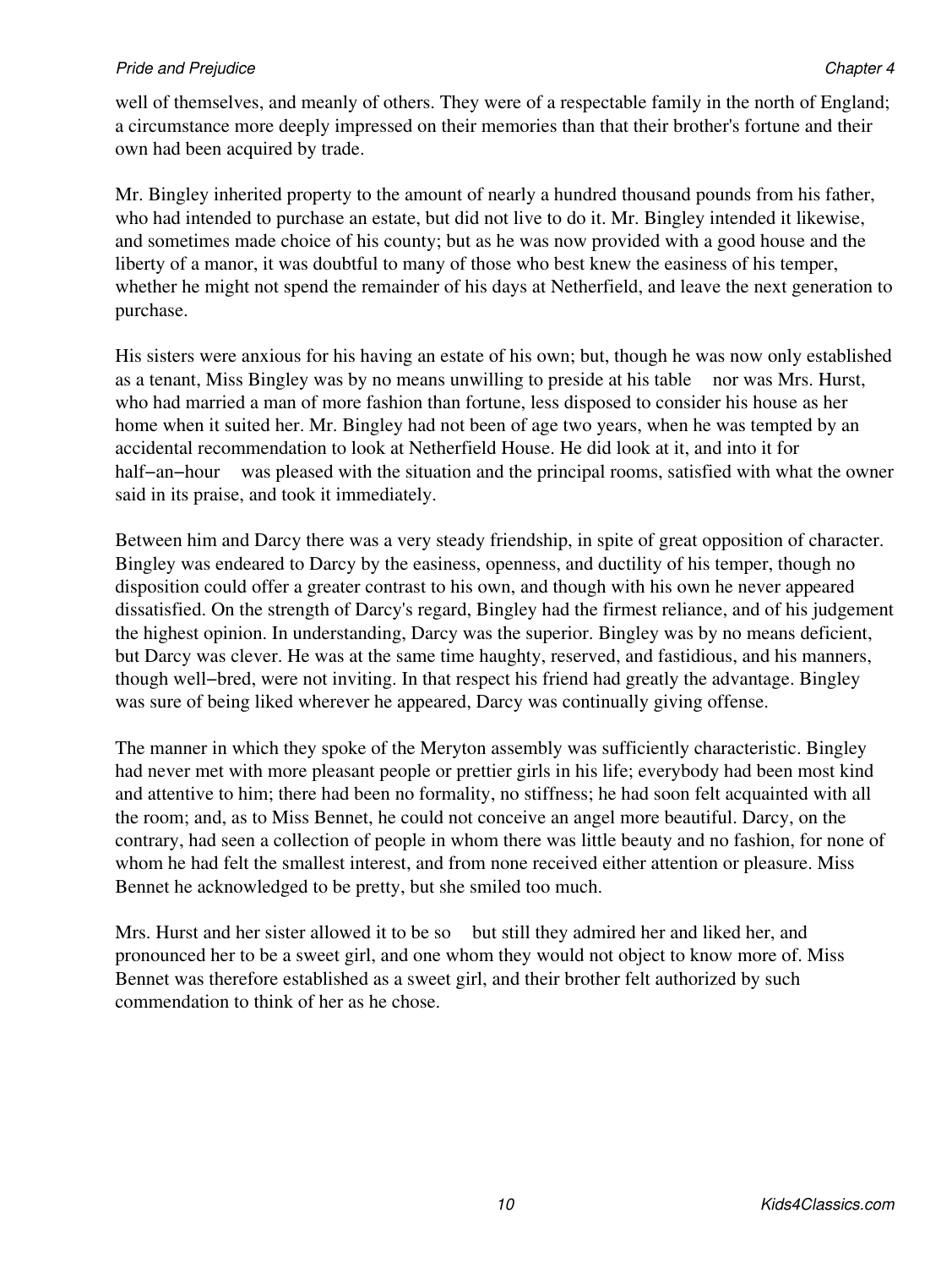well of themselves, and meanly of others. They were of a respectable family in the north of England; a circumstance more deeply impressed on their memories than that their brother's fortune and their own had been acquired by trade.

Mr. Bingley inherited property to the amount of nearly a hundred thousand pounds from his father, who had intended to purchase an estate, but did not live to do it. Mr. Bingley intended it likewise, and sometimes made choice of his county; but as he was now provided with a good house and the liberty of a manor, it was doubtful to many of those who best knew the easiness of his temper, whether he might not spend the remainder of his days at Netherfield, and leave the next generation to purchase.

His sisters were anxious for his having an estate of his own; but, though he was now only established as a tenant, Miss Bingley was by no means unwilling to preside at his table nor was Mrs. Hurst, who had married a man of more fashion than fortune, less disposed to consider his house as her home when it suited her. Mr. Bingley had not been of age two years, when he was tempted by an accidental recommendation to look at Netherfield House. He did look at it, and into it for half−an−hour was pleased with the situation and the principal rooms, satisfied with what the owner said in its praise, and took it immediately.

Between him and Darcy there was a very steady friendship, in spite of great opposition of character. Bingley was endeared to Darcy by the easiness, openness, and ductility of his temper, though no disposition could offer a greater contrast to his own, and though with his own he never appeared dissatisfied. On the strength of Darcy's regard, Bingley had the firmest reliance, and of his judgement the highest opinion. In understanding, Darcy was the superior. Bingley was by no means deficient, but Darcy was clever. He was at the same time haughty, reserved, and fastidious, and his manners, though well−bred, were not inviting. In that respect his friend had greatly the advantage. Bingley was sure of being liked wherever he appeared, Darcy was continually giving offense.

The manner in which they spoke of the Meryton assembly was sufficiently characteristic. Bingley had never met with more pleasant people or prettier girls in his life; everybody had been most kind and attentive to him; there had been no formality, no stiffness; he had soon felt acquainted with all the room; and, as to Miss Bennet, he could not conceive an angel more beautiful. Darcy, on the contrary, had seen a collection of people in whom there was little beauty and no fashion, for none of whom he had felt the smallest interest, and from none received either attention or pleasure. Miss Bennet he acknowledged to be pretty, but she smiled too much.

Mrs. Hurst and her sister allowed it to be so but still they admired her and liked her, and pronounced her to be a sweet girl, and one whom they would not object to know more of. Miss Bennet was therefore established as a sweet girl, and their brother felt authorized by such commendation to think of her as he chose.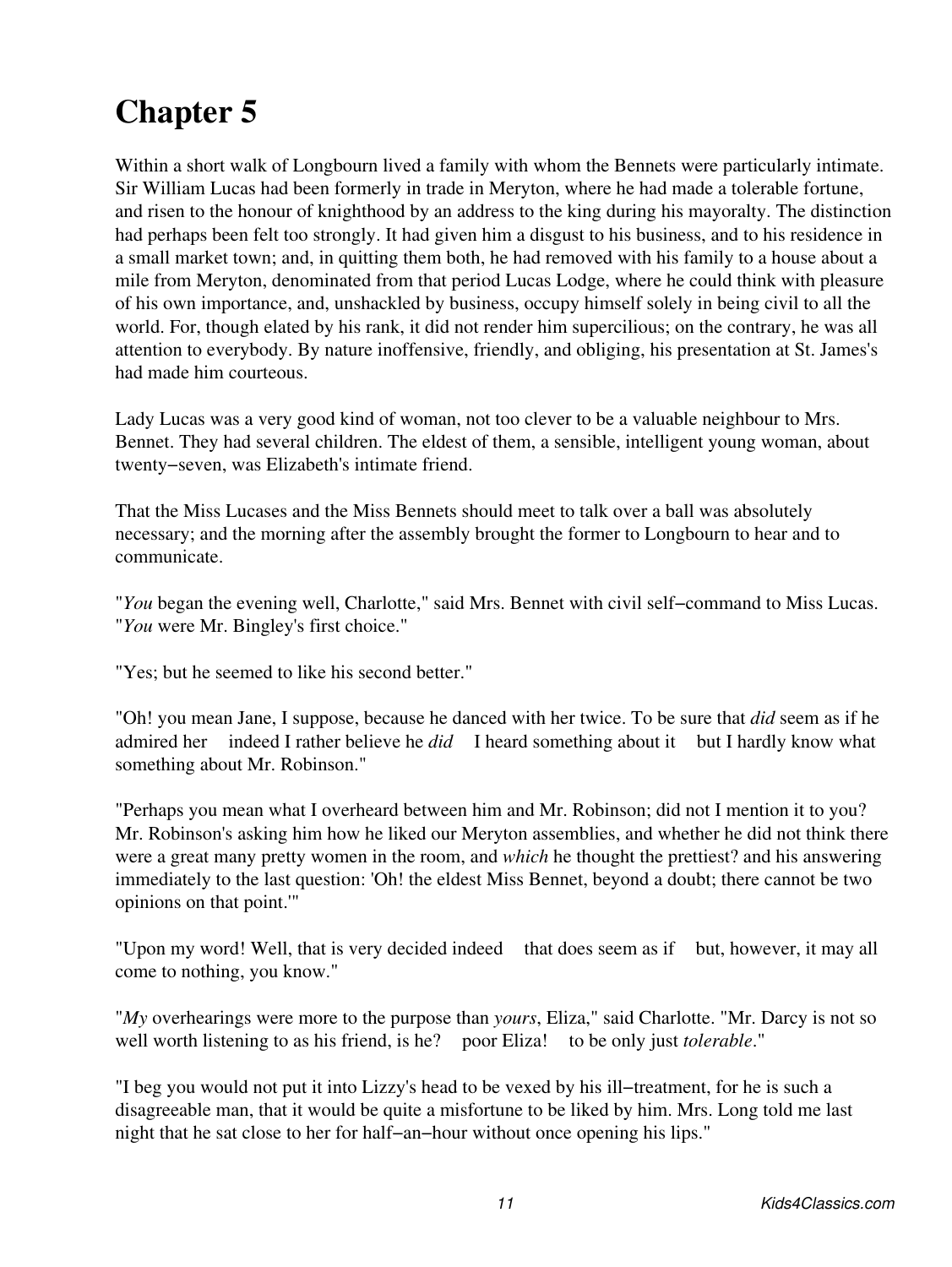# Chapter 5

Within a short walk of Longbourn lived a family with whom the Bennets were particularly intimate. Sir William Lucas had been formerly in trade in Meryton, where he had made a tolerable fortune, and risen to the honour of knighthood by an address to the king during his mayoralty. The distinction had perhaps been felt too strongly. It had given him a disgust to his business, and to his residence in a small market town; and, in quitting them both, he had removed with his family to a house about a mile from Meryton, denominated from that period Lucas Lodge, where he could think with pleasure of his own importance, and, unshackled by business, occupy himself solely in being civil to all the world. For, though elated by his rank, it did not render him supercilious; on the contrary, he was all attention to everybody. By nature inoffensive, friendly, and obliging, his presentation at St. James's had made him courteous.

Lady Lucas was a very good kind of woman, not too clever to be a valuable neighbour to Mrs. Bennet. They had several children. The eldest of them, a sensible, intelligent young woman, about twenty−seven, was Elizabeth's intimate friend.

That the Miss Lucases and the Miss Bennets should meet to talk over a ball was absolutely necessary; and the morning after the assembly brought the former to Longbourn to hear and to communicate.

"*You* began the evening well, Charlotte," said Mrs. Bennet with civil self−command to Miss Lucas. "*You* were Mr. Bingley's first choice."

"Yes; but he seemed to like his second better."

"Oh! you mean Jane, I suppose, because he danced with her twice. To be sure that *did* seem as if he admired her indeed I rather believe he *did* I heard something about it but I hardly know what something about Mr. Robinson."

"Perhaps you mean what I overheard between him and Mr. Robinson; did not I mention it to you? Mr. Robinson's asking him how he liked our Meryton assemblies, and whether he did not think there were a great many pretty women in the room, and *which* he thought the prettiest? and his answering immediately to the last question: 'Oh! the eldest Miss Bennet, beyond a doubt; there cannot be two opinions on that point.'"

"Upon my word! Well, that is very decided indeed that does seem as if but, however, it may all come to nothing, you know."

"*My* overhearings were more to the purpose than *yours*, Eliza," said Charlotte. "Mr. Darcy is not so well worth listening to as his friend, is he? poor Eliza! to be only just *tolerable*."

"I beg you would not put it into Lizzy's head to be vexed by his ill−treatment, for he is such a disagreeable man, that it would be quite a misfortune to be liked by him. Mrs. Long told me last night that he sat close to her for half−an−hour without once opening his lips."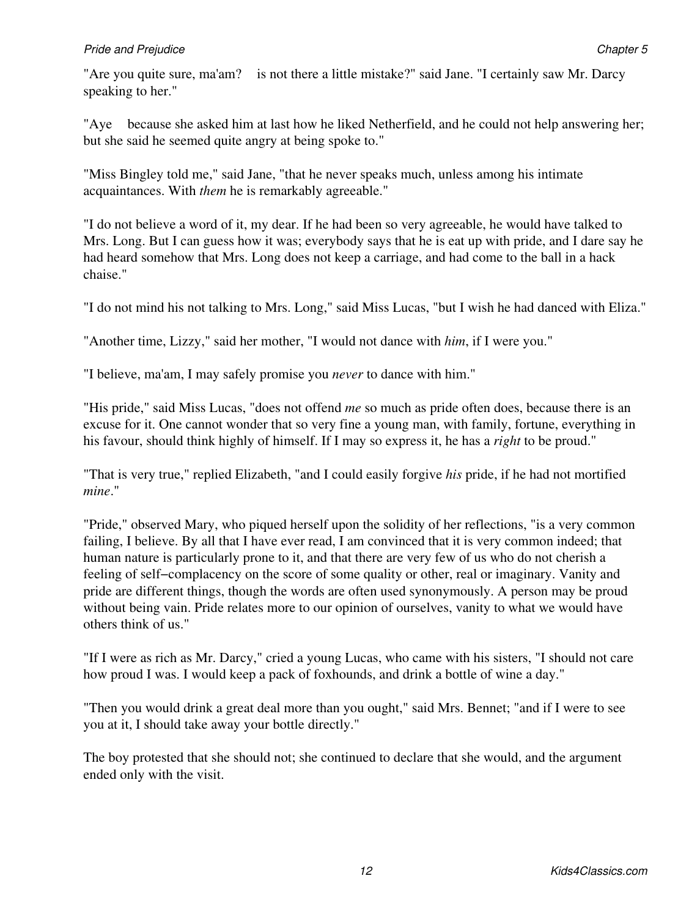"Are you quite sure, ma'am?    is not there a little mistake?" said Jane. "I certainly saw Mr. Darcy speaking to her."

"Aye    because she asked him at last how he liked Netherfield, and he could not help answering her; but she said he seemed quite angry at being spoke to."

"Miss Bingley told me," said Jane, "that he never speaks much, unless among his intimate acquaintances. With *them* he is remarkably agreeable."

"I do not believe a word of it, my dear. If he had been so very agreeable, he would have talked to Mrs. Long. But I can guess how it was; everybody says that he is eat up with pride, and I dare say he had heard somehow that Mrs. Long does not keep a carriage, and had come to the ball in a hack chaise."

"I do not mind his not talking to Mrs. Long," said Miss Lucas, "but I wish he had danced with Eliza."

"Another time, Lizzy," said her mother, "I would not dance with *him*, if I were you."

"I believe, ma'am, I may safely promise you *never* to dance with him."

"His pride," said Miss Lucas, "does not offend *me* so much as pride often does, because there is an excuse for it. One cannot wonder that so very fine a young man, with family, fortune, everything in his favour, should think highly of himself. If I may so express it, he has a *right* to be proud."

"That is very true," replied Elizabeth, "and I could easily forgive *his* pride, if he had not mortified *mine*."

"Pride," observed Mary, who piqued herself upon the solidity of her reflections, "is a very common failing, I believe. By all that I have ever read, I am convinced that it is very common indeed; that human nature is particularly prone to it, and that there are very few of us who do not cherish a feeling of self−complacency on the score of some quality or other, real or imaginary. Vanity and pride are different things, though the words are often used synonymously. A person may be proud without being vain. Pride relates more to our opinion of ourselves, vanity to what we would have others think of us."

"If I were as rich as Mr. Darcy," cried a young Lucas, who came with his sisters, "I should not care how proud I was. I would keep a pack of foxhounds, and drink a bottle of wine a day."

"Then you would drink a great deal more than you ought," said Mrs. Bennet; "and if I were to see you at it, I should take away your bottle directly."

The boy protested that she should not; she continued to declare that she would, and the argument ended only with the visit.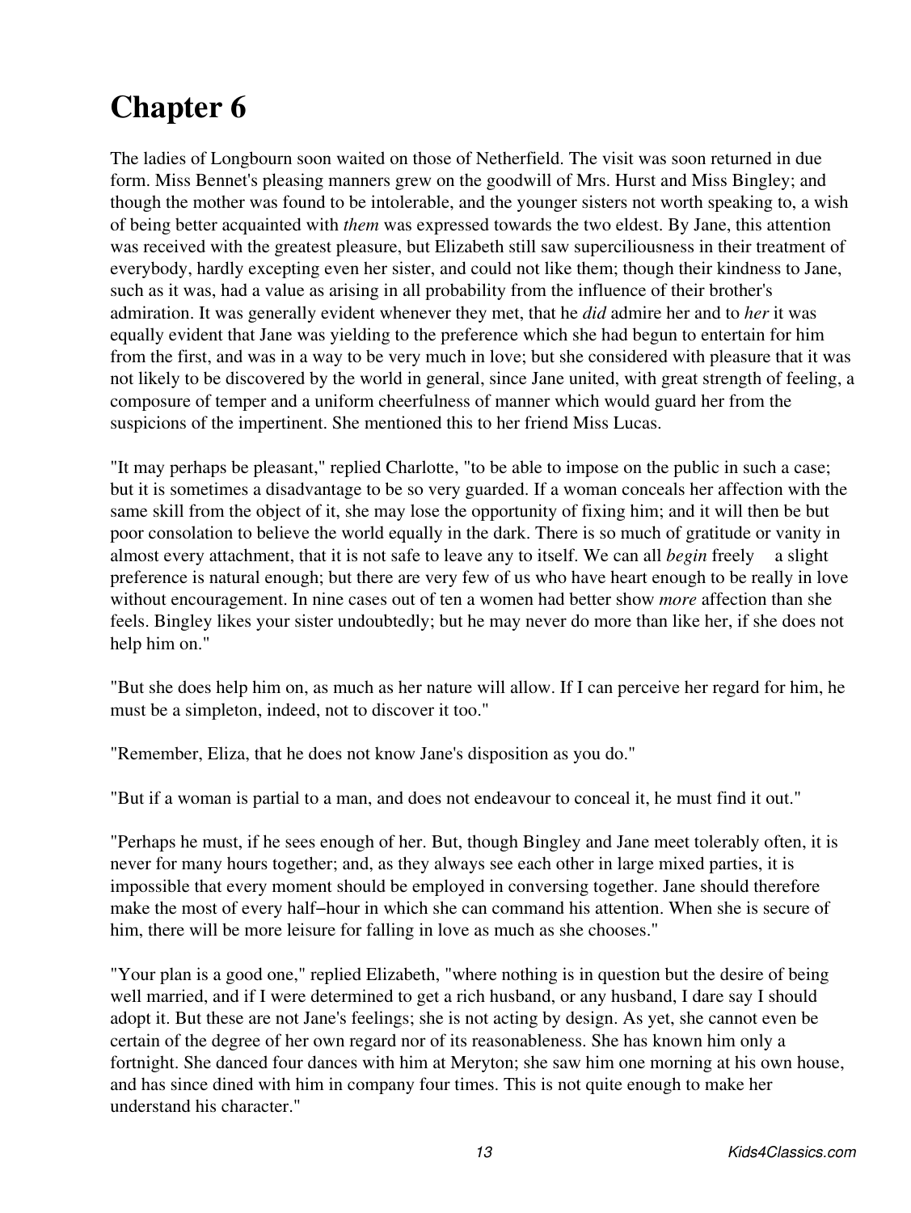# Chapter 6

The ladies of Longbourn soon waited on those of Netherfield. The visit was soon returned in due form. Miss Bennet's pleasing manners grew on the goodwill of Mrs. Hurst and Miss Bingley; and though the mother was found to be intolerable, and the younger sisters not worth speaking to, a wish of being better acquainted with *them* was expressed towards the two eldest. By Jane, this attention was received with the greatest pleasure, but Elizabeth still saw superciliousness in their treatment of everybody, hardly excepting even her sister, and could not like them; though their kindness to Jane, such as it was, had a value as arising in all probability from the influence of their brother's admiration. It was generally evident whenever they met, that he *did* admire her and to *her* it was equally evident that Jane was yielding to the preference which she had begun to entertain for him from the first, and was in a way to be very much in love; but she considered with pleasure that it was not likely to be discovered by the world in general, since Jane united, with great strength of feeling, a composure of temper and a uniform cheerfulness of manner which would guard her from the suspicions of the impertinent. She mentioned this to her friend Miss Lucas.

"It may perhaps be pleasant," replied Charlotte, "to be able to impose on the public in such a case; but it is sometimes a disadvantage to be so very guarded. If a woman conceals her affection with the same skill from the object of it, she may lose the opportunity of fixing him; and it will then be but poor consolation to believe the world equally in the dark. There is so much of gratitude or vanity in almost every attachment, that it is not safe to leave any to itself. We can all *begin* freely a slight preference is natural enough; but there are very few of us who have heart enough to be really in love without encouragement. In nine cases out of ten a women had better show *more* affection than she feels. Bingley likes your sister undoubtedly; but he may never do more than like her, if she does not help him on."

"But she does help him on, as much as her nature will allow. If I can perceive her regard for him, he must be a simpleton, indeed, not to discover it too."

"Remember, Eliza, that he does not know Jane's disposition as you do."

"But if a woman is partial to a man, and does not endeavour to conceal it, he must find it out."

"Perhaps he must, if he sees enough of her. But, though Bingley and Jane meet tolerably often, it is never for many hours together; and, as they always see each other in large mixed parties, it is impossible that every moment should be employed in conversing together. Jane should therefore make the most of every half−hour in which she can command his attention. When she is secure of him, there will be more leisure for falling in love as much as she chooses."

"Your plan is a good one," replied Elizabeth, "where nothing is in question but the desire of being well married, and if I were determined to get a rich husband, or any husband, I dare say I should adopt it. But these are not Jane's feelings; she is not acting by design. As yet, she cannot even be certain of the degree of her own regard nor of its reasonableness. She has known him only a fortnight. She danced four dances with him at Meryton; she saw him one morning at his own house, and has since dined with him in company four times. This is not quite enough to make her understand his character."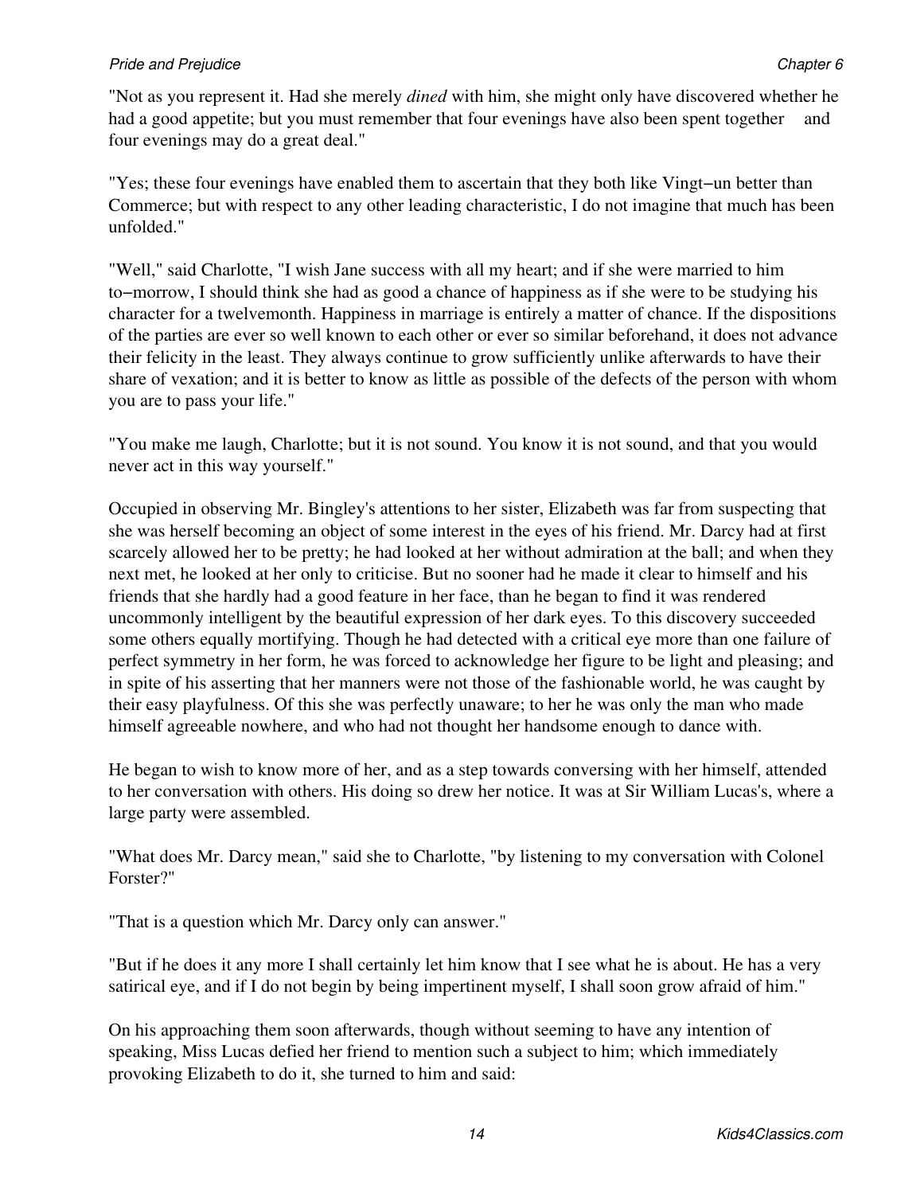"Not as you represent it. Had she merely *dined* with him, she might only have discovered whether he had a good appetite; but you must remember that four evenings have also been spent together     and four evenings may do a great deal."

"Yes; these four evenings have enabled them to ascertain that they both like Vingt−un better than Commerce; but with respect to any other leading characteristic, I do not imagine that much has been unfolded."

"Well," said Charlotte, "I wish Jane success with all my heart; and if she were married to him to−morrow, I should think she had as good a chance of happiness as if she were to be studying his character for a twelvemonth. Happiness in marriage is entirely a matter of chance. If the dispositions of the parties are ever so well known to each other or ever so similar beforehand, it does not advance their felicity in the least. They always continue to grow sufficiently unlike afterwards to have their share of vexation; and it is better to know as little as possible of the defects of the person with whom you are to pass your life."

"You make me laugh, Charlotte; but it is not sound. You know it is not sound, and that you would never act in this way yourself."

Occupied in observing Mr. Bingley's attentions to her sister, Elizabeth was far from suspecting that she was herself becoming an object of some interest in the eyes of his friend. Mr. Darcy had at first scarcely allowed her to be pretty; he had looked at her without admiration at the ball; and when they next met, he looked at her only to criticise. But no sooner had he made it clear to himself and his friends that she hardly had a good feature in her face, than he began to find it was rendered uncommonly intelligent by the beautiful expression of her dark eyes. To this discovery succeeded some others equally mortifying. Though he had detected with a critical eye more than one failure of perfect symmetry in her form, he was forced to acknowledge her figure to be light and pleasing; and in spite of his asserting that her manners were not those of the fashionable world, he was caught by their easy playfulness. Of this she was perfectly unaware; to her he was only the man who made himself agreeable nowhere, and who had not thought her handsome enough to dance with.

He began to wish to know more of her, and as a step towards conversing with her himself, attended to her conversation with others. His doing so drew her notice. It was at Sir William Lucas's, where a large party were assembled.

"What does Mr. Darcy mean," said she to Charlotte, "by listening to my conversation with Colonel Forster?"

"That is a question which Mr. Darcy only can answer."

"But if he does it any more I shall certainly let him know that I see what he is about. He has a very satirical eye, and if I do not begin by being impertinent myself, I shall soon grow afraid of him."

On his approaching them soon afterwards, though without seeming to have any intention of speaking, Miss Lucas defied her friend to mention such a subject to him; which immediately provoking Elizabeth to do it, she turned to him and said: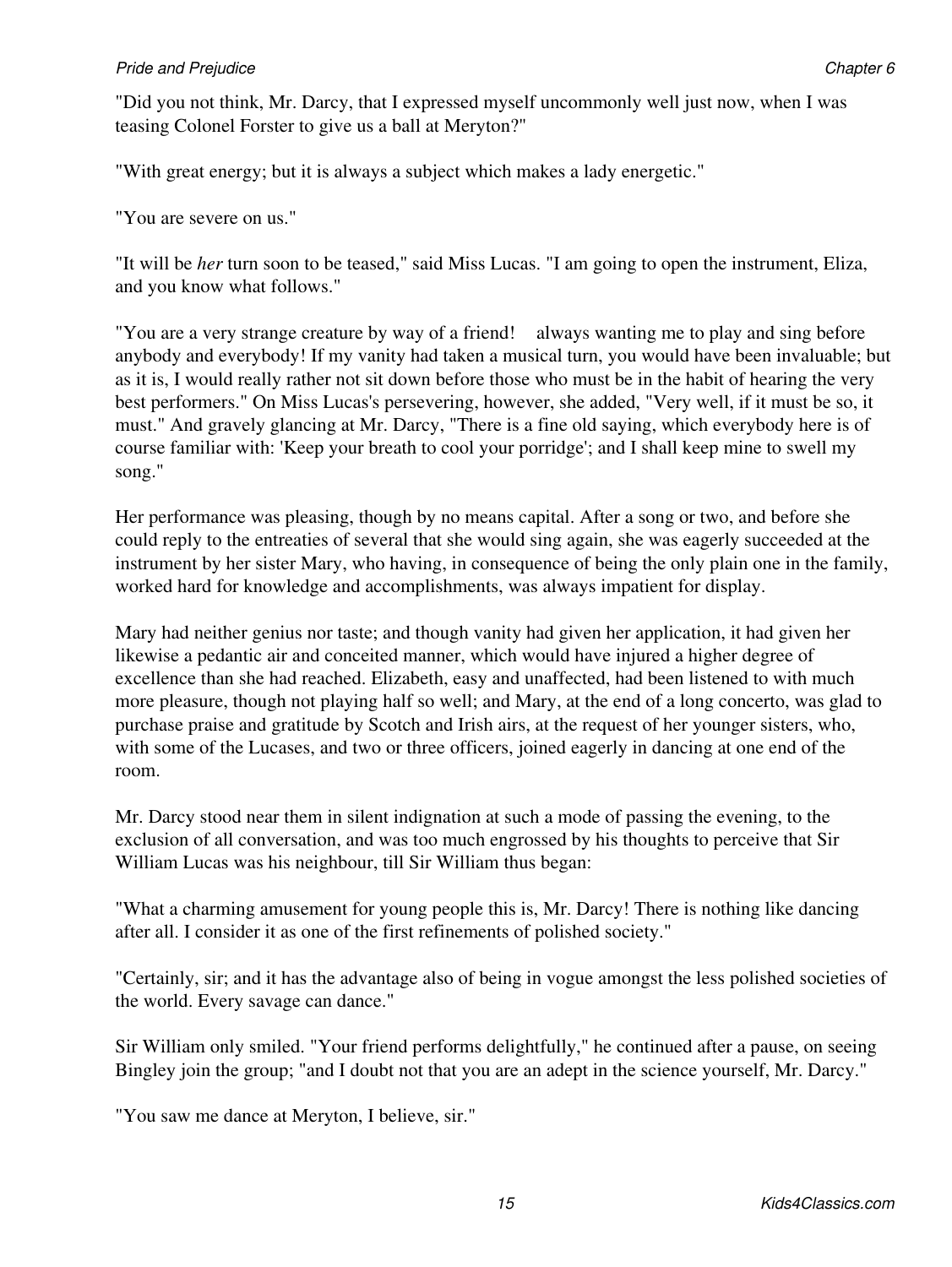"Did you not think, Mr. Darcy, that I expressed myself uncommonly well just now, when I was teasing Colonel Forster to give us a ball at Meryton?"

"With great energy; but it is always a subject which makes a lady energetic."

"You are severe on us."

"It will be *her* turn soon to be teased," said Miss Lucas. "I am going to open the instrument, Eliza, and you know what follows."

"You are a very strange creature by way of a friend! always wanting me to play and sing before anybody and everybody! If my vanity had taken a musical turn, you would have been invaluable; but as it is, I would really rather not sit down before those who must be in the habit of hearing the very best performers." On Miss Lucas's persevering, however, she added, "Very well, if it must be so, it must." And gravely glancing at Mr. Darcy, "There is a fine old saying, which everybody here is of course familiar with: 'Keep your breath to cool your porridge'; and I shall keep mine to swell my song."

Her performance was pleasing, though by no means capital. After a song or two, and before she could reply to the entreaties of several that she would sing again, she was eagerly succeeded at the instrument by her sister Mary, who having, in consequence of being the only plain one in the family, worked hard for knowledge and accomplishments, was always impatient for display.

Mary had neither genius nor taste; and though vanity had given her application, it had given her likewise a pedantic air and conceited manner, which would have injured a higher degree of excellence than she had reached. Elizabeth, easy and unaffected, had been listened to with much more pleasure, though not playing half so well; and Mary, at the end of a long concerto, was glad to purchase praise and gratitude by Scotch and Irish airs, at the request of her younger sisters, who, with some of the Lucases, and two or three officers, joined eagerly in dancing at one end of the room.

Mr. Darcy stood near them in silent indignation at such a mode of passing the evening, to the exclusion of all conversation, and was too much engrossed by his thoughts to perceive that Sir William Lucas was his neighbour, till Sir William thus began:

"What a charming amusement for young people this is, Mr. Darcy! There is nothing like dancing after all. I consider it as one of the first refinements of polished society."

"Certainly, sir; and it has the advantage also of being in vogue amongst the less polished societies of the world. Every savage can dance."

Sir William only smiled. "Your friend performs delightfully," he continued after a pause, on seeing Bingley join the group; "and I doubt not that you are an adept in the science yourself, Mr. Darcy."

"You saw me dance at Meryton, I believe, sir."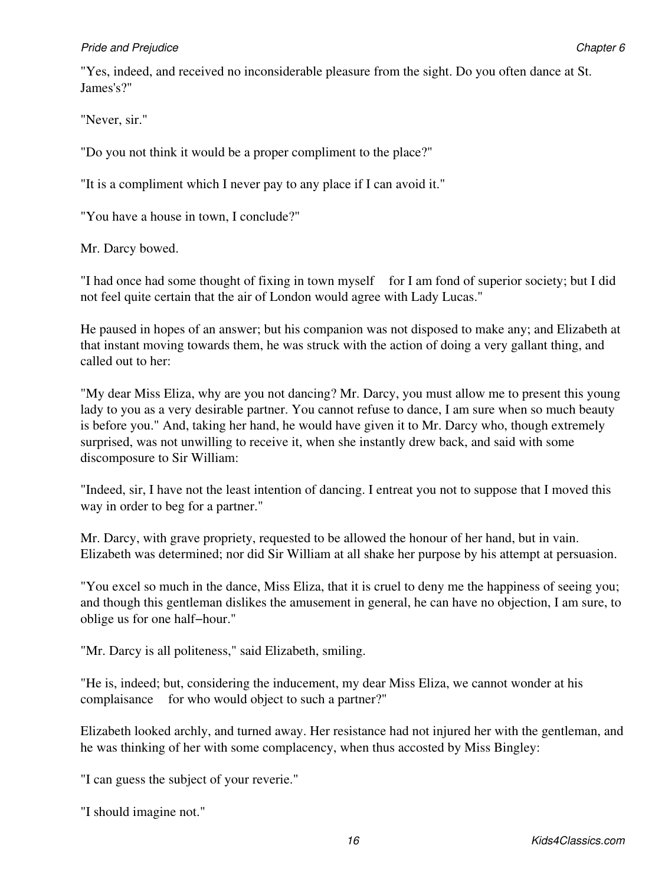"Yes, indeed, and received no inconsiderable pleasure from the sight. Do you often dance at St. James's?"

"Never, sir."

"Do you not think it would be a proper compliment to the place?"

"It is a compliment which I never pay to any place if I can avoid it."

"You have a house in town, I conclude?"

Mr. Darcy bowed.

"I had once had some thought of fixing in town myself  for I am fond of superior society; but I did not feel quite certain that the air of London would agree with Lady Lucas."

He paused in hopes of an answer; but his companion was not disposed to make any; and Elizabeth at that instant moving towards them, he was struck with the action of doing a very gallant thing, and called out to her:

"My dear Miss Eliza, why are you not dancing? Mr. Darcy, you must allow me to present this young lady to you as a very desirable partner. You cannot refuse to dance, I am sure when so much beauty is before you." And, taking her hand, he would have given it to Mr. Darcy who, though extremely surprised, was not unwilling to receive it, when she instantly drew back, and said with some discomposure to Sir William:

"Indeed, sir, I have not the least intention of dancing. I entreat you not to suppose that I moved this way in order to beg for a partner."

Mr. Darcy, with grave propriety, requested to be allowed the honour of her hand, but in vain. Elizabeth was determined; nor did Sir William at all shake her purpose by his attempt at persuasion.

"You excel so much in the dance, Miss Eliza, that it is cruel to deny me the happiness of seeing you; and though this gentleman dislikes the amusement in general, he can have no objection, I am sure, to oblige us for one half−hour."

"Mr. Darcy is all politeness," said Elizabeth, smiling.

"He is, indeed; but, considering the inducement, my dear Miss Eliza, we cannot wonder at his complaisance  for who would object to such a partner?"

Elizabeth looked archly, and turned away. Her resistance had not injured her with the gentleman, and he was thinking of her with some complacency, when thus accosted by Miss Bingley:

"I can guess the subject of your reverie."

"I should imagine not."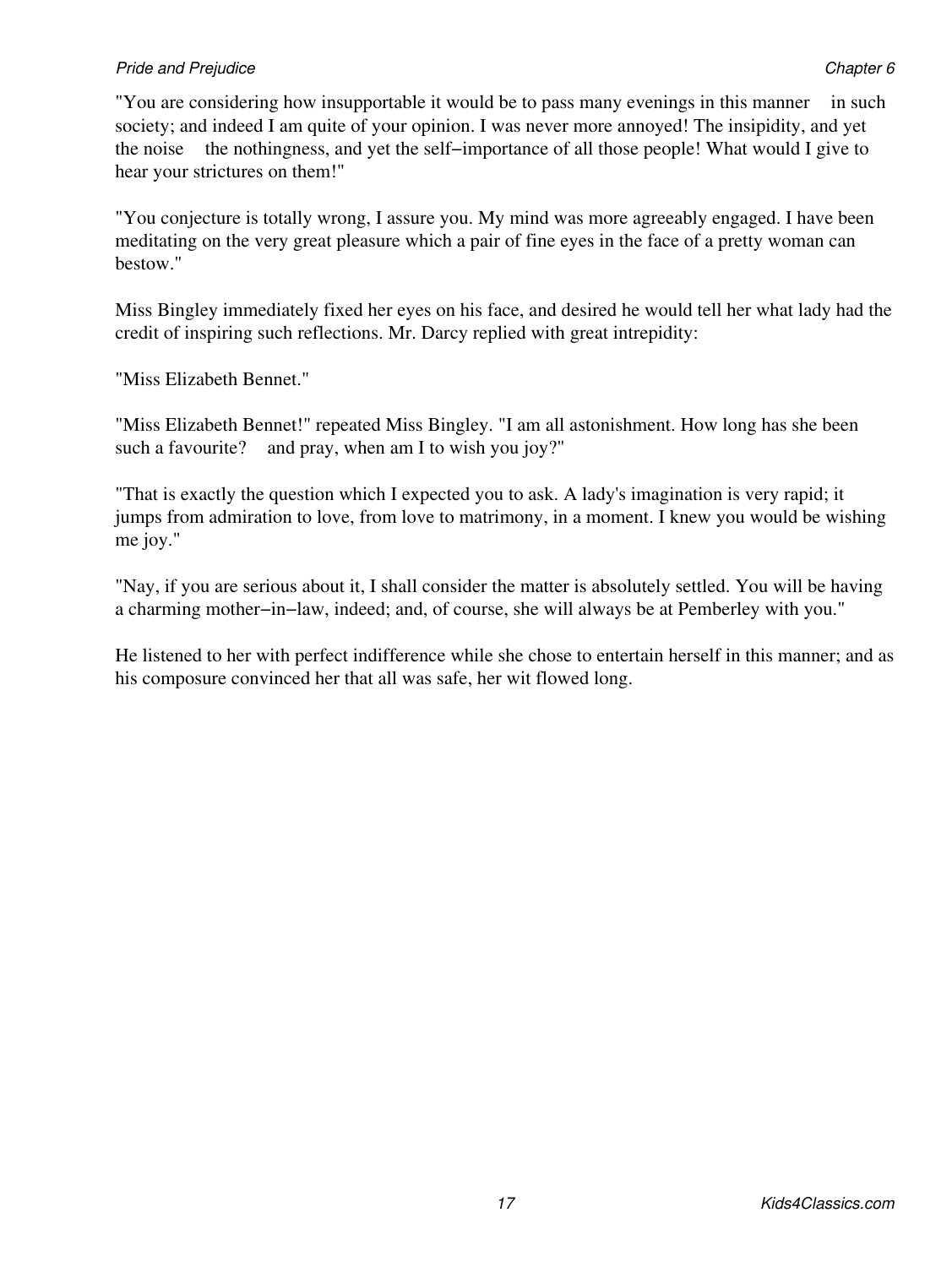"You are considering how insupportable it would be to pass many evenings in this manner    in such society; and indeed I am quite of your opinion. I was never more annoyed! The insipidity, and yet the noise    the nothingness, and yet the self−importance of all those people! What would I give to hear your strictures on them!"

"You conjecture is totally wrong, I assure you. My mind was more agreeably engaged. I have been meditating on the very great pleasure which a pair of fine eyes in the face of a pretty woman can bestow."

Miss Bingley immediately fixed her eyes on his face, and desired he would tell her what lady had the credit of inspiring such reflections. Mr. Darcy replied with great intrepidity:

"Miss Elizabeth Bennet."

"Miss Elizabeth Bennet!" repeated Miss Bingley. "I am all astonishment. How long has she been such a favourite?    and pray, when am I to wish you joy?"

"That is exactly the question which I expected you to ask. A lady's imagination is very rapid; it jumps from admiration to love, from love to matrimony, in a moment. I knew you would be wishing me joy."

"Nay, if you are serious about it, I shall consider the matter is absolutely settled. You will be having a charming mother−in−law, indeed; and, of course, she will always be at Pemberley with you."

He listened to her with perfect indifference while she chose to entertain herself in this manner; and as his composure convinced her that all was safe, her wit flowed long.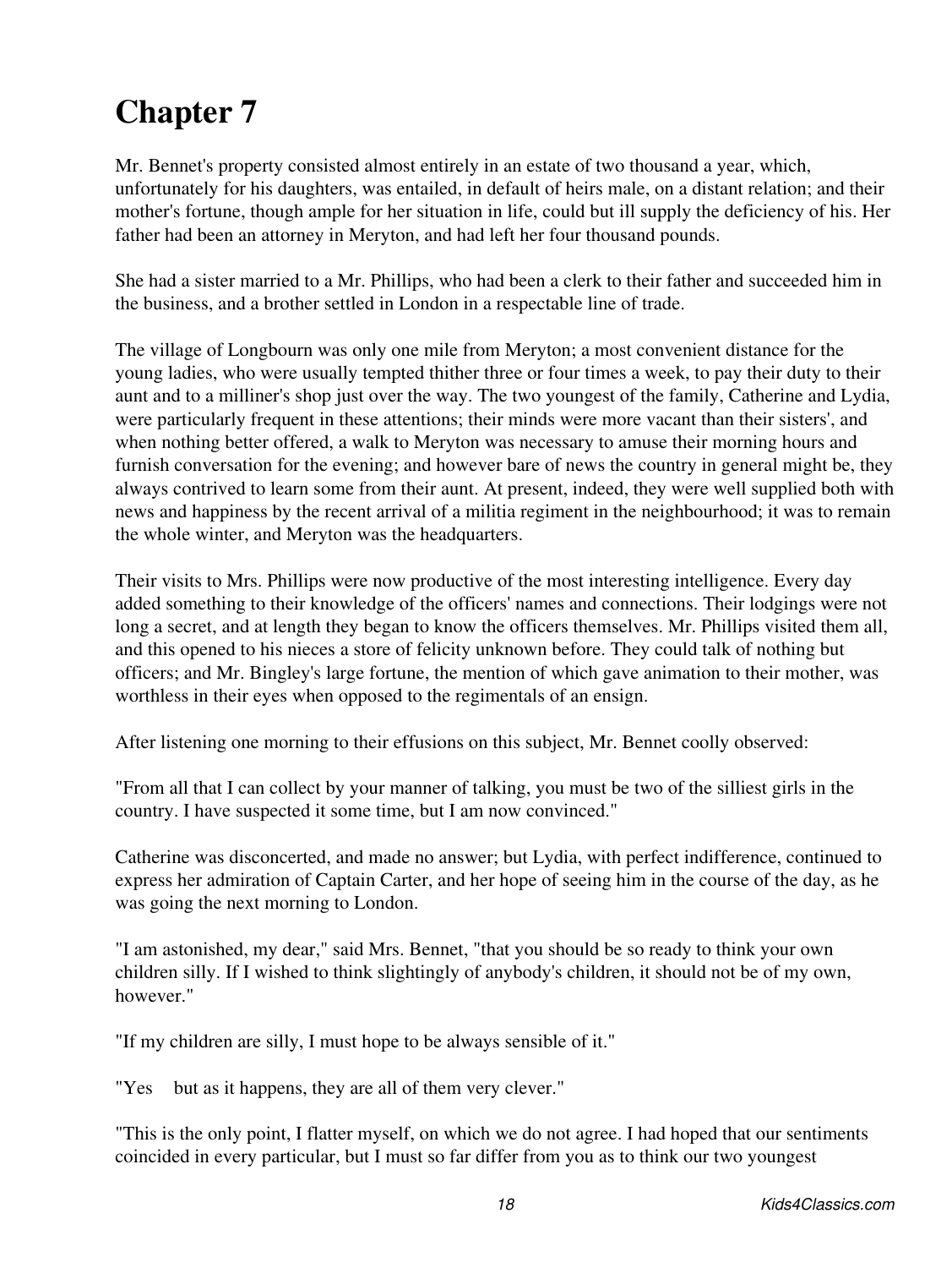# Chapter 7

Mr. Bennet's property consisted almost entirely in an estate of two thousand a year, which, unfortunately for his daughters, was entailed, in default of heirs male, on a distant relation; and their mother's fortune, though ample for her situation in life, could but ill supply the deficiency of his. Her father had been an attorney in Meryton, and had left her four thousand pounds.

She had a sister married to a Mr. Phillips, who had been a clerk to their father and succeeded him in the business, and a brother settled in London in a respectable line of trade.

The village of Longbourn was only one mile from Meryton; a most convenient distance for the young ladies, who were usually tempted thither three or four times a week, to pay their duty to their aunt and to a milliner's shop just over the way. The two youngest of the family, Catherine and Lydia, were particularly frequent in these attentions; their minds were more vacant than their sisters', and when nothing better offered, a walk to Meryton was necessary to amuse their morning hours and furnish conversation for the evening; and however bare of news the country in general might be, they always contrived to learn some from their aunt. At present, indeed, they were well supplied both with news and happiness by the recent arrival of a militia regiment in the neighbourhood; it was to remain the whole winter, and Meryton was the headquarters.

Their visits to Mrs. Phillips were now productive of the most interesting intelligence. Every day added something to their knowledge of the officers' names and connections. Their lodgings were not long a secret, and at length they began to know the officers themselves. Mr. Phillips visited them all, and this opened to his nieces a store of felicity unknown before. They could talk of nothing but officers; and Mr. Bingley's large fortune, the mention of which gave animation to their mother, was worthless in their eyes when opposed to the regimentals of an ensign.

After listening one morning to their effusions on this subject, Mr. Bennet coolly observed:

"From all that I can collect by your manner of talking, you must be two of the silliest girls in the country. I have suspected it some time, but I am now convinced."

Catherine was disconcerted, and made no answer; but Lydia, with perfect indifference, continued to express her admiration of Captain Carter, and her hope of seeing him in the course of the day, as he was going the next morning to London.

"I am astonished, my dear," said Mrs. Bennet, "that you should be so ready to think your own children silly. If I wished to think slightingly of anybody's children, it should not be of my own, however."

"If my children are silly, I must hope to be always sensible of it."

"Yes but as it happens, they are all of them very clever."

"This is the only point, I flatter myself, on which we do not agree. I had hoped that our sentiments coincided in every particular, but I must so far differ from you as to think our two youngest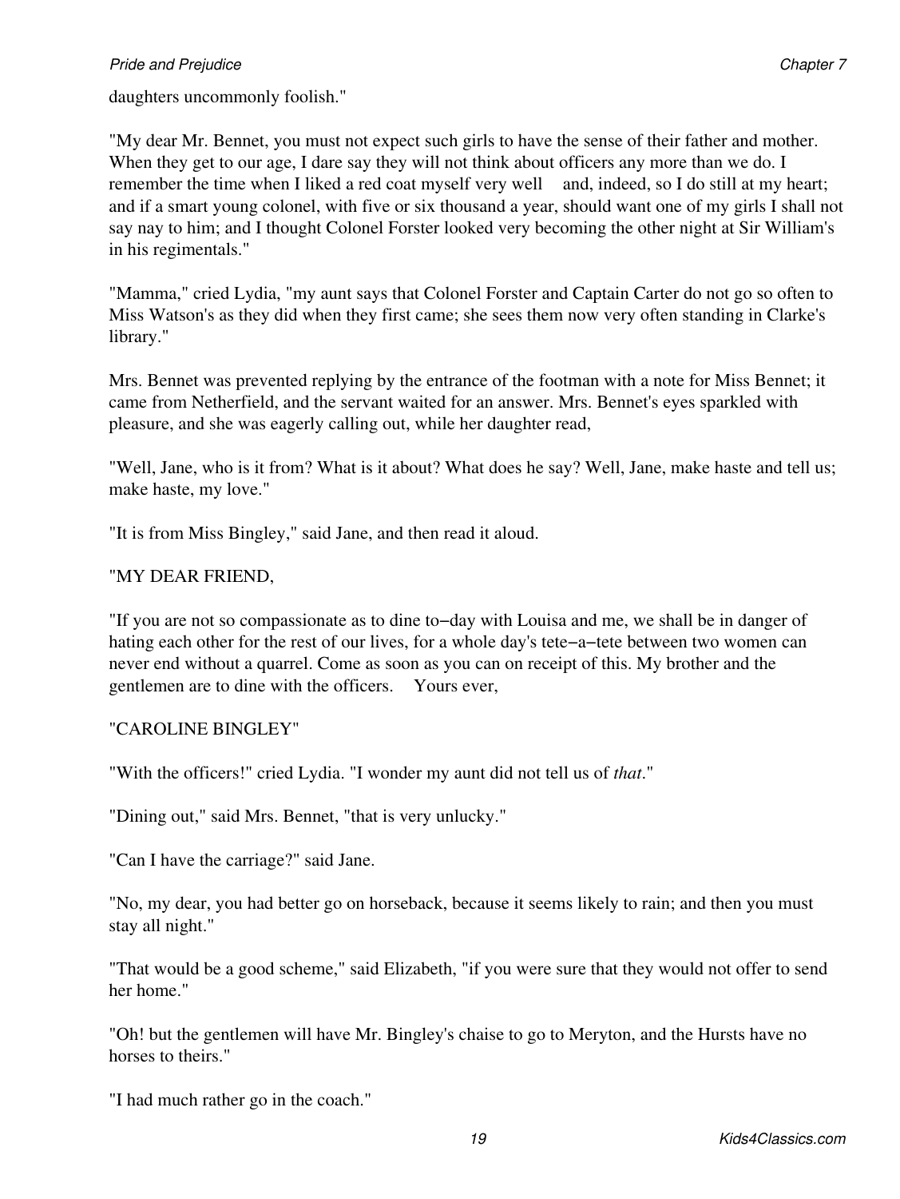daughters uncommonly foolish."

"My dear Mr. Bennet, you must not expect such girls to have the sense of their father and mother. When they get to our age, I dare say they will not think about officers any more than we do. I remember the time when I liked a red coat myself very well   and, indeed, so I do still at my heart; and if a smart young colonel, with five or six thousand a year, should want one of my girls I shall not say nay to him; and I thought Colonel Forster looked very becoming the other night at Sir William's in his regimentals."

"Mamma," cried Lydia, "my aunt says that Colonel Forster and Captain Carter do not go so often to Miss Watson's as they did when they first came; she sees them now very often standing in Clarke's library."

Mrs. Bennet was prevented replying by the entrance of the footman with a note for Miss Bennet; it came from Netherfield, and the servant waited for an answer. Mrs. Bennet's eyes sparkled with pleasure, and she was eagerly calling out, while her daughter read,

"Well, Jane, who is it from? What is it about? What does he say? Well, Jane, make haste and tell us; make haste, my love."

"It is from Miss Bingley," said Jane, and then read it aloud.

"MY DEAR FRIEND,

"If you are not so compassionate as to dine to−day with Louisa and me, we shall be in danger of hating each other for the rest of our lives, for a whole day's tete−a−tete between two women can never end without a quarrel. Come as soon as you can on receipt of this. My brother and the gentlemen are to dine with the officers.   Yours ever,

"CAROLINE BINGLEY"

"With the officers!" cried Lydia. "I wonder my aunt did not tell us of *that*."

"Dining out," said Mrs. Bennet, "that is very unlucky."

"Can I have the carriage?" said Jane.

"No, my dear, you had better go on horseback, because it seems likely to rain; and then you must stay all night."

"That would be a good scheme," said Elizabeth, "if you were sure that they would not offer to send her home."

"Oh! but the gentlemen will have Mr. Bingley's chaise to go to Meryton, and the Hursts have no horses to theirs."

"I had much rather go in the coach."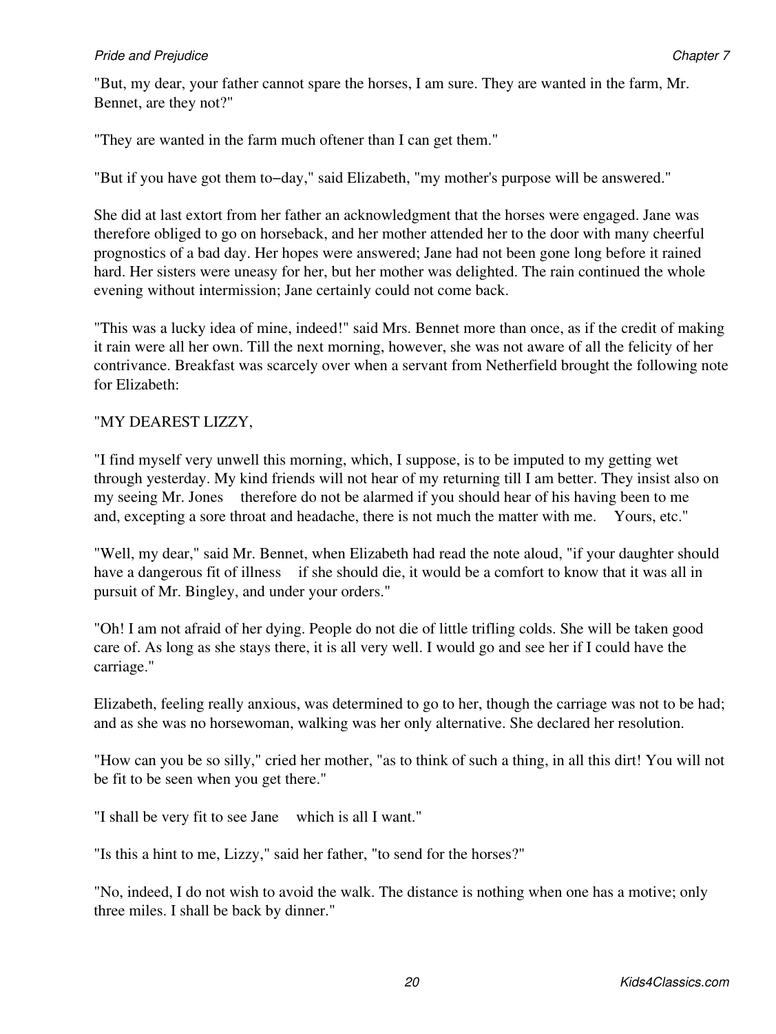"But, my dear, your father cannot spare the horses, I am sure. They are wanted in the farm, Mr. Bennet, are they not?"

"They are wanted in the farm much oftener than I can get them."

"But if you have got them to−day," said Elizabeth, "my mother's purpose will be answered."

She did at last extort from her father an acknowledgment that the horses were engaged. Jane was therefore obliged to go on horseback, and her mother attended her to the door with many cheerful prognostics of a bad day. Her hopes were answered; Jane had not been gone long before it rained hard. Her sisters were uneasy for her, but her mother was delighted. The rain continued the whole evening without intermission; Jane certainly could not come back.

"This was a lucky idea of mine, indeed!" said Mrs. Bennet more than once, as if the credit of making it rain were all her own. Till the next morning, however, she was not aware of all the felicity of her contrivance. Breakfast was scarcely over when a servant from Netherfield brought the following note for Elizabeth:

"MY DEAREST LIZZY,

"I find myself very unwell this morning, which, I suppose, is to be imputed to my getting wet through yesterday. My kind friends will not hear of my returning till I am better. They insist also on my seeing Mr. Jones therefore do not be alarmed if you should hear of his having been to me and, excepting a sore throat and headache, there is not much the matter with me. Yours, etc."

"Well, my dear," said Mr. Bennet, when Elizabeth had read the note aloud, "if your daughter should have a dangerous fit of illness if she should die, it would be a comfort to know that it was all in pursuit of Mr. Bingley, and under your orders."

"Oh! I am not afraid of her dying. People do not die of little trifling colds. She will be taken good care of. As long as she stays there, it is all very well. I would go and see her if I could have the carriage."

Elizabeth, feeling really anxious, was determined to go to her, though the carriage was not to be had; and as she was no horsewoman, walking was her only alternative. She declared her resolution.

"How can you be so silly," cried her mother, "as to think of such a thing, in all this dirt! You will not be fit to be seen when you get there."

"I shall be very fit to see Jane which is all I want."

"Is this a hint to me, Lizzy," said her father, "to send for the horses?"

"No, indeed, I do not wish to avoid the walk. The distance is nothing when one has a motive; only three miles. I shall be back by dinner."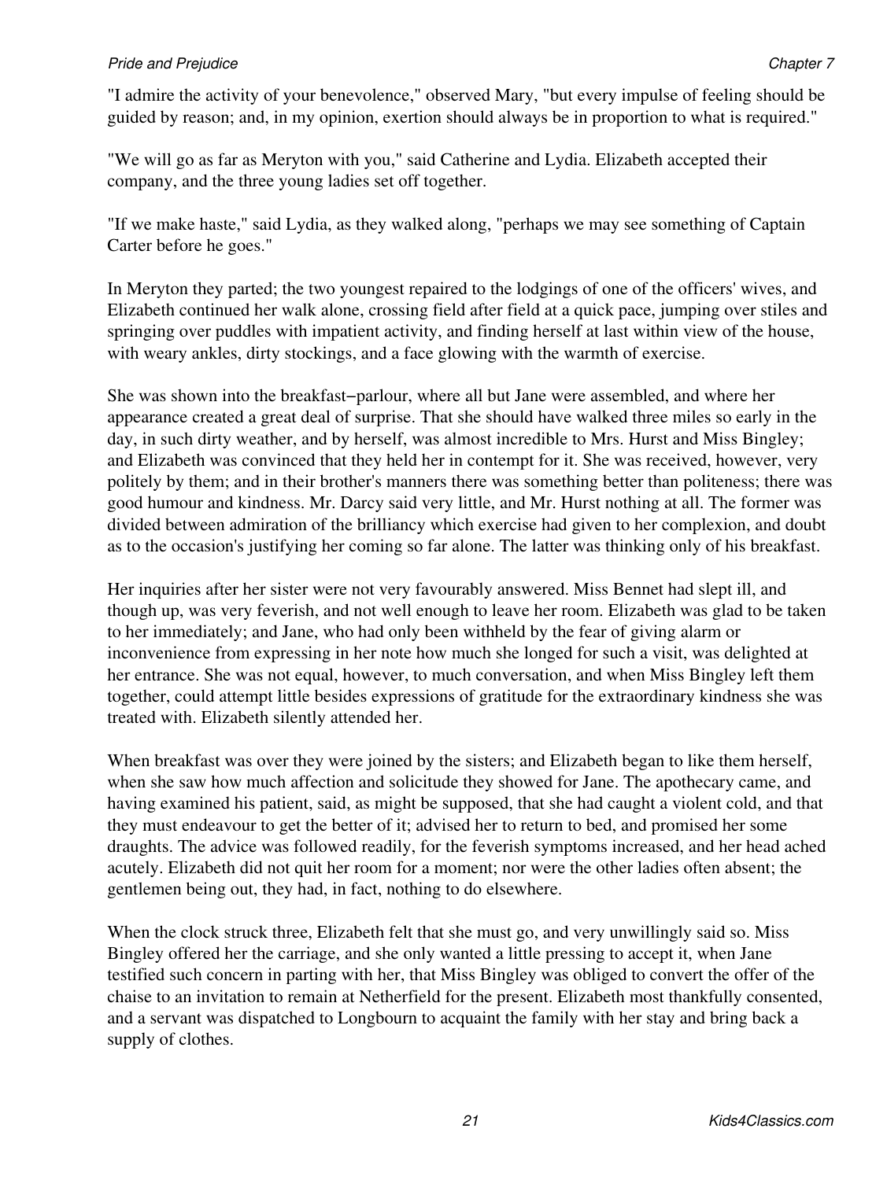"I admire the activity of your benevolence," observed Mary, "but every impulse of feeling should be guided by reason; and, in my opinion, exertion should always be in proportion to what is required."

"We will go as far as Meryton with you," said Catherine and Lydia. Elizabeth accepted their company, and the three young ladies set off together.

"If we make haste," said Lydia, as they walked along, "perhaps we may see something of Captain Carter before he goes."

In Meryton they parted; the two youngest repaired to the lodgings of one of the officers' wives, and Elizabeth continued her walk alone, crossing field after field at a quick pace, jumping over stiles and springing over puddles with impatient activity, and finding herself at last within view of the house, with weary ankles, dirty stockings, and a face glowing with the warmth of exercise.

She was shown into the breakfast−parlour, where all but Jane were assembled, and where her appearance created a great deal of surprise. That she should have walked three miles so early in the day, in such dirty weather, and by herself, was almost incredible to Mrs. Hurst and Miss Bingley; and Elizabeth was convinced that they held her in contempt for it. She was received, however, very politely by them; and in their brother's manners there was something better than politeness; there was good humour and kindness. Mr. Darcy said very little, and Mr. Hurst nothing at all. The former was divided between admiration of the brilliancy which exercise had given to her complexion, and doubt as to the occasion's justifying her coming so far alone. The latter was thinking only of his breakfast.

Her inquiries after her sister were not very favourably answered. Miss Bennet had slept ill, and though up, was very feverish, and not well enough to leave her room. Elizabeth was glad to be taken to her immediately; and Jane, who had only been withheld by the fear of giving alarm or inconvenience from expressing in her note how much she longed for such a visit, was delighted at her entrance. She was not equal, however, to much conversation, and when Miss Bingley left them together, could attempt little besides expressions of gratitude for the extraordinary kindness she was treated with. Elizabeth silently attended her.

When breakfast was over they were joined by the sisters; and Elizabeth began to like them herself, when she saw how much affection and solicitude they showed for Jane. The apothecary came, and having examined his patient, said, as might be supposed, that she had caught a violent cold, and that they must endeavour to get the better of it; advised her to return to bed, and promised her some draughts. The advice was followed readily, for the feverish symptoms increased, and her head ached acutely. Elizabeth did not quit her room for a moment; nor were the other ladies often absent; the gentlemen being out, they had, in fact, nothing to do elsewhere.

When the clock struck three, Elizabeth felt that she must go, and very unwillingly said so. Miss Bingley offered her the carriage, and she only wanted a little pressing to accept it, when Jane testified such concern in parting with her, that Miss Bingley was obliged to convert the offer of the chaise to an invitation to remain at Netherfield for the present. Elizabeth most thankfully consented, and a servant was dispatched to Longbourn to acquaint the family with her stay and bring back a supply of clothes.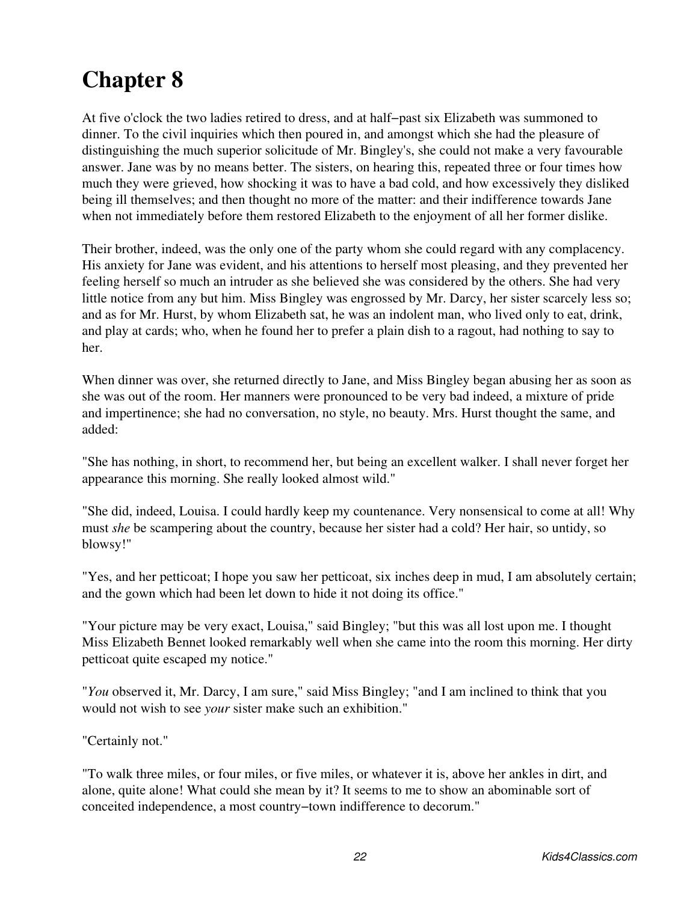# Chapter 8

At five o'clock the two ladies retired to dress, and at half−past six Elizabeth was summoned to dinner. To the civil inquiries which then poured in, and amongst which she had the pleasure of distinguishing the much superior solicitude of Mr. Bingley's, she could not make a very favourable answer. Jane was by no means better. The sisters, on hearing this, repeated three or four times how much they were grieved, how shocking it was to have a bad cold, and how excessively they disliked being ill themselves; and then thought no more of the matter: and their indifference towards Jane when not immediately before them restored Elizabeth to the enjoyment of all her former dislike.

Their brother, indeed, was the only one of the party whom she could regard with any complacency. His anxiety for Jane was evident, and his attentions to herself most pleasing, and they prevented her feeling herself so much an intruder as she believed she was considered by the others. She had very little notice from any but him. Miss Bingley was engrossed by Mr. Darcy, her sister scarcely less so; and as for Mr. Hurst, by whom Elizabeth sat, he was an indolent man, who lived only to eat, drink, and play at cards; who, when he found her to prefer a plain dish to a ragout, had nothing to say to her.

When dinner was over, she returned directly to Jane, and Miss Bingley began abusing her as soon as she was out of the room. Her manners were pronounced to be very bad indeed, a mixture of pride and impertinence; she had no conversation, no style, no beauty. Mrs. Hurst thought the same, and added:

"She has nothing, in short, to recommend her, but being an excellent walker. I shall never forget her appearance this morning. She really looked almost wild."

"She did, indeed, Louisa. I could hardly keep my countenance. Very nonsensical to come at all! Why must *she* be scampering about the country, because her sister had a cold? Her hair, so untidy, so blowsy!"

"Yes, and her petticoat; I hope you saw her petticoat, six inches deep in mud, I am absolutely certain; and the gown which had been let down to hide it not doing its office."

"Your picture may be very exact, Louisa," said Bingley; "but this was all lost upon me. I thought Miss Elizabeth Bennet looked remarkably well when she came into the room this morning. Her dirty petticoat quite escaped my notice."

"*You* observed it, Mr. Darcy, I am sure," said Miss Bingley; "and I am inclined to think that you would not wish to see *your* sister make such an exhibition."

"Certainly not."

"To walk three miles, or four miles, or five miles, or whatever it is, above her ankles in dirt, and alone, quite alone! What could she mean by it? It seems to me to show an abominable sort of conceited independence, a most country−town indifference to decorum."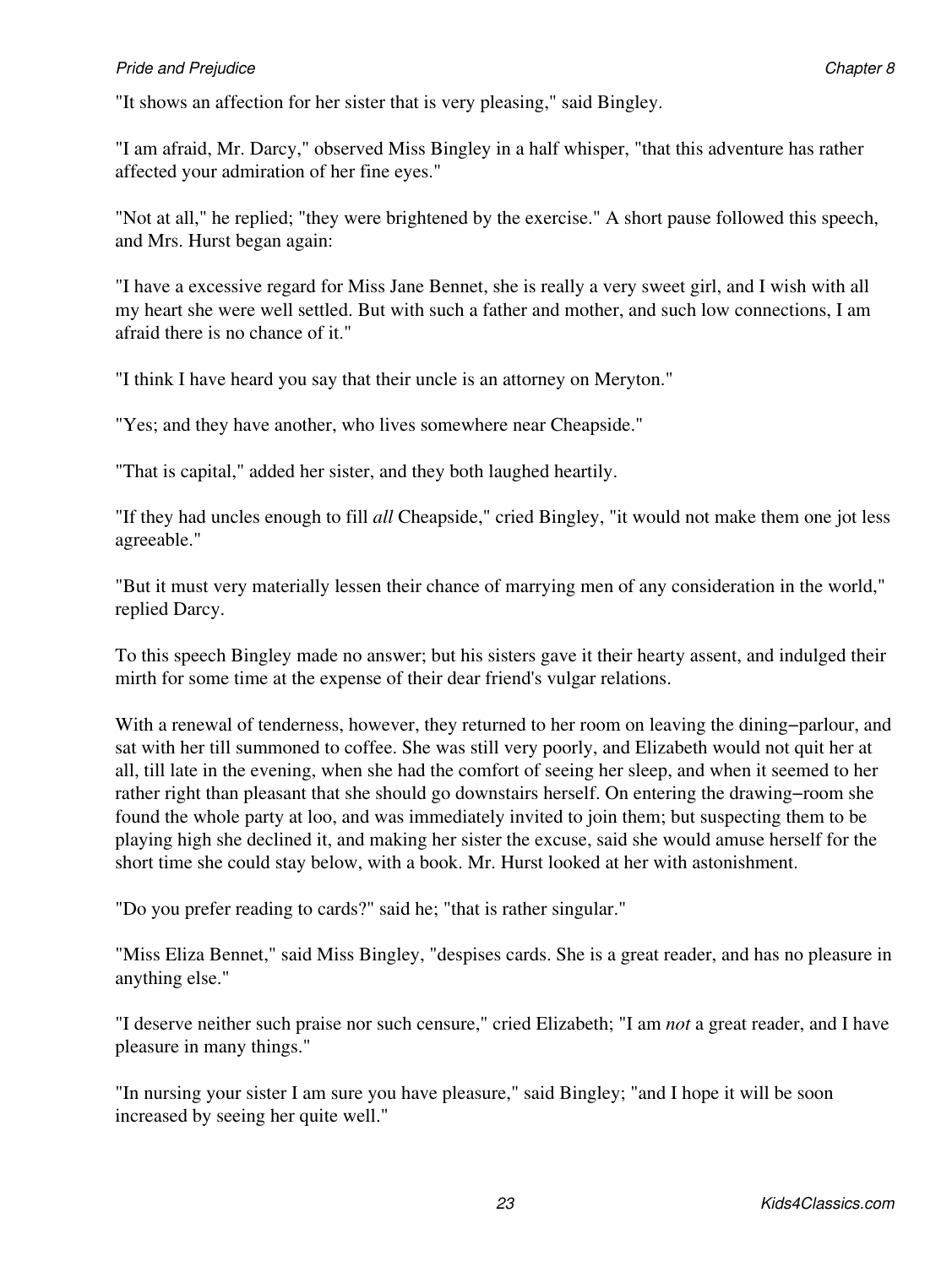"It shows an affection for her sister that is very pleasing," said Bingley.

"I am afraid, Mr. Darcy," observed Miss Bingley in a half whisper, "that this adventure has rather affected your admiration of her fine eyes."

"Not at all," he replied; "they were brightened by the exercise." A short pause followed this speech, and Mrs. Hurst began again:

"I have a excessive regard for Miss Jane Bennet, she is really a very sweet girl, and I wish with all my heart she were well settled. But with such a father and mother, and such low connections, I am afraid there is no chance of it."

"I think I have heard you say that their uncle is an attorney on Meryton."

"Yes; and they have another, who lives somewhere near Cheapside."

"That is capital," added her sister, and they both laughed heartily.

"If they had uncles enough to fill *all* Cheapside," cried Bingley, "it would not make them one jot less agreeable."

"But it must very materially lessen their chance of marrying men of any consideration in the world," replied Darcy.

To this speech Bingley made no answer; but his sisters gave it their hearty assent, and indulged their mirth for some time at the expense of their dear friend's vulgar relations.

With a renewal of tenderness, however, they returned to her room on leaving the dining−parlour, and sat with her till summoned to coffee. She was still very poorly, and Elizabeth would not quit her at all, till late in the evening, when she had the comfort of seeing her sleep, and when it seemed to her rather right than pleasant that she should go downstairs herself. On entering the drawing−room she found the whole party at loo, and was immediately invited to join them; but suspecting them to be playing high she declined it, and making her sister the excuse, said she would amuse herself for the short time she could stay below, with a book. Mr. Hurst looked at her with astonishment.

"Do you prefer reading to cards?" said he; "that is rather singular."

"Miss Eliza Bennet," said Miss Bingley, "despises cards. She is a great reader, and has no pleasure in anything else."

"I deserve neither such praise nor such censure," cried Elizabeth; "I am *not* a great reader, and I have pleasure in many things."

"In nursing your sister I am sure you have pleasure," said Bingley; "and I hope it will be soon increased by seeing her quite well."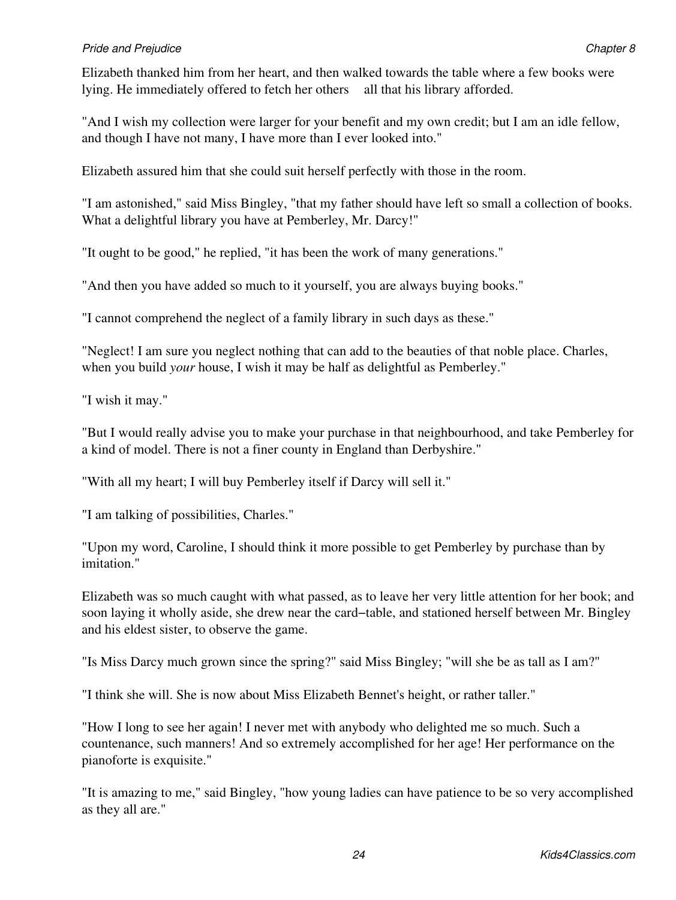Elizabeth thanked him from her heart, and then walked towards the table where a few books were lying. He immediately offered to fetch her others   all that his library afforded.

"And I wish my collection were larger for your benefit and my own credit; but I am an idle fellow, and though I have not many, I have more than I ever looked into."

Elizabeth assured him that she could suit herself perfectly with those in the room.

"I am astonished," said Miss Bingley, "that my father should have left so small a collection of books. What a delightful library you have at Pemberley, Mr. Darcy!"

"It ought to be good," he replied, "it has been the work of many generations."

"And then you have added so much to it yourself, you are always buying books."

"I cannot comprehend the neglect of a family library in such days as these."

"Neglect! I am sure you neglect nothing that can add to the beauties of that noble place. Charles, when you build *your* house, I wish it may be half as delightful as Pemberley."

"I wish it may."

"But I would really advise you to make your purchase in that neighbourhood, and take Pemberley for a kind of model. There is not a finer county in England than Derbyshire."

"With all my heart; I will buy Pemberley itself if Darcy will sell it."

"I am talking of possibilities, Charles."

"Upon my word, Caroline, I should think it more possible to get Pemberley by purchase than by imitation."

Elizabeth was so much caught with what passed, as to leave her very little attention for her book; and soon laying it wholly aside, she drew near the card−table, and stationed herself between Mr. Bingley and his eldest sister, to observe the game.

"Is Miss Darcy much grown since the spring?" said Miss Bingley; "will she be as tall as I am?"

"I think she will. She is now about Miss Elizabeth Bennet's height, or rather taller."

"How I long to see her again! I never met with anybody who delighted me so much. Such a countenance, such manners! And so extremely accomplished for her age! Her performance on the pianoforte is exquisite."

"It is amazing to me," said Bingley, "how young ladies can have patience to be so very accomplished as they all are."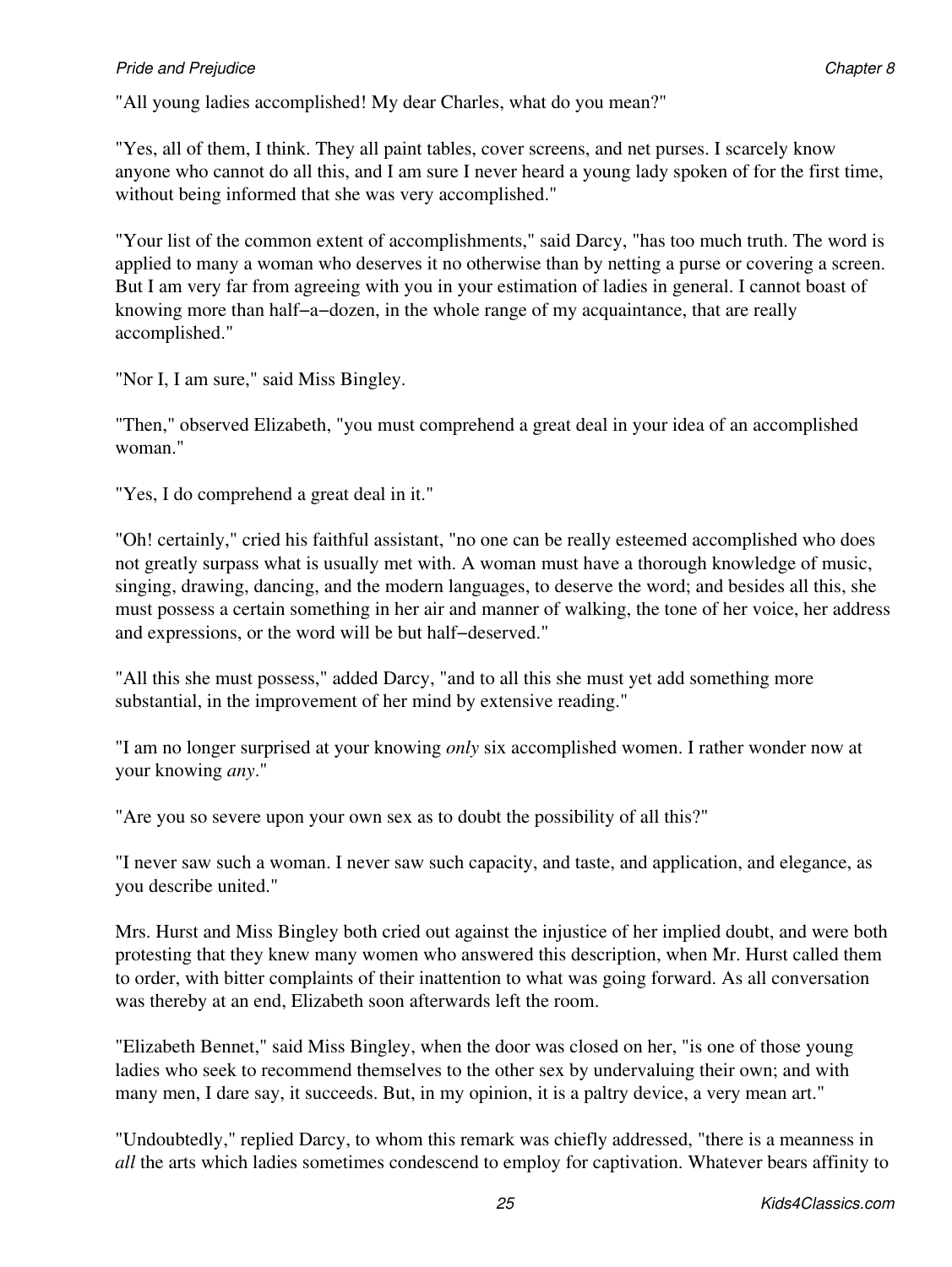"All young ladies accomplished! My dear Charles, what do you mean?"

"Yes, all of them, I think. They all paint tables, cover screens, and net purses. I scarcely know anyone who cannot do all this, and I am sure I never heard a young lady spoken of for the first time, without being informed that she was very accomplished."

"Your list of the common extent of accomplishments," said Darcy, "has too much truth. The word is applied to many a woman who deserves it no otherwise than by netting a purse or covering a screen. But I am very far from agreeing with you in your estimation of ladies in general. I cannot boast of knowing more than half−a−dozen, in the whole range of my acquaintance, that are really accomplished."

"Nor I, I am sure," said Miss Bingley.

"Then," observed Elizabeth, "you must comprehend a great deal in your idea of an accomplished woman."

"Yes, I do comprehend a great deal in it."

"Oh! certainly," cried his faithful assistant, "no one can be really esteemed accomplished who does not greatly surpass what is usually met with. A woman must have a thorough knowledge of music, singing, drawing, dancing, and the modern languages, to deserve the word; and besides all this, she must possess a certain something in her air and manner of walking, the tone of her voice, her address and expressions, or the word will be but half−deserved."

"All this she must possess," added Darcy, "and to all this she must yet add something more substantial, in the improvement of her mind by extensive reading."

"I am no longer surprised at your knowing *only* six accomplished women. I rather wonder now at your knowing *any*."

"Are you so severe upon your own sex as to doubt the possibility of all this?"

"I never saw such a woman. I never saw such capacity, and taste, and application, and elegance, as you describe united."

Mrs. Hurst and Miss Bingley both cried out against the injustice of her implied doubt, and were both protesting that they knew many women who answered this description, when Mr. Hurst called them to order, with bitter complaints of their inattention to what was going forward. As all conversation was thereby at an end, Elizabeth soon afterwards left the room.

"Elizabeth Bennet," said Miss Bingley, when the door was closed on her, "is one of those young ladies who seek to recommend themselves to the other sex by undervaluing their own; and with many men, I dare say, it succeeds. But, in my opinion, it is a paltry device, a very mean art."

"Undoubtedly," replied Darcy, to whom this remark was chiefly addressed, "there is a meanness in *all* the arts which ladies sometimes condescend to employ for captivation. Whatever bears affinity to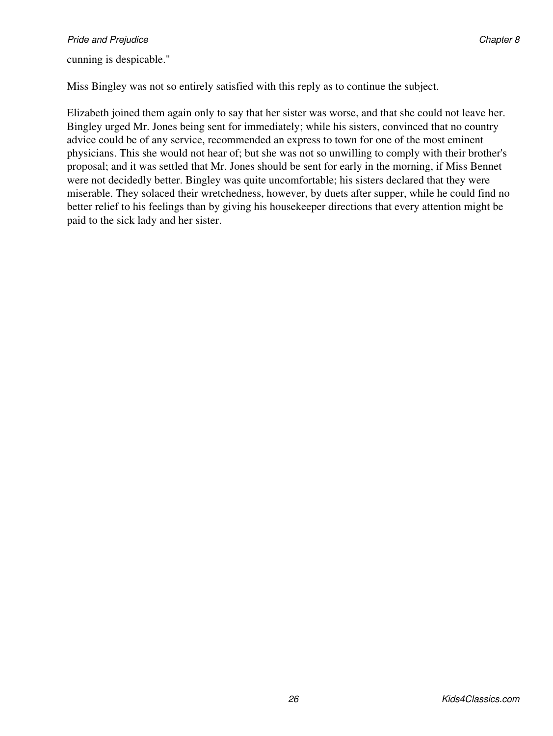cunning is despicable."

Miss Bingley was not so entirely satisfied with this reply as to continue the subject.

Elizabeth joined them again only to say that her sister was worse, and that she could not leave her. Bingley urged Mr. Jones being sent for immediately; while his sisters, convinced that no country advice could be of any service, recommended an express to town for one of the most eminent physicians. This she would not hear of; but she was not so unwilling to comply with their brother's proposal; and it was settled that Mr. Jones should be sent for early in the morning, if Miss Bennet were not decidedly better. Bingley was quite uncomfortable; his sisters declared that they were miserable. They solaced their wretchedness, however, by duets after supper, while he could find no better relief to his feelings than by giving his housekeeper directions that every attention might be paid to the sick lady and her sister.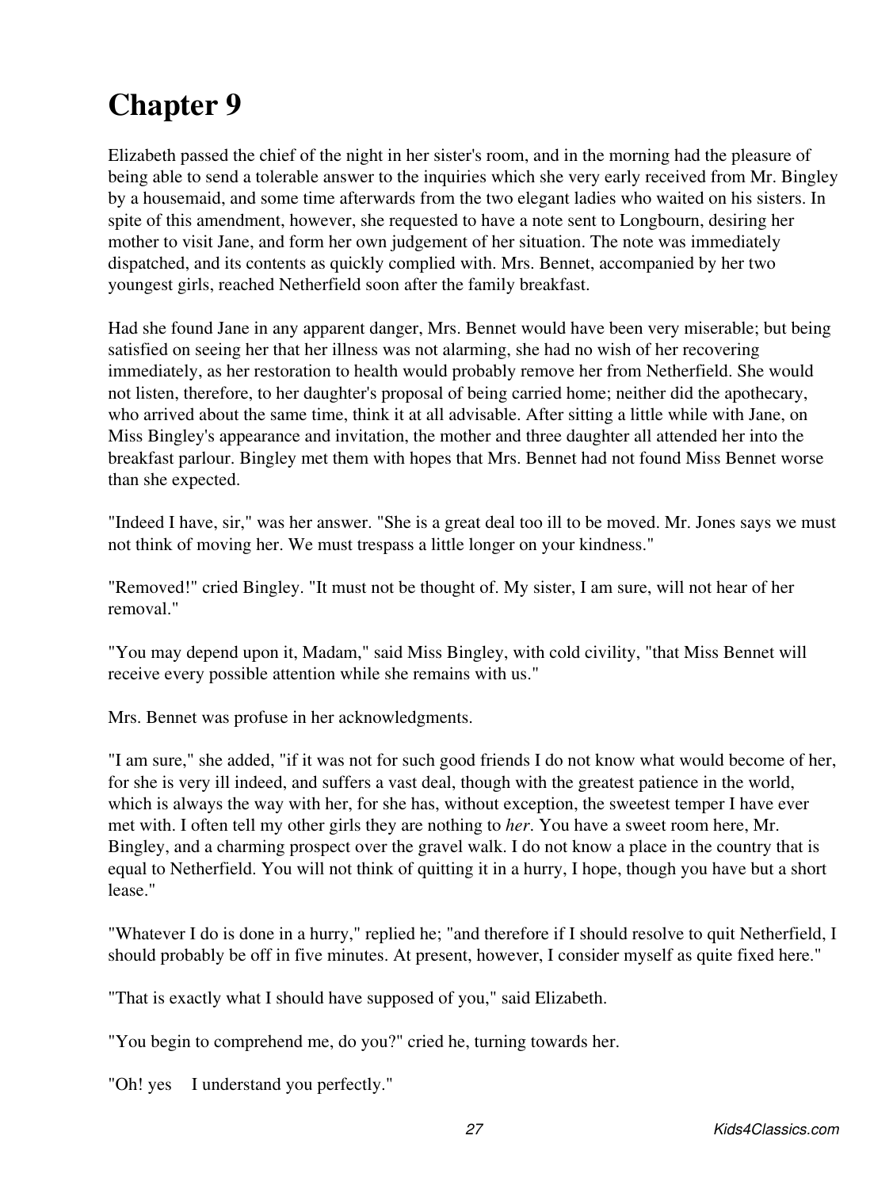# Chapter 9

Elizabeth passed the chief of the night in her sister's room, and in the morning had the pleasure of being able to send a tolerable answer to the inquiries which she very early received from Mr. Bingley by a housemaid, and some time afterwards from the two elegant ladies who waited on his sisters. In spite of this amendment, however, she requested to have a note sent to Longbourn, desiring her mother to visit Jane, and form her own judgement of her situation. The note was immediately dispatched, and its contents as quickly complied with. Mrs. Bennet, accompanied by her two youngest girls, reached Netherfield soon after the family breakfast.

Had she found Jane in any apparent danger, Mrs. Bennet would have been very miserable; but being satisfied on seeing her that her illness was not alarming, she had no wish of her recovering immediately, as her restoration to health would probably remove her from Netherfield. She would not listen, therefore, to her daughter's proposal of being carried home; neither did the apothecary, who arrived about the same time, think it at all advisable. After sitting a little while with Jane, on Miss Bingley's appearance and invitation, the mother and three daughter all attended her into the breakfast parlour. Bingley met them with hopes that Mrs. Bennet had not found Miss Bennet worse than she expected.

"Indeed I have, sir," was her answer. "She is a great deal too ill to be moved. Mr. Jones says we must not think of moving her. We must trespass a little longer on your kindness."

"Removed!" cried Bingley. "It must not be thought of. My sister, I am sure, will not hear of her removal."

"You may depend upon it, Madam," said Miss Bingley, with cold civility, "that Miss Bennet will receive every possible attention while she remains with us."

Mrs. Bennet was profuse in her acknowledgments.

"I am sure," she added, "if it was not for such good friends I do not know what would become of her, for she is very ill indeed, and suffers a vast deal, though with the greatest patience in the world, which is always the way with her, for she has, without exception, the sweetest temper I have ever met with. I often tell my other girls they are nothing to *her*. You have a sweet room here, Mr. Bingley, and a charming prospect over the gravel walk. I do not know a place in the country that is equal to Netherfield. You will not think of quitting it in a hurry, I hope, though you have but a short lease."

"Whatever I do is done in a hurry," replied he; "and therefore if I should resolve to quit Netherfield, I should probably be off in five minutes. At present, however, I consider myself as quite fixed here."

"That is exactly what I should have supposed of you," said Elizabeth.

"You begin to comprehend me, do you?" cried he, turning towards her.

"Oh! yes I understand you perfectly."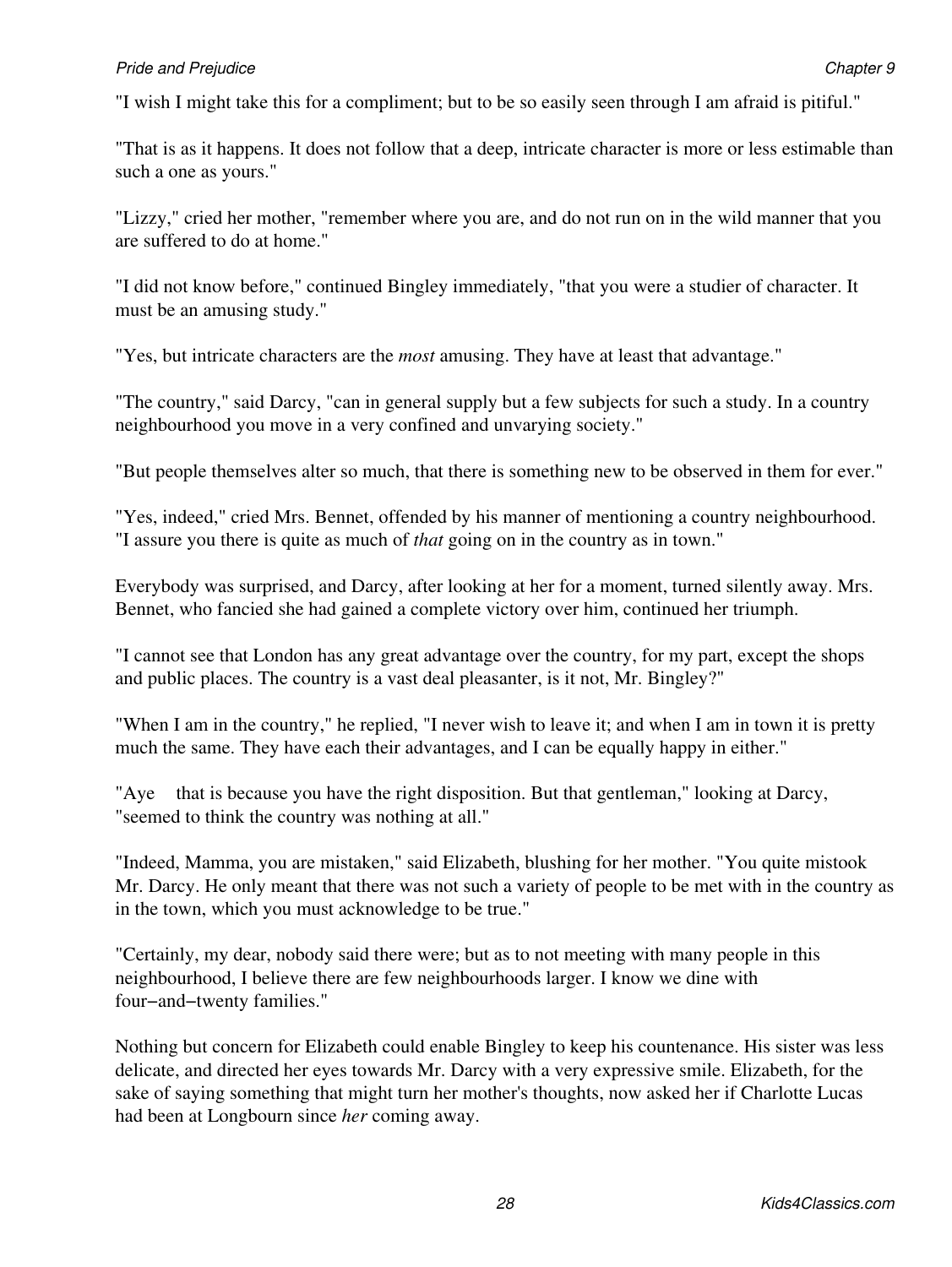"I wish I might take this for a compliment; but to be so easily seen through I am afraid is pitiful."

"That is as it happens. It does not follow that a deep, intricate character is more or less estimable than such a one as yours."

"Lizzy," cried her mother, "remember where you are, and do not run on in the wild manner that you are suffered to do at home."

"I did not know before," continued Bingley immediately, "that you were a studier of character. It must be an amusing study."

"Yes, but intricate characters are the *most* amusing. They have at least that advantage."

"The country," said Darcy, "can in general supply but a few subjects for such a study. In a country neighbourhood you move in a very confined and unvarying society."

"But people themselves alter so much, that there is something new to be observed in them for ever."

"Yes, indeed," cried Mrs. Bennet, offended by his manner of mentioning a country neighbourhood. "I assure you there is quite as much of *that* going on in the country as in town."

Everybody was surprised, and Darcy, after looking at her for a moment, turned silently away. Mrs. Bennet, who fancied she had gained a complete victory over him, continued her triumph.

"I cannot see that London has any great advantage over the country, for my part, except the shops and public places. The country is a vast deal pleasanter, is it not, Mr. Bingley?"

"When I am in the country," he replied, "I never wish to leave it; and when I am in town it is pretty much the same. They have each their advantages, and I can be equally happy in either."

"Aye — that is because you have the right disposition. But that gentleman," looking at Darcy, "seemed to think the country was nothing at all."

"Indeed, Mamma, you are mistaken," said Elizabeth, blushing for her mother. "You quite mistook Mr. Darcy. He only meant that there was not such a variety of people to be met with in the country as in the town, which you must acknowledge to be true."

"Certainly, my dear, nobody said there were; but as to not meeting with many people in this neighbourhood, I believe there are few neighbourhoods larger. I know we dine with four−and−twenty families."

Nothing but concern for Elizabeth could enable Bingley to keep his countenance. His sister was less delicate, and directed her eyes towards Mr. Darcy with a very expressive smile. Elizabeth, for the sake of saying something that might turn her mother's thoughts, now asked her if Charlotte Lucas had been at Longbourn since *her* coming away.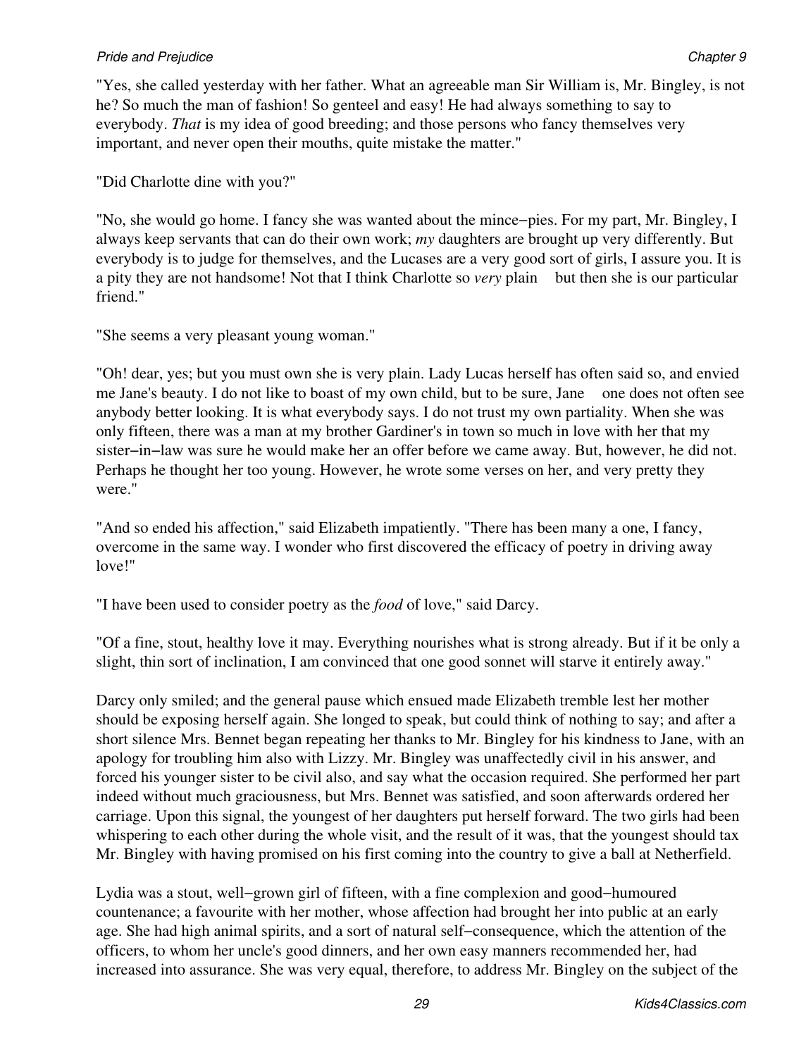"Yes, she called yesterday with her father. What an agreeable man Sir William is, Mr. Bingley, is not he? So much the man of fashion! So genteel and easy! He had always something to say to everybody. *That* is my idea of good breeding; and those persons who fancy themselves very important, and never open their mouths, quite mistake the matter."

"Did Charlotte dine with you?"

"No, she would go home. I fancy she was wanted about the mince−pies. For my part, Mr. Bingley, I always keep servants that can do their own work; *my* daughters are brought up very differently. But everybody is to judge for themselves, and the Lucases are a very good sort of girls, I assure you. It is a pity they are not handsome! Not that I think Charlotte so *very* plain — but then she is our particular friend."

"She seems a very pleasant young woman."

"Oh! dear, yes; but you must own she is very plain. Lady Lucas herself has often said so, and envied me Jane's beauty. I do not like to boast of my own child, but to be sure, Jane — one does not often see anybody better looking. It is what everybody says. I do not trust my own partiality. When she was only fifteen, there was a man at my brother Gardiner's in town so much in love with her that my sister−in−law was sure he would make her an offer before we came away. But, however, he did not. Perhaps he thought her too young. However, he wrote some verses on her, and very pretty they were."

"And so ended his affection," said Elizabeth impatiently. "There has been many a one, I fancy, overcome in the same way. I wonder who first discovered the efficacy of poetry in driving away love!"

"I have been used to consider poetry as the *food* of love," said Darcy.

"Of a fine, stout, healthy love it may. Everything nourishes what is strong already. But if it be only a slight, thin sort of inclination, I am convinced that one good sonnet will starve it entirely away."

Darcy only smiled; and the general pause which ensued made Elizabeth tremble lest her mother should be exposing herself again. She longed to speak, but could think of nothing to say; and after a short silence Mrs. Bennet began repeating her thanks to Mr. Bingley for his kindness to Jane, with an apology for troubling him also with Lizzy. Mr. Bingley was unaffectedly civil in his answer, and forced his younger sister to be civil also, and say what the occasion required. She performed her part indeed without much graciousness, but Mrs. Bennet was satisfied, and soon afterwards ordered her carriage. Upon this signal, the youngest of her daughters put herself forward. The two girls had been whispering to each other during the whole visit, and the result of it was, that the youngest should tax Mr. Bingley with having promised on his first coming into the country to give a ball at Netherfield.

Lydia was a stout, well−grown girl of fifteen, with a fine complexion and good−humoured countenance; a favourite with her mother, whose affection had brought her into public at an early age. She had high animal spirits, and a sort of natural self−consequence, which the attention of the officers, to whom her uncle's good dinners, and her own easy manners recommended her, had increased into assurance. She was very equal, therefore, to address Mr. Bingley on the subject of the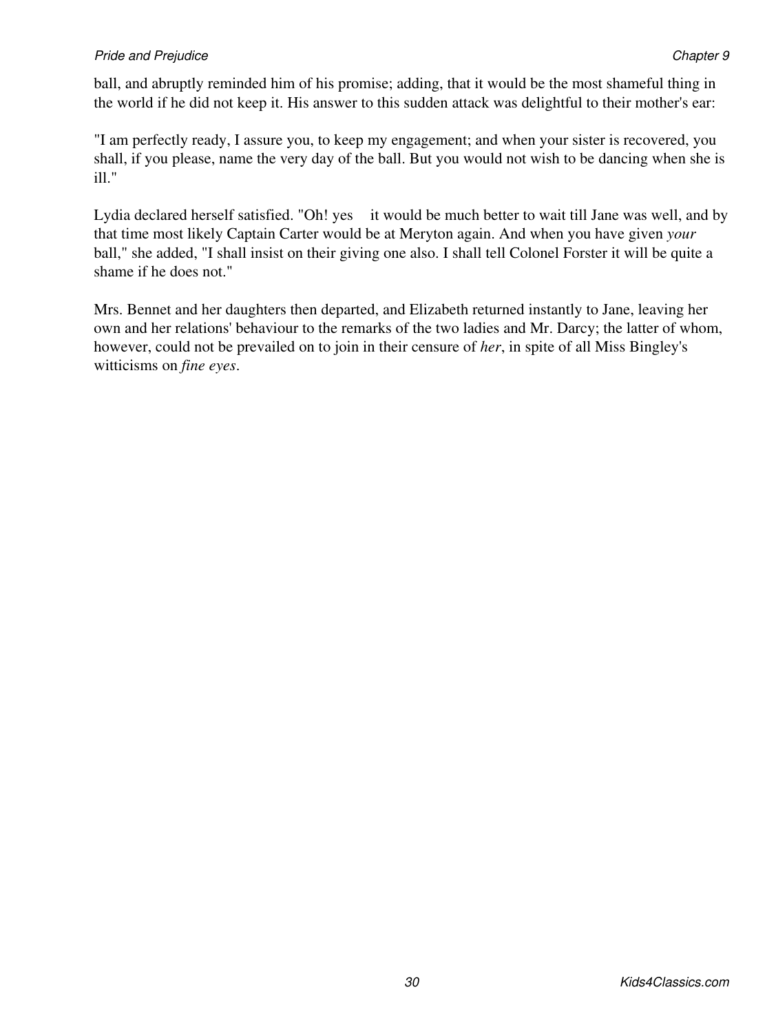ball, and abruptly reminded him of his promise; adding, that it would be the most shameful thing in the world if he did not keep it. His answer to this sudden attack was delightful to their mother's ear:

"I am perfectly ready, I assure you, to keep my engagement; and when your sister is recovered, you shall, if you please, name the very day of the ball. But you would not wish to be dancing when she is ill."

Lydia declared herself satisfied. "Oh! yes    it would be much better to wait till Jane was well, and by that time most likely Captain Carter would be at Meryton again. And when you have given *your* ball," she added, "I shall insist on their giving one also. I shall tell Colonel Forster it will be quite a shame if he does not."

Mrs. Bennet and her daughters then departed, and Elizabeth returned instantly to Jane, leaving her own and her relations' behaviour to the remarks of the two ladies and Mr. Darcy; the latter of whom, however, could not be prevailed on to join in their censure of *her*, in spite of all Miss Bingley's witticisms on *fine eyes*.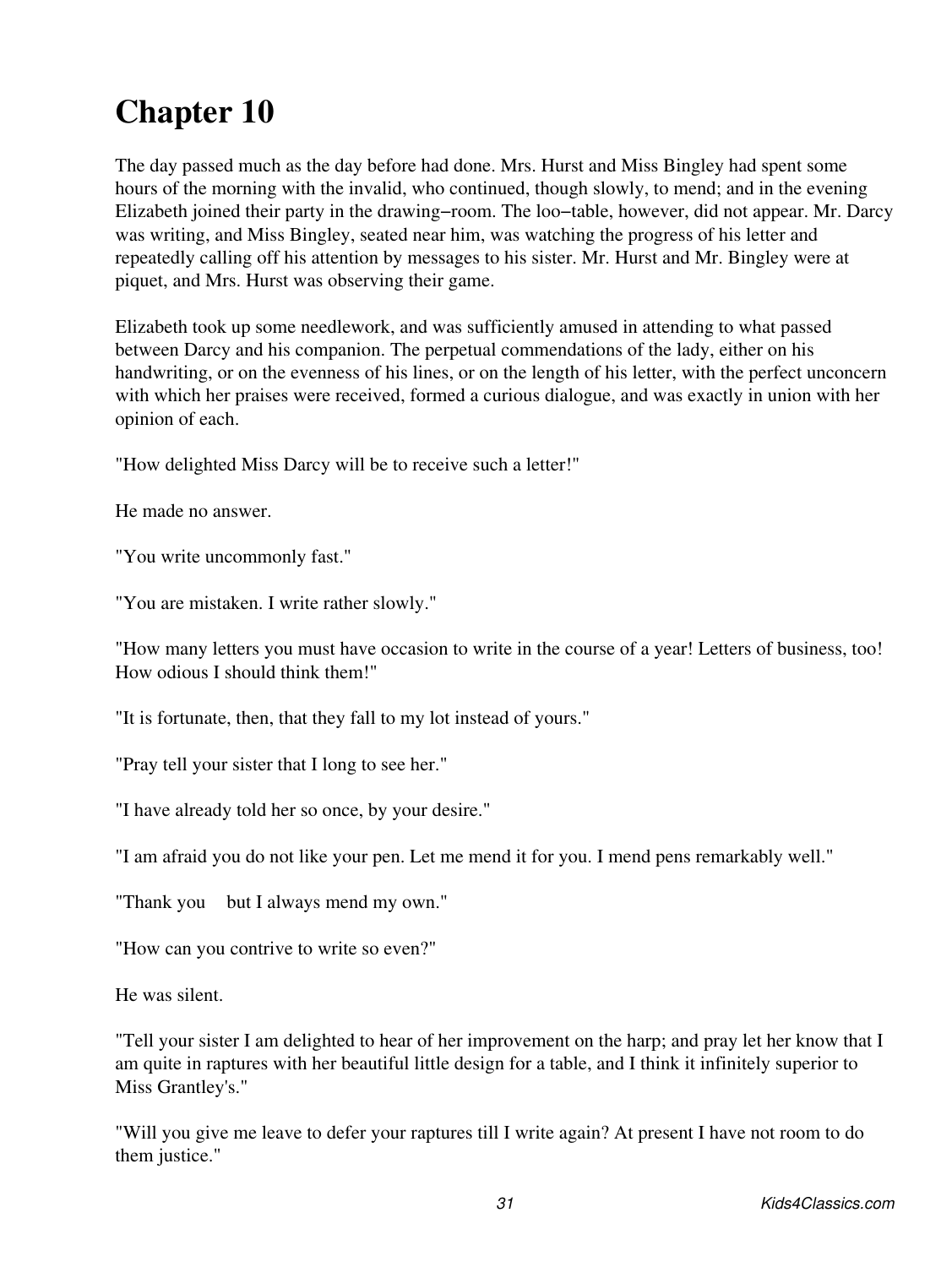# Chapter 10

The day passed much as the day before had done. Mrs. Hurst and Miss Bingley had spent some hours of the morning with the invalid, who continued, though slowly, to mend; and in the evening Elizabeth joined their party in the drawing−room. The loo−table, however, did not appear. Mr. Darcy was writing, and Miss Bingley, seated near him, was watching the progress of his letter and repeatedly calling off his attention by messages to his sister. Mr. Hurst and Mr. Bingley were at piquet, and Mrs. Hurst was observing their game.

Elizabeth took up some needlework, and was sufficiently amused in attending to what passed between Darcy and his companion. The perpetual commendations of the lady, either on his handwriting, or on the evenness of his lines, or on the length of his letter, with the perfect unconcern with which her praises were received, formed a curious dialogue, and was exactly in union with her opinion of each.

"How delighted Miss Darcy will be to receive such a letter!"

He made no answer.

"You write uncommonly fast."

"You are mistaken. I write rather slowly."

"How many letters you must have occasion to write in the course of a year! Letters of business, too! How odious I should think them!"

"It is fortunate, then, that they fall to my lot instead of yours."

"Pray tell your sister that I long to see her."

"I have already told her so once, by your desire."

"I am afraid you do not like your pen. Let me mend it for you. I mend pens remarkably well."

"Thank you    but I always mend my own."

"How can you contrive to write so even?"

He was silent.

"Tell your sister I am delighted to hear of her improvement on the harp; and pray let her know that I am quite in raptures with her beautiful little design for a table, and I think it infinitely superior to Miss Grantley's."

"Will you give me leave to defer your raptures till I write again? At present I have not room to do them justice."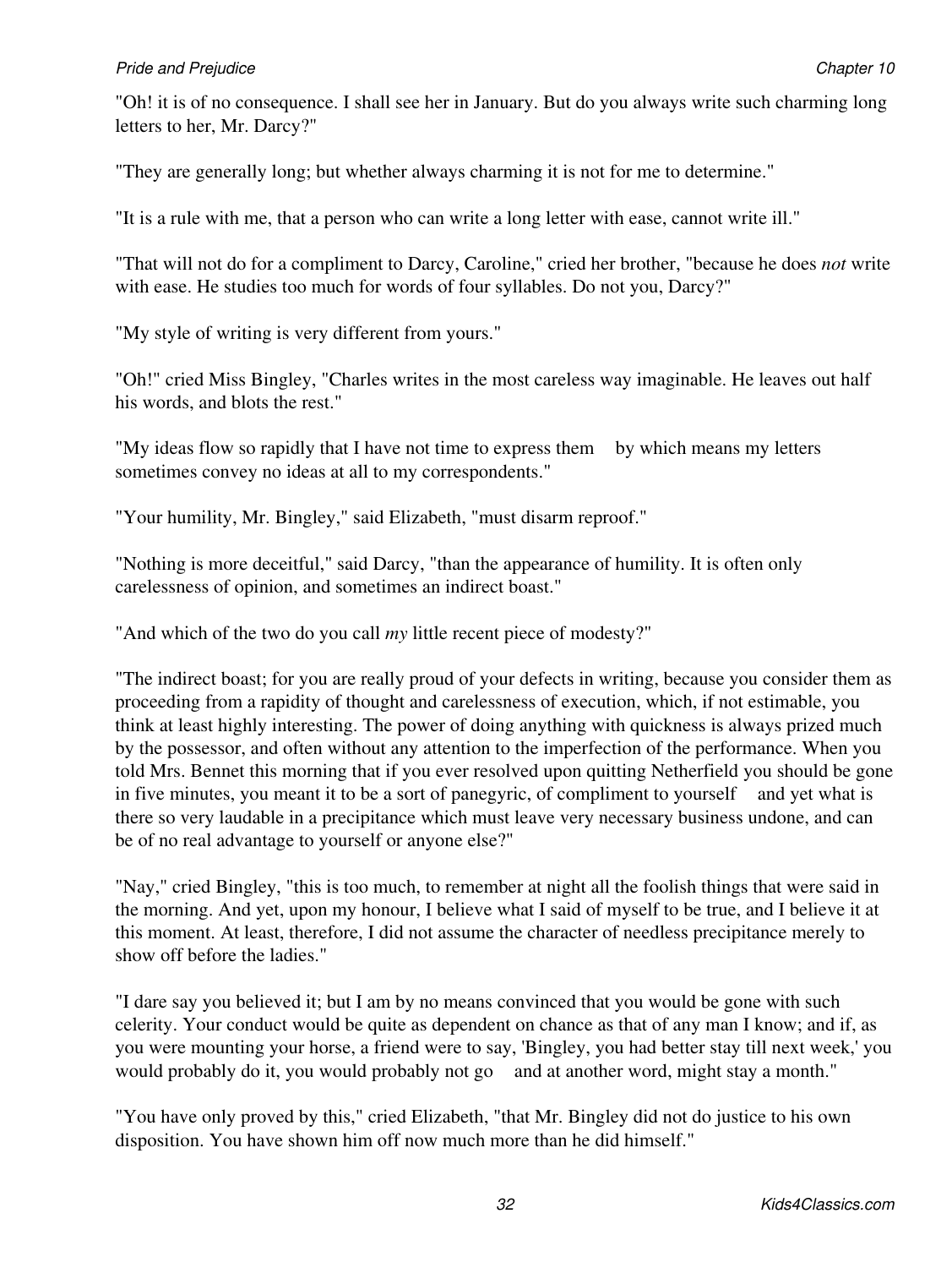"Oh! it is of no consequence. I shall see her in January. But do you always write such charming long letters to her, Mr. Darcy?"

"They are generally long; but whether always charming it is not for me to determine."

"It is a rule with me, that a person who can write a long letter with ease, cannot write ill."

"That will not do for a compliment to Darcy, Caroline," cried her brother, "because he does *not* write with ease. He studies too much for words of four syllables. Do not you, Darcy?"

"My style of writing is very different from yours."

"Oh!" cried Miss Bingley, "Charles writes in the most careless way imaginable. He leaves out half his words, and blots the rest."

"My ideas flow so rapidly that I have not time to express them by which means my letters sometimes convey no ideas at all to my correspondents."

"Your humility, Mr. Bingley," said Elizabeth, "must disarm reproof."

"Nothing is more deceitful," said Darcy, "than the appearance of humility. It is often only carelessness of opinion, and sometimes an indirect boast."

"And which of the two do you call *my* little recent piece of modesty?"

"The indirect boast; for you are really proud of your defects in writing, because you consider them as proceeding from a rapidity of thought and carelessness of execution, which, if not estimable, you think at least highly interesting. The power of doing anything with quickness is always prized much by the possessor, and often without any attention to the imperfection of the performance. When you told Mrs. Bennet this morning that if you ever resolved upon quitting Netherfield you should be gone in five minutes, you meant it to be a sort of panegyric, of compliment to yourself and yet what is there so very laudable in a precipitance which must leave very necessary business undone, and can be of no real advantage to yourself or anyone else?"

"Nay," cried Bingley, "this is too much, to remember at night all the foolish things that were said in the morning. And yet, upon my honour, I believe what I said of myself to be true, and I believe it at this moment. At least, therefore, I did not assume the character of needless precipitance merely to show off before the ladies."

"I dare say you believed it; but I am by no means convinced that you would be gone with such celerity. Your conduct would be quite as dependent on chance as that of any man I know; and if, as you were mounting your horse, a friend were to say, 'Bingley, you had better stay till next week,' you would probably do it, you would probably not go and at another word, might stay a month."

"You have only proved by this," cried Elizabeth, "that Mr. Bingley did not do justice to his own disposition. You have shown him off now much more than he did himself."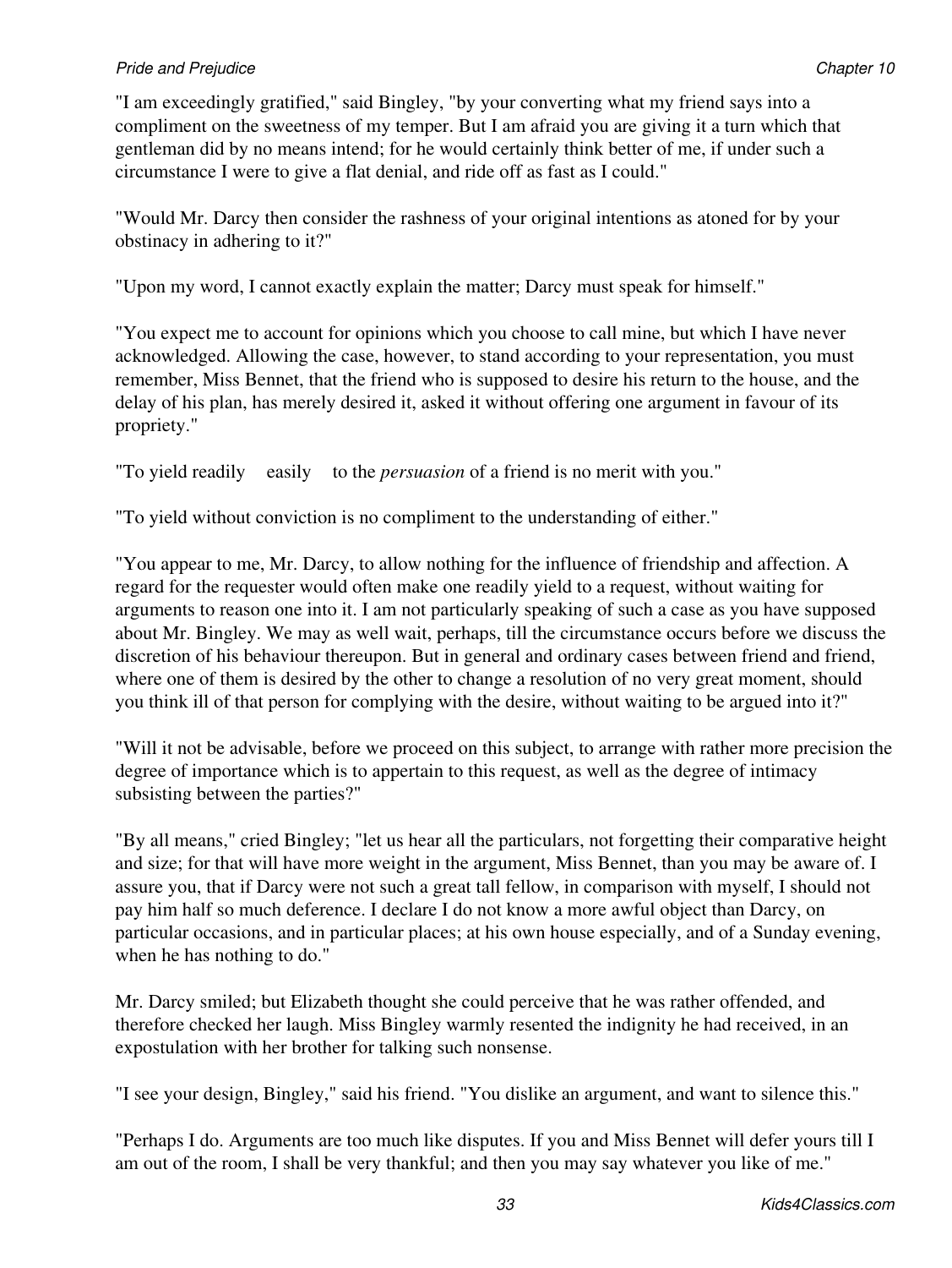"I am exceedingly gratified," said Bingley, "by your converting what my friend says into a compliment on the sweetness of my temper. But I am afraid you are giving it a turn which that gentleman did by no means intend; for he would certainly think better of me, if under such a circumstance I were to give a flat denial, and ride off as fast as I could."

"Would Mr. Darcy then consider the rashness of your original intentions as atoned for by your obstinacy in adhering to it?"

"Upon my word, I cannot exactly explain the matter; Darcy must speak for himself."

"You expect me to account for opinions which you choose to call mine, but which I have never acknowledged. Allowing the case, however, to stand according to your representation, you must remember, Miss Bennet, that the friend who is supposed to desire his return to the house, and the delay of his plan, has merely desired it, asked it without offering one argument in favour of its propriety."

"To yield readily easily to the *persuasion* of a friend is no merit with you."

"To yield without conviction is no compliment to the understanding of either."

"You appear to me, Mr. Darcy, to allow nothing for the influence of friendship and affection. A regard for the requester would often make one readily yield to a request, without waiting for arguments to reason one into it. I am not particularly speaking of such a case as you have supposed about Mr. Bingley. We may as well wait, perhaps, till the circumstance occurs before we discuss the discretion of his behaviour thereupon. But in general and ordinary cases between friend and friend, where one of them is desired by the other to change a resolution of no very great moment, should you think ill of that person for complying with the desire, without waiting to be argued into it?"

"Will it not be advisable, before we proceed on this subject, to arrange with rather more precision the degree of importance which is to appertain to this request, as well as the degree of intimacy subsisting between the parties?"

"By all means," cried Bingley; "let us hear all the particulars, not forgetting their comparative height and size; for that will have more weight in the argument, Miss Bennet, than you may be aware of. I assure you, that if Darcy were not such a great tall fellow, in comparison with myself, I should not pay him half so much deference. I declare I do not know a more awful object than Darcy, on particular occasions, and in particular places; at his own house especially, and of a Sunday evening, when he has nothing to do."

Mr. Darcy smiled; but Elizabeth thought she could perceive that he was rather offended, and therefore checked her laugh. Miss Bingley warmly resented the indignity he had received, in an expostulation with her brother for talking such nonsense.

"I see your design, Bingley," said his friend. "You dislike an argument, and want to silence this."

"Perhaps I do. Arguments are too much like disputes. If you and Miss Bennet will defer yours till I am out of the room, I shall be very thankful; and then you may say whatever you like of me."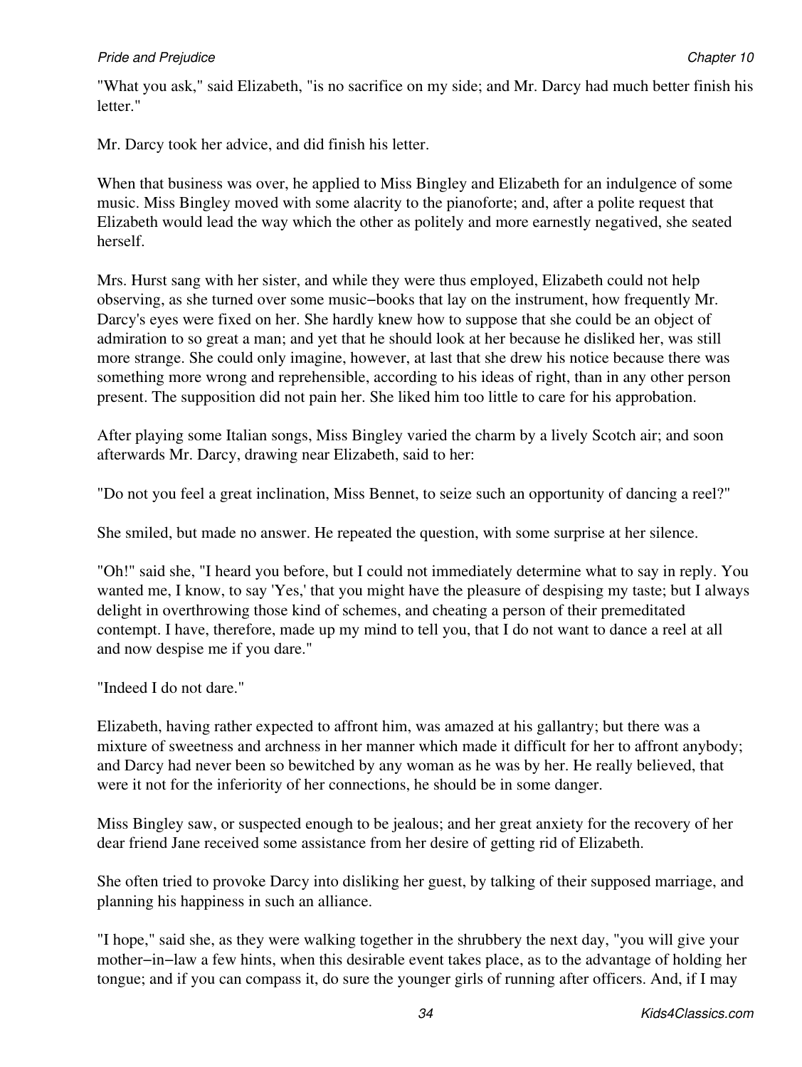"What you ask," said Elizabeth, "is no sacrifice on my side; and Mr. Darcy had much better finish his letter."

Mr. Darcy took her advice, and did finish his letter.

When that business was over, he applied to Miss Bingley and Elizabeth for an indulgence of some music. Miss Bingley moved with some alacrity to the pianoforte; and, after a polite request that Elizabeth would lead the way which the other as politely and more earnestly negatived, she seated herself.

Mrs. Hurst sang with her sister, and while they were thus employed, Elizabeth could not help observing, as she turned over some music−books that lay on the instrument, how frequently Mr. Darcy's eyes were fixed on her. She hardly knew how to suppose that she could be an object of admiration to so great a man; and yet that he should look at her because he disliked her, was still more strange. She could only imagine, however, at last that she drew his notice because there was something more wrong and reprehensible, according to his ideas of right, than in any other person present. The supposition did not pain her. She liked him too little to care for his approbation.

After playing some Italian songs, Miss Bingley varied the charm by a lively Scotch air; and soon afterwards Mr. Darcy, drawing near Elizabeth, said to her:

"Do not you feel a great inclination, Miss Bennet, to seize such an opportunity of dancing a reel?"

She smiled, but made no answer. He repeated the question, with some surprise at her silence.

"Oh!" said she, "I heard you before, but I could not immediately determine what to say in reply. You wanted me, I know, to say 'Yes,' that you might have the pleasure of despising my taste; but I always delight in overthrowing those kind of schemes, and cheating a person of their premeditated contempt. I have, therefore, made up my mind to tell you, that I do not want to dance a reel at all and now despise me if you dare."

"Indeed I do not dare."

Elizabeth, having rather expected to affront him, was amazed at his gallantry; but there was a mixture of sweetness and archness in her manner which made it difficult for her to affront anybody; and Darcy had never been so bewitched by any woman as he was by her. He really believed, that were it not for the inferiority of her connections, he should be in some danger.

Miss Bingley saw, or suspected enough to be jealous; and her great anxiety for the recovery of her dear friend Jane received some assistance from her desire of getting rid of Elizabeth.

She often tried to provoke Darcy into disliking her guest, by talking of their supposed marriage, and planning his happiness in such an alliance.

"I hope," said she, as they were walking together in the shrubbery the next day, "you will give your mother−in−law a few hints, when this desirable event takes place, as to the advantage of holding her tongue; and if you can compass it, do sure the younger girls of running after officers. And, if I may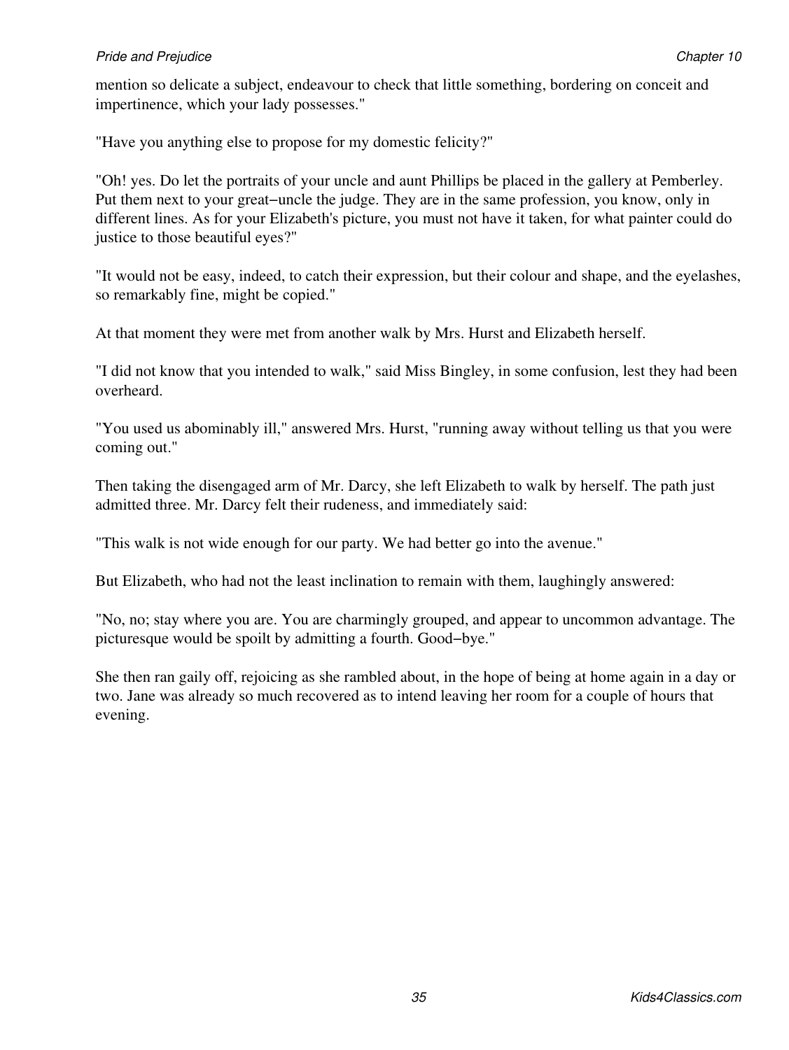mention so delicate a subject, endeavour to check that little something, bordering on conceit and impertinence, which your lady possesses."

"Have you anything else to propose for my domestic felicity?"

"Oh! yes. Do let the portraits of your uncle and aunt Phillips be placed in the gallery at Pemberley. Put them next to your great−uncle the judge. They are in the same profession, you know, only in different lines. As for your Elizabeth's picture, you must not have it taken, for what painter could do justice to those beautiful eyes?"

"It would not be easy, indeed, to catch their expression, but their colour and shape, and the eyelashes, so remarkably fine, might be copied."

At that moment they were met from another walk by Mrs. Hurst and Elizabeth herself.

"I did not know that you intended to walk," said Miss Bingley, in some confusion, lest they had been overheard.

"You used us abominably ill," answered Mrs. Hurst, "running away without telling us that you were coming out."

Then taking the disengaged arm of Mr. Darcy, she left Elizabeth to walk by herself. The path just admitted three. Mr. Darcy felt their rudeness, and immediately said:

"This walk is not wide enough for our party. We had better go into the avenue."

But Elizabeth, who had not the least inclination to remain with them, laughingly answered:

"No, no; stay where you are. You are charmingly grouped, and appear to uncommon advantage. The picturesque would be spoilt by admitting a fourth. Good−bye."

She then ran gaily off, rejoicing as she rambled about, in the hope of being at home again in a day or two. Jane was already so much recovered as to intend leaving her room for a couple of hours that evening.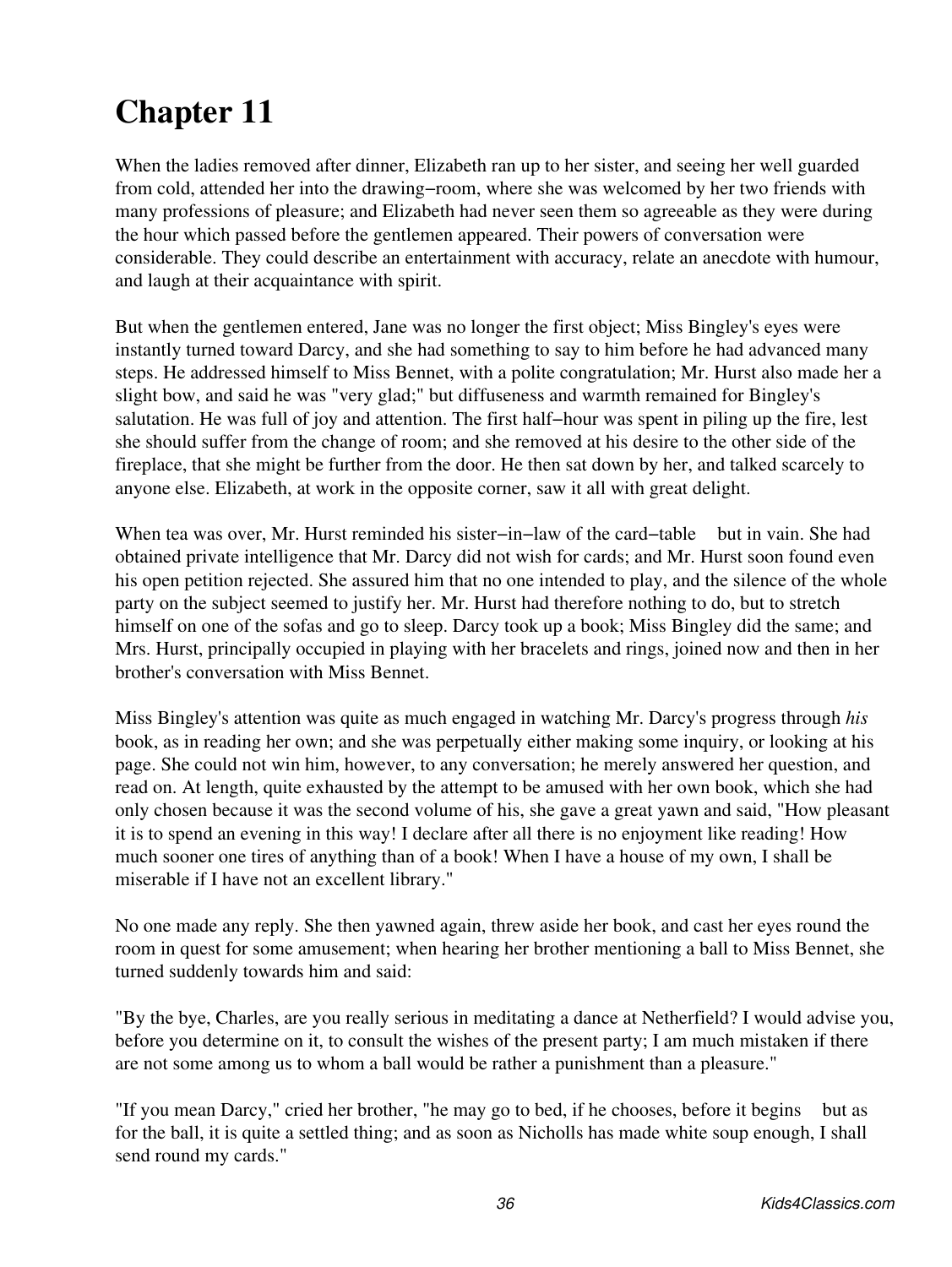# Chapter 11

When the ladies removed after dinner, Elizabeth ran up to her sister, and seeing her well guarded from cold, attended her into the drawing−room, where she was welcomed by her two friends with many professions of pleasure; and Elizabeth had never seen them so agreeable as they were during the hour which passed before the gentlemen appeared. Their powers of conversation were considerable. They could describe an entertainment with accuracy, relate an anecdote with humour, and laugh at their acquaintance with spirit.

But when the gentlemen entered, Jane was no longer the first object; Miss Bingley's eyes were instantly turned toward Darcy, and she had something to say to him before he had advanced many steps. He addressed himself to Miss Bennet, with a polite congratulation; Mr. Hurst also made her a slight bow, and said he was "very glad;" but diffuseness and warmth remained for Bingley's salutation. He was full of joy and attention. The first half−hour was spent in piling up the fire, lest she should suffer from the change of room; and she removed at his desire to the other side of the fireplace, that she might be further from the door. He then sat down by her, and talked scarcely to anyone else. Elizabeth, at work in the opposite corner, saw it all with great delight.

When tea was over, Mr. Hurst reminded his sister−in−law of the card−table but in vain. She had obtained private intelligence that Mr. Darcy did not wish for cards; and Mr. Hurst soon found even his open petition rejected. She assured him that no one intended to play, and the silence of the whole party on the subject seemed to justify her. Mr. Hurst had therefore nothing to do, but to stretch himself on one of the sofas and go to sleep. Darcy took up a book; Miss Bingley did the same; and Mrs. Hurst, principally occupied in playing with her bracelets and rings, joined now and then in her brother's conversation with Miss Bennet.

Miss Bingley's attention was quite as much engaged in watching Mr. Darcy's progress through *his* book, as in reading her own; and she was perpetually either making some inquiry, or looking at his page. She could not win him, however, to any conversation; he merely answered her question, and read on. At length, quite exhausted by the attempt to be amused with her own book, which she had only chosen because it was the second volume of his, she gave a great yawn and said, "How pleasant it is to spend an evening in this way! I declare after all there is no enjoyment like reading! How much sooner one tires of anything than of a book! When I have a house of my own, I shall be miserable if I have not an excellent library."

No one made any reply. She then yawned again, threw aside her book, and cast her eyes round the room in quest for some amusement; when hearing her brother mentioning a ball to Miss Bennet, she turned suddenly towards him and said:

"By the bye, Charles, are you really serious in meditating a dance at Netherfield? I would advise you, before you determine on it, to consult the wishes of the present party; I am much mistaken if there are not some among us to whom a ball would be rather a punishment than a pleasure."

"If you mean Darcy," cried her brother, "he may go to bed, if he chooses, before it begins but as for the ball, it is quite a settled thing; and as soon as Nicholls has made white soup enough, I shall send round my cards."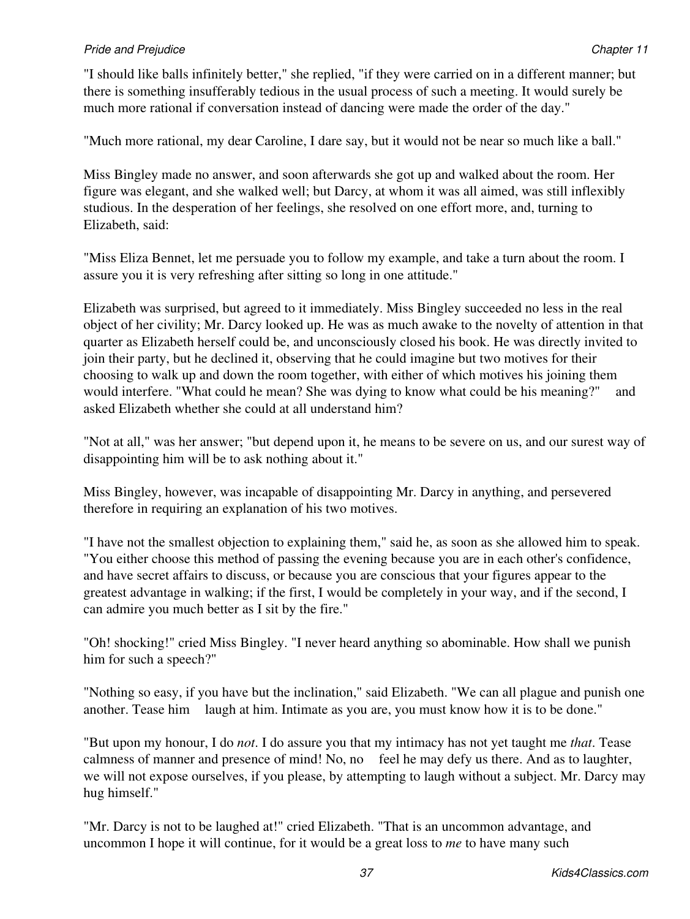"I should like balls infinitely better," she replied, "if they were carried on in a different manner; but there is something insufferably tedious in the usual process of such a meeting. It would surely be much more rational if conversation instead of dancing were made the order of the day."

"Much more rational, my dear Caroline, I dare say, but it would not be near so much like a ball."

Miss Bingley made no answer, and soon afterwards she got up and walked about the room. Her figure was elegant, and she walked well; but Darcy, at whom it was all aimed, was still inflexibly studious. In the desperation of her feelings, she resolved on one effort more, and, turning to Elizabeth, said:

"Miss Eliza Bennet, let me persuade you to follow my example, and take a turn about the room. I assure you it is very refreshing after sitting so long in one attitude."

Elizabeth was surprised, but agreed to it immediately. Miss Bingley succeeded no less in the real object of her civility; Mr. Darcy looked up. He was as much awake to the novelty of attention in that quarter as Elizabeth herself could be, and unconsciously closed his book. He was directly invited to join their party, but he declined it, observing that he could imagine but two motives for their choosing to walk up and down the room together, with either of which motives his joining them would interfere. "What could he mean? She was dying to know what could be his meaning?" and asked Elizabeth whether she could at all understand him?

"Not at all," was her answer; "but depend upon it, he means to be severe on us, and our surest way of disappointing him will be to ask nothing about it."

Miss Bingley, however, was incapable of disappointing Mr. Darcy in anything, and persevered therefore in requiring an explanation of his two motives.

"I have not the smallest objection to explaining them," said he, as soon as she allowed him to speak. "You either choose this method of passing the evening because you are in each other's confidence, and have secret affairs to discuss, or because you are conscious that your figures appear to the greatest advantage in walking; if the first, I would be completely in your way, and if the second, I can admire you much better as I sit by the fire."

"Oh! shocking!" cried Miss Bingley. "I never heard anything so abominable. How shall we punish him for such a speech?"

"Nothing so easy, if you have but the inclination," said Elizabeth. "We can all plague and punish one another. Tease him laugh at him. Intimate as you are, you must know how it is to be done."

"But upon my honour, I do *not*. I do assure you that my intimacy has not yet taught me *that*. Tease calmness of manner and presence of mind! No, no feel he may defy us there. And as to laughter, we will not expose ourselves, if you please, by attempting to laugh without a subject. Mr. Darcy may hug himself."

"Mr. Darcy is not to be laughed at!" cried Elizabeth. "That is an uncommon advantage, and uncommon I hope it will continue, for it would be a great loss to *me* to have many such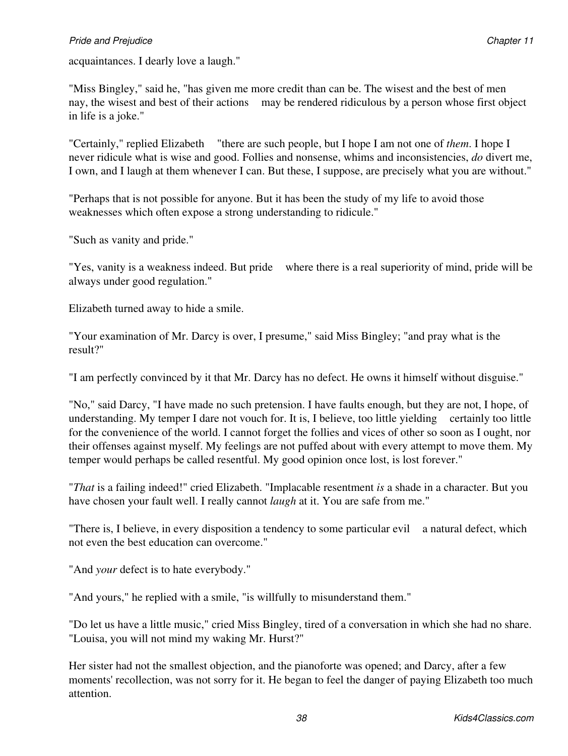acquaintances. I dearly love a laugh."

"Miss Bingley," said he, "has given me more credit than can be. The wisest and the best of men nay, the wisest and best of their actions may be rendered ridiculous by a person whose first object in life is a joke."

"Certainly," replied Elizabeth "there are such people, but I hope I am not one of *them*. I hope I never ridicule what is wise and good. Follies and nonsense, whims and inconsistencies, *do* divert me, I own, and I laugh at them whenever I can. But these, I suppose, are precisely what you are without."

"Perhaps that is not possible for anyone. But it has been the study of my life to avoid those weaknesses which often expose a strong understanding to ridicule."

"Such as vanity and pride."

"Yes, vanity is a weakness indeed. But pride where there is a real superiority of mind, pride will be always under good regulation."

Elizabeth turned away to hide a smile.

"Your examination of Mr. Darcy is over, I presume," said Miss Bingley; "and pray what is the result?"

"I am perfectly convinced by it that Mr. Darcy has no defect. He owns it himself without disguise."

"No," said Darcy, "I have made no such pretension. I have faults enough, but they are not, I hope, of understanding. My temper I dare not vouch for. It is, I believe, too little yielding certainly too little for the convenience of the world. I cannot forget the follies and vices of other so soon as I ought, nor their offenses against myself. My feelings are not puffed about with every attempt to move them. My temper would perhaps be called resentful. My good opinion once lost, is lost forever."

"*That* is a failing indeed!" cried Elizabeth. "Implacable resentment *is* a shade in a character. But you have chosen your fault well. I really cannot *laugh* at it. You are safe from me."

"There is, I believe, in every disposition a tendency to some particular evil a natural defect, which not even the best education can overcome."

"And *your* defect is to hate everybody."

"And yours," he replied with a smile, "is willfully to misunderstand them."

"Do let us have a little music," cried Miss Bingley, tired of a conversation in which she had no share. "Louisa, you will not mind my waking Mr. Hurst?"

Her sister had not the smallest objection, and the pianoforte was opened; and Darcy, after a few moments' recollection, was not sorry for it. He began to feel the danger of paying Elizabeth too much attention.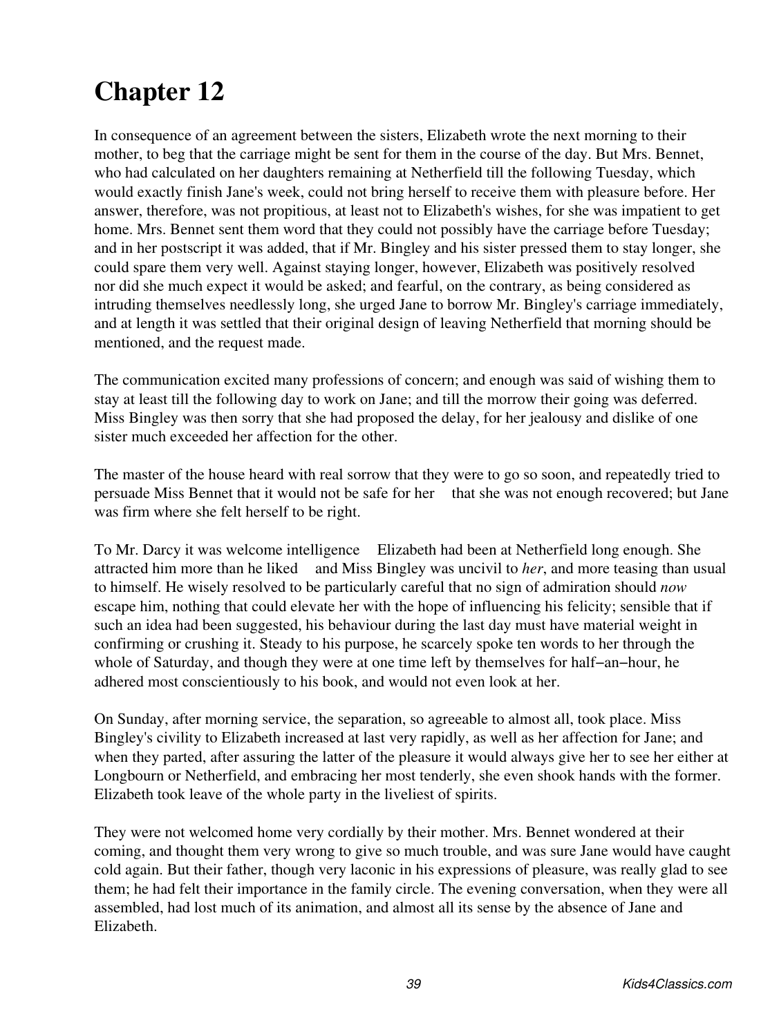# Chapter 12

In consequence of an agreement between the sisters, Elizabeth wrote the next morning to their mother, to beg that the carriage might be sent for them in the course of the day. But Mrs. Bennet, who had calculated on her daughters remaining at Netherfield till the following Tuesday, which would exactly finish Jane's week, could not bring herself to receive them with pleasure before. Her answer, therefore, was not propitious, at least not to Elizabeth's wishes, for she was impatient to get home. Mrs. Bennet sent them word that they could not possibly have the carriage before Tuesday; and in her postscript it was added, that if Mr. Bingley and his sister pressed them to stay longer, she could spare them very well. Against staying longer, however, Elizabeth was positively resolved nor did she much expect it would be asked; and fearful, on the contrary, as being considered as intruding themselves needlessly long, she urged Jane to borrow Mr. Bingley's carriage immediately, and at length it was settled that their original design of leaving Netherfield that morning should be mentioned, and the request made.

The communication excited many professions of concern; and enough was said of wishing them to stay at least till the following day to work on Jane; and till the morrow their going was deferred. Miss Bingley was then sorry that she had proposed the delay, for her jealousy and dislike of one sister much exceeded her affection for the other.

The master of the house heard with real sorrow that they were to go so soon, and repeatedly tried to persuade Miss Bennet that it would not be safe for her that she was not enough recovered; but Jane was firm where she felt herself to be right.

To Mr. Darcy it was welcome intelligence Elizabeth had been at Netherfield long enough. She attracted him more than he liked and Miss Bingley was uncivil to *her*, and more teasing than usual to himself. He wisely resolved to be particularly careful that no sign of admiration should *now* escape him, nothing that could elevate her with the hope of influencing his felicity; sensible that if such an idea had been suggested, his behaviour during the last day must have material weight in confirming or crushing it. Steady to his purpose, he scarcely spoke ten words to her through the whole of Saturday, and though they were at one time left by themselves for half−an−hour, he adhered most conscientiously to his book, and would not even look at her.

On Sunday, after morning service, the separation, so agreeable to almost all, took place. Miss Bingley's civility to Elizabeth increased at last very rapidly, as well as her affection for Jane; and when they parted, after assuring the latter of the pleasure it would always give her to see her either at Longbourn or Netherfield, and embracing her most tenderly, she even shook hands with the former. Elizabeth took leave of the whole party in the liveliest of spirits.

They were not welcomed home very cordially by their mother. Mrs. Bennet wondered at their coming, and thought them very wrong to give so much trouble, and was sure Jane would have caught cold again. But their father, though very laconic in his expressions of pleasure, was really glad to see them; he had felt their importance in the family circle. The evening conversation, when they were all assembled, had lost much of its animation, and almost all its sense by the absence of Jane and Elizabeth.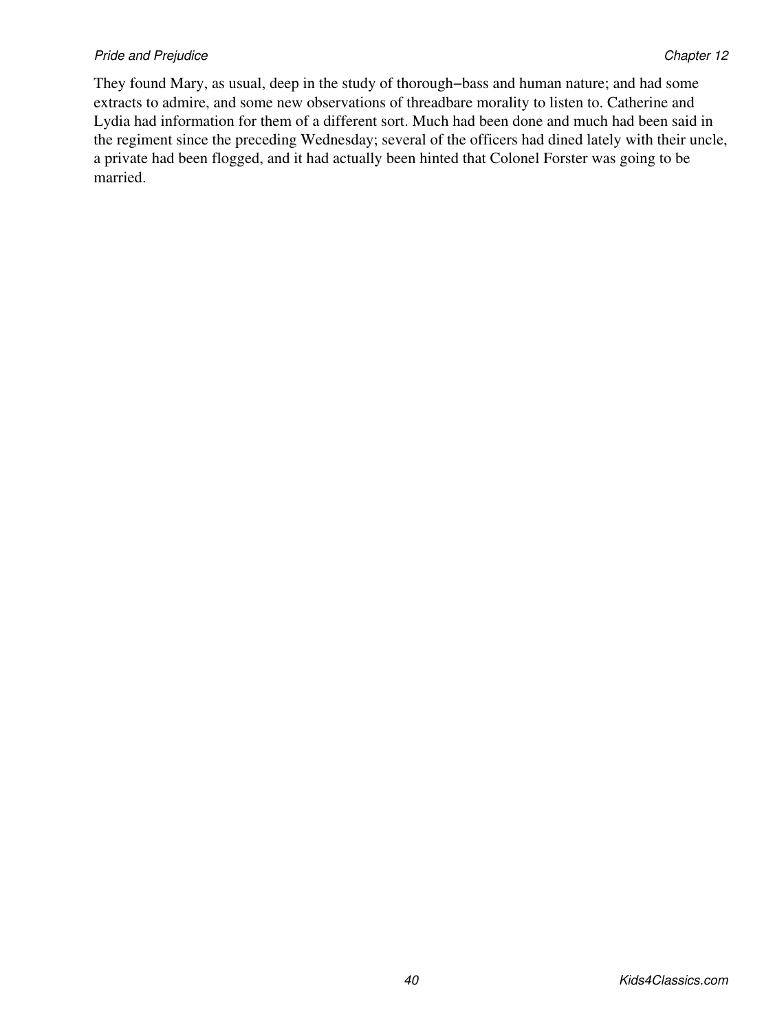They found Mary, as usual, deep in the study of thorough−bass and human nature; and had some extracts to admire, and some new observations of threadbare morality to listen to. Catherine and Lydia had information for them of a different sort. Much had been done and much had been said in the regiment since the preceding Wednesday; several of the officers had dined lately with their uncle, a private had been flogged, and it had actually been hinted that Colonel Forster was going to be married.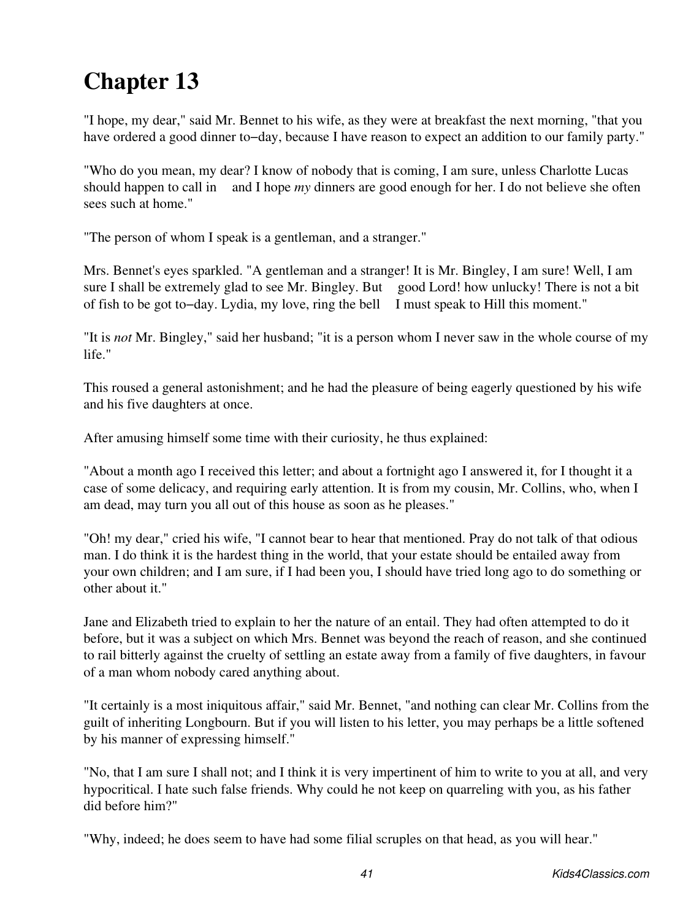# Chapter 13

"I hope, my dear," said Mr. Bennet to his wife, as they were at breakfast the next morning, "that you have ordered a good dinner to−day, because I have reason to expect an addition to our family party."

"Who do you mean, my dear? I know of nobody that is coming, I am sure, unless Charlotte Lucas should happen to call in  and I hope *my* dinners are good enough for her. I do not believe she often sees such at home."

"The person of whom I speak is a gentleman, and a stranger."

Mrs. Bennet's eyes sparkled. "A gentleman and a stranger! It is Mr. Bingley, I am sure! Well, I am sure I shall be extremely glad to see Mr. Bingley. But  good Lord! how unlucky! There is not a bit of fish to be got to−day. Lydia, my love, ring the bell  I must speak to Hill this moment."

"It is *not* Mr. Bingley," said her husband; "it is a person whom I never saw in the whole course of my life."

This roused a general astonishment; and he had the pleasure of being eagerly questioned by his wife and his five daughters at once.

After amusing himself some time with their curiosity, he thus explained:

"About a month ago I received this letter; and about a fortnight ago I answered it, for I thought it a case of some delicacy, and requiring early attention. It is from my cousin, Mr. Collins, who, when I am dead, may turn you all out of this house as soon as he pleases."

"Oh! my dear," cried his wife, "I cannot bear to hear that mentioned. Pray do not talk of that odious man. I do think it is the hardest thing in the world, that your estate should be entailed away from your own children; and I am sure, if I had been you, I should have tried long ago to do something or other about it."

Jane and Elizabeth tried to explain to her the nature of an entail. They had often attempted to do it before, but it was a subject on which Mrs. Bennet was beyond the reach of reason, and she continued to rail bitterly against the cruelty of settling an estate away from a family of five daughters, in favour of a man whom nobody cared anything about.

"It certainly is a most iniquitous affair," said Mr. Bennet, "and nothing can clear Mr. Collins from the guilt of inheriting Longbourn. But if you will listen to his letter, you may perhaps be a little softened by his manner of expressing himself."

"No, that I am sure I shall not; and I think it is very impertinent of him to write to you at all, and very hypocritical. I hate such false friends. Why could he not keep on quarreling with you, as his father did before him?"

"Why, indeed; he does seem to have had some filial scruples on that head, as you will hear."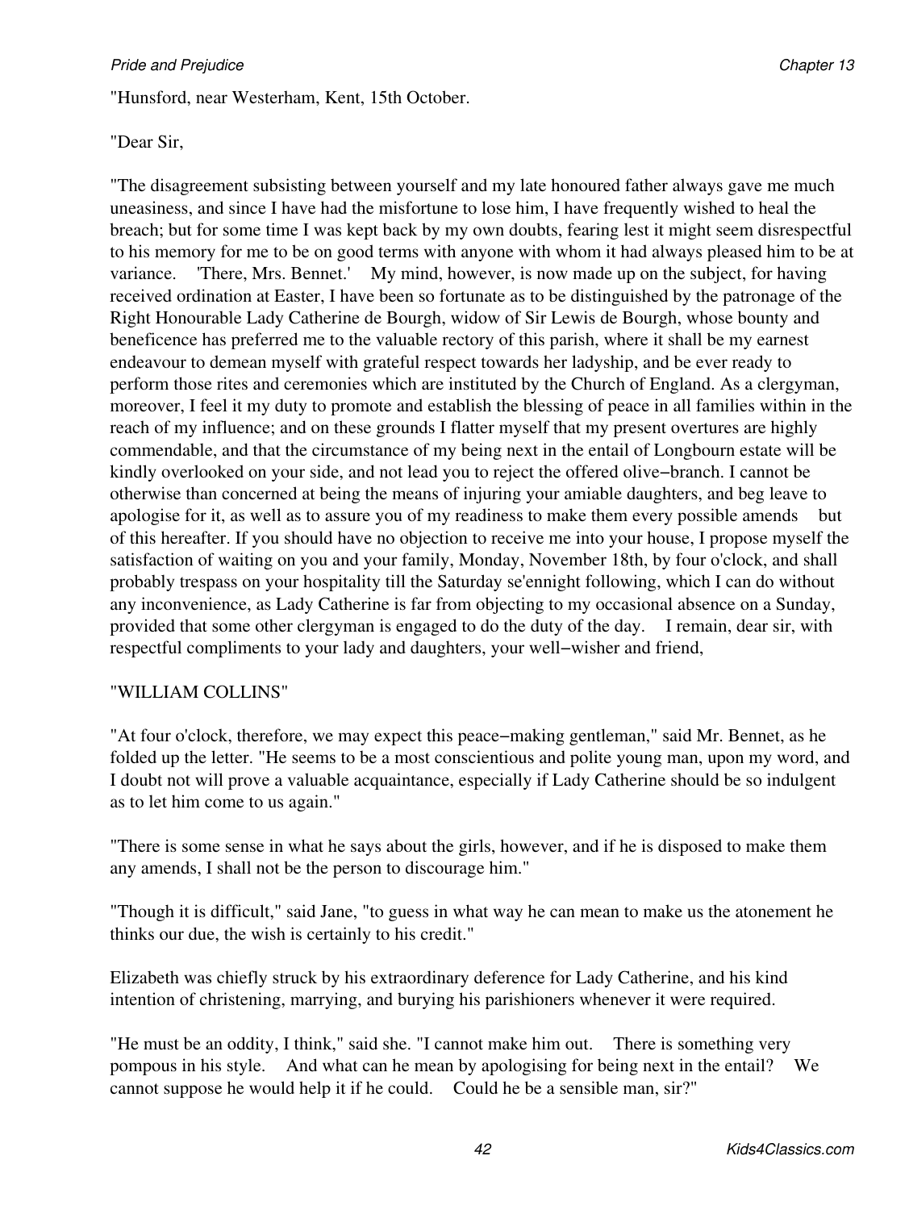"Hunsford, near Westerham, Kent, 15th October.

"Dear Sir,

"The disagreement subsisting between yourself and my late honoured father always gave me much uneasiness, and since I have had the misfortune to lose him, I have frequently wished to heal the breach; but for some time I was kept back by my own doubts, fearing lest it might seem disrespectful to his memory for me to be on good terms with anyone with whom it had always pleased him to be at variance. 'There, Mrs. Bennet.' My mind, however, is now made up on the subject, for having received ordination at Easter, I have been so fortunate as to be distinguished by the patronage of the Right Honourable Lady Catherine de Bourgh, widow of Sir Lewis de Bourgh, whose bounty and beneficence has preferred me to the valuable rectory of this parish, where it shall be my earnest endeavour to demean myself with grateful respect towards her ladyship, and be ever ready to perform those rites and ceremonies which are instituted by the Church of England. As a clergyman, moreover, I feel it my duty to promote and establish the blessing of peace in all families within in the reach of my influence; and on these grounds I flatter myself that my present overtures are highly commendable, and that the circumstance of my being next in the entail of Longbourn estate will be kindly overlooked on your side, and not lead you to reject the offered olive−branch. I cannot be otherwise than concerned at being the means of injuring your amiable daughters, and beg leave to apologise for it, as well as to assure you of my readiness to make them every possible amends but of this hereafter. If you should have no objection to receive me into your house, I propose myself the satisfaction of waiting on you and your family, Monday, November 18th, by four o'clock, and shall probably trespass on your hospitality till the Saturday se'ennight following, which I can do without any inconvenience, as Lady Catherine is far from objecting to my occasional absence on a Sunday, provided that some other clergyman is engaged to do the duty of the day. I remain, dear sir, with respectful compliments to your lady and daughters, your well−wisher and friend,

"WILLIAM COLLINS"

"At four o'clock, therefore, we may expect this peace−making gentleman," said Mr. Bennet, as he folded up the letter. "He seems to be a most conscientious and polite young man, upon my word, and I doubt not will prove a valuable acquaintance, especially if Lady Catherine should be so indulgent as to let him come to us again."

"There is some sense in what he says about the girls, however, and if he is disposed to make them any amends, I shall not be the person to discourage him."

"Though it is difficult," said Jane, "to guess in what way he can mean to make us the atonement he thinks our due, the wish is certainly to his credit."

Elizabeth was chiefly struck by his extraordinary deference for Lady Catherine, and his kind intention of christening, marrying, and burying his parishioners whenever it were required.

"He must be an oddity, I think," said she. "I cannot make him out. There is something very pompous in his style. And what can he mean by apologising for being next in the entail? We cannot suppose he would help it if he could. Could he be a sensible man, sir?"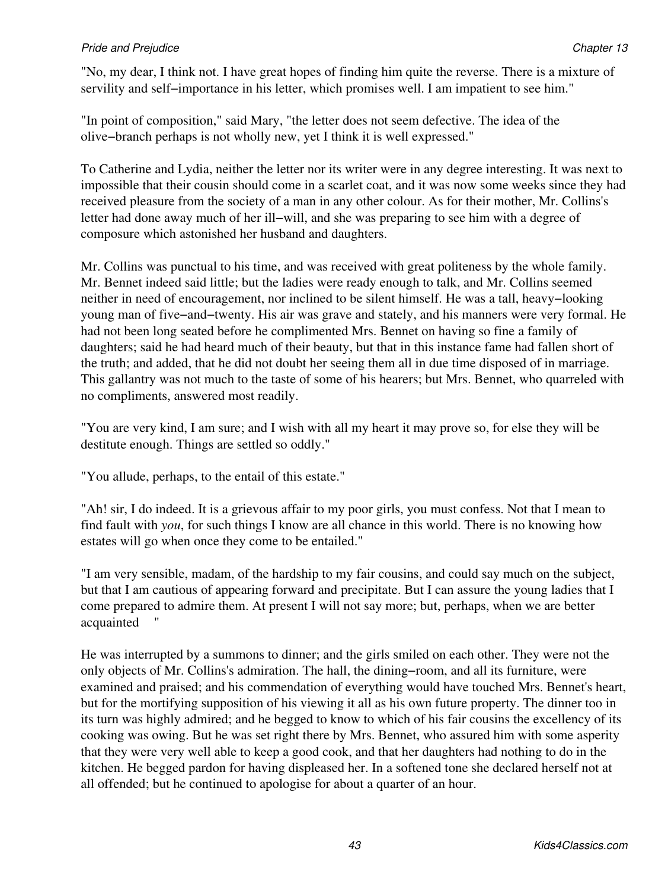"No, my dear, I think not. I have great hopes of finding him quite the reverse. There is a mixture of servility and self−importance in his letter, which promises well. I am impatient to see him."

"In point of composition," said Mary, "the letter does not seem defective. The idea of the olive−branch perhaps is not wholly new, yet I think it is well expressed."

To Catherine and Lydia, neither the letter nor its writer were in any degree interesting. It was next to impossible that their cousin should come in a scarlet coat, and it was now some weeks since they had received pleasure from the society of a man in any other colour. As for their mother, Mr. Collins's letter had done away much of her ill−will, and she was preparing to see him with a degree of composure which astonished her husband and daughters.

Mr. Collins was punctual to his time, and was received with great politeness by the whole family. Mr. Bennet indeed said little; but the ladies were ready enough to talk, and Mr. Collins seemed neither in need of encouragement, nor inclined to be silent himself. He was a tall, heavy−looking young man of five−and−twenty. His air was grave and stately, and his manners were very formal. He had not been long seated before he complimented Mrs. Bennet on having so fine a family of daughters; said he had heard much of their beauty, but that in this instance fame had fallen short of the truth; and added, that he did not doubt her seeing them all in due time disposed of in marriage. This gallantry was not much to the taste of some of his hearers; but Mrs. Bennet, who quarreled with no compliments, answered most readily.

"You are very kind, I am sure; and I wish with all my heart it may prove so, for else they will be destitute enough. Things are settled so oddly."

"You allude, perhaps, to the entail of this estate."

"Ah! sir, I do indeed. It is a grievous affair to my poor girls, you must confess. Not that I mean to find fault with *you*, for such things I know are all chance in this world. There is no knowing how estates will go when once they come to be entailed."

"I am very sensible, madam, of the hardship to my fair cousins, and could say much on the subject, but that I am cautious of appearing forward and precipitate. But I can assure the young ladies that I come prepared to admire them. At present I will not say more; but, perhaps, when we are better acquainted "

He was interrupted by a summons to dinner; and the girls smiled on each other. They were not the only objects of Mr. Collins's admiration. The hall, the dining−room, and all its furniture, were examined and praised; and his commendation of everything would have touched Mrs. Bennet's heart, but for the mortifying supposition of his viewing it all as his own future property. The dinner too in its turn was highly admired; and he begged to know to which of his fair cousins the excellency of its cooking was owing. But he was set right there by Mrs. Bennet, who assured him with some asperity that they were very well able to keep a good cook, and that her daughters had nothing to do in the kitchen. He begged pardon for having displeased her. In a softened tone she declared herself not at all offended; but he continued to apologise for about a quarter of an hour.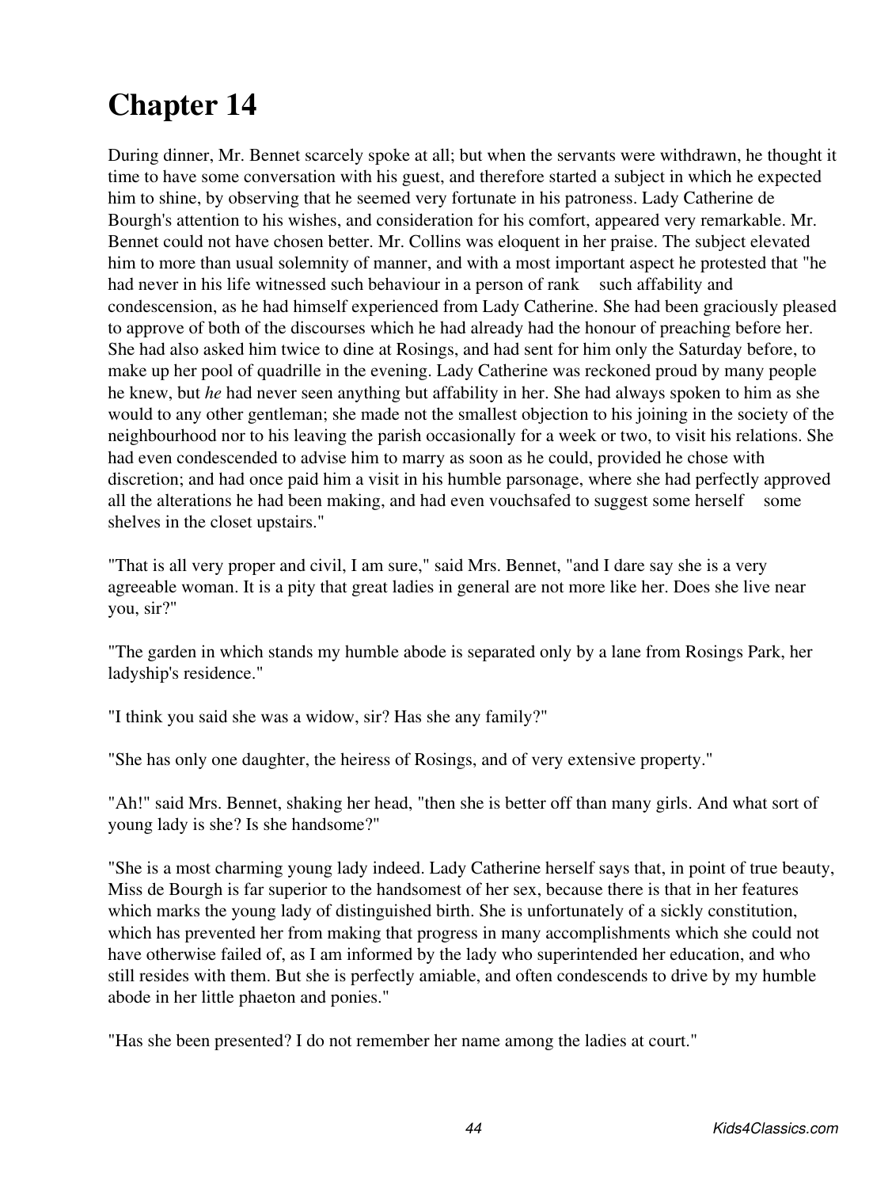# Chapter 14

During dinner, Mr. Bennet scarcely spoke at all; but when the servants were withdrawn, he thought it time to have some conversation with his guest, and therefore started a subject in which he expected him to shine, by observing that he seemed very fortunate in his patroness. Lady Catherine de Bourgh's attention to his wishes, and consideration for his comfort, appeared very remarkable. Mr. Bennet could not have chosen better. Mr. Collins was eloquent in her praise. The subject elevated him to more than usual solemnity of manner, and with a most important aspect he protested that "he had never in his life witnessed such behaviour in a person of rank such affability and condescension, as he had himself experienced from Lady Catherine. She had been graciously pleased to approve of both of the discourses which he had already had the honour of preaching before her. She had also asked him twice to dine at Rosings, and had sent for him only the Saturday before, to make up her pool of quadrille in the evening. Lady Catherine was reckoned proud by many people he knew, but *he* had never seen anything but affability in her. She had always spoken to him as she would to any other gentleman; she made not the smallest objection to his joining in the society of the neighbourhood nor to his leaving the parish occasionally for a week or two, to visit his relations. She had even condescended to advise him to marry as soon as he could, provided he chose with discretion; and had once paid him a visit in his humble parsonage, where she had perfectly approved all the alterations he had been making, and had even vouchsafed to suggest some herself some shelves in the closet upstairs."

"That is all very proper and civil, I am sure," said Mrs. Bennet, "and I dare say she is a very agreeable woman. It is a pity that great ladies in general are not more like her. Does she live near you, sir?"

"The garden in which stands my humble abode is separated only by a lane from Rosings Park, her ladyship's residence."

"I think you said she was a widow, sir? Has she any family?"

"She has only one daughter, the heiress of Rosings, and of very extensive property."

"Ah!" said Mrs. Bennet, shaking her head, "then she is better off than many girls. And what sort of young lady is she? Is she handsome?"

"She is a most charming young lady indeed. Lady Catherine herself says that, in point of true beauty, Miss de Bourgh is far superior to the handsomest of her sex, because there is that in her features which marks the young lady of distinguished birth. She is unfortunately of a sickly constitution, which has prevented her from making that progress in many accomplishments which she could not have otherwise failed of, as I am informed by the lady who superintended her education, and who still resides with them. But she is perfectly amiable, and often condescends to drive by my humble abode in her little phaeton and ponies."

"Has she been presented? I do not remember her name among the ladies at court."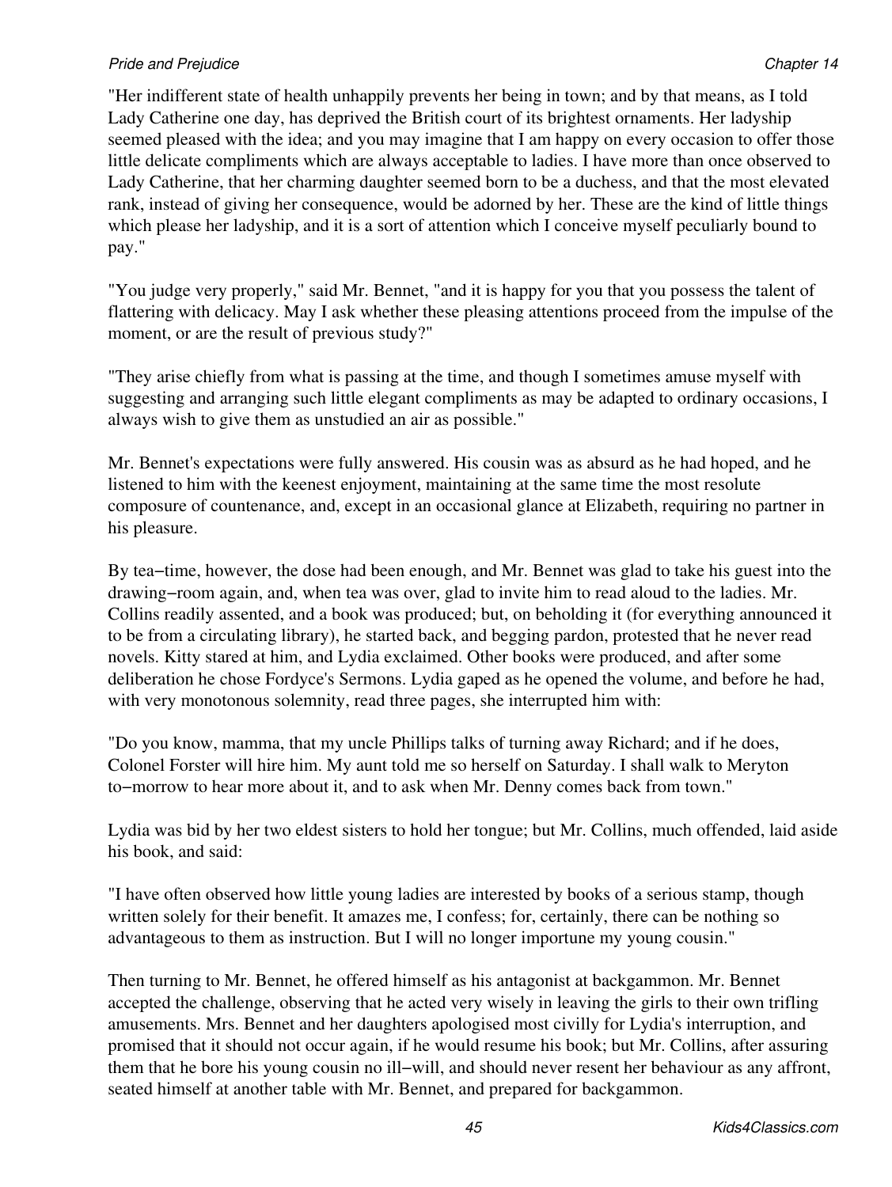"Her indifferent state of health unhappily prevents her being in town; and by that means, as I told Lady Catherine one day, has deprived the British court of its brightest ornaments. Her ladyship seemed pleased with the idea; and you may imagine that I am happy on every occasion to offer those little delicate compliments which are always acceptable to ladies. I have more than once observed to Lady Catherine, that her charming daughter seemed born to be a duchess, and that the most elevated rank, instead of giving her consequence, would be adorned by her. These are the kind of little things which please her ladyship, and it is a sort of attention which I conceive myself peculiarly bound to pay."

"You judge very properly," said Mr. Bennet, "and it is happy for you that you possess the talent of flattering with delicacy. May I ask whether these pleasing attentions proceed from the impulse of the moment, or are the result of previous study?"

"They arise chiefly from what is passing at the time, and though I sometimes amuse myself with suggesting and arranging such little elegant compliments as may be adapted to ordinary occasions, I always wish to give them as unstudied an air as possible."

Mr. Bennet's expectations were fully answered. His cousin was as absurd as he had hoped, and he listened to him with the keenest enjoyment, maintaining at the same time the most resolute composure of countenance, and, except in an occasional glance at Elizabeth, requiring no partner in his pleasure.

By tea−time, however, the dose had been enough, and Mr. Bennet was glad to take his guest into the drawing−room again, and, when tea was over, glad to invite him to read aloud to the ladies. Mr. Collins readily assented, and a book was produced; but, on beholding it (for everything announced it to be from a circulating library), he started back, and begging pardon, protested that he never read novels. Kitty stared at him, and Lydia exclaimed. Other books were produced, and after some deliberation he chose Fordyce's Sermons. Lydia gaped as he opened the volume, and before he had, with very monotonous solemnity, read three pages, she interrupted him with:

"Do you know, mamma, that my uncle Phillips talks of turning away Richard; and if he does, Colonel Forster will hire him. My aunt told me so herself on Saturday. I shall walk to Meryton to−morrow to hear more about it, and to ask when Mr. Denny comes back from town."

Lydia was bid by her two eldest sisters to hold her tongue; but Mr. Collins, much offended, laid aside his book, and said:

"I have often observed how little young ladies are interested by books of a serious stamp, though written solely for their benefit. It amazes me, I confess; for, certainly, there can be nothing so advantageous to them as instruction. But I will no longer importune my young cousin."

Then turning to Mr. Bennet, he offered himself as his antagonist at backgammon. Mr. Bennet accepted the challenge, observing that he acted very wisely in leaving the girls to their own trifling amusements. Mrs. Bennet and her daughters apologised most civilly for Lydia's interruption, and promised that it should not occur again, if he would resume his book; but Mr. Collins, after assuring them that he bore his young cousin no ill−will, and should never resent her behaviour as any affront, seated himself at another table with Mr. Bennet, and prepared for backgammon.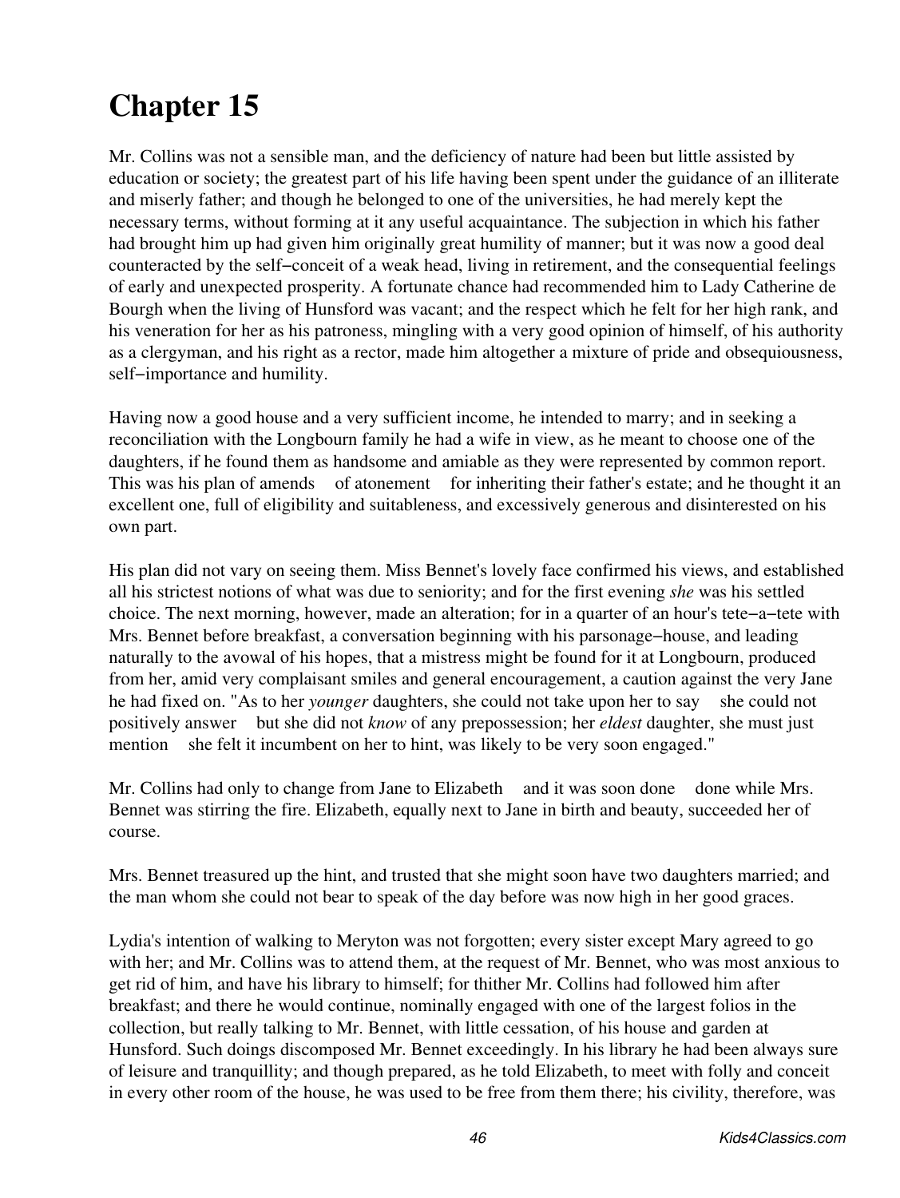# Chapter 15

Mr. Collins was not a sensible man, and the deficiency of nature had been but little assisted by education or society; the greatest part of his life having been spent under the guidance of an illiterate and miserly father; and though he belonged to one of the universities, he had merely kept the necessary terms, without forming at it any useful acquaintance. The subjection in which his father had brought him up had given him originally great humility of manner; but it was now a good deal counteracted by the self−conceit of a weak head, living in retirement, and the consequential feelings of early and unexpected prosperity. A fortunate chance had recommended him to Lady Catherine de Bourgh when the living of Hunsford was vacant; and the respect which he felt for her high rank, and his veneration for her as his patroness, mingling with a very good opinion of himself, of his authority as a clergyman, and his right as a rector, made him altogether a mixture of pride and obsequiousness, self−importance and humility.

Having now a good house and a very sufficient income, he intended to marry; and in seeking a reconciliation with the Longbourn family he had a wife in view, as he meant to choose one of the daughters, if he found them as handsome and amiable as they were represented by common report. This was his plan of amends of atonement for inheriting their father's estate; and he thought it an excellent one, full of eligibility and suitableness, and excessively generous and disinterested on his own part.

His plan did not vary on seeing them. Miss Bennet's lovely face confirmed his views, and established all his strictest notions of what was due to seniority; and for the first evening *she* was his settled choice. The next morning, however, made an alteration; for in a quarter of an hour's tete−a−tete with Mrs. Bennet before breakfast, a conversation beginning with his parsonage−house, and leading naturally to the avowal of his hopes, that a mistress might be found for it at Longbourn, produced from her, amid very complaisant smiles and general encouragement, a caution against the very Jane he had fixed on. "As to her *younger* daughters, she could not take upon her to say she could not positively answer but she did not *know* of any prepossession; her *eldest* daughter, she must just mention she felt it incumbent on her to hint, was likely to be very soon engaged."

Mr. Collins had only to change from Jane to Elizabeth and it was soon done done while Mrs. Bennet was stirring the fire. Elizabeth, equally next to Jane in birth and beauty, succeeded her of course.

Mrs. Bennet treasured up the hint, and trusted that she might soon have two daughters married; and the man whom she could not bear to speak of the day before was now high in her good graces.

Lydia's intention of walking to Meryton was not forgotten; every sister except Mary agreed to go with her; and Mr. Collins was to attend them, at the request of Mr. Bennet, who was most anxious to get rid of him, and have his library to himself; for thither Mr. Collins had followed him after breakfast; and there he would continue, nominally engaged with one of the largest folios in the collection, but really talking to Mr. Bennet, with little cessation, of his house and garden at Hunsford. Such doings discomposed Mr. Bennet exceedingly. In his library he had been always sure of leisure and tranquillity; and though prepared, as he told Elizabeth, to meet with folly and conceit in every other room of the house, he was used to be free from them there; his civility, therefore, was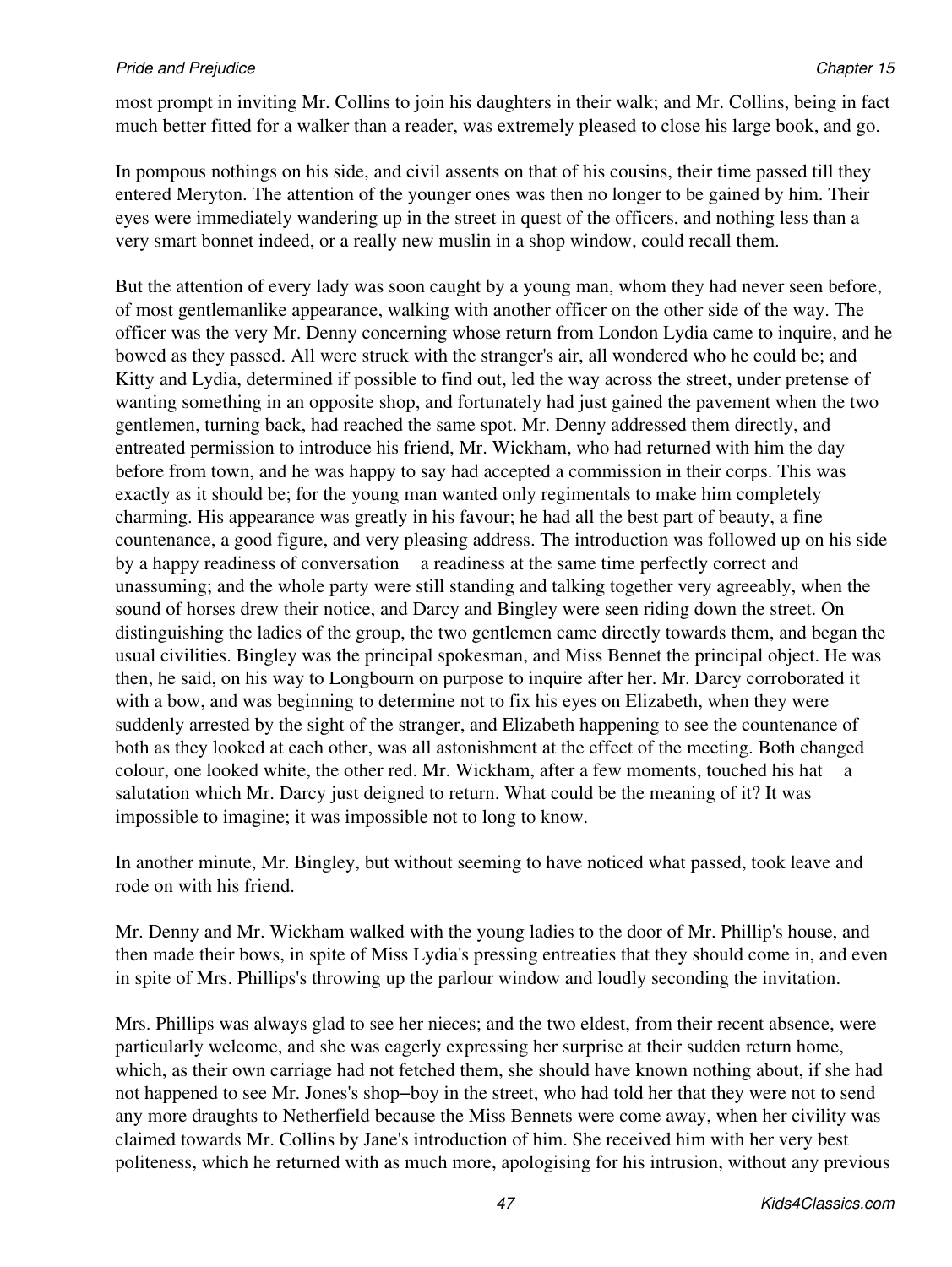most prompt in inviting Mr. Collins to join his daughters in their walk; and Mr. Collins, being in fact much better fitted for a walker than a reader, was extremely pleased to close his large book, and go.

In pompous nothings on his side, and civil assents on that of his cousins, their time passed till they entered Meryton. The attention of the younger ones was then no longer to be gained by him. Their eyes were immediately wandering up in the street in quest of the officers, and nothing less than a very smart bonnet indeed, or a really new muslin in a shop window, could recall them.

But the attention of every lady was soon caught by a young man, whom they had never seen before, of most gentlemanlike appearance, walking with another officer on the other side of the way. The officer was the very Mr. Denny concerning whose return from London Lydia came to inquire, and he bowed as they passed. All were struck with the stranger's air, all wondered who he could be; and Kitty and Lydia, determined if possible to find out, led the way across the street, under pretense of wanting something in an opposite shop, and fortunately had just gained the pavement when the two gentlemen, turning back, had reached the same spot. Mr. Denny addressed them directly, and entreated permission to introduce his friend, Mr. Wickham, who had returned with him the day before from town, and he was happy to say had accepted a commission in their corps. This was exactly as it should be; for the young man wanted only regimentals to make him completely charming. His appearance was greatly in his favour; he had all the best part of beauty, a fine countenance, a good figure, and very pleasing address. The introduction was followed up on his side by a happy readiness of conversation a readiness at the same time perfectly correct and unassuming; and the whole party were still standing and talking together very agreeably, when the sound of horses drew their notice, and Darcy and Bingley were seen riding down the street. On distinguishing the ladies of the group, the two gentlemen came directly towards them, and began the usual civilities. Bingley was the principal spokesman, and Miss Bennet the principal object. He was then, he said, on his way to Longbourn on purpose to inquire after her. Mr. Darcy corroborated it with a bow, and was beginning to determine not to fix his eyes on Elizabeth, when they were suddenly arrested by the sight of the stranger, and Elizabeth happening to see the countenance of both as they looked at each other, was all astonishment at the effect of the meeting. Both changed colour, one looked white, the other red. Mr. Wickham, after a few moments, touched his hat a salutation which Mr. Darcy just deigned to return. What could be the meaning of it? It was impossible to imagine; it was impossible not to long to know.

In another minute, Mr. Bingley, but without seeming to have noticed what passed, took leave and rode on with his friend.

Mr. Denny and Mr. Wickham walked with the young ladies to the door of Mr. Phillip's house, and then made their bows, in spite of Miss Lydia's pressing entreaties that they should come in, and even in spite of Mrs. Phillips's throwing up the parlour window and loudly seconding the invitation.

Mrs. Phillips was always glad to see her nieces; and the two eldest, from their recent absence, were particularly welcome, and she was eagerly expressing her surprise at their sudden return home, which, as their own carriage had not fetched them, she should have known nothing about, if she had not happened to see Mr. Jones's shop−boy in the street, who had told her that they were not to send any more draughts to Netherfield because the Miss Bennets were come away, when her civility was claimed towards Mr. Collins by Jane's introduction of him. She received him with her very best politeness, which he returned with as much more, apologising for his intrusion, without any previous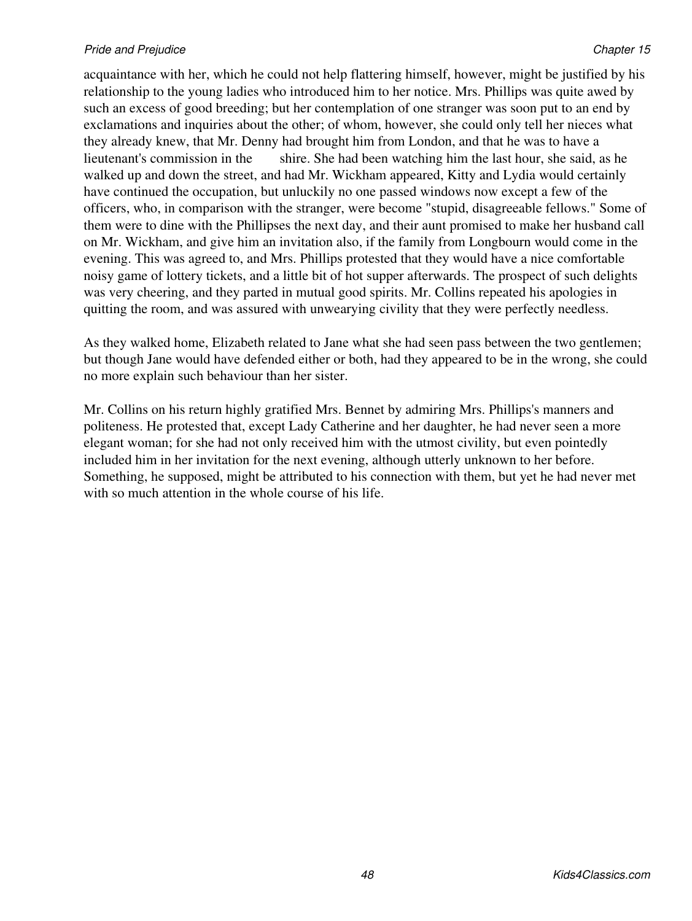acquaintance with her, which he could not help flattering himself, however, might be justified by his relationship to the young ladies who introduced him to her notice. Mrs. Phillips was quite awed by such an excess of good breeding; but her contemplation of one stranger was soon put to an end by exclamations and inquiries about the other; of whom, however, she could only tell her nieces what they already knew, that Mr. Denny had brought him from London, and that he was to have a lieutenant's commission in the        shire. She had been watching him the last hour, she said, as he walked up and down the street, and had Mr. Wickham appeared, Kitty and Lydia would certainly have continued the occupation, but unluckily no one passed windows now except a few of the officers, who, in comparison with the stranger, were become "stupid, disagreeable fellows." Some of them were to dine with the Phillipses the next day, and their aunt promised to make her husband call on Mr. Wickham, and give him an invitation also, if the family from Longbourn would come in the evening. This was agreed to, and Mrs. Phillips protested that they would have a nice comfortable noisy game of lottery tickets, and a little bit of hot supper afterwards. The prospect of such delights was very cheering, and they parted in mutual good spirits. Mr. Collins repeated his apologies in quitting the room, and was assured with unwearying civility that they were perfectly needless.

As they walked home, Elizabeth related to Jane what she had seen pass between the two gentlemen; but though Jane would have defended either or both, had they appeared to be in the wrong, she could no more explain such behaviour than her sister.

Mr. Collins on his return highly gratified Mrs. Bennet by admiring Mrs. Phillips's manners and politeness. He protested that, except Lady Catherine and her daughter, he had never seen a more elegant woman; for she had not only received him with the utmost civility, but even pointedly included him in her invitation for the next evening, although utterly unknown to her before. Something, he supposed, might be attributed to his connection with them, but yet he had never met with so much attention in the whole course of his life.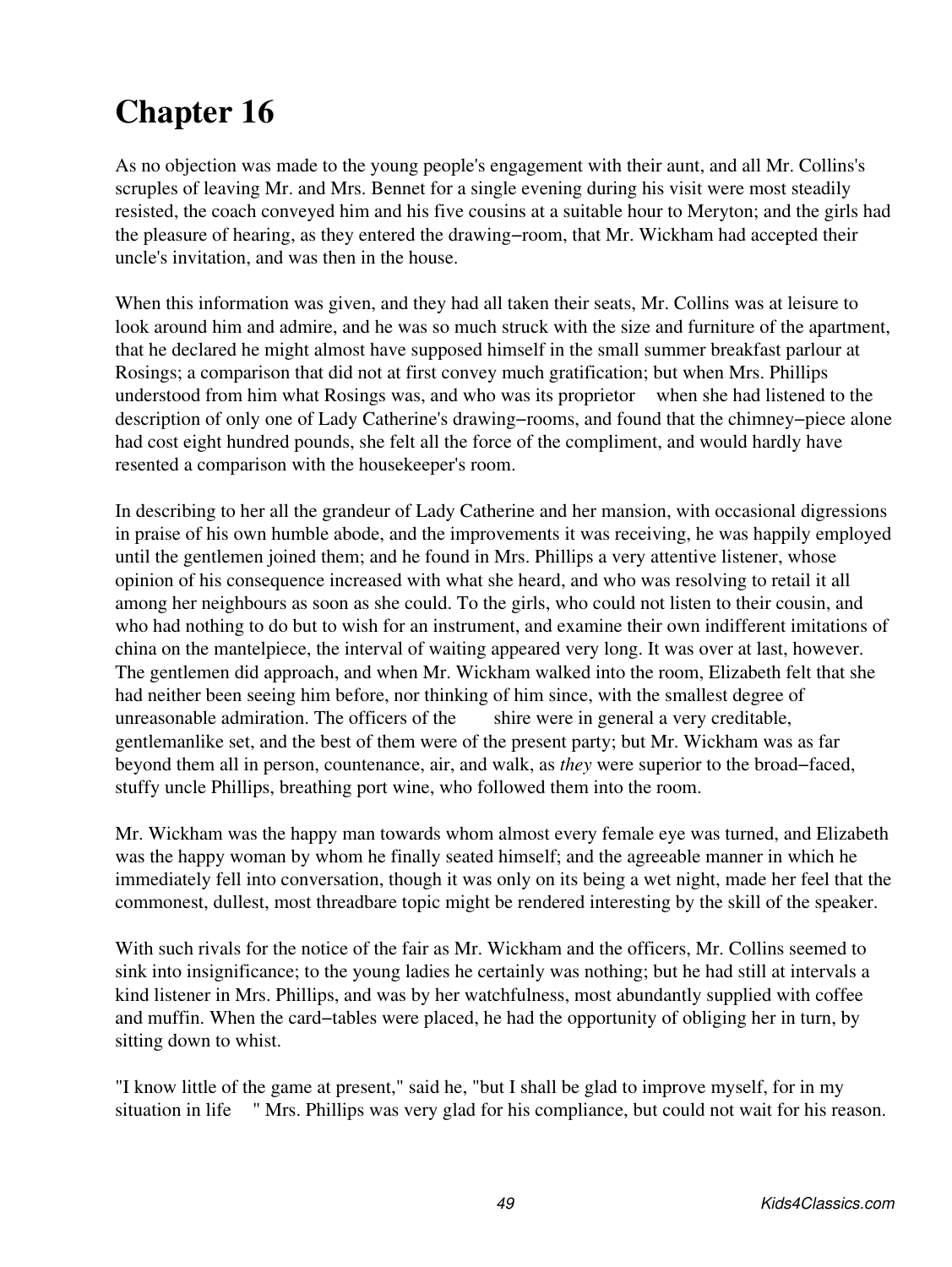# Chapter 16

As no objection was made to the young people's engagement with their aunt, and all Mr. Collins's scruples of leaving Mr. and Mrs. Bennet for a single evening during his visit were most steadily resisted, the coach conveyed him and his five cousins at a suitable hour to Meryton; and the girls had the pleasure of hearing, as they entered the drawing−room, that Mr. Wickham had accepted their uncle's invitation, and was then in the house.

When this information was given, and they had all taken their seats, Mr. Collins was at leisure to look around him and admire, and he was so much struck with the size and furniture of the apartment, that he declared he might almost have supposed himself in the small summer breakfast parlour at Rosings; a comparison that did not at first convey much gratification; but when Mrs. Phillips understood from him what Rosings was, and who was its proprietor when she had listened to the description of only one of Lady Catherine's drawing−rooms, and found that the chimney−piece alone had cost eight hundred pounds, she felt all the force of the compliment, and would hardly have resented a comparison with the housekeeper's room.

In describing to her all the grandeur of Lady Catherine and her mansion, with occasional digressions in praise of his own humble abode, and the improvements it was receiving, he was happily employed until the gentlemen joined them; and he found in Mrs. Phillips a very attentive listener, whose opinion of his consequence increased with what she heard, and who was resolving to retail it all among her neighbours as soon as she could. To the girls, who could not listen to their cousin, and who had nothing to do but to wish for an instrument, and examine their own indifferent imitations of china on the mantelpiece, the interval of waiting appeared very long. It was over at last, however. The gentlemen did approach, and when Mr. Wickham walked into the room, Elizabeth felt that she had neither been seeing him before, nor thinking of him since, with the smallest degree of unreasonable admiration. The officers of the shire were in general a very creditable, gentlemanlike set, and the best of them were of the present party; but Mr. Wickham was as far beyond them all in person, countenance, air, and walk, as *they* were superior to the broad−faced, stuffy uncle Phillips, breathing port wine, who followed them into the room.

Mr. Wickham was the happy man towards whom almost every female eye was turned, and Elizabeth was the happy woman by whom he finally seated himself; and the agreeable manner in which he immediately fell into conversation, though it was only on its being a wet night, made her feel that the commonest, dullest, most threadbare topic might be rendered interesting by the skill of the speaker.

With such rivals for the notice of the fair as Mr. Wickham and the officers, Mr. Collins seemed to sink into insignificance; to the young ladies he certainly was nothing; but he had still at intervals a kind listener in Mrs. Phillips, and was by her watchfulness, most abundantly supplied with coffee and muffin. When the card−tables were placed, he had the opportunity of obliging her in turn, by sitting down to whist.

"I know little of the game at present," said he, "but I shall be glad to improve myself, for in my situation in life " Mrs. Phillips was very glad for his compliance, but could not wait for his reason.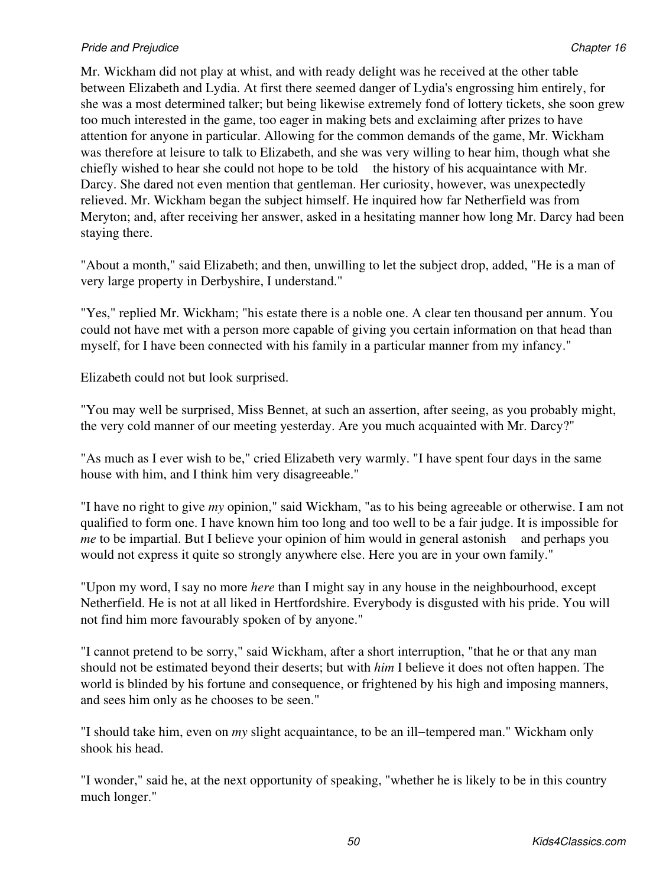Mr. Wickham did not play at whist, and with ready delight was he received at the other table between Elizabeth and Lydia. At first there seemed danger of Lydia's engrossing him entirely, for she was a most determined talker; but being likewise extremely fond of lottery tickets, she soon grew too much interested in the game, too eager in making bets and exclaiming after prizes to have attention for anyone in particular. Allowing for the common demands of the game, Mr. Wickham was therefore at leisure to talk to Elizabeth, and she was very willing to hear him, though what she chiefly wished to hear she could not hope to be told  the history of his acquaintance with Mr. Darcy. She dared not even mention that gentleman. Her curiosity, however, was unexpectedly relieved. Mr. Wickham began the subject himself. He inquired how far Netherfield was from Meryton; and, after receiving her answer, asked in a hesitating manner how long Mr. Darcy had been staying there.

"About a month," said Elizabeth; and then, unwilling to let the subject drop, added, "He is a man of very large property in Derbyshire, I understand."

"Yes," replied Mr. Wickham; "his estate there is a noble one. A clear ten thousand per annum. You could not have met with a person more capable of giving you certain information on that head than myself, for I have been connected with his family in a particular manner from my infancy."

Elizabeth could not but look surprised.

"You may well be surprised, Miss Bennet, at such an assertion, after seeing, as you probably might, the very cold manner of our meeting yesterday. Are you much acquainted with Mr. Darcy?"

"As much as I ever wish to be," cried Elizabeth very warmly. "I have spent four days in the same house with him, and I think him very disagreeable."

"I have no right to give *my* opinion," said Wickham, "as to his being agreeable or otherwise. I am not qualified to form one. I have known him too long and too well to be a fair judge. It is impossible for *me* to be impartial. But I believe your opinion of him would in general astonish  and perhaps you would not express it quite so strongly anywhere else. Here you are in your own family."

"Upon my word, I say no more *here* than I might say in any house in the neighbourhood, except Netherfield. He is not at all liked in Hertfordshire. Everybody is disgusted with his pride. You will not find him more favourably spoken of by anyone."

"I cannot pretend to be sorry," said Wickham, after a short interruption, "that he or that any man should not be estimated beyond their deserts; but with *him* I believe it does not often happen. The world is blinded by his fortune and consequence, or frightened by his high and imposing manners, and sees him only as he chooses to be seen."

"I should take him, even on *my* slight acquaintance, to be an ill−tempered man." Wickham only shook his head.

"I wonder," said he, at the next opportunity of speaking, "whether he is likely to be in this country much longer."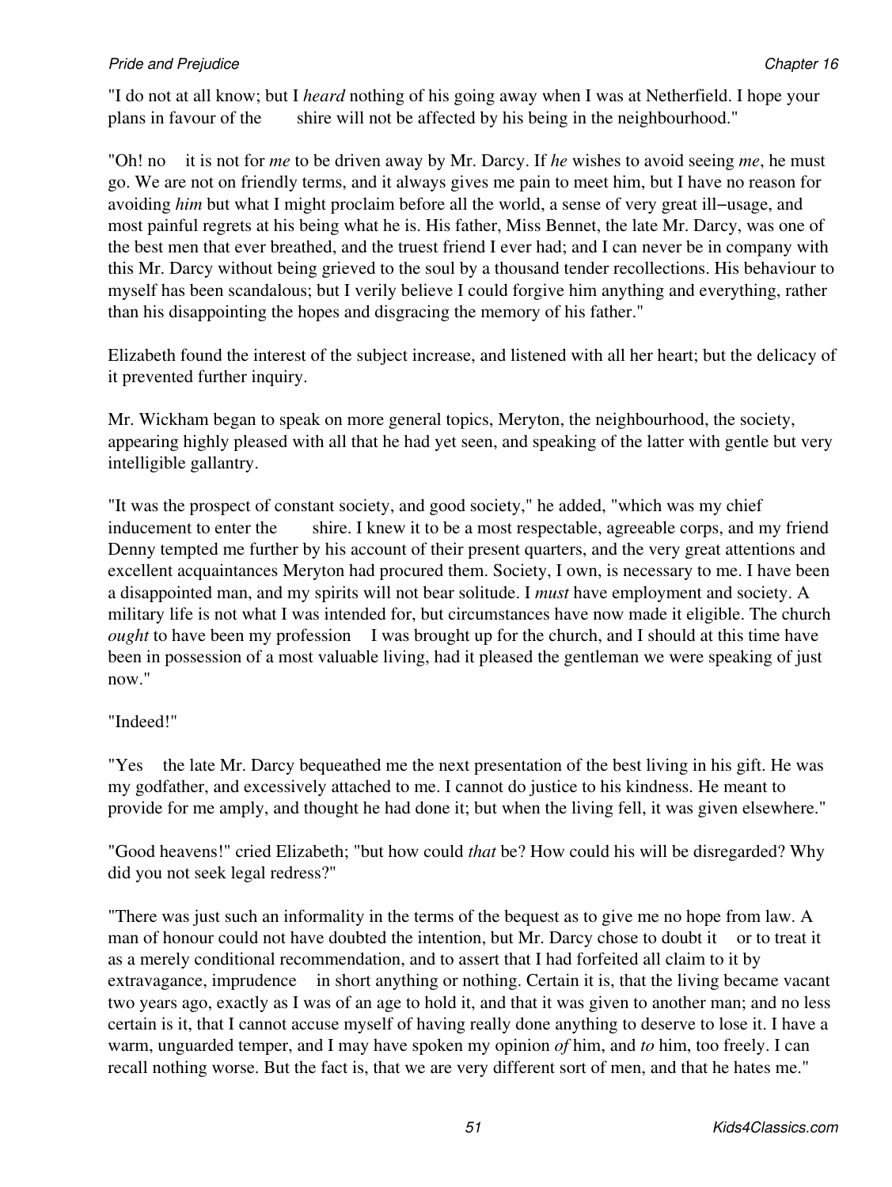"I do not at all know; but I *heard* nothing of his going away when I was at Netherfield. I hope your plans in favour of the      shire will not be affected by his being in the neighbourhood."

"Oh! no    it is not for *me* to be driven away by Mr. Darcy. If *he* wishes to avoid seeing *me*, he must go. We are not on friendly terms, and it always gives me pain to meet him, but I have no reason for avoiding *him* but what I might proclaim before all the world, a sense of very great ill−usage, and most painful regrets at his being what he is. His father, Miss Bennet, the late Mr. Darcy, was one of the best men that ever breathed, and the truest friend I ever had; and I can never be in company with this Mr. Darcy without being grieved to the soul by a thousand tender recollections. His behaviour to myself has been scandalous; but I verily believe I could forgive him anything and everything, rather than his disappointing the hopes and disgracing the memory of his father."

Elizabeth found the interest of the subject increase, and listened with all her heart; but the delicacy of it prevented further inquiry.

Mr. Wickham began to speak on more general topics, Meryton, the neighbourhood, the society, appearing highly pleased with all that he had yet seen, and speaking of the latter with gentle but very intelligible gallantry.

"It was the prospect of constant society, and good society," he added, "which was my chief inducement to enter the      shire. I knew it to be a most respectable, agreeable corps, and my friend Denny tempted me further by his account of their present quarters, and the very great attentions and excellent acquaintances Meryton had procured them. Society, I own, is necessary to me. I have been a disappointed man, and my spirits will not bear solitude. I *must* have employment and society. A military life is not what I was intended for, but circumstances have now made it eligible. The church *ought* to have been my profession    I was brought up for the church, and I should at this time have been in possession of a most valuable living, had it pleased the gentleman we were speaking of just now."

"Indeed!"

"Yes    the late Mr. Darcy bequeathed me the next presentation of the best living in his gift. He was my godfather, and excessively attached to me. I cannot do justice to his kindness. He meant to provide for me amply, and thought he had done it; but when the living fell, it was given elsewhere."

"Good heavens!" cried Elizabeth; "but how could *that* be? How could his will be disregarded? Why did you not seek legal redress?"

"There was just such an informality in the terms of the bequest as to give me no hope from law. A man of honour could not have doubted the intention, but Mr. Darcy chose to doubt it    or to treat it as a merely conditional recommendation, and to assert that I had forfeited all claim to it by extravagance, imprudence    in short anything or nothing. Certain it is, that the living became vacant two years ago, exactly as I was of an age to hold it, and that it was given to another man; and no less certain is it, that I cannot accuse myself of having really done anything to deserve to lose it. I have a warm, unguarded temper, and I may have spoken my opinion *of* him, and *to* him, too freely. I can recall nothing worse. But the fact is, that we are very different sort of men, and that he hates me."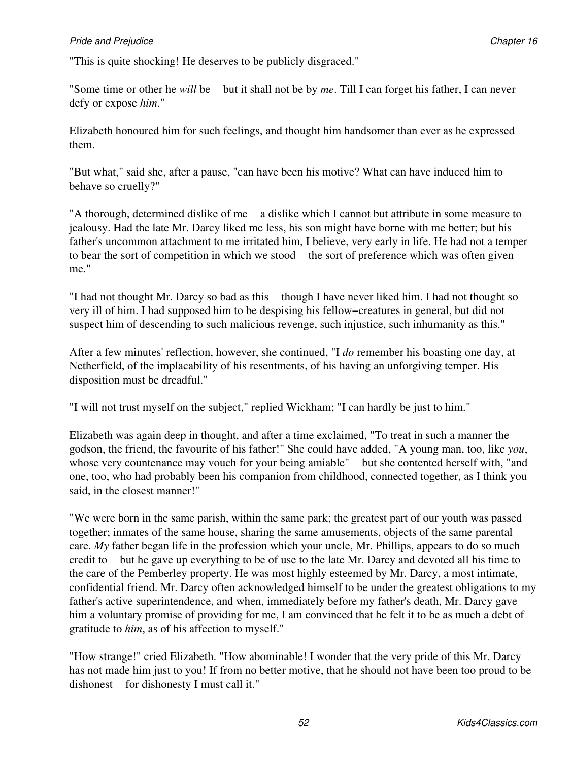"This is quite shocking! He deserves to be publicly disgraced."

"Some time or other he *will* be  but it shall not be by *me*. Till I can forget his father, I can never defy or expose *him*."

Elizabeth honoured him for such feelings, and thought him handsomer than ever as he expressed them.

"But what," said she, after a pause, "can have been his motive? What can have induced him to behave so cruelly?"

"A thorough, determined dislike of me  a dislike which I cannot but attribute in some measure to jealousy. Had the late Mr. Darcy liked me less, his son might have borne with me better; but his father's uncommon attachment to me irritated him, I believe, very early in life. He had not a temper to bear the sort of competition in which we stood  the sort of preference which was often given me."

"I had not thought Mr. Darcy so bad as this  though I have never liked him. I had not thought so very ill of him. I had supposed him to be despising his fellow−creatures in general, but did not suspect him of descending to such malicious revenge, such injustice, such inhumanity as this."

After a few minutes' reflection, however, she continued, "I *do* remember his boasting one day, at Netherfield, of the implacability of his resentments, of his having an unforgiving temper. His disposition must be dreadful."

"I will not trust myself on the subject," replied Wickham; "I can hardly be just to him."

Elizabeth was again deep in thought, and after a time exclaimed, "To treat in such a manner the godson, the friend, the favourite of his father!" She could have added, "A young man, too, like *you*, whose very countenance may vouch for your being amiable"  but she contented herself with, "and one, too, who had probably been his companion from childhood, connected together, as I think you said, in the closest manner!"

"We were born in the same parish, within the same park; the greatest part of our youth was passed together; inmates of the same house, sharing the same amusements, objects of the same parental care. *My* father began life in the profession which your uncle, Mr. Phillips, appears to do so much credit to  but he gave up everything to be of use to the late Mr. Darcy and devoted all his time to the care of the Pemberley property. He was most highly esteemed by Mr. Darcy, a most intimate, confidential friend. Mr. Darcy often acknowledged himself to be under the greatest obligations to my father's active superintendence, and when, immediately before my father's death, Mr. Darcy gave him a voluntary promise of providing for me, I am convinced that he felt it to be as much a debt of gratitude to *him*, as of his affection to myself."

"How strange!" cried Elizabeth. "How abominable! I wonder that the very pride of this Mr. Darcy has not made him just to you! If from no better motive, that he should not have been too proud to be dishonest  for dishonesty I must call it."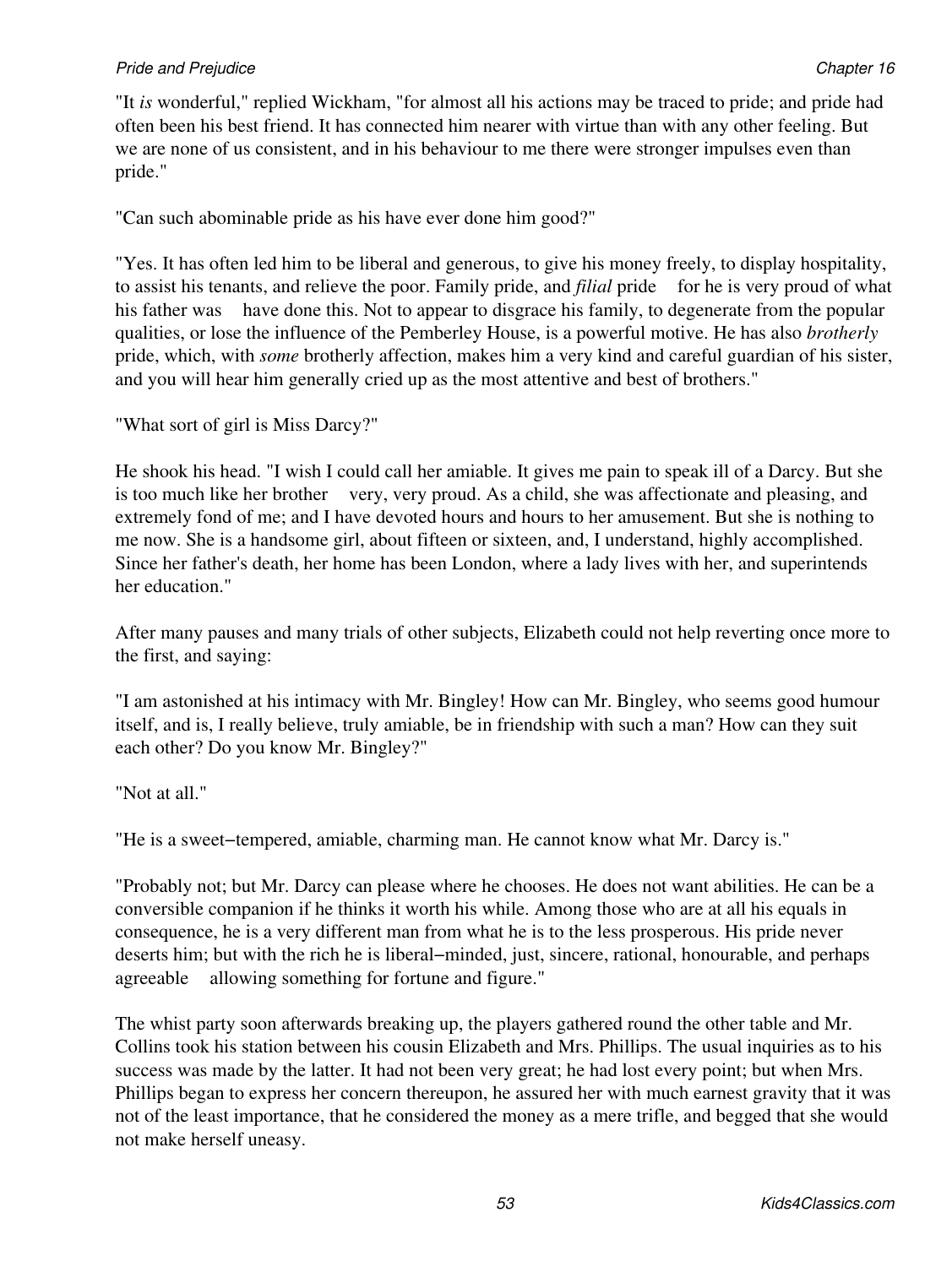"It *is* wonderful," replied Wickham, "for almost all his actions may be traced to pride; and pride had often been his best friend. It has connected him nearer with virtue than with any other feeling. But we are none of us consistent, and in his behaviour to me there were stronger impulses even than pride."

"Can such abominable pride as his have ever done him good?"

"Yes. It has often led him to be liberal and generous, to give his money freely, to display hospitality, to assist his tenants, and relieve the poor. Family pride, and *filial* pride for he is very proud of what his father was have done this. Not to appear to disgrace his family, to degenerate from the popular qualities, or lose the influence of the Pemberley House, is a powerful motive. He has also *brotherly* pride, which, with *some* brotherly affection, makes him a very kind and careful guardian of his sister, and you will hear him generally cried up as the most attentive and best of brothers."

"What sort of girl is Miss Darcy?"

He shook his head. "I wish I could call her amiable. It gives me pain to speak ill of a Darcy. But she is too much like her brother very, very proud. As a child, she was affectionate and pleasing, and extremely fond of me; and I have devoted hours and hours to her amusement. But she is nothing to me now. She is a handsome girl, about fifteen or sixteen, and, I understand, highly accomplished. Since her father's death, her home has been London, where a lady lives with her, and superintends her education."

After many pauses and many trials of other subjects, Elizabeth could not help reverting once more to the first, and saying:

"I am astonished at his intimacy with Mr. Bingley! How can Mr. Bingley, who seems good humour itself, and is, I really believe, truly amiable, be in friendship with such a man? How can they suit each other? Do you know Mr. Bingley?"

"Not at all."

"He is a sweet−tempered, amiable, charming man. He cannot know what Mr. Darcy is."

"Probably not; but Mr. Darcy can please where he chooses. He does not want abilities. He can be a conversible companion if he thinks it worth his while. Among those who are at all his equals in consequence, he is a very different man from what he is to the less prosperous. His pride never deserts him; but with the rich he is liberal−minded, just, sincere, rational, honourable, and perhaps agreeable allowing something for fortune and figure."

The whist party soon afterwards breaking up, the players gathered round the other table and Mr. Collins took his station between his cousin Elizabeth and Mrs. Phillips. The usual inquiries as to his success was made by the latter. It had not been very great; he had lost every point; but when Mrs. Phillips began to express her concern thereupon, he assured her with much earnest gravity that it was not of the least importance, that he considered the money as a mere trifle, and begged that she would not make herself uneasy.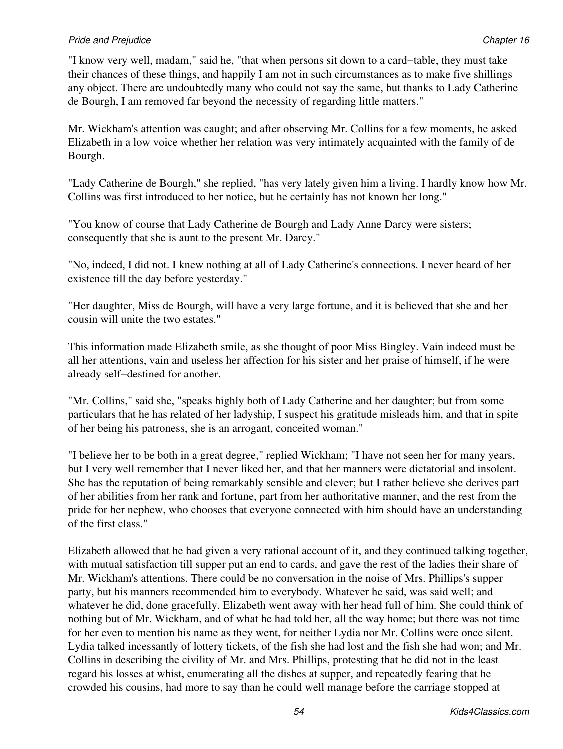"I know very well, madam," said he, "that when persons sit down to a card−table, they must take their chances of these things, and happily I am not in such circumstances as to make five shillings any object. There are undoubtedly many who could not say the same, but thanks to Lady Catherine de Bourgh, I am removed far beyond the necessity of regarding little matters."

Mr. Wickham's attention was caught; and after observing Mr. Collins for a few moments, he asked Elizabeth in a low voice whether her relation was very intimately acquainted with the family of de Bourgh.

"Lady Catherine de Bourgh," she replied, "has very lately given him a living. I hardly know how Mr. Collins was first introduced to her notice, but he certainly has not known her long."

"You know of course that Lady Catherine de Bourgh and Lady Anne Darcy were sisters; consequently that she is aunt to the present Mr. Darcy."

"No, indeed, I did not. I knew nothing at all of Lady Catherine's connections. I never heard of her existence till the day before yesterday."

"Her daughter, Miss de Bourgh, will have a very large fortune, and it is believed that she and her cousin will unite the two estates."

This information made Elizabeth smile, as she thought of poor Miss Bingley. Vain indeed must be all her attentions, vain and useless her affection for his sister and her praise of himself, if he were already self−destined for another.

"Mr. Collins," said she, "speaks highly both of Lady Catherine and her daughter; but from some particulars that he has related of her ladyship, I suspect his gratitude misleads him, and that in spite of her being his patroness, she is an arrogant, conceited woman."

"I believe her to be both in a great degree," replied Wickham; "I have not seen her for many years, but I very well remember that I never liked her, and that her manners were dictatorial and insolent. She has the reputation of being remarkably sensible and clever; but I rather believe she derives part of her abilities from her rank and fortune, part from her authoritative manner, and the rest from the pride for her nephew, who chooses that everyone connected with him should have an understanding of the first class."

Elizabeth allowed that he had given a very rational account of it, and they continued talking together, with mutual satisfaction till supper put an end to cards, and gave the rest of the ladies their share of Mr. Wickham's attentions. There could be no conversation in the noise of Mrs. Phillips's supper party, but his manners recommended him to everybody. Whatever he said, was said well; and whatever he did, done gracefully. Elizabeth went away with her head full of him. She could think of nothing but of Mr. Wickham, and of what he had told her, all the way home; but there was not time for her even to mention his name as they went, for neither Lydia nor Mr. Collins were once silent. Lydia talked incessantly of lottery tickets, of the fish she had lost and the fish she had won; and Mr. Collins in describing the civility of Mr. and Mrs. Phillips, protesting that he did not in the least regard his losses at whist, enumerating all the dishes at supper, and repeatedly fearing that he crowded his cousins, had more to say than he could well manage before the carriage stopped at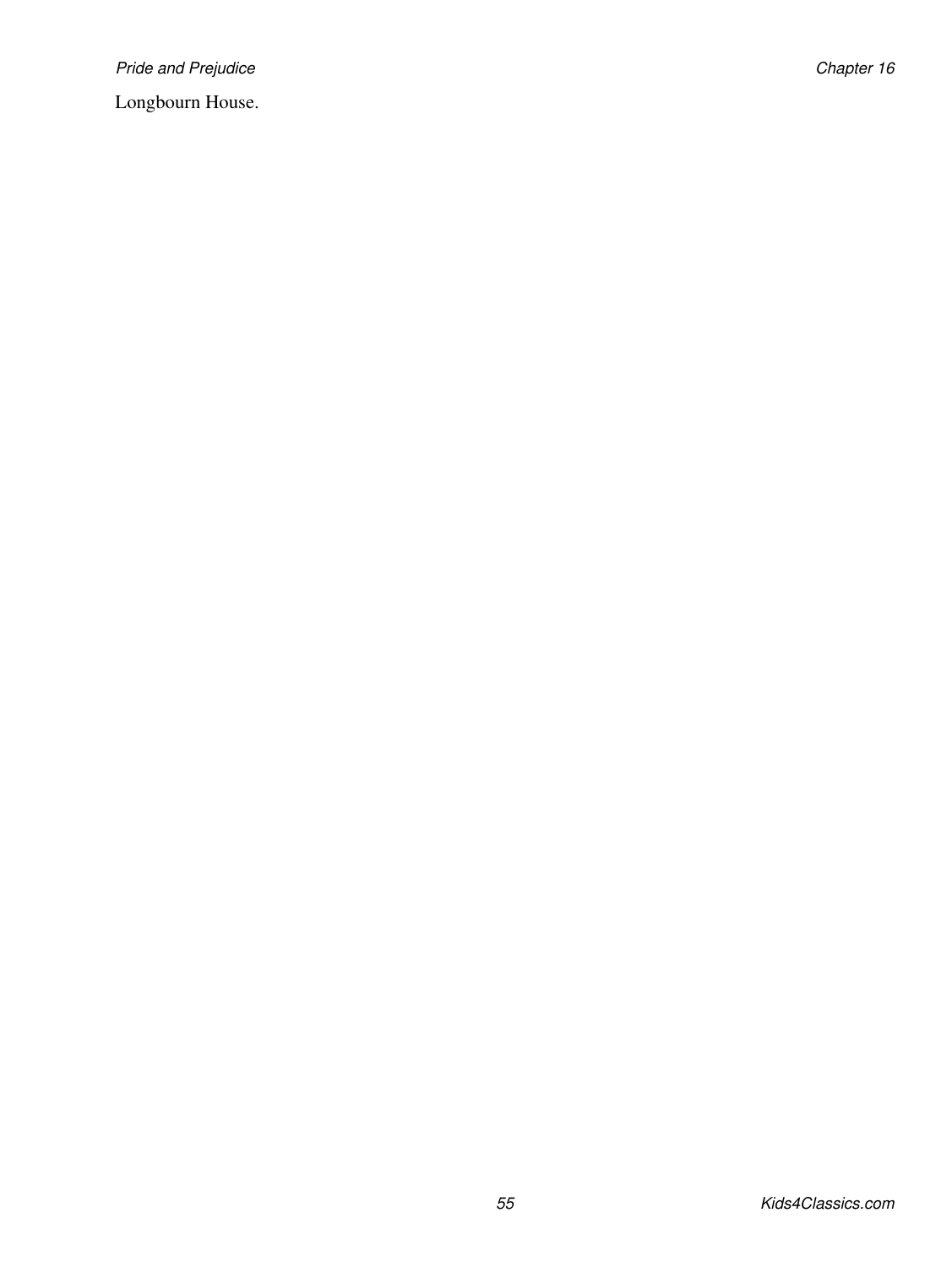Longbourn House.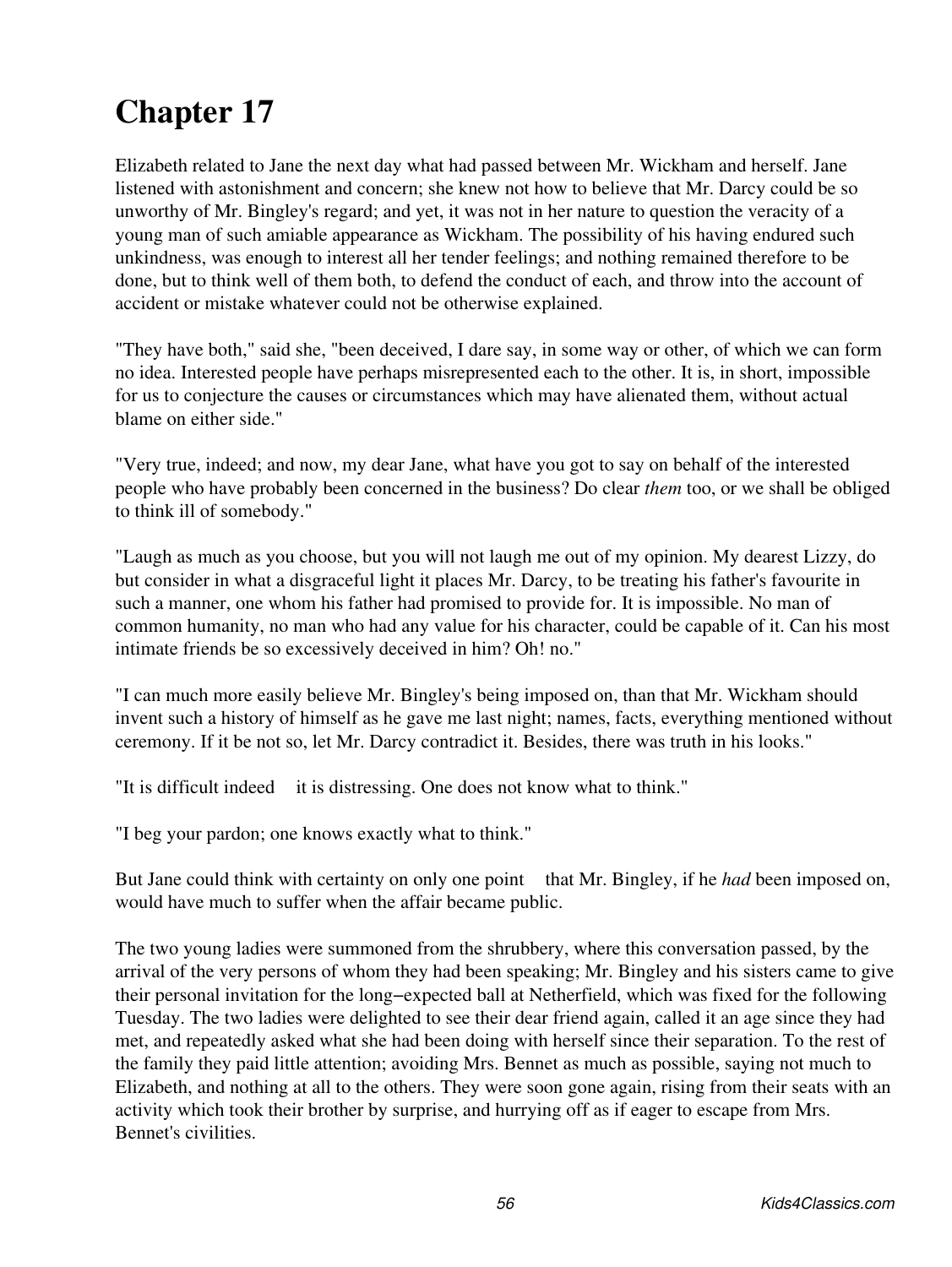# Chapter 17

Elizabeth related to Jane the next day what had passed between Mr. Wickham and herself. Jane listened with astonishment and concern; she knew not how to believe that Mr. Darcy could be so unworthy of Mr. Bingley's regard; and yet, it was not in her nature to question the veracity of a young man of such amiable appearance as Wickham. The possibility of his having endured such unkindness, was enough to interest all her tender feelings; and nothing remained therefore to be done, but to think well of them both, to defend the conduct of each, and throw into the account of accident or mistake whatever could not be otherwise explained.

"They have both," said she, "been deceived, I dare say, in some way or other, of which we can form no idea. Interested people have perhaps misrepresented each to the other. It is, in short, impossible for us to conjecture the causes or circumstances which may have alienated them, without actual blame on either side."

"Very true, indeed; and now, my dear Jane, what have you got to say on behalf of the interested people who have probably been concerned in the business? Do clear *them* too, or we shall be obliged to think ill of somebody."

"Laugh as much as you choose, but you will not laugh me out of my opinion. My dearest Lizzy, do but consider in what a disgraceful light it places Mr. Darcy, to be treating his father's favourite in such a manner, one whom his father had promised to provide for. It is impossible. No man of common humanity, no man who had any value for his character, could be capable of it. Can his most intimate friends be so excessively deceived in him? Oh! no."

"I can much more easily believe Mr. Bingley's being imposed on, than that Mr. Wickham should invent such a history of himself as he gave me last night; names, facts, everything mentioned without ceremony. If it be not so, let Mr. Darcy contradict it. Besides, there was truth in his looks."

"It is difficult indeed  it is distressing. One does not know what to think."

"I beg your pardon; one knows exactly what to think."

But Jane could think with certainty on only one point  that Mr. Bingley, if he *had* been imposed on, would have much to suffer when the affair became public.

The two young ladies were summoned from the shrubbery, where this conversation passed, by the arrival of the very persons of whom they had been speaking; Mr. Bingley and his sisters came to give their personal invitation for the long–expected ball at Netherfield, which was fixed for the following Tuesday. The two ladies were delighted to see their dear friend again, called it an age since they had met, and repeatedly asked what she had been doing with herself since their separation. To the rest of the family they paid little attention; avoiding Mrs. Bennet as much as possible, saying not much to Elizabeth, and nothing at all to the others. They were soon gone again, rising from their seats with an activity which took their brother by surprise, and hurrying off as if eager to escape from Mrs. Bennet's civilities.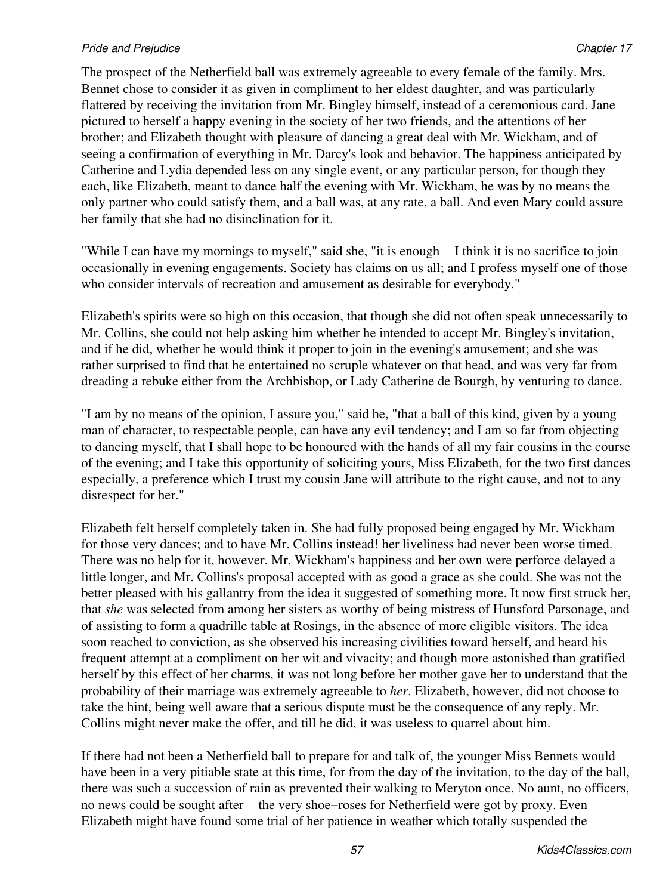The prospect of the Netherfield ball was extremely agreeable to every female of the family. Mrs. Bennet chose to consider it as given in compliment to her eldest daughter, and was particularly flattered by receiving the invitation from Mr. Bingley himself, instead of a ceremonious card. Jane pictured to herself a happy evening in the society of her two friends, and the attentions of her brother; and Elizabeth thought with pleasure of dancing a great deal with Mr. Wickham, and of seeing a confirmation of everything in Mr. Darcy's look and behavior. The happiness anticipated by Catherine and Lydia depended less on any single event, or any particular person, for though they each, like Elizabeth, meant to dance half the evening with Mr. Wickham, he was by no means the only partner who could satisfy them, and a ball was, at any rate, a ball. And even Mary could assure her family that she had no disinclination for it.

"While I can have my mornings to myself," said she, "it is enough    I think it is no sacrifice to join occasionally in evening engagements. Society has claims on us all; and I profess myself one of those who consider intervals of recreation and amusement as desirable for everybody."

Elizabeth's spirits were so high on this occasion, that though she did not often speak unnecessarily to Mr. Collins, she could not help asking him whether he intended to accept Mr. Bingley's invitation, and if he did, whether he would think it proper to join in the evening's amusement; and she was rather surprised to find that he entertained no scruple whatever on that head, and was very far from dreading a rebuke either from the Archbishop, or Lady Catherine de Bourgh, by venturing to dance.

"I am by no means of the opinion, I assure you," said he, "that a ball of this kind, given by a young man of character, to respectable people, can have any evil tendency; and I am so far from objecting to dancing myself, that I shall hope to be honoured with the hands of all my fair cousins in the course of the evening; and I take this opportunity of soliciting yours, Miss Elizabeth, for the two first dances especially, a preference which I trust my cousin Jane will attribute to the right cause, and not to any disrespect for her."

Elizabeth felt herself completely taken in. She had fully proposed being engaged by Mr. Wickham for those very dances; and to have Mr. Collins instead! her liveliness had never been worse timed. There was no help for it, however. Mr. Wickham's happiness and her own were perforce delayed a little longer, and Mr. Collins's proposal accepted with as good a grace as she could. She was not the better pleased with his gallantry from the idea it suggested of something more. It now first struck her, that *she* was selected from among her sisters as worthy of being mistress of Hunsford Parsonage, and of assisting to form a quadrille table at Rosings, in the absence of more eligible visitors. The idea soon reached to conviction, as she observed his increasing civilities toward herself, and heard his frequent attempt at a compliment on her wit and vivacity; and though more astonished than gratified herself by this effect of her charms, it was not long before her mother gave her to understand that the probability of their marriage was extremely agreeable to *her*. Elizabeth, however, did not choose to take the hint, being well aware that a serious dispute must be the consequence of any reply. Mr. Collins might never make the offer, and till he did, it was useless to quarrel about him.

If there had not been a Netherfield ball to prepare for and talk of, the younger Miss Bennets would have been in a very pitiable state at this time, for from the day of the invitation, to the day of the ball, there was such a succession of rain as prevented their walking to Meryton once. No aunt, no officers, no news could be sought after    the very shoe−roses for Netherfield were got by proxy. Even Elizabeth might have found some trial of her patience in weather which totally suspended the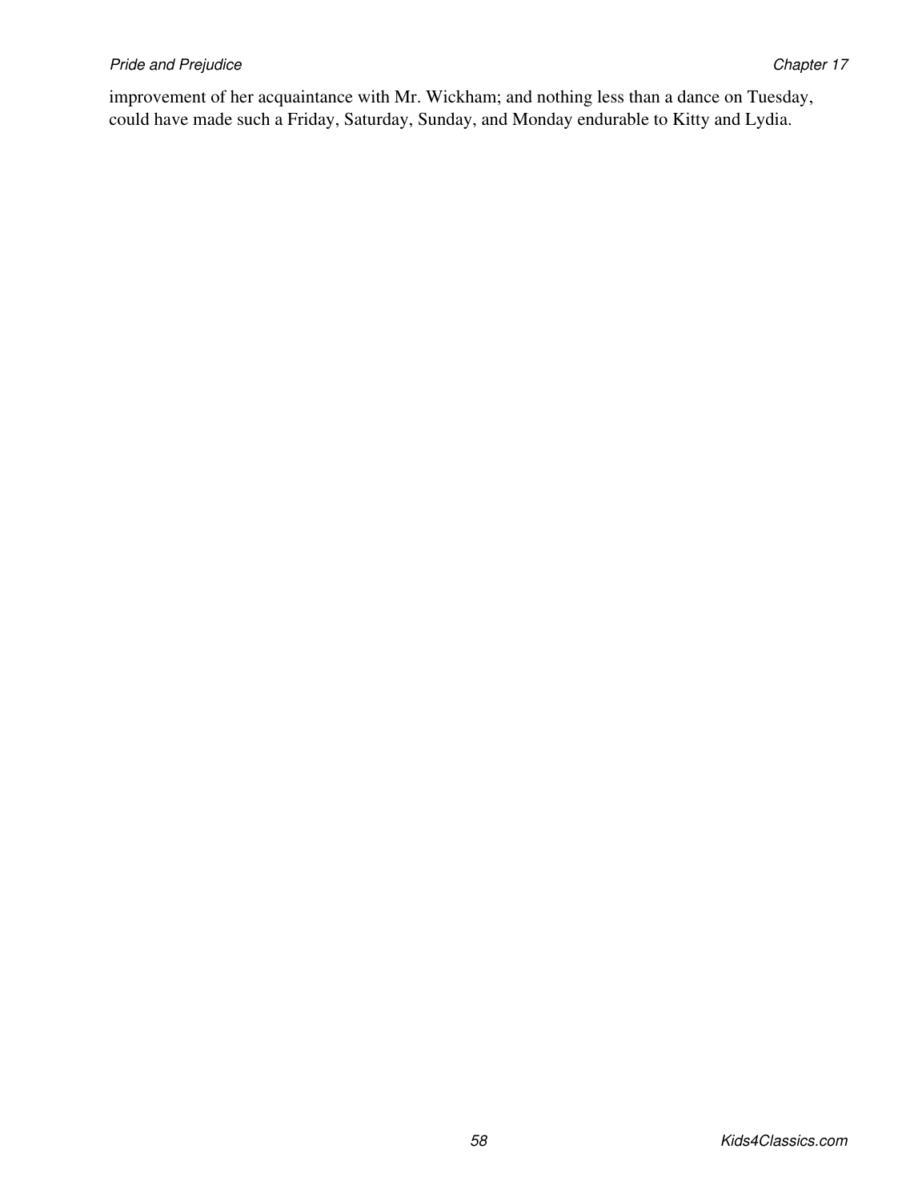improvement of her acquaintance with Mr. Wickham; and nothing less than a dance on Tuesday, could have made such a Friday, Saturday, Sunday, and Monday endurable to Kitty and Lydia.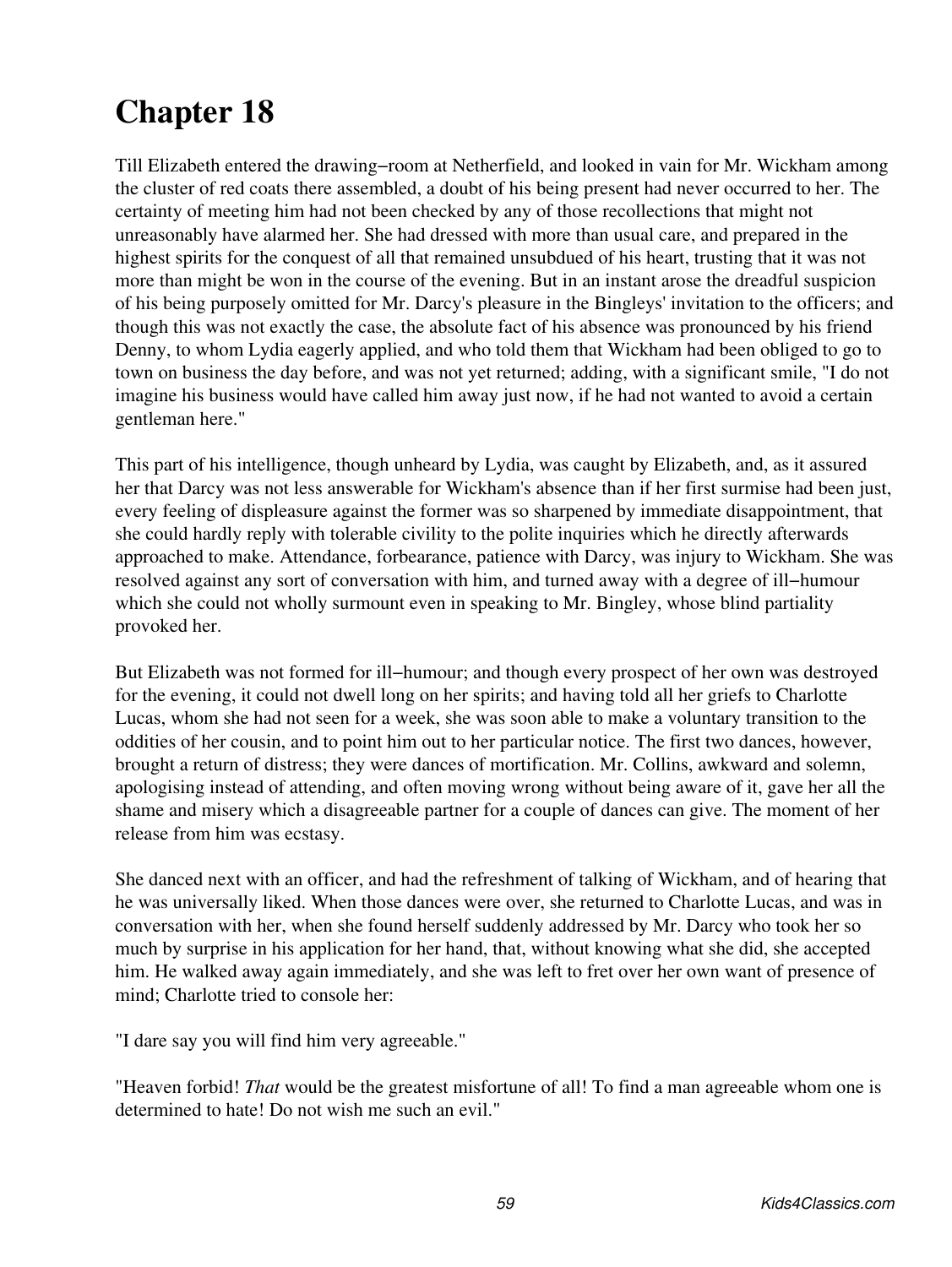# Chapter 18

Till Elizabeth entered the drawing−room at Netherfield, and looked in vain for Mr. Wickham among the cluster of red coats there assembled, a doubt of his being present had never occurred to her. The certainty of meeting him had not been checked by any of those recollections that might not unreasonably have alarmed her. She had dressed with more than usual care, and prepared in the highest spirits for the conquest of all that remained unsubdued of his heart, trusting that it was not more than might be won in the course of the evening. But in an instant arose the dreadful suspicion of his being purposely omitted for Mr. Darcy's pleasure in the Bingleys' invitation to the officers; and though this was not exactly the case, the absolute fact of his absence was pronounced by his friend Denny, to whom Lydia eagerly applied, and who told them that Wickham had been obliged to go to town on business the day before, and was not yet returned; adding, with a significant smile, "I do not imagine his business would have called him away just now, if he had not wanted to avoid a certain gentleman here."

This part of his intelligence, though unheard by Lydia, was caught by Elizabeth, and, as it assured her that Darcy was not less answerable for Wickham's absence than if her first surmise had been just, every feeling of displeasure against the former was so sharpened by immediate disappointment, that she could hardly reply with tolerable civility to the polite inquiries which he directly afterwards approached to make. Attendance, forbearance, patience with Darcy, was injury to Wickham. She was resolved against any sort of conversation with him, and turned away with a degree of ill−humour which she could not wholly surmount even in speaking to Mr. Bingley, whose blind partiality provoked her.

But Elizabeth was not formed for ill−humour; and though every prospect of her own was destroyed for the evening, it could not dwell long on her spirits; and having told all her griefs to Charlotte Lucas, whom she had not seen for a week, she was soon able to make a voluntary transition to the oddities of her cousin, and to point him out to her particular notice. The first two dances, however, brought a return of distress; they were dances of mortification. Mr. Collins, awkward and solemn, apologising instead of attending, and often moving wrong without being aware of it, gave her all the shame and misery which a disagreeable partner for a couple of dances can give. The moment of her release from him was ecstasy.

She danced next with an officer, and had the refreshment of talking of Wickham, and of hearing that he was universally liked. When those dances were over, she returned to Charlotte Lucas, and was in conversation with her, when she found herself suddenly addressed by Mr. Darcy who took her so much by surprise in his application for her hand, that, without knowing what she did, she accepted him. He walked away again immediately, and she was left to fret over her own want of presence of mind; Charlotte tried to console her:

"I dare say you will find him very agreeable."

"Heaven forbid! *That* would be the greatest misfortune of all! To find a man agreeable whom one is determined to hate! Do not wish me such an evil."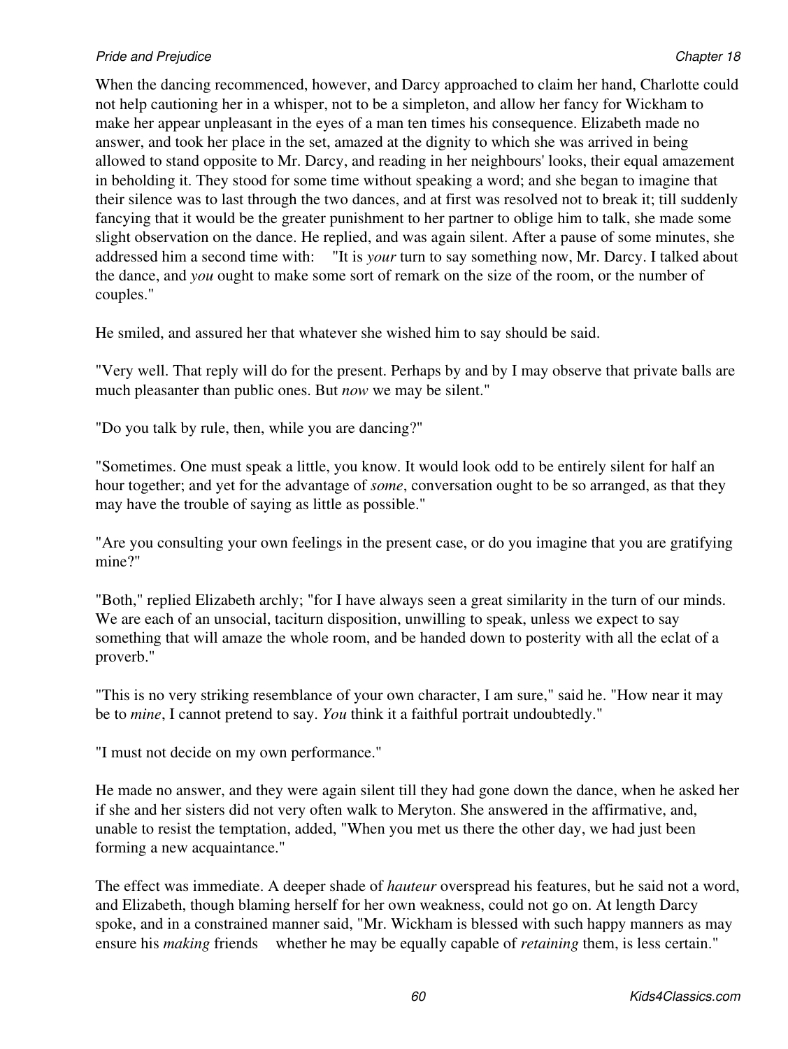When the dancing recommenced, however, and Darcy approached to claim her hand, Charlotte could not help cautioning her in a whisper, not to be a simpleton, and allow her fancy for Wickham to make her appear unpleasant in the eyes of a man ten times his consequence. Elizabeth made no answer, and took her place in the set, amazed at the dignity to which she was arrived in being allowed to stand opposite to Mr. Darcy, and reading in her neighbours' looks, their equal amazement in beholding it. They stood for some time without speaking a word; and she began to imagine that their silence was to last through the two dances, and at first was resolved not to break it; till suddenly fancying that it would be the greater punishment to her partner to oblige him to talk, she made some slight observation on the dance. He replied, and was again silent. After a pause of some minutes, she addressed him a second time with: "It is *your* turn to say something now, Mr. Darcy. I talked about the dance, and *you* ought to make some sort of remark on the size of the room, or the number of couples."

He smiled, and assured her that whatever she wished him to say should be said.

"Very well. That reply will do for the present. Perhaps by and by I may observe that private balls are much pleasanter than public ones. But *now* we may be silent."

"Do you talk by rule, then, while you are dancing?"

"Sometimes. One must speak a little, you know. It would look odd to be entirely silent for half an hour together; and yet for the advantage of *some*, conversation ought to be so arranged, as that they may have the trouble of saying as little as possible."

"Are you consulting your own feelings in the present case, or do you imagine that you are gratifying mine?"

"Both," replied Elizabeth archly; "for I have always seen a great similarity in the turn of our minds. We are each of an unsocial, taciturn disposition, unwilling to speak, unless we expect to say something that will amaze the whole room, and be handed down to posterity with all the eclat of a proverb."

"This is no very striking resemblance of your own character, I am sure," said he. "How near it may be to *mine*, I cannot pretend to say. *You* think it a faithful portrait undoubtedly."

"I must not decide on my own performance."

He made no answer, and they were again silent till they had gone down the dance, when he asked her if she and her sisters did not very often walk to Meryton. She answered in the affirmative, and, unable to resist the temptation, added, "When you met us there the other day, we had just been forming a new acquaintance."

The effect was immediate. A deeper shade of *hauteur* overspread his features, but he said not a word, and Elizabeth, though blaming herself for her own weakness, could not go on. At length Darcy spoke, and in a constrained manner said, "Mr. Wickham is blessed with such happy manners as may ensure his *making* friends whether he may be equally capable of *retaining* them, is less certain."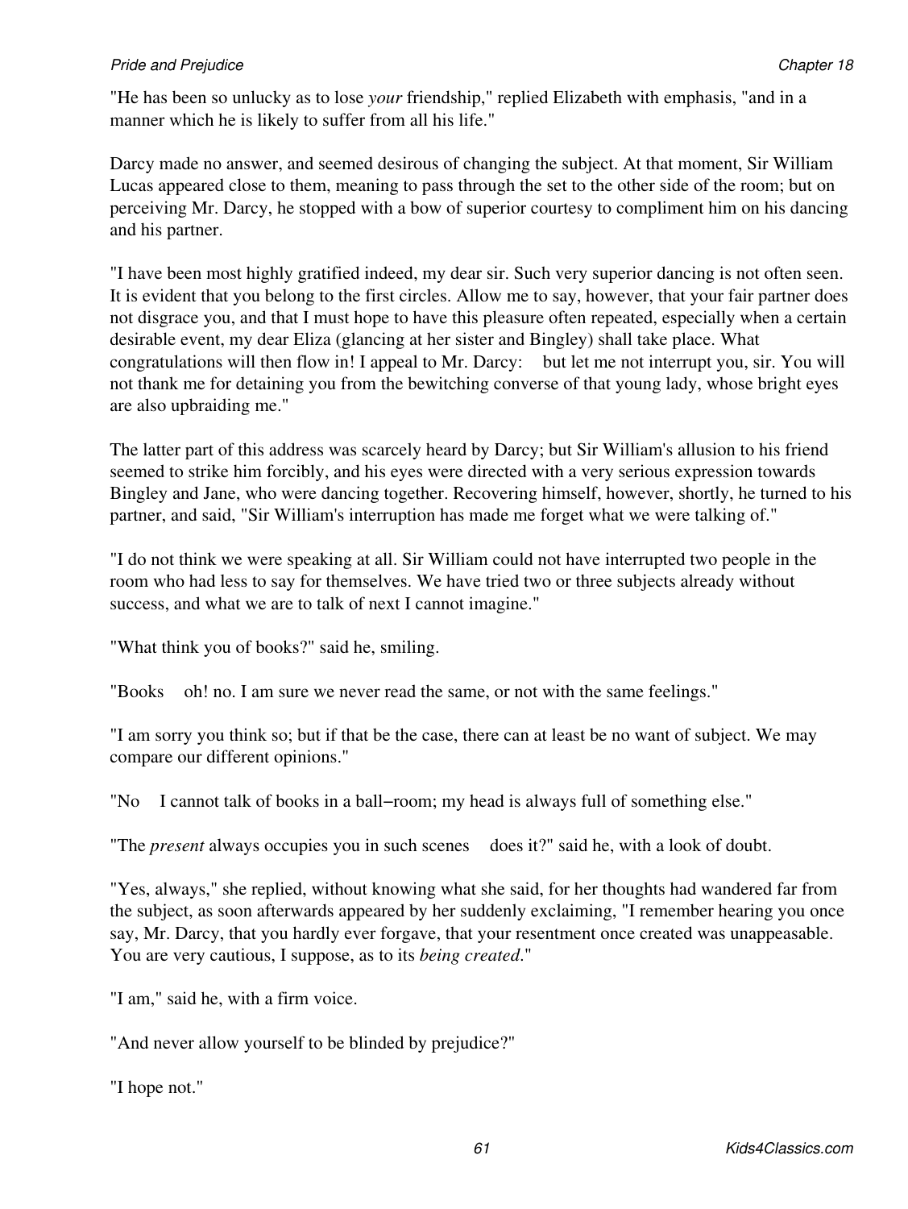"He has been so unlucky as to lose *your* friendship," replied Elizabeth with emphasis, "and in a manner which he is likely to suffer from all his life."

Darcy made no answer, and seemed desirous of changing the subject. At that moment, Sir William Lucas appeared close to them, meaning to pass through the set to the other side of the room; but on perceiving Mr. Darcy, he stopped with a bow of superior courtesy to compliment him on his dancing and his partner.

"I have been most highly gratified indeed, my dear sir. Such very superior dancing is not often seen. It is evident that you belong to the first circles. Allow me to say, however, that your fair partner does not disgrace you, and that I must hope to have this pleasure often repeated, especially when a certain desirable event, my dear Eliza (glancing at her sister and Bingley) shall take place. What congratulations will then flow in! I appeal to Mr. Darcy:  but let me not interrupt you, sir. You will not thank me for detaining you from the bewitching converse of that young lady, whose bright eyes are also upbraiding me."

The latter part of this address was scarcely heard by Darcy; but Sir William's allusion to his friend seemed to strike him forcibly, and his eyes were directed with a very serious expression towards Bingley and Jane, who were dancing together. Recovering himself, however, shortly, he turned to his partner, and said, "Sir William's interruption has made me forget what we were talking of."

"I do not think we were speaking at all. Sir William could not have interrupted two people in the room who had less to say for themselves. We have tried two or three subjects already without success, and what we are to talk of next I cannot imagine."

"What think you of books?" said he, smiling.

"Books  oh! no. I am sure we never read the same, or not with the same feelings."

"I am sorry you think so; but if that be the case, there can at least be no want of subject. We may compare our different opinions."

"No  I cannot talk of books in a ball−room; my head is always full of something else."

"The *present* always occupies you in such scenes  does it?" said he, with a look of doubt.

"Yes, always," she replied, without knowing what she said, for her thoughts had wandered far from the subject, as soon afterwards appeared by her suddenly exclaiming, "I remember hearing you once say, Mr. Darcy, that you hardly ever forgave, that your resentment once created was unappeasable. You are very cautious, I suppose, as to its *being created*."

"I am," said he, with a firm voice.

"And never allow yourself to be blinded by prejudice?"

"I hope not."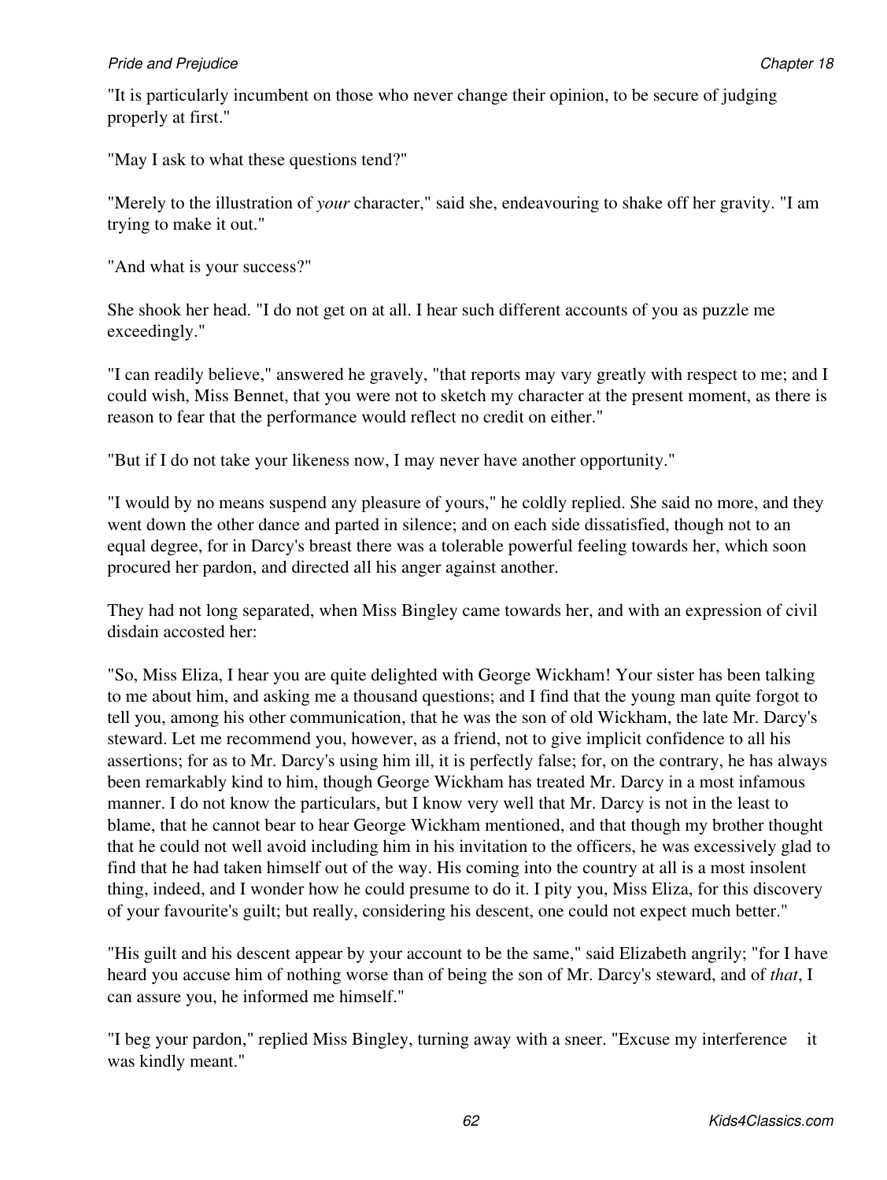"It is particularly incumbent on those who never change their opinion, to be secure of judging properly at first."

"May I ask to what these questions tend?"

"Merely to the illustration of *your* character," said she, endeavouring to shake off her gravity. "I am trying to make it out."

"And what is your success?"

She shook her head. "I do not get on at all. I hear such different accounts of you as puzzle me exceedingly."

"I can readily believe," answered he gravely, "that reports may vary greatly with respect to me; and I could wish, Miss Bennet, that you were not to sketch my character at the present moment, as there is reason to fear that the performance would reflect no credit on either."

"But if I do not take your likeness now, I may never have another opportunity."

"I would by no means suspend any pleasure of yours," he coldly replied. She said no more, and they went down the other dance and parted in silence; and on each side dissatisfied, though not to an equal degree, for in Darcy's breast there was a tolerable powerful feeling towards her, which soon procured her pardon, and directed all his anger against another.

They had not long separated, when Miss Bingley came towards her, and with an expression of civil disdain accosted her:

"So, Miss Eliza, I hear you are quite delighted with George Wickham! Your sister has been talking to me about him, and asking me a thousand questions; and I find that the young man quite forgot to tell you, among his other communication, that he was the son of old Wickham, the late Mr. Darcy's steward. Let me recommend you, however, as a friend, not to give implicit confidence to all his assertions; for as to Mr. Darcy's using him ill, it is perfectly false; for, on the contrary, he has always been remarkably kind to him, though George Wickham has treated Mr. Darcy in a most infamous manner. I do not know the particulars, but I know very well that Mr. Darcy is not in the least to blame, that he cannot bear to hear George Wickham mentioned, and that though my brother thought that he could not well avoid including him in his invitation to the officers, he was excessively glad to find that he had taken himself out of the way. His coming into the country at all is a most insolent thing, indeed, and I wonder how he could presume to do it. I pity you, Miss Eliza, for this discovery of your favourite's guilt; but really, considering his descent, one could not expect much better."

"His guilt and his descent appear by your account to be the same," said Elizabeth angrily; "for I have heard you accuse him of nothing worse than of being the son of Mr. Darcy's steward, and of *that*, I can assure you, he informed me himself."

"I beg your pardon," replied Miss Bingley, turning away with a sneer. "Excuse my interference — it was kindly meant."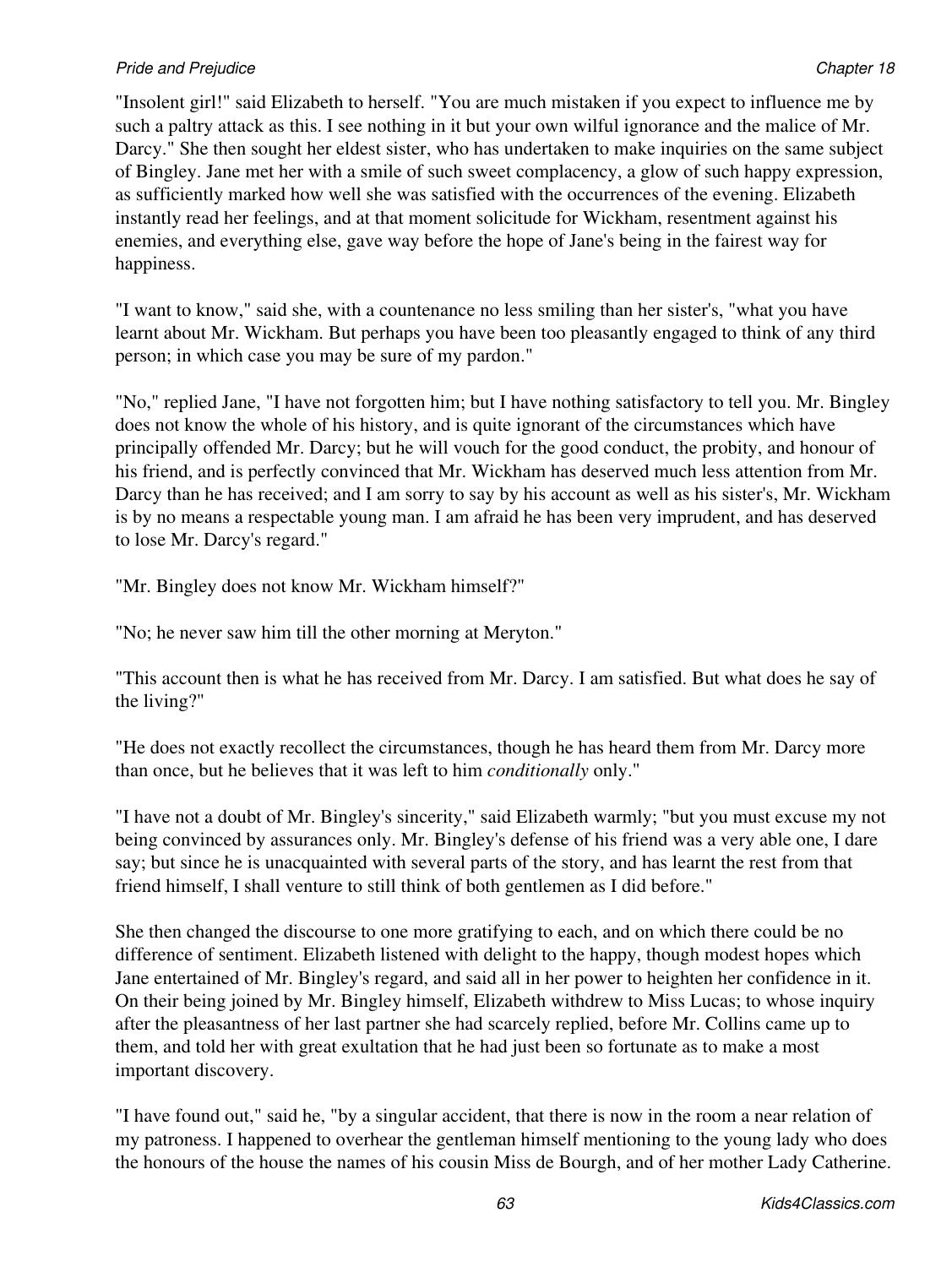"Insolent girl!" said Elizabeth to herself. "You are much mistaken if you expect to influence me by such a paltry attack as this. I see nothing in it but your own wilful ignorance and the malice of Mr. Darcy." She then sought her eldest sister, who has undertaken to make inquiries on the same subject of Bingley. Jane met her with a smile of such sweet complacency, a glow of such happy expression, as sufficiently marked how well she was satisfied with the occurrences of the evening. Elizabeth instantly read her feelings, and at that moment solicitude for Wickham, resentment against his enemies, and everything else, gave way before the hope of Jane's being in the fairest way for happiness.

"I want to know," said she, with a countenance no less smiling than her sister's, "what you have learnt about Mr. Wickham. But perhaps you have been too pleasantly engaged to think of any third person; in which case you may be sure of my pardon."

"No," replied Jane, "I have not forgotten him; but I have nothing satisfactory to tell you. Mr. Bingley does not know the whole of his history, and is quite ignorant of the circumstances which have principally offended Mr. Darcy; but he will vouch for the good conduct, the probity, and honour of his friend, and is perfectly convinced that Mr. Wickham has deserved much less attention from Mr. Darcy than he has received; and I am sorry to say by his account as well as his sister's, Mr. Wickham is by no means a respectable young man. I am afraid he has been very imprudent, and has deserved to lose Mr. Darcy's regard."

"Mr. Bingley does not know Mr. Wickham himself?"

"No; he never saw him till the other morning at Meryton."

"This account then is what he has received from Mr. Darcy. I am satisfied. But what does he say of the living?"

"He does not exactly recollect the circumstances, though he has heard them from Mr. Darcy more than once, but he believes that it was left to him *conditionally* only."

"I have not a doubt of Mr. Bingley's sincerity," said Elizabeth warmly; "but you must excuse my not being convinced by assurances only. Mr. Bingley's defense of his friend was a very able one, I dare say; but since he is unacquainted with several parts of the story, and has learnt the rest from that friend himself, I shall venture to still think of both gentlemen as I did before."

She then changed the discourse to one more gratifying to each, and on which there could be no difference of sentiment. Elizabeth listened with delight to the happy, though modest hopes which Jane entertained of Mr. Bingley's regard, and said all in her power to heighten her confidence in it. On their being joined by Mr. Bingley himself, Elizabeth withdrew to Miss Lucas; to whose inquiry after the pleasantness of her last partner she had scarcely replied, before Mr. Collins came up to them, and told her with great exultation that he had just been so fortunate as to make a most important discovery.

"I have found out," said he, "by a singular accident, that there is now in the room a near relation of my patroness. I happened to overhear the gentleman himself mentioning to the young lady who does the honours of the house the names of his cousin Miss de Bourgh, and of her mother Lady Catherine.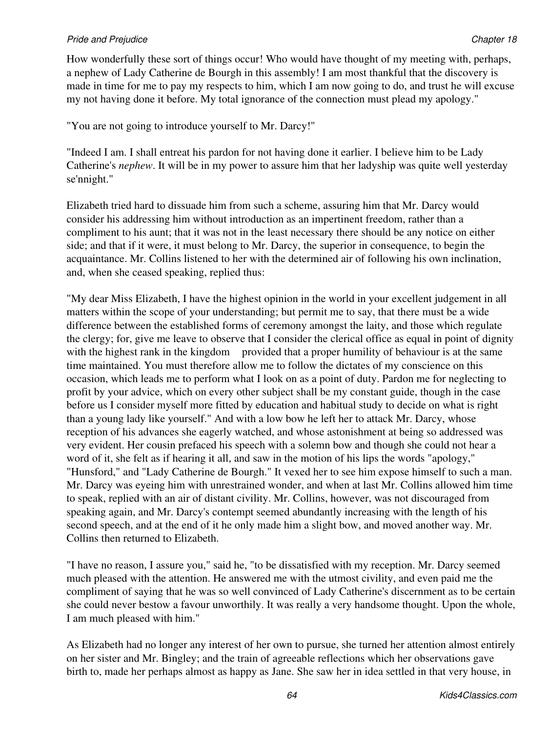How wonderfully these sort of things occur! Who would have thought of my meeting with, perhaps, a nephew of Lady Catherine de Bourgh in this assembly! I am most thankful that the discovery is made in time for me to pay my respects to him, which I am now going to do, and trust he will excuse my not having done it before. My total ignorance of the connection must plead my apology."

"You are not going to introduce yourself to Mr. Darcy!"

"Indeed I am. I shall entreat his pardon for not having done it earlier. I believe him to be Lady Catherine's *nephew*. It will be in my power to assure him that her ladyship was quite well yesterday se'nnight."

Elizabeth tried hard to dissuade him from such a scheme, assuring him that Mr. Darcy would consider his addressing him without introduction as an impertinent freedom, rather than a compliment to his aunt; that it was not in the least necessary there should be any notice on either side; and that if it were, it must belong to Mr. Darcy, the superior in consequence, to begin the acquaintance. Mr. Collins listened to her with the determined air of following his own inclination, and, when she ceased speaking, replied thus:

"My dear Miss Elizabeth, I have the highest opinion in the world in your excellent judgement in all matters within the scope of your understanding; but permit me to say, that there must be a wide difference between the established forms of ceremony amongst the laity, and those which regulate the clergy; for, give me leave to observe that I consider the clerical office as equal in point of dignity with the highest rank in the kingdom provided that a proper humility of behaviour is at the same time maintained. You must therefore allow me to follow the dictates of my conscience on this occasion, which leads me to perform what I look on as a point of duty. Pardon me for neglecting to profit by your advice, which on every other subject shall be my constant guide, though in the case before us I consider myself more fitted by education and habitual study to decide on what is right than a young lady like yourself." And with a low bow he left her to attack Mr. Darcy, whose reception of his advances she eagerly watched, and whose astonishment at being so addressed was very evident. Her cousin prefaced his speech with a solemn bow and though she could not hear a word of it, she felt as if hearing it all, and saw in the motion of his lips the words "apology," "Hunsford," and "Lady Catherine de Bourgh." It vexed her to see him expose himself to such a man. Mr. Darcy was eyeing him with unrestrained wonder, and when at last Mr. Collins allowed him time to speak, replied with an air of distant civility. Mr. Collins, however, was not discouraged from speaking again, and Mr. Darcy's contempt seemed abundantly increasing with the length of his second speech, and at the end of it he only made him a slight bow, and moved another way. Mr. Collins then returned to Elizabeth.

"I have no reason, I assure you," said he, "to be dissatisfied with my reception. Mr. Darcy seemed much pleased with the attention. He answered me with the utmost civility, and even paid me the compliment of saying that he was so well convinced of Lady Catherine's discernment as to be certain she could never bestow a favour unworthily. It was really a very handsome thought. Upon the whole, I am much pleased with him."

As Elizabeth had no longer any interest of her own to pursue, she turned her attention almost entirely on her sister and Mr. Bingley; and the train of agreeable reflections which her observations gave birth to, made her perhaps almost as happy as Jane. She saw her in idea settled in that very house, in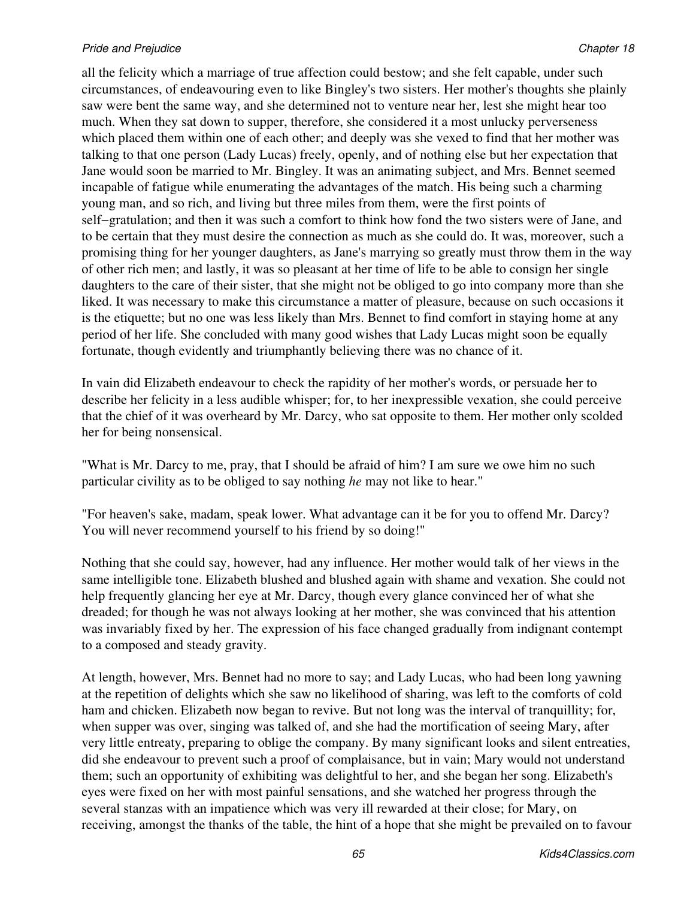all the felicity which a marriage of true affection could bestow; and she felt capable, under such circumstances, of endeavouring even to like Bingley's two sisters. Her mother's thoughts she plainly saw were bent the same way, and she determined not to venture near her, lest she might hear too much. When they sat down to supper, therefore, she considered it a most unlucky perverseness which placed them within one of each other; and deeply was she vexed to find that her mother was talking to that one person (Lady Lucas) freely, openly, and of nothing else but her expectation that Jane would soon be married to Mr. Bingley. It was an animating subject, and Mrs. Bennet seemed incapable of fatigue while enumerating the advantages of the match. His being such a charming young man, and so rich, and living but three miles from them, were the first points of self−gratulation; and then it was such a comfort to think how fond the two sisters were of Jane, and to be certain that they must desire the connection as much as she could do. It was, moreover, such a promising thing for her younger daughters, as Jane's marrying so greatly must throw them in the way of other rich men; and lastly, it was so pleasant at her time of life to be able to consign her single daughters to the care of their sister, that she might not be obliged to go into company more than she liked. It was necessary to make this circumstance a matter of pleasure, because on such occasions it is the etiquette; but no one was less likely than Mrs. Bennet to find comfort in staying home at any period of her life. She concluded with many good wishes that Lady Lucas might soon be equally fortunate, though evidently and triumphantly believing there was no chance of it.

In vain did Elizabeth endeavour to check the rapidity of her mother's words, or persuade her to describe her felicity in a less audible whisper; for, to her inexpressible vexation, she could perceive that the chief of it was overheard by Mr. Darcy, who sat opposite to them. Her mother only scolded her for being nonsensical.

"What is Mr. Darcy to me, pray, that I should be afraid of him? I am sure we owe him no such particular civility as to be obliged to say nothing *he* may not like to hear."

"For heaven's sake, madam, speak lower. What advantage can it be for you to offend Mr. Darcy? You will never recommend yourself to his friend by so doing!"

Nothing that she could say, however, had any influence. Her mother would talk of her views in the same intelligible tone. Elizabeth blushed and blushed again with shame and vexation. She could not help frequently glancing her eye at Mr. Darcy, though every glance convinced her of what she dreaded; for though he was not always looking at her mother, she was convinced that his attention was invariably fixed by her. The expression of his face changed gradually from indignant contempt to a composed and steady gravity.

At length, however, Mrs. Bennet had no more to say; and Lady Lucas, who had been long yawning at the repetition of delights which she saw no likelihood of sharing, was left to the comforts of cold ham and chicken. Elizabeth now began to revive. But not long was the interval of tranquillity; for, when supper was over, singing was talked of, and she had the mortification of seeing Mary, after very little entreaty, preparing to oblige the company. By many significant looks and silent entreaties, did she endeavour to prevent such a proof of complaisance, but in vain; Mary would not understand them; such an opportunity of exhibiting was delightful to her, and she began her song. Elizabeth's eyes were fixed on her with most painful sensations, and she watched her progress through the several stanzas with an impatience which was very ill rewarded at their close; for Mary, on receiving, amongst the thanks of the table, the hint of a hope that she might be prevailed on to favour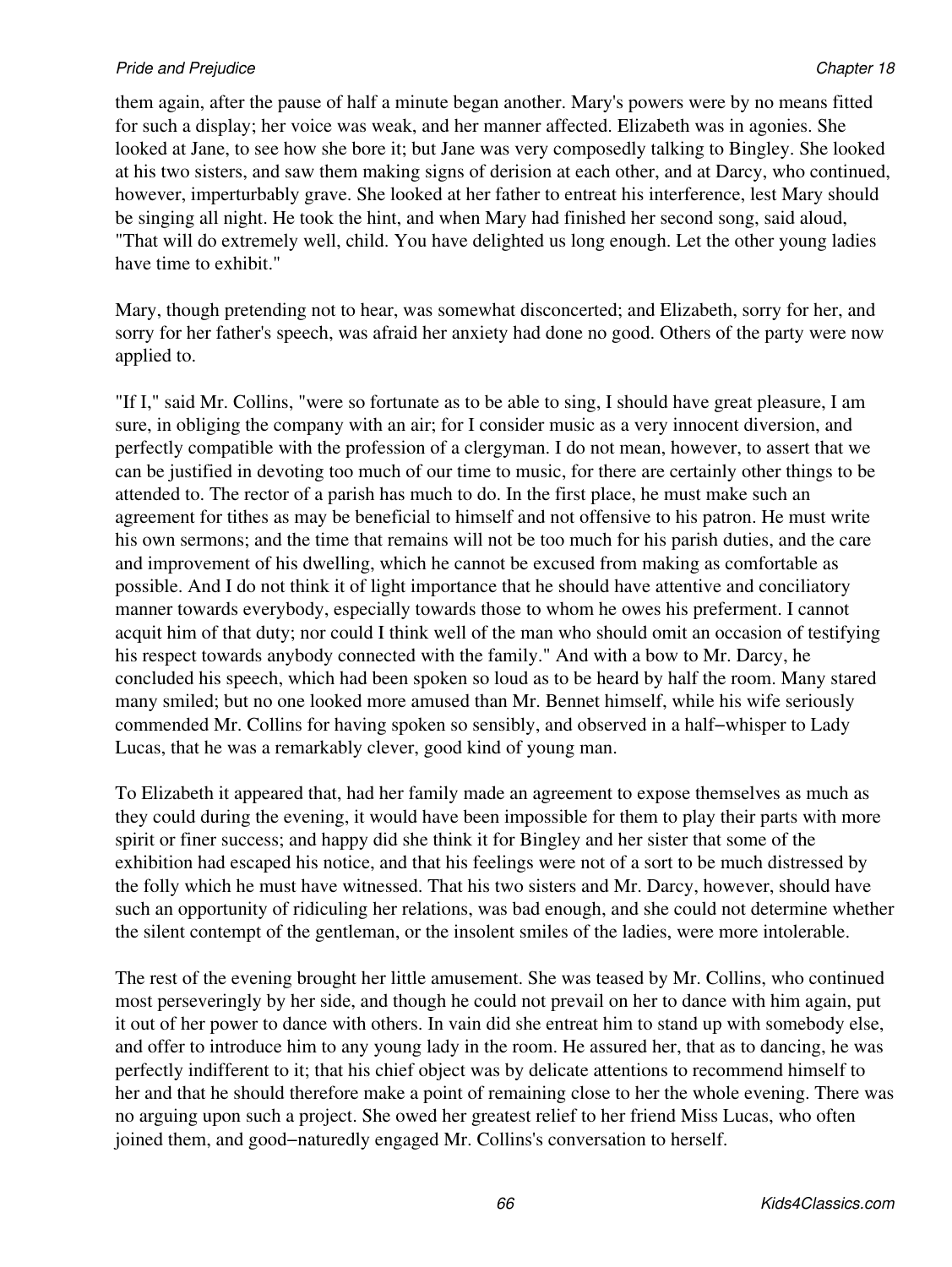them again, after the pause of half a minute began another. Mary's powers were by no means fitted for such a display; her voice was weak, and her manner affected. Elizabeth was in agonies. She looked at Jane, to see how she bore it; but Jane was very composedly talking to Bingley. She looked at his two sisters, and saw them making signs of derision at each other, and at Darcy, who continued, however, imperturbably grave. She looked at her father to entreat his interference, lest Mary should be singing all night. He took the hint, and when Mary had finished her second song, said aloud, "That will do extremely well, child. You have delighted us long enough. Let the other young ladies have time to exhibit."

Mary, though pretending not to hear, was somewhat disconcerted; and Elizabeth, sorry for her, and sorry for her father's speech, was afraid her anxiety had done no good. Others of the party were now applied to.

"If I," said Mr. Collins, "were so fortunate as to be able to sing, I should have great pleasure, I am sure, in obliging the company with an air; for I consider music as a very innocent diversion, and perfectly compatible with the profession of a clergyman. I do not mean, however, to assert that we can be justified in devoting too much of our time to music, for there are certainly other things to be attended to. The rector of a parish has much to do. In the first place, he must make such an agreement for tithes as may be beneficial to himself and not offensive to his patron. He must write his own sermons; and the time that remains will not be too much for his parish duties, and the care and improvement of his dwelling, which he cannot be excused from making as comfortable as possible. And I do not think it of light importance that he should have attentive and conciliatory manner towards everybody, especially towards those to whom he owes his preferment. I cannot acquit him of that duty; nor could I think well of the man who should omit an occasion of testifying his respect towards anybody connected with the family." And with a bow to Mr. Darcy, he concluded his speech, which had been spoken so loud as to be heard by half the room. Many stared many smiled; but no one looked more amused than Mr. Bennet himself, while his wife seriously commended Mr. Collins for having spoken so sensibly, and observed in a half−whisper to Lady Lucas, that he was a remarkably clever, good kind of young man.

To Elizabeth it appeared that, had her family made an agreement to expose themselves as much as they could during the evening, it would have been impossible for them to play their parts with more spirit or finer success; and happy did she think it for Bingley and her sister that some of the exhibition had escaped his notice, and that his feelings were not of a sort to be much distressed by the folly which he must have witnessed. That his two sisters and Mr. Darcy, however, should have such an opportunity of ridiculing her relations, was bad enough, and she could not determine whether the silent contempt of the gentleman, or the insolent smiles of the ladies, were more intolerable.

The rest of the evening brought her little amusement. She was teased by Mr. Collins, who continued most perseveringly by her side, and though he could not prevail on her to dance with him again, put it out of her power to dance with others. In vain did she entreat him to stand up with somebody else, and offer to introduce him to any young lady in the room. He assured her, that as to dancing, he was perfectly indifferent to it; that his chief object was by delicate attentions to recommend himself to her and that he should therefore make a point of remaining close to her the whole evening. There was no arguing upon such a project. She owed her greatest relief to her friend Miss Lucas, who often joined them, and good−naturedly engaged Mr. Collins's conversation to herself.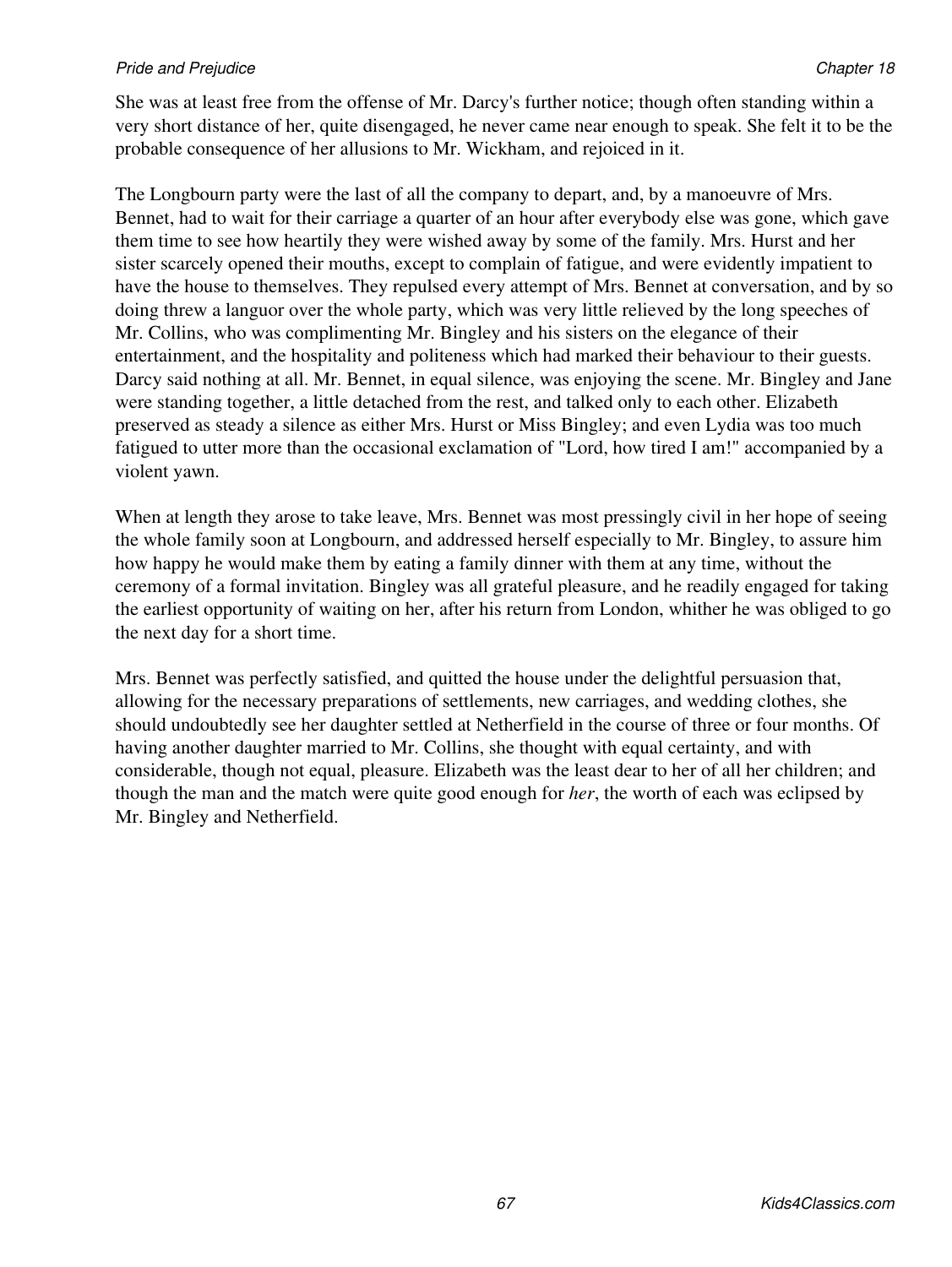She was at least free from the offense of Mr. Darcy's further notice; though often standing within a very short distance of her, quite disengaged, he never came near enough to speak. She felt it to be the probable consequence of her allusions to Mr. Wickham, and rejoiced in it.

The Longbourn party were the last of all the company to depart, and, by a manoeuvre of Mrs. Bennet, had to wait for their carriage a quarter of an hour after everybody else was gone, which gave them time to see how heartily they were wished away by some of the family. Mrs. Hurst and her sister scarcely opened their mouths, except to complain of fatigue, and were evidently impatient to have the house to themselves. They repulsed every attempt of Mrs. Bennet at conversation, and by so doing threw a languor over the whole party, which was very little relieved by the long speeches of Mr. Collins, who was complimenting Mr. Bingley and his sisters on the elegance of their entertainment, and the hospitality and politeness which had marked their behaviour to their guests. Darcy said nothing at all. Mr. Bennet, in equal silence, was enjoying the scene. Mr. Bingley and Jane were standing together, a little detached from the rest, and talked only to each other. Elizabeth preserved as steady a silence as either Mrs. Hurst or Miss Bingley; and even Lydia was too much fatigued to utter more than the occasional exclamation of "Lord, how tired I am!" accompanied by a violent yawn.

When at length they arose to take leave, Mrs. Bennet was most pressingly civil in her hope of seeing the whole family soon at Longbourn, and addressed herself especially to Mr. Bingley, to assure him how happy he would make them by eating a family dinner with them at any time, without the ceremony of a formal invitation. Bingley was all grateful pleasure, and he readily engaged for taking the earliest opportunity of waiting on her, after his return from London, whither he was obliged to go the next day for a short time.

Mrs. Bennet was perfectly satisfied, and quitted the house under the delightful persuasion that, allowing for the necessary preparations of settlements, new carriages, and wedding clothes, she should undoubtedly see her daughter settled at Netherfield in the course of three or four months. Of having another daughter married to Mr. Collins, she thought with equal certainty, and with considerable, though not equal, pleasure. Elizabeth was the least dear to her of all her children; and though the man and the match were quite good enough for *her*, the worth of each was eclipsed by Mr. Bingley and Netherfield.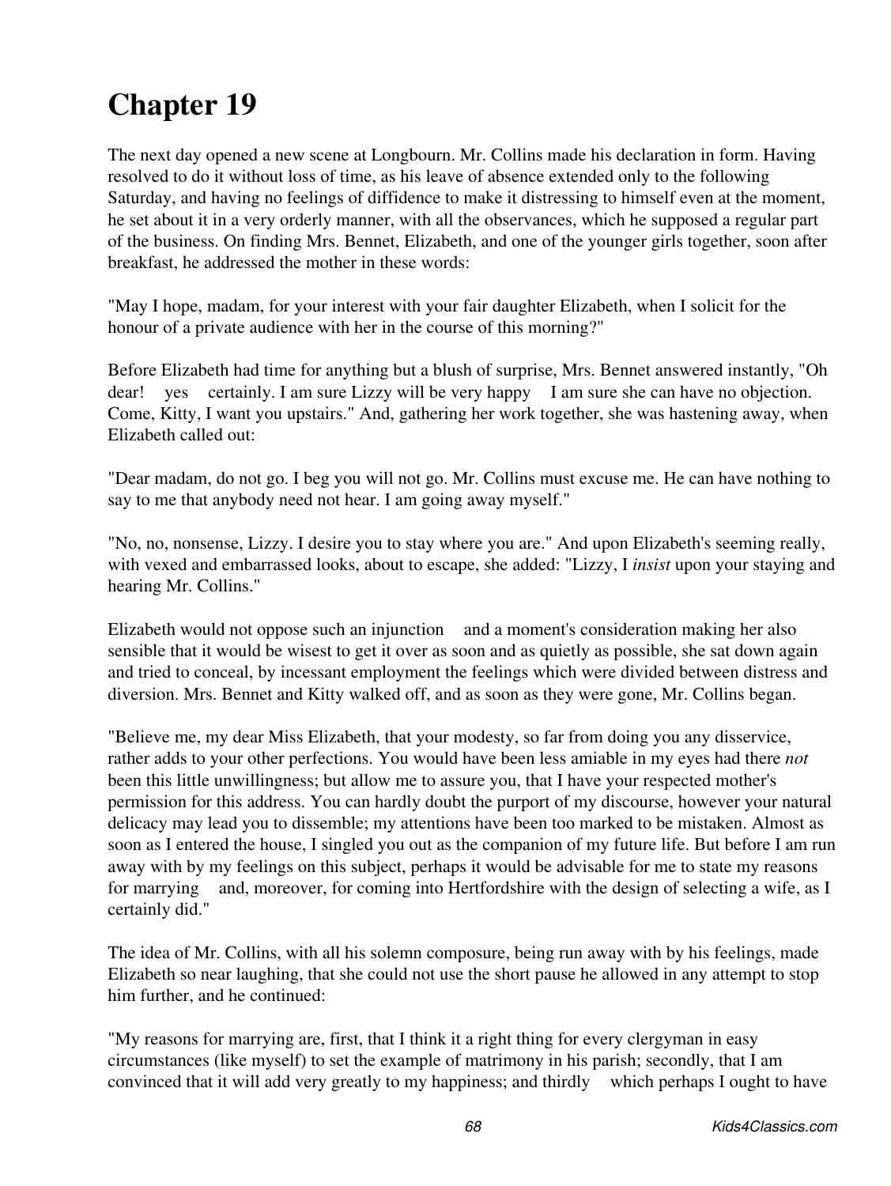# Chapter 19

The next day opened a new scene at Longbourn. Mr. Collins made his declaration in form. Having resolved to do it without loss of time, as his leave of absence extended only to the following Saturday, and having no feelings of diffidence to make it distressing to himself even at the moment, he set about it in a very orderly manner, with all the observances, which he supposed a regular part of the business. On finding Mrs. Bennet, Elizabeth, and one of the younger girls together, soon after breakfast, he addressed the mother in these words:

"May I hope, madam, for your interest with your fair daughter Elizabeth, when I solicit for the honour of a private audience with her in the course of this morning?"

Before Elizabeth had time for anything but a blush of surprise, Mrs. Bennet answered instantly, "Oh dear! yes certainly. I am sure Lizzy will be very happy I am sure she can have no objection. Come, Kitty, I want you upstairs." And, gathering her work together, she was hastening away, when Elizabeth called out:

"Dear madam, do not go. I beg you will not go. Mr. Collins must excuse me. He can have nothing to say to me that anybody need not hear. I am going away myself."

"No, no, nonsense, Lizzy. I desire you to stay where you are." And upon Elizabeth's seeming really, with vexed and embarrassed looks, about to escape, she added: "Lizzy, I *insist* upon your staying and hearing Mr. Collins."

Elizabeth would not oppose such an injunction and a moment's consideration making her also sensible that it would be wisest to get it over as soon and as quietly as possible, she sat down again and tried to conceal, by incessant employment the feelings which were divided between distress and diversion. Mrs. Bennet and Kitty walked off, and as soon as they were gone, Mr. Collins began.

"Believe me, my dear Miss Elizabeth, that your modesty, so far from doing you any disservice, rather adds to your other perfections. You would have been less amiable in my eyes had there *not* been this little unwillingness; but allow me to assure you, that I have your respected mother's permission for this address. You can hardly doubt the purport of my discourse, however your natural delicacy may lead you to dissemble; my attentions have been too marked to be mistaken. Almost as soon as I entered the house, I singled you out as the companion of my future life. But before I am run away with by my feelings on this subject, perhaps it would be advisable for me to state my reasons for marrying and, moreover, for coming into Hertfordshire with the design of selecting a wife, as I certainly did."

The idea of Mr. Collins, with all his solemn composure, being run away with by his feelings, made Elizabeth so near laughing, that she could not use the short pause he allowed in any attempt to stop him further, and he continued:

"My reasons for marrying are, first, that I think it a right thing for every clergyman in easy circumstances (like myself) to set the example of matrimony in his parish; secondly, that I am convinced that it will add very greatly to my happiness; and thirdly which perhaps I ought to have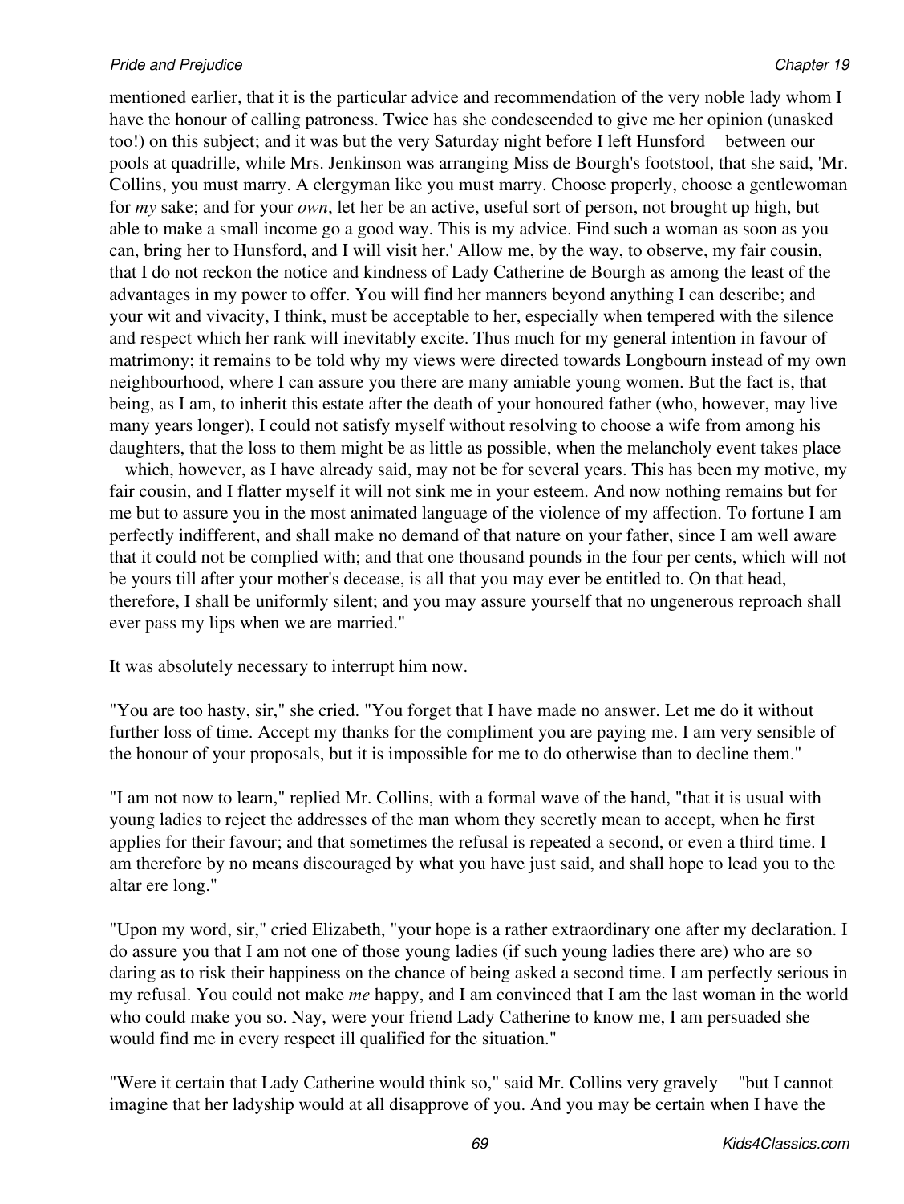mentioned earlier, that it is the particular advice and recommendation of the very noble lady whom I have the honour of calling patroness. Twice has she condescended to give me her opinion (unasked too!) on this subject; and it was but the very Saturday night before I left Hunsford between our pools at quadrille, while Mrs. Jenkinson was arranging Miss de Bourgh's footstool, that she said, 'Mr. Collins, you must marry. A clergyman like you must marry. Choose properly, choose a gentlewoman for *my* sake; and for your *own*, let her be an active, useful sort of person, not brought up high, but able to make a small income go a good way. This is my advice. Find such a woman as soon as you can, bring her to Hunsford, and I will visit her.' Allow me, by the way, to observe, my fair cousin, that I do not reckon the notice and kindness of Lady Catherine de Bourgh as among the least of the advantages in my power to offer. You will find her manners beyond anything I can describe; and your wit and vivacity, I think, must be acceptable to her, especially when tempered with the silence and respect which her rank will inevitably excite. Thus much for my general intention in favour of matrimony; it remains to be told why my views were directed towards Longbourn instead of my own neighbourhood, where I can assure you there are many amiable young women. But the fact is, that being, as I am, to inherit this estate after the death of your honoured father (who, however, may live many years longer), I could not satisfy myself without resolving to choose a wife from among his daughters, that the loss to them might be as little as possible, when the melancholy event takes place which, however, as I have already said, may not be for several years. This has been my motive, my fair cousin, and I flatter myself it will not sink me in your esteem. And now nothing remains but for me but to assure you in the most animated language of the violence of my affection. To fortune I am perfectly indifferent, and shall make no demand of that nature on your father, since I am well aware that it could not be complied with; and that one thousand pounds in the four per cents, which will not be yours till after your mother's decease, is all that you may ever be entitled to. On that head, therefore, I shall be uniformly silent; and you may assure yourself that no ungenerous reproach shall ever pass my lips when we are married."

It was absolutely necessary to interrupt him now.

"You are too hasty, sir," she cried. "You forget that I have made no answer. Let me do it without further loss of time. Accept my thanks for the compliment you are paying me. I am very sensible of the honour of your proposals, but it is impossible for me to do otherwise than to decline them."

"I am not now to learn," replied Mr. Collins, with a formal wave of the hand, "that it is usual with young ladies to reject the addresses of the man whom they secretly mean to accept, when he first applies for their favour; and that sometimes the refusal is repeated a second, or even a third time. I am therefore by no means discouraged by what you have just said, and shall hope to lead you to the altar ere long."

"Upon my word, sir," cried Elizabeth, "your hope is a rather extraordinary one after my declaration. I do assure you that I am not one of those young ladies (if such young ladies there are) who are so daring as to risk their happiness on the chance of being asked a second time. I am perfectly serious in my refusal. You could not make *me* happy, and I am convinced that I am the last woman in the world who could make you so. Nay, were your friend Lady Catherine to know me, I am persuaded she would find me in every respect ill qualified for the situation."

"Were it certain that Lady Catherine would think so," said Mr. Collins very gravely "but I cannot imagine that her ladyship would at all disapprove of you. And you may be certain when I have the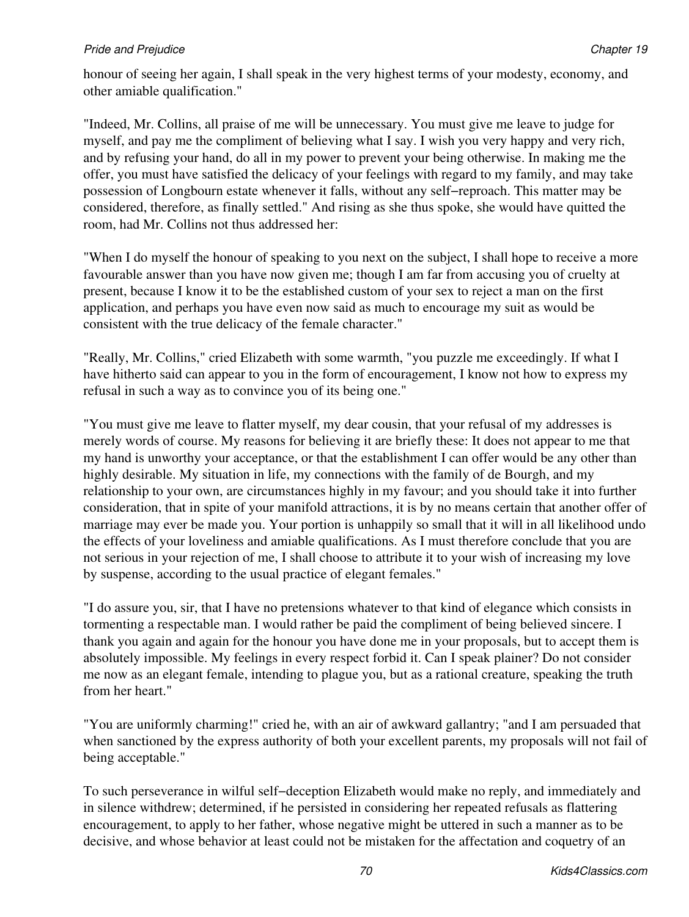honour of seeing her again, I shall speak in the very highest terms of your modesty, economy, and other amiable qualification."

"Indeed, Mr. Collins, all praise of me will be unnecessary. You must give me leave to judge for myself, and pay me the compliment of believing what I say. I wish you very happy and very rich, and by refusing your hand, do all in my power to prevent your being otherwise. In making me the offer, you must have satisfied the delicacy of your feelings with regard to my family, and may take possession of Longbourn estate whenever it falls, without any self−reproach. This matter may be considered, therefore, as finally settled." And rising as she thus spoke, she would have quitted the room, had Mr. Collins not thus addressed her:

"When I do myself the honour of speaking to you next on the subject, I shall hope to receive a more favourable answer than you have now given me; though I am far from accusing you of cruelty at present, because I know it to be the established custom of your sex to reject a man on the first application, and perhaps you have even now said as much to encourage my suit as would be consistent with the true delicacy of the female character."

"Really, Mr. Collins," cried Elizabeth with some warmth, "you puzzle me exceedingly. If what I have hitherto said can appear to you in the form of encouragement, I know not how to express my refusal in such a way as to convince you of its being one."

"You must give me leave to flatter myself, my dear cousin, that your refusal of my addresses is merely words of course. My reasons for believing it are briefly these: It does not appear to me that my hand is unworthy your acceptance, or that the establishment I can offer would be any other than highly desirable. My situation in life, my connections with the family of de Bourgh, and my relationship to your own, are circumstances highly in my favour; and you should take it into further consideration, that in spite of your manifold attractions, it is by no means certain that another offer of marriage may ever be made you. Your portion is unhappily so small that it will in all likelihood undo the effects of your loveliness and amiable qualifications. As I must therefore conclude that you are not serious in your rejection of me, I shall choose to attribute it to your wish of increasing my love by suspense, according to the usual practice of elegant females."

"I do assure you, sir, that I have no pretensions whatever to that kind of elegance which consists in tormenting a respectable man. I would rather be paid the compliment of being believed sincere. I thank you again and again for the honour you have done me in your proposals, but to accept them is absolutely impossible. My feelings in every respect forbid it. Can I speak plainer? Do not consider me now as an elegant female, intending to plague you, but as a rational creature, speaking the truth from her heart."

"You are uniformly charming!" cried he, with an air of awkward gallantry; "and I am persuaded that when sanctioned by the express authority of both your excellent parents, my proposals will not fail of being acceptable."

To such perseverance in wilful self−deception Elizabeth would make no reply, and immediately and in silence withdrew; determined, if he persisted in considering her repeated refusals as flattering encouragement, to apply to her father, whose negative might be uttered in such a manner as to be decisive, and whose behavior at least could not be mistaken for the affectation and coquetry of an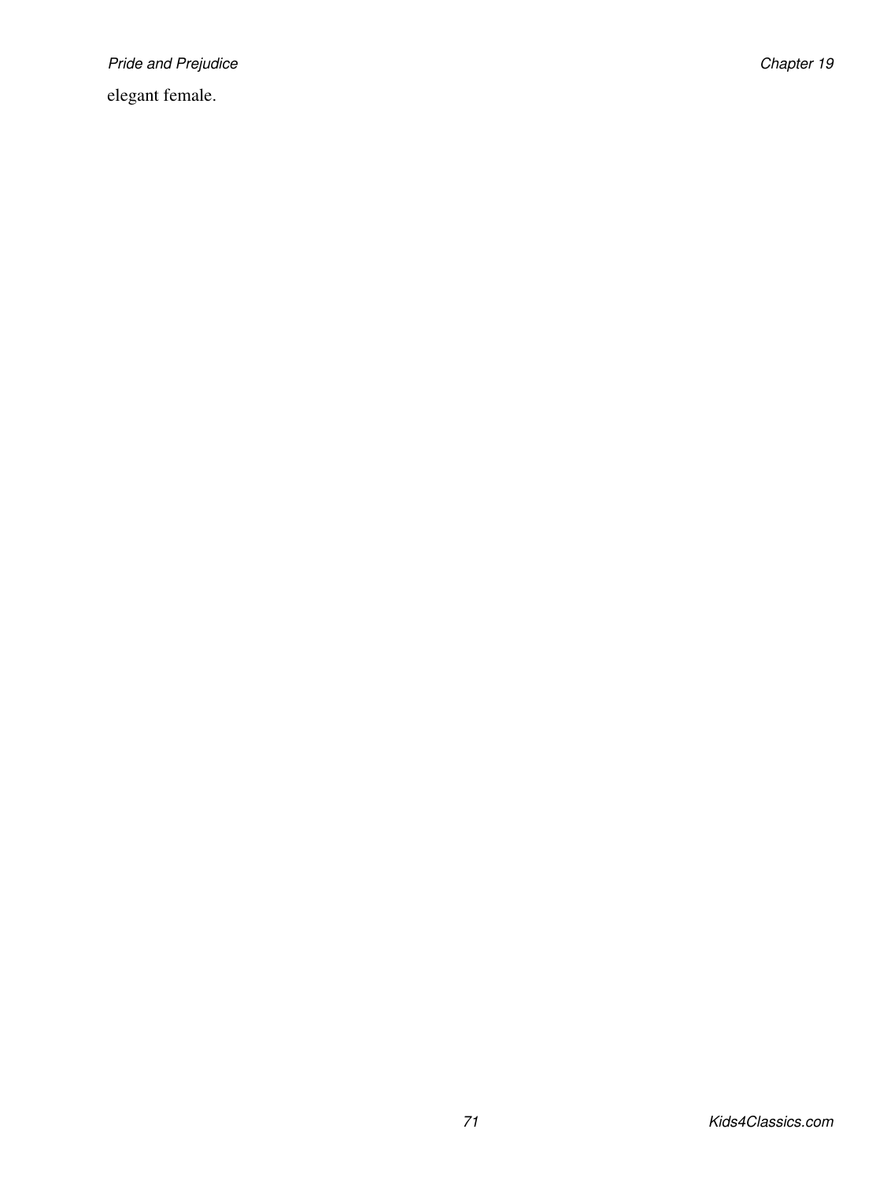elegant female.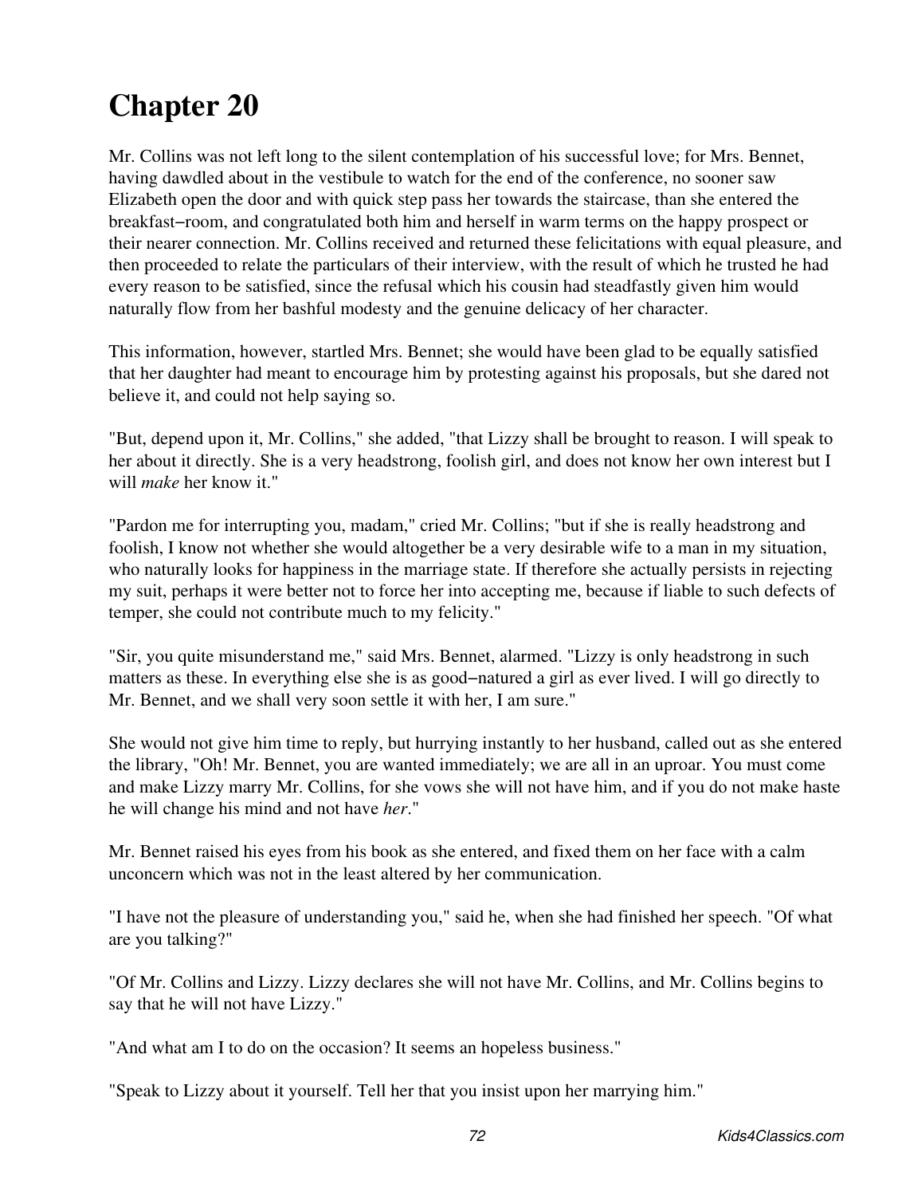# Chapter 20

Mr. Collins was not left long to the silent contemplation of his successful love; for Mrs. Bennet, having dawdled about in the vestibule to watch for the end of the conference, no sooner saw Elizabeth open the door and with quick step pass her towards the staircase, than she entered the breakfast–room, and congratulated both him and herself in warm terms on the happy prospect or their nearer connection. Mr. Collins received and returned these felicitations with equal pleasure, and then proceeded to relate the particulars of their interview, with the result of which he trusted he had every reason to be satisfied, since the refusal which his cousin had steadfastly given him would naturally flow from her bashful modesty and the genuine delicacy of her character.

This information, however, startled Mrs. Bennet; she would have been glad to be equally satisfied that her daughter had meant to encourage him by protesting against his proposals, but she dared not believe it, and could not help saying so.

"But, depend upon it, Mr. Collins," she added, "that Lizzy shall be brought to reason. I will speak to her about it directly. She is a very headstrong, foolish girl, and does not know her own interest but I will *make* her know it."

"Pardon me for interrupting you, madam," cried Mr. Collins; "but if she is really headstrong and foolish, I know not whether she would altogether be a very desirable wife to a man in my situation, who naturally looks for happiness in the marriage state. If therefore she actually persists in rejecting my suit, perhaps it were better not to force her into accepting me, because if liable to such defects of temper, she could not contribute much to my felicity."

"Sir, you quite misunderstand me," said Mrs. Bennet, alarmed. "Lizzy is only headstrong in such matters as these. In everything else she is as good–natured a girl as ever lived. I will go directly to Mr. Bennet, and we shall very soon settle it with her, I am sure."

She would not give him time to reply, but hurrying instantly to her husband, called out as she entered the library, "Oh! Mr. Bennet, you are wanted immediately; we are all in an uproar. You must come and make Lizzy marry Mr. Collins, for she vows she will not have him, and if you do not make haste he will change his mind and not have *her*."

Mr. Bennet raised his eyes from his book as she entered, and fixed them on her face with a calm unconcern which was not in the least altered by her communication.

"I have not the pleasure of understanding you," said he, when she had finished her speech. "Of what are you talking?"

"Of Mr. Collins and Lizzy. Lizzy declares she will not have Mr. Collins, and Mr. Collins begins to say that he will not have Lizzy."

"And what am I to do on the occasion? It seems an hopeless business."

"Speak to Lizzy about it yourself. Tell her that you insist upon her marrying him."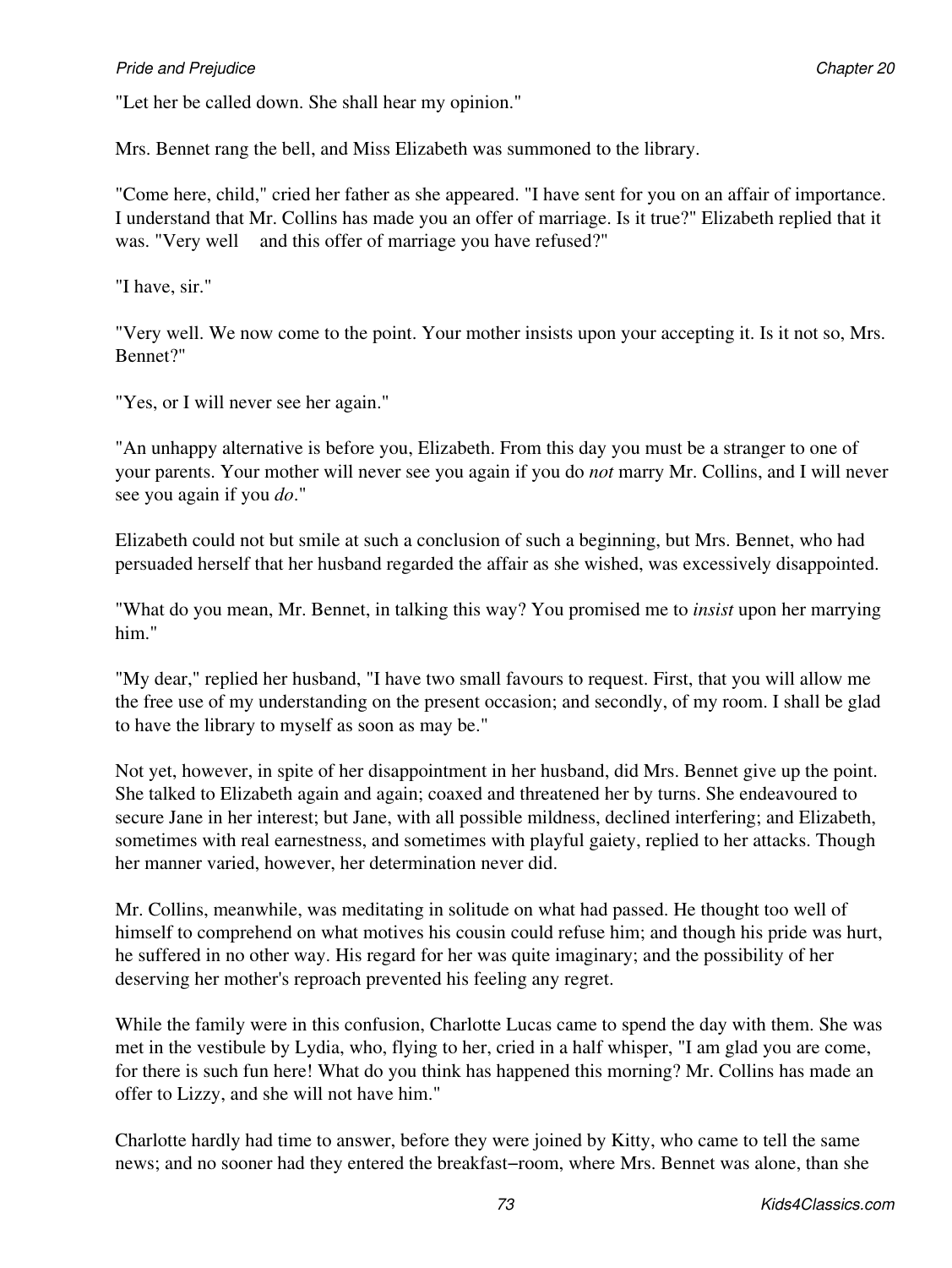"Let her be called down. She shall hear my opinion."

Mrs. Bennet rang the bell, and Miss Elizabeth was summoned to the library.

"Come here, child," cried her father as she appeared. "I have sent for you on an affair of importance. I understand that Mr. Collins has made you an offer of marriage. Is it true?" Elizabeth replied that it was. "Very well  and this offer of marriage you have refused?"

"I have, sir."

"Very well. We now come to the point. Your mother insists upon your accepting it. Is it not so, Mrs. Bennet?"

"Yes, or I will never see her again."

"An unhappy alternative is before you, Elizabeth. From this day you must be a stranger to one of your parents. Your mother will never see you again if you do *not* marry Mr. Collins, and I will never see you again if you *do*."

Elizabeth could not but smile at such a conclusion of such a beginning, but Mrs. Bennet, who had persuaded herself that her husband regarded the affair as she wished, was excessively disappointed.

"What do you mean, Mr. Bennet, in talking this way? You promised me to *insist* upon her marrying him."

"My dear," replied her husband, "I have two small favours to request. First, that you will allow me the free use of my understanding on the present occasion; and secondly, of my room. I shall be glad to have the library to myself as soon as may be."

Not yet, however, in spite of her disappointment in her husband, did Mrs. Bennet give up the point. She talked to Elizabeth again and again; coaxed and threatened her by turns. She endeavoured to secure Jane in her interest; but Jane, with all possible mildness, declined interfering; and Elizabeth, sometimes with real earnestness, and sometimes with playful gaiety, replied to her attacks. Though her manner varied, however, her determination never did.

Mr. Collins, meanwhile, was meditating in solitude on what had passed. He thought too well of himself to comprehend on what motives his cousin could refuse him; and though his pride was hurt, he suffered in no other way. His regard for her was quite imaginary; and the possibility of her deserving her mother's reproach prevented his feeling any regret.

While the family were in this confusion, Charlotte Lucas came to spend the day with them. She was met in the vestibule by Lydia, who, flying to her, cried in a half whisper, "I am glad you are come, for there is such fun here! What do you think has happened this morning? Mr. Collins has made an offer to Lizzy, and she will not have him."

Charlotte hardly had time to answer, before they were joined by Kitty, who came to tell the same news; and no sooner had they entered the breakfast–room, where Mrs. Bennet was alone, than she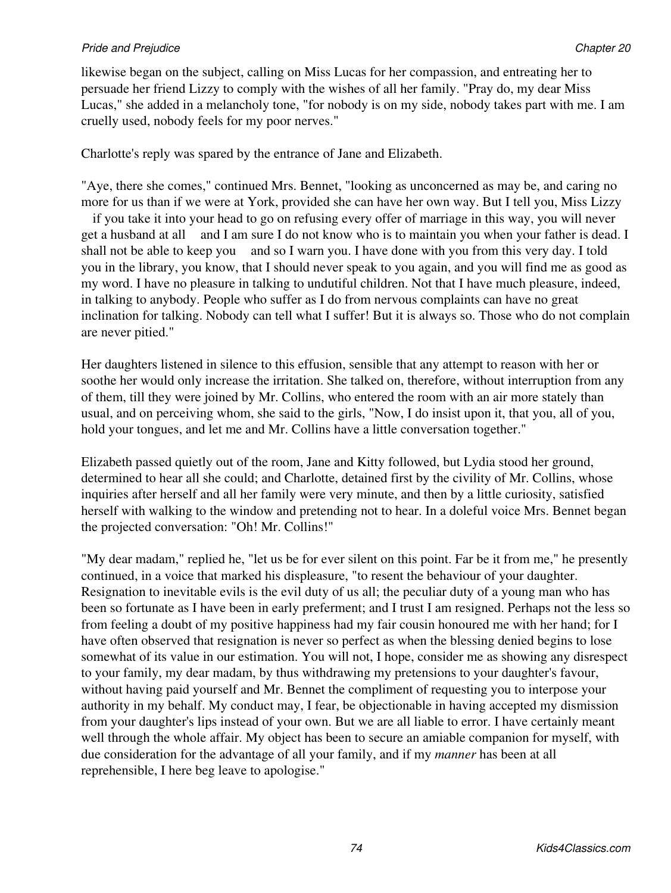likewise began on the subject, calling on Miss Lucas for her compassion, and entreating her to persuade her friend Lizzy to comply with the wishes of all her family. "Pray do, my dear Miss Lucas," she added in a melancholy tone, "for nobody is on my side, nobody takes part with me. I am cruelly used, nobody feels for my poor nerves."

Charlotte's reply was spared by the entrance of Jane and Elizabeth.

"Aye, there she comes," continued Mrs. Bennet, "looking as unconcerned as may be, and caring no more for us than if we were at York, provided she can have her own way. But I tell you, Miss Lizzy  if you take it into your head to go on refusing every offer of marriage in this way, you will never get a husband at all  and I am sure I do not know who is to maintain you when your father is dead. I shall not be able to keep you  and so I warn you. I have done with you from this very day. I told you in the library, you know, that I should never speak to you again, and you will find me as good as my word. I have no pleasure in talking to undutiful children. Not that I have much pleasure, indeed, in talking to anybody. People who suffer as I do from nervous complaints can have no great inclination for talking. Nobody can tell what I suffer! But it is always so. Those who do not complain are never pitied."

Her daughters listened in silence to this effusion, sensible that any attempt to reason with her or soothe her would only increase the irritation. She talked on, therefore, without interruption from any of them, till they were joined by Mr. Collins, who entered the room with an air more stately than usual, and on perceiving whom, she said to the girls, "Now, I do insist upon it, that you, all of you, hold your tongues, and let me and Mr. Collins have a little conversation together."

Elizabeth passed quietly out of the room, Jane and Kitty followed, but Lydia stood her ground, determined to hear all she could; and Charlotte, detained first by the civility of Mr. Collins, whose inquiries after herself and all her family were very minute, and then by a little curiosity, satisfied herself with walking to the window and pretending not to hear. In a doleful voice Mrs. Bennet began the projected conversation: "Oh! Mr. Collins!"

"My dear madam," replied he, "let us be for ever silent on this point. Far be it from me," he presently continued, in a voice that marked his displeasure, "to resent the behaviour of your daughter. Resignation to inevitable evils is the evil duty of us all; the peculiar duty of a young man who has been so fortunate as I have been in early preferment; and I trust I am resigned. Perhaps not the less so from feeling a doubt of my positive happiness had my fair cousin honoured me with her hand; for I have often observed that resignation is never so perfect as when the blessing denied begins to lose somewhat of its value in our estimation. You will not, I hope, consider me as showing any disrespect to your family, my dear madam, by thus withdrawing my pretensions to your daughter's favour, without having paid yourself and Mr. Bennet the compliment of requesting you to interpose your authority in my behalf. My conduct may, I fear, be objectionable in having accepted my dismission from your daughter's lips instead of your own. But we are all liable to error. I have certainly meant well through the whole affair. My object has been to secure an amiable companion for myself, with due consideration for the advantage of all your family, and if my *manner* has been at all reprehensible, I here beg leave to apologise."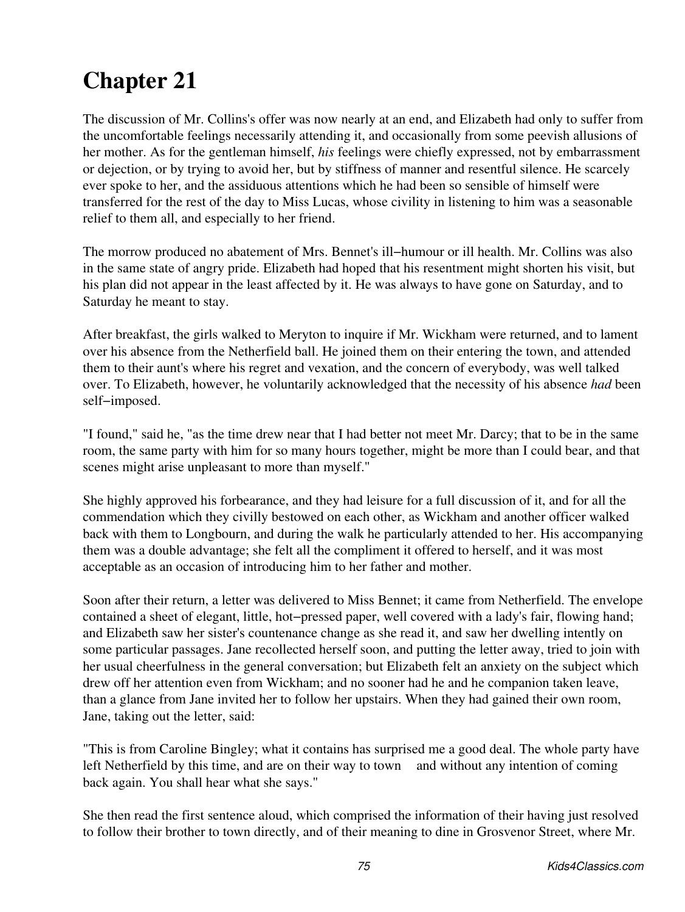# Chapter 21

The discussion of Mr. Collins's offer was now nearly at an end, and Elizabeth had only to suffer from the uncomfortable feelings necessarily attending it, and occasionally from some peevish allusions of her mother. As for the gentleman himself, *his* feelings were chiefly expressed, not by embarrassment or dejection, or by trying to avoid her, but by stiffness of manner and resentful silence. He scarcely ever spoke to her, and the assiduous attentions which he had been so sensible of himself were transferred for the rest of the day to Miss Lucas, whose civility in listening to him was a seasonable relief to them all, and especially to her friend.

The morrow produced no abatement of Mrs. Bennet's ill−humour or ill health. Mr. Collins was also in the same state of angry pride. Elizabeth had hoped that his resentment might shorten his visit, but his plan did not appear in the least affected by it. He was always to have gone on Saturday, and to Saturday he meant to stay.

After breakfast, the girls walked to Meryton to inquire if Mr. Wickham were returned, and to lament over his absence from the Netherfield ball. He joined them on their entering the town, and attended them to their aunt's where his regret and vexation, and the concern of everybody, was well talked over. To Elizabeth, however, he voluntarily acknowledged that the necessity of his absence *had* been self−imposed.

"I found," said he, "as the time drew near that I had better not meet Mr. Darcy; that to be in the same room, the same party with him for so many hours together, might be more than I could bear, and that scenes might arise unpleasant to more than myself."

She highly approved his forbearance, and they had leisure for a full discussion of it, and for all the commendation which they civilly bestowed on each other, as Wickham and another officer walked back with them to Longbourn, and during the walk he particularly attended to her. His accompanying them was a double advantage; she felt all the compliment it offered to herself, and it was most acceptable as an occasion of introducing him to her father and mother.

Soon after their return, a letter was delivered to Miss Bennet; it came from Netherfield. The envelope contained a sheet of elegant, little, hot−pressed paper, well covered with a lady's fair, flowing hand; and Elizabeth saw her sister's countenance change as she read it, and saw her dwelling intently on some particular passages. Jane recollected herself soon, and putting the letter away, tried to join with her usual cheerfulness in the general conversation; but Elizabeth felt an anxiety on the subject which drew off her attention even from Wickham; and no sooner had he and he companion taken leave, than a glance from Jane invited her to follow her upstairs. When they had gained their own room, Jane, taking out the letter, said:

"This is from Caroline Bingley; what it contains has surprised me a good deal. The whole party have left Netherfield by this time, and are on their way to town and without any intention of coming back again. You shall hear what she says."

She then read the first sentence aloud, which comprised the information of their having just resolved to follow their brother to town directly, and of their meaning to dine in Grosvenor Street, where Mr.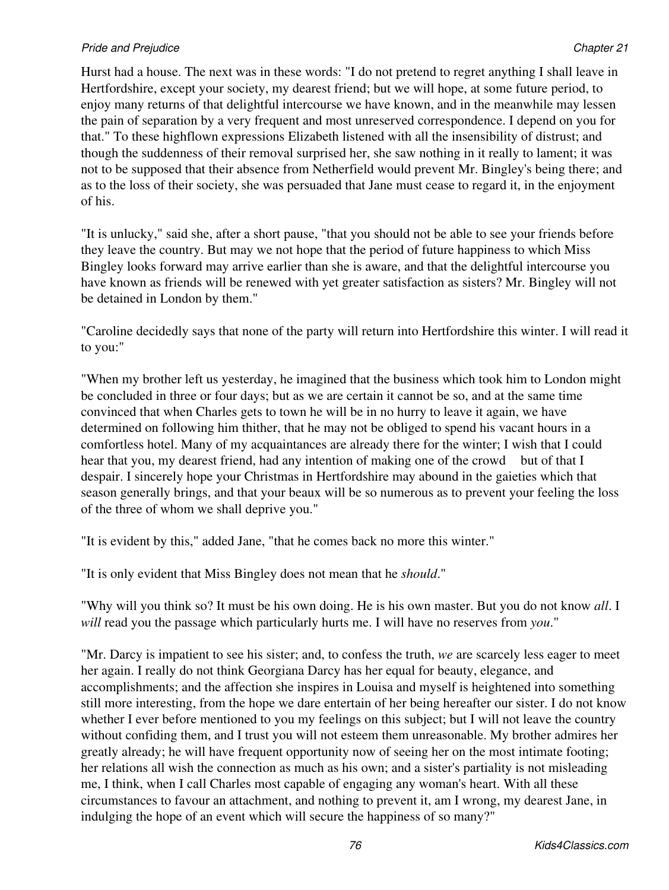Hurst had a house. The next was in these words: "I do not pretend to regret anything I shall leave in Hertfordshire, except your society, my dearest friend; but we will hope, at some future period, to enjoy many returns of that delightful intercourse we have known, and in the meanwhile may lessen the pain of separation by a very frequent and most unreserved correspondence. I depend on you for that." To these highflown expressions Elizabeth listened with all the insensibility of distrust; and though the suddenness of their removal surprised her, she saw nothing in it really to lament; it was not to be supposed that their absence from Netherfield would prevent Mr. Bingley's being there; and as to the loss of their society, she was persuaded that Jane must cease to regard it, in the enjoyment of his.

"It is unlucky," said she, after a short pause, "that you should not be able to see your friends before they leave the country. But may we not hope that the period of future happiness to which Miss Bingley looks forward may arrive earlier than she is aware, and that the delightful intercourse you have known as friends will be renewed with yet greater satisfaction as sisters? Mr. Bingley will not be detained in London by them."

"Caroline decidedly says that none of the party will return into Hertfordshire this winter. I will read it to you:"

"When my brother left us yesterday, he imagined that the business which took him to London might be concluded in three or four days; but as we are certain it cannot be so, and at the same time convinced that when Charles gets to town he will be in no hurry to leave it again, we have determined on following him thither, that he may not be obliged to spend his vacant hours in a comfortless hotel. Many of my acquaintances are already there for the winter; I wish that I could hear that you, my dearest friend, had any intention of making one of the crowd but of that I despair. I sincerely hope your Christmas in Hertfordshire may abound in the gaieties which that season generally brings, and that your beaux will be so numerous as to prevent your feeling the loss of the three of whom we shall deprive you."

"It is evident by this," added Jane, "that he comes back no more this winter."

"It is only evident that Miss Bingley does not mean that he *should*."

"Why will you think so? It must be his own doing. He is his own master. But you do not know *all*. I *will* read you the passage which particularly hurts me. I will have no reserves from *you*."

"Mr. Darcy is impatient to see his sister; and, to confess the truth, *we* are scarcely less eager to meet her again. I really do not think Georgiana Darcy has her equal for beauty, elegance, and accomplishments; and the affection she inspires in Louisa and myself is heightened into something still more interesting, from the hope we dare entertain of her being hereafter our sister. I do not know whether I ever before mentioned to you my feelings on this subject; but I will not leave the country without confiding them, and I trust you will not esteem them unreasonable. My brother admires her greatly already; he will have frequent opportunity now of seeing her on the most intimate footing; her relations all wish the connection as much as his own; and a sister's partiality is not misleading me, I think, when I call Charles most capable of engaging any woman's heart. With all these circumstances to favour an attachment, and nothing to prevent it, am I wrong, my dearest Jane, in indulging the hope of an event which will secure the happiness of so many?"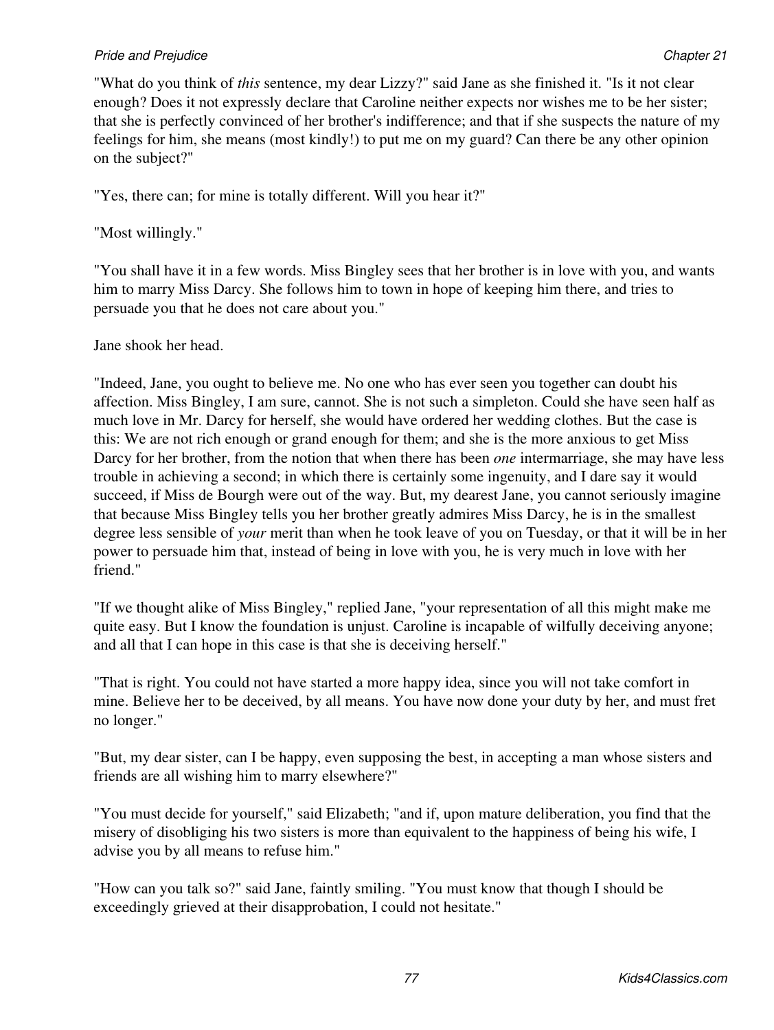"What do you think of *this* sentence, my dear Lizzy?" said Jane as she finished it. "Is it not clear enough? Does it not expressly declare that Caroline neither expects nor wishes me to be her sister; that she is perfectly convinced of her brother's indifference; and that if she suspects the nature of my feelings for him, she means (most kindly!) to put me on my guard? Can there be any other opinion on the subject?"

"Yes, there can; for mine is totally different. Will you hear it?"

"Most willingly."

"You shall have it in a few words. Miss Bingley sees that her brother is in love with you, and wants him to marry Miss Darcy. She follows him to town in hope of keeping him there, and tries to persuade you that he does not care about you."

Jane shook her head.

"Indeed, Jane, you ought to believe me. No one who has ever seen you together can doubt his affection. Miss Bingley, I am sure, cannot. She is not such a simpleton. Could she have seen half as much love in Mr. Darcy for herself, she would have ordered her wedding clothes. But the case is this: We are not rich enough or grand enough for them; and she is the more anxious to get Miss Darcy for her brother, from the notion that when there has been *one* intermarriage, she may have less trouble in achieving a second; in which there is certainly some ingenuity, and I dare say it would succeed, if Miss de Bourgh were out of the way. But, my dearest Jane, you cannot seriously imagine that because Miss Bingley tells you her brother greatly admires Miss Darcy, he is in the smallest degree less sensible of *your* merit than when he took leave of you on Tuesday, or that it will be in her power to persuade him that, instead of being in love with you, he is very much in love with her friend."

"If we thought alike of Miss Bingley," replied Jane, "your representation of all this might make me quite easy. But I know the foundation is unjust. Caroline is incapable of wilfully deceiving anyone; and all that I can hope in this case is that she is deceiving herself."

"That is right. You could not have started a more happy idea, since you will not take comfort in mine. Believe her to be deceived, by all means. You have now done your duty by her, and must fret no longer."

"But, my dear sister, can I be happy, even supposing the best, in accepting a man whose sisters and friends are all wishing him to marry elsewhere?"

"You must decide for yourself," said Elizabeth; "and if, upon mature deliberation, you find that the misery of disobliging his two sisters is more than equivalent to the happiness of being his wife, I advise you by all means to refuse him."

"How can you talk so?" said Jane, faintly smiling. "You must know that though I should be exceedingly grieved at their disapprobation, I could not hesitate."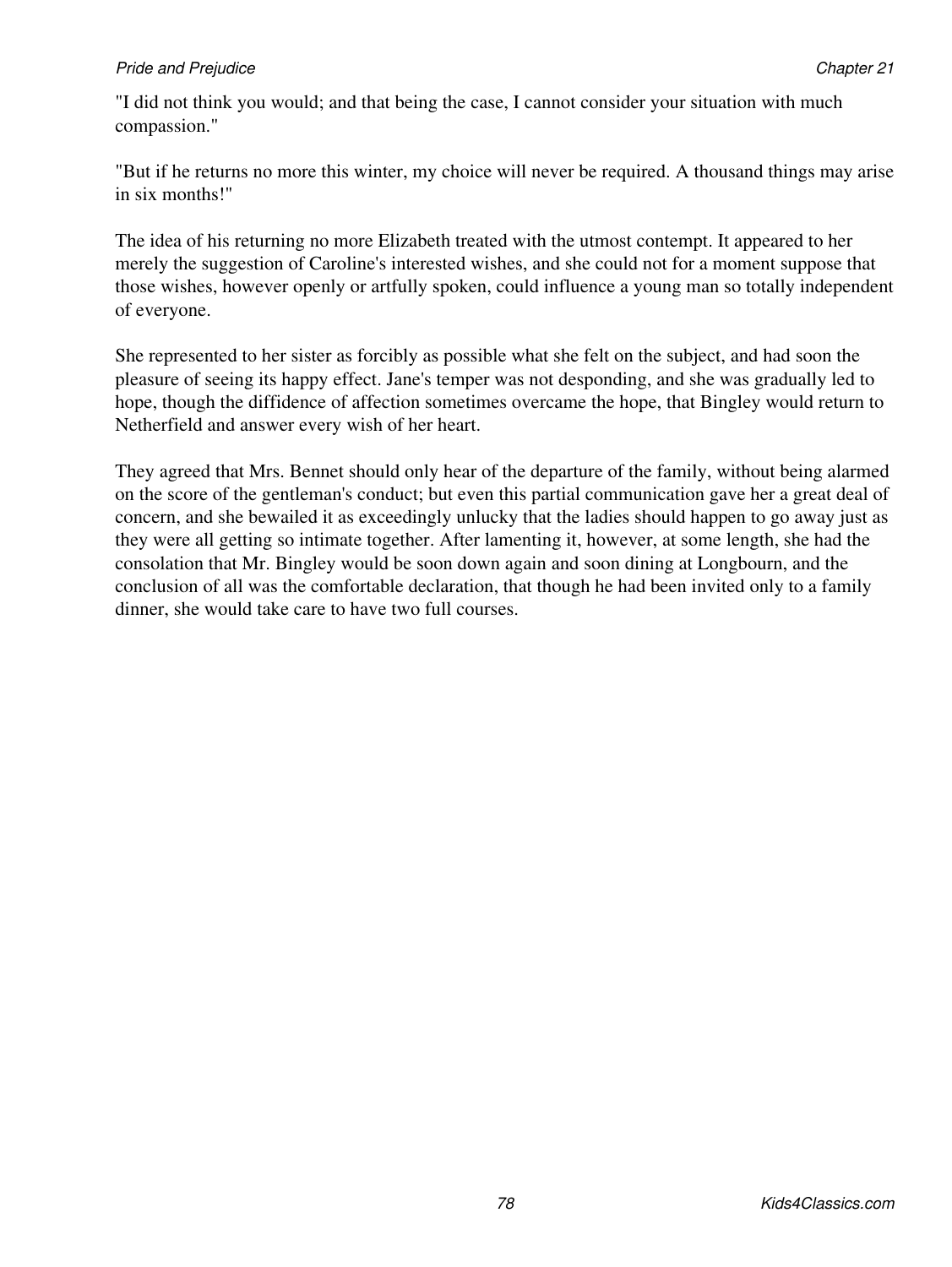"I did not think you would; and that being the case, I cannot consider your situation with much compassion."

"But if he returns no more this winter, my choice will never be required. A thousand things may arise in six months!"

The idea of his returning no more Elizabeth treated with the utmost contempt. It appeared to her merely the suggestion of Caroline's interested wishes, and she could not for a moment suppose that those wishes, however openly or artfully spoken, could influence a young man so totally independent of everyone.

She represented to her sister as forcibly as possible what she felt on the subject, and had soon the pleasure of seeing its happy effect. Jane's temper was not desponding, and she was gradually led to hope, though the diffidence of affection sometimes overcame the hope, that Bingley would return to Netherfield and answer every wish of her heart.

They agreed that Mrs. Bennet should only hear of the departure of the family, without being alarmed on the score of the gentleman's conduct; but even this partial communication gave her a great deal of concern, and she bewailed it as exceedingly unlucky that the ladies should happen to go away just as they were all getting so intimate together. After lamenting it, however, at some length, she had the consolation that Mr. Bingley would be soon down again and soon dining at Longbourn, and the conclusion of all was the comfortable declaration, that though he had been invited only to a family dinner, she would take care to have two full courses.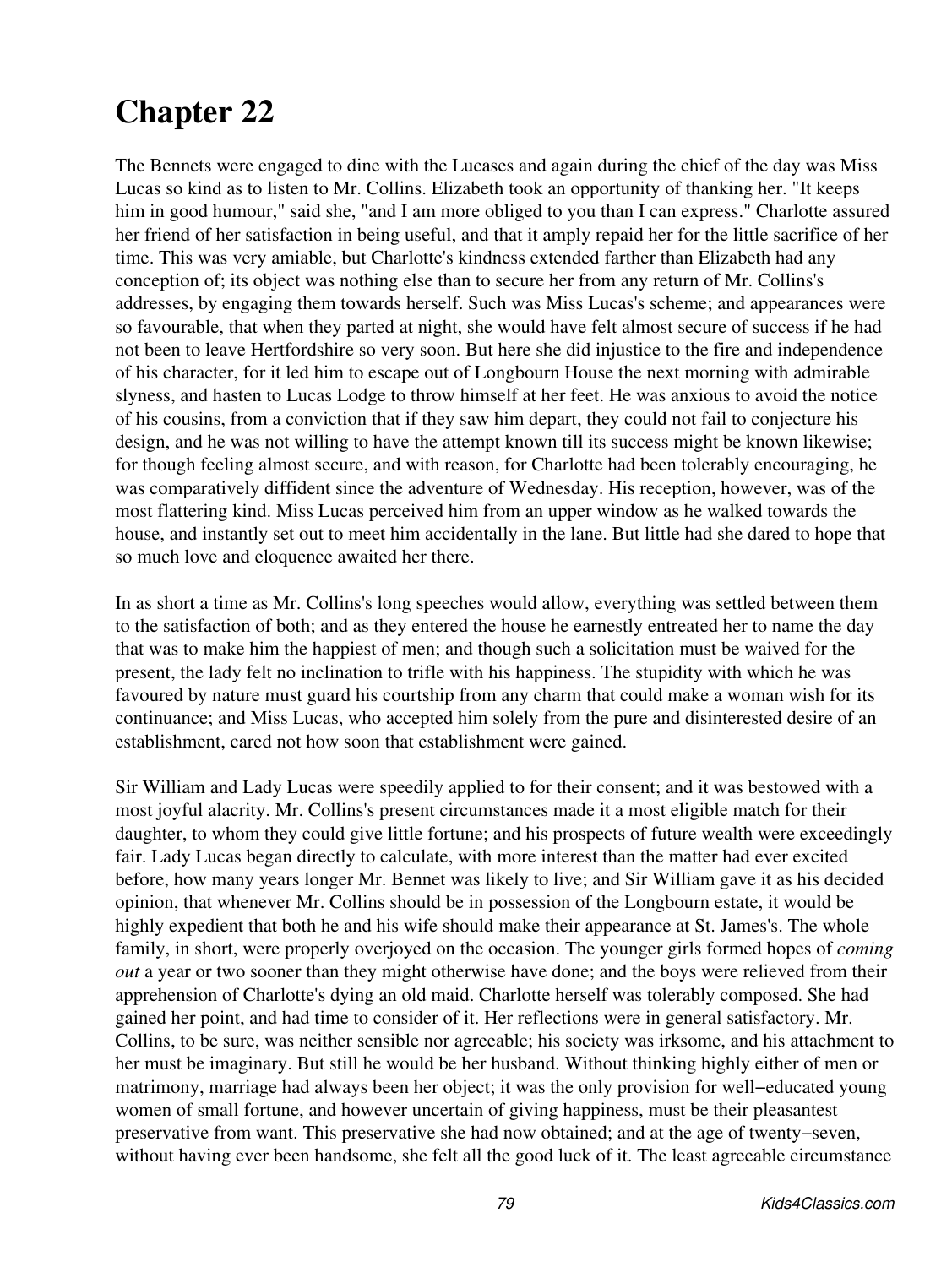# Chapter 22

The Bennets were engaged to dine with the Lucases and again during the chief of the day was Miss Lucas so kind as to listen to Mr. Collins. Elizabeth took an opportunity of thanking her. "It keeps him in good humour," said she, "and I am more obliged to you than I can express." Charlotte assured her friend of her satisfaction in being useful, and that it amply repaid her for the little sacrifice of her time. This was very amiable, but Charlotte's kindness extended farther than Elizabeth had any conception of; its object was nothing else than to secure her from any return of Mr. Collins's addresses, by engaging them towards herself. Such was Miss Lucas's scheme; and appearances were so favourable, that when they parted at night, she would have felt almost secure of success if he had not been to leave Hertfordshire so very soon. But here she did injustice to the fire and independence of his character, for it led him to escape out of Longbourn House the next morning with admirable slyness, and hasten to Lucas Lodge to throw himself at her feet. He was anxious to avoid the notice of his cousins, from a conviction that if they saw him depart, they could not fail to conjecture his design, and he was not willing to have the attempt known till its success might be known likewise; for though feeling almost secure, and with reason, for Charlotte had been tolerably encouraging, he was comparatively diffident since the adventure of Wednesday. His reception, however, was of the most flattering kind. Miss Lucas perceived him from an upper window as he walked towards the house, and instantly set out to meet him accidentally in the lane. But little had she dared to hope that so much love and eloquence awaited her there.

In as short a time as Mr. Collins's long speeches would allow, everything was settled between them to the satisfaction of both; and as they entered the house he earnestly entreated her to name the day that was to make him the happiest of men; and though such a solicitation must be waived for the present, the lady felt no inclination to trifle with his happiness. The stupidity with which he was favoured by nature must guard his courtship from any charm that could make a woman wish for its continuance; and Miss Lucas, who accepted him solely from the pure and disinterested desire of an establishment, cared not how soon that establishment were gained.

Sir William and Lady Lucas were speedily applied to for their consent; and it was bestowed with a most joyful alacrity. Mr. Collins's present circumstances made it a most eligible match for their daughter, to whom they could give little fortune; and his prospects of future wealth were exceedingly fair. Lady Lucas began directly to calculate, with more interest than the matter had ever excited before, how many years longer Mr. Bennet was likely to live; and Sir William gave it as his decided opinion, that whenever Mr. Collins should be in possession of the Longbourn estate, it would be highly expedient that both he and his wife should make their appearance at St. James's. The whole family, in short, were properly overjoyed on the occasion. The younger girls formed hopes of *coming out* a year or two sooner than they might otherwise have done; and the boys were relieved from their apprehension of Charlotte's dying an old maid. Charlotte herself was tolerably composed. She had gained her point, and had time to consider of it. Her reflections were in general satisfactory. Mr. Collins, to be sure, was neither sensible nor agreeable; his society was irksome, and his attachment to her must be imaginary. But still he would be her husband. Without thinking highly either of men or matrimony, marriage had always been her object; it was the only provision for well−educated young women of small fortune, and however uncertain of giving happiness, must be their pleasantest preservative from want. This preservative she had now obtained; and at the age of twenty−seven, without having ever been handsome, she felt all the good luck of it. The least agreeable circumstance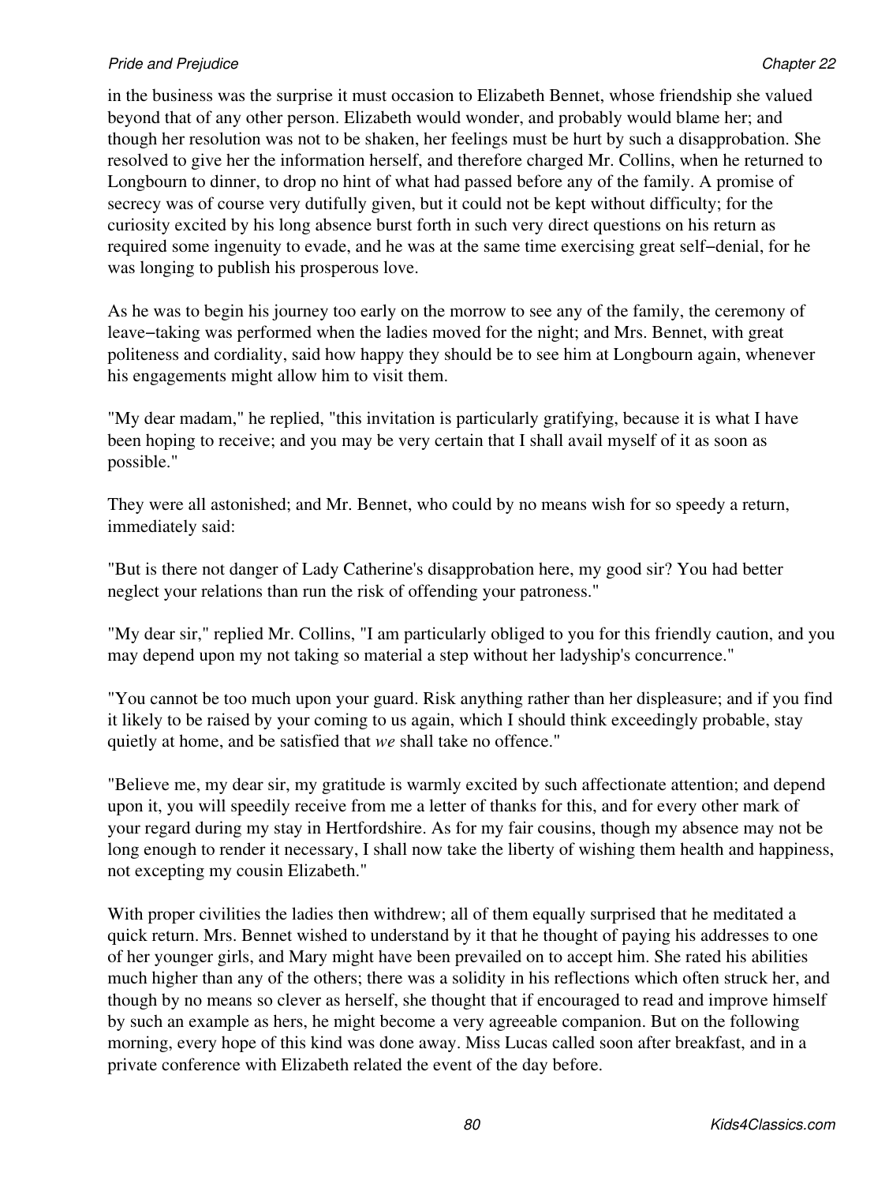in the business was the surprise it must occasion to Elizabeth Bennet, whose friendship she valued beyond that of any other person. Elizabeth would wonder, and probably would blame her; and though her resolution was not to be shaken, her feelings must be hurt by such a disapprobation. She resolved to give her the information herself, and therefore charged Mr. Collins, when he returned to Longbourn to dinner, to drop no hint of what had passed before any of the family. A promise of secrecy was of course very dutifully given, but it could not be kept without difficulty; for the curiosity excited by his long absence burst forth in such very direct questions on his return as required some ingenuity to evade, and he was at the same time exercising great self−denial, for he was longing to publish his prosperous love.

As he was to begin his journey too early on the morrow to see any of the family, the ceremony of leave−taking was performed when the ladies moved for the night; and Mrs. Bennet, with great politeness and cordiality, said how happy they should be to see him at Longbourn again, whenever his engagements might allow him to visit them.

"My dear madam," he replied, "this invitation is particularly gratifying, because it is what I have been hoping to receive; and you may be very certain that I shall avail myself of it as soon as possible."

They were all astonished; and Mr. Bennet, who could by no means wish for so speedy a return, immediately said:

"But is there not danger of Lady Catherine's disapprobation here, my good sir? You had better neglect your relations than run the risk of offending your patroness."

"My dear sir," replied Mr. Collins, "I am particularly obliged to you for this friendly caution, and you may depend upon my not taking so material a step without her ladyship's concurrence."

"You cannot be too much upon your guard. Risk anything rather than her displeasure; and if you find it likely to be raised by your coming to us again, which I should think exceedingly probable, stay quietly at home, and be satisfied that *we* shall take no offence."

"Believe me, my dear sir, my gratitude is warmly excited by such affectionate attention; and depend upon it, you will speedily receive from me a letter of thanks for this, and for every other mark of your regard during my stay in Hertfordshire. As for my fair cousins, though my absence may not be long enough to render it necessary, I shall now take the liberty of wishing them health and happiness, not excepting my cousin Elizabeth."

With proper civilities the ladies then withdrew; all of them equally surprised that he meditated a quick return. Mrs. Bennet wished to understand by it that he thought of paying his addresses to one of her younger girls, and Mary might have been prevailed on to accept him. She rated his abilities much higher than any of the others; there was a solidity in his reflections which often struck her, and though by no means so clever as herself, she thought that if encouraged to read and improve himself by such an example as hers, he might become a very agreeable companion. But on the following morning, every hope of this kind was done away. Miss Lucas called soon after breakfast, and in a private conference with Elizabeth related the event of the day before.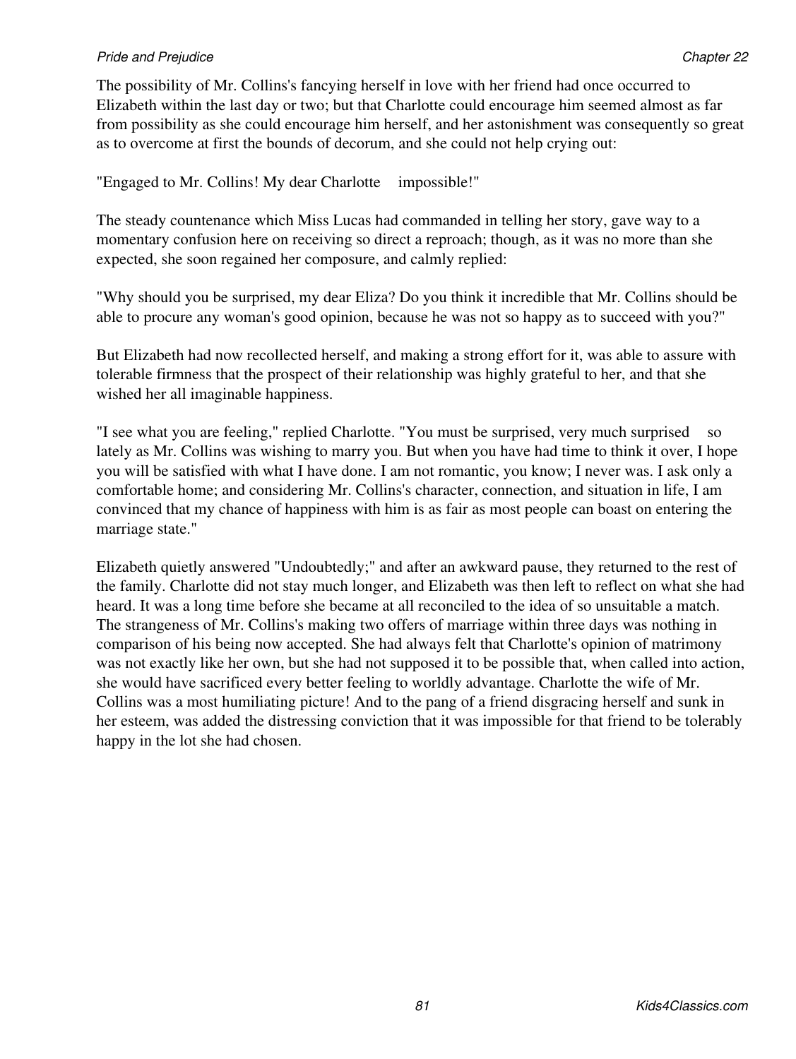The possibility of Mr. Collins's fancying herself in love with her friend had once occurred to Elizabeth within the last day or two; but that Charlotte could encourage him seemed almost as far from possibility as she could encourage him herself, and her astonishment was consequently so great as to overcome at first the bounds of decorum, and she could not help crying out:

"Engaged to Mr. Collins! My dear Charlotte impossible!"

The steady countenance which Miss Lucas had commanded in telling her story, gave way to a momentary confusion here on receiving so direct a reproach; though, as it was no more than she expected, she soon regained her composure, and calmly replied:

"Why should you be surprised, my dear Eliza? Do you think it incredible that Mr. Collins should be able to procure any woman's good opinion, because he was not so happy as to succeed with you?"

But Elizabeth had now recollected herself, and making a strong effort for it, was able to assure with tolerable firmness that the prospect of their relationship was highly grateful to her, and that she wished her all imaginable happiness.

"I see what you are feeling," replied Charlotte. "You must be surprised, very much surprised so lately as Mr. Collins was wishing to marry you. But when you have had time to think it over, I hope you will be satisfied with what I have done. I am not romantic, you know; I never was. I ask only a comfortable home; and considering Mr. Collins's character, connection, and situation in life, I am convinced that my chance of happiness with him is as fair as most people can boast on entering the marriage state."

Elizabeth quietly answered "Undoubtedly;" and after an awkward pause, they returned to the rest of the family. Charlotte did not stay much longer, and Elizabeth was then left to reflect on what she had heard. It was a long time before she became at all reconciled to the idea of so unsuitable a match. The strangeness of Mr. Collins's making two offers of marriage within three days was nothing in comparison of his being now accepted. She had always felt that Charlotte's opinion of matrimony was not exactly like her own, but she had not supposed it to be possible that, when called into action, she would have sacrificed every better feeling to worldly advantage. Charlotte the wife of Mr. Collins was a most humiliating picture! And to the pang of a friend disgracing herself and sunk in her esteem, was added the distressing conviction that it was impossible for that friend to be tolerably happy in the lot she had chosen.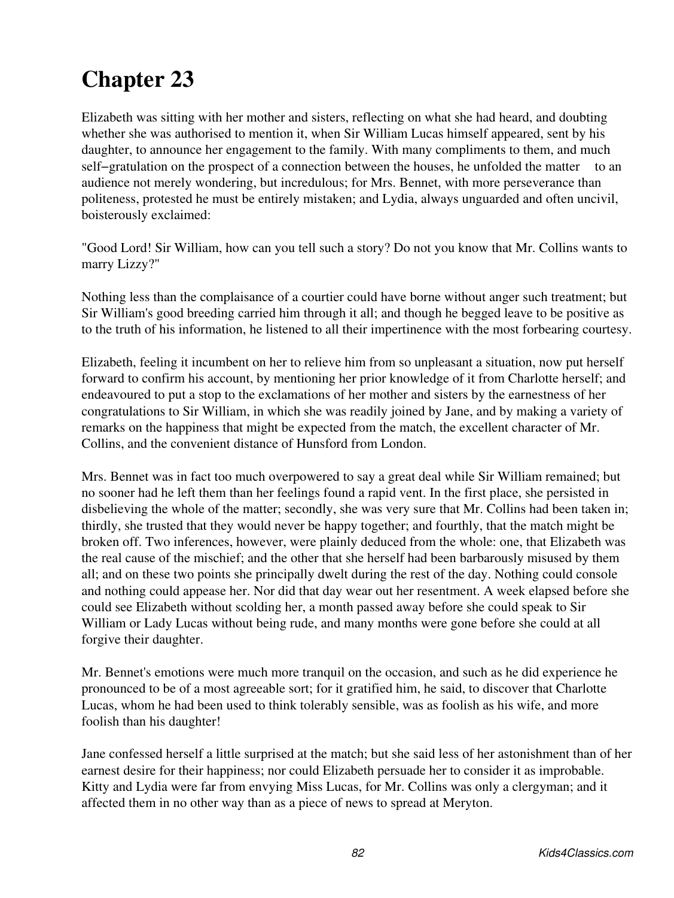# Chapter 23

Elizabeth was sitting with her mother and sisters, reflecting on what she had heard, and doubting whether she was authorised to mention it, when Sir William Lucas himself appeared, sent by his daughter, to announce her engagement to the family. With many compliments to them, and much self−gratulation on the prospect of a connection between the houses, he unfolded the matter to an audience not merely wondering, but incredulous; for Mrs. Bennet, with more perseverance than politeness, protested he must be entirely mistaken; and Lydia, always unguarded and often uncivil, boisterously exclaimed:

"Good Lord! Sir William, how can you tell such a story? Do not you know that Mr. Collins wants to marry Lizzy?"

Nothing less than the complaisance of a courtier could have borne without anger such treatment; but Sir William's good breeding carried him through it all; and though he begged leave to be positive as to the truth of his information, he listened to all their impertinence with the most forbearing courtesy.

Elizabeth, feeling it incumbent on her to relieve him from so unpleasant a situation, now put herself forward to confirm his account, by mentioning her prior knowledge of it from Charlotte herself; and endeavoured to put a stop to the exclamations of her mother and sisters by the earnestness of her congratulations to Sir William, in which she was readily joined by Jane, and by making a variety of remarks on the happiness that might be expected from the match, the excellent character of Mr. Collins, and the convenient distance of Hunsford from London.

Mrs. Bennet was in fact too much overpowered to say a great deal while Sir William remained; but no sooner had he left them than her feelings found a rapid vent. In the first place, she persisted in disbelieving the whole of the matter; secondly, she was very sure that Mr. Collins had been taken in; thirdly, she trusted that they would never be happy together; and fourthly, that the match might be broken off. Two inferences, however, were plainly deduced from the whole: one, that Elizabeth was the real cause of the mischief; and the other that she herself had been barbarously misused by them all; and on these two points she principally dwelt during the rest of the day. Nothing could console and nothing could appease her. Nor did that day wear out her resentment. A week elapsed before she could see Elizabeth without scolding her, a month passed away before she could speak to Sir William or Lady Lucas without being rude, and many months were gone before she could at all forgive their daughter.

Mr. Bennet's emotions were much more tranquil on the occasion, and such as he did experience he pronounced to be of a most agreeable sort; for it gratified him, he said, to discover that Charlotte Lucas, whom he had been used to think tolerably sensible, was as foolish as his wife, and more foolish than his daughter!

Jane confessed herself a little surprised at the match; but she said less of her astonishment than of her earnest desire for their happiness; nor could Elizabeth persuade her to consider it as improbable. Kitty and Lydia were far from envying Miss Lucas, for Mr. Collins was only a clergyman; and it affected them in no other way than as a piece of news to spread at Meryton.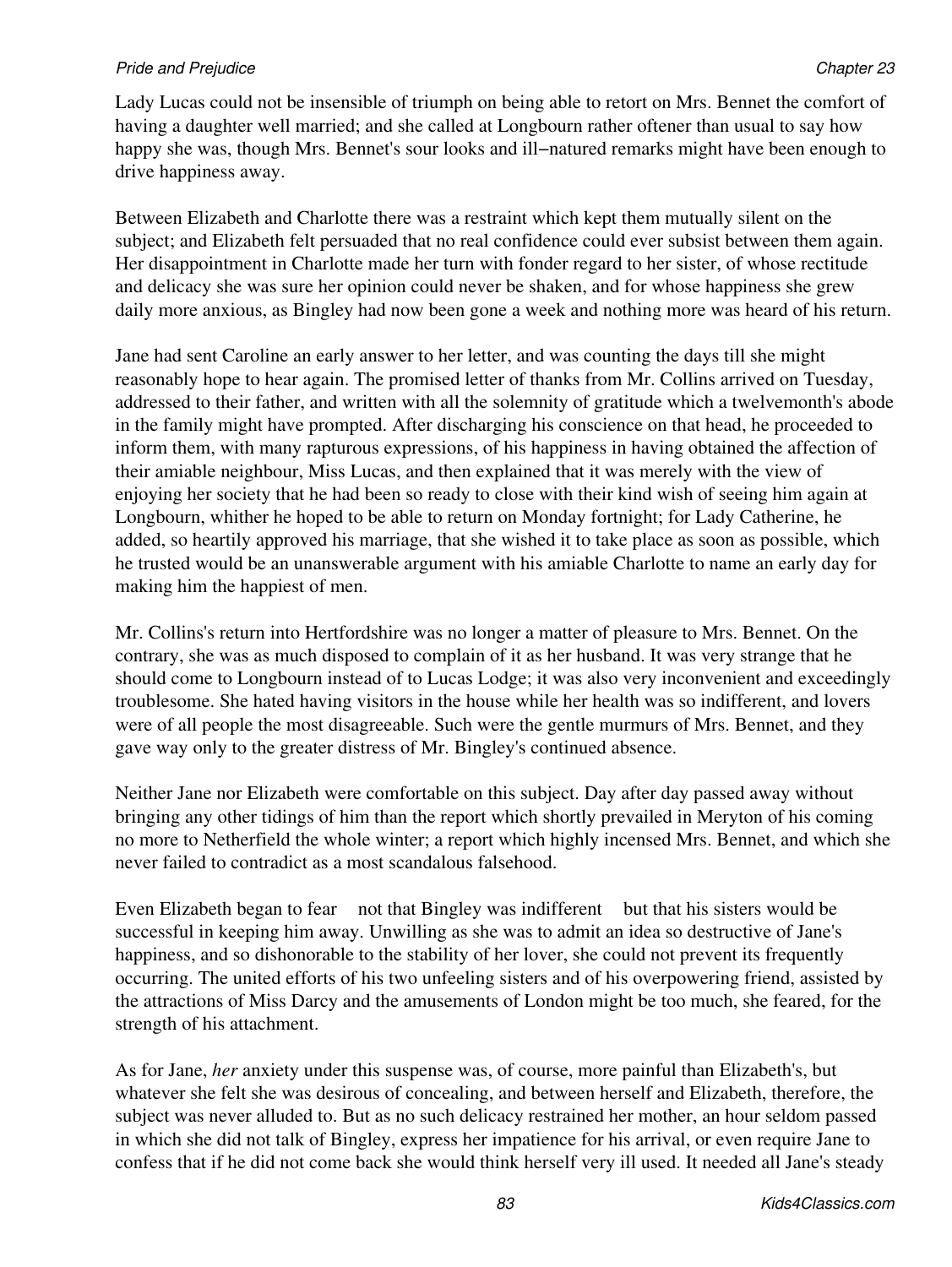Lady Lucas could not be insensible of triumph on being able to retort on Mrs. Bennet the comfort of having a daughter well married; and she called at Longbourn rather oftener than usual to say how happy she was, though Mrs. Bennet's sour looks and ill−natured remarks might have been enough to drive happiness away.

Between Elizabeth and Charlotte there was a restraint which kept them mutually silent on the subject; and Elizabeth felt persuaded that no real confidence could ever subsist between them again. Her disappointment in Charlotte made her turn with fonder regard to her sister, of whose rectitude and delicacy she was sure her opinion could never be shaken, and for whose happiness she grew daily more anxious, as Bingley had now been gone a week and nothing more was heard of his return.

Jane had sent Caroline an early answer to her letter, and was counting the days till she might reasonably hope to hear again. The promised letter of thanks from Mr. Collins arrived on Tuesday, addressed to their father, and written with all the solemnity of gratitude which a twelvemonth's abode in the family might have prompted. After discharging his conscience on that head, he proceeded to inform them, with many rapturous expressions, of his happiness in having obtained the affection of their amiable neighbour, Miss Lucas, and then explained that it was merely with the view of enjoying her society that he had been so ready to close with their kind wish of seeing him again at Longbourn, whither he hoped to be able to return on Monday fortnight; for Lady Catherine, he added, so heartily approved his marriage, that she wished it to take place as soon as possible, which he trusted would be an unanswerable argument with his amiable Charlotte to name an early day for making him the happiest of men.

Mr. Collins's return into Hertfordshire was no longer a matter of pleasure to Mrs. Bennet. On the contrary, she was as much disposed to complain of it as her husband. It was very strange that he should come to Longbourn instead of to Lucas Lodge; it was also very inconvenient and exceedingly troublesome. She hated having visitors in the house while her health was so indifferent, and lovers were of all people the most disagreeable. Such were the gentle murmurs of Mrs. Bennet, and they gave way only to the greater distress of Mr. Bingley's continued absence.

Neither Jane nor Elizabeth were comfortable on this subject. Day after day passed away without bringing any other tidings of him than the report which shortly prevailed in Meryton of his coming no more to Netherfield the whole winter; a report which highly incensed Mrs. Bennet, and which she never failed to contradict as a most scandalous falsehood.

Even Elizabeth began to fear not that Bingley was indifferent but that his sisters would be successful in keeping him away. Unwilling as she was to admit an idea so destructive of Jane's happiness, and so dishonorable to the stability of her lover, she could not prevent its frequently occurring. The united efforts of his two unfeeling sisters and of his overpowering friend, assisted by the attractions of Miss Darcy and the amusements of London might be too much, she feared, for the strength of his attachment.

As for Jane, *her* anxiety under this suspense was, of course, more painful than Elizabeth's, but whatever she felt she was desirous of concealing, and between herself and Elizabeth, therefore, the subject was never alluded to. But as no such delicacy restrained her mother, an hour seldom passed in which she did not talk of Bingley, express her impatience for his arrival, or even require Jane to confess that if he did not come back she would think herself very ill used. It needed all Jane's steady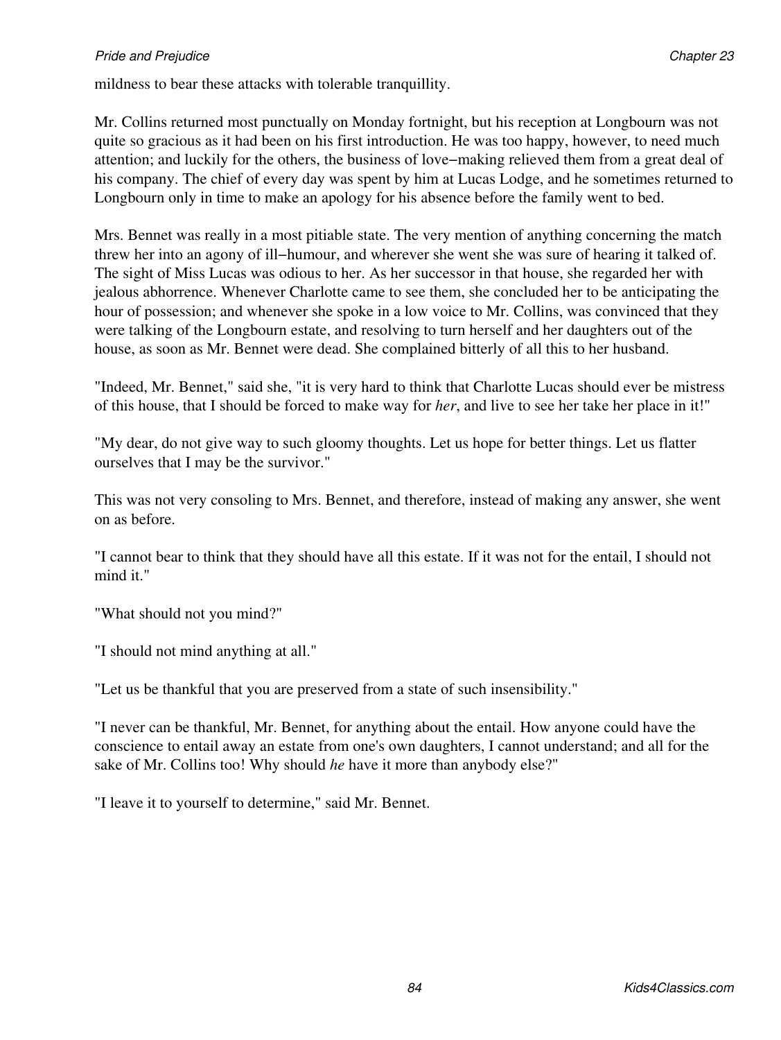mildness to bear these attacks with tolerable tranquillity.

Mr. Collins returned most punctually on Monday fortnight, but his reception at Longbourn was not quite so gracious as it had been on his first introduction. He was too happy, however, to need much attention; and luckily for the others, the business of love−making relieved them from a great deal of his company. The chief of every day was spent by him at Lucas Lodge, and he sometimes returned to Longbourn only in time to make an apology for his absence before the family went to bed.

Mrs. Bennet was really in a most pitiable state. The very mention of anything concerning the match threw her into an agony of ill−humour, and wherever she went she was sure of hearing it talked of. The sight of Miss Lucas was odious to her. As her successor in that house, she regarded her with jealous abhorrence. Whenever Charlotte came to see them, she concluded her to be anticipating the hour of possession; and whenever she spoke in a low voice to Mr. Collins, was convinced that they were talking of the Longbourn estate, and resolving to turn herself and her daughters out of the house, as soon as Mr. Bennet were dead. She complained bitterly of all this to her husband.

"Indeed, Mr. Bennet," said she, "it is very hard to think that Charlotte Lucas should ever be mistress of this house, that I should be forced to make way for *her*, and live to see her take her place in it!"

"My dear, do not give way to such gloomy thoughts. Let us hope for better things. Let us flatter ourselves that I may be the survivor."

This was not very consoling to Mrs. Bennet, and therefore, instead of making any answer, she went on as before.

"I cannot bear to think that they should have all this estate. If it was not for the entail, I should not mind it."

"What should not you mind?"

"I should not mind anything at all."

"Let us be thankful that you are preserved from a state of such insensibility."

"I never can be thankful, Mr. Bennet, for anything about the entail. How anyone could have the conscience to entail away an estate from one's own daughters, I cannot understand; and all for the sake of Mr. Collins too! Why should *he* have it more than anybody else?"

"I leave it to yourself to determine," said Mr. Bennet.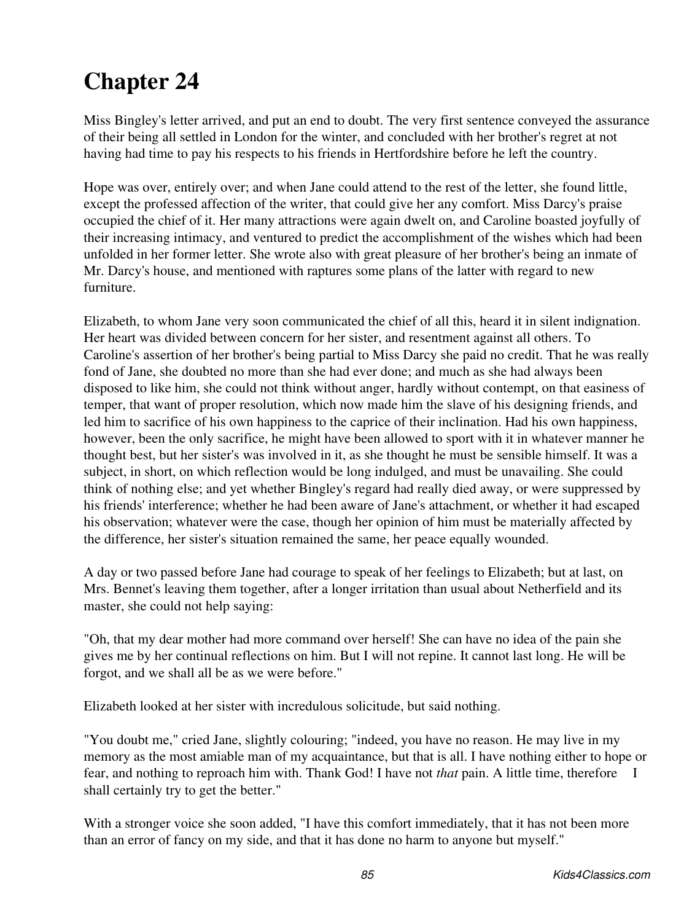# Chapter 24

Miss Bingley's letter arrived, and put an end to doubt. The very first sentence conveyed the assurance of their being all settled in London for the winter, and concluded with her brother's regret at not having had time to pay his respects to his friends in Hertfordshire before he left the country.

Hope was over, entirely over; and when Jane could attend to the rest of the letter, she found little, except the professed affection of the writer, that could give her any comfort. Miss Darcy's praise occupied the chief of it. Her many attractions were again dwelt on, and Caroline boasted joyfully of their increasing intimacy, and ventured to predict the accomplishment of the wishes which had been unfolded in her former letter. She wrote also with great pleasure of her brother's being an inmate of Mr. Darcy's house, and mentioned with raptures some plans of the latter with regard to new furniture.

Elizabeth, to whom Jane very soon communicated the chief of all this, heard it in silent indignation. Her heart was divided between concern for her sister, and resentment against all others. To Caroline's assertion of her brother's being partial to Miss Darcy she paid no credit. That he was really fond of Jane, she doubted no more than she had ever done; and much as she had always been disposed to like him, she could not think without anger, hardly without contempt, on that easiness of temper, that want of proper resolution, which now made him the slave of his designing friends, and led him to sacrifice of his own happiness to the caprice of their inclination. Had his own happiness, however, been the only sacrifice, he might have been allowed to sport with it in whatever manner he thought best, but her sister's was involved in it, as she thought he must be sensible himself. It was a subject, in short, on which reflection would be long indulged, and must be unavailing. She could think of nothing else; and yet whether Bingley's regard had really died away, or were suppressed by his friends' interference; whether he had been aware of Jane's attachment, or whether it had escaped his observation; whatever were the case, though her opinion of him must be materially affected by the difference, her sister's situation remained the same, her peace equally wounded.

A day or two passed before Jane had courage to speak of her feelings to Elizabeth; but at last, on Mrs. Bennet's leaving them together, after a longer irritation than usual about Netherfield and its master, she could not help saying:

"Oh, that my dear mother had more command over herself! She can have no idea of the pain she gives me by her continual reflections on him. But I will not repine. It cannot last long. He will be forgot, and we shall all be as we were before."

Elizabeth looked at her sister with incredulous solicitude, but said nothing.

"You doubt me," cried Jane, slightly colouring; "indeed, you have no reason. He may live in my memory as the most amiable man of my acquaintance, but that is all. I have nothing either to hope or fear, and nothing to reproach him with. Thank God! I have not *that* pain. A little time, therefore    I shall certainly try to get the better."

With a stronger voice she soon added, "I have this comfort immediately, that it has not been more than an error of fancy on my side, and that it has done no harm to anyone but myself."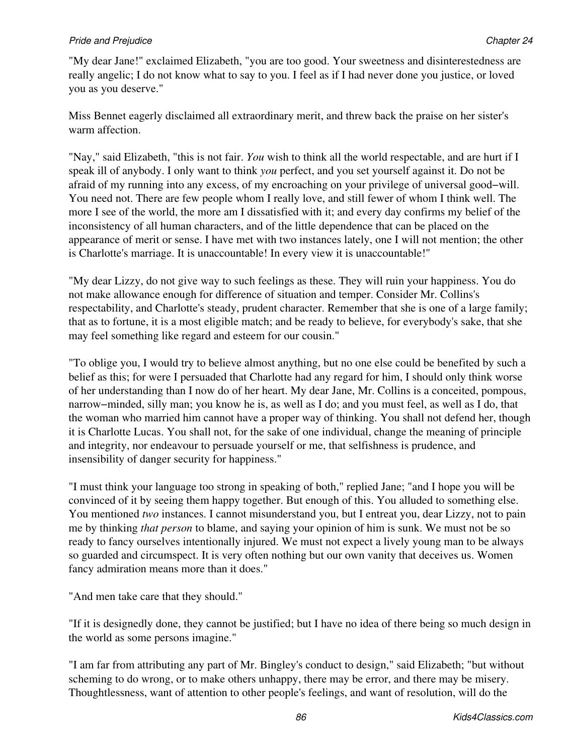"My dear Jane!" exclaimed Elizabeth, "you are too good. Your sweetness and disinterestedness are really angelic; I do not know what to say to you. I feel as if I had never done you justice, or loved you as you deserve."

Miss Bennet eagerly disclaimed all extraordinary merit, and threw back the praise on her sister's warm affection.

"Nay," said Elizabeth, "this is not fair. *You* wish to think all the world respectable, and are hurt if I speak ill of anybody. I only want to think *you* perfect, and you set yourself against it. Do not be afraid of my running into any excess, of my encroaching on your privilege of universal good−will. You need not. There are few people whom I really love, and still fewer of whom I think well. The more I see of the world, the more am I dissatisfied with it; and every day confirms my belief of the inconsistency of all human characters, and of the little dependence that can be placed on the appearance of merit or sense. I have met with two instances lately, one I will not mention; the other is Charlotte's marriage. It is unaccountable! In every view it is unaccountable!"

"My dear Lizzy, do not give way to such feelings as these. They will ruin your happiness. You do not make allowance enough for difference of situation and temper. Consider Mr. Collins's respectability, and Charlotte's steady, prudent character. Remember that she is one of a large family; that as to fortune, it is a most eligible match; and be ready to believe, for everybody's sake, that she may feel something like regard and esteem for our cousin."

"To oblige you, I would try to believe almost anything, but no one else could be benefited by such a belief as this; for were I persuaded that Charlotte had any regard for him, I should only think worse of her understanding than I now do of her heart. My dear Jane, Mr. Collins is a conceited, pompous, narrow−minded, silly man; you know he is, as well as I do; and you must feel, as well as I do, that the woman who married him cannot have a proper way of thinking. You shall not defend her, though it is Charlotte Lucas. You shall not, for the sake of one individual, change the meaning of principle and integrity, nor endeavour to persuade yourself or me, that selfishness is prudence, and insensibility of danger security for happiness."

"I must think your language too strong in speaking of both," replied Jane; "and I hope you will be convinced of it by seeing them happy together. But enough of this. You alluded to something else. You mentioned *two* instances. I cannot misunderstand you, but I entreat you, dear Lizzy, not to pain me by thinking *that person* to blame, and saying your opinion of him is sunk. We must not be so ready to fancy ourselves intentionally injured. We must not expect a lively young man to be always so guarded and circumspect. It is very often nothing but our own vanity that deceives us. Women fancy admiration means more than it does."

"And men take care that they should."

"If it is designedly done, they cannot be justified; but I have no idea of there being so much design in the world as some persons imagine."

"I am far from attributing any part of Mr. Bingley's conduct to design," said Elizabeth; "but without scheming to do wrong, or to make others unhappy, there may be error, and there may be misery. Thoughtlessness, want of attention to other people's feelings, and want of resolution, will do the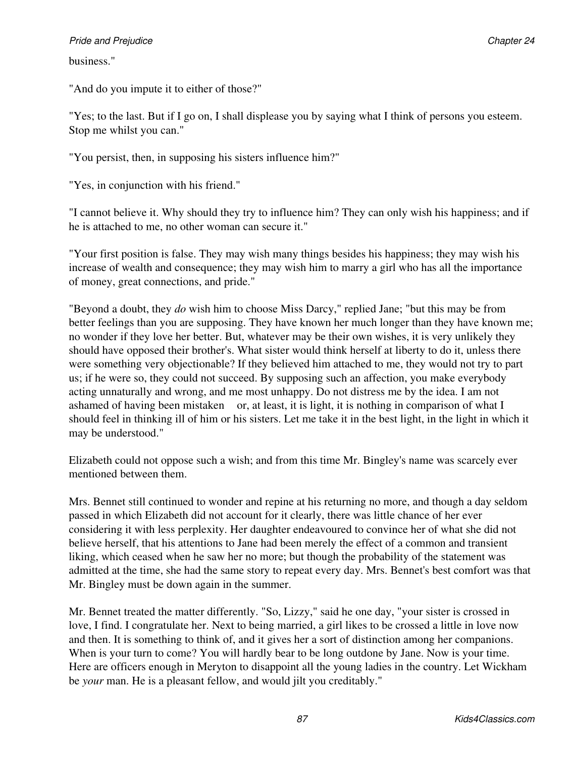business."

"And do you impute it to either of those?"

"Yes; to the last. But if I go on, I shall displease you by saying what I think of persons you esteem. Stop me whilst you can."

"You persist, then, in supposing his sisters influence him?"

"Yes, in conjunction with his friend."

"I cannot believe it. Why should they try to influence him? They can only wish his happiness; and if he is attached to me, no other woman can secure it."

"Your first position is false. They may wish many things besides his happiness; they may wish his increase of wealth and consequence; they may wish him to marry a girl who has all the importance of money, great connections, and pride."

"Beyond a doubt, they *do* wish him to choose Miss Darcy," replied Jane; "but this may be from better feelings than you are supposing. They have known her much longer than they have known me; no wonder if they love her better. But, whatever may be their own wishes, it is very unlikely they should have opposed their brother's. What sister would think herself at liberty to do it, unless there were something very objectionable? If they believed him attached to me, they would not try to part us; if he were so, they could not succeed. By supposing such an affection, you make everybody acting unnaturally and wrong, and me most unhappy. Do not distress me by the idea. I am not ashamed of having been mistaken    or, at least, it is light, it is nothing in comparison of what I should feel in thinking ill of him or his sisters. Let me take it in the best light, in the light in which it may be understood."

Elizabeth could not oppose such a wish; and from this time Mr. Bingley's name was scarcely ever mentioned between them.

Mrs. Bennet still continued to wonder and repine at his returning no more, and though a day seldom passed in which Elizabeth did not account for it clearly, there was little chance of her ever considering it with less perplexity. Her daughter endeavoured to convince her of what she did not believe herself, that his attentions to Jane had been merely the effect of a common and transient liking, which ceased when he saw her no more; but though the probability of the statement was admitted at the time, she had the same story to repeat every day. Mrs. Bennet's best comfort was that Mr. Bingley must be down again in the summer.

Mr. Bennet treated the matter differently. "So, Lizzy," said he one day, "your sister is crossed in love, I find. I congratulate her. Next to being married, a girl likes to be crossed a little in love now and then. It is something to think of, and it gives her a sort of distinction among her companions. When is your turn to come? You will hardly bear to be long outdone by Jane. Now is your time. Here are officers enough in Meryton to disappoint all the young ladies in the country. Let Wickham be *your* man. He is a pleasant fellow, and would jilt you creditably."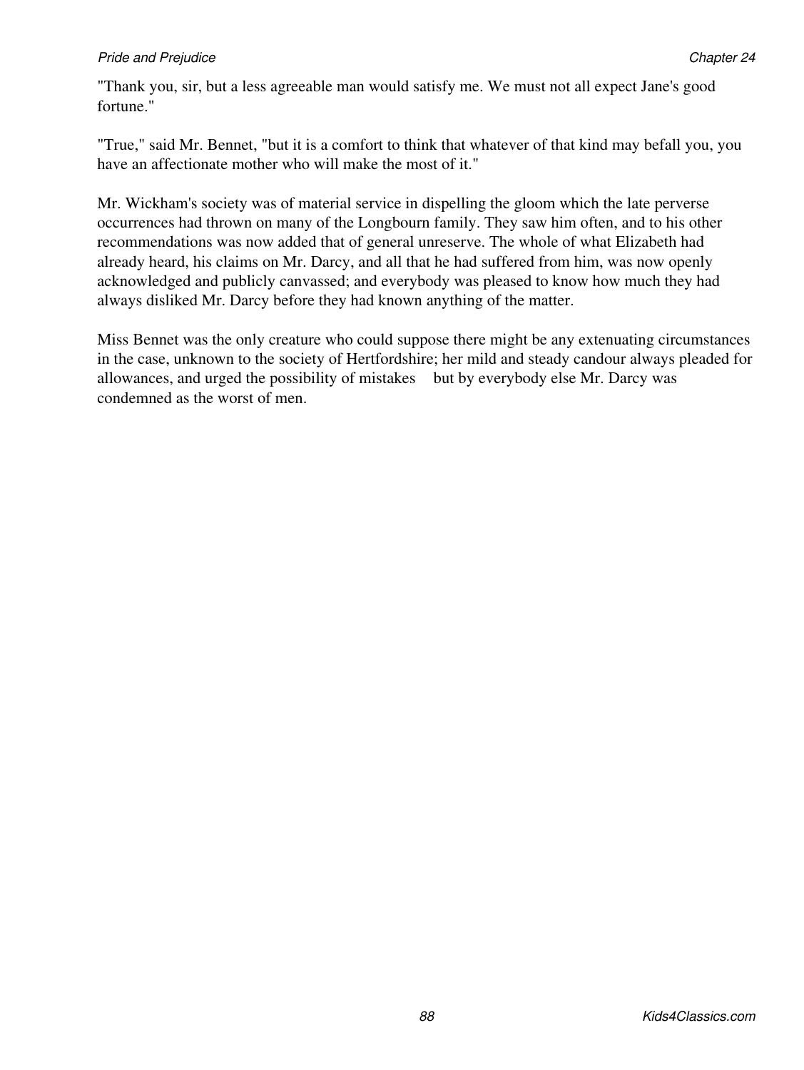"Thank you, sir, but a less agreeable man would satisfy me. We must not all expect Jane's good fortune."

"True," said Mr. Bennet, "but it is a comfort to think that whatever of that kind may befall you, you have an affectionate mother who will make the most of it."

Mr. Wickham's society was of material service in dispelling the gloom which the late perverse occurrences had thrown on many of the Longbourn family. They saw him often, and to his other recommendations was now added that of general unreserve. The whole of what Elizabeth had already heard, his claims on Mr. Darcy, and all that he had suffered from him, was now openly acknowledged and publicly canvassed; and everybody was pleased to know how much they had always disliked Mr. Darcy before they had known anything of the matter.

Miss Bennet was the only creature who could suppose there might be any extenuating circumstances in the case, unknown to the society of Hertfordshire; her mild and steady candour always pleaded for allowances, and urged the possibility of mistakes but by everybody else Mr. Darcy was condemned as the worst of men.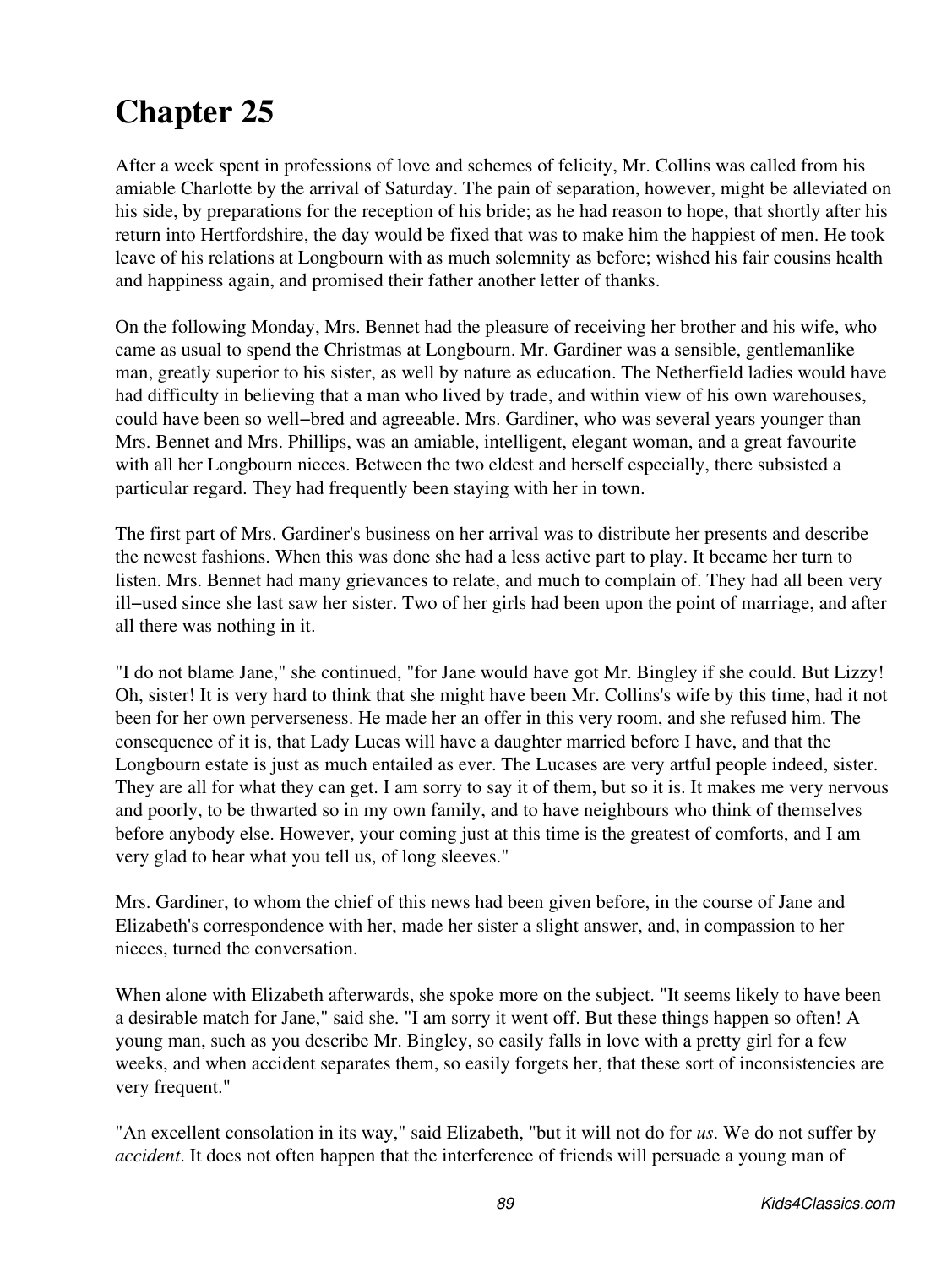# Chapter 25

After a week spent in professions of love and schemes of felicity, Mr. Collins was called from his amiable Charlotte by the arrival of Saturday. The pain of separation, however, might be alleviated on his side, by preparations for the reception of his bride; as he had reason to hope, that shortly after his return into Hertfordshire, the day would be fixed that was to make him the happiest of men. He took leave of his relations at Longbourn with as much solemnity as before; wished his fair cousins health and happiness again, and promised their father another letter of thanks.

On the following Monday, Mrs. Bennet had the pleasure of receiving her brother and his wife, who came as usual to spend the Christmas at Longbourn. Mr. Gardiner was a sensible, gentlemanlike man, greatly superior to his sister, as well by nature as education. The Netherfield ladies would have had difficulty in believing that a man who lived by trade, and within view of his own warehouses, could have been so well−bred and agreeable. Mrs. Gardiner, who was several years younger than Mrs. Bennet and Mrs. Phillips, was an amiable, intelligent, elegant woman, and a great favourite with all her Longbourn nieces. Between the two eldest and herself especially, there subsisted a particular regard. They had frequently been staying with her in town.

The first part of Mrs. Gardiner's business on her arrival was to distribute her presents and describe the newest fashions. When this was done she had a less active part to play. It became her turn to listen. Mrs. Bennet had many grievances to relate, and much to complain of. They had all been very ill−used since she last saw her sister. Two of her girls had been upon the point of marriage, and after all there was nothing in it.

"I do not blame Jane," she continued, "for Jane would have got Mr. Bingley if she could. But Lizzy! Oh, sister! It is very hard to think that she might have been Mr. Collins's wife by this time, had it not been for her own perverseness. He made her an offer in this very room, and she refused him. The consequence of it is, that Lady Lucas will have a daughter married before I have, and that the Longbourn estate is just as much entailed as ever. The Lucases are very artful people indeed, sister. They are all for what they can get. I am sorry to say it of them, but so it is. It makes me very nervous and poorly, to be thwarted so in my own family, and to have neighbours who think of themselves before anybody else. However, your coming just at this time is the greatest of comforts, and I am very glad to hear what you tell us, of long sleeves."

Mrs. Gardiner, to whom the chief of this news had been given before, in the course of Jane and Elizabeth's correspondence with her, made her sister a slight answer, and, in compassion to her nieces, turned the conversation.

When alone with Elizabeth afterwards, she spoke more on the subject. "It seems likely to have been a desirable match for Jane," said she. "I am sorry it went off. But these things happen so often! A young man, such as you describe Mr. Bingley, so easily falls in love with a pretty girl for a few weeks, and when accident separates them, so easily forgets her, that these sort of inconsistencies are very frequent."

"An excellent consolation in its way," said Elizabeth, "but it will not do for *us*. We do not suffer by *accident*. It does not often happen that the interference of friends will persuade a young man of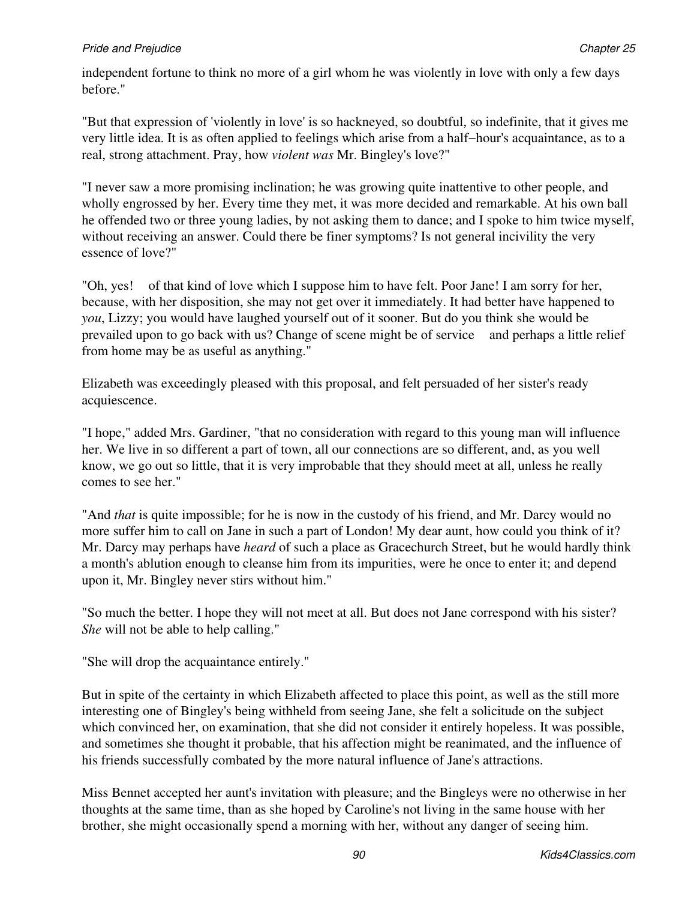independent fortune to think no more of a girl whom he was violently in love with only a few days before."

"But that expression of 'violently in love' is so hackneyed, so doubtful, so indefinite, that it gives me very little idea. It is as often applied to feelings which arise from a half−hour's acquaintance, as to a real, strong attachment. Pray, how *violent was* Mr. Bingley's love?"

"I never saw a more promising inclination; he was growing quite inattentive to other people, and wholly engrossed by her. Every time they met, it was more decided and remarkable. At his own ball he offended two or three young ladies, by not asking them to dance; and I spoke to him twice myself, without receiving an answer. Could there be finer symptoms? Is not general incivility the very essence of love?"

"Oh, yes! of that kind of love which I suppose him to have felt. Poor Jane! I am sorry for her, because, with her disposition, she may not get over it immediately. It had better have happened to *you*, Lizzy; you would have laughed yourself out of it sooner. But do you think she would be prevailed upon to go back with us? Change of scene might be of service and perhaps a little relief from home may be as useful as anything."

Elizabeth was exceedingly pleased with this proposal, and felt persuaded of her sister's ready acquiescence.

"I hope," added Mrs. Gardiner, "that no consideration with regard to this young man will influence her. We live in so different a part of town, all our connections are so different, and, as you well know, we go out so little, that it is very improbable that they should meet at all, unless he really comes to see her."

"And *that* is quite impossible; for he is now in the custody of his friend, and Mr. Darcy would no more suffer him to call on Jane in such a part of London! My dear aunt, how could you think of it? Mr. Darcy may perhaps have *heard* of such a place as Gracechurch Street, but he would hardly think a month's ablution enough to cleanse him from its impurities, were he once to enter it; and depend upon it, Mr. Bingley never stirs without him."

"So much the better. I hope they will not meet at all. But does not Jane correspond with his sister? *She* will not be able to help calling."

"She will drop the acquaintance entirely."

But in spite of the certainty in which Elizabeth affected to place this point, as well as the still more interesting one of Bingley's being withheld from seeing Jane, she felt a solicitude on the subject which convinced her, on examination, that she did not consider it entirely hopeless. It was possible, and sometimes she thought it probable, that his affection might be reanimated, and the influence of his friends successfully combated by the more natural influence of Jane's attractions.

Miss Bennet accepted her aunt's invitation with pleasure; and the Bingleys were no otherwise in her thoughts at the same time, than as she hoped by Caroline's not living in the same house with her brother, she might occasionally spend a morning with her, without any danger of seeing him.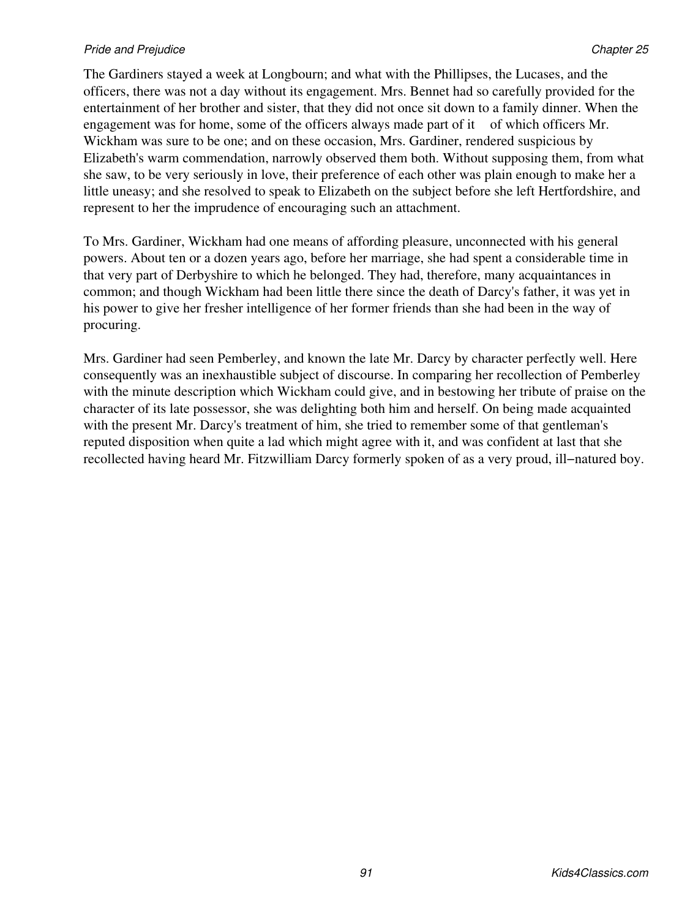The Gardiners stayed a week at Longbourn; and what with the Phillipses, the Lucases, and the officers, there was not a day without its engagement. Mrs. Bennet had so carefully provided for the entertainment of her brother and sister, that they did not once sit down to a family dinner. When the engagement was for home, some of the officers always made part of it  of which officers Mr. Wickham was sure to be one; and on these occasion, Mrs. Gardiner, rendered suspicious by Elizabeth's warm commendation, narrowly observed them both. Without supposing them, from what she saw, to be very seriously in love, their preference of each other was plain enough to make her a little uneasy; and she resolved to speak to Elizabeth on the subject before she left Hertfordshire, and represent to her the imprudence of encouraging such an attachment.

To Mrs. Gardiner, Wickham had one means of affording pleasure, unconnected with his general powers. About ten or a dozen years ago, before her marriage, she had spent a considerable time in that very part of Derbyshire to which he belonged. They had, therefore, many acquaintances in common; and though Wickham had been little there since the death of Darcy's father, it was yet in his power to give her fresher intelligence of her former friends than she had been in the way of procuring.

Mrs. Gardiner had seen Pemberley, and known the late Mr. Darcy by character perfectly well. Here consequently was an inexhaustible subject of discourse. In comparing her recollection of Pemberley with the minute description which Wickham could give, and in bestowing her tribute of praise on the character of its late possessor, she was delighting both him and herself. On being made acquainted with the present Mr. Darcy's treatment of him, she tried to remember some of that gentleman's reputed disposition when quite a lad which might agree with it, and was confident at last that she recollected having heard Mr. Fitzwilliam Darcy formerly spoken of as a very proud, ill−natured boy.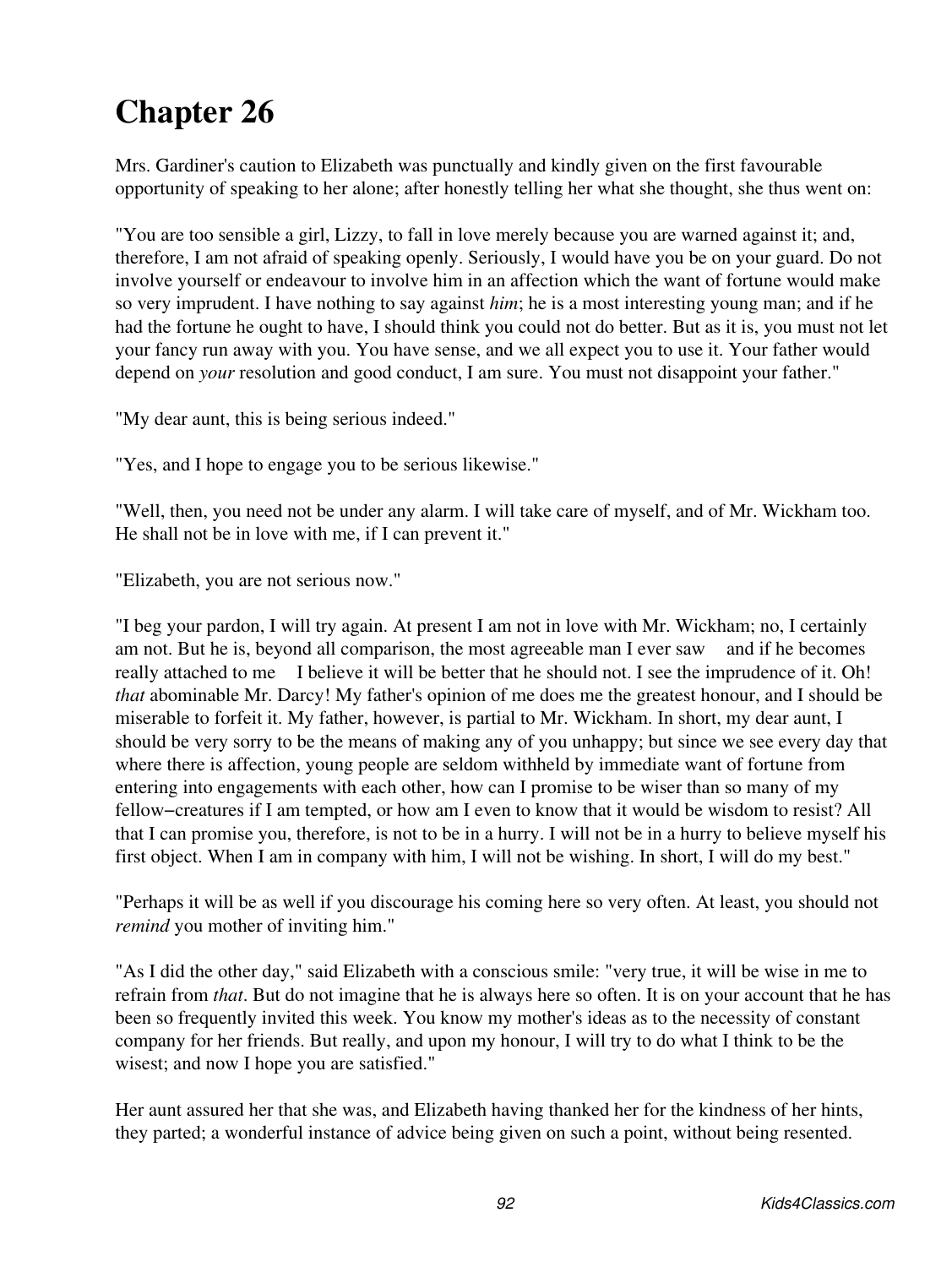# Chapter 26

Mrs. Gardiner's caution to Elizabeth was punctually and kindly given on the first favourable opportunity of speaking to her alone; after honestly telling her what she thought, she thus went on:

"You are too sensible a girl, Lizzy, to fall in love merely because you are warned against it; and, therefore, I am not afraid of speaking openly. Seriously, I would have you be on your guard. Do not involve yourself or endeavour to involve him in an affection which the want of fortune would make so very imprudent. I have nothing to say against *him*; he is a most interesting young man; and if he had the fortune he ought to have, I should think you could not do better. But as it is, you must not let your fancy run away with you. You have sense, and we all expect you to use it. Your father would depend on *your* resolution and good conduct, I am sure. You must not disappoint your father."

"My dear aunt, this is being serious indeed."

"Yes, and I hope to engage you to be serious likewise."

"Well, then, you need not be under any alarm. I will take care of myself, and of Mr. Wickham too. He shall not be in love with me, if I can prevent it."

"Elizabeth, you are not serious now."

"I beg your pardon, I will try again. At present I am not in love with Mr. Wickham; no, I certainly am not. But he is, beyond all comparison, the most agreeable man I ever saw and if he becomes really attached to me I believe it will be better that he should not. I see the imprudence of it. Oh! *that* abominable Mr. Darcy! My father's opinion of me does me the greatest honour, and I should be miserable to forfeit it. My father, however, is partial to Mr. Wickham. In short, my dear aunt, I should be very sorry to be the means of making any of you unhappy; but since we see every day that where there is affection, young people are seldom withheld by immediate want of fortune from entering into engagements with each other, how can I promise to be wiser than so many of my fellow−creatures if I am tempted, or how am I even to know that it would be wisdom to resist? All that I can promise you, therefore, is not to be in a hurry. I will not be in a hurry to believe myself his first object. When I am in company with him, I will not be wishing. In short, I will do my best."

"Perhaps it will be as well if you discourage his coming here so very often. At least, you should not *remind* you mother of inviting him."

"As I did the other day," said Elizabeth with a conscious smile: "very true, it will be wise in me to refrain from *that*. But do not imagine that he is always here so often. It is on your account that he has been so frequently invited this week. You know my mother's ideas as to the necessity of constant company for her friends. But really, and upon my honour, I will try to do what I think to be the wisest; and now I hope you are satisfied."

Her aunt assured her that she was, and Elizabeth having thanked her for the kindness of her hints, they parted; a wonderful instance of advice being given on such a point, without being resented.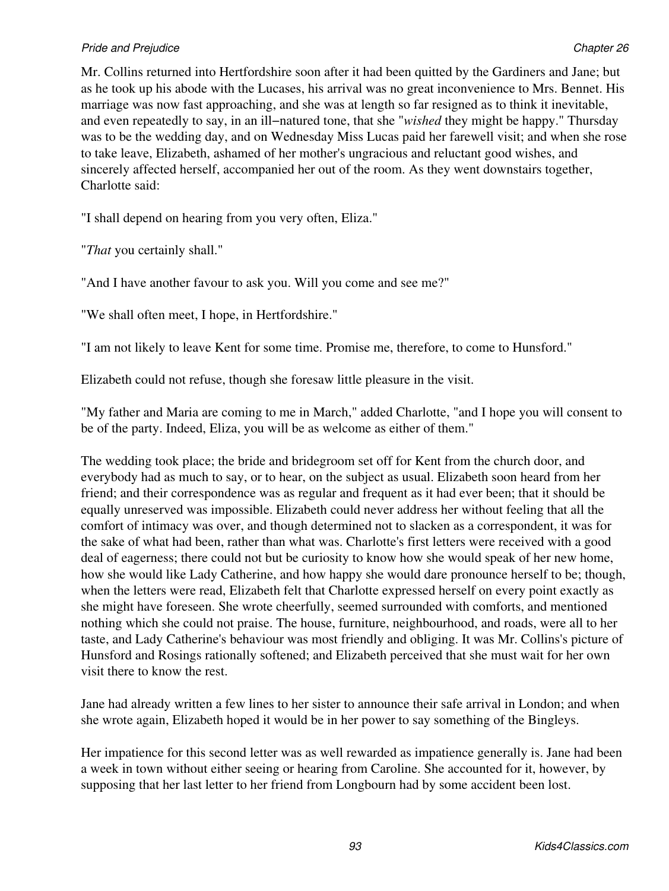Mr. Collins returned into Hertfordshire soon after it had been quitted by the Gardiners and Jane; but as he took up his abode with the Lucases, his arrival was no great inconvenience to Mrs. Bennet. His marriage was now fast approaching, and she was at length so far resigned as to think it inevitable, and even repeatedly to say, in an ill−natured tone, that she "*wished* they might be happy." Thursday was to be the wedding day, and on Wednesday Miss Lucas paid her farewell visit; and when she rose to take leave, Elizabeth, ashamed of her mother's ungracious and reluctant good wishes, and sincerely affected herself, accompanied her out of the room. As they went downstairs together, Charlotte said:

"I shall depend on hearing from you very often, Eliza."

"*That* you certainly shall."

"And I have another favour to ask you. Will you come and see me?"

"We shall often meet, I hope, in Hertfordshire."

"I am not likely to leave Kent for some time. Promise me, therefore, to come to Hunsford."

Elizabeth could not refuse, though she foresaw little pleasure in the visit.

"My father and Maria are coming to me in March," added Charlotte, "and I hope you will consent to be of the party. Indeed, Eliza, you will be as welcome as either of them."

The wedding took place; the bride and bridegroom set off for Kent from the church door, and everybody had as much to say, or to hear, on the subject as usual. Elizabeth soon heard from her friend; and their correspondence was as regular and frequent as it had ever been; that it should be equally unreserved was impossible. Elizabeth could never address her without feeling that all the comfort of intimacy was over, and though determined not to slacken as a correspondent, it was for the sake of what had been, rather than what was. Charlotte's first letters were received with a good deal of eagerness; there could not but be curiosity to know how she would speak of her new home, how she would like Lady Catherine, and how happy she would dare pronounce herself to be; though, when the letters were read, Elizabeth felt that Charlotte expressed herself on every point exactly as she might have foreseen. She wrote cheerfully, seemed surrounded with comforts, and mentioned nothing which she could not praise. The house, furniture, neighbourhood, and roads, were all to her taste, and Lady Catherine's behaviour was most friendly and obliging. It was Mr. Collins's picture of Hunsford and Rosings rationally softened; and Elizabeth perceived that she must wait for her own visit there to know the rest.

Jane had already written a few lines to her sister to announce their safe arrival in London; and when she wrote again, Elizabeth hoped it would be in her power to say something of the Bingleys.

Her impatience for this second letter was as well rewarded as impatience generally is. Jane had been a week in town without either seeing or hearing from Caroline. She accounted for it, however, by supposing that her last letter to her friend from Longbourn had by some accident been lost.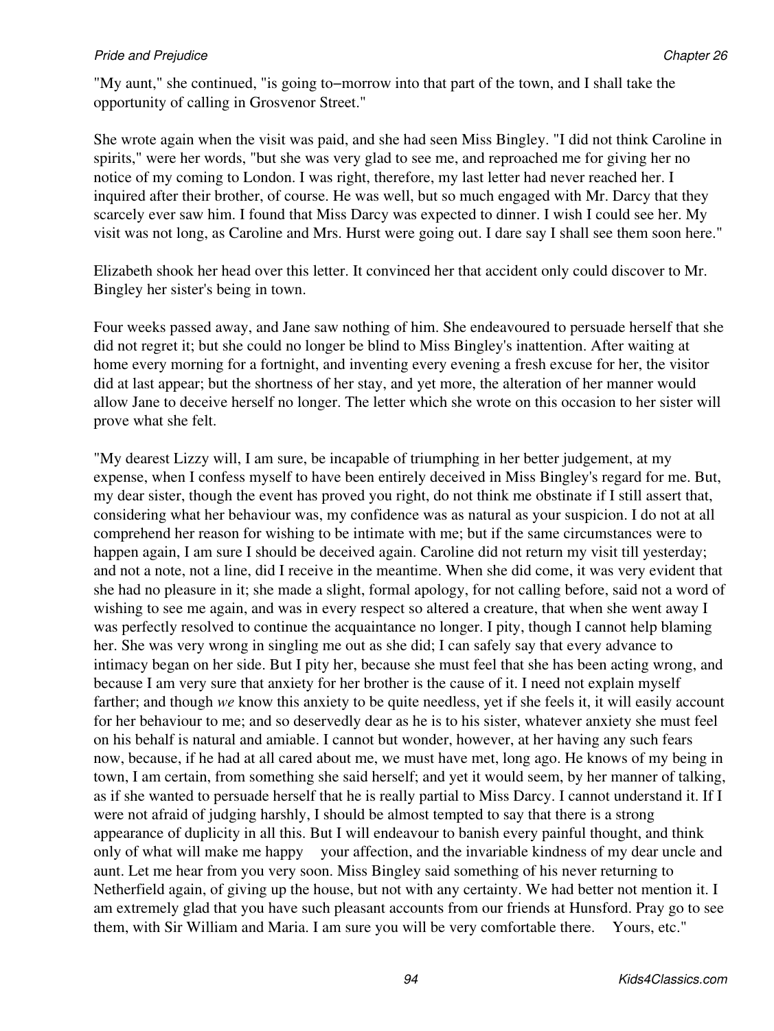"My aunt," she continued, "is going to−morrow into that part of the town, and I shall take the opportunity of calling in Grosvenor Street."

She wrote again when the visit was paid, and she had seen Miss Bingley. "I did not think Caroline in spirits," were her words, "but she was very glad to see me, and reproached me for giving her no notice of my coming to London. I was right, therefore, my last letter had never reached her. I inquired after their brother, of course. He was well, but so much engaged with Mr. Darcy that they scarcely ever saw him. I found that Miss Darcy was expected to dinner. I wish I could see her. My visit was not long, as Caroline and Mrs. Hurst were going out. I dare say I shall see them soon here."

Elizabeth shook her head over this letter. It convinced her that accident only could discover to Mr. Bingley her sister's being in town.

Four weeks passed away, and Jane saw nothing of him. She endeavoured to persuade herself that she did not regret it; but she could no longer be blind to Miss Bingley's inattention. After waiting at home every morning for a fortnight, and inventing every evening a fresh excuse for her, the visitor did at last appear; but the shortness of her stay, and yet more, the alteration of her manner would allow Jane to deceive herself no longer. The letter which she wrote on this occasion to her sister will prove what she felt.

"My dearest Lizzy will, I am sure, be incapable of triumphing in her better judgement, at my expense, when I confess myself to have been entirely deceived in Miss Bingley's regard for me. But, my dear sister, though the event has proved you right, do not think me obstinate if I still assert that, considering what her behaviour was, my confidence was as natural as your suspicion. I do not at all comprehend her reason for wishing to be intimate with me; but if the same circumstances were to happen again, I am sure I should be deceived again. Caroline did not return my visit till yesterday; and not a note, not a line, did I receive in the meantime. When she did come, it was very evident that she had no pleasure in it; she made a slight, formal apology, for not calling before, said not a word of wishing to see me again, and was in every respect so altered a creature, that when she went away I was perfectly resolved to continue the acquaintance no longer. I pity, though I cannot help blaming her. She was very wrong in singling me out as she did; I can safely say that every advance to intimacy began on her side. But I pity her, because she must feel that she has been acting wrong, and because I am very sure that anxiety for her brother is the cause of it. I need not explain myself farther; and though *we* know this anxiety to be quite needless, yet if she feels it, it will easily account for her behaviour to me; and so deservedly dear as he is to his sister, whatever anxiety she must feel on his behalf is natural and amiable. I cannot but wonder, however, at her having any such fears now, because, if he had at all cared about me, we must have met, long ago. He knows of my being in town, I am certain, from something she said herself; and yet it would seem, by her manner of talking, as if she wanted to persuade herself that he is really partial to Miss Darcy. I cannot understand it. If I were not afraid of judging harshly, I should be almost tempted to say that there is a strong appearance of duplicity in all this. But I will endeavour to banish every painful thought, and think only of what will make me happy your affection, and the invariable kindness of my dear uncle and aunt. Let me hear from you very soon. Miss Bingley said something of his never returning to Netherfield again, of giving up the house, but not with any certainty. We had better not mention it. I am extremely glad that you have such pleasant accounts from our friends at Hunsford. Pray go to see them, with Sir William and Maria. I am sure you will be very comfortable there. Yours, etc."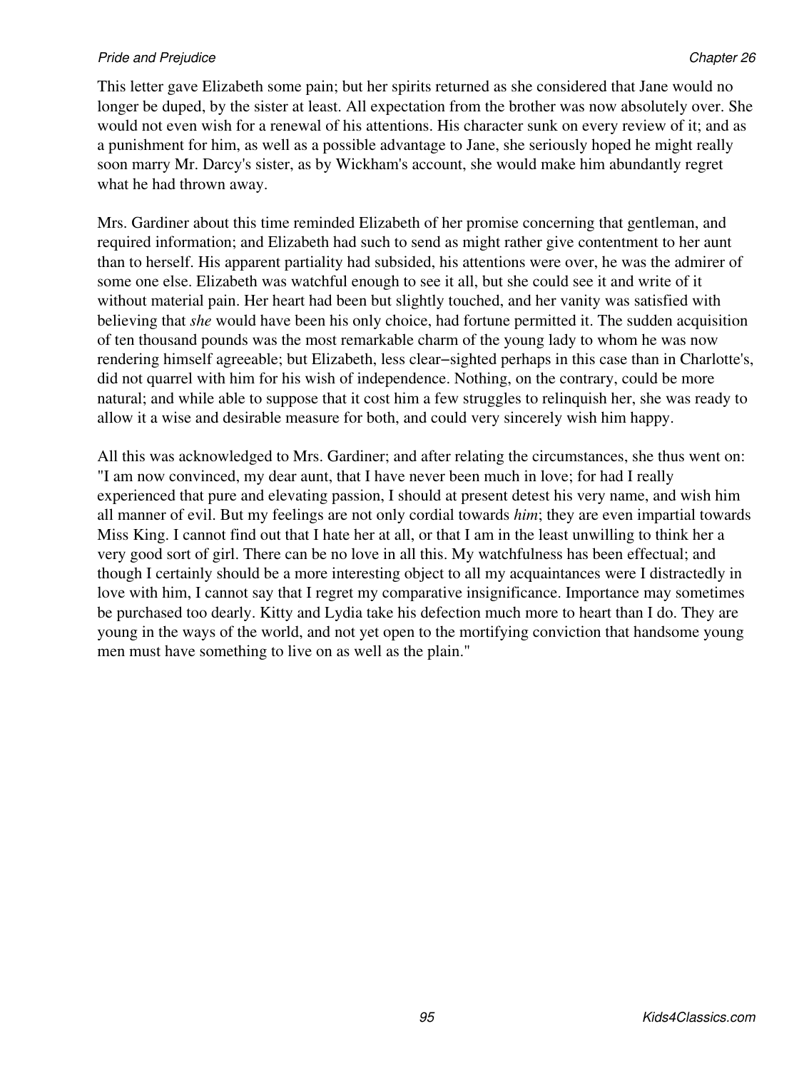This letter gave Elizabeth some pain; but her spirits returned as she considered that Jane would no longer be duped, by the sister at least. All expectation from the brother was now absolutely over. She would not even wish for a renewal of his attentions. His character sunk on every review of it; and as a punishment for him, as well as a possible advantage to Jane, she seriously hoped he might really soon marry Mr. Darcy's sister, as by Wickham's account, she would make him abundantly regret what he had thrown away.

Mrs. Gardiner about this time reminded Elizabeth of her promise concerning that gentleman, and required information; and Elizabeth had such to send as might rather give contentment to her aunt than to herself. His apparent partiality had subsided, his attentions were over, he was the admirer of some one else. Elizabeth was watchful enough to see it all, but she could see it and write of it without material pain. Her heart had been but slightly touched, and her vanity was satisfied with believing that *she* would have been his only choice, had fortune permitted it. The sudden acquisition of ten thousand pounds was the most remarkable charm of the young lady to whom he was now rendering himself agreeable; but Elizabeth, less clear−sighted perhaps in this case than in Charlotte's, did not quarrel with him for his wish of independence. Nothing, on the contrary, could be more natural; and while able to suppose that it cost him a few struggles to relinquish her, she was ready to allow it a wise and desirable measure for both, and could very sincerely wish him happy.

All this was acknowledged to Mrs. Gardiner; and after relating the circumstances, she thus went on: "I am now convinced, my dear aunt, that I have never been much in love; for had I really experienced that pure and elevating passion, I should at present detest his very name, and wish him all manner of evil. But my feelings are not only cordial towards *him*; they are even impartial towards Miss King. I cannot find out that I hate her at all, or that I am in the least unwilling to think her a very good sort of girl. There can be no love in all this. My watchfulness has been effectual; and though I certainly should be a more interesting object to all my acquaintances were I distractedly in love with him, I cannot say that I regret my comparative insignificance. Importance may sometimes be purchased too dearly. Kitty and Lydia take his defection much more to heart than I do. They are young in the ways of the world, and not yet open to the mortifying conviction that handsome young men must have something to live on as well as the plain."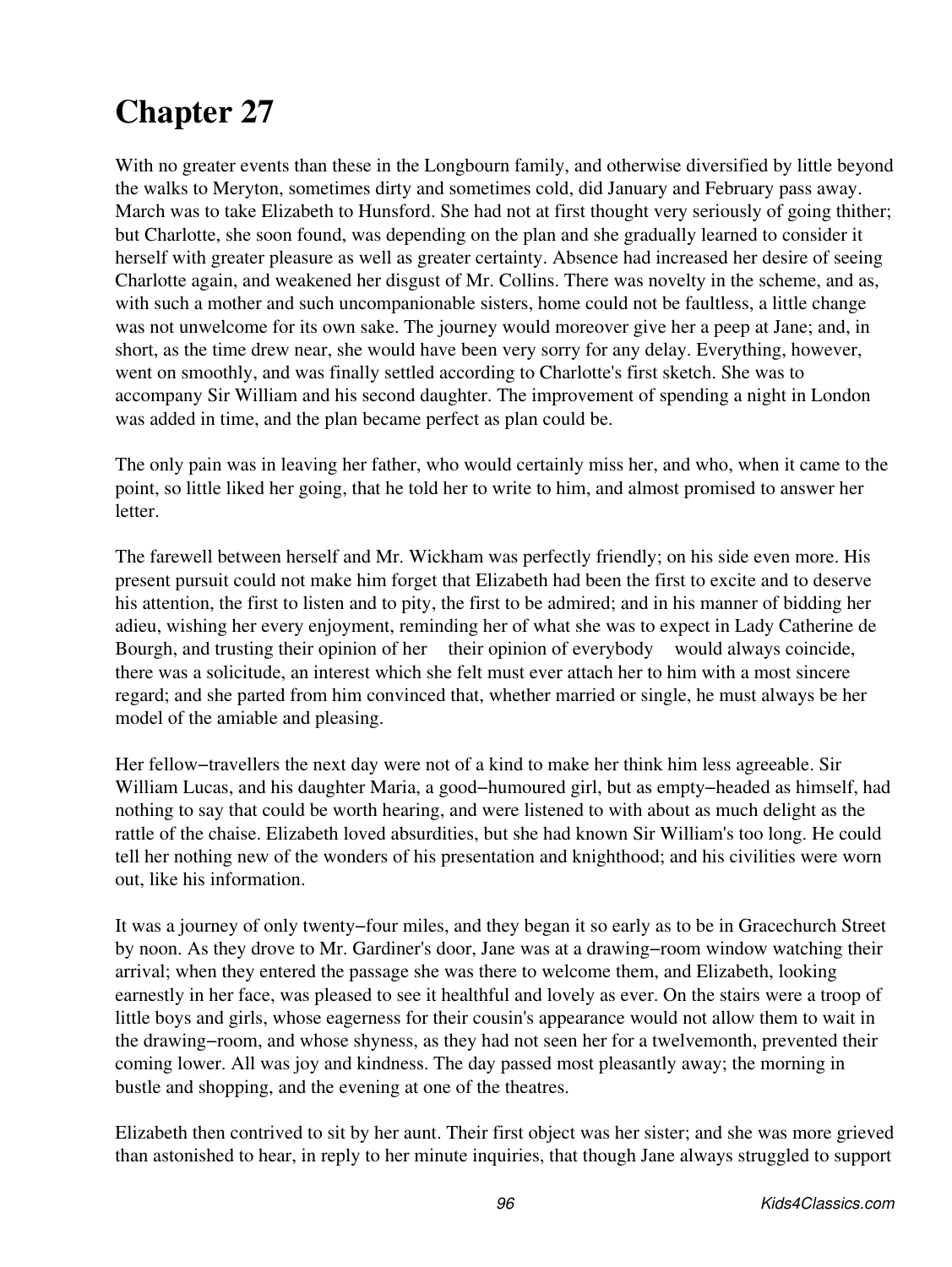# Chapter 27

With no greater events than these in the Longbourn family, and otherwise diversified by little beyond the walks to Meryton, sometimes dirty and sometimes cold, did January and February pass away. March was to take Elizabeth to Hunsford. She had not at first thought very seriously of going thither; but Charlotte, she soon found, was depending on the plan and she gradually learned to consider it herself with greater pleasure as well as greater certainty. Absence had increased her desire of seeing Charlotte again, and weakened her disgust of Mr. Collins. There was novelty in the scheme, and as, with such a mother and such uncompanionable sisters, home could not be faultless, a little change was not unwelcome for its own sake. The journey would moreover give her a peep at Jane; and, in short, as the time drew near, she would have been very sorry for any delay. Everything, however, went on smoothly, and was finally settled according to Charlotte's first sketch. She was to accompany Sir William and his second daughter. The improvement of spending a night in London was added in time, and the plan became perfect as plan could be.

The only pain was in leaving her father, who would certainly miss her, and who, when it came to the point, so little liked her going, that he told her to write to him, and almost promised to answer her letter.

The farewell between herself and Mr. Wickham was perfectly friendly; on his side even more. His present pursuit could not make him forget that Elizabeth had been the first to excite and to deserve his attention, the first to listen and to pity, the first to be admired; and in his manner of bidding her adieu, wishing her every enjoyment, reminding her of what she was to expect in Lady Catherine de Bourgh, and trusting their opinion of her — their opinion of everybody — would always coincide, there was a solicitude, an interest which she felt must ever attach her to him with a most sincere regard; and she parted from him convinced that, whether married or single, he must always be her model of the amiable and pleasing.

Her fellow-travellers the next day were not of a kind to make her think him less agreeable. Sir William Lucas, and his daughter Maria, a good-humoured girl, but as empty-headed as himself, had nothing to say that could be worth hearing, and were listened to with about as much delight as the rattle of the chaise. Elizabeth loved absurdities, but she had known Sir William's too long. He could tell her nothing new of the wonders of his presentation and knighthood; and his civilities were worn out, like his information.

It was a journey of only twenty-four miles, and they began it so early as to be in Gracechurch Street by noon. As they drove to Mr. Gardiner's door, Jane was at a drawing-room window watching their arrival; when they entered the passage she was there to welcome them, and Elizabeth, looking earnestly in her face, was pleased to see it healthful and lovely as ever. On the stairs were a troop of little boys and girls, whose eagerness for their cousin's appearance would not allow them to wait in the drawing-room, and whose shyness, as they had not seen her for a twelvemonth, prevented their coming lower. All was joy and kindness. The day passed most pleasantly away; the morning in bustle and shopping, and the evening at one of the theatres.

Elizabeth then contrived to sit by her aunt. Their first object was her sister; and she was more grieved than astonished to hear, in reply to her minute inquiries, that though Jane always struggled to support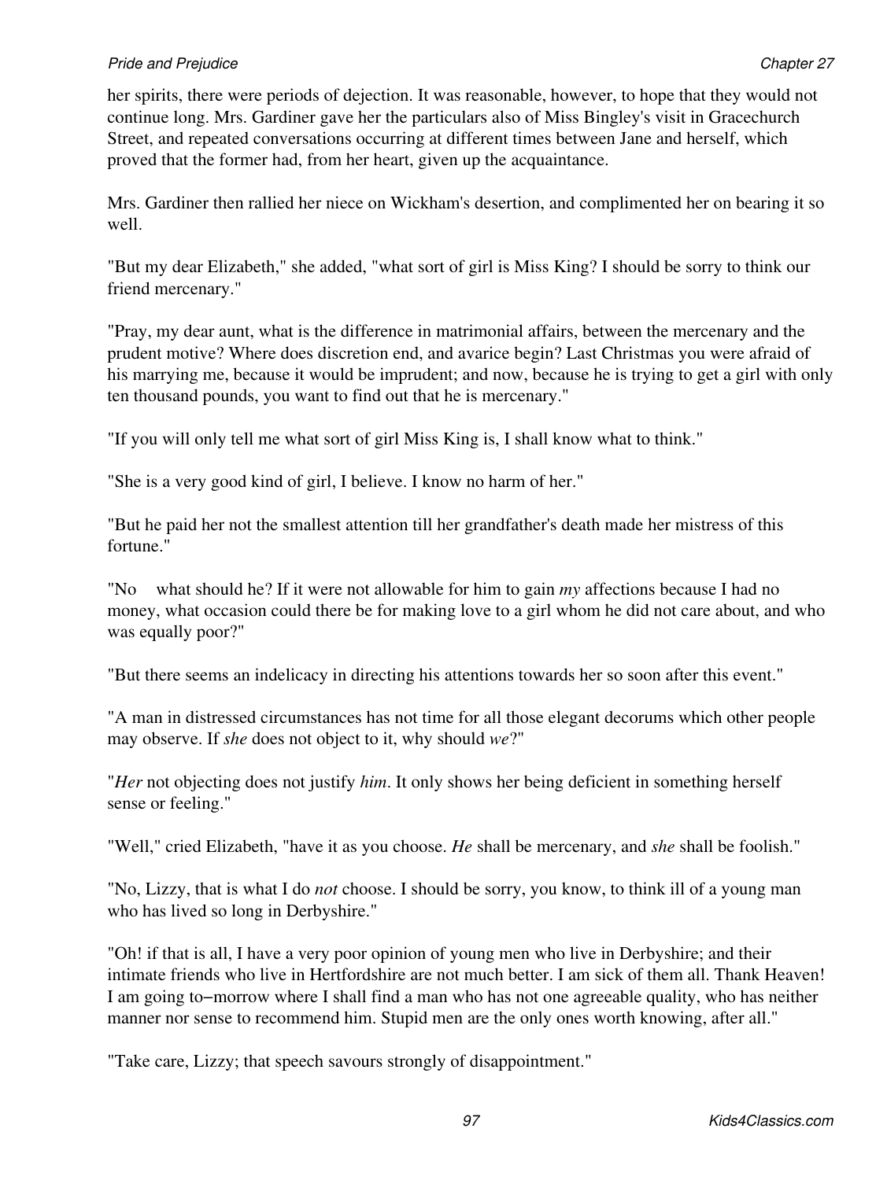her spirits, there were periods of dejection. It was reasonable, however, to hope that they would not continue long. Mrs. Gardiner gave her the particulars also of Miss Bingley's visit in Gracechurch Street, and repeated conversations occurring at different times between Jane and herself, which proved that the former had, from her heart, given up the acquaintance.

Mrs. Gardiner then rallied her niece on Wickham's desertion, and complimented her on bearing it so well.

"But my dear Elizabeth," she added, "what sort of girl is Miss King? I should be sorry to think our friend mercenary."

"Pray, my dear aunt, what is the difference in matrimonial affairs, between the mercenary and the prudent motive? Where does discretion end, and avarice begin? Last Christmas you were afraid of his marrying me, because it would be imprudent; and now, because he is trying to get a girl with only ten thousand pounds, you want to find out that he is mercenary."

"If you will only tell me what sort of girl Miss King is, I shall know what to think."

"She is a very good kind of girl, I believe. I know no harm of her."

"But he paid her not the smallest attention till her grandfather's death made her mistress of this fortune."

"No   what should he? If it were not allowable for him to gain *my* affections because I had no money, what occasion could there be for making love to a girl whom he did not care about, and who was equally poor?"

"But there seems an indelicacy in directing his attentions towards her so soon after this event."

"A man in distressed circumstances has not time for all those elegant decorums which other people may observe. If *she* does not object to it, why should *we*?"

"*Her* not objecting does not justify *him*. It only shows her being deficient in something herself sense or feeling."

"Well," cried Elizabeth, "have it as you choose. *He* shall be mercenary, and *she* shall be foolish."

"No, Lizzy, that is what I do *not* choose. I should be sorry, you know, to think ill of a young man who has lived so long in Derbyshire."

"Oh! if that is all, I have a very poor opinion of young men who live in Derbyshire; and their intimate friends who live in Hertfordshire are not much better. I am sick of them all. Thank Heaven! I am going to−morrow where I shall find a man who has not one agreeable quality, who has neither manner nor sense to recommend him. Stupid men are the only ones worth knowing, after all."

"Take care, Lizzy; that speech savours strongly of disappointment."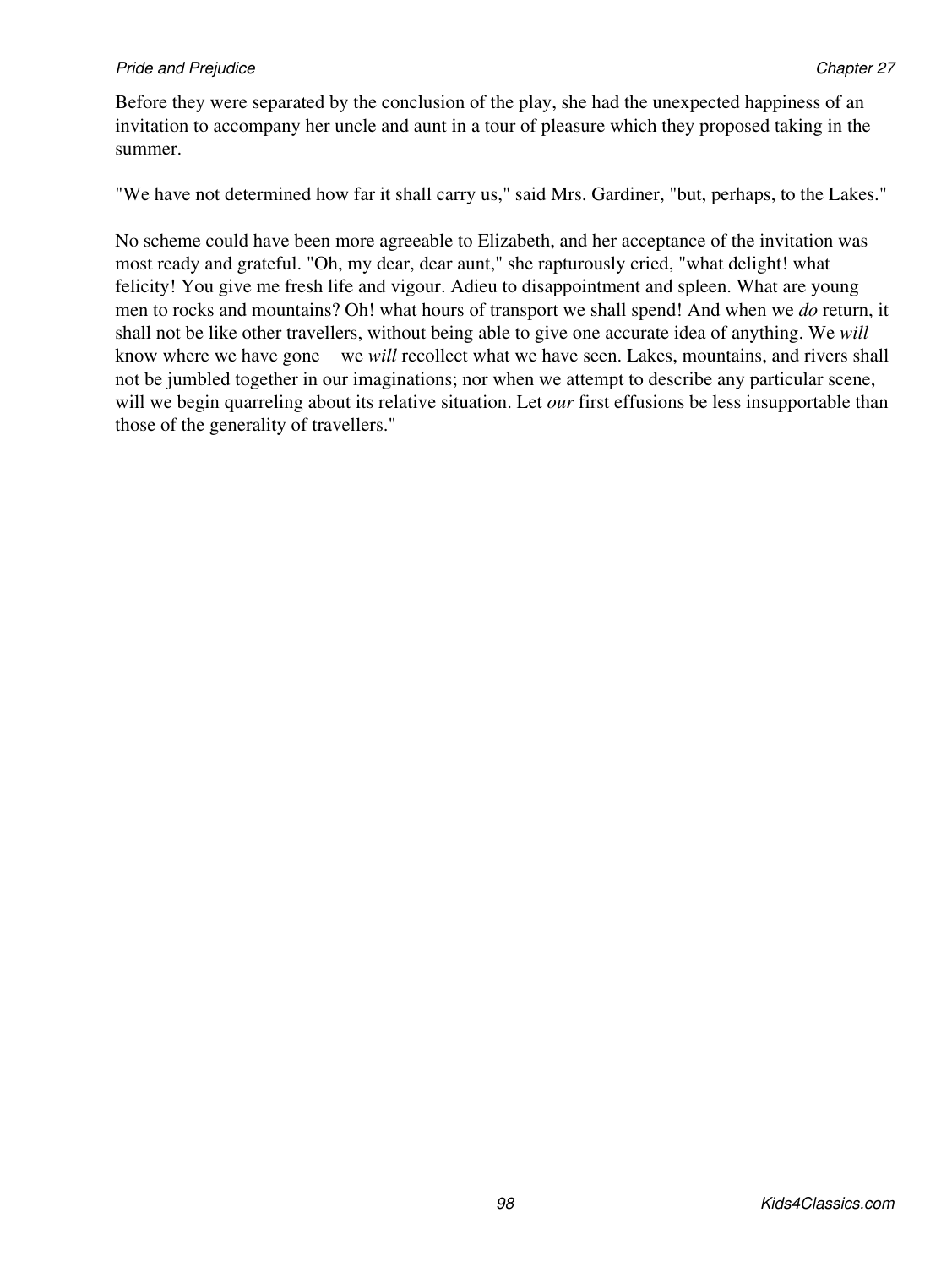Before they were separated by the conclusion of the play, she had the unexpected happiness of an invitation to accompany her uncle and aunt in a tour of pleasure which they proposed taking in the summer.

"We have not determined how far it shall carry us," said Mrs. Gardiner, "but, perhaps, to the Lakes."

No scheme could have been more agreeable to Elizabeth, and her acceptance of the invitation was most ready and grateful. "Oh, my dear, dear aunt," she rapturously cried, "what delight! what felicity! You give me fresh life and vigour. Adieu to disappointment and spleen. What are young men to rocks and mountains? Oh! what hours of transport we shall spend! And when we *do* return, it shall not be like other travellers, without being able to give one accurate idea of anything. We *will* know where we have gone    we *will* recollect what we have seen. Lakes, mountains, and rivers shall not be jumbled together in our imaginations; nor when we attempt to describe any particular scene, will we begin quarreling about its relative situation. Let *our* first effusions be less insupportable than those of the generality of travellers."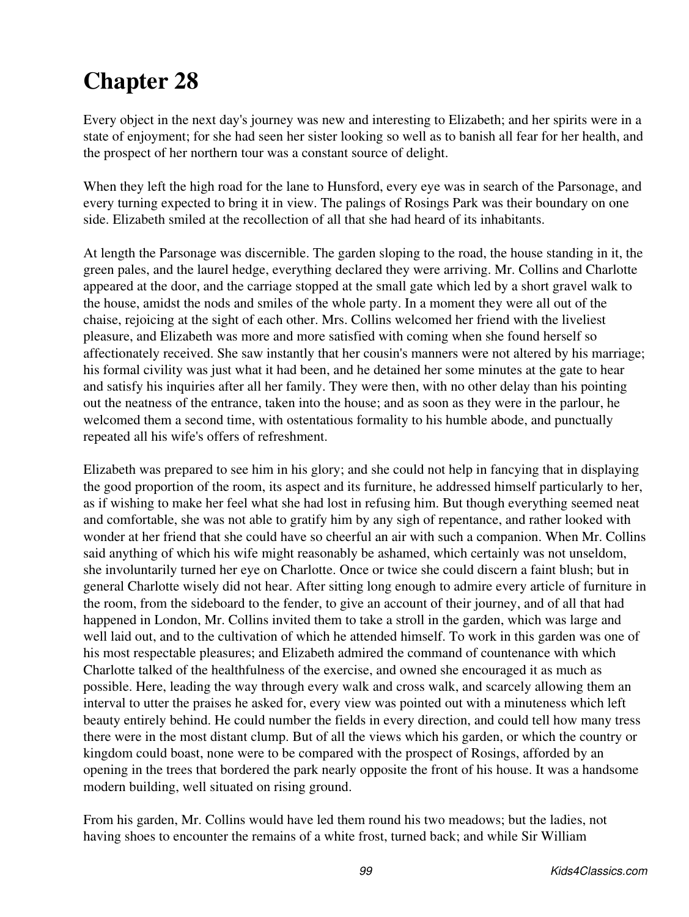# Chapter 28

Every object in the next day's journey was new and interesting to Elizabeth; and her spirits were in a state of enjoyment; for she had seen her sister looking so well as to banish all fear for her health, and the prospect of her northern tour was a constant source of delight.

When they left the high road for the lane to Hunsford, every eye was in search of the Parsonage, and every turning expected to bring it in view. The palings of Rosings Park was their boundary on one side. Elizabeth smiled at the recollection of all that she had heard of its inhabitants.

At length the Parsonage was discernible. The garden sloping to the road, the house standing in it, the green pales, and the laurel hedge, everything declared they were arriving. Mr. Collins and Charlotte appeared at the door, and the carriage stopped at the small gate which led by a short gravel walk to the house, amidst the nods and smiles of the whole party. In a moment they were all out of the chaise, rejoicing at the sight of each other. Mrs. Collins welcomed her friend with the liveliest pleasure, and Elizabeth was more and more satisfied with coming when she found herself so affectionately received. She saw instantly that her cousin's manners were not altered by his marriage; his formal civility was just what it had been, and he detained her some minutes at the gate to hear and satisfy his inquiries after all her family. They were then, with no other delay than his pointing out the neatness of the entrance, taken into the house; and as soon as they were in the parlour, he welcomed them a second time, with ostentatious formality to his humble abode, and punctually repeated all his wife's offers of refreshment.

Elizabeth was prepared to see him in his glory; and she could not help in fancying that in displaying the good proportion of the room, its aspect and its furniture, he addressed himself particularly to her, as if wishing to make her feel what she had lost in refusing him. But though everything seemed neat and comfortable, she was not able to gratify him by any sigh of repentance, and rather looked with wonder at her friend that she could have so cheerful an air with such a companion. When Mr. Collins said anything of which his wife might reasonably be ashamed, which certainly was not unseldom, she involuntarily turned her eye on Charlotte. Once or twice she could discern a faint blush; but in general Charlotte wisely did not hear. After sitting long enough to admire every article of furniture in the room, from the sideboard to the fender, to give an account of their journey, and of all that had happened in London, Mr. Collins invited them to take a stroll in the garden, which was large and well laid out, and to the cultivation of which he attended himself. To work in this garden was one of his most respectable pleasures; and Elizabeth admired the command of countenance with which Charlotte talked of the healthfulness of the exercise, and owned she encouraged it as much as possible. Here, leading the way through every walk and cross walk, and scarcely allowing them an interval to utter the praises he asked for, every view was pointed out with a minuteness which left beauty entirely behind. He could number the fields in every direction, and could tell how many tress there were in the most distant clump. But of all the views which his garden, or which the country or kingdom could boast, none were to be compared with the prospect of Rosings, afforded by an opening in the trees that bordered the park nearly opposite the front of his house. It was a handsome modern building, well situated on rising ground.

From his garden, Mr. Collins would have led them round his two meadows; but the ladies, not having shoes to encounter the remains of a white frost, turned back; and while Sir William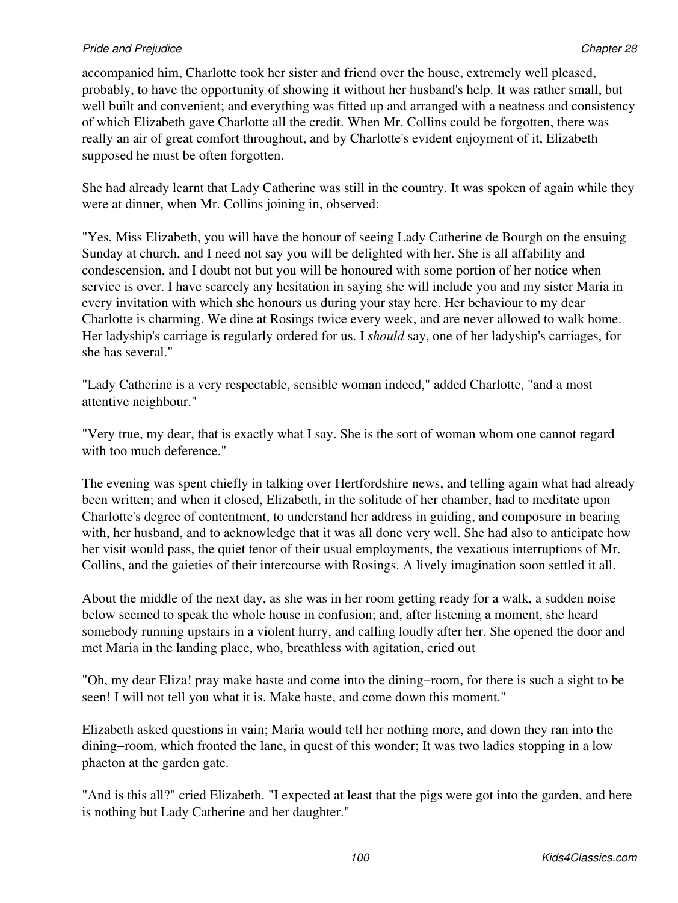accompanied him, Charlotte took her sister and friend over the house, extremely well pleased, probably, to have the opportunity of showing it without her husband's help. It was rather small, but well built and convenient; and everything was fitted up and arranged with a neatness and consistency of which Elizabeth gave Charlotte all the credit. When Mr. Collins could be forgotten, there was really an air of great comfort throughout, and by Charlotte's evident enjoyment of it, Elizabeth supposed he must be often forgotten.

She had already learnt that Lady Catherine was still in the country. It was spoken of again while they were at dinner, when Mr. Collins joining in, observed:

"Yes, Miss Elizabeth, you will have the honour of seeing Lady Catherine de Bourgh on the ensuing Sunday at church, and I need not say you will be delighted with her. She is all affability and condescension, and I doubt not but you will be honoured with some portion of her notice when service is over. I have scarcely any hesitation in saying she will include you and my sister Maria in every invitation with which she honours us during your stay here. Her behaviour to my dear Charlotte is charming. We dine at Rosings twice every week, and are never allowed to walk home. Her ladyship's carriage is regularly ordered for us. I *should* say, one of her ladyship's carriages, for she has several."

"Lady Catherine is a very respectable, sensible woman indeed," added Charlotte, "and a most attentive neighbour."

"Very true, my dear, that is exactly what I say. She is the sort of woman whom one cannot regard with too much deference."

The evening was spent chiefly in talking over Hertfordshire news, and telling again what had already been written; and when it closed, Elizabeth, in the solitude of her chamber, had to meditate upon Charlotte's degree of contentment, to understand her address in guiding, and composure in bearing with, her husband, and to acknowledge that it was all done very well. She had also to anticipate how her visit would pass, the quiet tenor of their usual employments, the vexatious interruptions of Mr. Collins, and the gaieties of their intercourse with Rosings. A lively imagination soon settled it all.

About the middle of the next day, as she was in her room getting ready for a walk, a sudden noise below seemed to speak the whole house in confusion; and, after listening a moment, she heard somebody running upstairs in a violent hurry, and calling loudly after her. She opened the door and met Maria in the landing place, who, breathless with agitation, cried out

"Oh, my dear Eliza! pray make haste and come into the dining−room, for there is such a sight to be seen! I will not tell you what it is. Make haste, and come down this moment."

Elizabeth asked questions in vain; Maria would tell her nothing more, and down they ran into the dining−room, which fronted the lane, in quest of this wonder; It was two ladies stopping in a low phaeton at the garden gate.

"And is this all?" cried Elizabeth. "I expected at least that the pigs were got into the garden, and here is nothing but Lady Catherine and her daughter."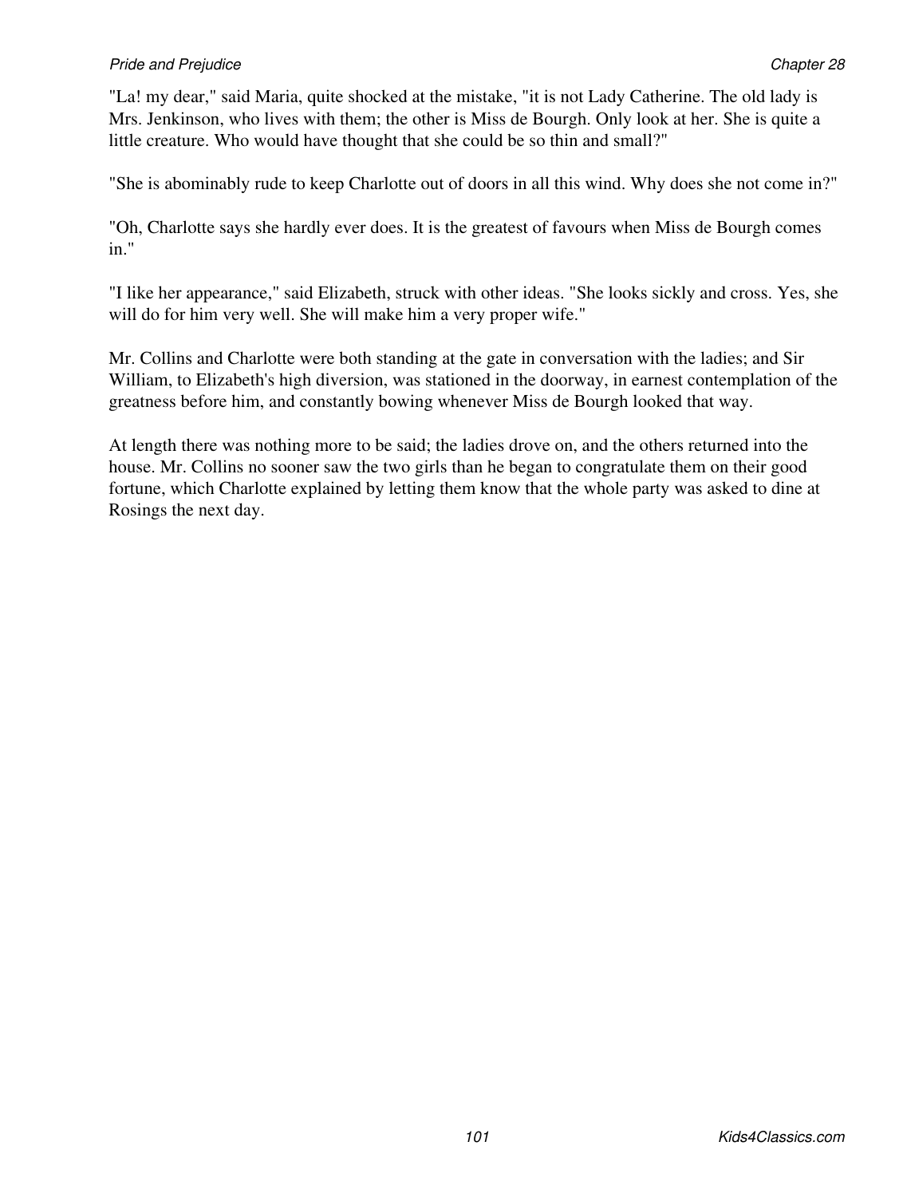"La! my dear," said Maria, quite shocked at the mistake, "it is not Lady Catherine. The old lady is Mrs. Jenkinson, who lives with them; the other is Miss de Bourgh. Only look at her. She is quite a little creature. Who would have thought that she could be so thin and small?"

"She is abominably rude to keep Charlotte out of doors in all this wind. Why does she not come in?"

"Oh, Charlotte says she hardly ever does. It is the greatest of favours when Miss de Bourgh comes in."

"I like her appearance," said Elizabeth, struck with other ideas. "She looks sickly and cross. Yes, she will do for him very well. She will make him a very proper wife."

Mr. Collins and Charlotte were both standing at the gate in conversation with the ladies; and Sir William, to Elizabeth's high diversion, was stationed in the doorway, in earnest contemplation of the greatness before him, and constantly bowing whenever Miss de Bourgh looked that way.

At length there was nothing more to be said; the ladies drove on, and the others returned into the house. Mr. Collins no sooner saw the two girls than he began to congratulate them on their good fortune, which Charlotte explained by letting them know that the whole party was asked to dine at Rosings the next day.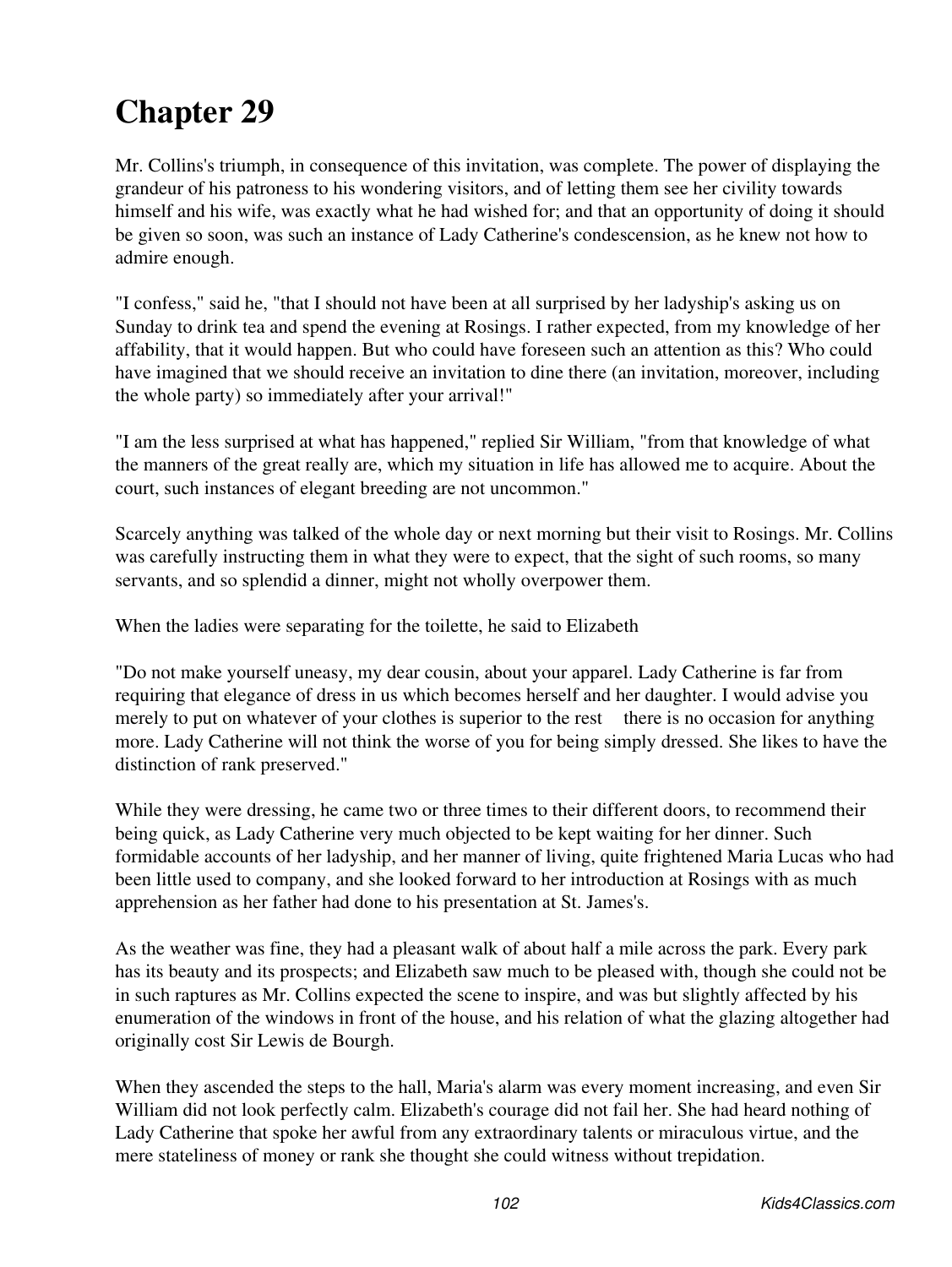# Chapter 29

Mr. Collins's triumph, in consequence of this invitation, was complete. The power of displaying the grandeur of his patroness to his wondering visitors, and of letting them see her civility towards himself and his wife, was exactly what he had wished for; and that an opportunity of doing it should be given so soon, was such an instance of Lady Catherine's condescension, as he knew not how to admire enough.

"I confess," said he, "that I should not have been at all surprised by her ladyship's asking us on Sunday to drink tea and spend the evening at Rosings. I rather expected, from my knowledge of her affability, that it would happen. But who could have foreseen such an attention as this? Who could have imagined that we should receive an invitation to dine there (an invitation, moreover, including the whole party) so immediately after your arrival!"

"I am the less surprised at what has happened," replied Sir William, "from that knowledge of what the manners of the great really are, which my situation in life has allowed me to acquire. About the court, such instances of elegant breeding are not uncommon."

Scarcely anything was talked of the whole day or next morning but their visit to Rosings. Mr. Collins was carefully instructing them in what they were to expect, that the sight of such rooms, so many servants, and so splendid a dinner, might not wholly overpower them.

When the ladies were separating for the toilette, he said to Elizabeth

"Do not make yourself uneasy, my dear cousin, about your apparel. Lady Catherine is far from requiring that elegance of dress in us which becomes herself and her daughter. I would advise you merely to put on whatever of your clothes is superior to the rest there is no occasion for anything more. Lady Catherine will not think the worse of you for being simply dressed. She likes to have the distinction of rank preserved."

While they were dressing, he came two or three times to their different doors, to recommend their being quick, as Lady Catherine very much objected to be kept waiting for her dinner. Such formidable accounts of her ladyship, and her manner of living, quite frightened Maria Lucas who had been little used to company, and she looked forward to her introduction at Rosings with as much apprehension as her father had done to his presentation at St. James's.

As the weather was fine, they had a pleasant walk of about half a mile across the park. Every park has its beauty and its prospects; and Elizabeth saw much to be pleased with, though she could not be in such raptures as Mr. Collins expected the scene to inspire, and was but slightly affected by his enumeration of the windows in front of the house, and his relation of what the glazing altogether had originally cost Sir Lewis de Bourgh.

When they ascended the steps to the hall, Maria's alarm was every moment increasing, and even Sir William did not look perfectly calm. Elizabeth's courage did not fail her. She had heard nothing of Lady Catherine that spoke her awful from any extraordinary talents or miraculous virtue, and the mere stateliness of money or rank she thought she could witness without trepidation.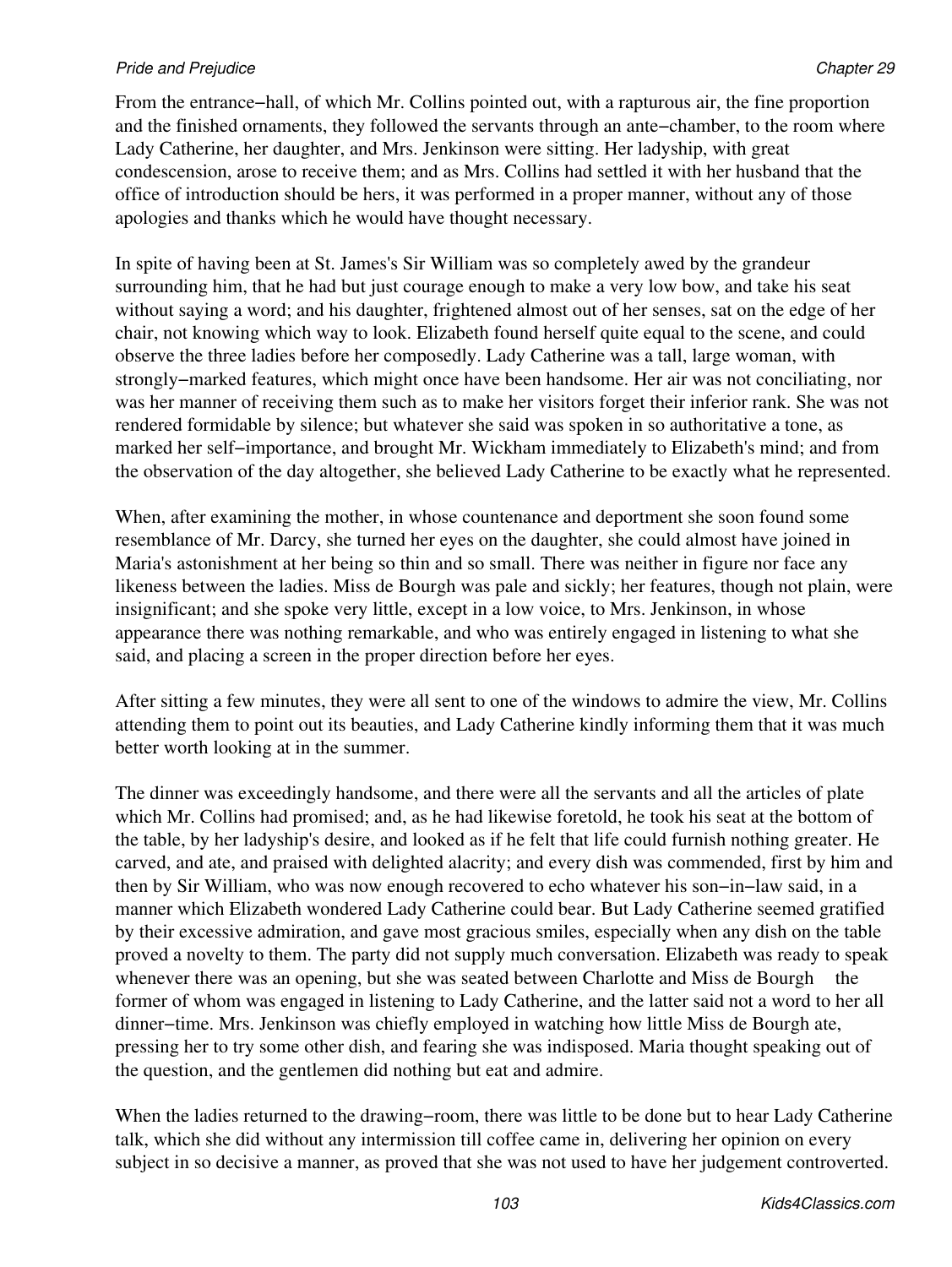From the entrance−hall, of which Mr. Collins pointed out, with a rapturous air, the fine proportion and the finished ornaments, they followed the servants through an ante−chamber, to the room where Lady Catherine, her daughter, and Mrs. Jenkinson were sitting. Her ladyship, with great condescension, arose to receive them; and as Mrs. Collins had settled it with her husband that the office of introduction should be hers, it was performed in a proper manner, without any of those apologies and thanks which he would have thought necessary.

In spite of having been at St. James's Sir William was so completely awed by the grandeur surrounding him, that he had but just courage enough to make a very low bow, and take his seat without saying a word; and his daughter, frightened almost out of her senses, sat on the edge of her chair, not knowing which way to look. Elizabeth found herself quite equal to the scene, and could observe the three ladies before her composedly. Lady Catherine was a tall, large woman, with strongly−marked features, which might once have been handsome. Her air was not conciliating, nor was her manner of receiving them such as to make her visitors forget their inferior rank. She was not rendered formidable by silence; but whatever she said was spoken in so authoritative a tone, as marked her self−importance, and brought Mr. Wickham immediately to Elizabeth's mind; and from the observation of the day altogether, she believed Lady Catherine to be exactly what he represented.

When, after examining the mother, in whose countenance and deportment she soon found some resemblance of Mr. Darcy, she turned her eyes on the daughter, she could almost have joined in Maria's astonishment at her being so thin and so small. There was neither in figure nor face any likeness between the ladies. Miss de Bourgh was pale and sickly; her features, though not plain, were insignificant; and she spoke very little, except in a low voice, to Mrs. Jenkinson, in whose appearance there was nothing remarkable, and who was entirely engaged in listening to what she said, and placing a screen in the proper direction before her eyes.

After sitting a few minutes, they were all sent to one of the windows to admire the view, Mr. Collins attending them to point out its beauties, and Lady Catherine kindly informing them that it was much better worth looking at in the summer.

The dinner was exceedingly handsome, and there were all the servants and all the articles of plate which Mr. Collins had promised; and, as he had likewise foretold, he took his seat at the bottom of the table, by her ladyship's desire, and looked as if he felt that life could furnish nothing greater. He carved, and ate, and praised with delighted alacrity; and every dish was commended, first by him and then by Sir William, who was now enough recovered to echo whatever his son−in−law said, in a manner which Elizabeth wondered Lady Catherine could bear. But Lady Catherine seemed gratified by their excessive admiration, and gave most gracious smiles, especially when any dish on the table proved a novelty to them. The party did not supply much conversation. Elizabeth was ready to speak whenever there was an opening, but she was seated between Charlotte and Miss de Bourgh the former of whom was engaged in listening to Lady Catherine, and the latter said not a word to her all dinner−time. Mrs. Jenkinson was chiefly employed in watching how little Miss de Bourgh ate, pressing her to try some other dish, and fearing she was indisposed. Maria thought speaking out of the question, and the gentlemen did nothing but eat and admire.

When the ladies returned to the drawing−room, there was little to be done but to hear Lady Catherine talk, which she did without any intermission till coffee came in, delivering her opinion on every subject in so decisive a manner, as proved that she was not used to have her judgement controverted.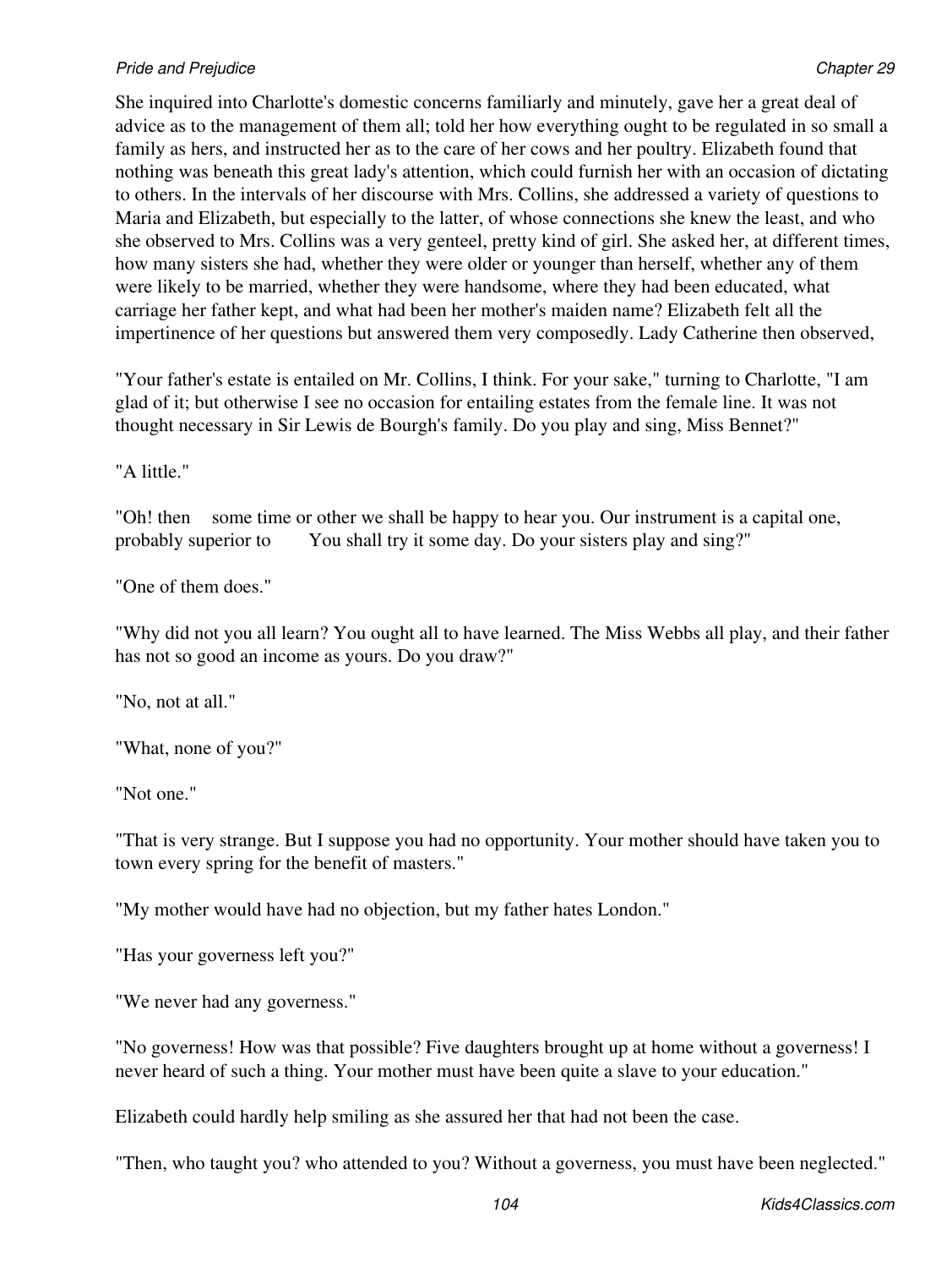She inquired into Charlotte's domestic concerns familiarly and minutely, gave her a great deal of advice as to the management of them all; told her how everything ought to be regulated in so small a family as hers, and instructed her as to the care of her cows and her poultry. Elizabeth found that nothing was beneath this great lady's attention, which could furnish her with an occasion of dictating to others. In the intervals of her discourse with Mrs. Collins, she addressed a variety of questions to Maria and Elizabeth, but especially to the latter, of whose connections she knew the least, and who she observed to Mrs. Collins was a very genteel, pretty kind of girl. She asked her, at different times, how many sisters she had, whether they were older or younger than herself, whether any of them were likely to be married, whether they were handsome, where they had been educated, what carriage her father kept, and what had been her mother's maiden name? Elizabeth felt all the impertinence of her questions but answered them very composedly. Lady Catherine then observed,

"Your father's estate is entailed on Mr. Collins, I think. For your sake," turning to Charlotte, "I am glad of it; but otherwise I see no occasion for entailing estates from the female line. It was not thought necessary in Sir Lewis de Bourgh's family. Do you play and sing, Miss Bennet?"

"A little."

"Oh! then some time or other we shall be happy to hear you. Our instrument is a capital one, probably superior to You shall try it some day. Do your sisters play and sing?"

"One of them does."

"Why did not you all learn? You ought all to have learned. The Miss Webbs all play, and their father has not so good an income as yours. Do you draw?"

"No, not at all."

"What, none of you?"

"Not one."

"That is very strange. But I suppose you had no opportunity. Your mother should have taken you to town every spring for the benefit of masters."

"My mother would have had no objection, but my father hates London."

"Has your governess left you?"

"We never had any governess."

"No governess! How was that possible? Five daughters brought up at home without a governess! I never heard of such a thing. Your mother must have been quite a slave to your education."

Elizabeth could hardly help smiling as she assured her that had not been the case.

"Then, who taught you? who attended to you? Without a governess, you must have been neglected."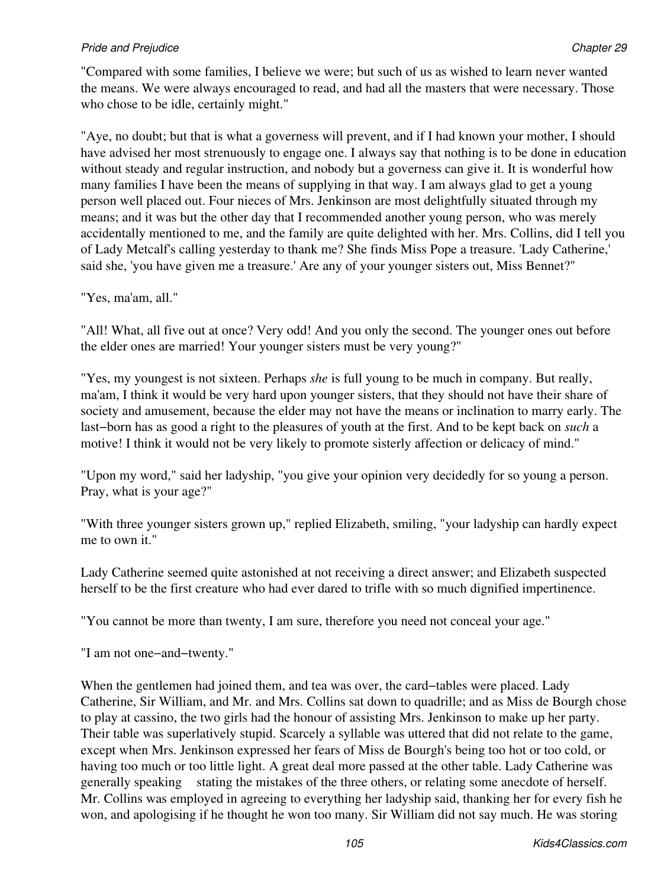"Compared with some families, I believe we were; but such of us as wished to learn never wanted the means. We were always encouraged to read, and had all the masters that were necessary. Those who chose to be idle, certainly might."

"Aye, no doubt; but that is what a governess will prevent, and if I had known your mother, I should have advised her most strenuously to engage one. I always say that nothing is to be done in education without steady and regular instruction, and nobody but a governess can give it. It is wonderful how many families I have been the means of supplying in that way. I am always glad to get a young person well placed out. Four nieces of Mrs. Jenkinson are most delightfully situated through my means; and it was but the other day that I recommended another young person, who was merely accidentally mentioned to me, and the family are quite delighted with her. Mrs. Collins, did I tell you of Lady Metcalf's calling yesterday to thank me? She finds Miss Pope a treasure. 'Lady Catherine,' said she, 'you have given me a treasure.' Are any of your younger sisters out, Miss Bennet?"

"Yes, ma'am, all."

"All! What, all five out at once? Very odd! And you only the second. The younger ones out before the elder ones are married! Your younger sisters must be very young?"

"Yes, my youngest is not sixteen. Perhaps *she* is full young to be much in company. But really, ma'am, I think it would be very hard upon younger sisters, that they should not have their share of society and amusement, because the elder may not have the means or inclination to marry early. The last−born has as good a right to the pleasures of youth at the first. And to be kept back on *such* a motive! I think it would not be very likely to promote sisterly affection or delicacy of mind."

"Upon my word," said her ladyship, "you give your opinion very decidedly for so young a person. Pray, what is your age?"

"With three younger sisters grown up," replied Elizabeth, smiling, "your ladyship can hardly expect me to own it."

Lady Catherine seemed quite astonished at not receiving a direct answer; and Elizabeth suspected herself to be the first creature who had ever dared to trifle with so much dignified impertinence.

"You cannot be more than twenty, I am sure, therefore you need not conceal your age."

"I am not one−and−twenty."

When the gentlemen had joined them, and tea was over, the card−tables were placed. Lady Catherine, Sir William, and Mr. and Mrs. Collins sat down to quadrille; and as Miss de Bourgh chose to play at cassino, the two girls had the honour of assisting Mrs. Jenkinson to make up her party. Their table was superlatively stupid. Scarcely a syllable was uttered that did not relate to the game, except when Mrs. Jenkinson expressed her fears of Miss de Bourgh's being too hot or too cold, or having too much or too little light. A great deal more passed at the other table. Lady Catherine was generally speaking stating the mistakes of the three others, or relating some anecdote of herself. Mr. Collins was employed in agreeing to everything her ladyship said, thanking her for every fish he won, and apologising if he thought he won too many. Sir William did not say much. He was storing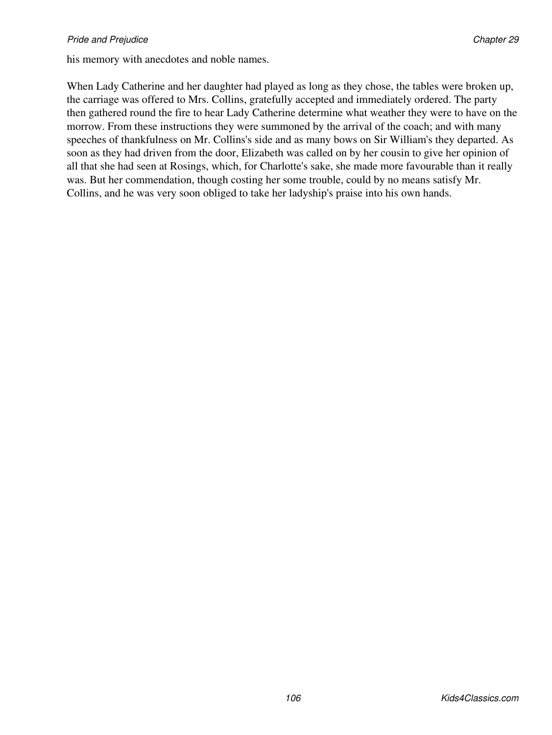his memory with anecdotes and noble names.

When Lady Catherine and her daughter had played as long as they chose, the tables were broken up, the carriage was offered to Mrs. Collins, gratefully accepted and immediately ordered. The party then gathered round the fire to hear Lady Catherine determine what weather they were to have on the morrow. From these instructions they were summoned by the arrival of the coach; and with many speeches of thankfulness on Mr. Collins's side and as many bows on Sir William's they departed. As soon as they had driven from the door, Elizabeth was called on by her cousin to give her opinion of all that she had seen at Rosings, which, for Charlotte's sake, she made more favourable than it really was. But her commendation, though costing her some trouble, could by no means satisfy Mr. Collins, and he was very soon obliged to take her ladyship's praise into his own hands.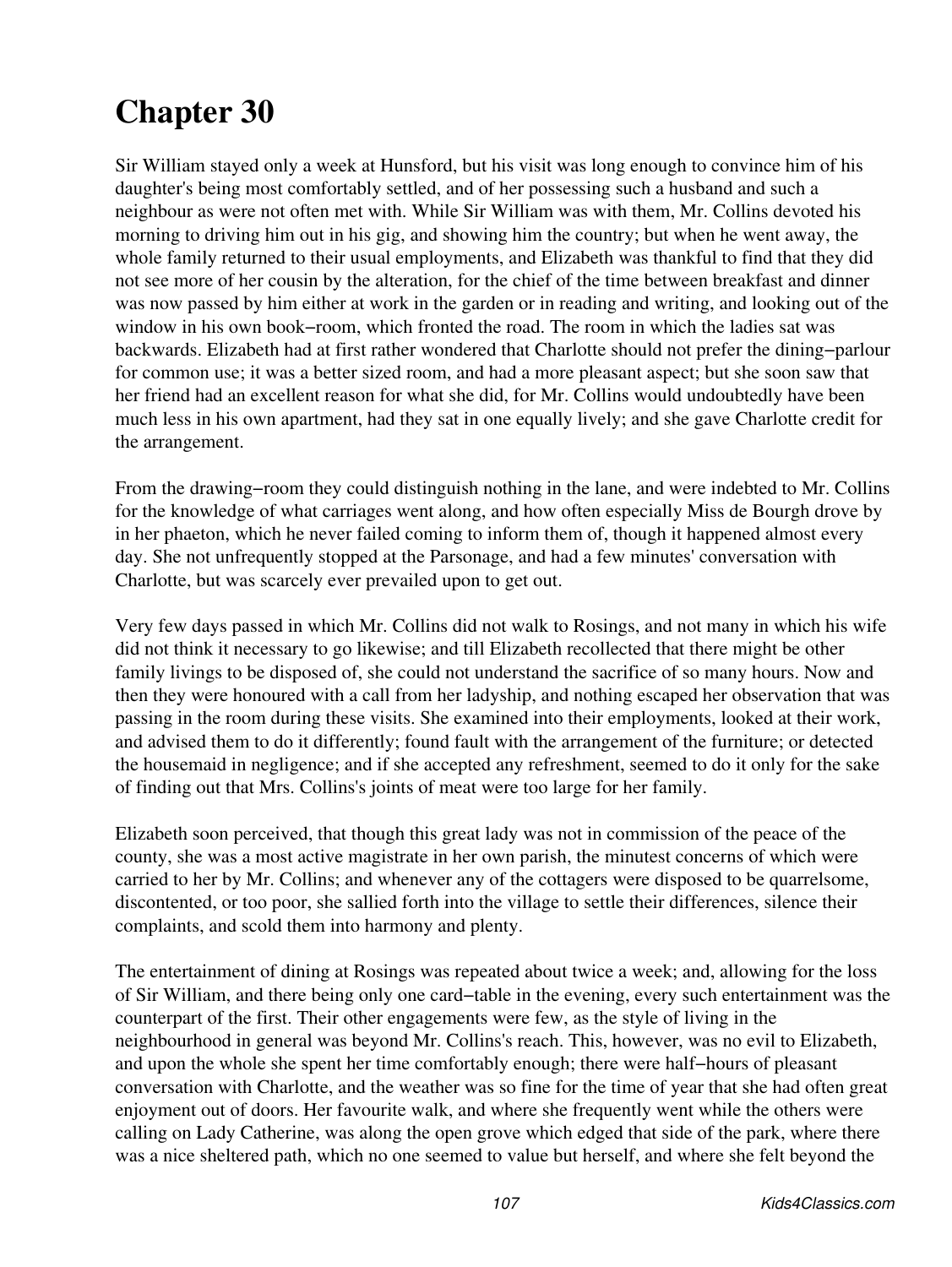# Chapter 30

Sir William stayed only a week at Hunsford, but his visit was long enough to convince him of his daughter's being most comfortably settled, and of her possessing such a husband and such a neighbour as were not often met with. While Sir William was with them, Mr. Collins devoted his morning to driving him out in his gig, and showing him the country; but when he went away, the whole family returned to their usual employments, and Elizabeth was thankful to find that they did not see more of her cousin by the alteration, for the chief of the time between breakfast and dinner was now passed by him either at work in the garden or in reading and writing, and looking out of the window in his own book−room, which fronted the road. The room in which the ladies sat was backwards. Elizabeth had at first rather wondered that Charlotte should not prefer the dining−parlour for common use; it was a better sized room, and had a more pleasant aspect; but she soon saw that her friend had an excellent reason for what she did, for Mr. Collins would undoubtedly have been much less in his own apartment, had they sat in one equally lively; and she gave Charlotte credit for the arrangement.

From the drawing−room they could distinguish nothing in the lane, and were indebted to Mr. Collins for the knowledge of what carriages went along, and how often especially Miss de Bourgh drove by in her phaeton, which he never failed coming to inform them of, though it happened almost every day. She not unfrequently stopped at the Parsonage, and had a few minutes' conversation with Charlotte, but was scarcely ever prevailed upon to get out.

Very few days passed in which Mr. Collins did not walk to Rosings, and not many in which his wife did not think it necessary to go likewise; and till Elizabeth recollected that there might be other family livings to be disposed of, she could not understand the sacrifice of so many hours. Now and then they were honoured with a call from her ladyship, and nothing escaped her observation that was passing in the room during these visits. She examined into their employments, looked at their work, and advised them to do it differently; found fault with the arrangement of the furniture; or detected the housemaid in negligence; and if she accepted any refreshment, seemed to do it only for the sake of finding out that Mrs. Collins's joints of meat were too large for her family.

Elizabeth soon perceived, that though this great lady was not in commission of the peace of the county, she was a most active magistrate in her own parish, the minutest concerns of which were carried to her by Mr. Collins; and whenever any of the cottagers were disposed to be quarrelsome, discontented, or too poor, she sallied forth into the village to settle their differences, silence their complaints, and scold them into harmony and plenty.

The entertainment of dining at Rosings was repeated about twice a week; and, allowing for the loss of Sir William, and there being only one card−table in the evening, every such entertainment was the counterpart of the first. Their other engagements were few, as the style of living in the neighbourhood in general was beyond Mr. Collins's reach. This, however, was no evil to Elizabeth, and upon the whole she spent her time comfortably enough; there were half−hours of pleasant conversation with Charlotte, and the weather was so fine for the time of year that she had often great enjoyment out of doors. Her favourite walk, and where she frequently went while the others were calling on Lady Catherine, was along the open grove which edged that side of the park, where there was a nice sheltered path, which no one seemed to value but herself, and where she felt beyond the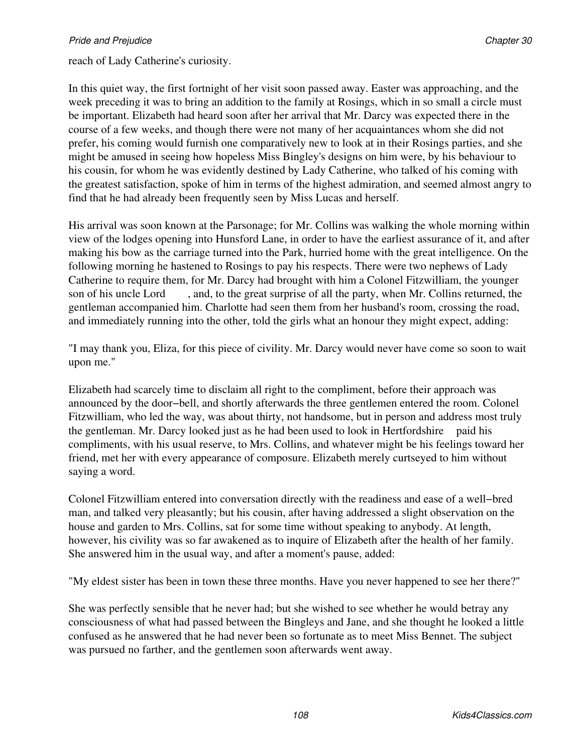reach of Lady Catherine's curiosity.

In this quiet way, the first fortnight of her visit soon passed away. Easter was approaching, and the week preceding it was to bring an addition to the family at Rosings, which in so small a circle must be important. Elizabeth had heard soon after her arrival that Mr. Darcy was expected there in the course of a few weeks, and though there were not many of her acquaintances whom she did not prefer, his coming would furnish one comparatively new to look at in their Rosings parties, and she might be amused in seeing how hopeless Miss Bingley's designs on him were, by his behaviour to his cousin, for whom he was evidently destined by Lady Catherine, who talked of his coming with the greatest satisfaction, spoke of him in terms of the highest admiration, and seemed almost angry to find that he had already been frequently seen by Miss Lucas and herself.

His arrival was soon known at the Parsonage; for Mr. Collins was walking the whole morning within view of the lodges opening into Hunsford Lane, in order to have the earliest assurance of it, and after making his bow as the carriage turned into the Park, hurried home with the great intelligence. On the following morning he hastened to Rosings to pay his respects. There were two nephews of Lady Catherine to require them, for Mr. Darcy had brought with him a Colonel Fitzwilliam, the younger son of his uncle Lord     , and, to the great surprise of all the party, when Mr. Collins returned, the gentleman accompanied him. Charlotte had seen them from her husband's room, crossing the road, and immediately running into the other, told the girls what an honour they might expect, adding:

"I may thank you, Eliza, for this piece of civility. Mr. Darcy would never have come so soon to wait upon me."

Elizabeth had scarcely time to disclaim all right to the compliment, before their approach was announced by the door−bell, and shortly afterwards the three gentlemen entered the room. Colonel Fitzwilliam, who led the way, was about thirty, not handsome, but in person and address most truly the gentleman. Mr. Darcy looked just as he had been used to look in Hertfordshire    paid his compliments, with his usual reserve, to Mrs. Collins, and whatever might be his feelings toward her friend, met her with every appearance of composure. Elizabeth merely curtseyed to him without saying a word.

Colonel Fitzwilliam entered into conversation directly with the readiness and ease of a well−bred man, and talked very pleasantly; but his cousin, after having addressed a slight observation on the house and garden to Mrs. Collins, sat for some time without speaking to anybody. At length, however, his civility was so far awakened as to inquire of Elizabeth after the health of her family. She answered him in the usual way, and after a moment's pause, added:

"My eldest sister has been in town these three months. Have you never happened to see her there?"

She was perfectly sensible that he never had; but she wished to see whether he would betray any consciousness of what had passed between the Bingleys and Jane, and she thought he looked a little confused as he answered that he had never been so fortunate as to meet Miss Bennet. The subject was pursued no farther, and the gentlemen soon afterwards went away.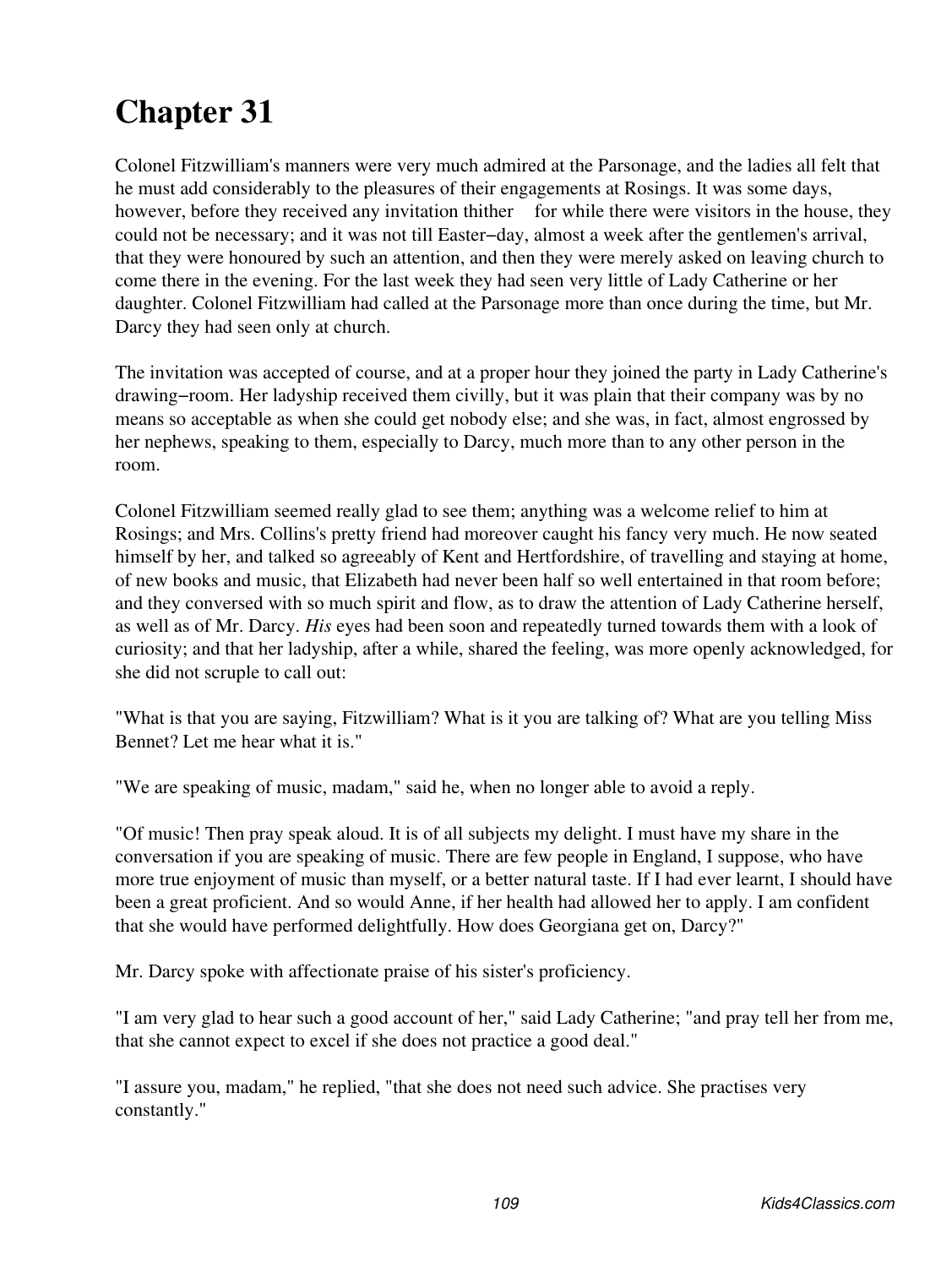# Chapter 31

Colonel Fitzwilliam's manners were very much admired at the Parsonage, and the ladies all felt that he must add considerably to the pleasures of their engagements at Rosings. It was some days, however, before they received any invitation thither   for while there were visitors in the house, they could not be necessary; and it was not till Easter−day, almost a week after the gentlemen's arrival, that they were honoured by such an attention, and then they were merely asked on leaving church to come there in the evening. For the last week they had seen very little of Lady Catherine or her daughter. Colonel Fitzwilliam had called at the Parsonage more than once during the time, but Mr. Darcy they had seen only at church.

The invitation was accepted of course, and at a proper hour they joined the party in Lady Catherine's drawing−room. Her ladyship received them civilly, but it was plain that their company was by no means so acceptable as when she could get nobody else; and she was, in fact, almost engrossed by her nephews, speaking to them, especially to Darcy, much more than to any other person in the room.

Colonel Fitzwilliam seemed really glad to see them; anything was a welcome relief to him at Rosings; and Mrs. Collins's pretty friend had moreover caught his fancy very much. He now seated himself by her, and talked so agreeably of Kent and Hertfordshire, of travelling and staying at home, of new books and music, that Elizabeth had never been half so well entertained in that room before; and they conversed with so much spirit and flow, as to draw the attention of Lady Catherine herself, as well as of Mr. Darcy. *His* eyes had been soon and repeatedly turned towards them with a look of curiosity; and that her ladyship, after a while, shared the feeling, was more openly acknowledged, for she did not scruple to call out:

"What is that you are saying, Fitzwilliam? What is it you are talking of? What are you telling Miss Bennet? Let me hear what it is."

"We are speaking of music, madam," said he, when no longer able to avoid a reply.

"Of music! Then pray speak aloud. It is of all subjects my delight. I must have my share in the conversation if you are speaking of music. There are few people in England, I suppose, who have more true enjoyment of music than myself, or a better natural taste. If I had ever learnt, I should have been a great proficient. And so would Anne, if her health had allowed her to apply. I am confident that she would have performed delightfully. How does Georgiana get on, Darcy?"

Mr. Darcy spoke with affectionate praise of his sister's proficiency.

"I am very glad to hear such a good account of her," said Lady Catherine; "and pray tell her from me, that she cannot expect to excel if she does not practice a good deal."

"I assure you, madam," he replied, "that she does not need such advice. She practises very constantly."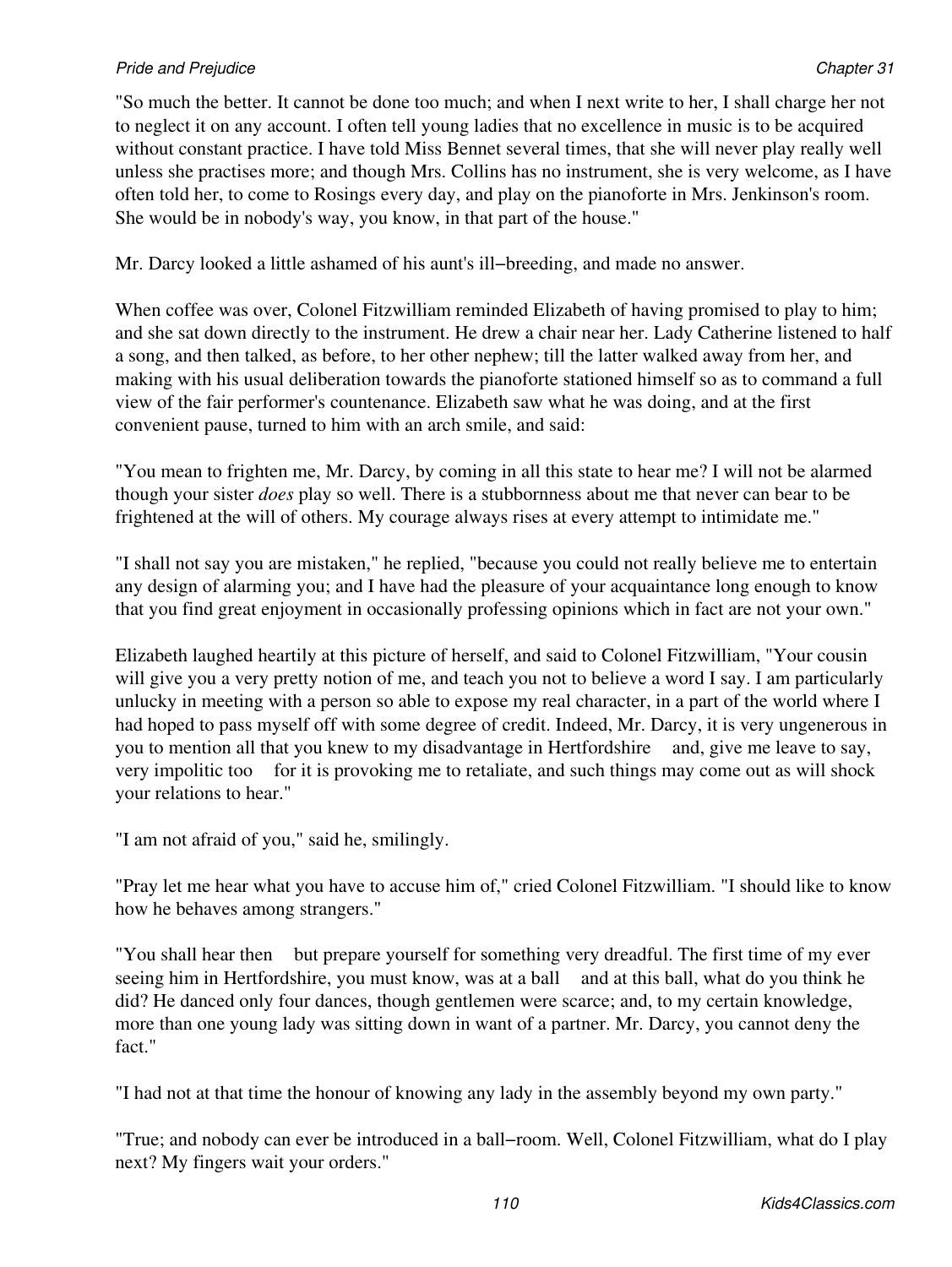"So much the better. It cannot be done too much; and when I next write to her, I shall charge her not to neglect it on any account. I often tell young ladies that no excellence in music is to be acquired without constant practice. I have told Miss Bennet several times, that she will never play really well unless she practises more; and though Mrs. Collins has no instrument, she is very welcome, as I have often told her, to come to Rosings every day, and play on the pianoforte in Mrs. Jenkinson's room. She would be in nobody's way, you know, in that part of the house."

Mr. Darcy looked a little ashamed of his aunt's ill−breeding, and made no answer.

When coffee was over, Colonel Fitzwilliam reminded Elizabeth of having promised to play to him; and she sat down directly to the instrument. He drew a chair near her. Lady Catherine listened to half a song, and then talked, as before, to her other nephew; till the latter walked away from her, and making with his usual deliberation towards the pianoforte stationed himself so as to command a full view of the fair performer's countenance. Elizabeth saw what he was doing, and at the first convenient pause, turned to him with an arch smile, and said:

"You mean to frighten me, Mr. Darcy, by coming in all this state to hear me? I will not be alarmed though your sister *does* play so well. There is a stubbornness about me that never can bear to be frightened at the will of others. My courage always rises at every attempt to intimidate me."

"I shall not say you are mistaken," he replied, "because you could not really believe me to entertain any design of alarming you; and I have had the pleasure of your acquaintance long enough to know that you find great enjoyment in occasionally professing opinions which in fact are not your own."

Elizabeth laughed heartily at this picture of herself, and said to Colonel Fitzwilliam, "Your cousin will give you a very pretty notion of me, and teach you not to believe a word I say. I am particularly unlucky in meeting with a person so able to expose my real character, in a part of the world where I had hoped to pass myself off with some degree of credit. Indeed, Mr. Darcy, it is very ungenerous in you to mention all that you knew to my disadvantage in Hertfordshire and, give me leave to say, very impolitic too for it is provoking me to retaliate, and such things may come out as will shock your relations to hear."

"I am not afraid of you," said he, smilingly.

"Pray let me hear what you have to accuse him of," cried Colonel Fitzwilliam. "I should like to know how he behaves among strangers."

"You shall hear then but prepare yourself for something very dreadful. The first time of my ever seeing him in Hertfordshire, you must know, was at a ball and at this ball, what do you think he did? He danced only four dances, though gentlemen were scarce; and, to my certain knowledge, more than one young lady was sitting down in want of a partner. Mr. Darcy, you cannot deny the fact."

"I had not at that time the honour of knowing any lady in the assembly beyond my own party."

"True; and nobody can ever be introduced in a ball−room. Well, Colonel Fitzwilliam, what do I play next? My fingers wait your orders."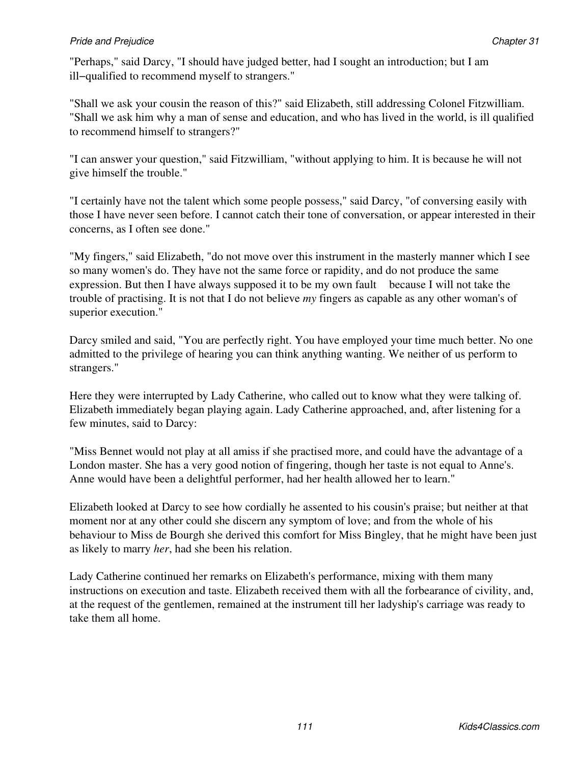"Perhaps," said Darcy, "I should have judged better, had I sought an introduction; but I am ill‒qualified to recommend myself to strangers."

"Shall we ask your cousin the reason of this?" said Elizabeth, still addressing Colonel Fitzwilliam. "Shall we ask him why a man of sense and education, and who has lived in the world, is ill qualified to recommend himself to strangers?"

"I can answer your question," said Fitzwilliam, "without applying to him. It is because he will not give himself the trouble."

"I certainly have not the talent which some people possess," said Darcy, "of conversing easily with those I have never seen before. I cannot catch their tone of conversation, or appear interested in their concerns, as I often see done."

"My fingers," said Elizabeth, "do not move over this instrument in the masterly manner which I see so many women's do. They have not the same force or rapidity, and do not produce the same expression. But then I have always supposed it to be my own fault because I will not take the trouble of practising. It is not that I do not believe *my* fingers as capable as any other woman's of superior execution."

Darcy smiled and said, "You are perfectly right. You have employed your time much better. No one admitted to the privilege of hearing you can think anything wanting. We neither of us perform to strangers."

Here they were interrupted by Lady Catherine, who called out to know what they were talking of. Elizabeth immediately began playing again. Lady Catherine approached, and, after listening for a few minutes, said to Darcy:

"Miss Bennet would not play at all amiss if she practised more, and could have the advantage of a London master. She has a very good notion of fingering, though her taste is not equal to Anne's. Anne would have been a delightful performer, had her health allowed her to learn."

Elizabeth looked at Darcy to see how cordially he assented to his cousin's praise; but neither at that moment nor at any other could she discern any symptom of love; and from the whole of his behaviour to Miss de Bourgh she derived this comfort for Miss Bingley, that he might have been just as likely to marry *her*, had she been his relation.

Lady Catherine continued her remarks on Elizabeth's performance, mixing with them many instructions on execution and taste. Elizabeth received them with all the forbearance of civility, and, at the request of the gentlemen, remained at the instrument till her ladyship's carriage was ready to take them all home.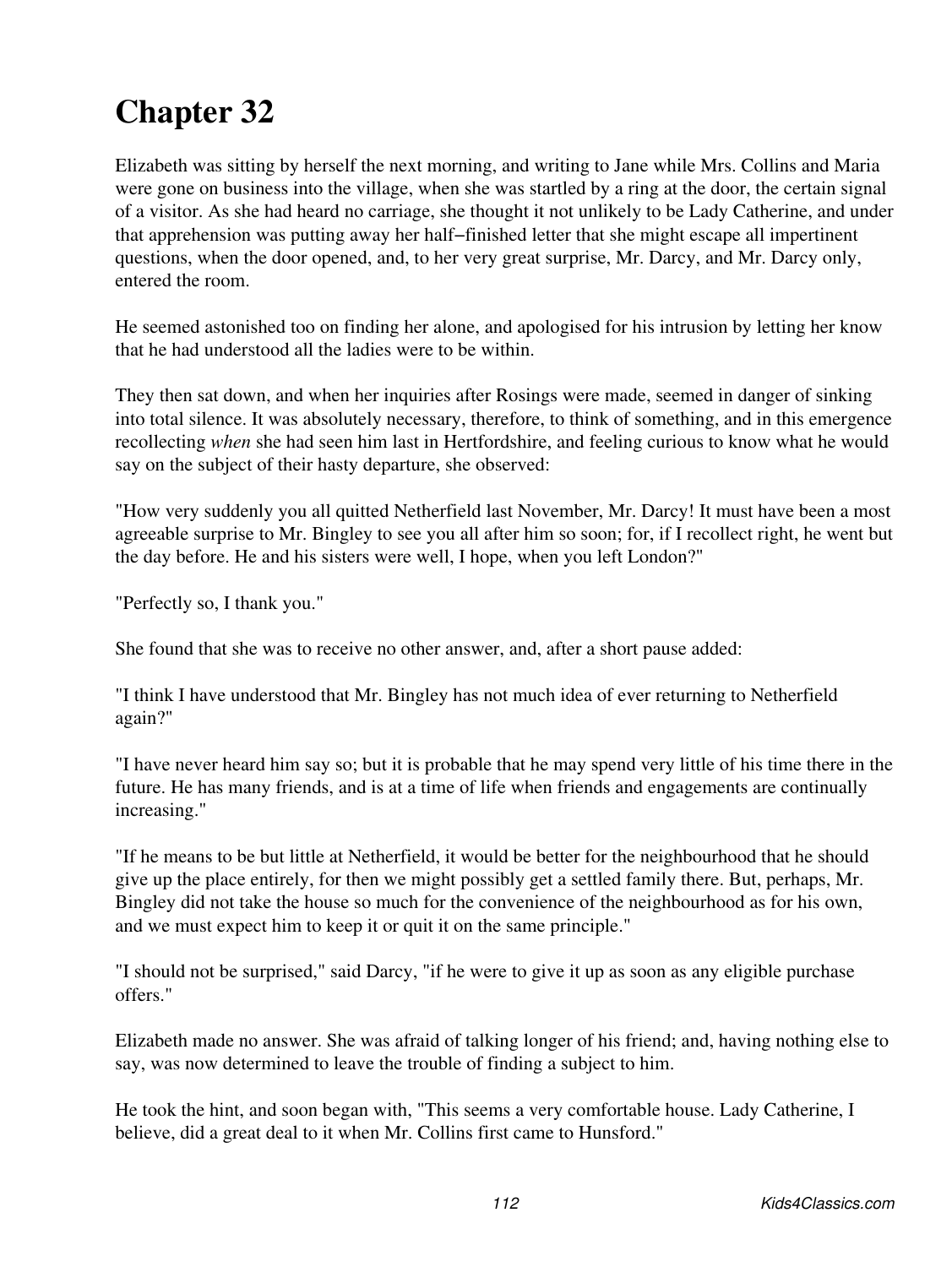# Chapter 32

Elizabeth was sitting by herself the next morning, and writing to Jane while Mrs. Collins and Maria were gone on business into the village, when she was startled by a ring at the door, the certain signal of a visitor. As she had heard no carriage, she thought it not unlikely to be Lady Catherine, and under that apprehension was putting away her half–finished letter that she might escape all impertinent questions, when the door opened, and, to her very great surprise, Mr. Darcy, and Mr. Darcy only, entered the room.

He seemed astonished too on finding her alone, and apologised for his intrusion by letting her know that he had understood all the ladies were to be within.

They then sat down, and when her inquiries after Rosings were made, seemed in danger of sinking into total silence. It was absolutely necessary, therefore, to think of something, and in this emergence recollecting *when* she had seen him last in Hertfordshire, and feeling curious to know what he would say on the subject of their hasty departure, she observed:

"How very suddenly you all quitted Netherfield last November, Mr. Darcy! It must have been a most agreeable surprise to Mr. Bingley to see you all after him so soon; for, if I recollect right, he went but the day before. He and his sisters were well, I hope, when you left London?"

"Perfectly so, I thank you."

She found that she was to receive no other answer, and, after a short pause added:

"I think I have understood that Mr. Bingley has not much idea of ever returning to Netherfield again?"

"I have never heard him say so; but it is probable that he may spend very little of his time there in the future. He has many friends, and is at a time of life when friends and engagements are continually increasing."

"If he means to be but little at Netherfield, it would be better for the neighbourhood that he should give up the place entirely, for then we might possibly get a settled family there. But, perhaps, Mr. Bingley did not take the house so much for the convenience of the neighbourhood as for his own, and we must expect him to keep it or quit it on the same principle."

"I should not be surprised," said Darcy, "if he were to give it up as soon as any eligible purchase offers."

Elizabeth made no answer. She was afraid of talking longer of his friend; and, having nothing else to say, was now determined to leave the trouble of finding a subject to him.

He took the hint, and soon began with, "This seems a very comfortable house. Lady Catherine, I believe, did a great deal to it when Mr. Collins first came to Hunsford."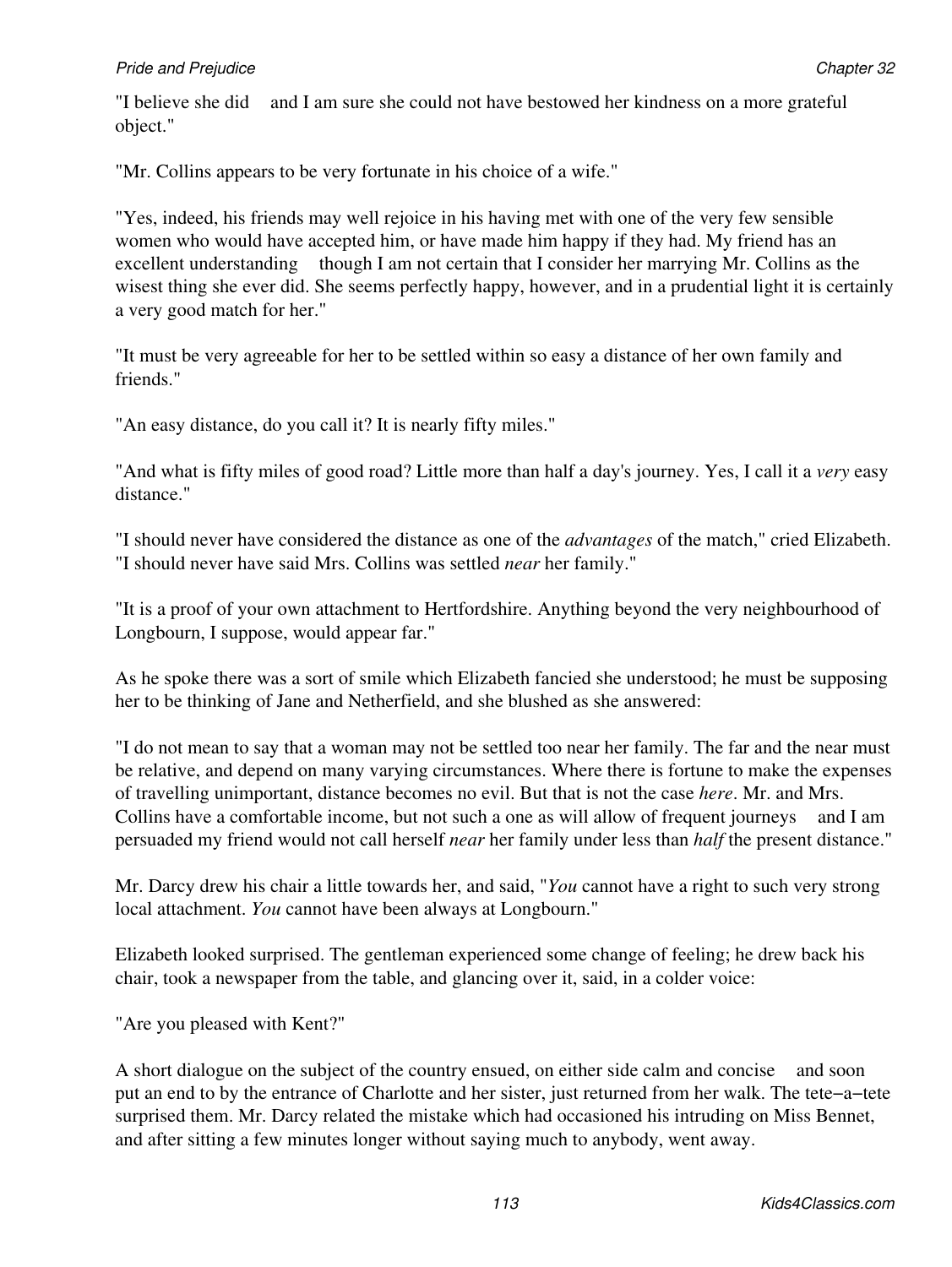"I believe she did   and I am sure she could not have bestowed her kindness on a more grateful object."

"Mr. Collins appears to be very fortunate in his choice of a wife."

"Yes, indeed, his friends may well rejoice in his having met with one of the very few sensible women who would have accepted him, or have made him happy if they had. My friend has an excellent understanding   though I am not certain that I consider her marrying Mr. Collins as the wisest thing she ever did. She seems perfectly happy, however, and in a prudential light it is certainly a very good match for her."

"It must be very agreeable for her to be settled within so easy a distance of her own family and friends."

"An easy distance, do you call it? It is nearly fifty miles."

"And what is fifty miles of good road? Little more than half a day's journey. Yes, I call it a *very* easy distance."

"I should never have considered the distance as one of the *advantages* of the match," cried Elizabeth. "I should never have said Mrs. Collins was settled *near* her family."

"It is a proof of your own attachment to Hertfordshire. Anything beyond the very neighbourhood of Longbourn, I suppose, would appear far."

As he spoke there was a sort of smile which Elizabeth fancied she understood; he must be supposing her to be thinking of Jane and Netherfield, and she blushed as she answered:

"I do not mean to say that a woman may not be settled too near her family. The far and the near must be relative, and depend on many varying circumstances. Where there is fortune to make the expenses of travelling unimportant, distance becomes no evil. But that is not the case *here*. Mr. and Mrs. Collins have a comfortable income, but not such a one as will allow of frequent journeys   and I am persuaded my friend would not call herself *near* her family under less than *half* the present distance."

Mr. Darcy drew his chair a little towards her, and said, "*You* cannot have a right to such very strong local attachment. *You* cannot have been always at Longbourn."

Elizabeth looked surprised. The gentleman experienced some change of feeling; he drew back his chair, took a newspaper from the table, and glancing over it, said, in a colder voice:

"Are you pleased with Kent?"

A short dialogue on the subject of the country ensued, on either side calm and concise   and soon put an end to by the entrance of Charlotte and her sister, just returned from her walk. The tete−a−tete surprised them. Mr. Darcy related the mistake which had occasioned his intruding on Miss Bennet, and after sitting a few minutes longer without saying much to anybody, went away.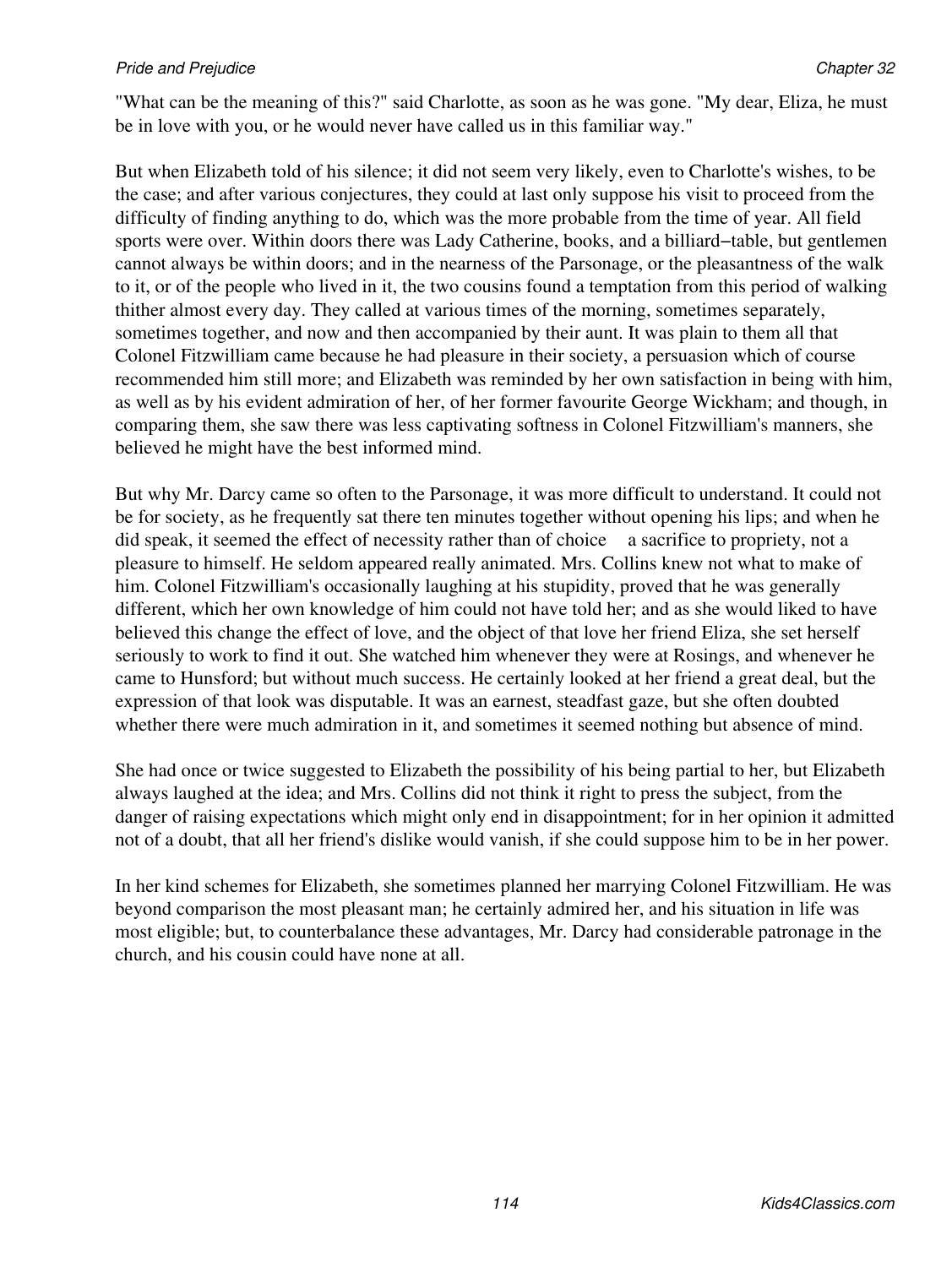"What can be the meaning of this?" said Charlotte, as soon as he was gone. "My dear, Eliza, he must be in love with you, or he would never have called us in this familiar way."

But when Elizabeth told of his silence; it did not seem very likely, even to Charlotte's wishes, to be the case; and after various conjectures, they could at last only suppose his visit to proceed from the difficulty of finding anything to do, which was the more probable from the time of year. All field sports were over. Within doors there was Lady Catherine, books, and a billiard−table, but gentlemen cannot always be within doors; and in the nearness of the Parsonage, or the pleasantness of the walk to it, or of the people who lived in it, the two cousins found a temptation from this period of walking thither almost every day. They called at various times of the morning, sometimes separately, sometimes together, and now and then accompanied by their aunt. It was plain to them all that Colonel Fitzwilliam came because he had pleasure in their society, a persuasion which of course recommended him still more; and Elizabeth was reminded by her own satisfaction in being with him, as well as by his evident admiration of her, of her former favourite George Wickham; and though, in comparing them, she saw there was less captivating softness in Colonel Fitzwilliam's manners, she believed he might have the best informed mind.

But why Mr. Darcy came so often to the Parsonage, it was more difficult to understand. It could not be for society, as he frequently sat there ten minutes together without opening his lips; and when he did speak, it seemed the effect of necessity rather than of choice  a sacrifice to propriety, not a pleasure to himself. He seldom appeared really animated. Mrs. Collins knew not what to make of him. Colonel Fitzwilliam's occasionally laughing at his stupidity, proved that he was generally different, which her own knowledge of him could not have told her; and as she would liked to have believed this change the effect of love, and the object of that love her friend Eliza, she set herself seriously to work to find it out. She watched him whenever they were at Rosings, and whenever he came to Hunsford; but without much success. He certainly looked at her friend a great deal, but the expression of that look was disputable. It was an earnest, steadfast gaze, but she often doubted whether there were much admiration in it, and sometimes it seemed nothing but absence of mind.

She had once or twice suggested to Elizabeth the possibility of his being partial to her, but Elizabeth always laughed at the idea; and Mrs. Collins did not think it right to press the subject, from the danger of raising expectations which might only end in disappointment; for in her opinion it admitted not of a doubt, that all her friend's dislike would vanish, if she could suppose him to be in her power.

In her kind schemes for Elizabeth, she sometimes planned her marrying Colonel Fitzwilliam. He was beyond comparison the most pleasant man; he certainly admired her, and his situation in life was most eligible; but, to counterbalance these advantages, Mr. Darcy had considerable patronage in the church, and his cousin could have none at all.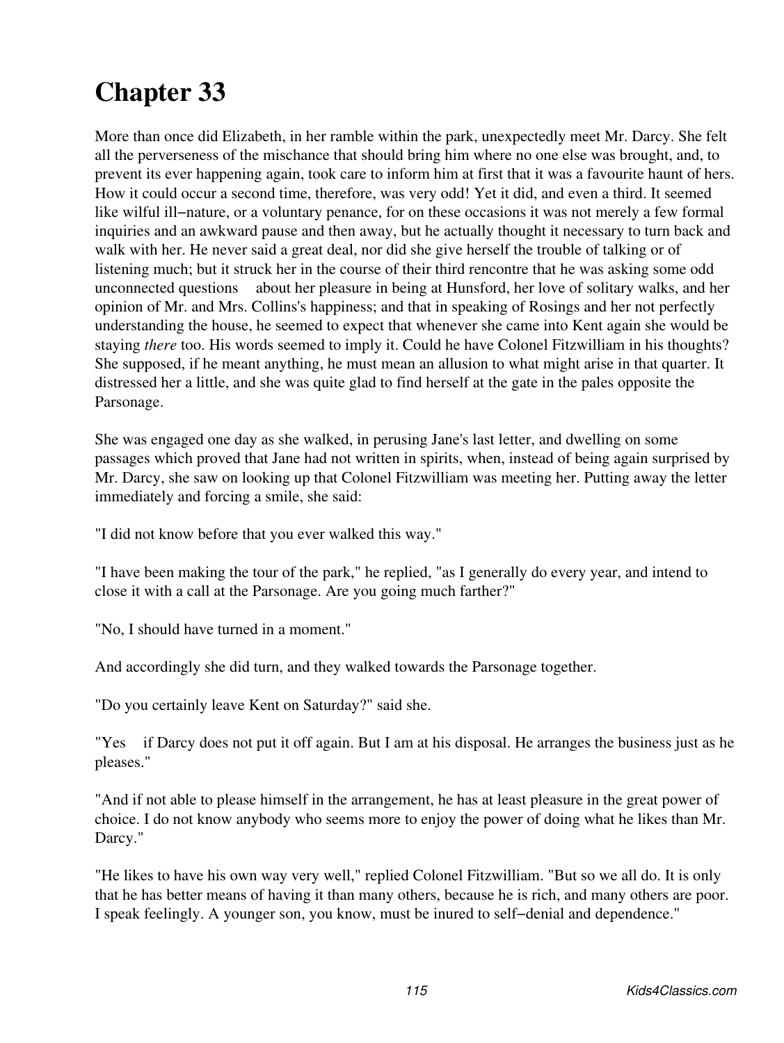# Chapter 33

More than once did Elizabeth, in her ramble within the park, unexpectedly meet Mr. Darcy. She felt all the perverseness of the mischance that should bring him where no one else was brought, and, to prevent its ever happening again, took care to inform him at first that it was a favourite haunt of hers. How it could occur a second time, therefore, was very odd! Yet it did, and even a third. It seemed like wilful ill−nature, or a voluntary penance, for on these occasions it was not merely a few formal inquiries and an awkward pause and then away, but he actually thought it necessary to turn back and walk with her. He never said a great deal, nor did she give herself the trouble of talking or of listening much; but it struck her in the course of their third rencontre that he was asking some odd unconnected questions about her pleasure in being at Hunsford, her love of solitary walks, and her opinion of Mr. and Mrs. Collins's happiness; and that in speaking of Rosings and her not perfectly understanding the house, he seemed to expect that whenever she came into Kent again she would be staying *there* too. His words seemed to imply it. Could he have Colonel Fitzwilliam in his thoughts? She supposed, if he meant anything, he must mean an allusion to what might arise in that quarter. It distressed her a little, and she was quite glad to find herself at the gate in the pales opposite the Parsonage.

She was engaged one day as she walked, in perusing Jane's last letter, and dwelling on some passages which proved that Jane had not written in spirits, when, instead of being again surprised by Mr. Darcy, she saw on looking up that Colonel Fitzwilliam was meeting her. Putting away the letter immediately and forcing a smile, she said:

"I did not know before that you ever walked this way."

"I have been making the tour of the park," he replied, "as I generally do every year, and intend to close it with a call at the Parsonage. Are you going much farther?"

"No, I should have turned in a moment."

And accordingly she did turn, and they walked towards the Parsonage together.

"Do you certainly leave Kent on Saturday?" said she.

"Yes if Darcy does not put it off again. But I am at his disposal. He arranges the business just as he pleases."

"And if not able to please himself in the arrangement, he has at least pleasure in the great power of choice. I do not know anybody who seems more to enjoy the power of doing what he likes than Mr. Darcy."

"He likes to have his own way very well," replied Colonel Fitzwilliam. "But so we all do. It is only that he has better means of having it than many others, because he is rich, and many others are poor. I speak feelingly. A younger son, you know, must be inured to self−denial and dependence."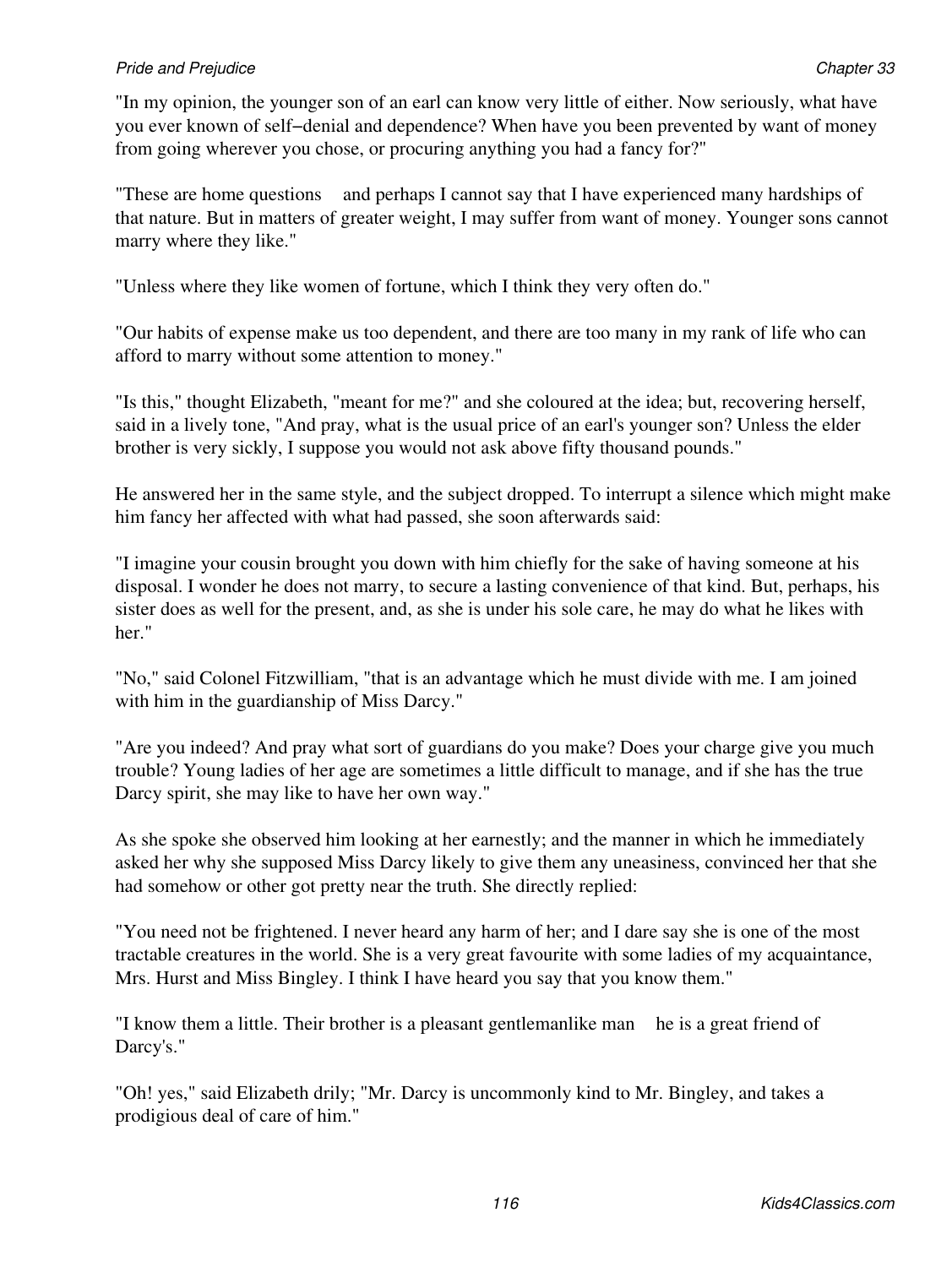"In my opinion, the younger son of an earl can know very little of either. Now seriously, what have you ever known of self−denial and dependence? When have you been prevented by want of money from going wherever you chose, or procuring anything you had a fancy for?"

"These are home questions and perhaps I cannot say that I have experienced many hardships of that nature. But in matters of greater weight, I may suffer from want of money. Younger sons cannot marry where they like."

"Unless where they like women of fortune, which I think they very often do."

"Our habits of expense make us too dependent, and there are too many in my rank of life who can afford to marry without some attention to money."

"Is this," thought Elizabeth, "meant for me?" and she coloured at the idea; but, recovering herself, said in a lively tone, "And pray, what is the usual price of an earl's younger son? Unless the elder brother is very sickly, I suppose you would not ask above fifty thousand pounds."

He answered her in the same style, and the subject dropped. To interrupt a silence which might make him fancy her affected with what had passed, she soon afterwards said:

"I imagine your cousin brought you down with him chiefly for the sake of having someone at his disposal. I wonder he does not marry, to secure a lasting convenience of that kind. But, perhaps, his sister does as well for the present, and, as she is under his sole care, he may do what he likes with her."

"No," said Colonel Fitzwilliam, "that is an advantage which he must divide with me. I am joined with him in the guardianship of Miss Darcy."

"Are you indeed? And pray what sort of guardians do you make? Does your charge give you much trouble? Young ladies of her age are sometimes a little difficult to manage, and if she has the true Darcy spirit, she may like to have her own way."

As she spoke she observed him looking at her earnestly; and the manner in which he immediately asked her why she supposed Miss Darcy likely to give them any uneasiness, convinced her that she had somehow or other got pretty near the truth. She directly replied:

"You need not be frightened. I never heard any harm of her; and I dare say she is one of the most tractable creatures in the world. She is a very great favourite with some ladies of my acquaintance, Mrs. Hurst and Miss Bingley. I think I have heard you say that you know them."

"I know them a little. Their brother is a pleasant gentlemanlike man he is a great friend of Darcy's."

"Oh! yes," said Elizabeth drily; "Mr. Darcy is uncommonly kind to Mr. Bingley, and takes a prodigious deal of care of him."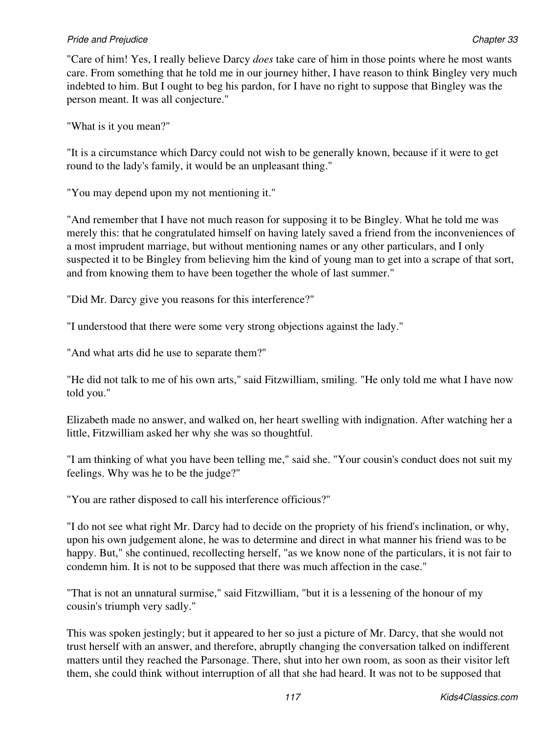"Care of him! Yes, I really believe Darcy *does* take care of him in those points where he most wants care. From something that he told me in our journey hither, I have reason to think Bingley very much indebted to him. But I ought to beg his pardon, for I have no right to suppose that Bingley was the person meant. It was all conjecture."

"What is it you mean?"

"It is a circumstance which Darcy could not wish to be generally known, because if it were to get round to the lady's family, it would be an unpleasant thing."

"You may depend upon my not mentioning it."

"And remember that I have not much reason for supposing it to be Bingley. What he told me was merely this: that he congratulated himself on having lately saved a friend from the inconveniences of a most imprudent marriage, but without mentioning names or any other particulars, and I only suspected it to be Bingley from believing him the kind of young man to get into a scrape of that sort, and from knowing them to have been together the whole of last summer."

"Did Mr. Darcy give you reasons for this interference?"

"I understood that there were some very strong objections against the lady."

"And what arts did he use to separate them?"

"He did not talk to me of his own arts," said Fitzwilliam, smiling. "He only told me what I have now told you."

Elizabeth made no answer, and walked on, her heart swelling with indignation. After watching her a little, Fitzwilliam asked her why she was so thoughtful.

"I am thinking of what you have been telling me," said she. "Your cousin's conduct does not suit my feelings. Why was he to be the judge?"

"You are rather disposed to call his interference officious?"

"I do not see what right Mr. Darcy had to decide on the propriety of his friend's inclination, or why, upon his own judgement alone, he was to determine and direct in what manner his friend was to be happy. But," she continued, recollecting herself, "as we know none of the particulars, it is not fair to condemn him. It is not to be supposed that there was much affection in the case."

"That is not an unnatural surmise," said Fitzwilliam, "but it is a lessening of the honour of my cousin's triumph very sadly."

This was spoken jestingly; but it appeared to her so just a picture of Mr. Darcy, that she would not trust herself with an answer, and therefore, abruptly changing the conversation talked on indifferent matters until they reached the Parsonage. There, shut into her own room, as soon as their visitor left them, she could think without interruption of all that she had heard. It was not to be supposed that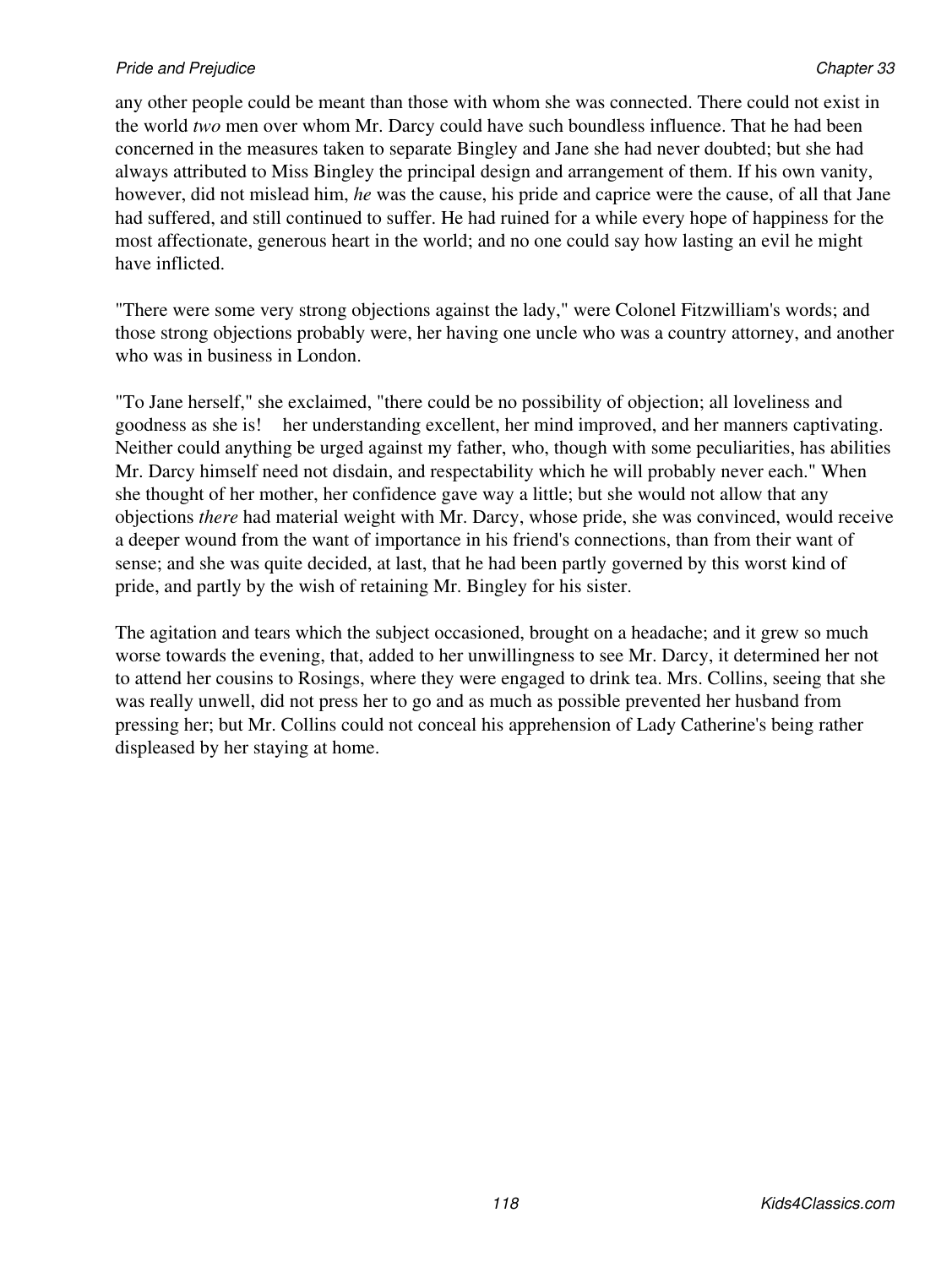any other people could be meant than those with whom she was connected. There could not exist in the world *two* men over whom Mr. Darcy could have such boundless influence. That he had been concerned in the measures taken to separate Bingley and Jane she had never doubted; but she had always attributed to Miss Bingley the principal design and arrangement of them. If his own vanity, however, did not mislead him, *he* was the cause, his pride and caprice were the cause, of all that Jane had suffered, and still continued to suffer. He had ruined for a while every hope of happiness for the most affectionate, generous heart in the world; and no one could say how lasting an evil he might have inflicted.

"There were some very strong objections against the lady," were Colonel Fitzwilliam's words; and those strong objections probably were, her having one uncle who was a country attorney, and another who was in business in London.

"To Jane herself," she exclaimed, "there could be no possibility of objection; all loveliness and goodness as she is!  her understanding excellent, her mind improved, and her manners captivating. Neither could anything be urged against my father, who, though with some peculiarities, has abilities Mr. Darcy himself need not disdain, and respectability which he will probably never each." When she thought of her mother, her confidence gave way a little; but she would not allow that any objections *there* had material weight with Mr. Darcy, whose pride, she was convinced, would receive a deeper wound from the want of importance in his friend's connections, than from their want of sense; and she was quite decided, at last, that he had been partly governed by this worst kind of pride, and partly by the wish of retaining Mr. Bingley for his sister.

The agitation and tears which the subject occasioned, brought on a headache; and it grew so much worse towards the evening, that, added to her unwillingness to see Mr. Darcy, it determined her not to attend her cousins to Rosings, where they were engaged to drink tea. Mrs. Collins, seeing that she was really unwell, did not press her to go and as much as possible prevented her husband from pressing her; but Mr. Collins could not conceal his apprehension of Lady Catherine's being rather displeased by her staying at home.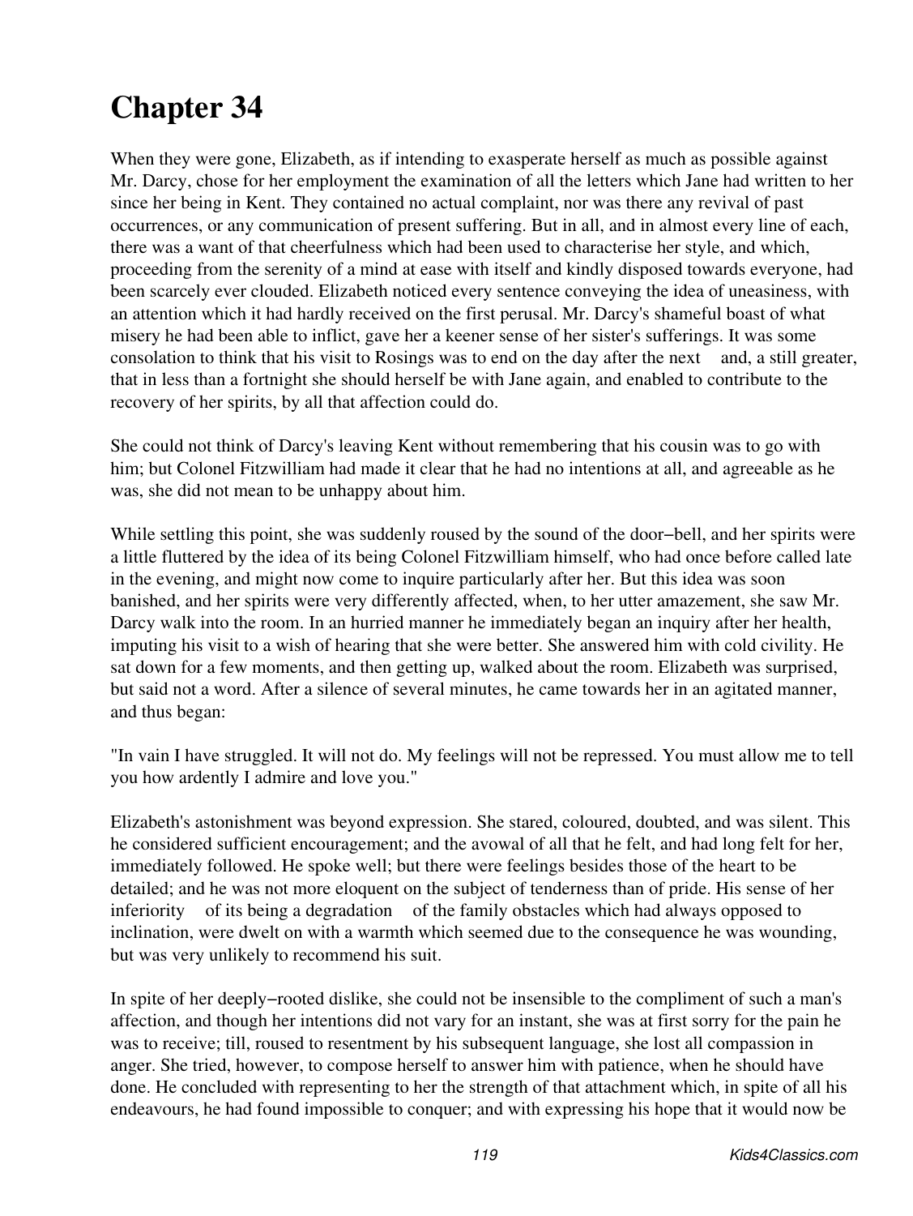# Chapter 34

When they were gone, Elizabeth, as if intending to exasperate herself as much as possible against Mr. Darcy, chose for her employment the examination of all the letters which Jane had written to her since her being in Kent. They contained no actual complaint, nor was there any revival of past occurrences, or any communication of present suffering. But in all, and in almost every line of each, there was a want of that cheerfulness which had been used to characterise her style, and which, proceeding from the serenity of a mind at ease with itself and kindly disposed towards everyone, had been scarcely ever clouded. Elizabeth noticed every sentence conveying the idea of uneasiness, with an attention which it had hardly received on the first perusal. Mr. Darcy's shameful boast of what misery he had been able to inflict, gave her a keener sense of her sister's sufferings. It was some consolation to think that his visit to Rosings was to end on the day after the next and, a still greater, that in less than a fortnight she should herself be with Jane again, and enabled to contribute to the recovery of her spirits, by all that affection could do.

She could not think of Darcy's leaving Kent without remembering that his cousin was to go with him; but Colonel Fitzwilliam had made it clear that he had no intentions at all, and agreeable as he was, she did not mean to be unhappy about him.

While settling this point, she was suddenly roused by the sound of the door–bell, and her spirits were a little fluttered by the idea of its being Colonel Fitzwilliam himself, who had once before called late in the evening, and might now come to inquire particularly after her. But this idea was soon banished, and her spirits were very differently affected, when, to her utter amazement, she saw Mr. Darcy walk into the room. In an hurried manner he immediately began an inquiry after her health, imputing his visit to a wish of hearing that she were better. She answered him with cold civility. He sat down for a few moments, and then getting up, walked about the room. Elizabeth was surprised, but said not a word. After a silence of several minutes, he came towards her in an agitated manner, and thus began:

"In vain I have struggled. It will not do. My feelings will not be repressed. You must allow me to tell you how ardently I admire and love you."

Elizabeth's astonishment was beyond expression. She stared, coloured, doubted, and was silent. This he considered sufficient encouragement; and the avowal of all that he felt, and had long felt for her, immediately followed. He spoke well; but there were feelings besides those of the heart to be detailed; and he was not more eloquent on the subject of tenderness than of pride. His sense of her inferiority of its being a degradation of the family obstacles which had always opposed to inclination, were dwelt on with a warmth which seemed due to the consequence he was wounding, but was very unlikely to recommend his suit.

In spite of her deeply–rooted dislike, she could not be insensible to the compliment of such a man's affection, and though her intentions did not vary for an instant, she was at first sorry for the pain he was to receive; till, roused to resentment by his subsequent language, she lost all compassion in anger. She tried, however, to compose herself to answer him with patience, when he should have done. He concluded with representing to her the strength of that attachment which, in spite of all his endeavours, he had found impossible to conquer; and with expressing his hope that it would now be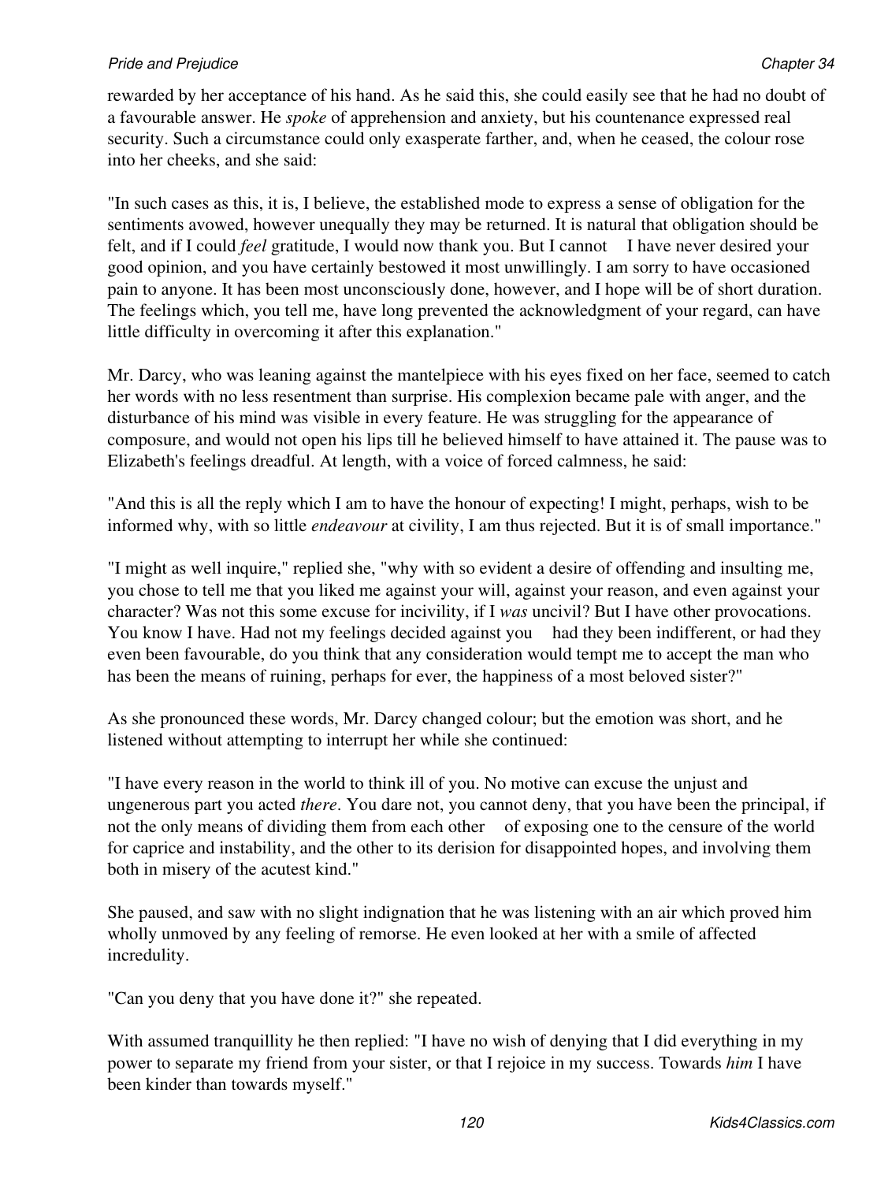rewarded by her acceptance of his hand. As he said this, she could easily see that he had no doubt of a favourable answer. He *spoke* of apprehension and anxiety, but his countenance expressed real security. Such a circumstance could only exasperate farther, and, when he ceased, the colour rose into her cheeks, and she said:

"In such cases as this, it is, I believe, the established mode to express a sense of obligation for the sentiments avowed, however unequally they may be returned. It is natural that obligation should be felt, and if I could *feel* gratitude, I would now thank you. But I cannot    I have never desired your good opinion, and you have certainly bestowed it most unwillingly. I am sorry to have occasioned pain to anyone. It has been most unconsciously done, however, and I hope will be of short duration. The feelings which, you tell me, have long prevented the acknowledgment of your regard, can have little difficulty in overcoming it after this explanation."

Mr. Darcy, who was leaning against the mantelpiece with his eyes fixed on her face, seemed to catch her words with no less resentment than surprise. His complexion became pale with anger, and the disturbance of his mind was visible in every feature. He was struggling for the appearance of composure, and would not open his lips till he believed himself to have attained it. The pause was to Elizabeth's feelings dreadful. At length, with a voice of forced calmness, he said:

"And this is all the reply which I am to have the honour of expecting! I might, perhaps, wish to be informed why, with so little *endeavour* at civility, I am thus rejected. But it is of small importance."

"I might as well inquire," replied she, "why with so evident a desire of offending and insulting me, you chose to tell me that you liked me against your will, against your reason, and even against your character? Was not this some excuse for incivility, if I *was* uncivil? But I have other provocations. You know I have. Had not my feelings decided against you    had they been indifferent, or had they even been favourable, do you think that any consideration would tempt me to accept the man who has been the means of ruining, perhaps for ever, the happiness of a most beloved sister?"

As she pronounced these words, Mr. Darcy changed colour; but the emotion was short, and he listened without attempting to interrupt her while she continued:

"I have every reason in the world to think ill of you. No motive can excuse the unjust and ungenerous part you acted *there*. You dare not, you cannot deny, that you have been the principal, if not the only means of dividing them from each other    of exposing one to the censure of the world for caprice and instability, and the other to its derision for disappointed hopes, and involving them both in misery of the acutest kind."

She paused, and saw with no slight indignation that he was listening with an air which proved him wholly unmoved by any feeling of remorse. He even looked at her with a smile of affected incredulity.

"Can you deny that you have done it?" she repeated.

With assumed tranquillity he then replied: "I have no wish of denying that I did everything in my power to separate my friend from your sister, or that I rejoice in my success. Towards *him* I have been kinder than towards myself."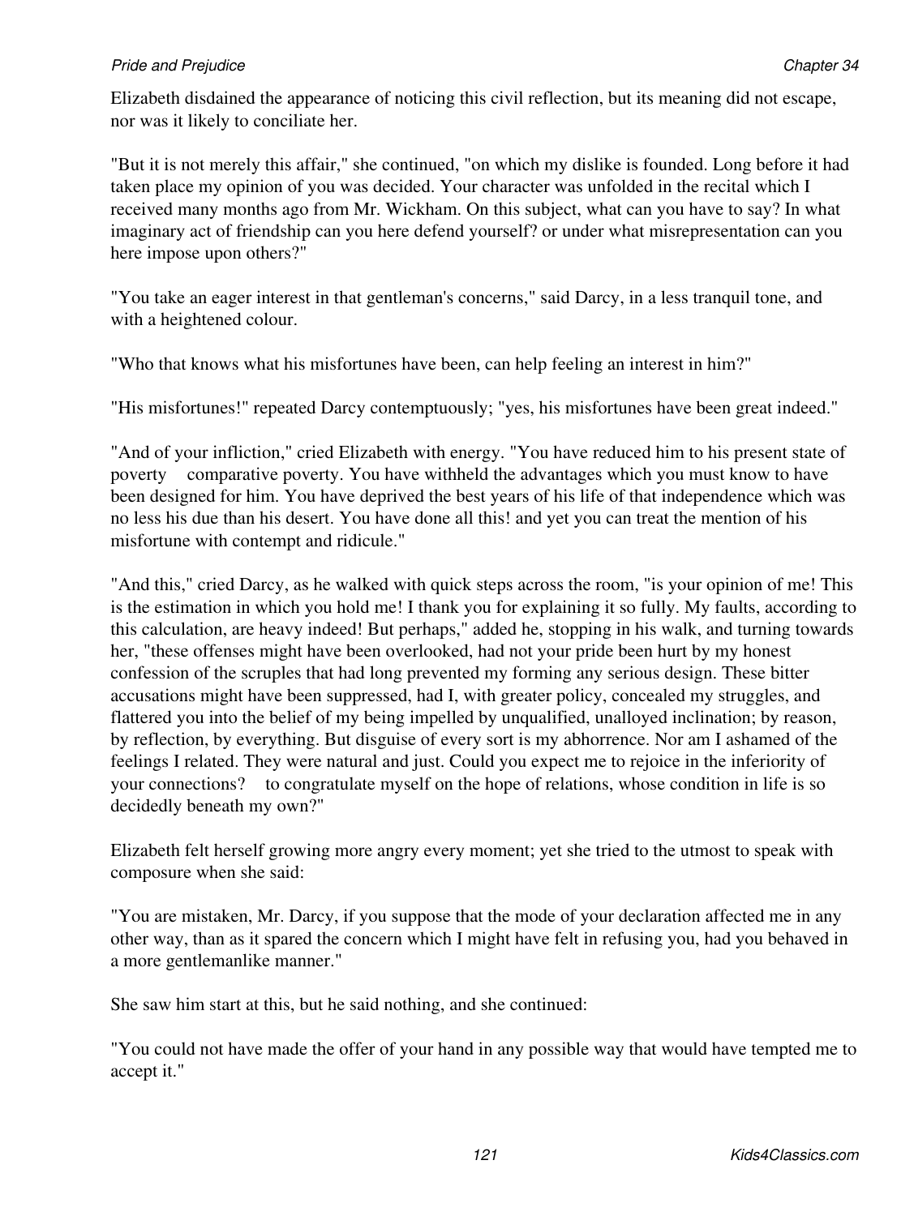Elizabeth disdained the appearance of noticing this civil reflection, but its meaning did not escape, nor was it likely to conciliate her.

"But it is not merely this affair," she continued, "on which my dislike is founded. Long before it had taken place my opinion of you was decided. Your character was unfolded in the recital which I received many months ago from Mr. Wickham. On this subject, what can you have to say? In what imaginary act of friendship can you here defend yourself? or under what misrepresentation can you here impose upon others?"

"You take an eager interest in that gentleman's concerns," said Darcy, in a less tranquil tone, and with a heightened colour.

"Who that knows what his misfortunes have been, can help feeling an interest in him?"

"His misfortunes!" repeated Darcy contemptuously; "yes, his misfortunes have been great indeed."

"And of your infliction," cried Elizabeth with energy. "You have reduced him to his present state of poverty  comparative poverty. You have withheld the advantages which you must know to have been designed for him. You have deprived the best years of his life of that independence which was no less his due than his desert. You have done all this! and yet you can treat the mention of his misfortune with contempt and ridicule."

"And this," cried Darcy, as he walked with quick steps across the room, "is your opinion of me! This is the estimation in which you hold me! I thank you for explaining it so fully. My faults, according to this calculation, are heavy indeed! But perhaps," added he, stopping in his walk, and turning towards her, "these offenses might have been overlooked, had not your pride been hurt by my honest confession of the scruples that had long prevented my forming any serious design. These bitter accusations might have been suppressed, had I, with greater policy, concealed my struggles, and flattered you into the belief of my being impelled by unqualified, unalloyed inclination; by reason, by reflection, by everything. But disguise of every sort is my abhorrence. Nor am I ashamed of the feelings I related. They were natural and just. Could you expect me to rejoice in the inferiority of your connections?  to congratulate myself on the hope of relations, whose condition in life is so decidedly beneath my own?"

Elizabeth felt herself growing more angry every moment; yet she tried to the utmost to speak with composure when she said:

"You are mistaken, Mr. Darcy, if you suppose that the mode of your declaration affected me in any other way, than as it spared the concern which I might have felt in refusing you, had you behaved in a more gentlemanlike manner."

She saw him start at this, but he said nothing, and she continued:

"You could not have made the offer of your hand in any possible way that would have tempted me to accept it."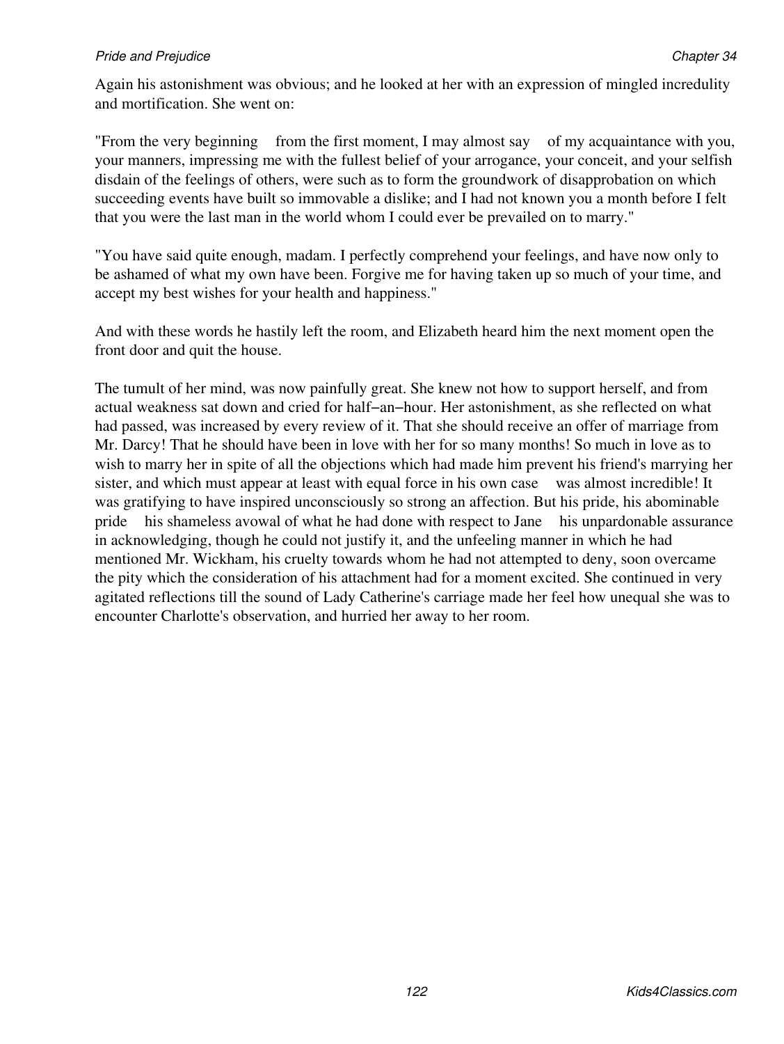Again his astonishment was obvious; and he looked at her with an expression of mingled incredulity and mortification. She went on:

"From the very beginning    from the first moment, I may almost say    of my acquaintance with you, your manners, impressing me with the fullest belief of your arrogance, your conceit, and your selfish disdain of the feelings of others, were such as to form the groundwork of disapprobation on which succeeding events have built so immovable a dislike; and I had not known you a month before I felt that you were the last man in the world whom I could ever be prevailed on to marry."

"You have said quite enough, madam. I perfectly comprehend your feelings, and have now only to be ashamed of what my own have been. Forgive me for having taken up so much of your time, and accept my best wishes for your health and happiness."

And with these words he hastily left the room, and Elizabeth heard him the next moment open the front door and quit the house.

The tumult of her mind, was now painfully great. She knew not how to support herself, and from actual weakness sat down and cried for half−an−hour. Her astonishment, as she reflected on what had passed, was increased by every review of it. That she should receive an offer of marriage from Mr. Darcy! That he should have been in love with her for so many months! So much in love as to wish to marry her in spite of all the objections which had made him prevent his friend's marrying her sister, and which must appear at least with equal force in his own case    was almost incredible! It was gratifying to have inspired unconsciously so strong an affection. But his pride, his abominable pride    his shameless avowal of what he had done with respect to Jane    his unpardonable assurance in acknowledging, though he could not justify it, and the unfeeling manner in which he had mentioned Mr. Wickham, his cruelty towards whom he had not attempted to deny, soon overcame the pity which the consideration of his attachment had for a moment excited. She continued in very agitated reflections till the sound of Lady Catherine's carriage made her feel how unequal she was to encounter Charlotte's observation, and hurried her away to her room.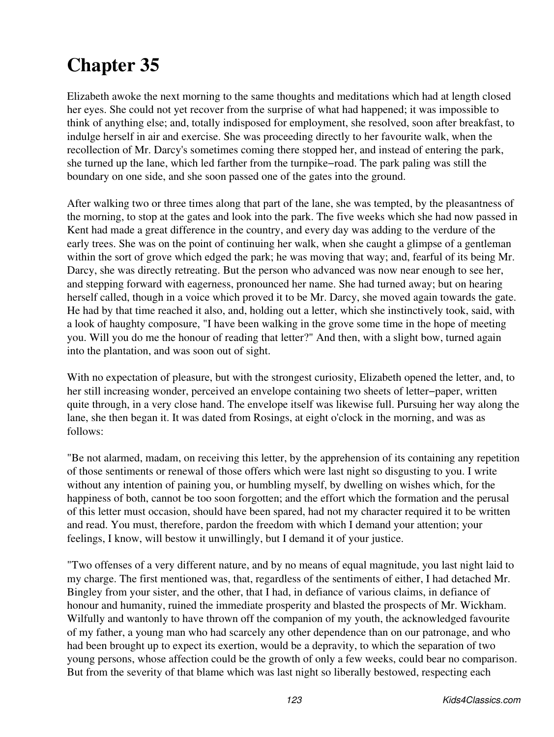# Chapter 35

Elizabeth awoke the next morning to the same thoughts and meditations which had at length closed her eyes. She could not yet recover from the surprise of what had happened; it was impossible to think of anything else; and, totally indisposed for employment, she resolved, soon after breakfast, to indulge herself in air and exercise. She was proceeding directly to her favourite walk, when the recollection of Mr. Darcy's sometimes coming there stopped her, and instead of entering the park, she turned up the lane, which led farther from the turnpike−road. The park paling was still the boundary on one side, and she soon passed one of the gates into the ground.

After walking two or three times along that part of the lane, she was tempted, by the pleasantness of the morning, to stop at the gates and look into the park. The five weeks which she had now passed in Kent had made a great difference in the country, and every day was adding to the verdure of the early trees. She was on the point of continuing her walk, when she caught a glimpse of a gentleman within the sort of grove which edged the park; he was moving that way; and, fearful of its being Mr. Darcy, she was directly retreating. But the person who advanced was now near enough to see her, and stepping forward with eagerness, pronounced her name. She had turned away; but on hearing herself called, though in a voice which proved it to be Mr. Darcy, she moved again towards the gate. He had by that time reached it also, and, holding out a letter, which she instinctively took, said, with a look of haughty composure, "I have been walking in the grove some time in the hope of meeting you. Will you do me the honour of reading that letter?" And then, with a slight bow, turned again into the plantation, and was soon out of sight.

With no expectation of pleasure, but with the strongest curiosity, Elizabeth opened the letter, and, to her still increasing wonder, perceived an envelope containing two sheets of letter−paper, written quite through, in a very close hand. The envelope itself was likewise full. Pursuing her way along the lane, she then began it. It was dated from Rosings, at eight o'clock in the morning, and was as follows:

"Be not alarmed, madam, on receiving this letter, by the apprehension of its containing any repetition of those sentiments or renewal of those offers which were last night so disgusting to you. I write without any intention of paining you, or humbling myself, by dwelling on wishes which, for the happiness of both, cannot be too soon forgotten; and the effort which the formation and the perusal of this letter must occasion, should have been spared, had not my character required it to be written and read. You must, therefore, pardon the freedom with which I demand your attention; your feelings, I know, will bestow it unwillingly, but I demand it of your justice.

"Two offenses of a very different nature, and by no means of equal magnitude, you last night laid to my charge. The first mentioned was, that, regardless of the sentiments of either, I had detached Mr. Bingley from your sister, and the other, that I had, in defiance of various claims, in defiance of honour and humanity, ruined the immediate prosperity and blasted the prospects of Mr. Wickham. Wilfully and wantonly to have thrown off the companion of my youth, the acknowledged favourite of my father, a young man who had scarcely any other dependence than on our patronage, and who had been brought up to expect its exertion, would be a depravity, to which the separation of two young persons, whose affection could be the growth of only a few weeks, could bear no comparison. But from the severity of that blame which was last night so liberally bestowed, respecting each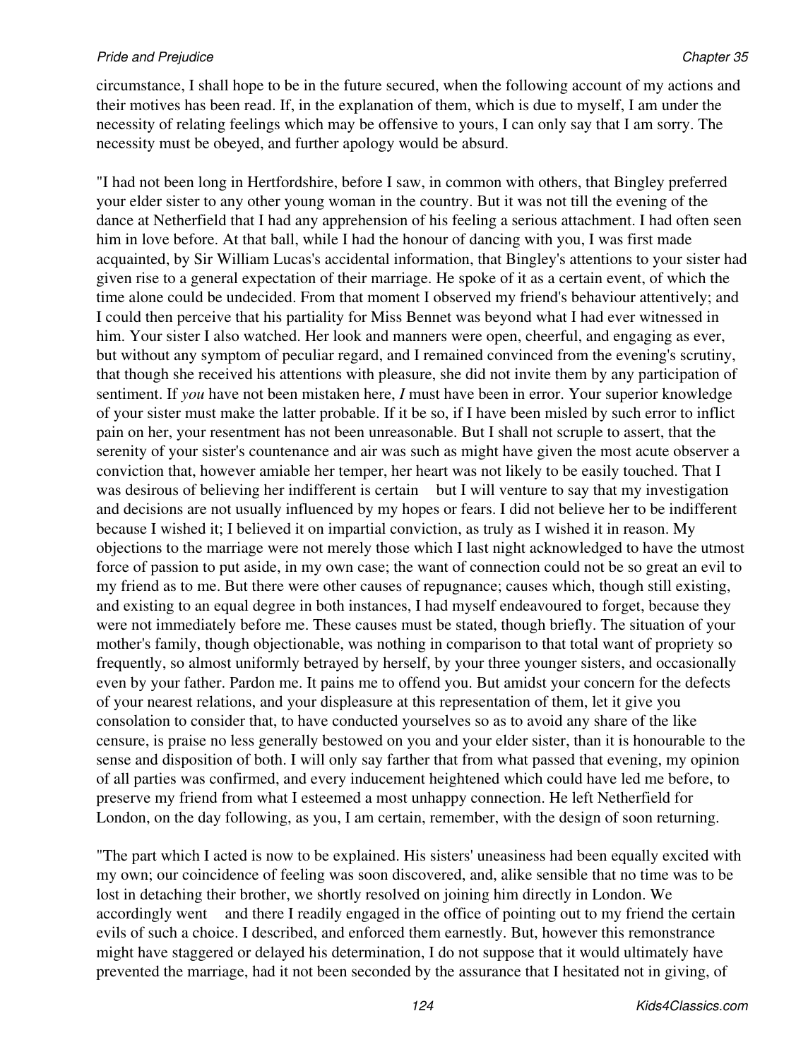circumstance, I shall hope to be in the future secured, when the following account of my actions and their motives has been read. If, in the explanation of them, which is due to myself, I am under the necessity of relating feelings which may be offensive to yours, I can only say that I am sorry. The necessity must be obeyed, and further apology would be absurd.

"I had not been long in Hertfordshire, before I saw, in common with others, that Bingley preferred your elder sister to any other young woman in the country. But it was not till the evening of the dance at Netherfield that I had any apprehension of his feeling a serious attachment. I had often seen him in love before. At that ball, while I had the honour of dancing with you, I was first made acquainted, by Sir William Lucas's accidental information, that Bingley's attentions to your sister had given rise to a general expectation of their marriage. He spoke of it as a certain event, of which the time alone could be undecided. From that moment I observed my friend's behaviour attentively; and I could then perceive that his partiality for Miss Bennet was beyond what I had ever witnessed in him. Your sister I also watched. Her look and manners were open, cheerful, and engaging as ever, but without any symptom of peculiar regard, and I remained convinced from the evening's scrutiny, that though she received his attentions with pleasure, she did not invite them by any participation of sentiment. If *you* have not been mistaken here, *I* must have been in error. Your superior knowledge of your sister must make the latter probable. If it be so, if I have been misled by such error to inflict pain on her, your resentment has not been unreasonable. But I shall not scruple to assert, that the serenity of your sister's countenance and air was such as might have given the most acute observer a conviction that, however amiable her temper, her heart was not likely to be easily touched. That I was desirous of believing her indifferent is certain  but I will venture to say that my investigation and decisions are not usually influenced by my hopes or fears. I did not believe her to be indifferent because I wished it; I believed it on impartial conviction, as truly as I wished it in reason. My objections to the marriage were not merely those which I last night acknowledged to have the utmost force of passion to put aside, in my own case; the want of connection could not be so great an evil to my friend as to me. But there were other causes of repugnance; causes which, though still existing, and existing to an equal degree in both instances, I had myself endeavoured to forget, because they were not immediately before me. These causes must be stated, though briefly. The situation of your mother's family, though objectionable, was nothing in comparison to that total want of propriety so frequently, so almost uniformly betrayed by herself, by your three younger sisters, and occasionally even by your father. Pardon me. It pains me to offend you. But amidst your concern for the defects of your nearest relations, and your displeasure at this representation of them, let it give you consolation to consider that, to have conducted yourselves so as to avoid any share of the like censure, is praise no less generally bestowed on you and your elder sister, than it is honourable to the sense and disposition of both. I will only say farther that from what passed that evening, my opinion of all parties was confirmed, and every inducement heightened which could have led me before, to preserve my friend from what I esteemed a most unhappy connection. He left Netherfield for London, on the day following, as you, I am certain, remember, with the design of soon returning.

"The part which I acted is now to be explained. His sisters' uneasiness had been equally excited with my own; our coincidence of feeling was soon discovered, and, alike sensible that no time was to be lost in detaching their brother, we shortly resolved on joining him directly in London. We accordingly went  and there I readily engaged in the office of pointing out to my friend the certain evils of such a choice. I described, and enforced them earnestly. But, however this remonstrance might have staggered or delayed his determination, I do not suppose that it would ultimately have prevented the marriage, had it not been seconded by the assurance that I hesitated not in giving, of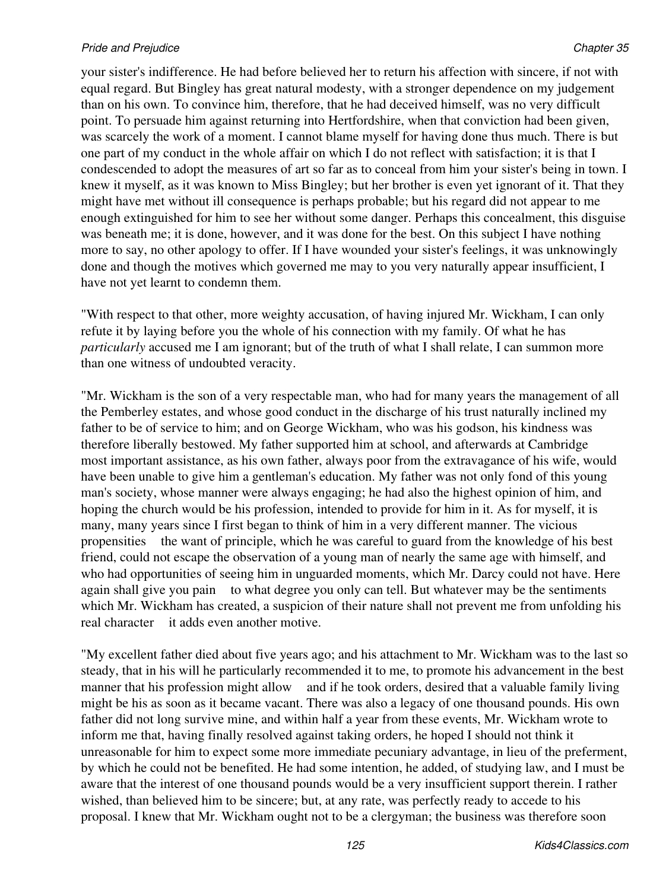your sister's indifference. He had before believed her to return his affection with sincere, if not with equal regard. But Bingley has great natural modesty, with a stronger dependence on my judgement than on his own. To convince him, therefore, that he had deceived himself, was no very difficult point. To persuade him against returning into Hertfordshire, when that conviction had been given, was scarcely the work of a moment. I cannot blame myself for having done thus much. There is but one part of my conduct in the whole affair on which I do not reflect with satisfaction; it is that I condescended to adopt the measures of art so far as to conceal from him your sister's being in town. I knew it myself, as it was known to Miss Bingley; but her brother is even yet ignorant of it. That they might have met without ill consequence is perhaps probable; but his regard did not appear to me enough extinguished for him to see her without some danger. Perhaps this concealment, this disguise was beneath me; it is done, however, and it was done for the best. On this subject I have nothing more to say, no other apology to offer. If I have wounded your sister's feelings, it was unknowingly done and though the motives which governed me may to you very naturally appear insufficient, I have not yet learnt to condemn them.

"With respect to that other, more weighty accusation, of having injured Mr. Wickham, I can only refute it by laying before you the whole of his connection with my family. Of what he has *particularly* accused me I am ignorant; but of the truth of what I shall relate, I can summon more than one witness of undoubted veracity.

"Mr. Wickham is the son of a very respectable man, who had for many years the management of all the Pemberley estates, and whose good conduct in the discharge of his trust naturally inclined my father to be of service to him; and on George Wickham, who was his godson, his kindness was therefore liberally bestowed. My father supported him at school, and afterwards at Cambridge most important assistance, as his own father, always poor from the extravagance of his wife, would have been unable to give him a gentleman's education. My father was not only fond of this young man's society, whose manner were always engaging; he had also the highest opinion of him, and hoping the church would be his profession, intended to provide for him in it. As for myself, it is many, many years since I first began to think of him in a very different manner. The vicious propensities the want of principle, which he was careful to guard from the knowledge of his best friend, could not escape the observation of a young man of nearly the same age with himself, and who had opportunities of seeing him in unguarded moments, which Mr. Darcy could not have. Here again shall give you pain to what degree you only can tell. But whatever may be the sentiments which Mr. Wickham has created, a suspicion of their nature shall not prevent me from unfolding his real character it adds even another motive.

"My excellent father died about five years ago; and his attachment to Mr. Wickham was to the last so steady, that in his will he particularly recommended it to me, to promote his advancement in the best manner that his profession might allow and if he took orders, desired that a valuable family living might be his as soon as it became vacant. There was also a legacy of one thousand pounds. His own father did not long survive mine, and within half a year from these events, Mr. Wickham wrote to inform me that, having finally resolved against taking orders, he hoped I should not think it unreasonable for him to expect some more immediate pecuniary advantage, in lieu of the preferment, by which he could not be benefited. He had some intention, he added, of studying law, and I must be aware that the interest of one thousand pounds would be a very insufficient support therein. I rather wished, than believed him to be sincere; but, at any rate, was perfectly ready to accede to his proposal. I knew that Mr. Wickham ought not to be a clergyman; the business was therefore soon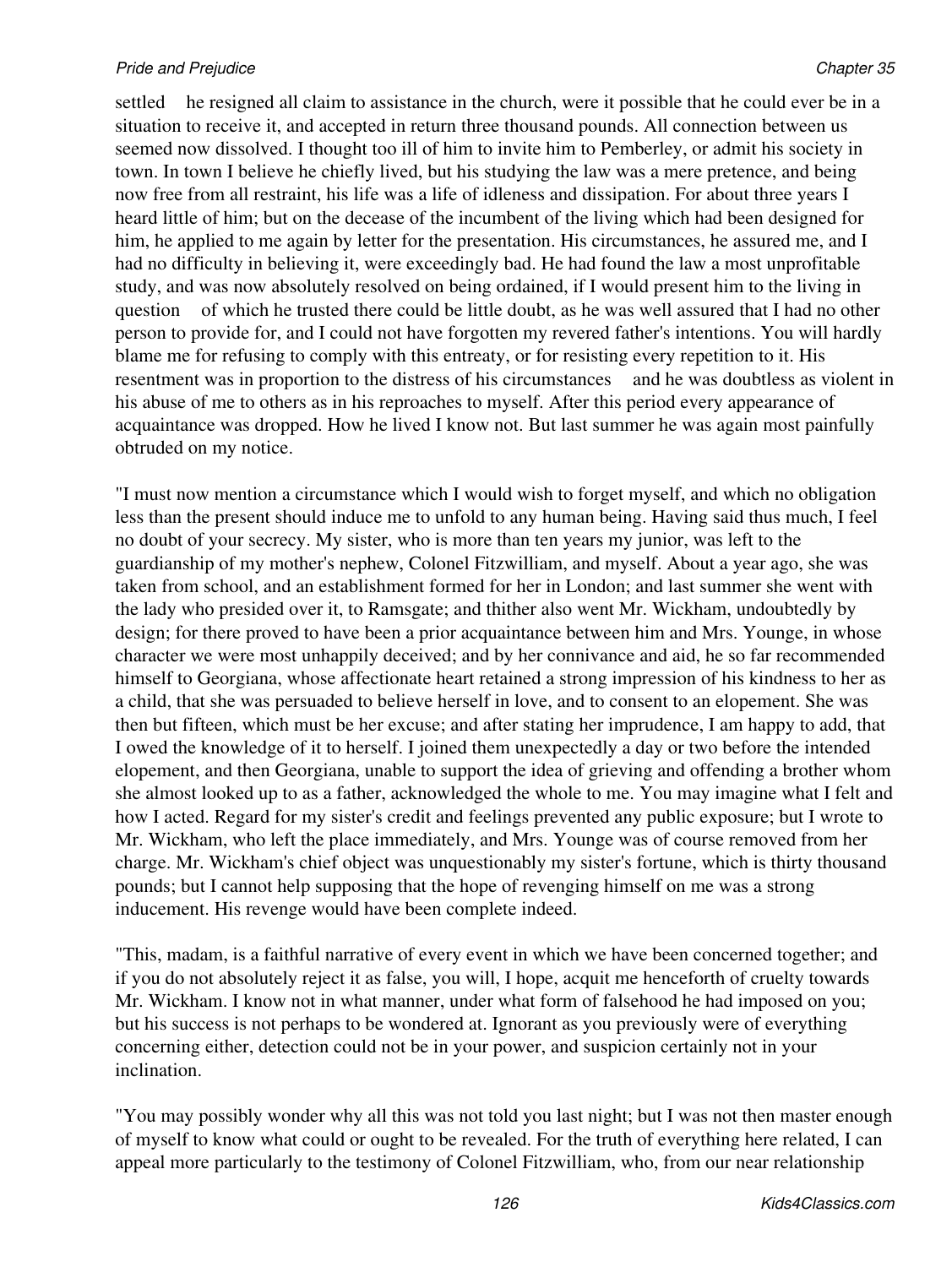settled he resigned all claim to assistance in the church, were it possible that he could ever be in a situation to receive it, and accepted in return three thousand pounds. All connection between us seemed now dissolved. I thought too ill of him to invite him to Pemberley, or admit his society in town. In town I believe he chiefly lived, but his studying the law was a mere pretence, and being now free from all restraint, his life was a life of idleness and dissipation. For about three years I heard little of him; but on the decease of the incumbent of the living which had been designed for him, he applied to me again by letter for the presentation. His circumstances, he assured me, and I had no difficulty in believing it, were exceedingly bad. He had found the law a most unprofitable study, and was now absolutely resolved on being ordained, if I would present him to the living in question of which he trusted there could be little doubt, as he was well assured that I had no other person to provide for, and I could not have forgotten my revered father's intentions. You will hardly blame me for refusing to comply with this entreaty, or for resisting every repetition to it. His resentment was in proportion to the distress of his circumstances and he was doubtless as violent in his abuse of me to others as in his reproaches to myself. After this period every appearance of acquaintance was dropped. How he lived I know not. But last summer he was again most painfully obtruded on my notice.

"I must now mention a circumstance which I would wish to forget myself, and which no obligation less than the present should induce me to unfold to any human being. Having said thus much, I feel no doubt of your secrecy. My sister, who is more than ten years my junior, was left to the guardianship of my mother's nephew, Colonel Fitzwilliam, and myself. About a year ago, she was taken from school, and an establishment formed for her in London; and last summer she went with the lady who presided over it, to Ramsgate; and thither also went Mr. Wickham, undoubtedly by design; for there proved to have been a prior acquaintance between him and Mrs. Younge, in whose character we were most unhappily deceived; and by her connivance and aid, he so far recommended himself to Georgiana, whose affectionate heart retained a strong impression of his kindness to her as a child, that she was persuaded to believe herself in love, and to consent to an elopement. She was then but fifteen, which must be her excuse; and after stating her imprudence, I am happy to add, that I owed the knowledge of it to herself. I joined them unexpectedly a day or two before the intended elopement, and then Georgiana, unable to support the idea of grieving and offending a brother whom she almost looked up to as a father, acknowledged the whole to me. You may imagine what I felt and how I acted. Regard for my sister's credit and feelings prevented any public exposure; but I wrote to Mr. Wickham, who left the place immediately, and Mrs. Younge was of course removed from her charge. Mr. Wickham's chief object was unquestionably my sister's fortune, which is thirty thousand pounds; but I cannot help supposing that the hope of revenging himself on me was a strong inducement. His revenge would have been complete indeed.

"This, madam, is a faithful narrative of every event in which we have been concerned together; and if you do not absolutely reject it as false, you will, I hope, acquit me henceforth of cruelty towards Mr. Wickham. I know not in what manner, under what form of falsehood he had imposed on you; but his success is not perhaps to be wondered at. Ignorant as you previously were of everything concerning either, detection could not be in your power, and suspicion certainly not in your inclination.

"You may possibly wonder why all this was not told you last night; but I was not then master enough of myself to know what could or ought to be revealed. For the truth of everything here related, I can appeal more particularly to the testimony of Colonel Fitzwilliam, who, from our near relationship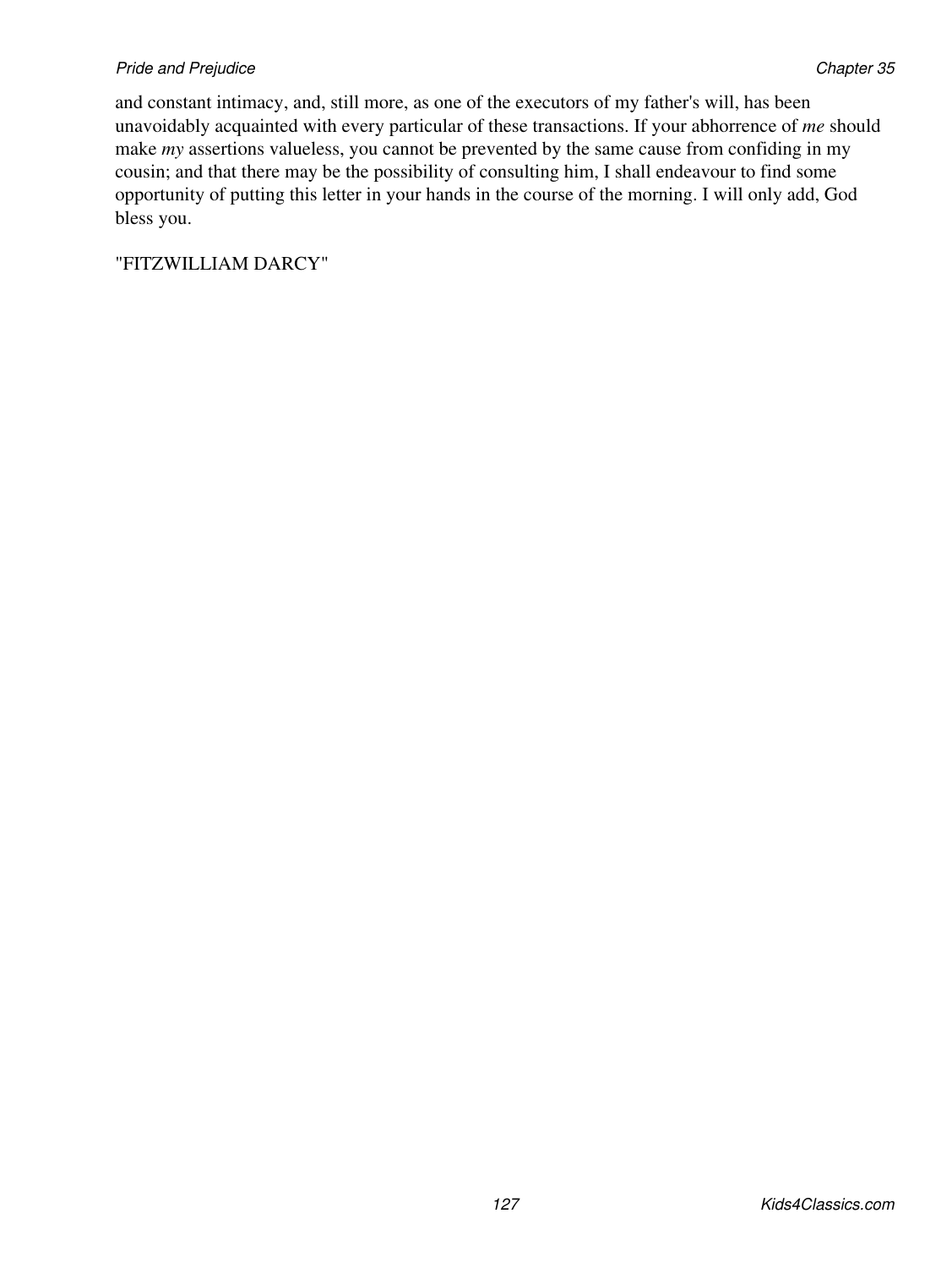and constant intimacy, and, still more, as one of the executors of my father's will, has been unavoidably acquainted with every particular of these transactions. If your abhorrence of *me* should make *my* assertions valueless, you cannot be prevented by the same cause from confiding in my cousin; and that there may be the possibility of consulting him, I shall endeavour to find some opportunity of putting this letter in your hands in the course of the morning. I will only add, God bless you.

"FITZWILLIAM DARCY"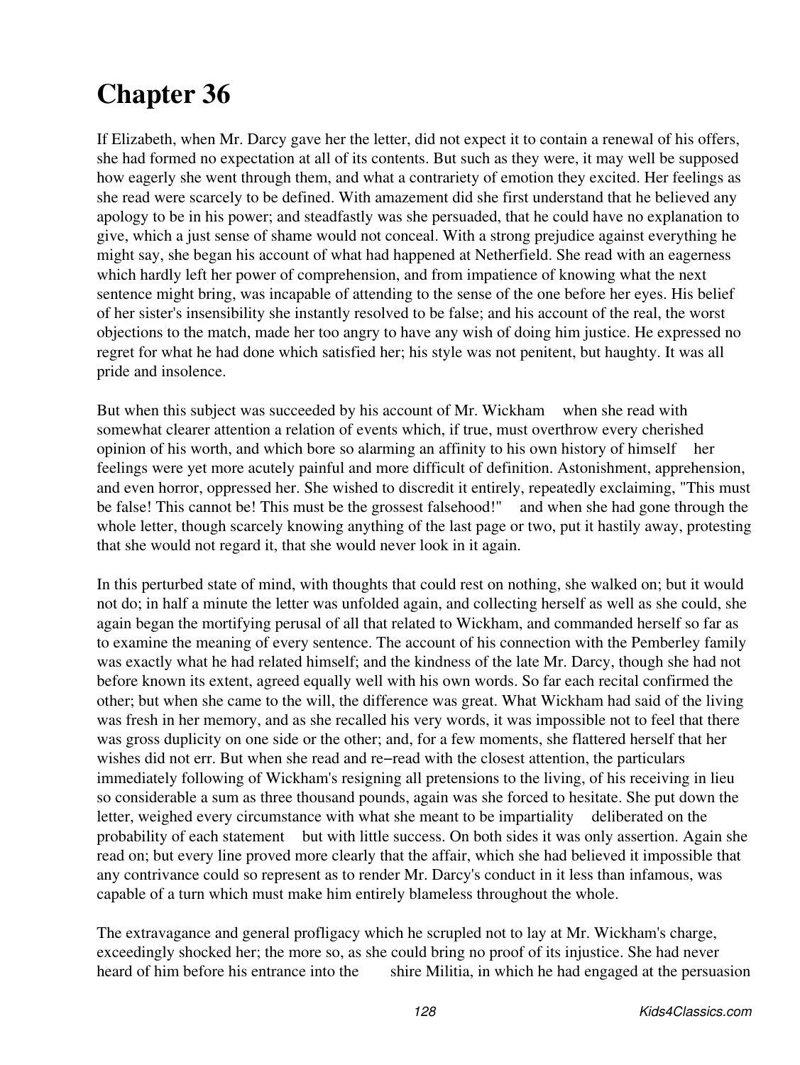# Chapter 36

If Elizabeth, when Mr. Darcy gave her the letter, did not expect it to contain a renewal of his offers, she had formed no expectation at all of its contents. But such as they were, it may well be supposed how eagerly she went through them, and what a contrariety of emotion they excited. Her feelings as she read were scarcely to be defined. With amazement did she first understand that he believed any apology to be in his power; and steadfastly was she persuaded, that he could have no explanation to give, which a just sense of shame would not conceal. With a strong prejudice against everything he might say, she began his account of what had happened at Netherfield. She read with an eagerness which hardly left her power of comprehension, and from impatience of knowing what the next sentence might bring, was incapable of attending to the sense of the one before her eyes. His belief of her sister's insensibility she instantly resolved to be false; and his account of the real, the worst objections to the match, made her too angry to have any wish of doing him justice. He expressed no regret for what he had done which satisfied her; his style was not penitent, but haughty. It was all pride and insolence.

But when this subject was succeeded by his account of Mr. Wickham when she read with somewhat clearer attention a relation of events which, if true, must overthrow every cherished opinion of his worth, and which bore so alarming an affinity to his own history of himself her feelings were yet more acutely painful and more difficult of definition. Astonishment, apprehension, and even horror, oppressed her. She wished to discredit it entirely, repeatedly exclaiming, "This must be false! This cannot be! This must be the grossest falsehood!" and when she had gone through the whole letter, though scarcely knowing anything of the last page or two, put it hastily away, protesting that she would not regard it, that she would never look in it again.

In this perturbed state of mind, with thoughts that could rest on nothing, she walked on; but it would not do; in half a minute the letter was unfolded again, and collecting herself as well as she could, she again began the mortifying perusal of all that related to Wickham, and commanded herself so far as to examine the meaning of every sentence. The account of his connection with the Pemberley family was exactly what he had related himself; and the kindness of the late Mr. Darcy, though she had not before known its extent, agreed equally well with his own words. So far each recital confirmed the other; but when she came to the will, the difference was great. What Wickham had said of the living was fresh in her memory, and as she recalled his very words, it was impossible not to feel that there was gross duplicity on one side or the other; and, for a few moments, she flattered herself that her wishes did not err. But when she read and re−read with the closest attention, the particulars immediately following of Wickham's resigning all pretensions to the living, of his receiving in lieu so considerable a sum as three thousand pounds, again was she forced to hesitate. She put down the letter, weighed every circumstance with what she meant to be impartiality deliberated on the probability of each statement but with little success. On both sides it was only assertion. Again she read on; but every line proved more clearly that the affair, which she had believed it impossible that any contrivance could so represent as to render Mr. Darcy's conduct in it less than infamous, was capable of a turn which must make him entirely blameless throughout the whole.

The extravagance and general profligacy which he scrupled not to lay at Mr. Wickham's charge, exceedingly shocked her; the more so, as she could bring no proof of its injustice. She had never heard of him before his entrance into the shire Militia, in which he had engaged at the persuasion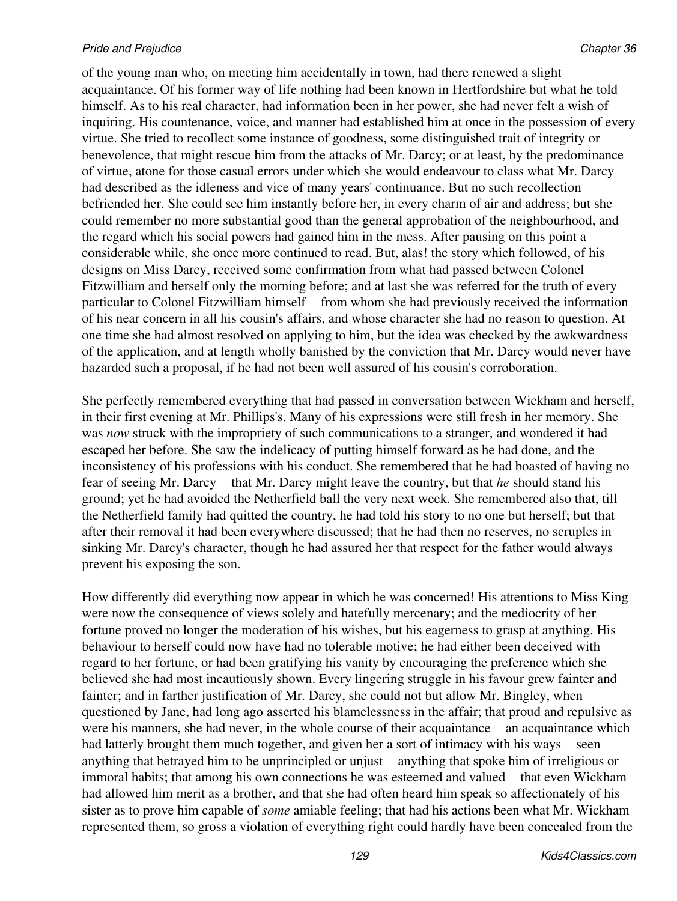of the young man who, on meeting him accidentally in town, had there renewed a slight acquaintance. Of his former way of life nothing had been known in Hertfordshire but what he told himself. As to his real character, had information been in her power, she had never felt a wish of inquiring. His countenance, voice, and manner had established him at once in the possession of every virtue. She tried to recollect some instance of goodness, some distinguished trait of integrity or benevolence, that might rescue him from the attacks of Mr. Darcy; or at least, by the predominance of virtue, atone for those casual errors under which she would endeavour to class what Mr. Darcy had described as the idleness and vice of many years' continuance. But no such recollection befriended her. She could see him instantly before her, in every charm of air and address; but she could remember no more substantial good than the general approbation of the neighbourhood, and the regard which his social powers had gained him in the mess. After pausing on this point a considerable while, she once more continued to read. But, alas! the story which followed, of his designs on Miss Darcy, received some confirmation from what had passed between Colonel Fitzwilliam and herself only the morning before; and at last she was referred for the truth of every particular to Colonel Fitzwilliam himself — from whom she had previously received the information of his near concern in all his cousin's affairs, and whose character she had no reason to question. At one time she had almost resolved on applying to him, but the idea was checked by the awkwardness of the application, and at length wholly banished by the conviction that Mr. Darcy would never have hazarded such a proposal, if he had not been well assured of his cousin's corroboration.

She perfectly remembered everything that had passed in conversation between Wickham and herself, in their first evening at Mr. Phillips's. Many of his expressions were still fresh in her memory. She was *now* struck with the impropriety of such communications to a stranger, and wondered it had escaped her before. She saw the indelicacy of putting himself forward as he had done, and the inconsistency of his professions with his conduct. She remembered that he had boasted of having no fear of seeing Mr. Darcy — that Mr. Darcy might leave the country, but that *he* should stand his ground; yet he had avoided the Netherfield ball the very next week. She remembered also that, till the Netherfield family had quitted the country, he had told his story to no one but herself; but that after their removal it had been everywhere discussed; that he had then no reserves, no scruples in sinking Mr. Darcy's character, though he had assured her that respect for the father would always prevent his exposing the son.

How differently did everything now appear in which he was concerned! His attentions to Miss King were now the consequence of views solely and hatefully mercenary; and the mediocrity of her fortune proved no longer the moderation of his wishes, but his eagerness to grasp at anything. His behaviour to herself could now have had no tolerable motive; he had either been deceived with regard to her fortune, or had been gratifying his vanity by encouraging the preference which she believed she had most incautiously shown. Every lingering struggle in his favour grew fainter and fainter; and in farther justification of Mr. Darcy, she could not but allow Mr. Bingley, when questioned by Jane, had long ago asserted his blamelessness in the affair; that proud and repulsive as were his manners, she had never, in the whole course of their acquaintance — an acquaintance which had latterly brought them much together, and given her a sort of intimacy with his ways — seen anything that betrayed him to be unprincipled or unjust — anything that spoke him of irreligious or immoral habits; that among his own connections he was esteemed and valued — that even Wickham had allowed him merit as a brother, and that she had often heard him speak so affectionately of his sister as to prove him capable of *some* amiable feeling; that had his actions been what Mr. Wickham represented them, so gross a violation of everything right could hardly have been concealed from the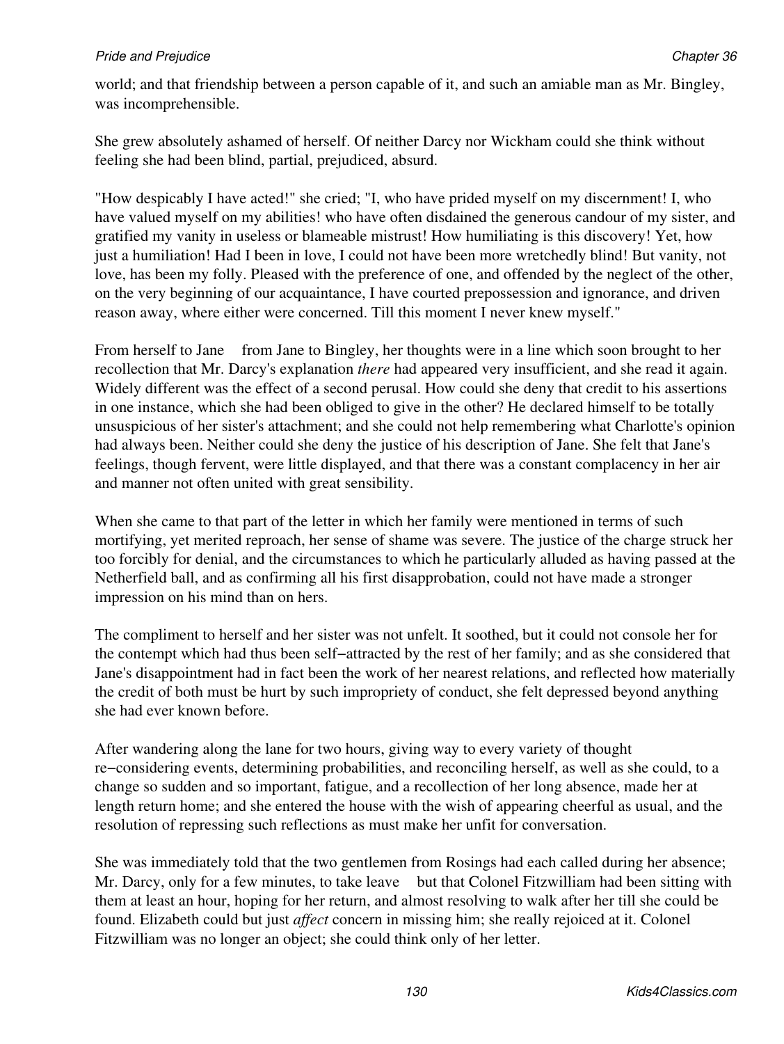world; and that friendship between a person capable of it, and such an amiable man as Mr. Bingley, was incomprehensible.

She grew absolutely ashamed of herself. Of neither Darcy nor Wickham could she think without feeling she had been blind, partial, prejudiced, absurd.

"How despicably I have acted!" she cried; "I, who have prided myself on my discernment! I, who have valued myself on my abilities! who have often disdained the generous candour of my sister, and gratified my vanity in useless or blameable mistrust! How humiliating is this discovery! Yet, how just a humiliation! Had I been in love, I could not have been more wretchedly blind! But vanity, not love, has been my folly. Pleased with the preference of one, and offended by the neglect of the other, on the very beginning of our acquaintance, I have courted prepossession and ignorance, and driven reason away, where either were concerned. Till this moment I never knew myself."

From herself to Jane from Jane to Bingley, her thoughts were in a line which soon brought to her recollection that Mr. Darcy's explanation *there* had appeared very insufficient, and she read it again. Widely different was the effect of a second perusal. How could she deny that credit to his assertions in one instance, which she had been obliged to give in the other? He declared himself to be totally unsuspicious of her sister's attachment; and she could not help remembering what Charlotte's opinion had always been. Neither could she deny the justice of his description of Jane. She felt that Jane's feelings, though fervent, were little displayed, and that there was a constant complacency in her air and manner not often united with great sensibility.

When she came to that part of the letter in which her family were mentioned in terms of such mortifying, yet merited reproach, her sense of shame was severe. The justice of the charge struck her too forcibly for denial, and the circumstances to which he particularly alluded as having passed at the Netherfield ball, and as confirming all his first disapprobation, could not have made a stronger impression on his mind than on hers.

The compliment to herself and her sister was not unfelt. It soothed, but it could not console her for the contempt which had thus been self−attracted by the rest of her family; and as she considered that Jane's disappointment had in fact been the work of her nearest relations, and reflected how materially the credit of both must be hurt by such impropriety of conduct, she felt depressed beyond anything she had ever known before.

After wandering along the lane for two hours, giving way to every variety of thought re−considering events, determining probabilities, and reconciling herself, as well as she could, to a change so sudden and so important, fatigue, and a recollection of her long absence, made her at length return home; and she entered the house with the wish of appearing cheerful as usual, and the resolution of repressing such reflections as must make her unfit for conversation.

She was immediately told that the two gentlemen from Rosings had each called during her absence; Mr. Darcy, only for a few minutes, to take leave but that Colonel Fitzwilliam had been sitting with them at least an hour, hoping for her return, and almost resolving to walk after her till she could be found. Elizabeth could but just *affect* concern in missing him; she really rejoiced at it. Colonel Fitzwilliam was no longer an object; she could think only of her letter.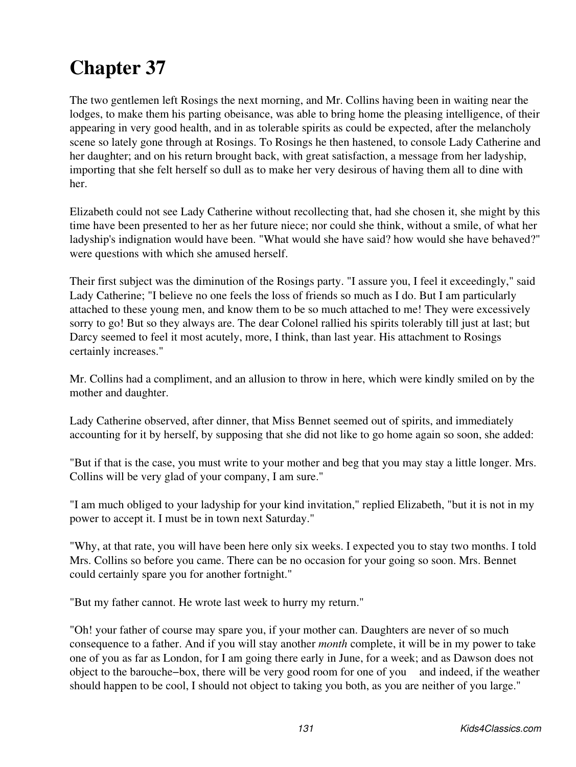# Chapter 37

The two gentlemen left Rosings the next morning, and Mr. Collins having been in waiting near the lodges, to make them his parting obeisance, was able to bring home the pleasing intelligence, of their appearing in very good health, and in as tolerable spirits as could be expected, after the melancholy scene so lately gone through at Rosings. To Rosings he then hastened, to console Lady Catherine and her daughter; and on his return brought back, with great satisfaction, a message from her ladyship, importing that she felt herself so dull as to make her very desirous of having them all to dine with her.

Elizabeth could not see Lady Catherine without recollecting that, had she chosen it, she might by this time have been presented to her as her future niece; nor could she think, without a smile, of what her ladyship's indignation would have been. "What would she have said? how would she have behaved?" were questions with which she amused herself.

Their first subject was the diminution of the Rosings party. "I assure you, I feel it exceedingly," said Lady Catherine; "I believe no one feels the loss of friends so much as I do. But I am particularly attached to these young men, and know them to be so much attached to me! They were excessively sorry to go! But so they always are. The dear Colonel rallied his spirits tolerably till just at last; but Darcy seemed to feel it most acutely, more, I think, than last year. His attachment to Rosings certainly increases."

Mr. Collins had a compliment, and an allusion to throw in here, which were kindly smiled on by the mother and daughter.

Lady Catherine observed, after dinner, that Miss Bennet seemed out of spirits, and immediately accounting for it by herself, by supposing that she did not like to go home again so soon, she added:

"But if that is the case, you must write to your mother and beg that you may stay a little longer. Mrs. Collins will be very glad of your company, I am sure."

"I am much obliged to your ladyship for your kind invitation," replied Elizabeth, "but it is not in my power to accept it. I must be in town next Saturday."

"Why, at that rate, you will have been here only six weeks. I expected you to stay two months. I told Mrs. Collins so before you came. There can be no occasion for your going so soon. Mrs. Bennet could certainly spare you for another fortnight."

"But my father cannot. He wrote last week to hurry my return."

"Oh! your father of course may spare you, if your mother can. Daughters are never of so much consequence to a father. And if you will stay another *month* complete, it will be in my power to take one of you as far as London, for I am going there early in June, for a week; and as Dawson does not object to the barouche–box, there will be very good room for one of you and indeed, if the weather should happen to be cool, I should not object to taking you both, as you are neither of you large."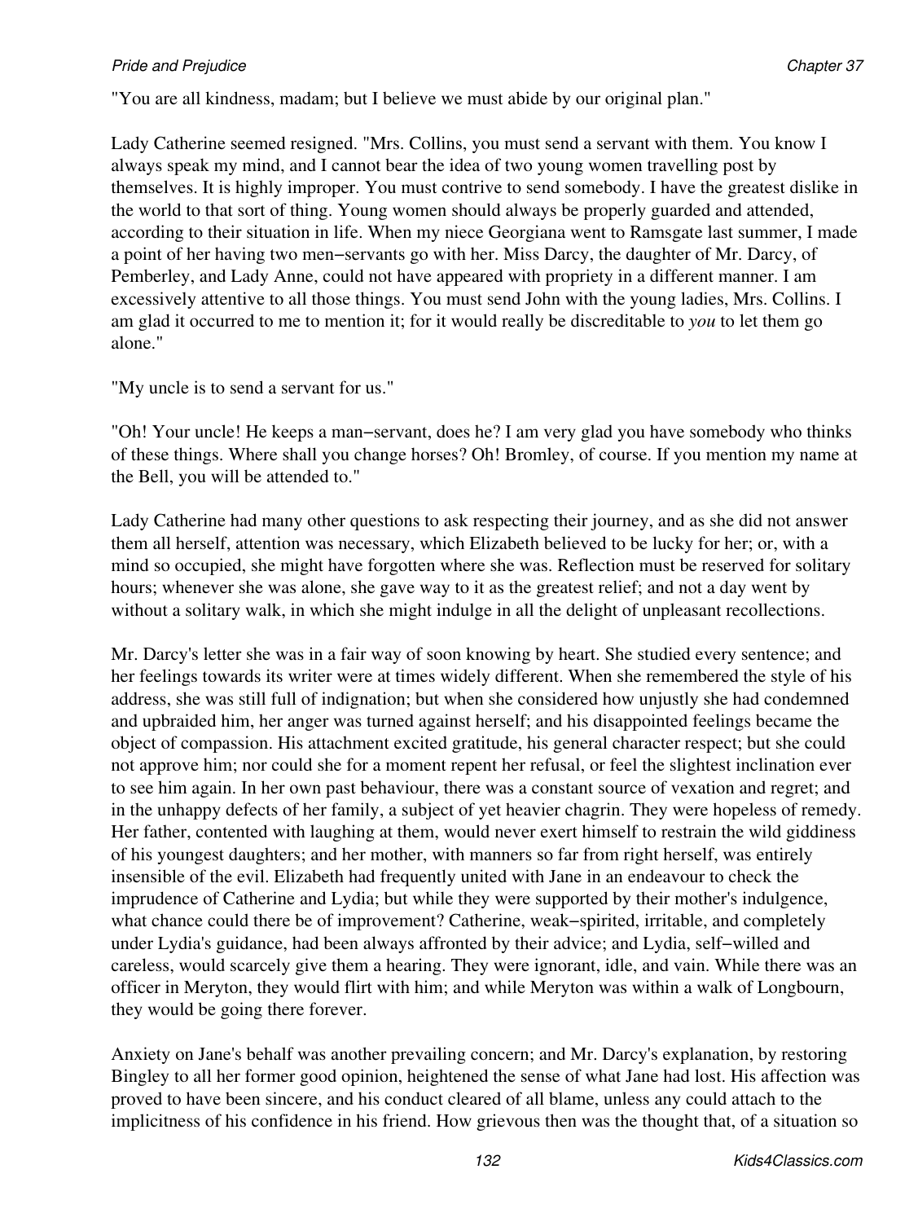"You are all kindness, madam; but I believe we must abide by our original plan."

Lady Catherine seemed resigned. "Mrs. Collins, you must send a servant with them. You know I always speak my mind, and I cannot bear the idea of two young women travelling post by themselves. It is highly improper. You must contrive to send somebody. I have the greatest dislike in the world to that sort of thing. Young women should always be properly guarded and attended, according to their situation in life. When my niece Georgiana went to Ramsgate last summer, I made a point of her having two men−servants go with her. Miss Darcy, the daughter of Mr. Darcy, of Pemberley, and Lady Anne, could not have appeared with propriety in a different manner. I am excessively attentive to all those things. You must send John with the young ladies, Mrs. Collins. I am glad it occurred to me to mention it; for it would really be discreditable to *you* to let them go alone."

"My uncle is to send a servant for us."

"Oh! Your uncle! He keeps a man−servant, does he? I am very glad you have somebody who thinks of these things. Where shall you change horses? Oh! Bromley, of course. If you mention my name at the Bell, you will be attended to."

Lady Catherine had many other questions to ask respecting their journey, and as she did not answer them all herself, attention was necessary, which Elizabeth believed to be lucky for her; or, with a mind so occupied, she might have forgotten where she was. Reflection must be reserved for solitary hours; whenever she was alone, she gave way to it as the greatest relief; and not a day went by without a solitary walk, in which she might indulge in all the delight of unpleasant recollections.

Mr. Darcy's letter she was in a fair way of soon knowing by heart. She studied every sentence; and her feelings towards its writer were at times widely different. When she remembered the style of his address, she was still full of indignation; but when she considered how unjustly she had condemned and upbraided him, her anger was turned against herself; and his disappointed feelings became the object of compassion. His attachment excited gratitude, his general character respect; but she could not approve him; nor could she for a moment repent her refusal, or feel the slightest inclination ever to see him again. In her own past behaviour, there was a constant source of vexation and regret; and in the unhappy defects of her family, a subject of yet heavier chagrin. They were hopeless of remedy. Her father, contented with laughing at them, would never exert himself to restrain the wild giddiness of his youngest daughters; and her mother, with manners so far from right herself, was entirely insensible of the evil. Elizabeth had frequently united with Jane in an endeavour to check the imprudence of Catherine and Lydia; but while they were supported by their mother's indulgence, what chance could there be of improvement? Catherine, weak−spirited, irritable, and completely under Lydia's guidance, had been always affronted by their advice; and Lydia, self−willed and careless, would scarcely give them a hearing. They were ignorant, idle, and vain. While there was an officer in Meryton, they would flirt with him; and while Meryton was within a walk of Longbourn, they would be going there forever.

Anxiety on Jane's behalf was another prevailing concern; and Mr. Darcy's explanation, by restoring Bingley to all her former good opinion, heightened the sense of what Jane had lost. His affection was proved to have been sincere, and his conduct cleared of all blame, unless any could attach to the implicitness of his confidence in his friend. How grievous then was the thought that, of a situation so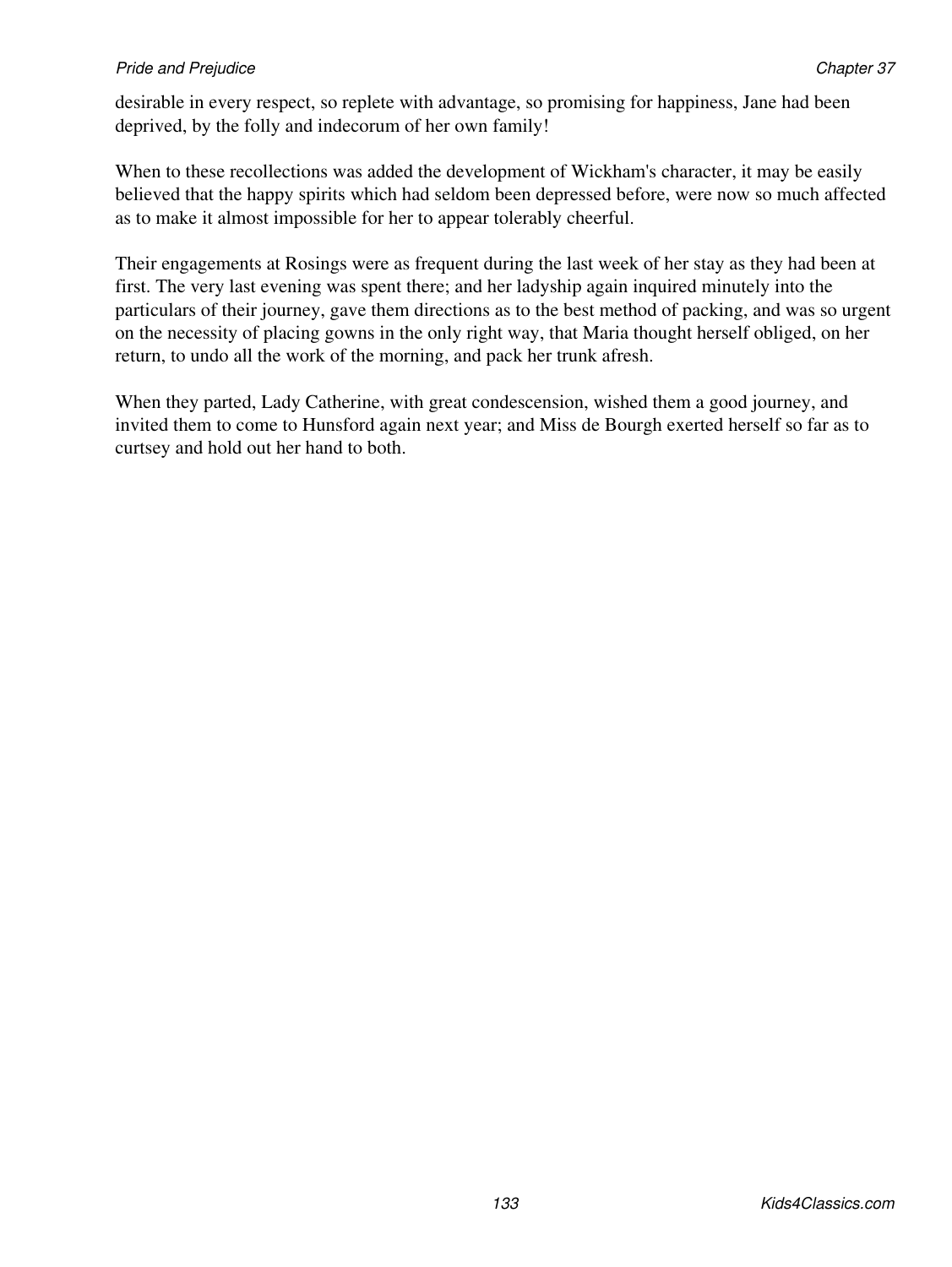desirable in every respect, so replete with advantage, so promising for happiness, Jane had been deprived, by the folly and indecorum of her own family!

When to these recollections was added the development of Wickham's character, it may be easily believed that the happy spirits which had seldom been depressed before, were now so much affected as to make it almost impossible for her to appear tolerably cheerful.

Their engagements at Rosings were as frequent during the last week of her stay as they had been at first. The very last evening was spent there; and her ladyship again inquired minutely into the particulars of their journey, gave them directions as to the best method of packing, and was so urgent on the necessity of placing gowns in the only right way, that Maria thought herself obliged, on her return, to undo all the work of the morning, and pack her trunk afresh.

When they parted, Lady Catherine, with great condescension, wished them a good journey, and invited them to come to Hunsford again next year; and Miss de Bourgh exerted herself so far as to curtsey and hold out her hand to both.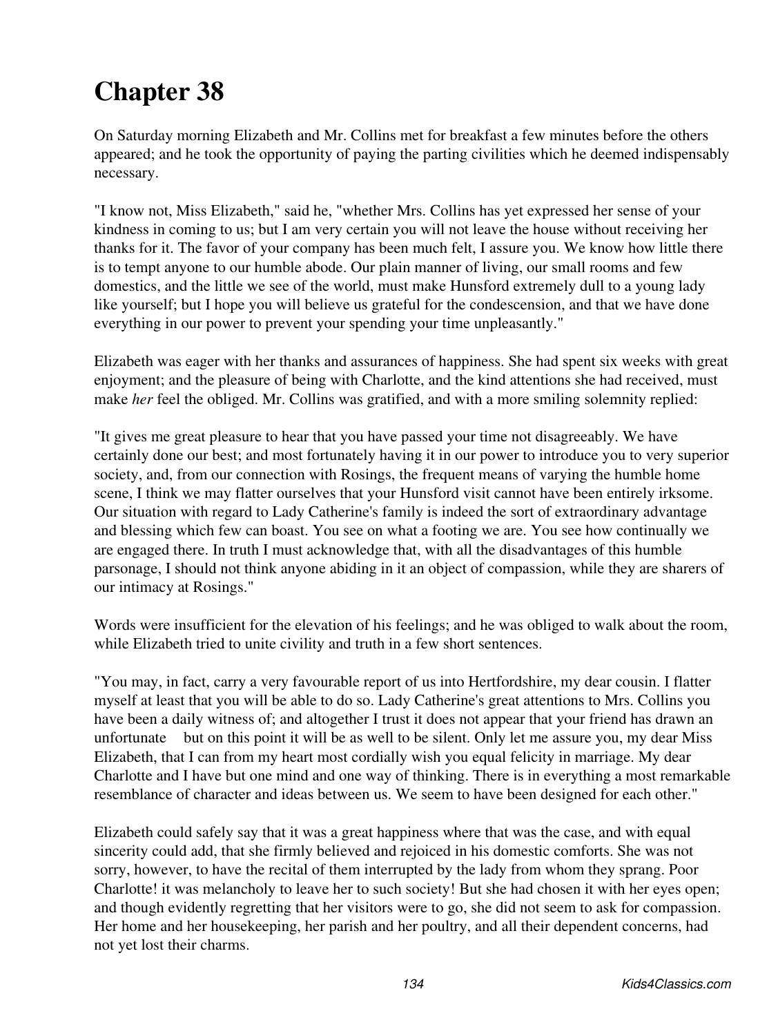# Chapter 38

On Saturday morning Elizabeth and Mr. Collins met for breakfast a few minutes before the others appeared; and he took the opportunity of paying the parting civilities which he deemed indispensably necessary.

"I know not, Miss Elizabeth," said he, "whether Mrs. Collins has yet expressed her sense of your kindness in coming to us; but I am very certain you will not leave the house without receiving her thanks for it. The favor of your company has been much felt, I assure you. We know how little there is to tempt anyone to our humble abode. Our plain manner of living, our small rooms and few domestics, and the little we see of the world, must make Hunsford extremely dull to a young lady like yourself; but I hope you will believe us grateful for the condescension, and that we have done everything in our power to prevent your spending your time unpleasantly."

Elizabeth was eager with her thanks and assurances of happiness. She had spent six weeks with great enjoyment; and the pleasure of being with Charlotte, and the kind attentions she had received, must make *her* feel the obliged. Mr. Collins was gratified, and with a more smiling solemnity replied:

"It gives me great pleasure to hear that you have passed your time not disagreeably. We have certainly done our best; and most fortunately having it in our power to introduce you to very superior society, and, from our connection with Rosings, the frequent means of varying the humble home scene, I think we may flatter ourselves that your Hunsford visit cannot have been entirely irksome. Our situation with regard to Lady Catherine's family is indeed the sort of extraordinary advantage and blessing which few can boast. You see on what a footing we are. You see how continually we are engaged there. In truth I must acknowledge that, with all the disadvantages of this humble parsonage, I should not think anyone abiding in it an object of compassion, while they are sharers of our intimacy at Rosings."

Words were insufficient for the elevation of his feelings; and he was obliged to walk about the room, while Elizabeth tried to unite civility and truth in a few short sentences.

"You may, in fact, carry a very favourable report of us into Hertfordshire, my dear cousin. I flatter myself at least that you will be able to do so. Lady Catherine's great attentions to Mrs. Collins you have been a daily witness of; and altogether I trust it does not appear that your friend has drawn an unfortunate but on this point it will be as well to be silent. Only let me assure you, my dear Miss Elizabeth, that I can from my heart most cordially wish you equal felicity in marriage. My dear Charlotte and I have but one mind and one way of thinking. There is in everything a most remarkable resemblance of character and ideas between us. We seem to have been designed for each other."

Elizabeth could safely say that it was a great happiness where that was the case, and with equal sincerity could add, that she firmly believed and rejoiced in his domestic comforts. She was not sorry, however, to have the recital of them interrupted by the lady from whom they sprang. Poor Charlotte! it was melancholy to leave her to such society! But she had chosen it with her eyes open; and though evidently regretting that her visitors were to go, she did not seem to ask for compassion. Her home and her housekeeping, her parish and her poultry, and all their dependent concerns, had not yet lost their charms.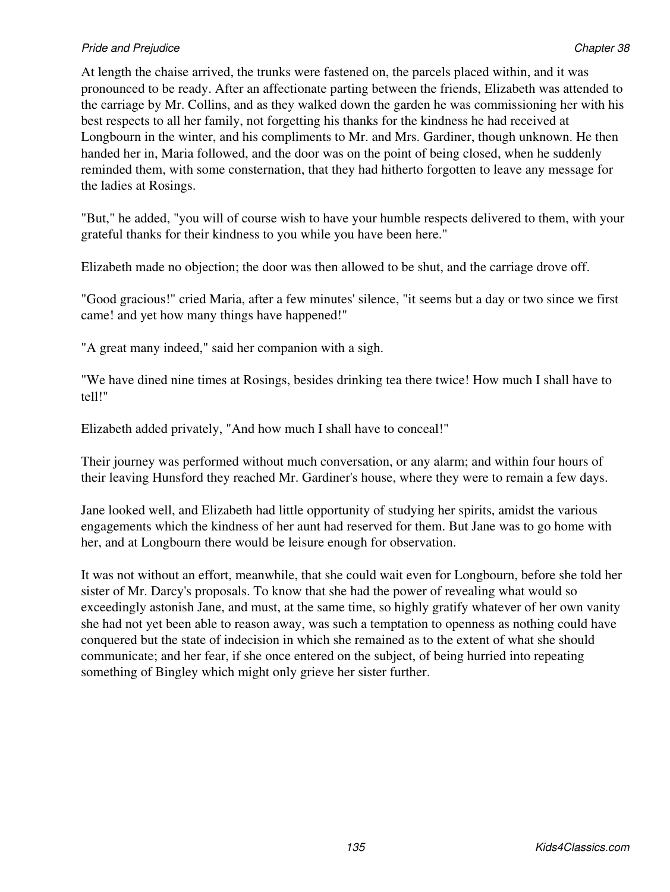At length the chaise arrived, the trunks were fastened on, the parcels placed within, and it was pronounced to be ready. After an affectionate parting between the friends, Elizabeth was attended to the carriage by Mr. Collins, and as they walked down the garden he was commissioning her with his best respects to all her family, not forgetting his thanks for the kindness he had received at Longbourn in the winter, and his compliments to Mr. and Mrs. Gardiner, though unknown. He then handed her in, Maria followed, and the door was on the point of being closed, when he suddenly reminded them, with some consternation, that they had hitherto forgotten to leave any message for the ladies at Rosings.

"But," he added, "you will of course wish to have your humble respects delivered to them, with your grateful thanks for their kindness to you while you have been here."

Elizabeth made no objection; the door was then allowed to be shut, and the carriage drove off.

"Good gracious!" cried Maria, after a few minutes' silence, "it seems but a day or two since we first came! and yet how many things have happened!"

"A great many indeed," said her companion with a sigh.

"We have dined nine times at Rosings, besides drinking tea there twice! How much I shall have to tell!"

Elizabeth added privately, "And how much I shall have to conceal!"

Their journey was performed without much conversation, or any alarm; and within four hours of their leaving Hunsford they reached Mr. Gardiner's house, where they were to remain a few days.

Jane looked well, and Elizabeth had little opportunity of studying her spirits, amidst the various engagements which the kindness of her aunt had reserved for them. But Jane was to go home with her, and at Longbourn there would be leisure enough for observation.

It was not without an effort, meanwhile, that she could wait even for Longbourn, before she told her sister of Mr. Darcy's proposals. To know that she had the power of revealing what would so exceedingly astonish Jane, and must, at the same time, so highly gratify whatever of her own vanity she had not yet been able to reason away, was such a temptation to openness as nothing could have conquered but the state of indecision in which she remained as to the extent of what she should communicate; and her fear, if she once entered on the subject, of being hurried into repeating something of Bingley which might only grieve her sister further.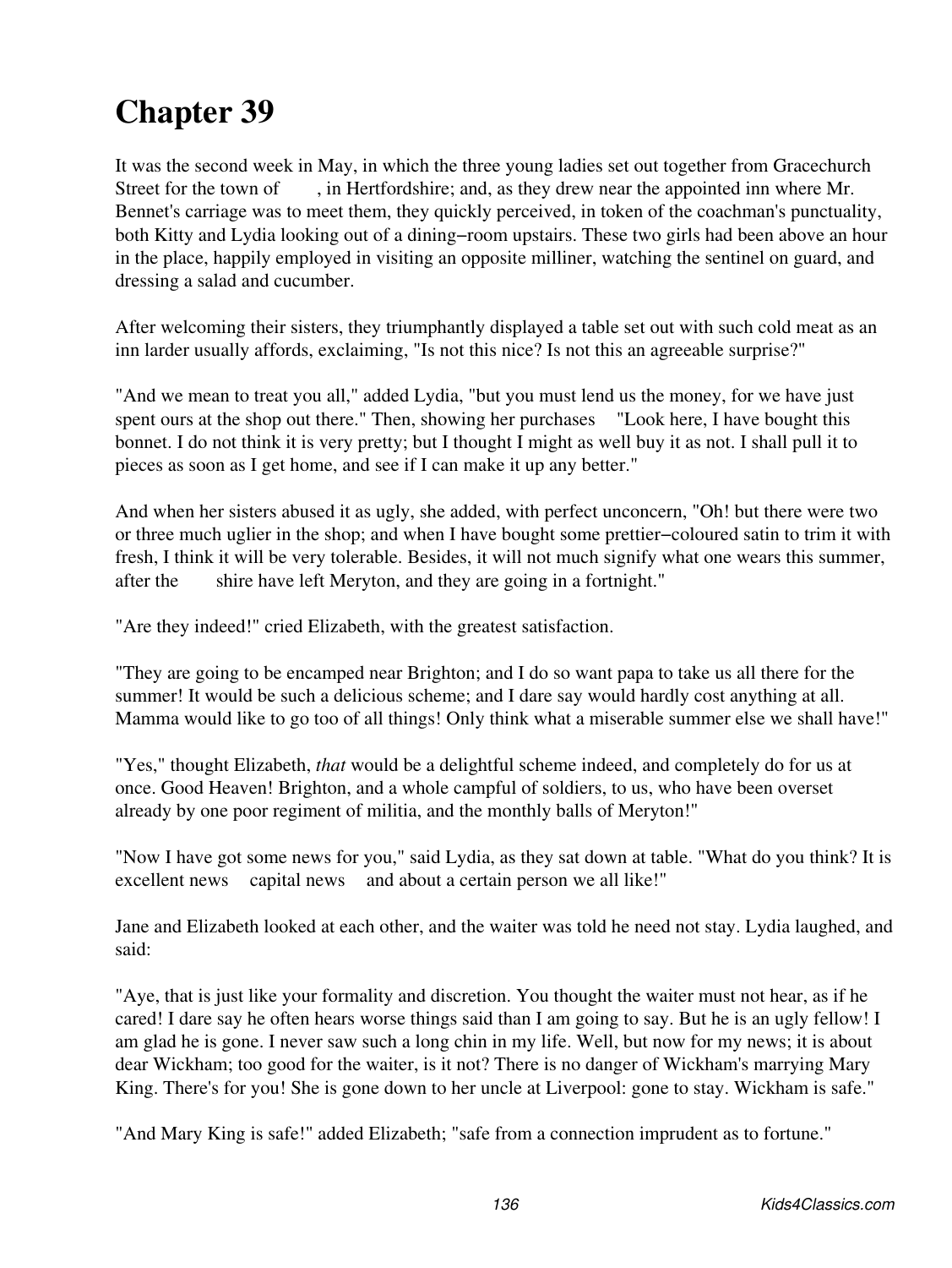# Chapter 39

It was the second week in May, in which the three young ladies set out together from Gracechurch Street for the town of , in Hertfordshire; and, as they drew near the appointed inn where Mr. Bennet's carriage was to meet them, they quickly perceived, in token of the coachman's punctuality, both Kitty and Lydia looking out of a dining−room upstairs. These two girls had been above an hour in the place, happily employed in visiting an opposite milliner, watching the sentinel on guard, and dressing a salad and cucumber.

After welcoming their sisters, they triumphantly displayed a table set out with such cold meat as an inn larder usually affords, exclaiming, "Is not this nice? Is not this an agreeable surprise?"

"And we mean to treat you all," added Lydia, "but you must lend us the money, for we have just spent ours at the shop out there." Then, showing her purchases "Look here, I have bought this bonnet. I do not think it is very pretty; but I thought I might as well buy it as not. I shall pull it to pieces as soon as I get home, and see if I can make it up any better."

And when her sisters abused it as ugly, she added, with perfect unconcern, "Oh! but there were two or three much uglier in the shop; and when I have bought some prettier−coloured satin to trim it with fresh, I think it will be very tolerable. Besides, it will not much signify what one wears this summer, after the shire have left Meryton, and they are going in a fortnight."

"Are they indeed!" cried Elizabeth, with the greatest satisfaction.

"They are going to be encamped near Brighton; and I do so want papa to take us all there for the summer! It would be such a delicious scheme; and I dare say would hardly cost anything at all. Mamma would like to go too of all things! Only think what a miserable summer else we shall have!"

"Yes," thought Elizabeth, *that* would be a delightful scheme indeed, and completely do for us at once. Good Heaven! Brighton, and a whole campful of soldiers, to us, who have been overset already by one poor regiment of militia, and the monthly balls of Meryton!"

"Now I have got some news for you," said Lydia, as they sat down at table. "What do you think? It is excellent news capital news and about a certain person we all like!"

Jane and Elizabeth looked at each other, and the waiter was told he need not stay. Lydia laughed, and said:

"Aye, that is just like your formality and discretion. You thought the waiter must not hear, as if he cared! I dare say he often hears worse things said than I am going to say. But he is an ugly fellow! I am glad he is gone. I never saw such a long chin in my life. Well, but now for my news; it is about dear Wickham; too good for the waiter, is it not? There is no danger of Wickham's marrying Mary King. There's for you! She is gone down to her uncle at Liverpool: gone to stay. Wickham is safe."

"And Mary King is safe!" added Elizabeth; "safe from a connection imprudent as to fortune."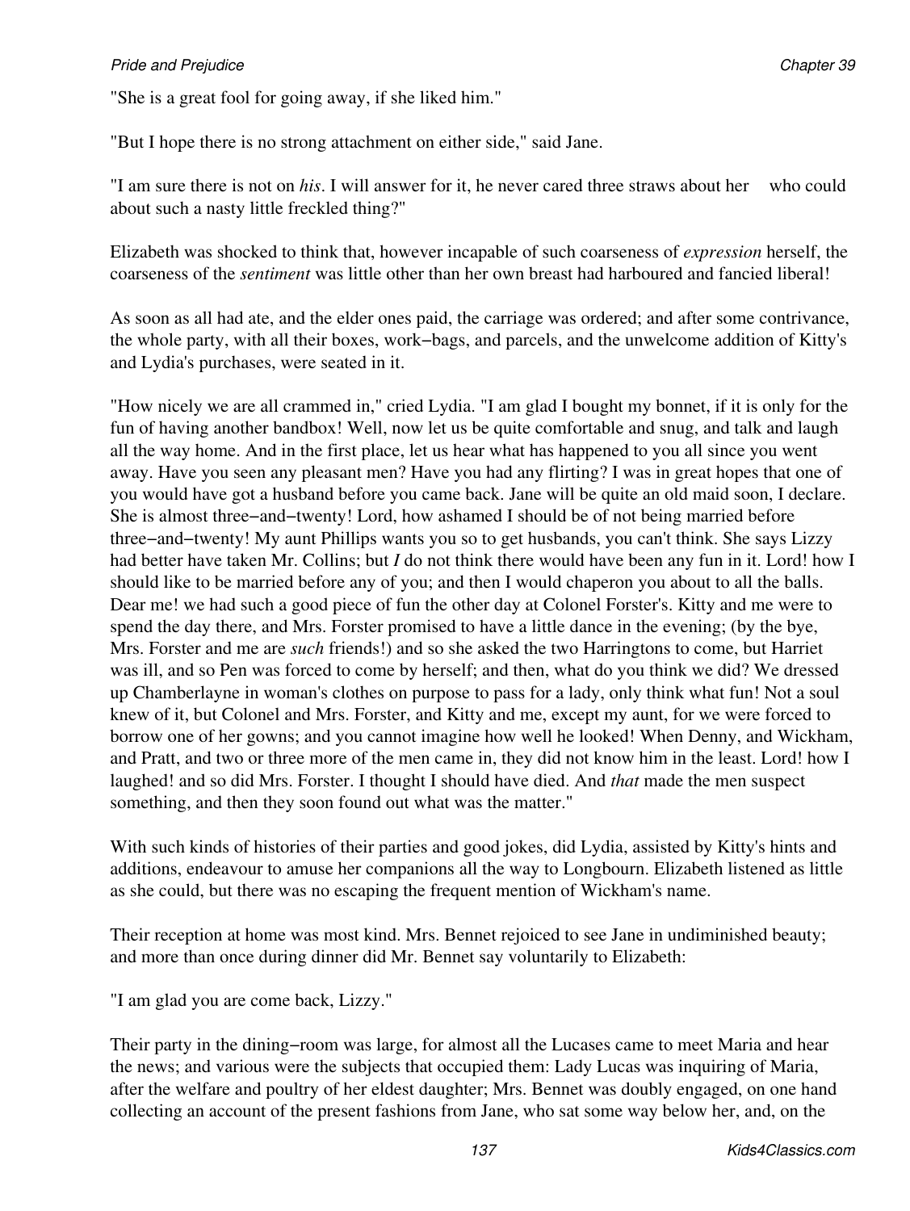"She is a great fool for going away, if she liked him."

"But I hope there is no strong attachment on either side," said Jane.

"I am sure there is not on *his*. I will answer for it, he never cared three straws about her     who could about such a nasty little freckled thing?"

Elizabeth was shocked to think that, however incapable of such coarseness of *expression* herself, the coarseness of the *sentiment* was little other than her own breast had harboured and fancied liberal!

As soon as all had ate, and the elder ones paid, the carriage was ordered; and after some contrivance, the whole party, with all their boxes, work−bags, and parcels, and the unwelcome addition of Kitty's and Lydia's purchases, were seated in it.

"How nicely we are all crammed in," cried Lydia. "I am glad I bought my bonnet, if it is only for the fun of having another bandbox! Well, now let us be quite comfortable and snug, and talk and laugh all the way home. And in the first place, let us hear what has happened to you all since you went away. Have you seen any pleasant men? Have you had any flirting? I was in great hopes that one of you would have got a husband before you came back. Jane will be quite an old maid soon, I declare. She is almost three−and−twenty! Lord, how ashamed I should be of not being married before three−and−twenty! My aunt Phillips wants you so to get husbands, you can't think. She says Lizzy had better have taken Mr. Collins; but *I* do not think there would have been any fun in it. Lord! how I should like to be married before any of you; and then I would chaperon you about to all the balls. Dear me! we had such a good piece of fun the other day at Colonel Forster's. Kitty and me were to spend the day there, and Mrs. Forster promised to have a little dance in the evening; (by the bye, Mrs. Forster and me are *such* friends!) and so she asked the two Harringtons to come, but Harriet was ill, and so Pen was forced to come by herself; and then, what do you think we did? We dressed up Chamberlayne in woman's clothes on purpose to pass for a lady, only think what fun! Not a soul knew of it, but Colonel and Mrs. Forster, and Kitty and me, except my aunt, for we were forced to borrow one of her gowns; and you cannot imagine how well he looked! When Denny, and Wickham, and Pratt, and two or three more of the men came in, they did not know him in the least. Lord! how I laughed! and so did Mrs. Forster. I thought I should have died. And *that* made the men suspect something, and then they soon found out what was the matter."

With such kinds of histories of their parties and good jokes, did Lydia, assisted by Kitty's hints and additions, endeavour to amuse her companions all the way to Longbourn. Elizabeth listened as little as she could, but there was no escaping the frequent mention of Wickham's name.

Their reception at home was most kind. Mrs. Bennet rejoiced to see Jane in undiminished beauty; and more than once during dinner did Mr. Bennet say voluntarily to Elizabeth:

"I am glad you are come back, Lizzy."

Their party in the dining−room was large, for almost all the Lucases came to meet Maria and hear the news; and various were the subjects that occupied them: Lady Lucas was inquiring of Maria, after the welfare and poultry of her eldest daughter; Mrs. Bennet was doubly engaged, on one hand collecting an account of the present fashions from Jane, who sat some way below her, and, on the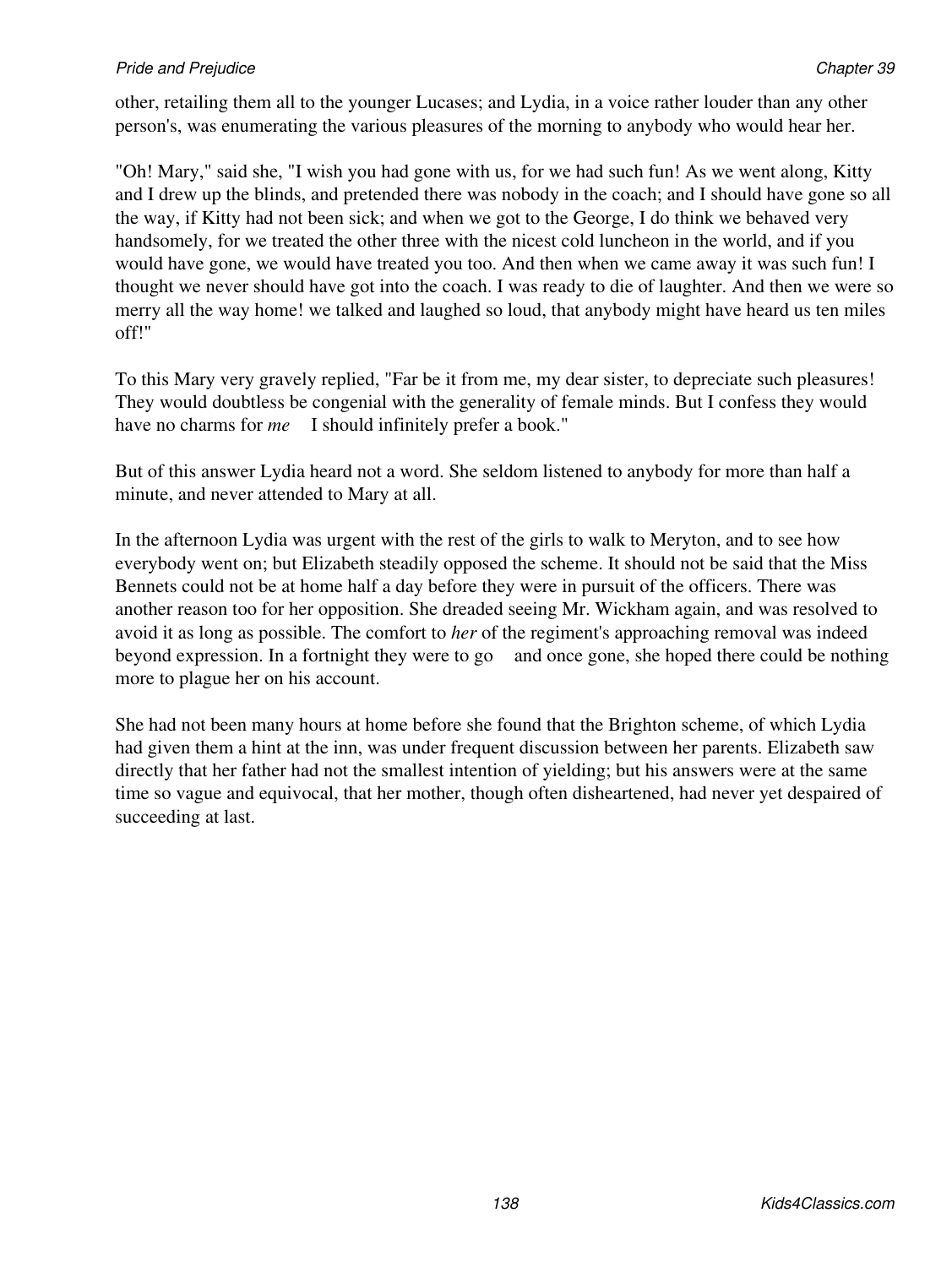other, retailing them all to the younger Lucases; and Lydia, in a voice rather louder than any other person's, was enumerating the various pleasures of the morning to anybody who would hear her.

"Oh! Mary," said she, "I wish you had gone with us, for we had such fun! As we went along, Kitty and I drew up the blinds, and pretended there was nobody in the coach; and I should have gone so all the way, if Kitty had not been sick; and when we got to the George, I do think we behaved very handsomely, for we treated the other three with the nicest cold luncheon in the world, and if you would have gone, we would have treated you too. And then when we came away it was such fun! I thought we never should have got into the coach. I was ready to die of laughter. And then we were so merry all the way home! we talked and laughed so loud, that anybody might have heard us ten miles off!"

To this Mary very gravely replied, "Far be it from me, my dear sister, to depreciate such pleasures! They would doubtless be congenial with the generality of female minds. But I confess they would have no charms for *me* I should infinitely prefer a book."

But of this answer Lydia heard not a word. She seldom listened to anybody for more than half a minute, and never attended to Mary at all.

In the afternoon Lydia was urgent with the rest of the girls to walk to Meryton, and to see how everybody went on; but Elizabeth steadily opposed the scheme. It should not be said that the Miss Bennets could not be at home half a day before they were in pursuit of the officers. There was another reason too for her opposition. She dreaded seeing Mr. Wickham again, and was resolved to avoid it as long as possible. The comfort to *her* of the regiment's approaching removal was indeed beyond expression. In a fortnight they were to go and once gone, she hoped there could be nothing more to plague her on his account.

She had not been many hours at home before she found that the Brighton scheme, of which Lydia had given them a hint at the inn, was under frequent discussion between her parents. Elizabeth saw directly that her father had not the smallest intention of yielding; but his answers were at the same time so vague and equivocal, that her mother, though often disheartened, had never yet despaired of succeeding at last.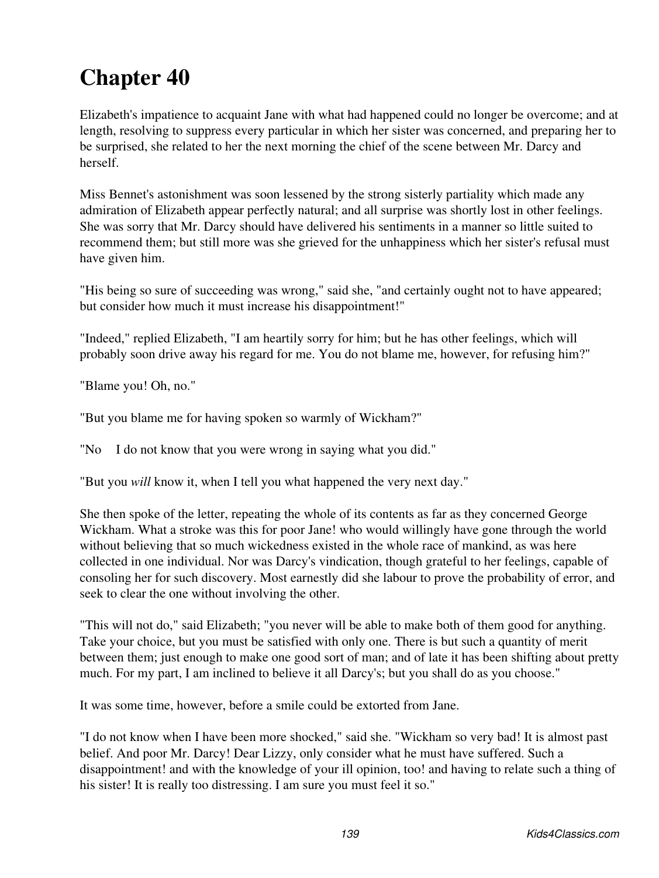# Chapter 40

Elizabeth's impatience to acquaint Jane with what had happened could no longer be overcome; and at length, resolving to suppress every particular in which her sister was concerned, and preparing her to be surprised, she related to her the next morning the chief of the scene between Mr. Darcy and herself.

Miss Bennet's astonishment was soon lessened by the strong sisterly partiality which made any admiration of Elizabeth appear perfectly natural; and all surprise was shortly lost in other feelings. She was sorry that Mr. Darcy should have delivered his sentiments in a manner so little suited to recommend them; but still more was she grieved for the unhappiness which her sister's refusal must have given him.

"His being so sure of succeeding was wrong," said she, "and certainly ought not to have appeared; but consider how much it must increase his disappointment!"

"Indeed," replied Elizabeth, "I am heartily sorry for him; but he has other feelings, which will probably soon drive away his regard for me. You do not blame me, however, for refusing him?"

"Blame you! Oh, no."

"But you blame me for having spoken so warmly of Wickham?"

"No    I do not know that you were wrong in saying what you did."

"But you *will* know it, when I tell you what happened the very next day."

She then spoke of the letter, repeating the whole of its contents as far as they concerned George Wickham. What a stroke was this for poor Jane! who would willingly have gone through the world without believing that so much wickedness existed in the whole race of mankind, as was here collected in one individual. Nor was Darcy's vindication, though grateful to her feelings, capable of consoling her for such discovery. Most earnestly did she labour to prove the probability of error, and seek to clear the one without involving the other.

"This will not do," said Elizabeth; "you never will be able to make both of them good for anything. Take your choice, but you must be satisfied with only one. There is but such a quantity of merit between them; just enough to make one good sort of man; and of late it has been shifting about pretty much. For my part, I am inclined to believe it all Darcy's; but you shall do as you choose."

It was some time, however, before a smile could be extorted from Jane.

"I do not know when I have been more shocked," said she. "Wickham so very bad! It is almost past belief. And poor Mr. Darcy! Dear Lizzy, only consider what he must have suffered. Such a disappointment! and with the knowledge of your ill opinion, too! and having to relate such a thing of his sister! It is really too distressing. I am sure you must feel it so."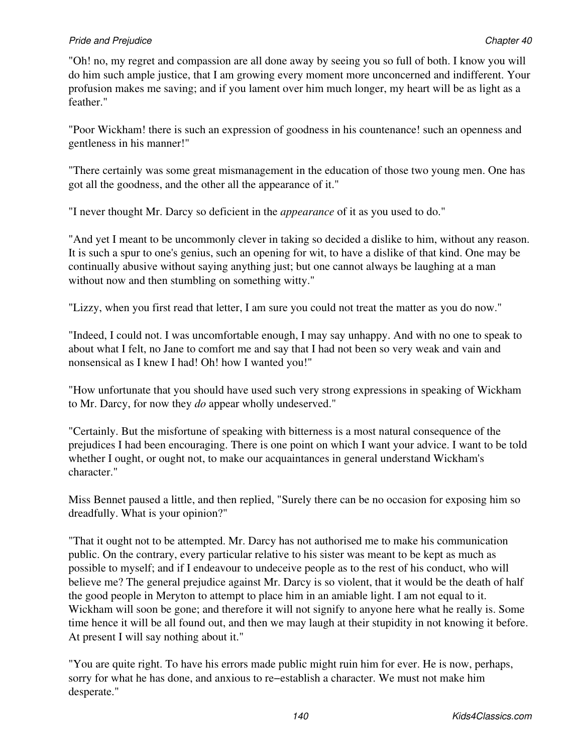"Oh! no, my regret and compassion are all done away by seeing you so full of both. I know you will do him such ample justice, that I am growing every moment more unconcerned and indifferent. Your profusion makes me saving; and if you lament over him much longer, my heart will be as light as a feather."

"Poor Wickham! there is such an expression of goodness in his countenance! such an openness and gentleness in his manner!"

"There certainly was some great mismanagement in the education of those two young men. One has got all the goodness, and the other all the appearance of it."

"I never thought Mr. Darcy so deficient in the *appearance* of it as you used to do."

"And yet I meant to be uncommonly clever in taking so decided a dislike to him, without any reason. It is such a spur to one's genius, such an opening for wit, to have a dislike of that kind. One may be continually abusive without saying anything just; but one cannot always be laughing at a man without now and then stumbling on something witty."

"Lizzy, when you first read that letter, I am sure you could not treat the matter as you do now."

"Indeed, I could not. I was uncomfortable enough, I may say unhappy. And with no one to speak to about what I felt, no Jane to comfort me and say that I had not been so very weak and vain and nonsensical as I knew I had! Oh! how I wanted you!"

"How unfortunate that you should have used such very strong expressions in speaking of Wickham to Mr. Darcy, for now they *do* appear wholly undeserved."

"Certainly. But the misfortune of speaking with bitterness is a most natural consequence of the prejudices I had been encouraging. There is one point on which I want your advice. I want to be told whether I ought, or ought not, to make our acquaintances in general understand Wickham's character."

Miss Bennet paused a little, and then replied, "Surely there can be no occasion for exposing him so dreadfully. What is your opinion?"

"That it ought not to be attempted. Mr. Darcy has not authorised me to make his communication public. On the contrary, every particular relative to his sister was meant to be kept as much as possible to myself; and if I endeavour to undeceive people as to the rest of his conduct, who will believe me? The general prejudice against Mr. Darcy is so violent, that it would be the death of half the good people in Meryton to attempt to place him in an amiable light. I am not equal to it. Wickham will soon be gone; and therefore it will not signify to anyone here what he really is. Some time hence it will be all found out, and then we may laugh at their stupidity in not knowing it before. At present I will say nothing about it."

"You are quite right. To have his errors made public might ruin him for ever. He is now, perhaps, sorry for what he has done, and anxious to re-establish a character. We must not make him desperate."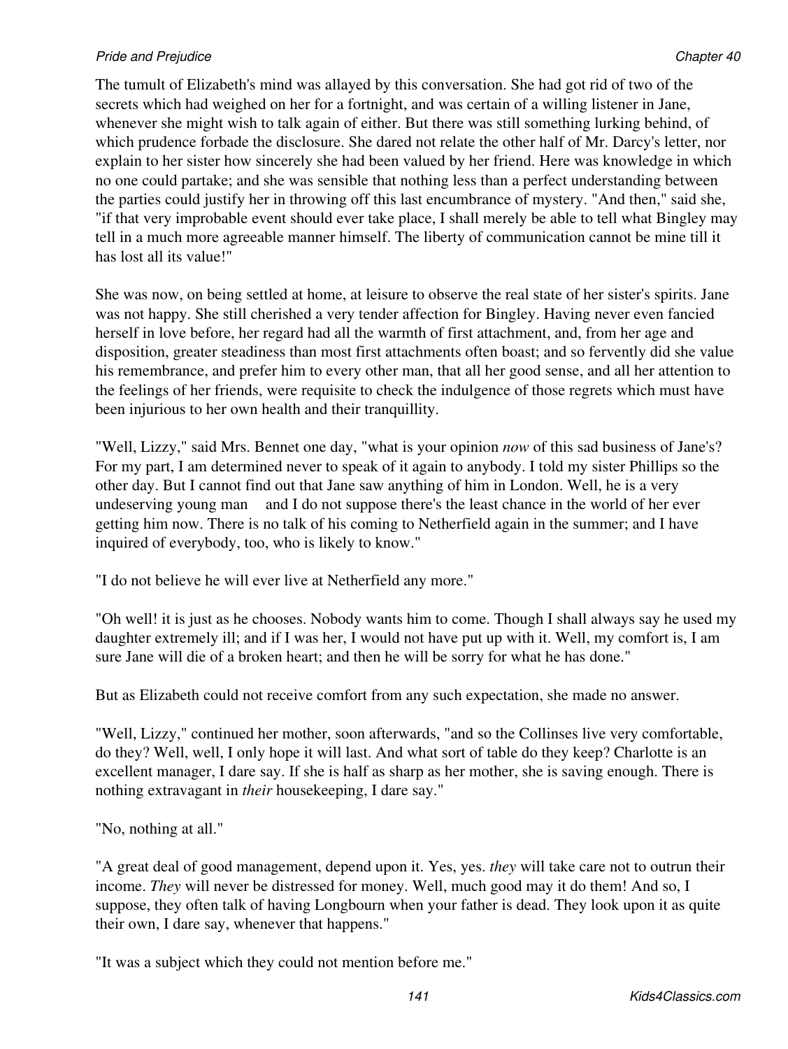The tumult of Elizabeth's mind was allayed by this conversation. She had got rid of two of the secrets which had weighed on her for a fortnight, and was certain of a willing listener in Jane, whenever she might wish to talk again of either. But there was still something lurking behind, of which prudence forbade the disclosure. She dared not relate the other half of Mr. Darcy's letter, nor explain to her sister how sincerely she had been valued by her friend. Here was knowledge in which no one could partake; and she was sensible that nothing less than a perfect understanding between the parties could justify her in throwing off this last encumbrance of mystery. "And then," said she, "if that very improbable event should ever take place, I shall merely be able to tell what Bingley may tell in a much more agreeable manner himself. The liberty of communication cannot be mine till it has lost all its value!"

She was now, on being settled at home, at leisure to observe the real state of her sister's spirits. Jane was not happy. She still cherished a very tender affection for Bingley. Having never even fancied herself in love before, her regard had all the warmth of first attachment, and, from her age and disposition, greater steadiness than most first attachments often boast; and so fervently did she value his remembrance, and prefer him to every other man, that all her good sense, and all her attention to the feelings of her friends, were requisite to check the indulgence of those regrets which must have been injurious to her own health and their tranquillity.

"Well, Lizzy," said Mrs. Bennet one day, "what is your opinion *now* of this sad business of Jane's? For my part, I am determined never to speak of it again to anybody. I told my sister Phillips so the other day. But I cannot find out that Jane saw anything of him in London. Well, he is a very undeserving young man and I do not suppose there's the least chance in the world of her ever getting him now. There is no talk of his coming to Netherfield again in the summer; and I have inquired of everybody, too, who is likely to know."

"I do not believe he will ever live at Netherfield any more."

"Oh well! it is just as he chooses. Nobody wants him to come. Though I shall always say he used my daughter extremely ill; and if I was her, I would not have put up with it. Well, my comfort is, I am sure Jane will die of a broken heart; and then he will be sorry for what he has done."

But as Elizabeth could not receive comfort from any such expectation, she made no answer.

"Well, Lizzy," continued her mother, soon afterwards, "and so the Collinses live very comfortable, do they? Well, well, I only hope it will last. And what sort of table do they keep? Charlotte is an excellent manager, I dare say. If she is half as sharp as her mother, she is saving enough. There is nothing extravagant in *their* housekeeping, I dare say."

"No, nothing at all."

"A great deal of good management, depend upon it. Yes, yes. *they* will take care not to outrun their income. *They* will never be distressed for money. Well, much good may it do them! And so, I suppose, they often talk of having Longbourn when your father is dead. They look upon it as quite their own, I dare say, whenever that happens."

"It was a subject which they could not mention before me."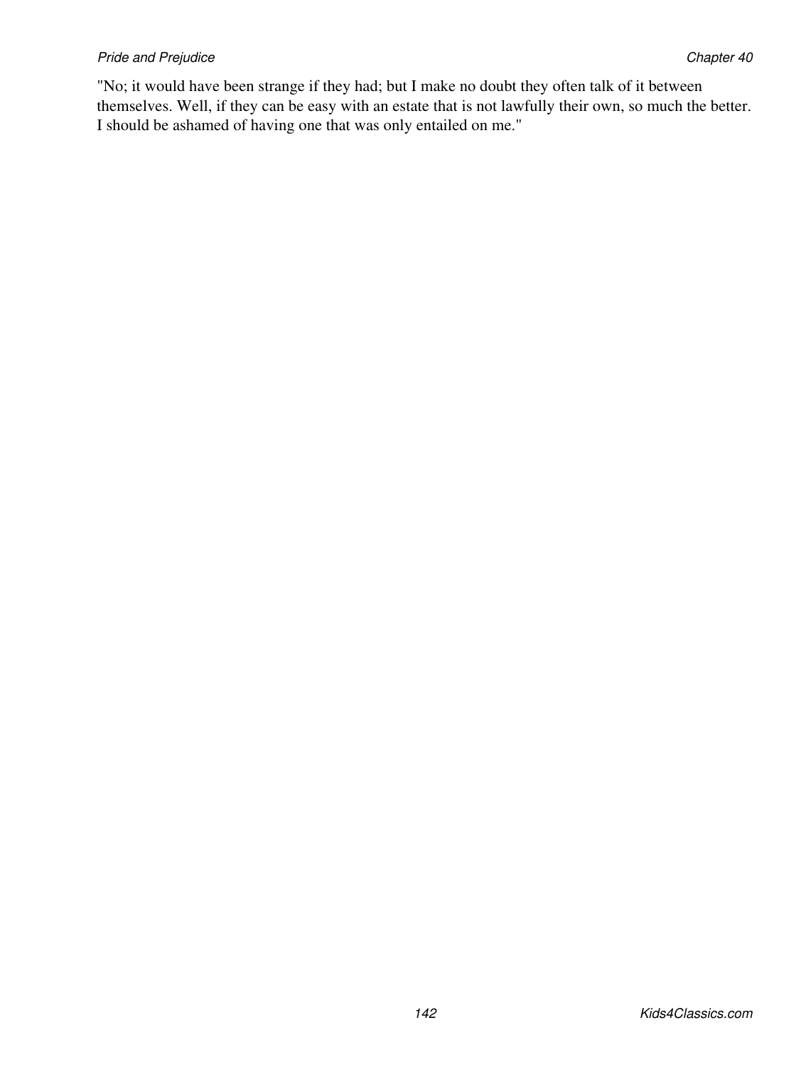"No; it would have been strange if they had; but I make no doubt they often talk of it between themselves. Well, if they can be easy with an estate that is not lawfully their own, so much the better. I should be ashamed of having one that was only entailed on me."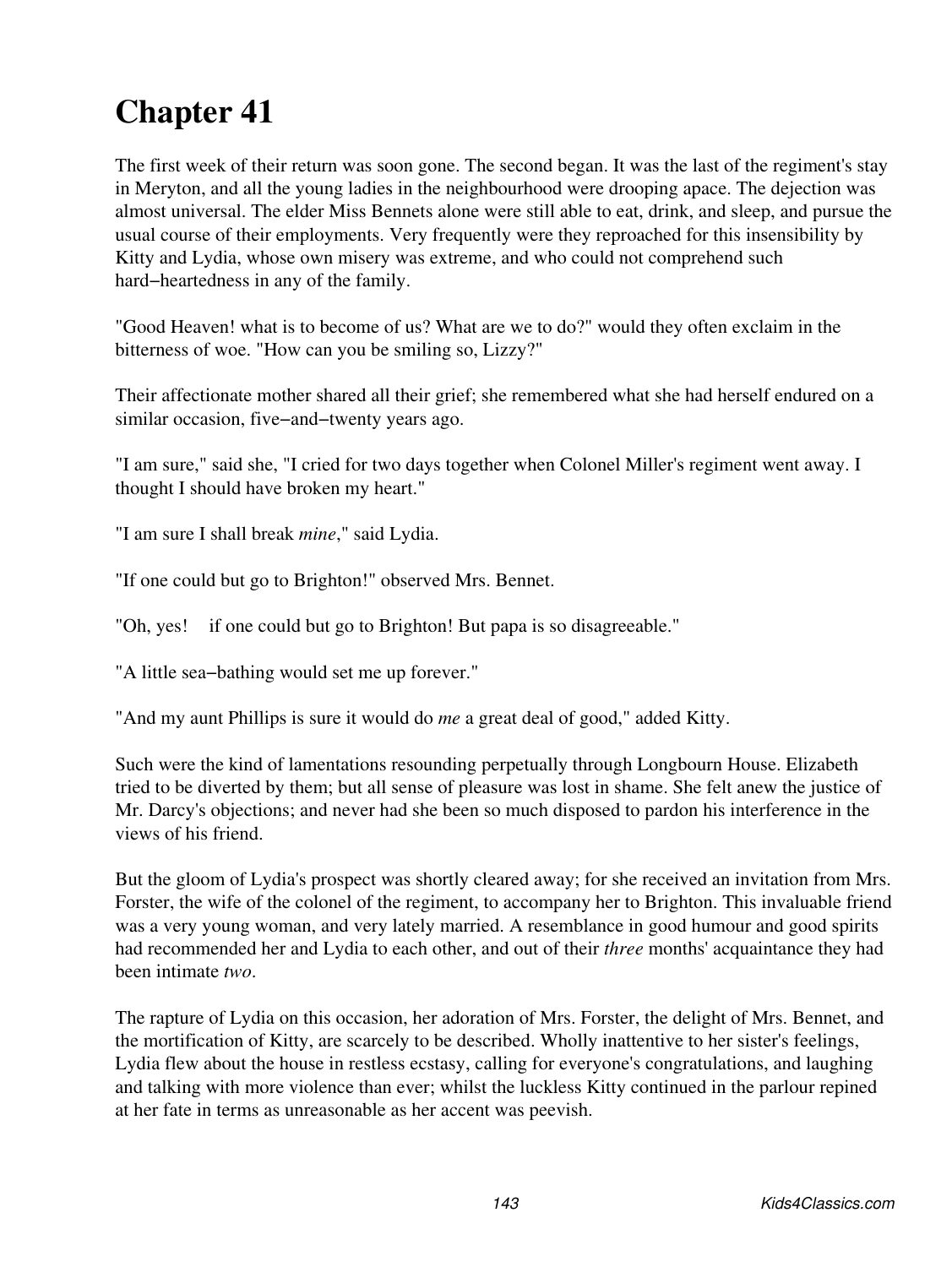# Chapter 41

The first week of their return was soon gone. The second began. It was the last of the regiment's stay in Meryton, and all the young ladies in the neighbourhood were drooping apace. The dejection was almost universal. The elder Miss Bennets alone were still able to eat, drink, and sleep, and pursue the usual course of their employments. Very frequently were they reproached for this insensibility by Kitty and Lydia, whose own misery was extreme, and who could not comprehend such hard−heartedness in any of the family.

"Good Heaven! what is to become of us? What are we to do?" would they often exclaim in the bitterness of woe. "How can you be smiling so, Lizzy?"

Their affectionate mother shared all their grief; she remembered what she had herself endured on a similar occasion, five−and−twenty years ago.

"I am sure," said she, "I cried for two days together when Colonel Miller's regiment went away. I thought I should have broken my heart."

"I am sure I shall break *mine*," said Lydia.

"If one could but go to Brighton!" observed Mrs. Bennet.

"Oh, yes! if one could but go to Brighton! But papa is so disagreeable."

"A little sea−bathing would set me up forever."

"And my aunt Phillips is sure it would do *me* a great deal of good," added Kitty.

Such were the kind of lamentations resounding perpetually through Longbourn House. Elizabeth tried to be diverted by them; but all sense of pleasure was lost in shame. She felt anew the justice of Mr. Darcy's objections; and never had she been so much disposed to pardon his interference in the views of his friend.

But the gloom of Lydia's prospect was shortly cleared away; for she received an invitation from Mrs. Forster, the wife of the colonel of the regiment, to accompany her to Brighton. This invaluable friend was a very young woman, and very lately married. A resemblance in good humour and good spirits had recommended her and Lydia to each other, and out of their *three* months' acquaintance they had been intimate *two*.

The rapture of Lydia on this occasion, her adoration of Mrs. Forster, the delight of Mrs. Bennet, and the mortification of Kitty, are scarcely to be described. Wholly inattentive to her sister's feelings, Lydia flew about the house in restless ecstasy, calling for everyone's congratulations, and laughing and talking with more violence than ever; whilst the luckless Kitty continued in the parlour repined at her fate in terms as unreasonable as her accent was peevish.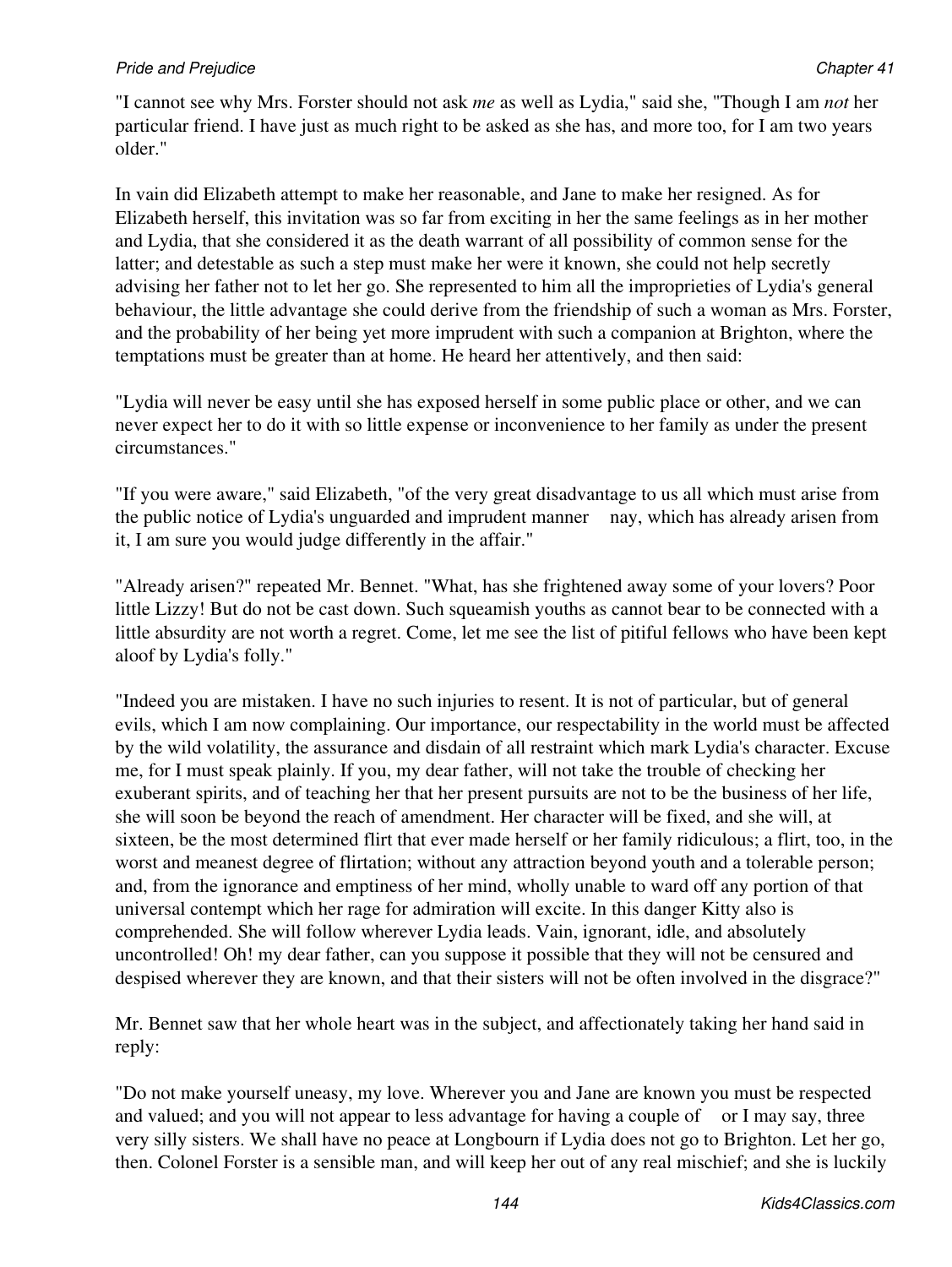"I cannot see why Mrs. Forster should not ask *me* as well as Lydia," said she, "Though I am *not* her particular friend. I have just as much right to be asked as she has, and more too, for I am two years older."

In vain did Elizabeth attempt to make her reasonable, and Jane to make her resigned. As for Elizabeth herself, this invitation was so far from exciting in her the same feelings as in her mother and Lydia, that she considered it as the death warrant of all possibility of common sense for the latter; and detestable as such a step must make her were it known, she could not help secretly advising her father not to let her go. She represented to him all the improprieties of Lydia's general behaviour, the little advantage she could derive from the friendship of such a woman as Mrs. Forster, and the probability of her being yet more imprudent with such a companion at Brighton, where the temptations must be greater than at home. He heard her attentively, and then said:

"Lydia will never be easy until she has exposed herself in some public place or other, and we can never expect her to do it with so little expense or inconvenience to her family as under the present circumstances."

"If you were aware," said Elizabeth, "of the very great disadvantage to us all which must arise from the public notice of Lydia's unguarded and imprudent manner  nay, which has already arisen from it, I am sure you would judge differently in the affair."

"Already arisen?" repeated Mr. Bennet. "What, has she frightened away some of your lovers? Poor little Lizzy! But do not be cast down. Such squeamish youths as cannot bear to be connected with a little absurdity are not worth a regret. Come, let me see the list of pitiful fellows who have been kept aloof by Lydia's folly."

"Indeed you are mistaken. I have no such injuries to resent. It is not of particular, but of general evils, which I am now complaining. Our importance, our respectability in the world must be affected by the wild volatility, the assurance and disdain of all restraint which mark Lydia's character. Excuse me, for I must speak plainly. If you, my dear father, will not take the trouble of checking her exuberant spirits, and of teaching her that her present pursuits are not to be the business of her life, she will soon be beyond the reach of amendment. Her character will be fixed, and she will, at sixteen, be the most determined flirt that ever made herself or her family ridiculous; a flirt, too, in the worst and meanest degree of flirtation; without any attraction beyond youth and a tolerable person; and, from the ignorance and emptiness of her mind, wholly unable to ward off any portion of that universal contempt which her rage for admiration will excite. In this danger Kitty also is comprehended. She will follow wherever Lydia leads. Vain, ignorant, idle, and absolutely uncontrolled! Oh! my dear father, can you suppose it possible that they will not be censured and despised wherever they are known, and that their sisters will not be often involved in the disgrace?"

Mr. Bennet saw that her whole heart was in the subject, and affectionately taking her hand said in reply:

"Do not make yourself uneasy, my love. Wherever you and Jane are known you must be respected and valued; and you will not appear to less advantage for having a couple of  or I may say, three very silly sisters. We shall have no peace at Longbourn if Lydia does not go to Brighton. Let her go, then. Colonel Forster is a sensible man, and will keep her out of any real mischief; and she is luckily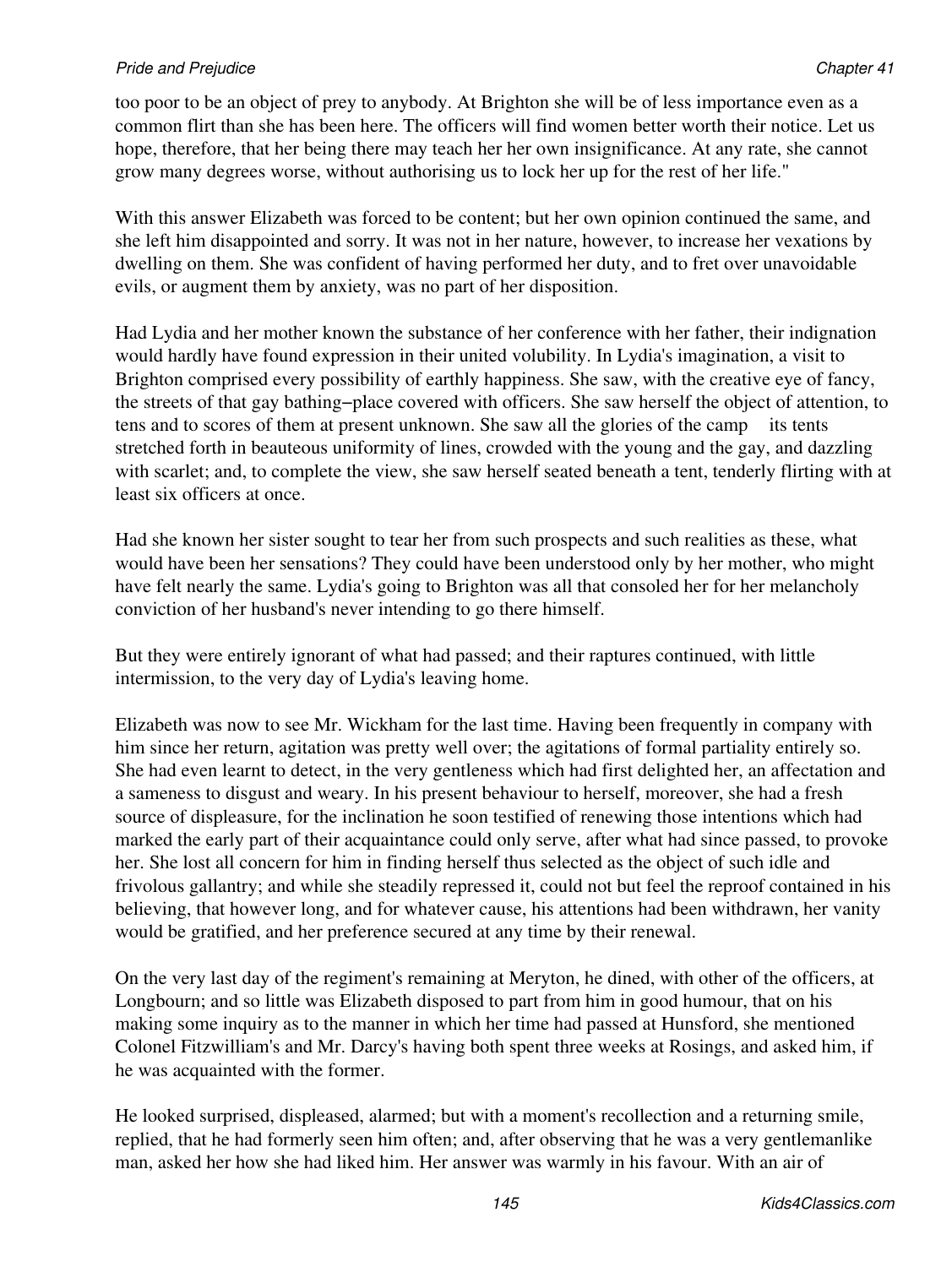too poor to be an object of prey to anybody. At Brighton she will be of less importance even as a common flirt than she has been here. The officers will find women better worth their notice. Let us hope, therefore, that her being there may teach her her own insignificance. At any rate, she cannot grow many degrees worse, without authorising us to lock her up for the rest of her life."

With this answer Elizabeth was forced to be content; but her own opinion continued the same, and she left him disappointed and sorry. It was not in her nature, however, to increase her vexations by dwelling on them. She was confident of having performed her duty, and to fret over unavoidable evils, or augment them by anxiety, was no part of her disposition.

Had Lydia and her mother known the substance of her conference with her father, their indignation would hardly have found expression in their united volubility. In Lydia's imagination, a visit to Brighton comprised every possibility of earthly happiness. She saw, with the creative eye of fancy, the streets of that gay bathing−place covered with officers. She saw herself the object of attention, to tens and to scores of them at present unknown. She saw all the glories of the camp  its tents stretched forth in beauteous uniformity of lines, crowded with the young and the gay, and dazzling with scarlet; and, to complete the view, she saw herself seated beneath a tent, tenderly flirting with at least six officers at once.

Had she known her sister sought to tear her from such prospects and such realities as these, what would have been her sensations? They could have been understood only by her mother, who might have felt nearly the same. Lydia's going to Brighton was all that consoled her for her melancholy conviction of her husband's never intending to go there himself.

But they were entirely ignorant of what had passed; and their raptures continued, with little intermission, to the very day of Lydia's leaving home.

Elizabeth was now to see Mr. Wickham for the last time. Having been frequently in company with him since her return, agitation was pretty well over; the agitations of formal partiality entirely so. She had even learnt to detect, in the very gentleness which had first delighted her, an affectation and a sameness to disgust and weary. In his present behaviour to herself, moreover, she had a fresh source of displeasure, for the inclination he soon testified of renewing those intentions which had marked the early part of their acquaintance could only serve, after what had since passed, to provoke her. She lost all concern for him in finding herself thus selected as the object of such idle and frivolous gallantry; and while she steadily repressed it, could not but feel the reproof contained in his believing, that however long, and for whatever cause, his attentions had been withdrawn, her vanity would be gratified, and her preference secured at any time by their renewal.

On the very last day of the regiment's remaining at Meryton, he dined, with other of the officers, at Longbourn; and so little was Elizabeth disposed to part from him in good humour, that on his making some inquiry as to the manner in which her time had passed at Hunsford, she mentioned Colonel Fitzwilliam's and Mr. Darcy's having both spent three weeks at Rosings, and asked him, if he was acquainted with the former.

He looked surprised, displeased, alarmed; but with a moment's recollection and a returning smile, replied, that he had formerly seen him often; and, after observing that he was a very gentlemanlike man, asked her how she had liked him. Her answer was warmly in his favour. With an air of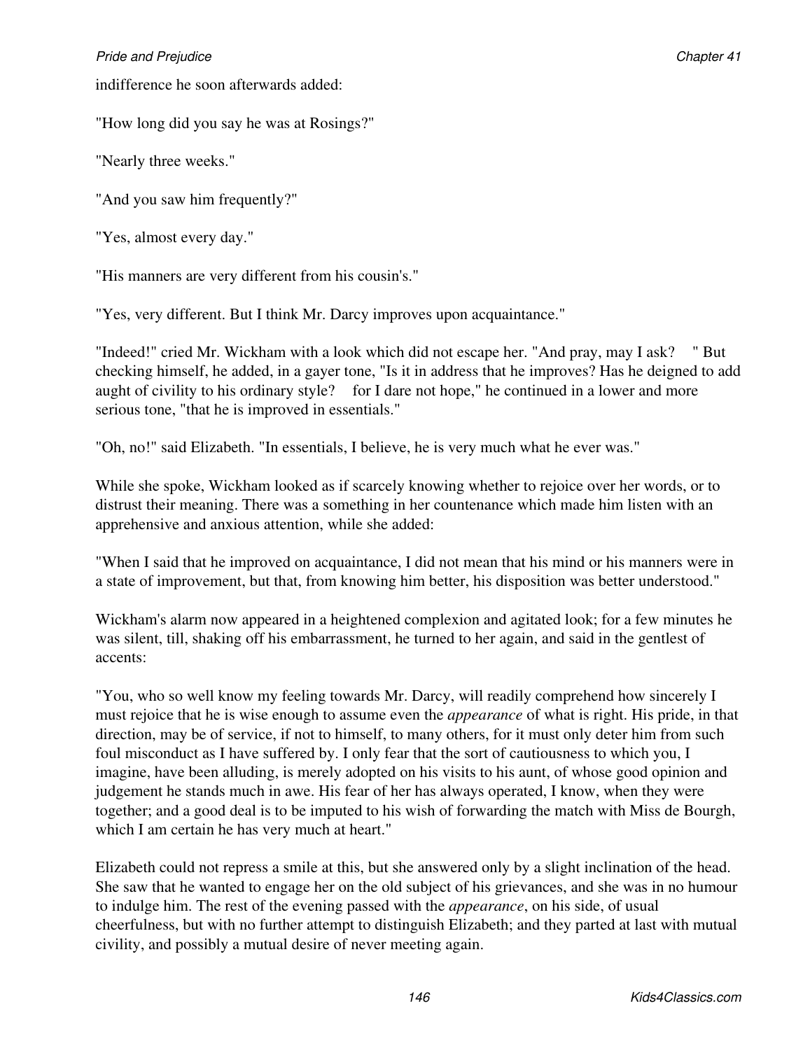indifference he soon afterwards added:

"How long did you say he was at Rosings?"

"Nearly three weeks."

"And you saw him frequently?"

"Yes, almost every day."

"His manners are very different from his cousin's."

"Yes, very different. But I think Mr. Darcy improves upon acquaintance."

"Indeed!" cried Mr. Wickham with a look which did not escape her. "And pray, may I ask? " But checking himself, he added, in a gayer tone, "Is it in address that he improves? Has he deigned to add aught of civility to his ordinary style? for I dare not hope," he continued in a lower and more serious tone, "that he is improved in essentials."

"Oh, no!" said Elizabeth. "In essentials, I believe, he is very much what he ever was."

While she spoke, Wickham looked as if scarcely knowing whether to rejoice over her words, or to distrust their meaning. There was a something in her countenance which made him listen with an apprehensive and anxious attention, while she added:

"When I said that he improved on acquaintance, I did not mean that his mind or his manners were in a state of improvement, but that, from knowing him better, his disposition was better understood."

Wickham's alarm now appeared in a heightened complexion and agitated look; for a few minutes he was silent, till, shaking off his embarrassment, he turned to her again, and said in the gentlest of accents:

"You, who so well know my feeling towards Mr. Darcy, will readily comprehend how sincerely I must rejoice that he is wise enough to assume even the *appearance* of what is right. His pride, in that direction, may be of service, if not to himself, to many others, for it must only deter him from such foul misconduct as I have suffered by. I only fear that the sort of cautiousness to which you, I imagine, have been alluding, is merely adopted on his visits to his aunt, of whose good opinion and judgement he stands much in awe. His fear of her has always operated, I know, when they were together; and a good deal is to be imputed to his wish of forwarding the match with Miss de Bourgh, which I am certain he has very much at heart."

Elizabeth could not repress a smile at this, but she answered only by a slight inclination of the head. She saw that he wanted to engage her on the old subject of his grievances, and she was in no humour to indulge him. The rest of the evening passed with the *appearance*, on his side, of usual cheerfulness, but with no further attempt to distinguish Elizabeth; and they parted at last with mutual civility, and possibly a mutual desire of never meeting again.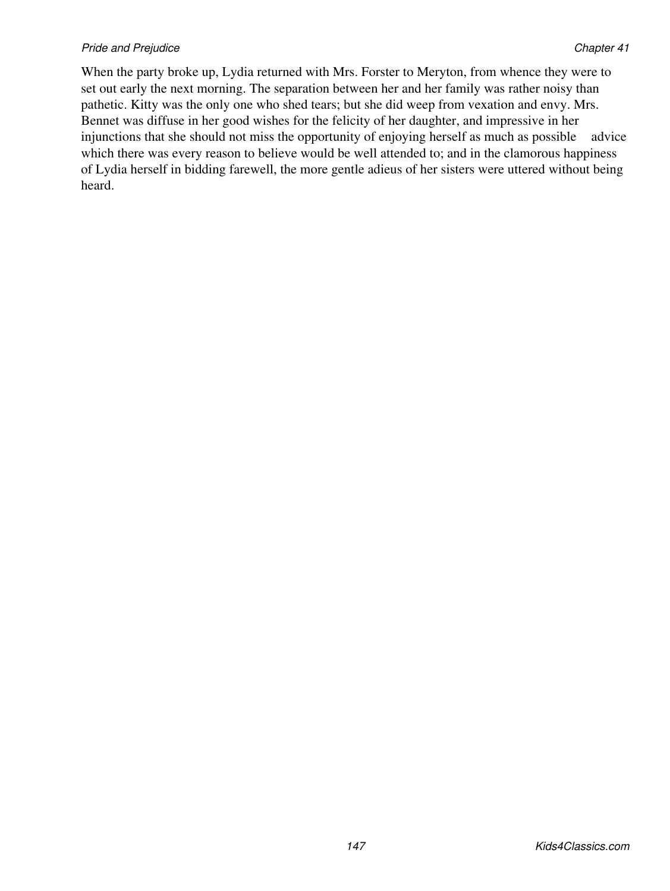When the party broke up, Lydia returned with Mrs. Forster to Meryton, from whence they were to set out early the next morning. The separation between her and her family was rather noisy than pathetic. Kitty was the only one who shed tears; but she did weep from vexation and envy. Mrs. Bennet was diffuse in her good wishes for the felicity of her daughter, and impressive in her injunctions that she should not miss the opportunity of enjoying herself as much as possible    advice which there was every reason to believe would be well attended to; and in the clamorous happiness of Lydia herself in bidding farewell, the more gentle adieus of her sisters were uttered without being heard.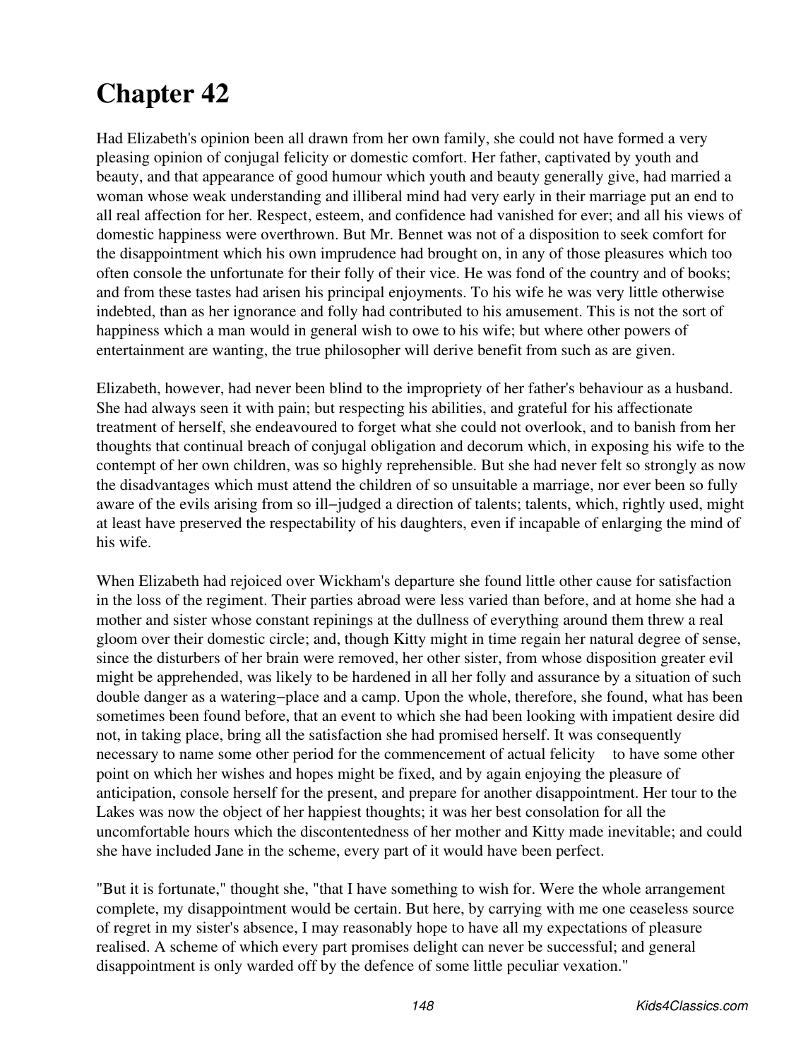# Chapter 42

Had Elizabeth's opinion been all drawn from her own family, she could not have formed a very pleasing opinion of conjugal felicity or domestic comfort. Her father, captivated by youth and beauty, and that appearance of good humour which youth and beauty generally give, had married a woman whose weak understanding and illiberal mind had very early in their marriage put an end to all real affection for her. Respect, esteem, and confidence had vanished for ever; and all his views of domestic happiness were overthrown. But Mr. Bennet was not of a disposition to seek comfort for the disappointment which his own imprudence had brought on, in any of those pleasures which too often console the unfortunate for their folly of their vice. He was fond of the country and of books; and from these tastes had arisen his principal enjoyments. To his wife he was very little otherwise indebted, than as her ignorance and folly had contributed to his amusement. This is not the sort of happiness which a man would in general wish to owe to his wife; but where other powers of entertainment are wanting, the true philosopher will derive benefit from such as are given.

Elizabeth, however, had never been blind to the impropriety of her father's behaviour as a husband. She had always seen it with pain; but respecting his abilities, and grateful for his affectionate treatment of herself, she endeavoured to forget what she could not overlook, and to banish from her thoughts that continual breach of conjugal obligation and decorum which, in exposing his wife to the contempt of her own children, was so highly reprehensible. But she had never felt so strongly as now the disadvantages which must attend the children of so unsuitable a marriage, nor ever been so fully aware of the evils arising from so ill−judged a direction of talents; talents, which, rightly used, might at least have preserved the respectability of his daughters, even if incapable of enlarging the mind of his wife.

When Elizabeth had rejoiced over Wickham's departure she found little other cause for satisfaction in the loss of the regiment. Their parties abroad were less varied than before, and at home she had a mother and sister whose constant repinings at the dullness of everything around them threw a real gloom over their domestic circle; and, though Kitty might in time regain her natural degree of sense, since the disturbers of her brain were removed, her other sister, from whose disposition greater evil might be apprehended, was likely to be hardened in all her folly and assurance by a situation of such double danger as a watering−place and a camp. Upon the whole, therefore, she found, what has been sometimes been found before, that an event to which she had been looking with impatient desire did not, in taking place, bring all the satisfaction she had promised herself. It was consequently necessary to name some other period for the commencement of actual felicity  to have some other point on which her wishes and hopes might be fixed, and by again enjoying the pleasure of anticipation, console herself for the present, and prepare for another disappointment. Her tour to the Lakes was now the object of her happiest thoughts; it was her best consolation for all the uncomfortable hours which the discontentedness of her mother and Kitty made inevitable; and could she have included Jane in the scheme, every part of it would have been perfect.

"But it is fortunate," thought she, "that I have something to wish for. Were the whole arrangement complete, my disappointment would be certain. But here, by carrying with me one ceaseless source of regret in my sister's absence, I may reasonably hope to have all my expectations of pleasure realised. A scheme of which every part promises delight can never be successful; and general disappointment is only warded off by the defence of some little peculiar vexation."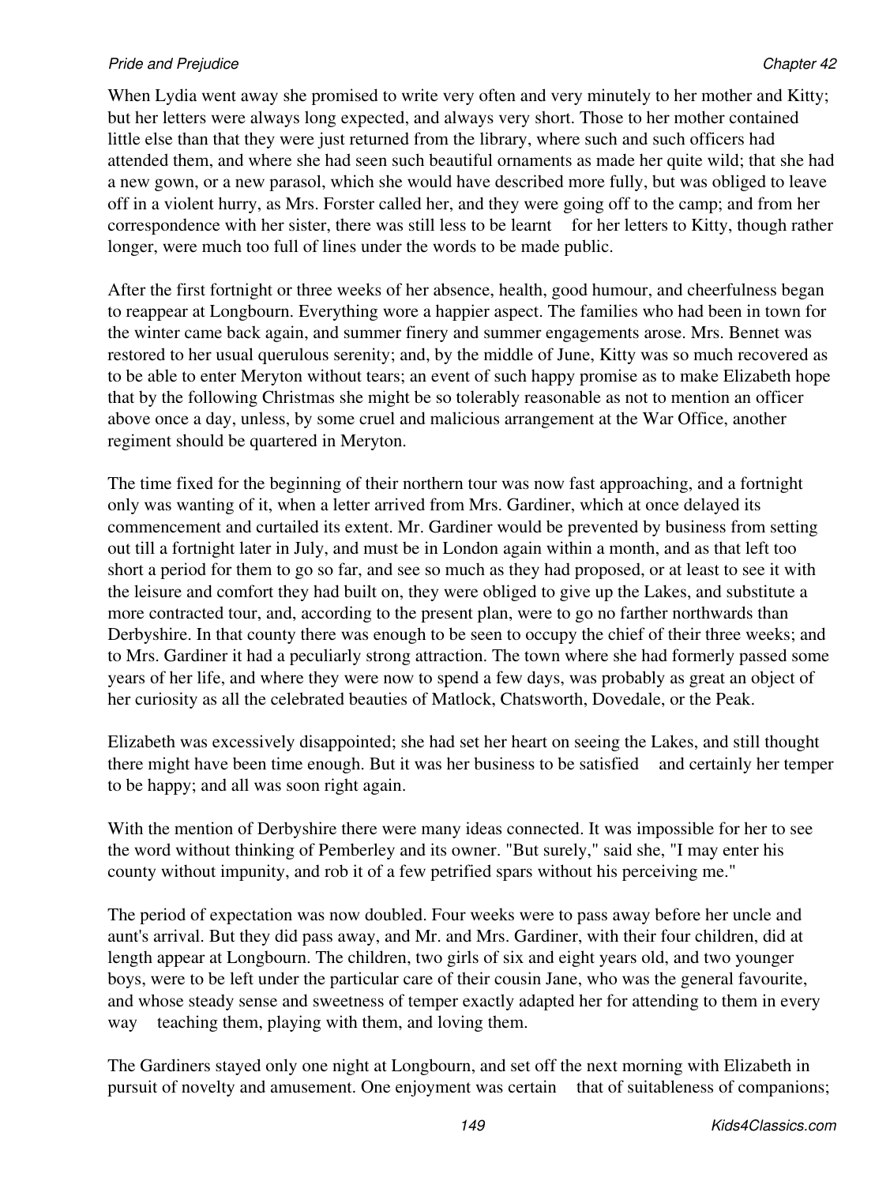When Lydia went away she promised to write very often and very minutely to her mother and Kitty; but her letters were always long expected, and always very short. Those to her mother contained little else than that they were just returned from the library, where such and such officers had attended them, and where she had seen such beautiful ornaments as made her quite wild; that she had a new gown, or a new parasol, which she would have described more fully, but was obliged to leave off in a violent hurry, as Mrs. Forster called her, and they were going off to the camp; and from her correspondence with her sister, there was still less to be learnt  for her letters to Kitty, though rather longer, were much too full of lines under the words to be made public.

After the first fortnight or three weeks of her absence, health, good humour, and cheerfulness began to reappear at Longbourn. Everything wore a happier aspect. The families who had been in town for the winter came back again, and summer finery and summer engagements arose. Mrs. Bennet was restored to her usual querulous serenity; and, by the middle of June, Kitty was so much recovered as to be able to enter Meryton without tears; an event of such happy promise as to make Elizabeth hope that by the following Christmas she might be so tolerably reasonable as not to mention an officer above once a day, unless, by some cruel and malicious arrangement at the War Office, another regiment should be quartered in Meryton.

The time fixed for the beginning of their northern tour was now fast approaching, and a fortnight only was wanting of it, when a letter arrived from Mrs. Gardiner, which at once delayed its commencement and curtailed its extent. Mr. Gardiner would be prevented by business from setting out till a fortnight later in July, and must be in London again within a month, and as that left too short a period for them to go so far, and see so much as they had proposed, or at least to see it with the leisure and comfort they had built on, they were obliged to give up the Lakes, and substitute a more contracted tour, and, according to the present plan, were to go no farther northwards than Derbyshire. In that county there was enough to be seen to occupy the chief of their three weeks; and to Mrs. Gardiner it had a peculiarly strong attraction. The town where she had formerly passed some years of her life, and where they were now to spend a few days, was probably as great an object of her curiosity as all the celebrated beauties of Matlock, Chatsworth, Dovedale, or the Peak.

Elizabeth was excessively disappointed; she had set her heart on seeing the Lakes, and still thought there might have been time enough. But it was her business to be satisfied  and certainly her temper to be happy; and all was soon right again.

With the mention of Derbyshire there were many ideas connected. It was impossible for her to see the word without thinking of Pemberley and its owner. "But surely," said she, "I may enter his county without impunity, and rob it of a few petrified spars without his perceiving me."

The period of expectation was now doubled. Four weeks were to pass away before her uncle and aunt's arrival. But they did pass away, and Mr. and Mrs. Gardiner, with their four children, did at length appear at Longbourn. The children, two girls of six and eight years old, and two younger boys, were to be left under the particular care of their cousin Jane, who was the general favourite, and whose steady sense and sweetness of temper exactly adapted her for attending to them in every way  teaching them, playing with them, and loving them.

The Gardiners stayed only one night at Longbourn, and set off the next morning with Elizabeth in pursuit of novelty and amusement. One enjoyment was certain  that of suitableness of companions;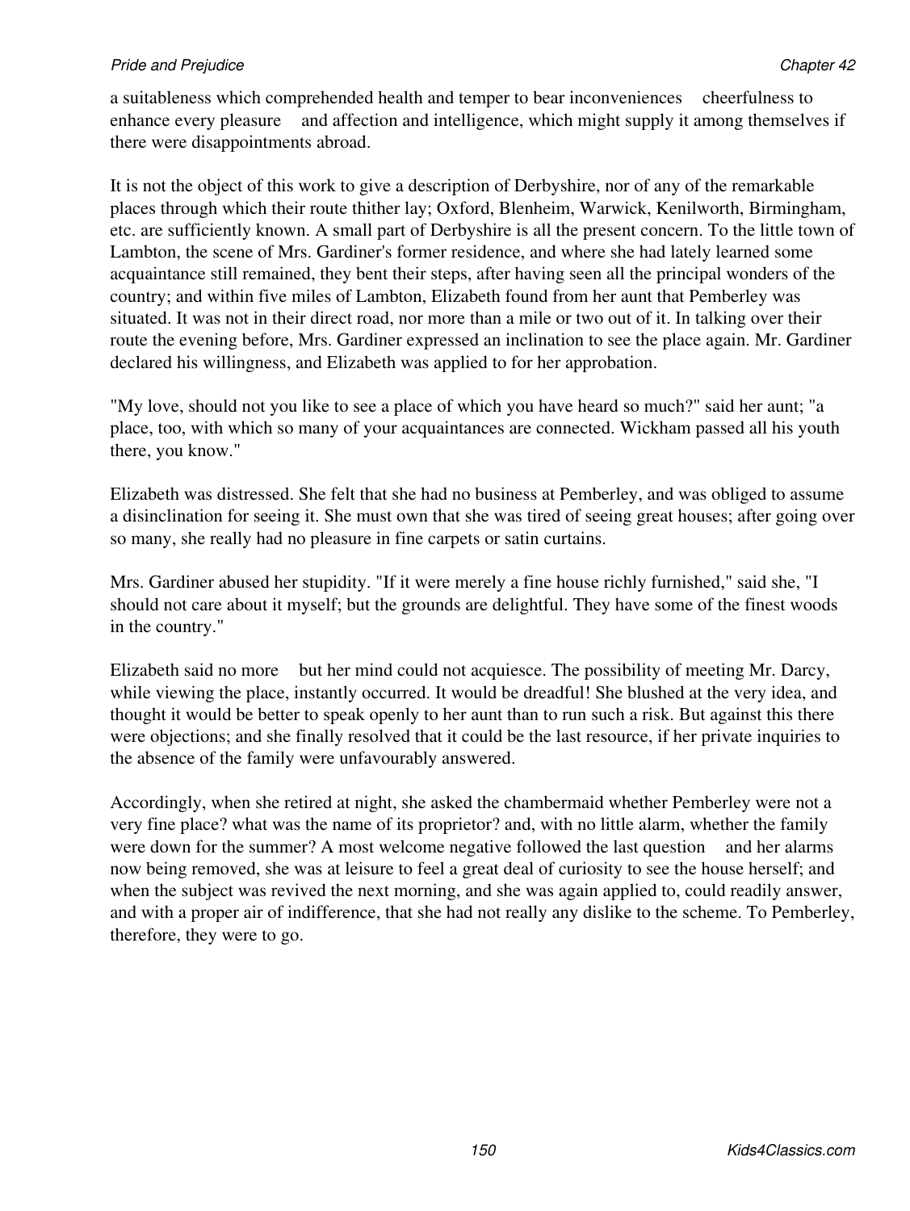a suitableness which comprehended health and temper to bear inconveniences    cheerfulness to enhance every pleasure    and affection and intelligence, which might supply it among themselves if there were disappointments abroad.

It is not the object of this work to give a description of Derbyshire, nor of any of the remarkable places through which their route thither lay; Oxford, Blenheim, Warwick, Kenilworth, Birmingham, etc. are sufficiently known. A small part of Derbyshire is all the present concern. To the little town of Lambton, the scene of Mrs. Gardiner's former residence, and where she had lately learned some acquaintance still remained, they bent their steps, after having seen all the principal wonders of the country; and within five miles of Lambton, Elizabeth found from her aunt that Pemberley was situated. It was not in their direct road, nor more than a mile or two out of it. In talking over their route the evening before, Mrs. Gardiner expressed an inclination to see the place again. Mr. Gardiner declared his willingness, and Elizabeth was applied to for her approbation.

"My love, should not you like to see a place of which you have heard so much?" said her aunt; "a place, too, with which so many of your acquaintances are connected. Wickham passed all his youth there, you know."

Elizabeth was distressed. She felt that she had no business at Pemberley, and was obliged to assume a disinclination for seeing it. She must own that she was tired of seeing great houses; after going over so many, she really had no pleasure in fine carpets or satin curtains.

Mrs. Gardiner abused her stupidity. "If it were merely a fine house richly furnished," said she, "I should not care about it myself; but the grounds are delightful. They have some of the finest woods in the country."

Elizabeth said no more    but her mind could not acquiesce. The possibility of meeting Mr. Darcy, while viewing the place, instantly occurred. It would be dreadful! She blushed at the very idea, and thought it would be better to speak openly to her aunt than to run such a risk. But against this there were objections; and she finally resolved that it could be the last resource, if her private inquiries to the absence of the family were unfavourably answered.

Accordingly, when she retired at night, she asked the chambermaid whether Pemberley were not a very fine place? what was the name of its proprietor? and, with no little alarm, whether the family were down for the summer? A most welcome negative followed the last question    and her alarms now being removed, she was at leisure to feel a great deal of curiosity to see the house herself; and when the subject was revived the next morning, and she was again applied to, could readily answer, and with a proper air of indifference, that she had not really any dislike to the scheme. To Pemberley, therefore, they were to go.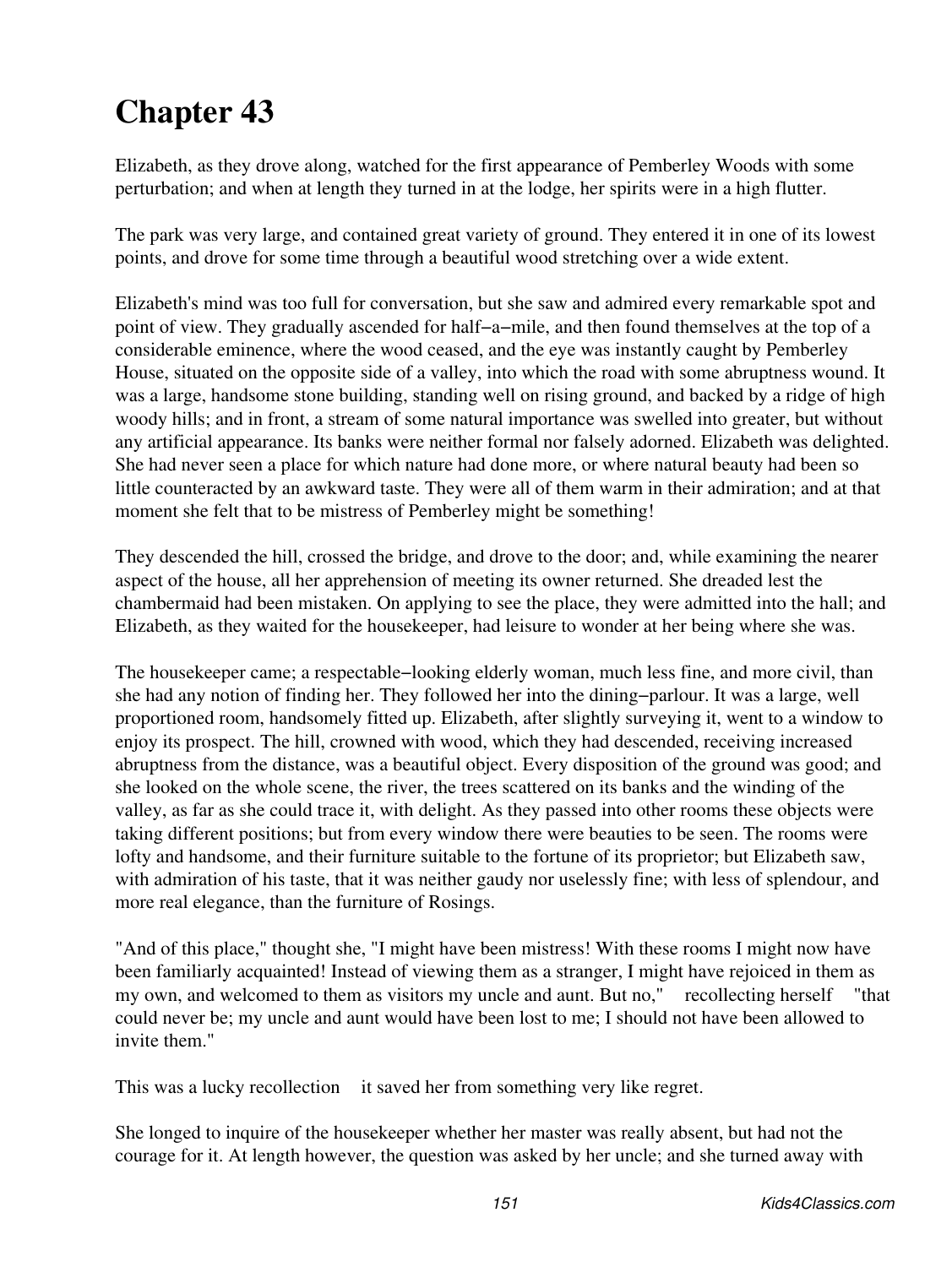# Chapter 43

Elizabeth, as they drove along, watched for the first appearance of Pemberley Woods with some perturbation; and when at length they turned in at the lodge, her spirits were in a high flutter.

The park was very large, and contained great variety of ground. They entered it in one of its lowest points, and drove for some time through a beautiful wood stretching over a wide extent.

Elizabeth's mind was too full for conversation, but she saw and admired every remarkable spot and point of view. They gradually ascended for half−a−mile, and then found themselves at the top of a considerable eminence, where the wood ceased, and the eye was instantly caught by Pemberley House, situated on the opposite side of a valley, into which the road with some abruptness wound. It was a large, handsome stone building, standing well on rising ground, and backed by a ridge of high woody hills; and in front, a stream of some natural importance was swelled into greater, but without any artificial appearance. Its banks were neither formal nor falsely adorned. Elizabeth was delighted. She had never seen a place for which nature had done more, or where natural beauty had been so little counteracted by an awkward taste. They were all of them warm in their admiration; and at that moment she felt that to be mistress of Pemberley might be something!

They descended the hill, crossed the bridge, and drove to the door; and, while examining the nearer aspect of the house, all her apprehension of meeting its owner returned. She dreaded lest the chambermaid had been mistaken. On applying to see the place, they were admitted into the hall; and Elizabeth, as they waited for the housekeeper, had leisure to wonder at her being where she was.

The housekeeper came; a respectable−looking elderly woman, much less fine, and more civil, than she had any notion of finding her. They followed her into the dining−parlour. It was a large, well proportioned room, handsomely fitted up. Elizabeth, after slightly surveying it, went to a window to enjoy its prospect. The hill, crowned with wood, which they had descended, receiving increased abruptness from the distance, was a beautiful object. Every disposition of the ground was good; and she looked on the whole scene, the river, the trees scattered on its banks and the winding of the valley, as far as she could trace it, with delight. As they passed into other rooms these objects were taking different positions; but from every window there were beauties to be seen. The rooms were lofty and handsome, and their furniture suitable to the fortune of its proprietor; but Elizabeth saw, with admiration of his taste, that it was neither gaudy nor uselessly fine; with less of splendour, and more real elegance, than the furniture of Rosings.

"And of this place," thought she, "I might have been mistress! With these rooms I might now have been familiarly acquainted! Instead of viewing them as a stranger, I might have rejoiced in them as my own, and welcomed to them as visitors my uncle and aunt. But no," recollecting herself "that could never be; my uncle and aunt would have been lost to me; I should not have been allowed to invite them."

This was a lucky recollection it saved her from something very like regret.

She longed to inquire of the housekeeper whether her master was really absent, but had not the courage for it. At length however, the question was asked by her uncle; and she turned away with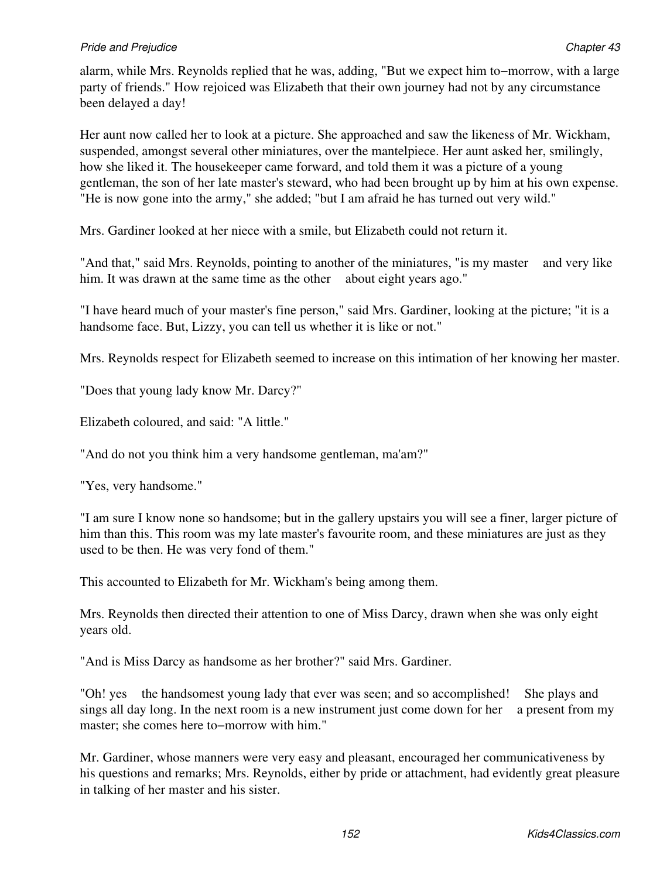alarm, while Mrs. Reynolds replied that he was, adding, "But we expect him to−morrow, with a large party of friends." How rejoiced was Elizabeth that their own journey had not by any circumstance been delayed a day!

Her aunt now called her to look at a picture. She approached and saw the likeness of Mr. Wickham, suspended, amongst several other miniatures, over the mantelpiece. Her aunt asked her, smilingly, how she liked it. The housekeeper came forward, and told them it was a picture of a young gentleman, the son of her late master's steward, who had been brought up by him at his own expense. "He is now gone into the army," she added; "but I am afraid he has turned out very wild."

Mrs. Gardiner looked at her niece with a smile, but Elizabeth could not return it.

"And that," said Mrs. Reynolds, pointing to another of the miniatures, "is my master and very like him. It was drawn at the same time as the other about eight years ago."

"I have heard much of your master's fine person," said Mrs. Gardiner, looking at the picture; "it is a handsome face. But, Lizzy, you can tell us whether it is like or not."

Mrs. Reynolds respect for Elizabeth seemed to increase on this intimation of her knowing her master.

"Does that young lady know Mr. Darcy?"

Elizabeth coloured, and said: "A little."

"And do not you think him a very handsome gentleman, ma'am?"

"Yes, very handsome."

"I am sure I know none so handsome; but in the gallery upstairs you will see a finer, larger picture of him than this. This room was my late master's favourite room, and these miniatures are just as they used to be then. He was very fond of them."

This accounted to Elizabeth for Mr. Wickham's being among them.

Mrs. Reynolds then directed their attention to one of Miss Darcy, drawn when she was only eight years old.

"And is Miss Darcy as handsome as her brother?" said Mrs. Gardiner.

"Oh! yes the handsomest young lady that ever was seen; and so accomplished! She plays and sings all day long. In the next room is a new instrument just come down for her a present from my master; she comes here to−morrow with him."

Mr. Gardiner, whose manners were very easy and pleasant, encouraged her communicativeness by his questions and remarks; Mrs. Reynolds, either by pride or attachment, had evidently great pleasure in talking of her master and his sister.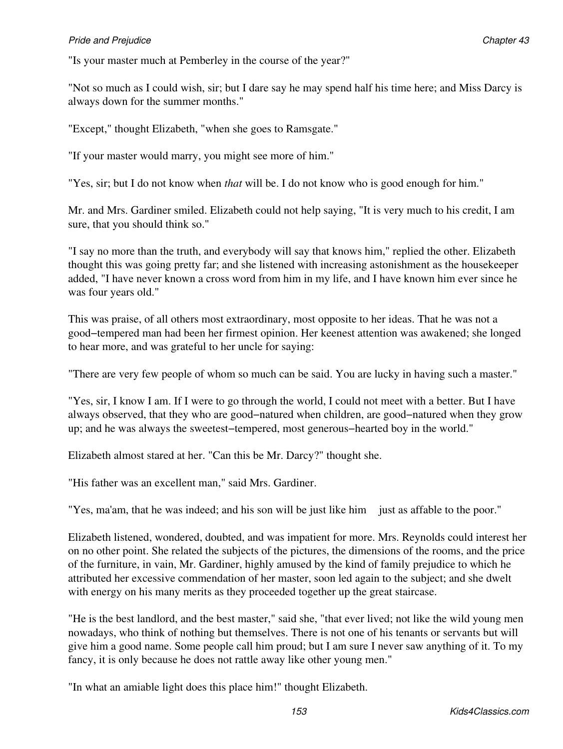"Is your master much at Pemberley in the course of the year?"

"Not so much as I could wish, sir; but I dare say he may spend half his time here; and Miss Darcy is always down for the summer months."

"Except," thought Elizabeth, "when she goes to Ramsgate."

"If your master would marry, you might see more of him."

"Yes, sir; but I do not know when *that* will be. I do not know who is good enough for him."

Mr. and Mrs. Gardiner smiled. Elizabeth could not help saying, "It is very much to his credit, I am sure, that you should think so."

"I say no more than the truth, and everybody will say that knows him," replied the other. Elizabeth thought this was going pretty far; and she listened with increasing astonishment as the housekeeper added, "I have never known a cross word from him in my life, and I have known him ever since he was four years old."

This was praise, of all others most extraordinary, most opposite to her ideas. That he was not a good−tempered man had been her firmest opinion. Her keenest attention was awakened; she longed to hear more, and was grateful to her uncle for saying:

"There are very few people of whom so much can be said. You are lucky in having such a master."

"Yes, sir, I know I am. If I were to go through the world, I could not meet with a better. But I have always observed, that they who are good−natured when children, are good−natured when they grow up; and he was always the sweetest−tempered, most generous−hearted boy in the world."

Elizabeth almost stared at her. "Can this be Mr. Darcy?" thought she.

"His father was an excellent man," said Mrs. Gardiner.

"Yes, ma'am, that he was indeed; and his son will be just like him just as affable to the poor."

Elizabeth listened, wondered, doubted, and was impatient for more. Mrs. Reynolds could interest her on no other point. She related the subjects of the pictures, the dimensions of the rooms, and the price of the furniture, in vain, Mr. Gardiner, highly amused by the kind of family prejudice to which he attributed her excessive commendation of her master, soon led again to the subject; and she dwelt with energy on his many merits as they proceeded together up the great staircase.

"He is the best landlord, and the best master," said she, "that ever lived; not like the wild young men nowadays, who think of nothing but themselves. There is not one of his tenants or servants but will give him a good name. Some people call him proud; but I am sure I never saw anything of it. To my fancy, it is only because he does not rattle away like other young men."

"In what an amiable light does this place him!" thought Elizabeth.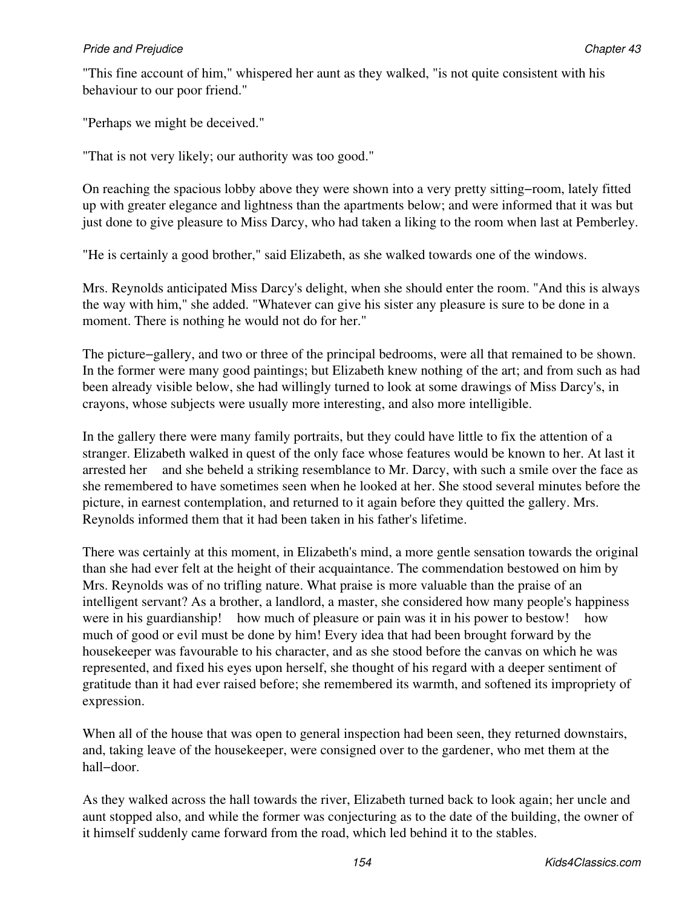"This fine account of him," whispered her aunt as they walked, "is not quite consistent with his behaviour to our poor friend."

"Perhaps we might be deceived."

"That is not very likely; our authority was too good."

On reaching the spacious lobby above they were shown into a very pretty sitting−room, lately fitted up with greater elegance and lightness than the apartments below; and were informed that it was but just done to give pleasure to Miss Darcy, who had taken a liking to the room when last at Pemberley.

"He is certainly a good brother," said Elizabeth, as she walked towards one of the windows.

Mrs. Reynolds anticipated Miss Darcy's delight, when she should enter the room. "And this is always the way with him," she added. "Whatever can give his sister any pleasure is sure to be done in a moment. There is nothing he would not do for her."

The picture−gallery, and two or three of the principal bedrooms, were all that remained to be shown. In the former were many good paintings; but Elizabeth knew nothing of the art; and from such as had been already visible below, she had willingly turned to look at some drawings of Miss Darcy's, in crayons, whose subjects were usually more interesting, and also more intelligible.

In the gallery there were many family portraits, but they could have little to fix the attention of a stranger. Elizabeth walked in quest of the only face whose features would be known to her. At last it arrested her and she beheld a striking resemblance to Mr. Darcy, with such a smile over the face as she remembered to have sometimes seen when he looked at her. She stood several minutes before the picture, in earnest contemplation, and returned to it again before they quitted the gallery. Mrs. Reynolds informed them that it had been taken in his father's lifetime.

There was certainly at this moment, in Elizabeth's mind, a more gentle sensation towards the original than she had ever felt at the height of their acquaintance. The commendation bestowed on him by Mrs. Reynolds was of no trifling nature. What praise is more valuable than the praise of an intelligent servant? As a brother, a landlord, a master, she considered how many people's happiness were in his guardianship! how much of pleasure or pain was it in his power to bestow! how much of good or evil must be done by him! Every idea that had been brought forward by the housekeeper was favourable to his character, and as she stood before the canvas on which he was represented, and fixed his eyes upon herself, she thought of his regard with a deeper sentiment of gratitude than it had ever raised before; she remembered its warmth, and softened its impropriety of expression.

When all of the house that was open to general inspection had been seen, they returned downstairs, and, taking leave of the housekeeper, were consigned over to the gardener, who met them at the hall−door.

As they walked across the hall towards the river, Elizabeth turned back to look again; her uncle and aunt stopped also, and while the former was conjecturing as to the date of the building, the owner of it himself suddenly came forward from the road, which led behind it to the stables.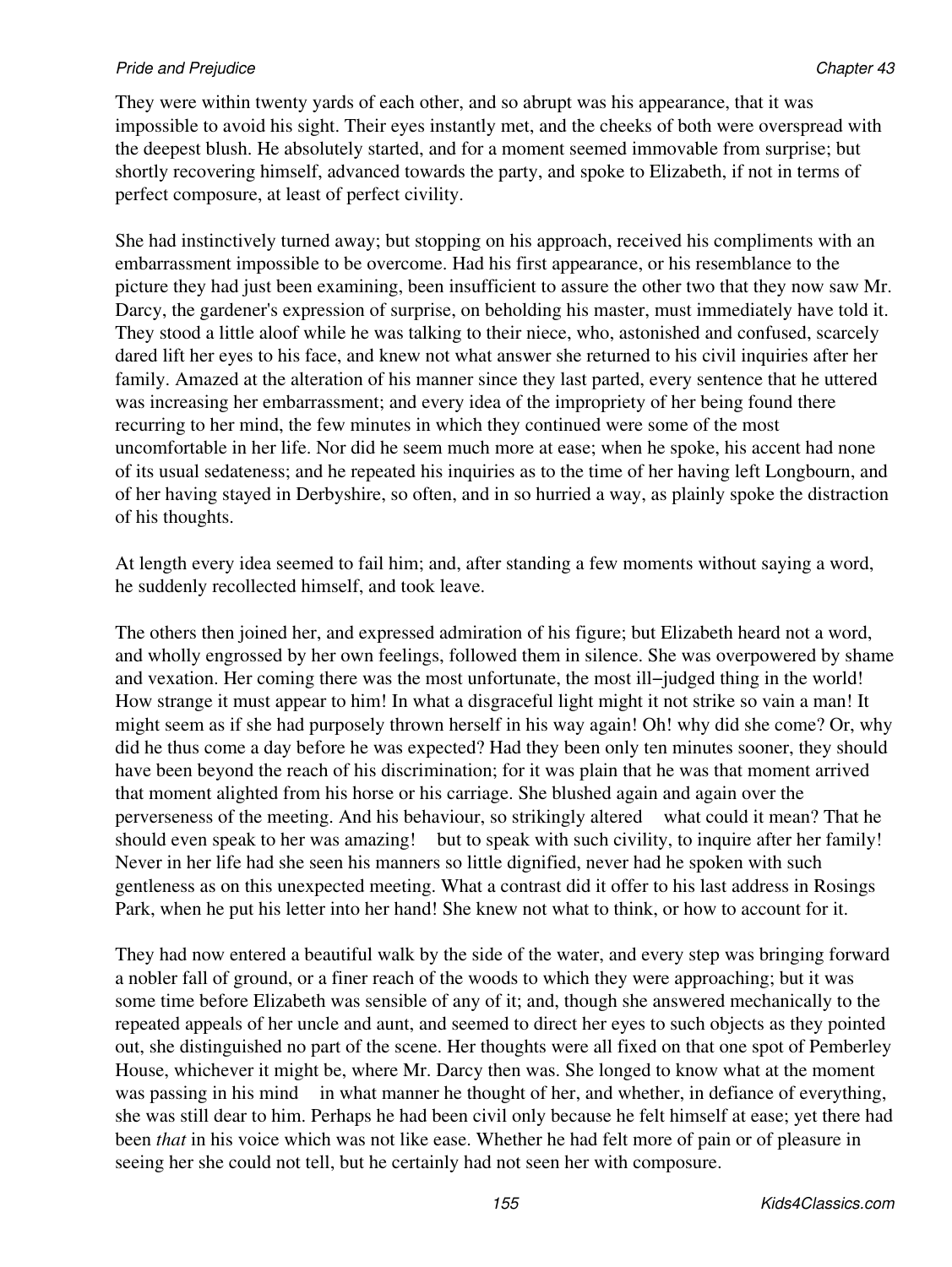They were within twenty yards of each other, and so abrupt was his appearance, that it was impossible to avoid his sight. Their eyes instantly met, and the cheeks of both were overspread with the deepest blush. He absolutely started, and for a moment seemed immovable from surprise; but shortly recovering himself, advanced towards the party, and spoke to Elizabeth, if not in terms of perfect composure, at least of perfect civility.

She had instinctively turned away; but stopping on his approach, received his compliments with an embarrassment impossible to be overcome. Had his first appearance, or his resemblance to the picture they had just been examining, been insufficient to assure the other two that they now saw Mr. Darcy, the gardener's expression of surprise, on beholding his master, must immediately have told it. They stood a little aloof while he was talking to their niece, who, astonished and confused, scarcely dared lift her eyes to his face, and knew not what answer she returned to his civil inquiries after her family. Amazed at the alteration of his manner since they last parted, every sentence that he uttered was increasing her embarrassment; and every idea of the impropriety of her being found there recurring to her mind, the few minutes in which they continued were some of the most uncomfortable in her life. Nor did he seem much more at ease; when he spoke, his accent had none of its usual sedateness; and he repeated his inquiries as to the time of her having left Longbourn, and of her having stayed in Derbyshire, so often, and in so hurried a way, as plainly spoke the distraction of his thoughts.

At length every idea seemed to fail him; and, after standing a few moments without saying a word, he suddenly recollected himself, and took leave.

The others then joined her, and expressed admiration of his figure; but Elizabeth heard not a word, and wholly engrossed by her own feelings, followed them in silence. She was overpowered by shame and vexation. Her coming there was the most unfortunate, the most ill−judged thing in the world! How strange it must appear to him! In what a disgraceful light might it not strike so vain a man! It might seem as if she had purposely thrown herself in his way again! Oh! why did she come? Or, why did he thus come a day before he was expected? Had they been only ten minutes sooner, they should have been beyond the reach of his discrimination; for it was plain that he was that moment arrived that moment alighted from his horse or his carriage. She blushed again and again over the perverseness of the meeting. And his behaviour, so strikingly altered what could it mean? That he should even speak to her was amazing! but to speak with such civility, to inquire after her family! Never in her life had she seen his manners so little dignified, never had he spoken with such gentleness as on this unexpected meeting. What a contrast did it offer to his last address in Rosings Park, when he put his letter into her hand! She knew not what to think, or how to account for it.

They had now entered a beautiful walk by the side of the water, and every step was bringing forward a nobler fall of ground, or a finer reach of the woods to which they were approaching; but it was some time before Elizabeth was sensible of any of it; and, though she answered mechanically to the repeated appeals of her uncle and aunt, and seemed to direct her eyes to such objects as they pointed out, she distinguished no part of the scene. Her thoughts were all fixed on that one spot of Pemberley House, whichever it might be, where Mr. Darcy then was. She longed to know what at the moment was passing in his mind in what manner he thought of her, and whether, in defiance of everything, she was still dear to him. Perhaps he had been civil only because he felt himself at ease; yet there had been *that* in his voice which was not like ease. Whether he had felt more of pain or of pleasure in seeing her she could not tell, but he certainly had not seen her with composure.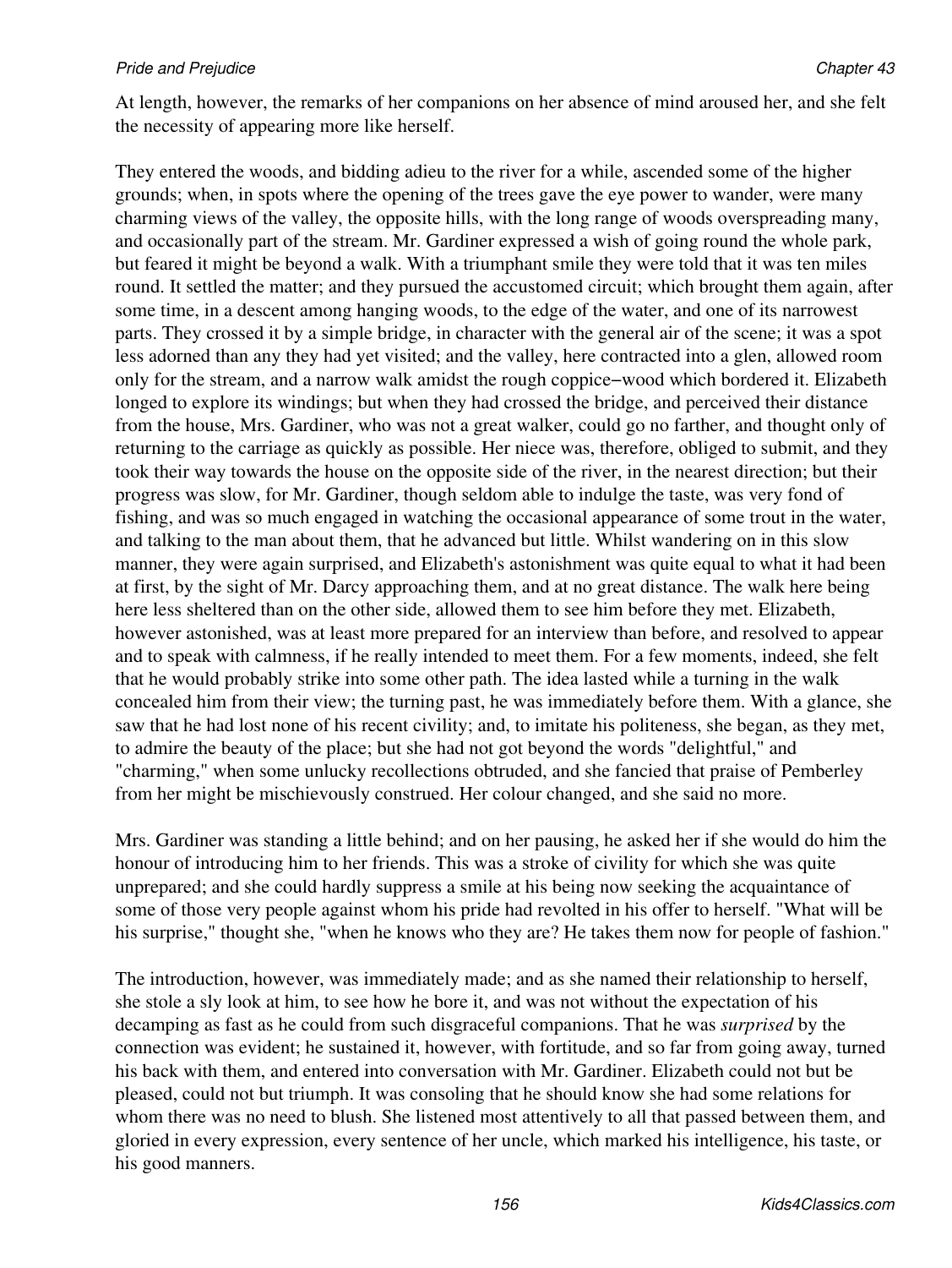At length, however, the remarks of her companions on her absence of mind aroused her, and she felt the necessity of appearing more like herself.

They entered the woods, and bidding adieu to the river for a while, ascended some of the higher grounds; when, in spots where the opening of the trees gave the eye power to wander, were many charming views of the valley, the opposite hills, with the long range of woods overspreading many, and occasionally part of the stream. Mr. Gardiner expressed a wish of going round the whole park, but feared it might be beyond a walk. With a triumphant smile they were told that it was ten miles round. It settled the matter; and they pursued the accustomed circuit; which brought them again, after some time, in a descent among hanging woods, to the edge of the water, and one of its narrowest parts. They crossed it by a simple bridge, in character with the general air of the scene; it was a spot less adorned than any they had yet visited; and the valley, here contracted into a glen, allowed room only for the stream, and a narrow walk amidst the rough coppice−wood which bordered it. Elizabeth longed to explore its windings; but when they had crossed the bridge, and perceived their distance from the house, Mrs. Gardiner, who was not a great walker, could go no farther, and thought only of returning to the carriage as quickly as possible. Her niece was, therefore, obliged to submit, and they took their way towards the house on the opposite side of the river, in the nearest direction; but their progress was slow, for Mr. Gardiner, though seldom able to indulge the taste, was very fond of fishing, and was so much engaged in watching the occasional appearance of some trout in the water, and talking to the man about them, that he advanced but little. Whilst wandering on in this slow manner, they were again surprised, and Elizabeth's astonishment was quite equal to what it had been at first, by the sight of Mr. Darcy approaching them, and at no great distance. The walk here being here less sheltered than on the other side, allowed them to see him before they met. Elizabeth, however astonished, was at least more prepared for an interview than before, and resolved to appear and to speak with calmness, if he really intended to meet them. For a few moments, indeed, she felt that he would probably strike into some other path. The idea lasted while a turning in the walk concealed him from their view; the turning past, he was immediately before them. With a glance, she saw that he had lost none of his recent civility; and, to imitate his politeness, she began, as they met, to admire the beauty of the place; but she had not got beyond the words "delightful," and "charming," when some unlucky recollections obtruded, and she fancied that praise of Pemberley from her might be mischievously construed. Her colour changed, and she said no more.

Mrs. Gardiner was standing a little behind; and on her pausing, he asked her if she would do him the honour of introducing him to her friends. This was a stroke of civility for which she was quite unprepared; and she could hardly suppress a smile at his being now seeking the acquaintance of some of those very people against whom his pride had revolted in his offer to herself. "What will be his surprise," thought she, "when he knows who they are? He takes them now for people of fashion."

The introduction, however, was immediately made; and as she named their relationship to herself, she stole a sly look at him, to see how he bore it, and was not without the expectation of his decamping as fast as he could from such disgraceful companions. That he was *surprised* by the connection was evident; he sustained it, however, with fortitude, and so far from going away, turned his back with them, and entered into conversation with Mr. Gardiner. Elizabeth could not but be pleased, could not but triumph. It was consoling that he should know she had some relations for whom there was no need to blush. She listened most attentively to all that passed between them, and gloried in every expression, every sentence of her uncle, which marked his intelligence, his taste, or his good manners.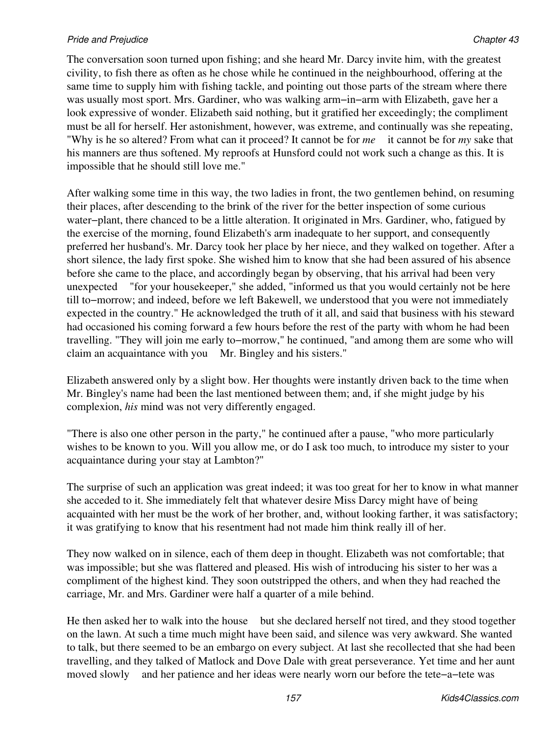The conversation soon turned upon fishing; and she heard Mr. Darcy invite him, with the greatest civility, to fish there as often as he chose while he continued in the neighbourhood, offering at the same time to supply him with fishing tackle, and pointing out those parts of the stream where there was usually most sport. Mrs. Gardiner, who was walking arm−in−arm with Elizabeth, gave her a look expressive of wonder. Elizabeth said nothing, but it gratified her exceedingly; the compliment must be all for herself. Her astonishment, however, was extreme, and continually was she repeating, "Why is he so altered? From what can it proceed? It cannot be for *me* it cannot be for *my* sake that his manners are thus softened. My reproofs at Hunsford could not work such a change as this. It is impossible that he should still love me."

After walking some time in this way, the two ladies in front, the two gentlemen behind, on resuming their places, after descending to the brink of the river for the better inspection of some curious water−plant, there chanced to be a little alteration. It originated in Mrs. Gardiner, who, fatigued by the exercise of the morning, found Elizabeth's arm inadequate to her support, and consequently preferred her husband's. Mr. Darcy took her place by her niece, and they walked on together. After a short silence, the lady first spoke. She wished him to know that she had been assured of his absence before she came to the place, and accordingly began by observing, that his arrival had been very unexpected "for your housekeeper," she added, "informed us that you would certainly not be here till to−morrow; and indeed, before we left Bakewell, we understood that you were not immediately expected in the country." He acknowledged the truth of it all, and said that business with his steward had occasioned his coming forward a few hours before the rest of the party with whom he had been travelling. "They will join me early to−morrow," he continued, "and among them are some who will claim an acquaintance with you Mr. Bingley and his sisters."

Elizabeth answered only by a slight bow. Her thoughts were instantly driven back to the time when Mr. Bingley's name had been the last mentioned between them; and, if she might judge by his complexion, *his* mind was not very differently engaged.

"There is also one other person in the party," he continued after a pause, "who more particularly wishes to be known to you. Will you allow me, or do I ask too much, to introduce my sister to your acquaintance during your stay at Lambton?"

The surprise of such an application was great indeed; it was too great for her to know in what manner she acceded to it. She immediately felt that whatever desire Miss Darcy might have of being acquainted with her must be the work of her brother, and, without looking farther, it was satisfactory; it was gratifying to know that his resentment had not made him think really ill of her.

They now walked on in silence, each of them deep in thought. Elizabeth was not comfortable; that was impossible; but she was flattered and pleased. His wish of introducing his sister to her was a compliment of the highest kind. They soon outstripped the others, and when they had reached the carriage, Mr. and Mrs. Gardiner were half a quarter of a mile behind.

He then asked her to walk into the house but she declared herself not tired, and they stood together on the lawn. At such a time much might have been said, and silence was very awkward. She wanted to talk, but there seemed to be an embargo on every subject. At last she recollected that she had been travelling, and they talked of Matlock and Dove Dale with great perseverance. Yet time and her aunt moved slowly and her patience and her ideas were nearly worn our before the tete−a−tete was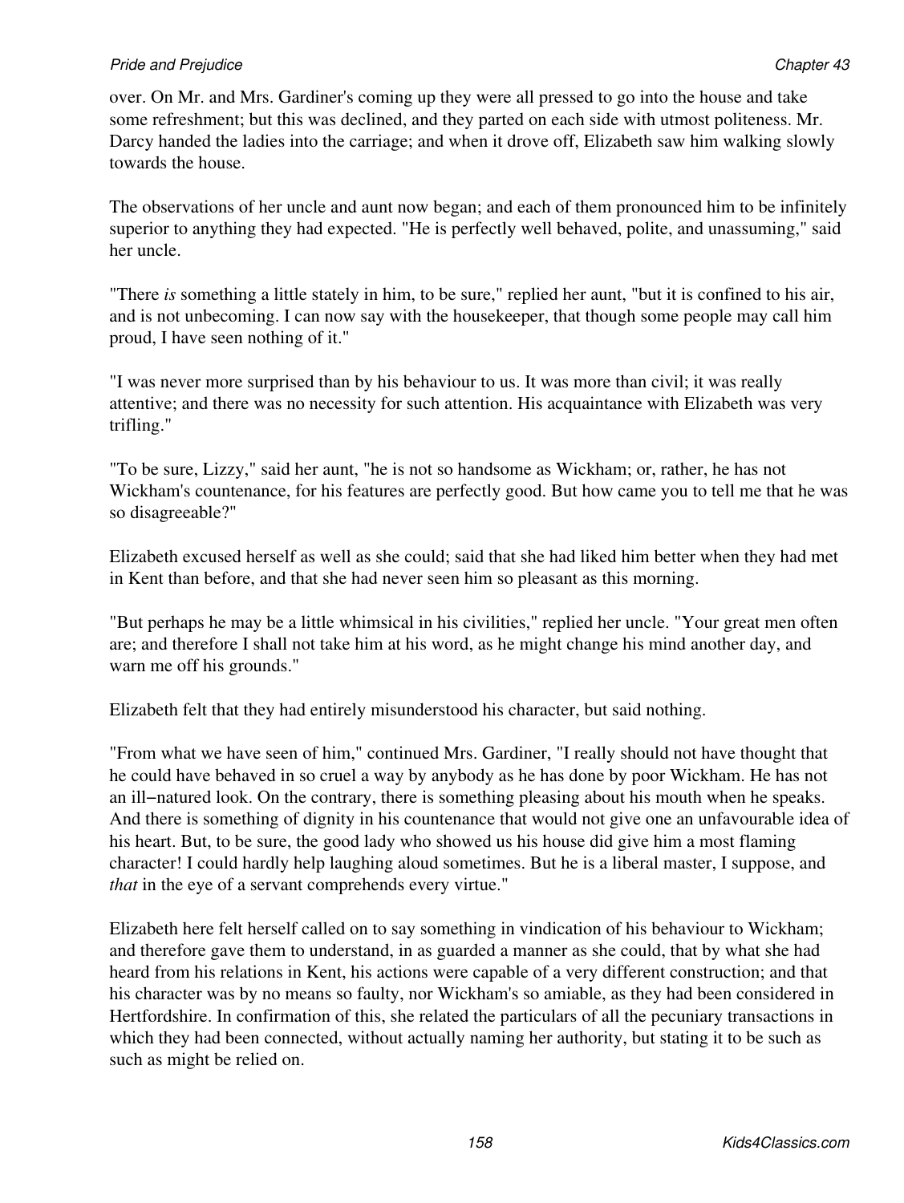over. On Mr. and Mrs. Gardiner's coming up they were all pressed to go into the house and take some refreshment; but this was declined, and they parted on each side with utmost politeness. Mr. Darcy handed the ladies into the carriage; and when it drove off, Elizabeth saw him walking slowly towards the house.

The observations of her uncle and aunt now began; and each of them pronounced him to be infinitely superior to anything they had expected. "He is perfectly well behaved, polite, and unassuming," said her uncle.

"There *is* something a little stately in him, to be sure," replied her aunt, "but it is confined to his air, and is not unbecoming. I can now say with the housekeeper, that though some people may call him proud, I have seen nothing of it."

"I was never more surprised than by his behaviour to us. It was more than civil; it was really attentive; and there was no necessity for such attention. His acquaintance with Elizabeth was very trifling."

"To be sure, Lizzy," said her aunt, "he is not so handsome as Wickham; or, rather, he has not Wickham's countenance, for his features are perfectly good. But how came you to tell me that he was so disagreeable?"

Elizabeth excused herself as well as she could; said that she had liked him better when they had met in Kent than before, and that she had never seen him so pleasant as this morning.

"But perhaps he may be a little whimsical in his civilities," replied her uncle. "Your great men often are; and therefore I shall not take him at his word, as he might change his mind another day, and warn me off his grounds."

Elizabeth felt that they had entirely misunderstood his character, but said nothing.

"From what we have seen of him," continued Mrs. Gardiner, "I really should not have thought that he could have behaved in so cruel a way by anybody as he has done by poor Wickham. He has not an ill−natured look. On the contrary, there is something pleasing about his mouth when he speaks. And there is something of dignity in his countenance that would not give one an unfavourable idea of his heart. But, to be sure, the good lady who showed us his house did give him a most flaming character! I could hardly help laughing aloud sometimes. But he is a liberal master, I suppose, and *that* in the eye of a servant comprehends every virtue."

Elizabeth here felt herself called on to say something in vindication of his behaviour to Wickham; and therefore gave them to understand, in as guarded a manner as she could, that by what she had heard from his relations in Kent, his actions were capable of a very different construction; and that his character was by no means so faulty, nor Wickham's so amiable, as they had been considered in Hertfordshire. In confirmation of this, she related the particulars of all the pecuniary transactions in which they had been connected, without actually naming her authority, but stating it to be such as such as might be relied on.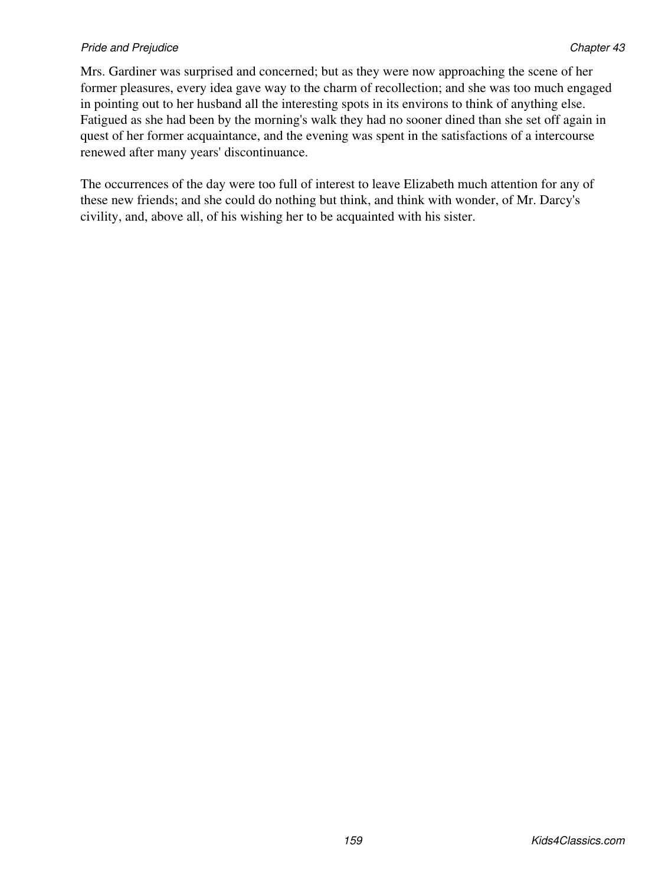Mrs. Gardiner was surprised and concerned; but as they were now approaching the scene of her former pleasures, every idea gave way to the charm of recollection; and she was too much engaged in pointing out to her husband all the interesting spots in its environs to think of anything else. Fatigued as she had been by the morning's walk they had no sooner dined than she set off again in quest of her former acquaintance, and the evening was spent in the satisfactions of a intercourse renewed after many years' discontinuance.

The occurrences of the day were too full of interest to leave Elizabeth much attention for any of these new friends; and she could do nothing but think, and think with wonder, of Mr. Darcy's civility, and, above all, of his wishing her to be acquainted with his sister.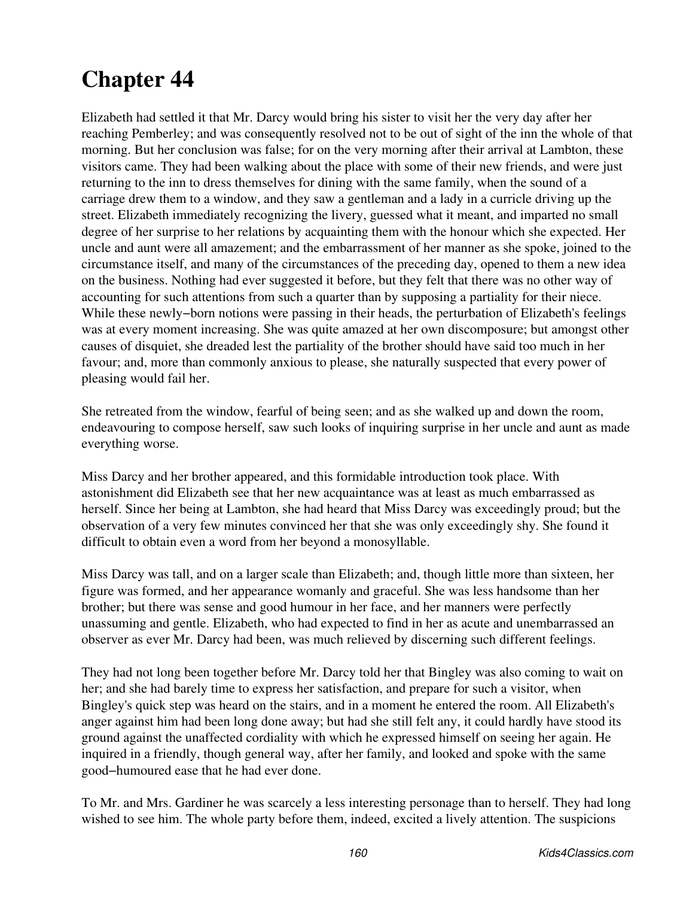# Chapter 44

Elizabeth had settled it that Mr. Darcy would bring his sister to visit her the very day after her reaching Pemberley; and was consequently resolved not to be out of sight of the inn the whole of that morning. But her conclusion was false; for on the very morning after their arrival at Lambton, these visitors came. They had been walking about the place with some of their new friends, and were just returning to the inn to dress themselves for dining with the same family, when the sound of a carriage drew them to a window, and they saw a gentleman and a lady in a curricle driving up the street. Elizabeth immediately recognizing the livery, guessed what it meant, and imparted no small degree of her surprise to her relations by acquainting them with the honour which she expected. Her uncle and aunt were all amazement; and the embarrassment of her manner as she spoke, joined to the circumstance itself, and many of the circumstances of the preceding day, opened to them a new idea on the business. Nothing had ever suggested it before, but they felt that there was no other way of accounting for such attentions from such a quarter than by supposing a partiality for their niece. While these newly−born notions were passing in their heads, the perturbation of Elizabeth's feelings was at every moment increasing. She was quite amazed at her own discomposure; but amongst other causes of disquiet, she dreaded lest the partiality of the brother should have said too much in her favour; and, more than commonly anxious to please, she naturally suspected that every power of pleasing would fail her.

She retreated from the window, fearful of being seen; and as she walked up and down the room, endeavouring to compose herself, saw such looks of inquiring surprise in her uncle and aunt as made everything worse.

Miss Darcy and her brother appeared, and this formidable introduction took place. With astonishment did Elizabeth see that her new acquaintance was at least as much embarrassed as herself. Since her being at Lambton, she had heard that Miss Darcy was exceedingly proud; but the observation of a very few minutes convinced her that she was only exceedingly shy. She found it difficult to obtain even a word from her beyond a monosyllable.

Miss Darcy was tall, and on a larger scale than Elizabeth; and, though little more than sixteen, her figure was formed, and her appearance womanly and graceful. She was less handsome than her brother; but there was sense and good humour in her face, and her manners were perfectly unassuming and gentle. Elizabeth, who had expected to find in her as acute and unembarrassed an observer as ever Mr. Darcy had been, was much relieved by discerning such different feelings.

They had not long been together before Mr. Darcy told her that Bingley was also coming to wait on her; and she had barely time to express her satisfaction, and prepare for such a visitor, when Bingley's quick step was heard on the stairs, and in a moment he entered the room. All Elizabeth's anger against him had been long done away; but had she still felt any, it could hardly have stood its ground against the unaffected cordiality with which he expressed himself on seeing her again. He inquired in a friendly, though general way, after her family, and looked and spoke with the same good−humoured ease that he had ever done.

To Mr. and Mrs. Gardiner he was scarcely a less interesting personage than to herself. They had long wished to see him. The whole party before them, indeed, excited a lively attention. The suspicions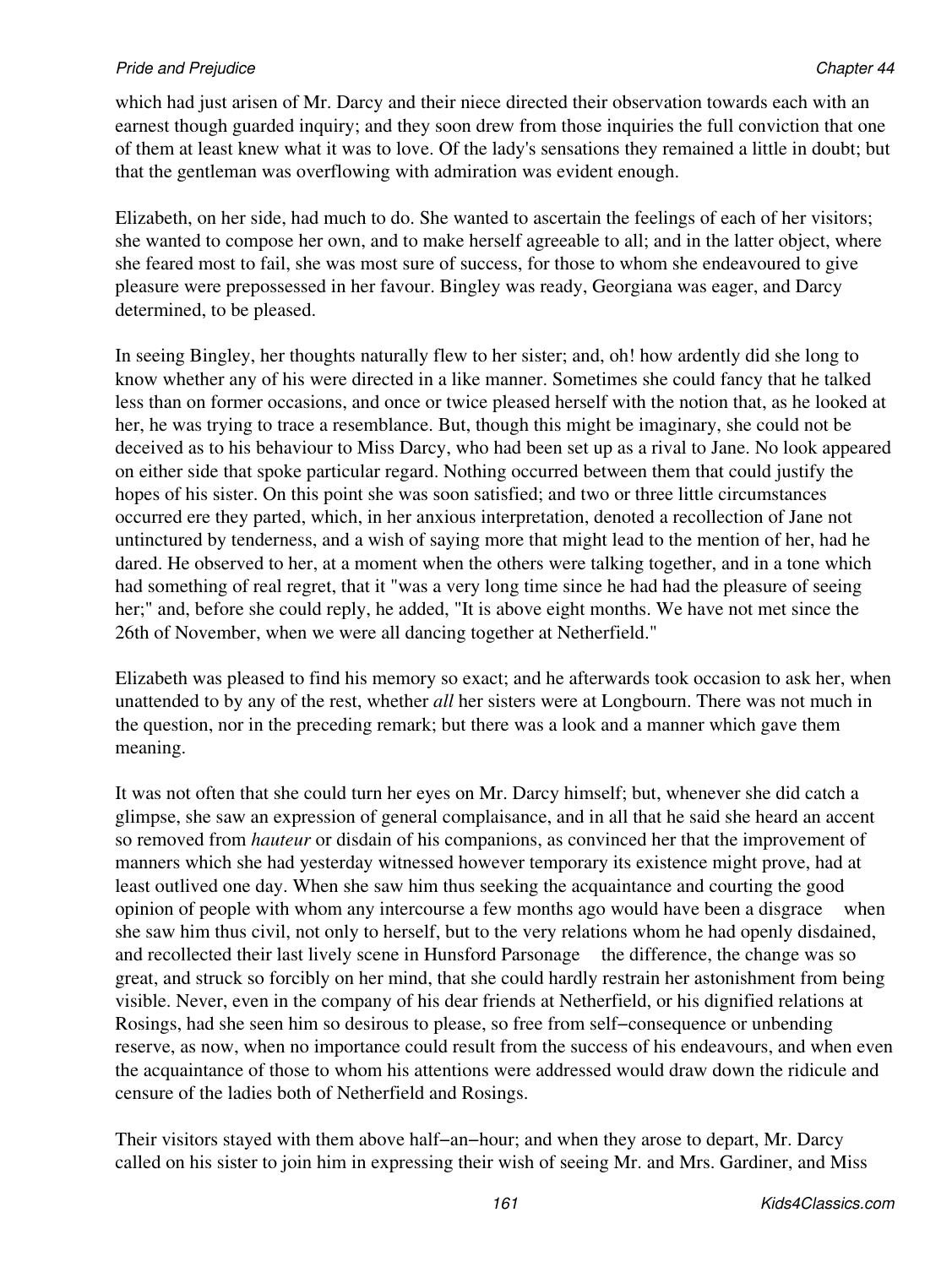which had just arisen of Mr. Darcy and their niece directed their observation towards each with an earnest though guarded inquiry; and they soon drew from those inquiries the full conviction that one of them at least knew what it was to love. Of the lady's sensations they remained a little in doubt; but that the gentleman was overflowing with admiration was evident enough.

Elizabeth, on her side, had much to do. She wanted to ascertain the feelings of each of her visitors; she wanted to compose her own, and to make herself agreeable to all; and in the latter object, where she feared most to fail, she was most sure of success, for those to whom she endeavoured to give pleasure were prepossessed in her favour. Bingley was ready, Georgiana was eager, and Darcy determined, to be pleased.

In seeing Bingley, her thoughts naturally flew to her sister; and, oh! how ardently did she long to know whether any of his were directed in a like manner. Sometimes she could fancy that he talked less than on former occasions, and once or twice pleased herself with the notion that, as he looked at her, he was trying to trace a resemblance. But, though this might be imaginary, she could not be deceived as to his behaviour to Miss Darcy, who had been set up as a rival to Jane. No look appeared on either side that spoke particular regard. Nothing occurred between them that could justify the hopes of his sister. On this point she was soon satisfied; and two or three little circumstances occurred ere they parted, which, in her anxious interpretation, denoted a recollection of Jane not untinctured by tenderness, and a wish of saying more that might lead to the mention of her, had he dared. He observed to her, at a moment when the others were talking together, and in a tone which had something of real regret, that it "was a very long time since he had had the pleasure of seeing her;" and, before she could reply, he added, "It is above eight months. We have not met since the 26th of November, when we were all dancing together at Netherfield."

Elizabeth was pleased to find his memory so exact; and he afterwards took occasion to ask her, when unattended to by any of the rest, whether *all* her sisters were at Longbourn. There was not much in the question, nor in the preceding remark; but there was a look and a manner which gave them meaning.

It was not often that she could turn her eyes on Mr. Darcy himself; but, whenever she did catch a glimpse, she saw an expression of general complaisance, and in all that he said she heard an accent so removed from *hauteur* or disdain of his companions, as convinced her that the improvement of manners which she had yesterday witnessed however temporary its existence might prove, had at least outlived one day. When she saw him thus seeking the acquaintance and courting the good opinion of people with whom any intercourse a few months ago would have been a disgrace when she saw him thus civil, not only to herself, but to the very relations whom he had openly disdained, and recollected their last lively scene in Hunsford Parsonage the difference, the change was so great, and struck so forcibly on her mind, that she could hardly restrain her astonishment from being visible. Never, even in the company of his dear friends at Netherfield, or his dignified relations at Rosings, had she seen him so desirous to please, so free from self−consequence or unbending reserve, as now, when no importance could result from the success of his endeavours, and when even the acquaintance of those to whom his attentions were addressed would draw down the ridicule and censure of the ladies both of Netherfield and Rosings.

Their visitors stayed with them above half−an−hour; and when they arose to depart, Mr. Darcy called on his sister to join him in expressing their wish of seeing Mr. and Mrs. Gardiner, and Miss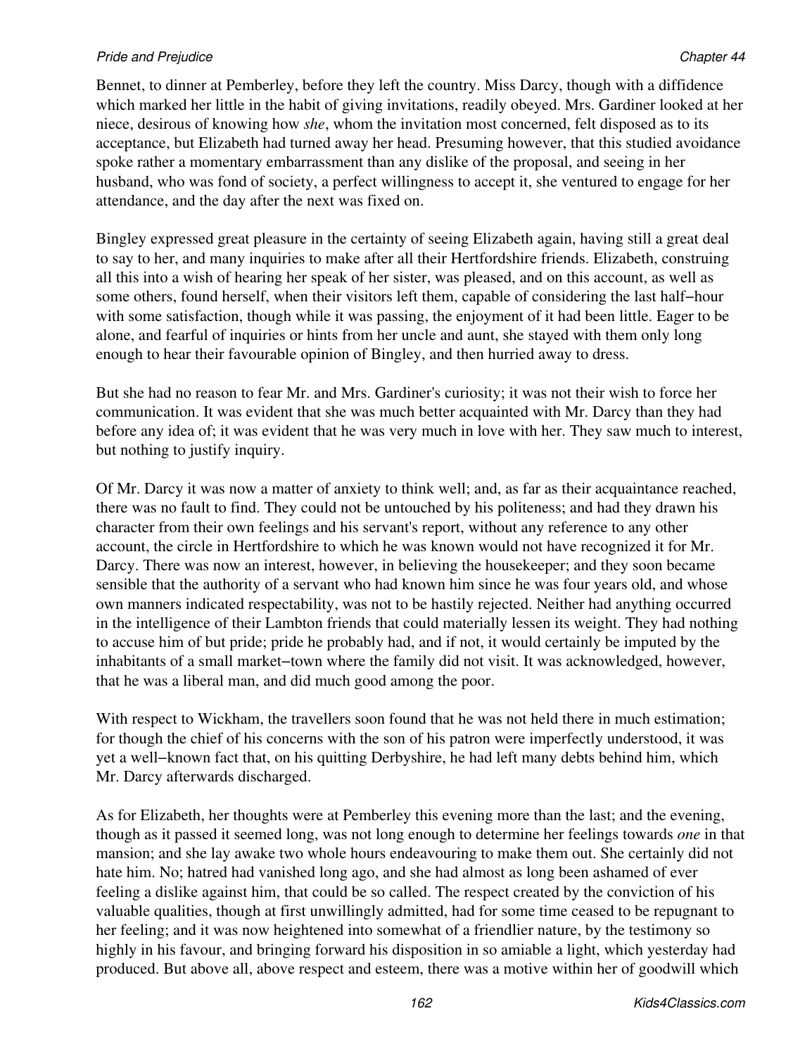Bennet, to dinner at Pemberley, before they left the country. Miss Darcy, though with a diffidence which marked her little in the habit of giving invitations, readily obeyed. Mrs. Gardiner looked at her niece, desirous of knowing how *she*, whom the invitation most concerned, felt disposed as to its acceptance, but Elizabeth had turned away her head. Presuming however, that this studied avoidance spoke rather a momentary embarrassment than any dislike of the proposal, and seeing in her husband, who was fond of society, a perfect willingness to accept it, she ventured to engage for her attendance, and the day after the next was fixed on.

Bingley expressed great pleasure in the certainty of seeing Elizabeth again, having still a great deal to say to her, and many inquiries to make after all their Hertfordshire friends. Elizabeth, construing all this into a wish of hearing her speak of her sister, was pleased, and on this account, as well as some others, found herself, when their visitors left them, capable of considering the last half−hour with some satisfaction, though while it was passing, the enjoyment of it had been little. Eager to be alone, and fearful of inquiries or hints from her uncle and aunt, she stayed with them only long enough to hear their favourable opinion of Bingley, and then hurried away to dress.

But she had no reason to fear Mr. and Mrs. Gardiner's curiosity; it was not their wish to force her communication. It was evident that she was much better acquainted with Mr. Darcy than they had before any idea of; it was evident that he was very much in love with her. They saw much to interest, but nothing to justify inquiry.

Of Mr. Darcy it was now a matter of anxiety to think well; and, as far as their acquaintance reached, there was no fault to find. They could not be untouched by his politeness; and had they drawn his character from their own feelings and his servant's report, without any reference to any other account, the circle in Hertfordshire to which he was known would not have recognized it for Mr. Darcy. There was now an interest, however, in believing the housekeeper; and they soon became sensible that the authority of a servant who had known him since he was four years old, and whose own manners indicated respectability, was not to be hastily rejected. Neither had anything occurred in the intelligence of their Lambton friends that could materially lessen its weight. They had nothing to accuse him of but pride; pride he probably had, and if not, it would certainly be imputed by the inhabitants of a small market−town where the family did not visit. It was acknowledged, however, that he was a liberal man, and did much good among the poor.

With respect to Wickham, the travellers soon found that he was not held there in much estimation; for though the chief of his concerns with the son of his patron were imperfectly understood, it was yet a well−known fact that, on his quitting Derbyshire, he had left many debts behind him, which Mr. Darcy afterwards discharged.

As for Elizabeth, her thoughts were at Pemberley this evening more than the last; and the evening, though as it passed it seemed long, was not long enough to determine her feelings towards *one* in that mansion; and she lay awake two whole hours endeavouring to make them out. She certainly did not hate him. No; hatred had vanished long ago, and she had almost as long been ashamed of ever feeling a dislike against him, that could be so called. The respect created by the conviction of his valuable qualities, though at first unwillingly admitted, had for some time ceased to be repugnant to her feeling; and it was now heightened into somewhat of a friendlier nature, by the testimony so highly in his favour, and bringing forward his disposition in so amiable a light, which yesterday had produced. But above all, above respect and esteem, there was a motive within her of goodwill which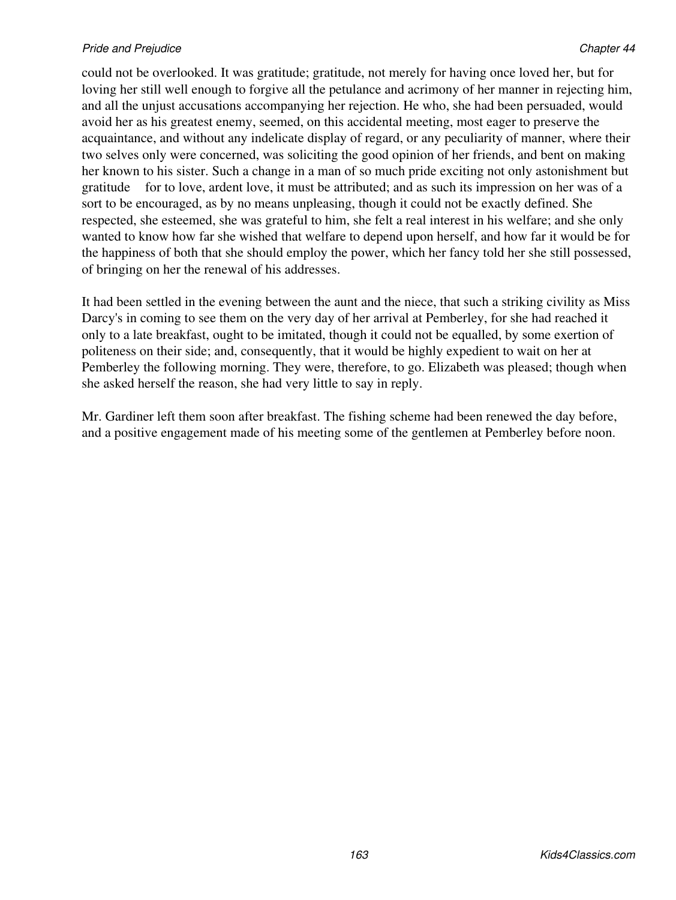could not be overlooked. It was gratitude; gratitude, not merely for having once loved her, but for loving her still well enough to forgive all the petulance and acrimony of her manner in rejecting him, and all the unjust accusations accompanying her rejection. He who, she had been persuaded, would avoid her as his greatest enemy, seemed, on this accidental meeting, most eager to preserve the acquaintance, and without any indelicate display of regard, or any peculiarity of manner, where their two selves only were concerned, was soliciting the good opinion of her friends, and bent on making her known to his sister. Such a change in a man of so much pride exciting not only astonishment but gratitude    for to love, ardent love, it must be attributed; and as such its impression on her was of a sort to be encouraged, as by no means unpleasing, though it could not be exactly defined. She respected, she esteemed, she was grateful to him, she felt a real interest in his welfare; and she only wanted to know how far she wished that welfare to depend upon herself, and how far it would be for the happiness of both that she should employ the power, which her fancy told her she still possessed, of bringing on her the renewal of his addresses.

It had been settled in the evening between the aunt and the niece, that such a striking civility as Miss Darcy's in coming to see them on the very day of her arrival at Pemberley, for she had reached it only to a late breakfast, ought to be imitated, though it could not be equalled, by some exertion of politeness on their side; and, consequently, that it would be highly expedient to wait on her at Pemberley the following morning. They were, therefore, to go. Elizabeth was pleased; though when she asked herself the reason, she had very little to say in reply.

Mr. Gardiner left them soon after breakfast. The fishing scheme had been renewed the day before, and a positive engagement made of his meeting some of the gentlemen at Pemberley before noon.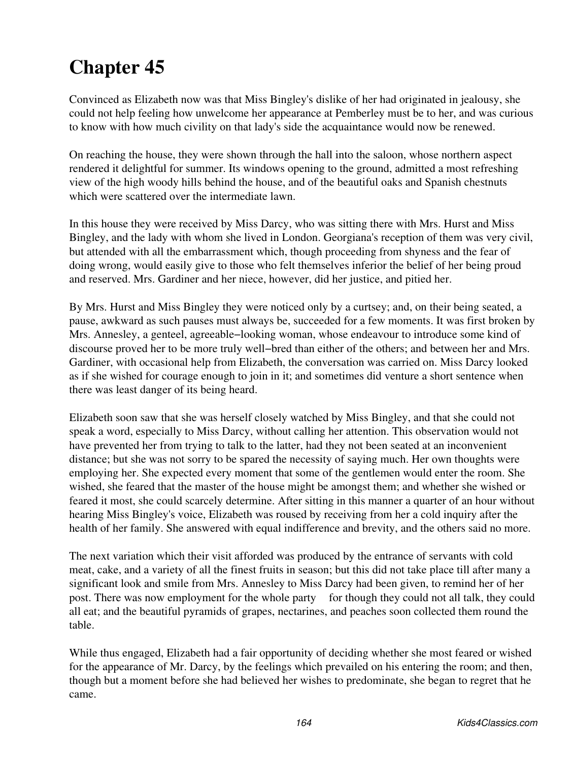# Chapter 45

Convinced as Elizabeth now was that Miss Bingley's dislike of her had originated in jealousy, she could not help feeling how unwelcome her appearance at Pemberley must be to her, and was curious to know with how much civility on that lady's side the acquaintance would now be renewed.

On reaching the house, they were shown through the hall into the saloon, whose northern aspect rendered it delightful for summer. Its windows opening to the ground, admitted a most refreshing view of the high woody hills behind the house, and of the beautiful oaks and Spanish chestnuts which were scattered over the intermediate lawn.

In this house they were received by Miss Darcy, who was sitting there with Mrs. Hurst and Miss Bingley, and the lady with whom she lived in London. Georgiana's reception of them was very civil, but attended with all the embarrassment which, though proceeding from shyness and the fear of doing wrong, would easily give to those who felt themselves inferior the belief of her being proud and reserved. Mrs. Gardiner and her niece, however, did her justice, and pitied her.

By Mrs. Hurst and Miss Bingley they were noticed only by a curtsey; and, on their being seated, a pause, awkward as such pauses must always be, succeeded for a few moments. It was first broken by Mrs. Annesley, a genteel, agreeable−looking woman, whose endeavour to introduce some kind of discourse proved her to be more truly well−bred than either of the others; and between her and Mrs. Gardiner, with occasional help from Elizabeth, the conversation was carried on. Miss Darcy looked as if she wished for courage enough to join in it; and sometimes did venture a short sentence when there was least danger of its being heard.

Elizabeth soon saw that she was herself closely watched by Miss Bingley, and that she could not speak a word, especially to Miss Darcy, without calling her attention. This observation would not have prevented her from trying to talk to the latter, had they not been seated at an inconvenient distance; but she was not sorry to be spared the necessity of saying much. Her own thoughts were employing her. She expected every moment that some of the gentlemen would enter the room. She wished, she feared that the master of the house might be amongst them; and whether she wished or feared it most, she could scarcely determine. After sitting in this manner a quarter of an hour without hearing Miss Bingley's voice, Elizabeth was roused by receiving from her a cold inquiry after the health of her family. She answered with equal indifference and brevity, and the others said no more.

The next variation which their visit afforded was produced by the entrance of servants with cold meat, cake, and a variety of all the finest fruits in season; but this did not take place till after many a significant look and smile from Mrs. Annesley to Miss Darcy had been given, to remind her of her post. There was now employment for the whole party for though they could not all talk, they could all eat; and the beautiful pyramids of grapes, nectarines, and peaches soon collected them round the table.

While thus engaged, Elizabeth had a fair opportunity of deciding whether she most feared or wished for the appearance of Mr. Darcy, by the feelings which prevailed on his entering the room; and then, though but a moment before she had believed her wishes to predominate, she began to regret that he came.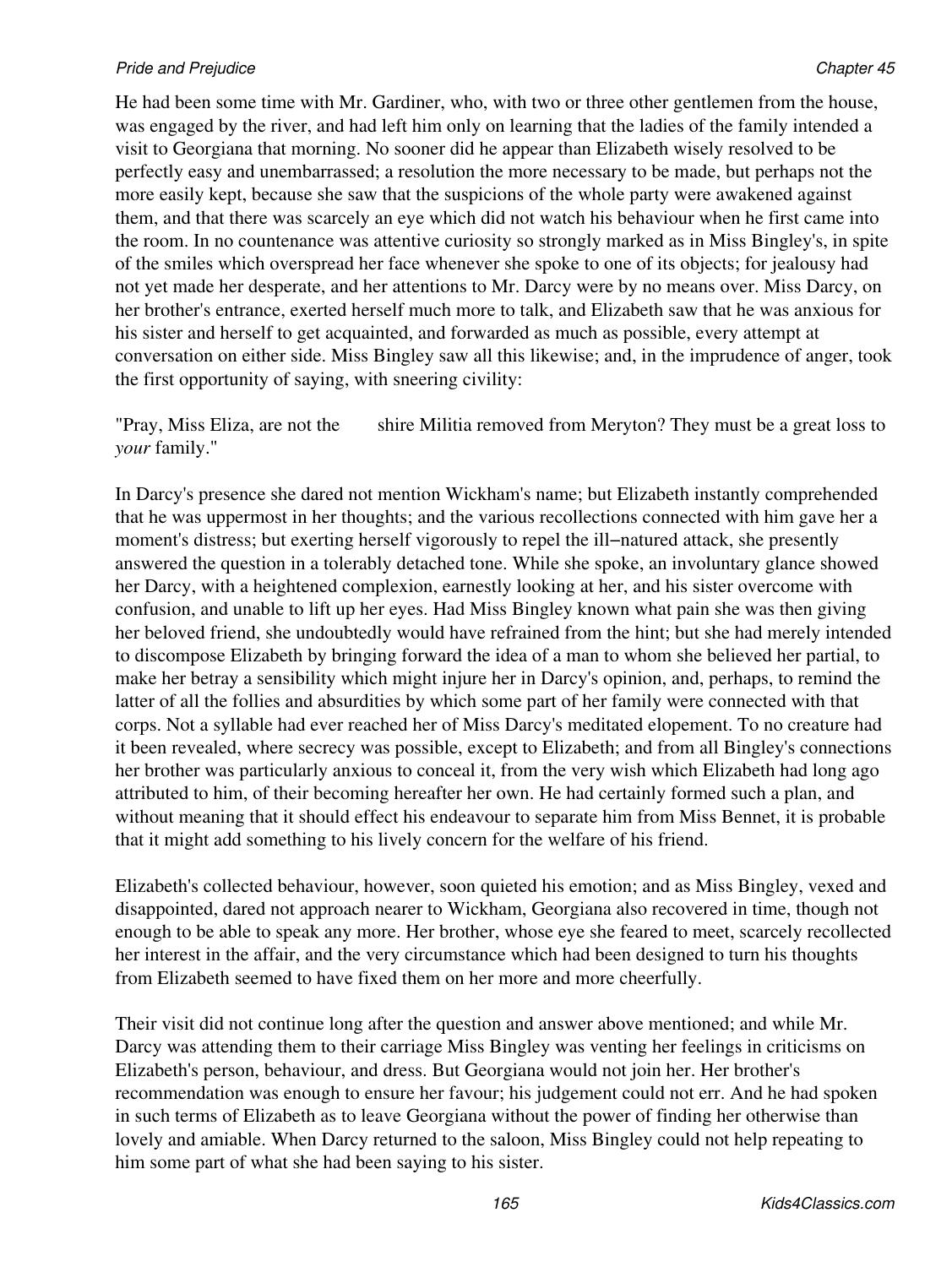He had been some time with Mr. Gardiner, who, with two or three other gentlemen from the house, was engaged by the river, and had left him only on learning that the ladies of the family intended a visit to Georgiana that morning. No sooner did he appear than Elizabeth wisely resolved to be perfectly easy and unembarrassed; a resolution the more necessary to be made, but perhaps not the more easily kept, because she saw that the suspicions of the whole party were awakened against them, and that there was scarcely an eye which did not watch his behaviour when he first came into the room. In no countenance was attentive curiosity so strongly marked as in Miss Bingley's, in spite of the smiles which overspread her face whenever she spoke to one of its objects; for jealousy had not yet made her desperate, and her attentions to Mr. Darcy were by no means over. Miss Darcy, on her brother's entrance, exerted herself much more to talk, and Elizabeth saw that he was anxious for his sister and herself to get acquainted, and forwarded as much as possible, every attempt at conversation on either side. Miss Bingley saw all this likewise; and, in the imprudence of anger, took the first opportunity of saying, with sneering civility:

"Pray, Miss Eliza, are not the        shire Militia removed from Meryton? They must be a great loss to *your* family."

In Darcy's presence she dared not mention Wickham's name; but Elizabeth instantly comprehended that he was uppermost in her thoughts; and the various recollections connected with him gave her a moment's distress; but exerting herself vigorously to repel the ill-natured attack, she presently answered the question in a tolerably detached tone. While she spoke, an involuntary glance showed her Darcy, with a heightened complexion, earnestly looking at her, and his sister overcome with confusion, and unable to lift up her eyes. Had Miss Bingley known what pain she was then giving her beloved friend, she undoubtedly would have refrained from the hint; but she had merely intended to discompose Elizabeth by bringing forward the idea of a man to whom she believed her partial, to make her betray a sensibility which might injure her in Darcy's opinion, and, perhaps, to remind the latter of all the follies and absurdities by which some part of her family were connected with that corps. Not a syllable had ever reached her of Miss Darcy's meditated elopement. To no creature had it been revealed, where secrecy was possible, except to Elizabeth; and from all Bingley's connections her brother was particularly anxious to conceal it, from the very wish which Elizabeth had long ago attributed to him, of their becoming hereafter her own. He had certainly formed such a plan, and without meaning that it should effect his endeavour to separate him from Miss Bennet, it is probable that it might add something to his lively concern for the welfare of his friend.

Elizabeth's collected behaviour, however, soon quieted his emotion; and as Miss Bingley, vexed and disappointed, dared not approach nearer to Wickham, Georgiana also recovered in time, though not enough to be able to speak any more. Her brother, whose eye she feared to meet, scarcely recollected her interest in the affair, and the very circumstance which had been designed to turn his thoughts from Elizabeth seemed to have fixed them on her more and more cheerfully.

Their visit did not continue long after the question and answer above mentioned; and while Mr. Darcy was attending them to their carriage Miss Bingley was venting her feelings in criticisms on Elizabeth's person, behaviour, and dress. But Georgiana would not join her. Her brother's recommendation was enough to ensure her favour; his judgement could not err. And he had spoken in such terms of Elizabeth as to leave Georgiana without the power of finding her otherwise than lovely and amiable. When Darcy returned to the saloon, Miss Bingley could not help repeating to him some part of what she had been saying to his sister.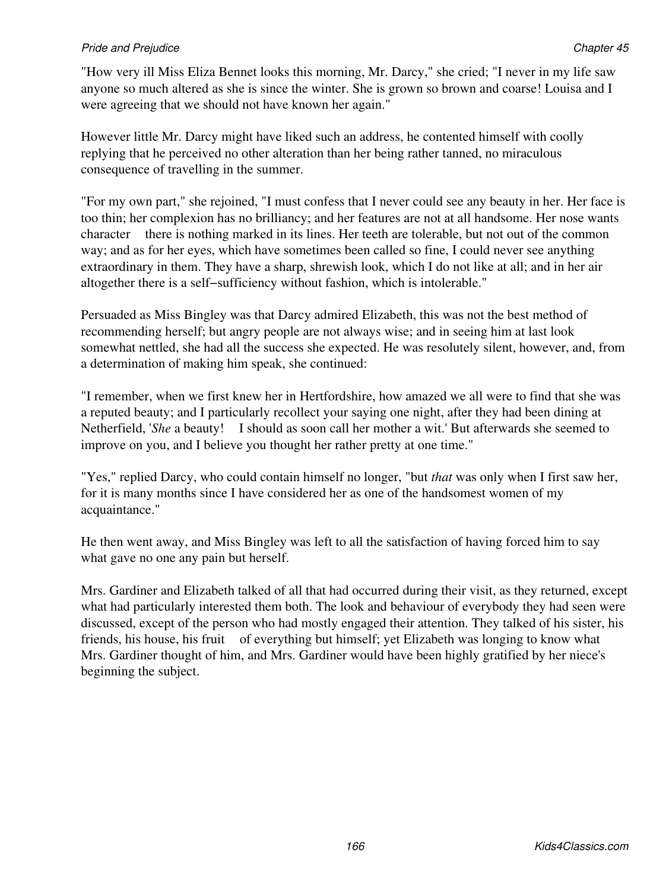"How very ill Miss Eliza Bennet looks this morning, Mr. Darcy," she cried; "I never in my life saw anyone so much altered as she is since the winter. She is grown so brown and coarse! Louisa and I were agreeing that we should not have known her again."

However little Mr. Darcy might have liked such an address, he contented himself with coolly replying that he perceived no other alteration than her being rather tanned, no miraculous consequence of travelling in the summer.

"For my own part," she rejoined, "I must confess that I never could see any beauty in her. Her face is too thin; her complexion has no brilliancy; and her features are not at all handsome. Her nose wants character there is nothing marked in its lines. Her teeth are tolerable, but not out of the common way; and as for her eyes, which have sometimes been called so fine, I could never see anything extraordinary in them. They have a sharp, shrewish look, which I do not like at all; and in her air altogether there is a self−sufficiency without fashion, which is intolerable."

Persuaded as Miss Bingley was that Darcy admired Elizabeth, this was not the best method of recommending herself; but angry people are not always wise; and in seeing him at last look somewhat nettled, she had all the success she expected. He was resolutely silent, however, and, from a determination of making him speak, she continued:

"I remember, when we first knew her in Hertfordshire, how amazed we all were to find that she was a reputed beauty; and I particularly recollect your saying one night, after they had been dining at Netherfield, '*She* a beauty! I should as soon call her mother a wit.' But afterwards she seemed to improve on you, and I believe you thought her rather pretty at one time."

"Yes," replied Darcy, who could contain himself no longer, "but *that* was only when I first saw her, for it is many months since I have considered her as one of the handsomest women of my acquaintance."

He then went away, and Miss Bingley was left to all the satisfaction of having forced him to say what gave no one any pain but herself.

Mrs. Gardiner and Elizabeth talked of all that had occurred during their visit, as they returned, except what had particularly interested them both. The look and behaviour of everybody they had seen were discussed, except of the person who had mostly engaged their attention. They talked of his sister, his friends, his house, his fruit of everything but himself; yet Elizabeth was longing to know what Mrs. Gardiner thought of him, and Mrs. Gardiner would have been highly gratified by her niece's beginning the subject.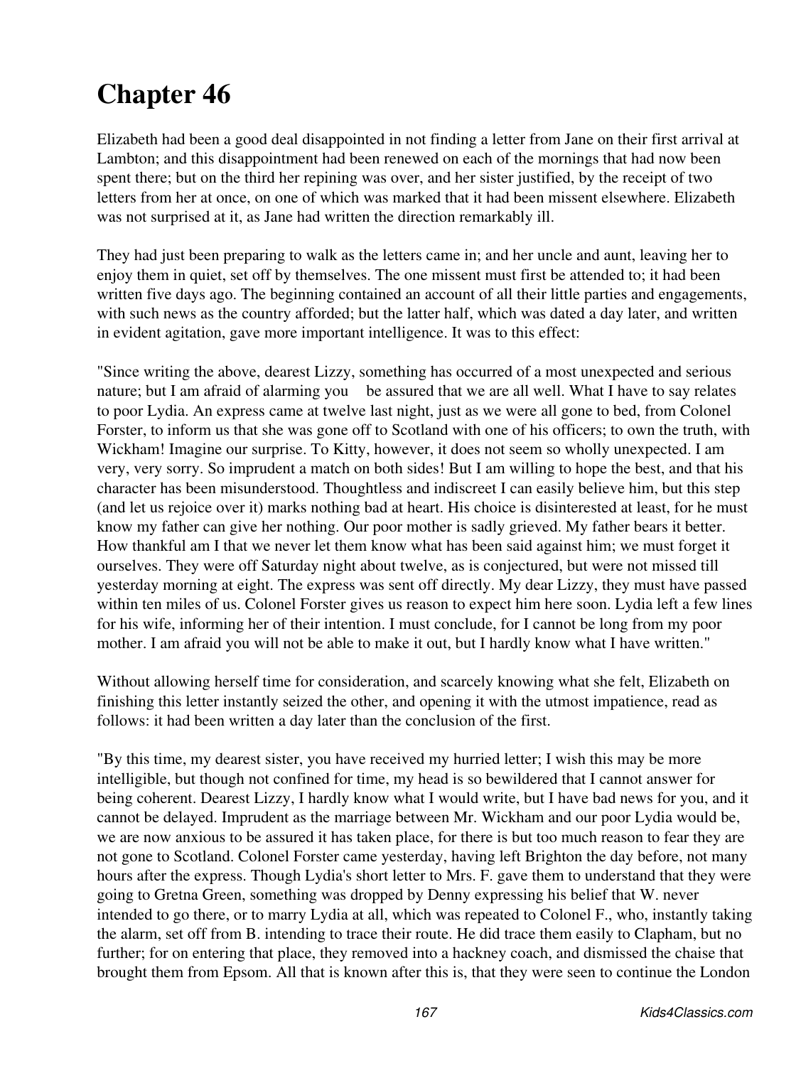# Chapter 46

Elizabeth had been a good deal disappointed in not finding a letter from Jane on their first arrival at Lambton; and this disappointment had been renewed on each of the mornings that had now been spent there; but on the third her repining was over, and her sister justified, by the receipt of two letters from her at once, on one of which was marked that it had been missent elsewhere. Elizabeth was not surprised at it, as Jane had written the direction remarkably ill.

They had just been preparing to walk as the letters came in; and her uncle and aunt, leaving her to enjoy them in quiet, set off by themselves. The one missent must first be attended to; it had been written five days ago. The beginning contained an account of all their little parties and engagements, with such news as the country afforded; but the latter half, which was dated a day later, and written in evident agitation, gave more important intelligence. It was to this effect:

"Since writing the above, dearest Lizzy, something has occurred of a most unexpected and serious nature; but I am afraid of alarming you    be assured that we are all well. What I have to say relates to poor Lydia. An express came at twelve last night, just as we were all gone to bed, from Colonel Forster, to inform us that she was gone off to Scotland with one of his officers; to own the truth, with Wickham! Imagine our surprise. To Kitty, however, it does not seem so wholly unexpected. I am very, very sorry. So imprudent a match on both sides! But I am willing to hope the best, and that his character has been misunderstood. Thoughtless and indiscreet I can easily believe him, but this step (and let us rejoice over it) marks nothing bad at heart. His choice is disinterested at least, for he must know my father can give her nothing. Our poor mother is sadly grieved. My father bears it better. How thankful am I that we never let them know what has been said against him; we must forget it ourselves. They were off Saturday night about twelve, as is conjectured, but were not missed till yesterday morning at eight. The express was sent off directly. My dear Lizzy, they must have passed within ten miles of us. Colonel Forster gives us reason to expect him here soon. Lydia left a few lines for his wife, informing her of their intention. I must conclude, for I cannot be long from my poor mother. I am afraid you will not be able to make it out, but I hardly know what I have written."

Without allowing herself time for consideration, and scarcely knowing what she felt, Elizabeth on finishing this letter instantly seized the other, and opening it with the utmost impatience, read as follows: it had been written a day later than the conclusion of the first.

"By this time, my dearest sister, you have received my hurried letter; I wish this may be more intelligible, but though not confined for time, my head is so bewildered that I cannot answer for being coherent. Dearest Lizzy, I hardly know what I would write, but I have bad news for you, and it cannot be delayed. Imprudent as the marriage between Mr. Wickham and our poor Lydia would be, we are now anxious to be assured it has taken place, for there is but too much reason to fear they are not gone to Scotland. Colonel Forster came yesterday, having left Brighton the day before, not many hours after the express. Though Lydia's short letter to Mrs. F. gave them to understand that they were going to Gretna Green, something was dropped by Denny expressing his belief that W. never intended to go there, or to marry Lydia at all, which was repeated to Colonel F., who, instantly taking the alarm, set off from B. intending to trace their route. He did trace them easily to Clapham, but no further; for on entering that place, they removed into a hackney coach, and dismissed the chaise that brought them from Epsom. All that is known after this is, that they were seen to continue the London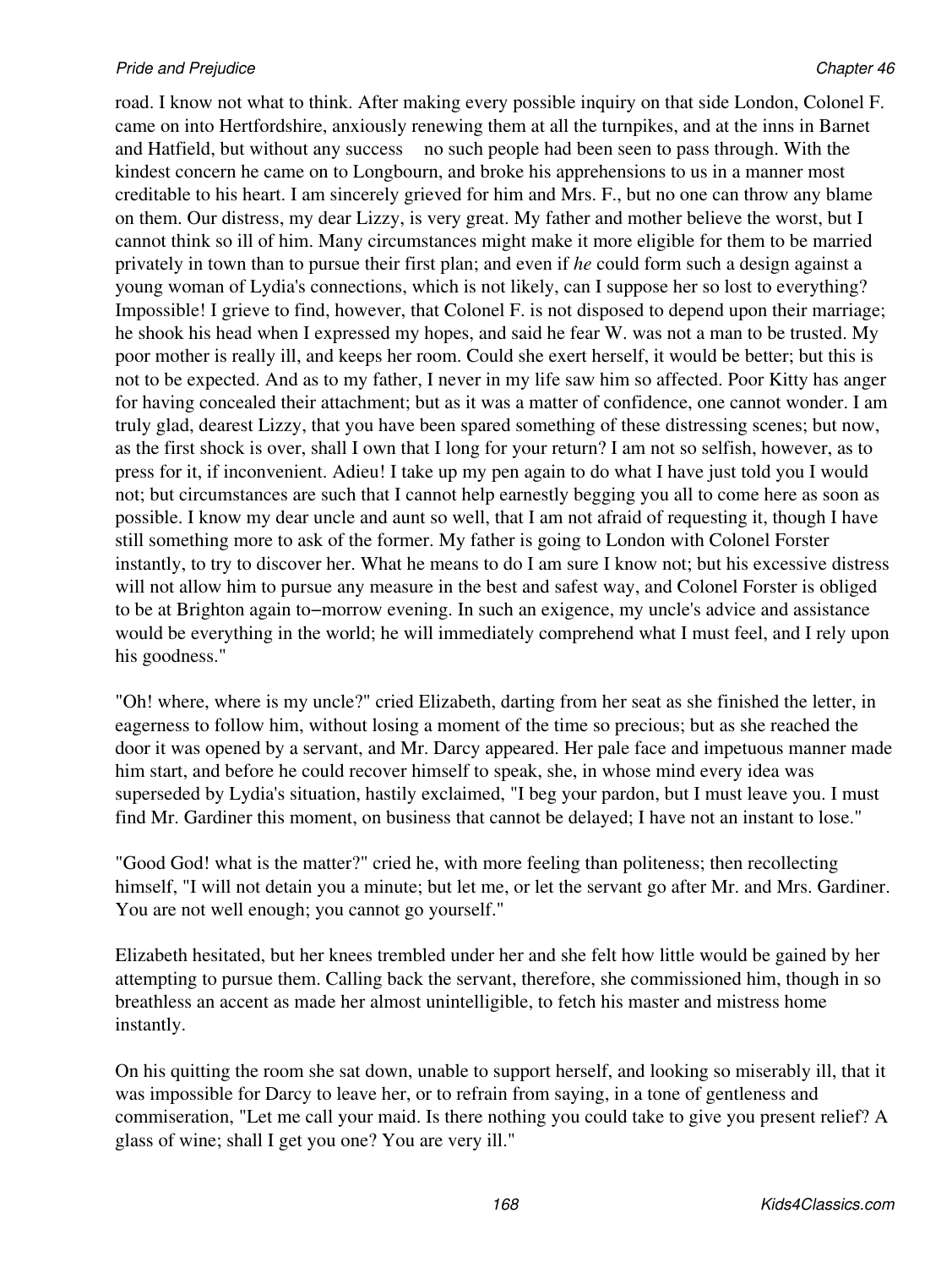road. I know not what to think. After making every possible inquiry on that side London, Colonel F. came on into Hertfordshire, anxiously renewing them at all the turnpikes, and at the inns in Barnet and Hatfield, but without any success no such people had been seen to pass through. With the kindest concern he came on to Longbourn, and broke his apprehensions to us in a manner most creditable to his heart. I am sincerely grieved for him and Mrs. F., but no one can throw any blame on them. Our distress, my dear Lizzy, is very great. My father and mother believe the worst, but I cannot think so ill of him. Many circumstances might make it more eligible for them to be married privately in town than to pursue their first plan; and even if *he* could form such a design against a young woman of Lydia's connections, which is not likely, can I suppose her so lost to everything? Impossible! I grieve to find, however, that Colonel F. is not disposed to depend upon their marriage; he shook his head when I expressed my hopes, and said he fear W. was not a man to be trusted. My poor mother is really ill, and keeps her room. Could she exert herself, it would be better; but this is not to be expected. And as to my father, I never in my life saw him so affected. Poor Kitty has anger for having concealed their attachment; but as it was a matter of confidence, one cannot wonder. I am truly glad, dearest Lizzy, that you have been spared something of these distressing scenes; but now, as the first shock is over, shall I own that I long for your return? I am not so selfish, however, as to press for it, if inconvenient. Adieu! I take up my pen again to do what I have just told you I would not; but circumstances are such that I cannot help earnestly begging you all to come here as soon as possible. I know my dear uncle and aunt so well, that I am not afraid of requesting it, though I have still something more to ask of the former. My father is going to London with Colonel Forster instantly, to try to discover her. What he means to do I am sure I know not; but his excessive distress will not allow him to pursue any measure in the best and safest way, and Colonel Forster is obliged to be at Brighton again to–morrow evening. In such an exigence, my uncle's advice and assistance would be everything in the world; he will immediately comprehend what I must feel, and I rely upon his goodness."

"Oh! where, where is my uncle?" cried Elizabeth, darting from her seat as she finished the letter, in eagerness to follow him, without losing a moment of the time so precious; but as she reached the door it was opened by a servant, and Mr. Darcy appeared. Her pale face and impetuous manner made him start, and before he could recover himself to speak, she, in whose mind every idea was superseded by Lydia's situation, hastily exclaimed, "I beg your pardon, but I must leave you. I must find Mr. Gardiner this moment, on business that cannot be delayed; I have not an instant to lose."

"Good God! what is the matter?" cried he, with more feeling than politeness; then recollecting himself, "I will not detain you a minute; but let me, or let the servant go after Mr. and Mrs. Gardiner. You are not well enough; you cannot go yourself."

Elizabeth hesitated, but her knees trembled under her and she felt how little would be gained by her attempting to pursue them. Calling back the servant, therefore, she commissioned him, though in so breathless an accent as made her almost unintelligible, to fetch his master and mistress home instantly.

On his quitting the room she sat down, unable to support herself, and looking so miserably ill, that it was impossible for Darcy to leave her, or to refrain from saying, in a tone of gentleness and commiseration, "Let me call your maid. Is there nothing you could take to give you present relief? A glass of wine; shall I get you one? You are very ill."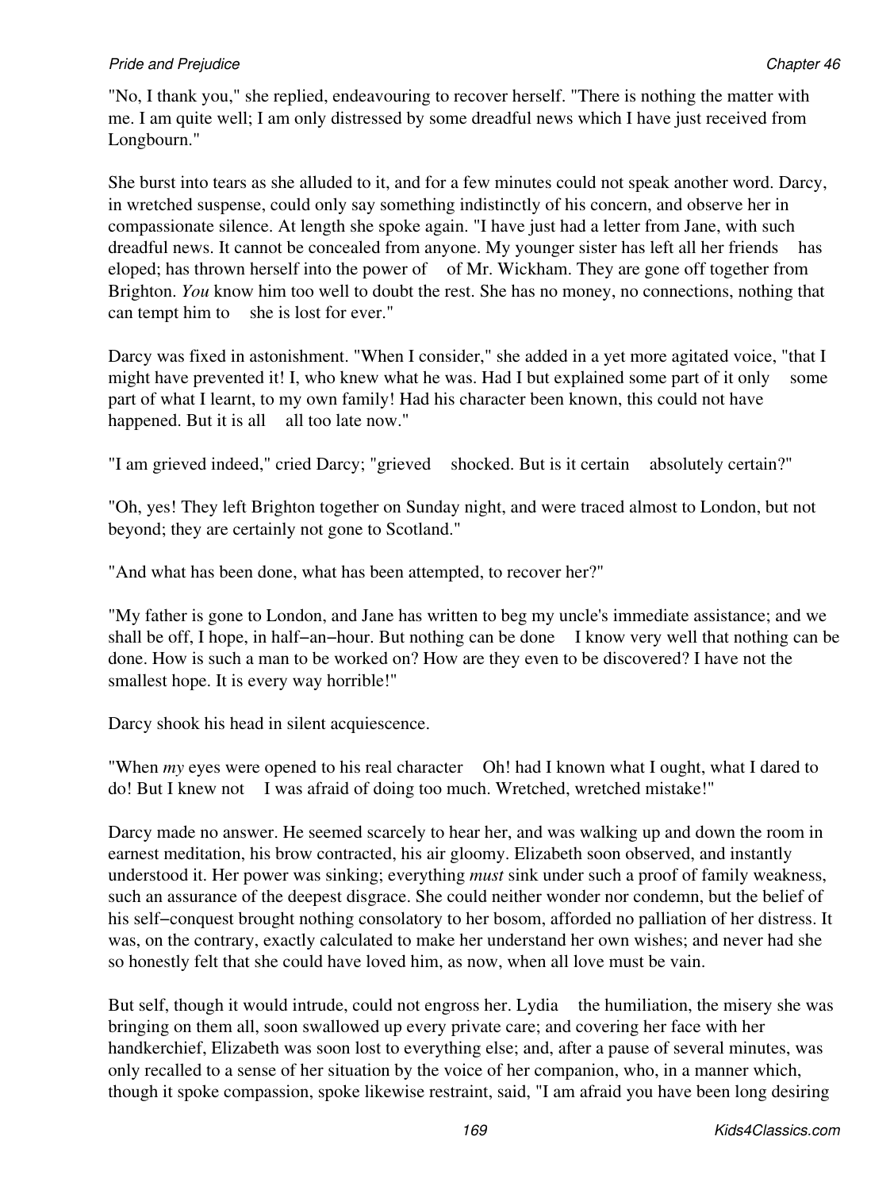"No, I thank you," she replied, endeavouring to recover herself. "There is nothing the matter with me. I am quite well; I am only distressed by some dreadful news which I have just received from Longbourn."

She burst into tears as she alluded to it, and for a few minutes could not speak another word. Darcy, in wretched suspense, could only say something indistinctly of his concern, and observe her in compassionate silence. At length she spoke again. "I have just had a letter from Jane, with such dreadful news. It cannot be concealed from anyone. My younger sister has left all her friends — has eloped; has thrown herself into the power of — of Mr. Wickham. They are gone off together from Brighton. *You* know him too well to doubt the rest. She has no money, no connections, nothing that can tempt him to — she is lost for ever."

Darcy was fixed in astonishment. "When I consider," she added in a yet more agitated voice, "that I might have prevented it! I, who knew what he was. Had I but explained some part of it only — some part of what I learnt, to my own family! Had his character been known, this could not have happened. But it is all — all too late now."

"I am grieved indeed," cried Darcy; "grieved — shocked. But is it certain — absolutely certain?"

"Oh, yes! They left Brighton together on Sunday night, and were traced almost to London, but not beyond; they are certainly not gone to Scotland."

"And what has been done, what has been attempted, to recover her?"

"My father is gone to London, and Jane has written to beg my uncle's immediate assistance; and we shall be off, I hope, in half-an-hour. But nothing can be done — I know very well that nothing can be done. How is such a man to be worked on? How are they even to be discovered? I have not the smallest hope. It is every way horrible!"

Darcy shook his head in silent acquiescence.

"When *my* eyes were opened to his real character — Oh! had I known what I ought, what I dared to do! But I knew not — I was afraid of doing too much. Wretched, wretched mistake!"

Darcy made no answer. He seemed scarcely to hear her, and was walking up and down the room in earnest meditation, his brow contracted, his air gloomy. Elizabeth soon observed, and instantly understood it. Her power was sinking; everything *must* sink under such a proof of family weakness, such an assurance of the deepest disgrace. She could neither wonder nor condemn, but the belief of his self-conquest brought nothing consolatory to her bosom, afforded no palliation of her distress. It was, on the contrary, exactly calculated to make her understand her own wishes; and never had she so honestly felt that she could have loved him, as now, when all love must be vain.

But self, though it would intrude, could not engross her. Lydia — the humiliation, the misery she was bringing on them all, soon swallowed up every private care; and covering her face with her handkerchief, Elizabeth was soon lost to everything else; and, after a pause of several minutes, was only recalled to a sense of her situation by the voice of her companion, who, in a manner which, though it spoke compassion, spoke likewise restraint, said, "I am afraid you have been long desiring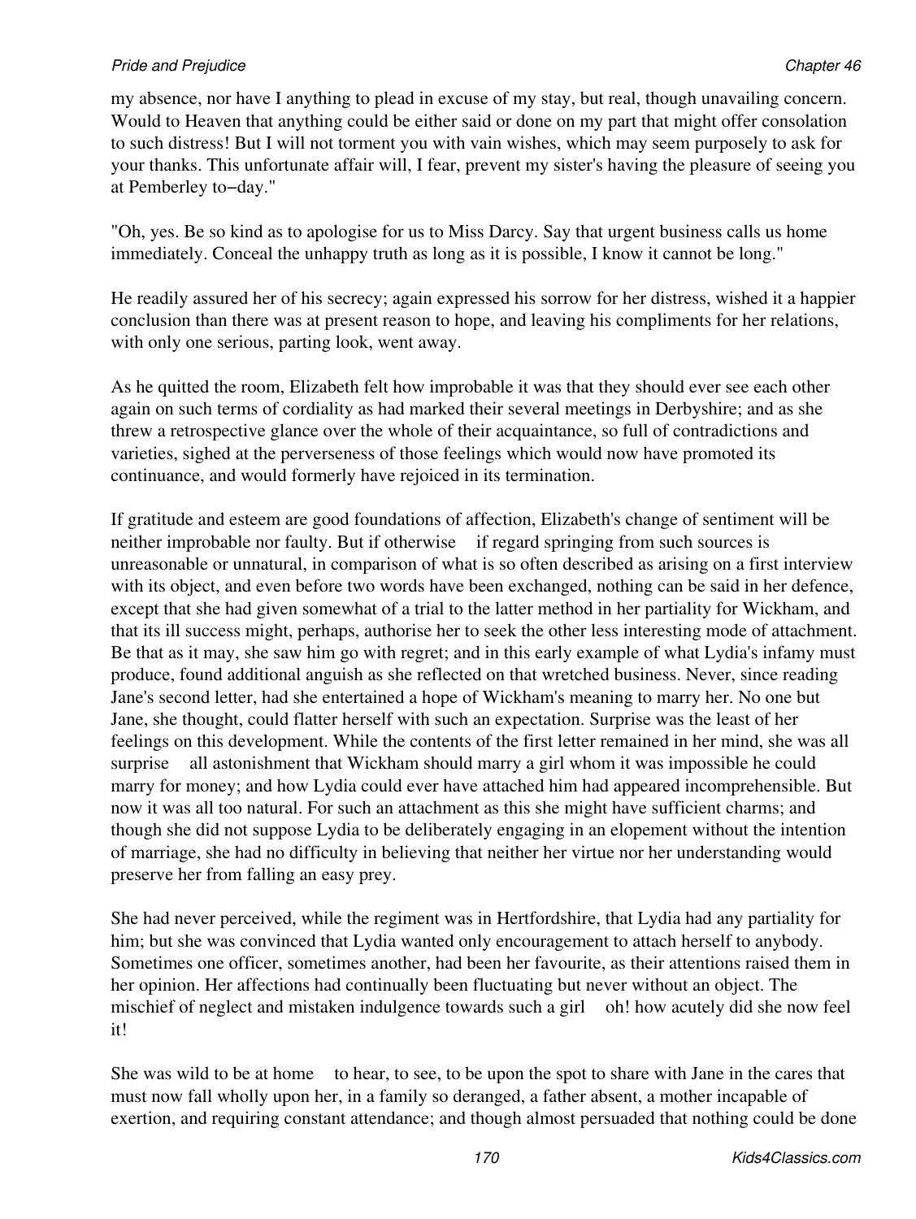my absence, nor have I anything to plead in excuse of my stay, but real, though unavailing concern. Would to Heaven that anything could be either said or done on my part that might offer consolation to such distress! But I will not torment you with vain wishes, which may seem purposely to ask for your thanks. This unfortunate affair will, I fear, prevent my sister's having the pleasure of seeing you at Pemberley to−day."

"Oh, yes. Be so kind as to apologise for us to Miss Darcy. Say that urgent business calls us home immediately. Conceal the unhappy truth as long as it is possible, I know it cannot be long."

He readily assured her of his secrecy; again expressed his sorrow for her distress, wished it a happier conclusion than there was at present reason to hope, and leaving his compliments for her relations, with only one serious, parting look, went away.

As he quitted the room, Elizabeth felt how improbable it was that they should ever see each other again on such terms of cordiality as had marked their several meetings in Derbyshire; and as she threw a retrospective glance over the whole of their acquaintance, so full of contradictions and varieties, sighed at the perverseness of those feelings which would now have promoted its continuance, and would formerly have rejoiced in its termination.

If gratitude and esteem are good foundations of affection, Elizabeth's change of sentiment will be neither improbable nor faulty. But if otherwise — if regard springing from such sources is unreasonable or unnatural, in comparison of what is so often described as arising on a first interview with its object, and even before two words have been exchanged, nothing can be said in her defence, except that she had given somewhat of a trial to the latter method in her partiality for Wickham, and that its ill success might, perhaps, authorise her to seek the other less interesting mode of attachment. Be that as it may, she saw him go with regret; and in this early example of what Lydia's infamy must produce, found additional anguish as she reflected on that wretched business. Never, since reading Jane's second letter, had she entertained a hope of Wickham's meaning to marry her. No one but Jane, she thought, could flatter herself with such an expectation. Surprise was the least of her feelings on this development. While the contents of the first letter remained in her mind, she was all surprise — all astonishment that Wickham should marry a girl whom it was impossible he could marry for money; and how Lydia could ever have attached him had appeared incomprehensible. But now it was all too natural. For such an attachment as this she might have sufficient charms; and though she did not suppose Lydia to be deliberately engaging in an elopement without the intention of marriage, she had no difficulty in believing that neither her virtue nor her understanding would preserve her from falling an easy prey.

She had never perceived, while the regiment was in Hertfordshire, that Lydia had any partiality for him; but she was convinced that Lydia wanted only encouragement to attach herself to anybody. Sometimes one officer, sometimes another, had been her favourite, as their attentions raised them in her opinion. Her affections had continually been fluctuating but never without an object. The mischief of neglect and mistaken indulgence towards such a girl — oh! how acutely did she now feel it!

She was wild to be at home — to hear, to see, to be upon the spot to share with Jane in the cares that must now fall wholly upon her, in a family so deranged, a father absent, a mother incapable of exertion, and requiring constant attendance; and though almost persuaded that nothing could be done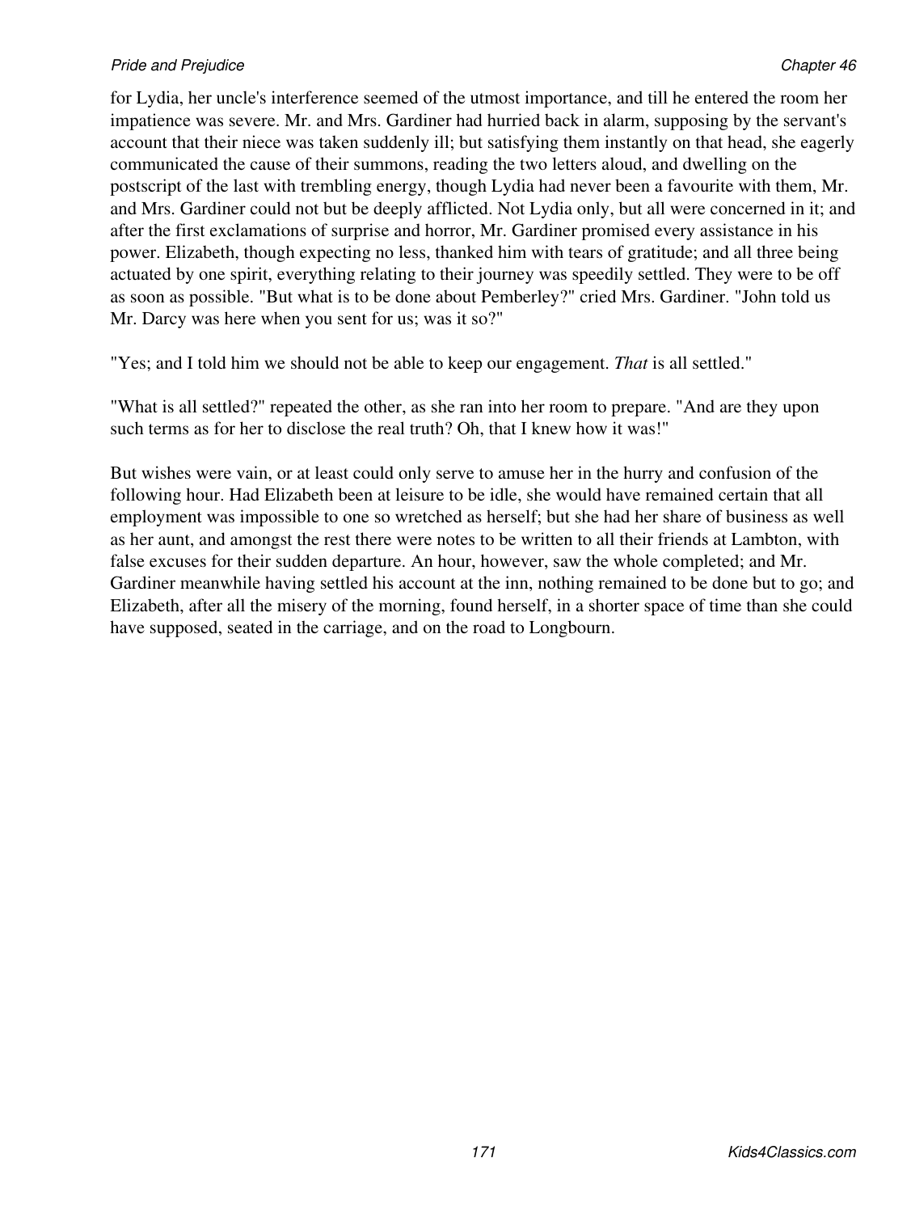for Lydia, her uncle's interference seemed of the utmost importance, and till he entered the room her impatience was severe. Mr. and Mrs. Gardiner had hurried back in alarm, supposing by the servant's account that their niece was taken suddenly ill; but satisfying them instantly on that head, she eagerly communicated the cause of their summons, reading the two letters aloud, and dwelling on the postscript of the last with trembling energy, though Lydia had never been a favourite with them, Mr. and Mrs. Gardiner could not but be deeply afflicted. Not Lydia only, but all were concerned in it; and after the first exclamations of surprise and horror, Mr. Gardiner promised every assistance in his power. Elizabeth, though expecting no less, thanked him with tears of gratitude; and all three being actuated by one spirit, everything relating to their journey was speedily settled. They were to be off as soon as possible. "But what is to be done about Pemberley?" cried Mrs. Gardiner. "John told us Mr. Darcy was here when you sent for us; was it so?"

"Yes; and I told him we should not be able to keep our engagement. *That* is all settled."

"What is all settled?" repeated the other, as she ran into her room to prepare. "And are they upon such terms as for her to disclose the real truth? Oh, that I knew how it was!"

But wishes were vain, or at least could only serve to amuse her in the hurry and confusion of the following hour. Had Elizabeth been at leisure to be idle, she would have remained certain that all employment was impossible to one so wretched as herself; but she had her share of business as well as her aunt, and amongst the rest there were notes to be written to all their friends at Lambton, with false excuses for their sudden departure. An hour, however, saw the whole completed; and Mr. Gardiner meanwhile having settled his account at the inn, nothing remained to be done but to go; and Elizabeth, after all the misery of the morning, found herself, in a shorter space of time than she could have supposed, seated in the carriage, and on the road to Longbourn.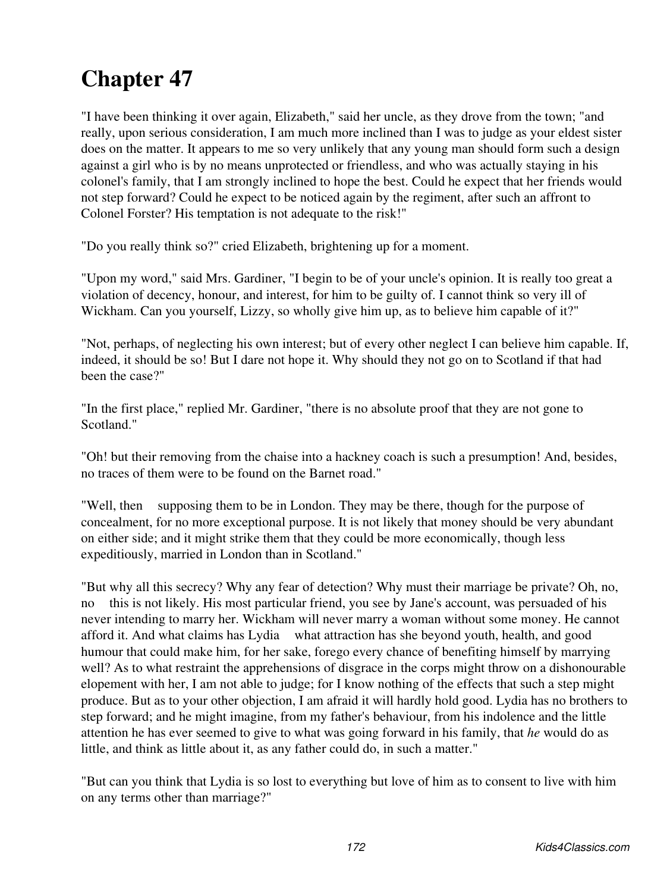# Chapter 47

"I have been thinking it over again, Elizabeth," said her uncle, as they drove from the town; "and really, upon serious consideration, I am much more inclined than I was to judge as your eldest sister does on the matter. It appears to me so very unlikely that any young man should form such a design against a girl who is by no means unprotected or friendless, and who was actually staying in his colonel's family, that I am strongly inclined to hope the best. Could he expect that her friends would not step forward? Could he expect to be noticed again by the regiment, after such an affront to Colonel Forster? His temptation is not adequate to the risk!"

"Do you really think so?" cried Elizabeth, brightening up for a moment.

"Upon my word," said Mrs. Gardiner, "I begin to be of your uncle's opinion. It is really too great a violation of decency, honour, and interest, for him to be guilty of. I cannot think so very ill of Wickham. Can you yourself, Lizzy, so wholly give him up, as to believe him capable of it?"

"Not, perhaps, of neglecting his own interest; but of every other neglect I can believe him capable. If, indeed, it should be so! But I dare not hope it. Why should they not go on to Scotland if that had been the case?"

"In the first place," replied Mr. Gardiner, "there is no absolute proof that they are not gone to Scotland."

"Oh! but their removing from the chaise into a hackney coach is such a presumption! And, besides, no traces of them were to be found on the Barnet road."

"Well, then supposing them to be in London. They may be there, though for the purpose of concealment, for no more exceptional purpose. It is not likely that money should be very abundant on either side; and it might strike them that they could be more economically, though less expeditiously, married in London than in Scotland."

"But why all this secrecy? Why any fear of detection? Why must their marriage be private? Oh, no, no this is not likely. His most particular friend, you see by Jane's account, was persuaded of his never intending to marry her. Wickham will never marry a woman without some money. He cannot afford it. And what claims has Lydia what attraction has she beyond youth, health, and good humour that could make him, for her sake, forego every chance of benefiting himself by marrying well? As to what restraint the apprehensions of disgrace in the corps might throw on a dishonourable elopement with her, I am not able to judge; for I know nothing of the effects that such a step might produce. But as to your other objection, I am afraid it will hardly hold good. Lydia has no brothers to step forward; and he might imagine, from my father's behaviour, from his indolence and the little attention he has ever seemed to give to what was going forward in his family, that *he* would do as little, and think as little about it, as any father could do, in such a matter."

"But can you think that Lydia is so lost to everything but love of him as to consent to live with him on any terms other than marriage?"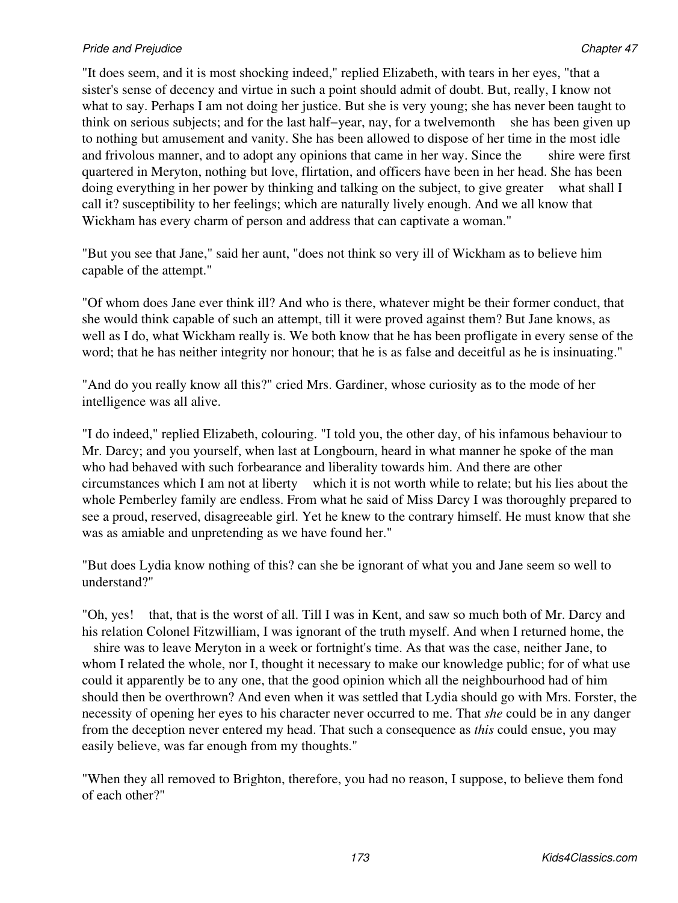"It does seem, and it is most shocking indeed," replied Elizabeth, with tears in her eyes, "that a sister's sense of decency and virtue in such a point should admit of doubt. But, really, I know not what to say. Perhaps I am not doing her justice. But she is very young; she has never been taught to think on serious subjects; and for the last half−year, nay, for a twelvemonth she has been given up to nothing but amusement and vanity. She has been allowed to dispose of her time in the most idle and frivolous manner, and to adopt any opinions that came in her way. Since the shire were first quartered in Meryton, nothing but love, flirtation, and officers have been in her head. She has been doing everything in her power by thinking and talking on the subject, to give greater what shall I call it? susceptibility to her feelings; which are naturally lively enough. And we all know that Wickham has every charm of person and address that can captivate a woman."

"But you see that Jane," said her aunt, "does not think so very ill of Wickham as to believe him capable of the attempt."

"Of whom does Jane ever think ill? And who is there, whatever might be their former conduct, that she would think capable of such an attempt, till it were proved against them? But Jane knows, as well as I do, what Wickham really is. We both know that he has been profligate in every sense of the word; that he has neither integrity nor honour; that he is as false and deceitful as he is insinuating."

"And do you really know all this?" cried Mrs. Gardiner, whose curiosity as to the mode of her intelligence was all alive.

"I do indeed," replied Elizabeth, colouring. "I told you, the other day, of his infamous behaviour to Mr. Darcy; and you yourself, when last at Longbourn, heard in what manner he spoke of the man who had behaved with such forbearance and liberality towards him. And there are other circumstances which I am not at liberty which it is not worth while to relate; but his lies about the whole Pemberley family are endless. From what he said of Miss Darcy I was thoroughly prepared to see a proud, reserved, disagreeable girl. Yet he knew to the contrary himself. He must know that she was as amiable and unpretending as we have found her."

"But does Lydia know nothing of this? can she be ignorant of what you and Jane seem so well to understand?"

"Oh, yes! that, that is the worst of all. Till I was in Kent, and saw so much both of Mr. Darcy and his relation Colonel Fitzwilliam, I was ignorant of the truth myself. And when I returned home, the shire was to leave Meryton in a week or fortnight's time. As that was the case, neither Jane, to whom I related the whole, nor I, thought it necessary to make our knowledge public; for of what use could it apparently be to any one, that the good opinion which all the neighbourhood had of him should then be overthrown? And even when it was settled that Lydia should go with Mrs. Forster, the necessity of opening her eyes to his character never occurred to me. That *she* could be in any danger from the deception never entered my head. That such a consequence as *this* could ensue, you may easily believe, was far enough from my thoughts."

"When they all removed to Brighton, therefore, you had no reason, I suppose, to believe them fond of each other?"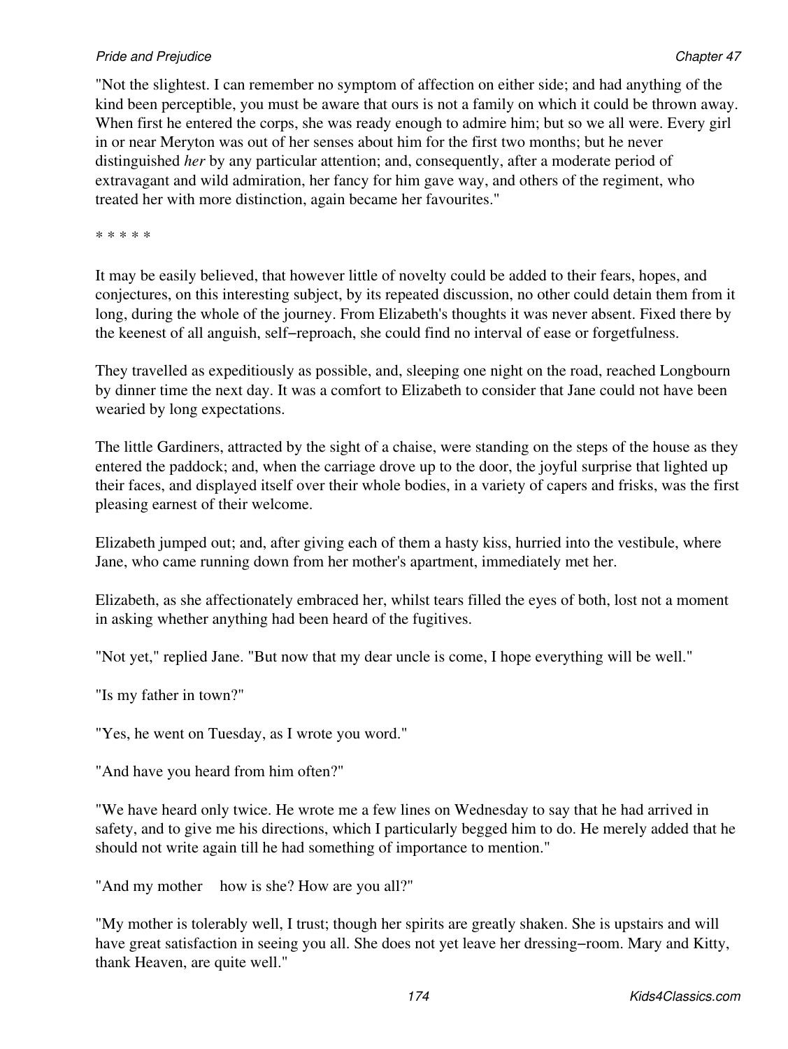"Not the slightest. I can remember no symptom of affection on either side; and had anything of the kind been perceptible, you must be aware that ours is not a family on which it could be thrown away. When first he entered the corps, she was ready enough to admire him; but so we all were. Every girl in or near Meryton was out of her senses about him for the first two months; but he never distinguished *her* by any particular attention; and, consequently, after a moderate period of extravagant and wild admiration, her fancy for him gave way, and others of the regiment, who treated her with more distinction, again became her favourites."

* * * * *

It may be easily believed, that however little of novelty could be added to their fears, hopes, and conjectures, on this interesting subject, by its repeated discussion, no other could detain them from it long, during the whole of the journey. From Elizabeth's thoughts it was never absent. Fixed there by the keenest of all anguish, self−reproach, she could find no interval of ease or forgetfulness.

They travelled as expeditiously as possible, and, sleeping one night on the road, reached Longbourn by dinner time the next day. It was a comfort to Elizabeth to consider that Jane could not have been wearied by long expectations.

The little Gardiners, attracted by the sight of a chaise, were standing on the steps of the house as they entered the paddock; and, when the carriage drove up to the door, the joyful surprise that lighted up their faces, and displayed itself over their whole bodies, in a variety of capers and frisks, was the first pleasing earnest of their welcome.

Elizabeth jumped out; and, after giving each of them a hasty kiss, hurried into the vestibule, where Jane, who came running down from her mother's apartment, immediately met her.

Elizabeth, as she affectionately embraced her, whilst tears filled the eyes of both, lost not a moment in asking whether anything had been heard of the fugitives.

"Not yet," replied Jane. "But now that my dear uncle is come, I hope everything will be well."

"Is my father in town?"

"Yes, he went on Tuesday, as I wrote you word."

"And have you heard from him often?"

"We have heard only twice. He wrote me a few lines on Wednesday to say that he had arrived in safety, and to give me his directions, which I particularly begged him to do. He merely added that he should not write again till he had something of importance to mention."

"And my mother how is she? How are you all?"

"My mother is tolerably well, I trust; though her spirits are greatly shaken. She is upstairs and will have great satisfaction in seeing you all. She does not yet leave her dressing−room. Mary and Kitty, thank Heaven, are quite well."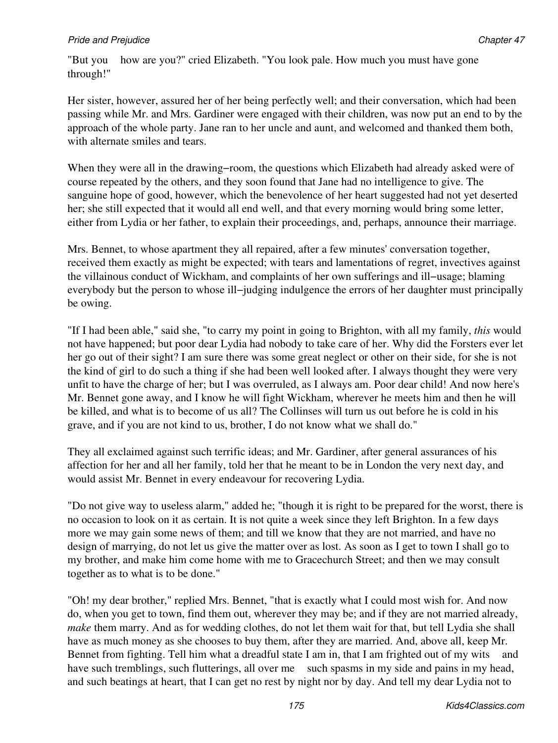"But you how are you?" cried Elizabeth. "You look pale. How much you must have gone through!"

Her sister, however, assured her of her being perfectly well; and their conversation, which had been passing while Mr. and Mrs. Gardiner were engaged with their children, was now put an end to by the approach of the whole party. Jane ran to her uncle and aunt, and welcomed and thanked them both, with alternate smiles and tears.

When they were all in the drawing–room, the questions which Elizabeth had already asked were of course repeated by the others, and they soon found that Jane had no intelligence to give. The sanguine hope of good, however, which the benevolence of her heart suggested had not yet deserted her; she still expected that it would all end well, and that every morning would bring some letter, either from Lydia or her father, to explain their proceedings, and, perhaps, announce their marriage.

Mrs. Bennet, to whose apartment they all repaired, after a few minutes' conversation together, received them exactly as might be expected; with tears and lamentations of regret, invectives against the villainous conduct of Wickham, and complaints of her own sufferings and ill–usage; blaming everybody but the person to whose ill–judging indulgence the errors of her daughter must principally be owing.

"If I had been able," said she, "to carry my point in going to Brighton, with all my family, *this* would not have happened; but poor dear Lydia had nobody to take care of her. Why did the Forsters ever let her go out of their sight? I am sure there was some great neglect or other on their side, for she is not the kind of girl to do such a thing if she had been well looked after. I always thought they were very unfit to have the charge of her; but I was overruled, as I always am. Poor dear child! And now here's Mr. Bennet gone away, and I know he will fight Wickham, wherever he meets him and then he will be killed, and what is to become of us all? The Collinses will turn us out before he is cold in his grave, and if you are not kind to us, brother, I do not know what we shall do."

They all exclaimed against such terrific ideas; and Mr. Gardiner, after general assurances of his affection for her and all her family, told her that he meant to be in London the very next day, and would assist Mr. Bennet in every endeavour for recovering Lydia.

"Do not give way to useless alarm," added he; "though it is right to be prepared for the worst, there is no occasion to look on it as certain. It is not quite a week since they left Brighton. In a few days more we may gain some news of them; and till we know that they are not married, and have no design of marrying, do not let us give the matter over as lost. As soon as I get to town I shall go to my brother, and make him come home with me to Gracechurch Street; and then we may consult together as to what is to be done."

"Oh! my dear brother," replied Mrs. Bennet, "that is exactly what I could most wish for. And now do, when you get to town, find them out, wherever they may be; and if they are not married already, *make* them marry. And as for wedding clothes, do not let them wait for that, but tell Lydia she shall have as much money as she chooses to buy them, after they are married. And, above all, keep Mr. Bennet from fighting. Tell him what a dreadful state I am in, that I am frighted out of my wits and have such tremblings, such flutterings, all over me such spasms in my side and pains in my head, and such beatings at heart, that I can get no rest by night nor by day. And tell my dear Lydia not to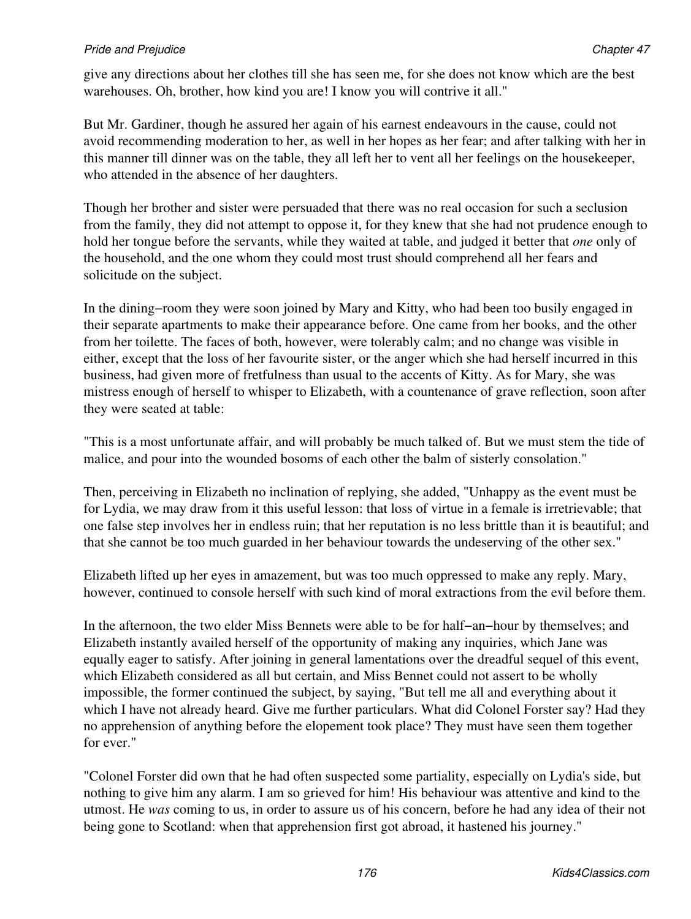give any directions about her clothes till she has seen me, for she does not know which are the best warehouses. Oh, brother, how kind you are! I know you will contrive it all."

But Mr. Gardiner, though he assured her again of his earnest endeavours in the cause, could not avoid recommending moderation to her, as well in her hopes as her fear; and after talking with her in this manner till dinner was on the table, they all left her to vent all her feelings on the housekeeper, who attended in the absence of her daughters.

Though her brother and sister were persuaded that there was no real occasion for such a seclusion from the family, they did not attempt to oppose it, for they knew that she had not prudence enough to hold her tongue before the servants, while they waited at table, and judged it better that *one* only of the household, and the one whom they could most trust should comprehend all her fears and solicitude on the subject.

In the dining−room they were soon joined by Mary and Kitty, who had been too busily engaged in their separate apartments to make their appearance before. One came from her books, and the other from her toilette. The faces of both, however, were tolerably calm; and no change was visible in either, except that the loss of her favourite sister, or the anger which she had herself incurred in this business, had given more of fretfulness than usual to the accents of Kitty. As for Mary, she was mistress enough of herself to whisper to Elizabeth, with a countenance of grave reflection, soon after they were seated at table:

"This is a most unfortunate affair, and will probably be much talked of. But we must stem the tide of malice, and pour into the wounded bosoms of each other the balm of sisterly consolation."

Then, perceiving in Elizabeth no inclination of replying, she added, "Unhappy as the event must be for Lydia, we may draw from it this useful lesson: that loss of virtue in a female is irretrievable; that one false step involves her in endless ruin; that her reputation is no less brittle than it is beautiful; and that she cannot be too much guarded in her behaviour towards the undeserving of the other sex."

Elizabeth lifted up her eyes in amazement, but was too much oppressed to make any reply. Mary, however, continued to console herself with such kind of moral extractions from the evil before them.

In the afternoon, the two elder Miss Bennets were able to be for half−an−hour by themselves; and Elizabeth instantly availed herself of the opportunity of making any inquiries, which Jane was equally eager to satisfy. After joining in general lamentations over the dreadful sequel of this event, which Elizabeth considered as all but certain, and Miss Bennet could not assert to be wholly impossible, the former continued the subject, by saying, "But tell me all and everything about it which I have not already heard. Give me further particulars. What did Colonel Forster say? Had they no apprehension of anything before the elopement took place? They must have seen them together for ever."

"Colonel Forster did own that he had often suspected some partiality, especially on Lydia's side, but nothing to give him any alarm. I am so grieved for him! His behaviour was attentive and kind to the utmost. He *was* coming to us, in order to assure us of his concern, before he had any idea of their not being gone to Scotland: when that apprehension first got abroad, it hastened his journey."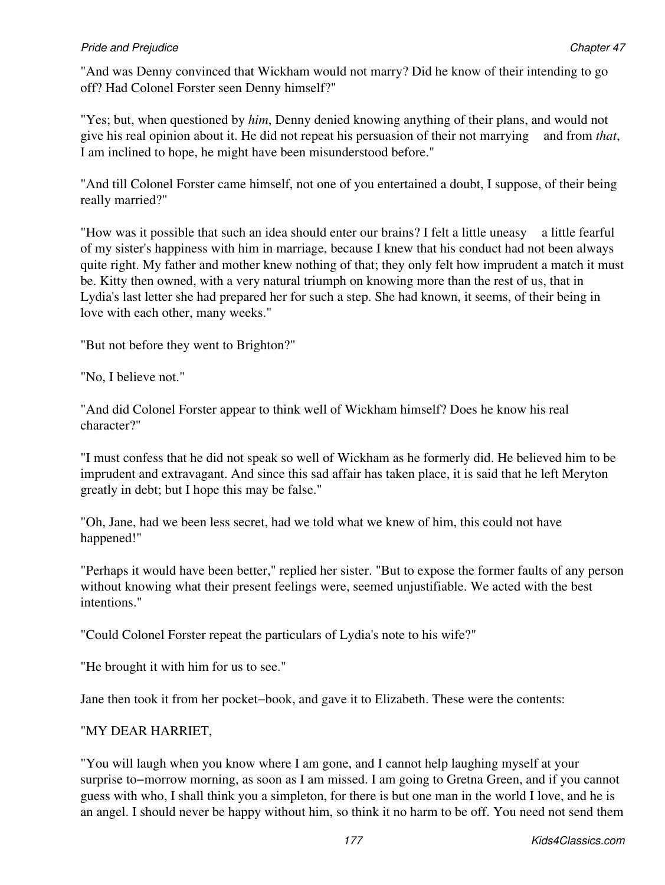"And was Denny convinced that Wickham would not marry? Did he know of their intending to go off? Had Colonel Forster seen Denny himself?"

"Yes; but, when questioned by *him*, Denny denied knowing anything of their plans, and would not give his real opinion about it. He did not repeat his persuasion of their not marrying    and from *that*, I am inclined to hope, he might have been misunderstood before."

"And till Colonel Forster came himself, not one of you entertained a doubt, I suppose, of their being really married?"

"How was it possible that such an idea should enter our brains? I felt a little uneasy    a little fearful of my sister's happiness with him in marriage, because I knew that his conduct had not been always quite right. My father and mother knew nothing of that; they only felt how imprudent a match it must be. Kitty then owned, with a very natural triumph on knowing more than the rest of us, that in Lydia's last letter she had prepared her for such a step. She had known, it seems, of their being in love with each other, many weeks."

"But not before they went to Brighton?"

"No, I believe not."

"And did Colonel Forster appear to think well of Wickham himself? Does he know his real character?"

"I must confess that he did not speak so well of Wickham as he formerly did. He believed him to be imprudent and extravagant. And since this sad affair has taken place, it is said that he left Meryton greatly in debt; but I hope this may be false."

"Oh, Jane, had we been less secret, had we told what we knew of him, this could not have happened!"

"Perhaps it would have been better," replied her sister. "But to expose the former faults of any person without knowing what their present feelings were, seemed unjustifiable. We acted with the best intentions."

"Could Colonel Forster repeat the particulars of Lydia's note to his wife?"

"He brought it with him for us to see."

Jane then took it from her pocket−book, and gave it to Elizabeth. These were the contents:

"MY DEAR HARRIET,

"You will laugh when you know where I am gone, and I cannot help laughing myself at your surprise to−morrow morning, as soon as I am missed. I am going to Gretna Green, and if you cannot guess with who, I shall think you a simpleton, for there is but one man in the world I love, and he is an angel. I should never be happy without him, so think it no harm to be off. You need not send them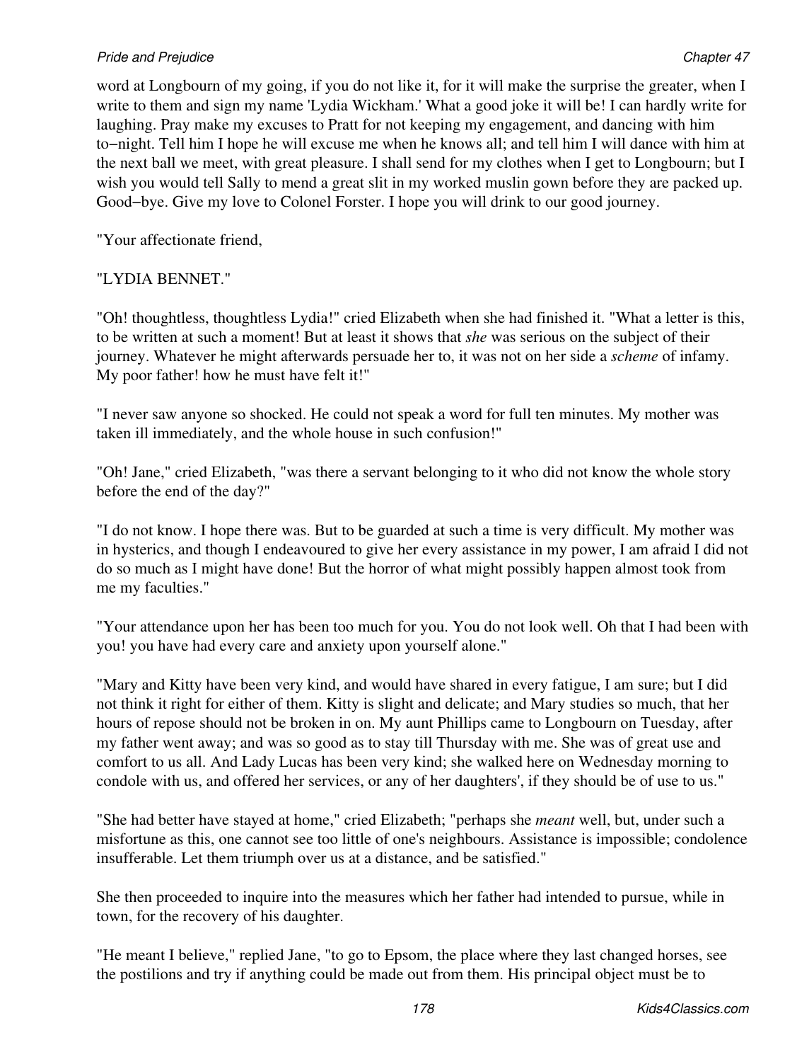word at Longbourn of my going, if you do not like it, for it will make the surprise the greater, when I write to them and sign my name 'Lydia Wickham.' What a good joke it will be! I can hardly write for laughing. Pray make my excuses to Pratt for not keeping my engagement, and dancing with him to−night. Tell him I hope he will excuse me when he knows all; and tell him I will dance with him at the next ball we meet, with great pleasure. I shall send for my clothes when I get to Longbourn; but I wish you would tell Sally to mend a great slit in my worked muslin gown before they are packed up. Good−bye. Give my love to Colonel Forster. I hope you will drink to our good journey.

"Your affectionate friend,

"LYDIA BENNET."

"Oh! thoughtless, thoughtless Lydia!" cried Elizabeth when she had finished it. "What a letter is this, to be written at such a moment! But at least it shows that *she* was serious on the subject of their journey. Whatever he might afterwards persuade her to, it was not on her side a *scheme* of infamy. My poor father! how he must have felt it!"

"I never saw anyone so shocked. He could not speak a word for full ten minutes. My mother was taken ill immediately, and the whole house in such confusion!"

"Oh! Jane," cried Elizabeth, "was there a servant belonging to it who did not know the whole story before the end of the day?"

"I do not know. I hope there was. But to be guarded at such a time is very difficult. My mother was in hysterics, and though I endeavoured to give her every assistance in my power, I am afraid I did not do so much as I might have done! But the horror of what might possibly happen almost took from me my faculties."

"Your attendance upon her has been too much for you. You do not look well. Oh that I had been with you! you have had every care and anxiety upon yourself alone."

"Mary and Kitty have been very kind, and would have shared in every fatigue, I am sure; but I did not think it right for either of them. Kitty is slight and delicate; and Mary studies so much, that her hours of repose should not be broken in on. My aunt Phillips came to Longbourn on Tuesday, after my father went away; and was so good as to stay till Thursday with me. She was of great use and comfort to us all. And Lady Lucas has been very kind; she walked here on Wednesday morning to condole with us, and offered her services, or any of her daughters', if they should be of use to us."

"She had better have stayed at home," cried Elizabeth; "perhaps she *meant* well, but, under such a misfortune as this, one cannot see too little of one's neighbours. Assistance is impossible; condolence insufferable. Let them triumph over us at a distance, and be satisfied."

She then proceeded to inquire into the measures which her father had intended to pursue, while in town, for the recovery of his daughter.

"He meant I believe," replied Jane, "to go to Epsom, the place where they last changed horses, see the postilions and try if anything could be made out from them. His principal object must be to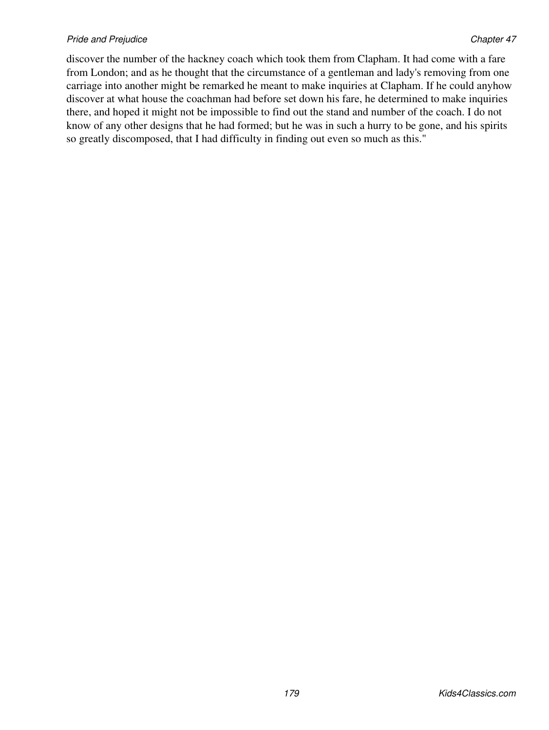discover the number of the hackney coach which took them from Clapham. It had come with a fare from London; and as he thought that the circumstance of a gentleman and lady's removing from one carriage into another might be remarked he meant to make inquiries at Clapham. If he could anyhow discover at what house the coachman had before set down his fare, he determined to make inquiries there, and hoped it might not be impossible to find out the stand and number of the coach. I do not know of any other designs that he had formed; but he was in such a hurry to be gone, and his spirits so greatly discomposed, that I had difficulty in finding out even so much as this."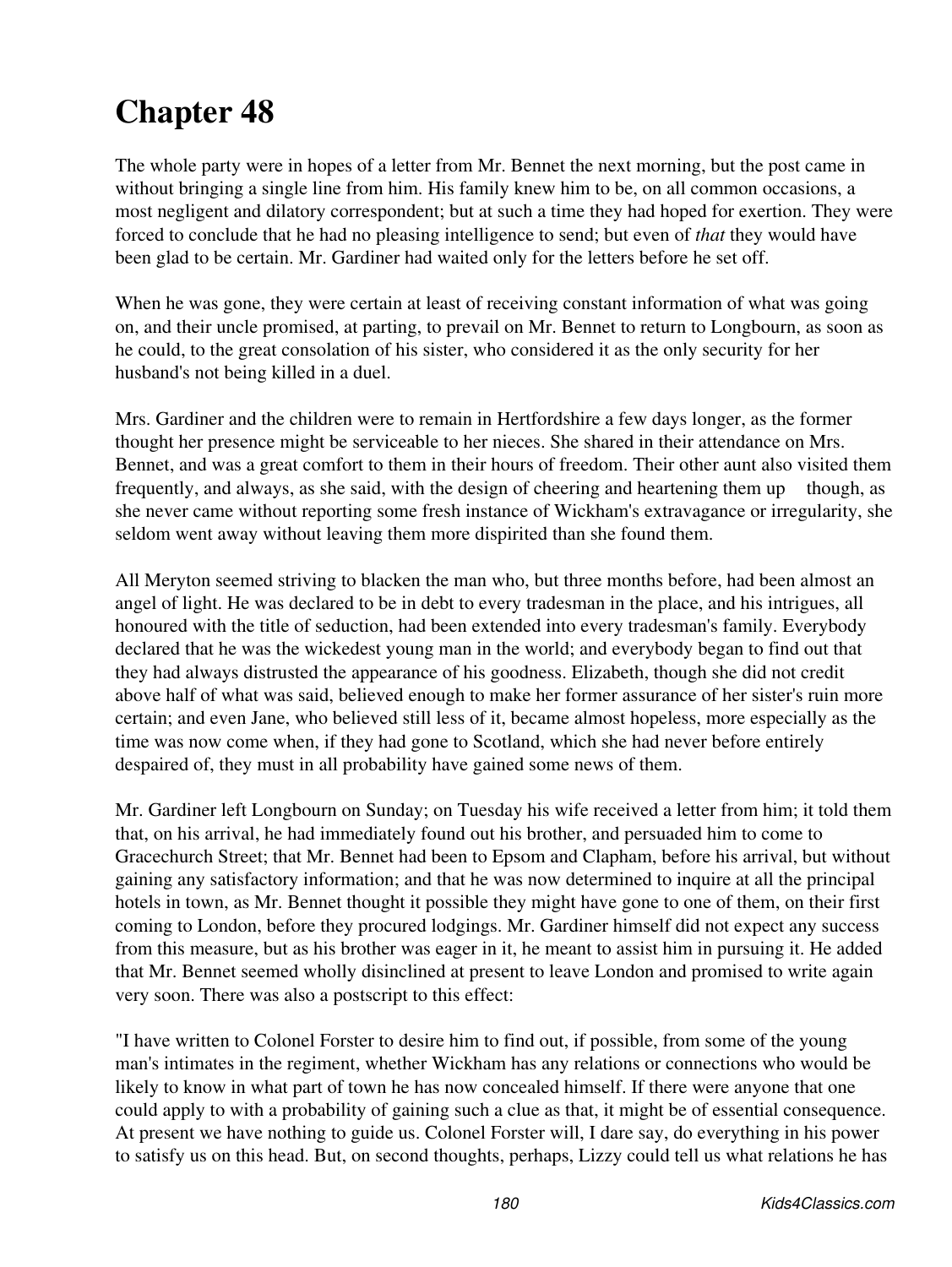# Chapter 48

The whole party were in hopes of a letter from Mr. Bennet the next morning, but the post came in without bringing a single line from him. His family knew him to be, on all common occasions, a most negligent and dilatory correspondent; but at such a time they had hoped for exertion. They were forced to conclude that he had no pleasing intelligence to send; but even of *that* they would have been glad to be certain. Mr. Gardiner had waited only for the letters before he set off.

When he was gone, they were certain at least of receiving constant information of what was going on, and their uncle promised, at parting, to prevail on Mr. Bennet to return to Longbourn, as soon as he could, to the great consolation of his sister, who considered it as the only security for her husband's not being killed in a duel.

Mrs. Gardiner and the children were to remain in Hertfordshire a few days longer, as the former thought her presence might be serviceable to her nieces. She shared in their attendance on Mrs. Bennet, and was a great comfort to them in their hours of freedom. Their other aunt also visited them frequently, and always, as she said, with the design of cheering and heartening them up — though, as she never came without reporting some fresh instance of Wickham's extravagance or irregularity, she seldom went away without leaving them more dispirited than she found them.

All Meryton seemed striving to blacken the man who, but three months before, had been almost an angel of light. He was declared to be in debt to every tradesman in the place, and his intrigues, all honoured with the title of seduction, had been extended into every tradesman's family. Everybody declared that he was the wickedest young man in the world; and everybody began to find out that they had always distrusted the appearance of his goodness. Elizabeth, though she did not credit above half of what was said, believed enough to make her former assurance of her sister's ruin more certain; and even Jane, who believed still less of it, became almost hopeless, more especially as the time was now come when, if they had gone to Scotland, which she had never before entirely despaired of, they must in all probability have gained some news of them.

Mr. Gardiner left Longbourn on Sunday; on Tuesday his wife received a letter from him; it told them that, on his arrival, he had immediately found out his brother, and persuaded him to come to Gracechurch Street; that Mr. Bennet had been to Epsom and Clapham, before his arrival, but without gaining any satisfactory information; and that he was now determined to inquire at all the principal hotels in town, as Mr. Bennet thought it possible they might have gone to one of them, on their first coming to London, before they procured lodgings. Mr. Gardiner himself did not expect any success from this measure, but as his brother was eager in it, he meant to assist him in pursuing it. He added that Mr. Bennet seemed wholly disinclined at present to leave London and promised to write again very soon. There was also a postscript to this effect:

"I have written to Colonel Forster to desire him to find out, if possible, from some of the young man's intimates in the regiment, whether Wickham has any relations or connections who would be likely to know in what part of town he has now concealed himself. If there were anyone that one could apply to with a probability of gaining such a clue as that, it might be of essential consequence. At present we have nothing to guide us. Colonel Forster will, I dare say, do everything in his power to satisfy us on this head. But, on second thoughts, perhaps, Lizzy could tell us what relations he has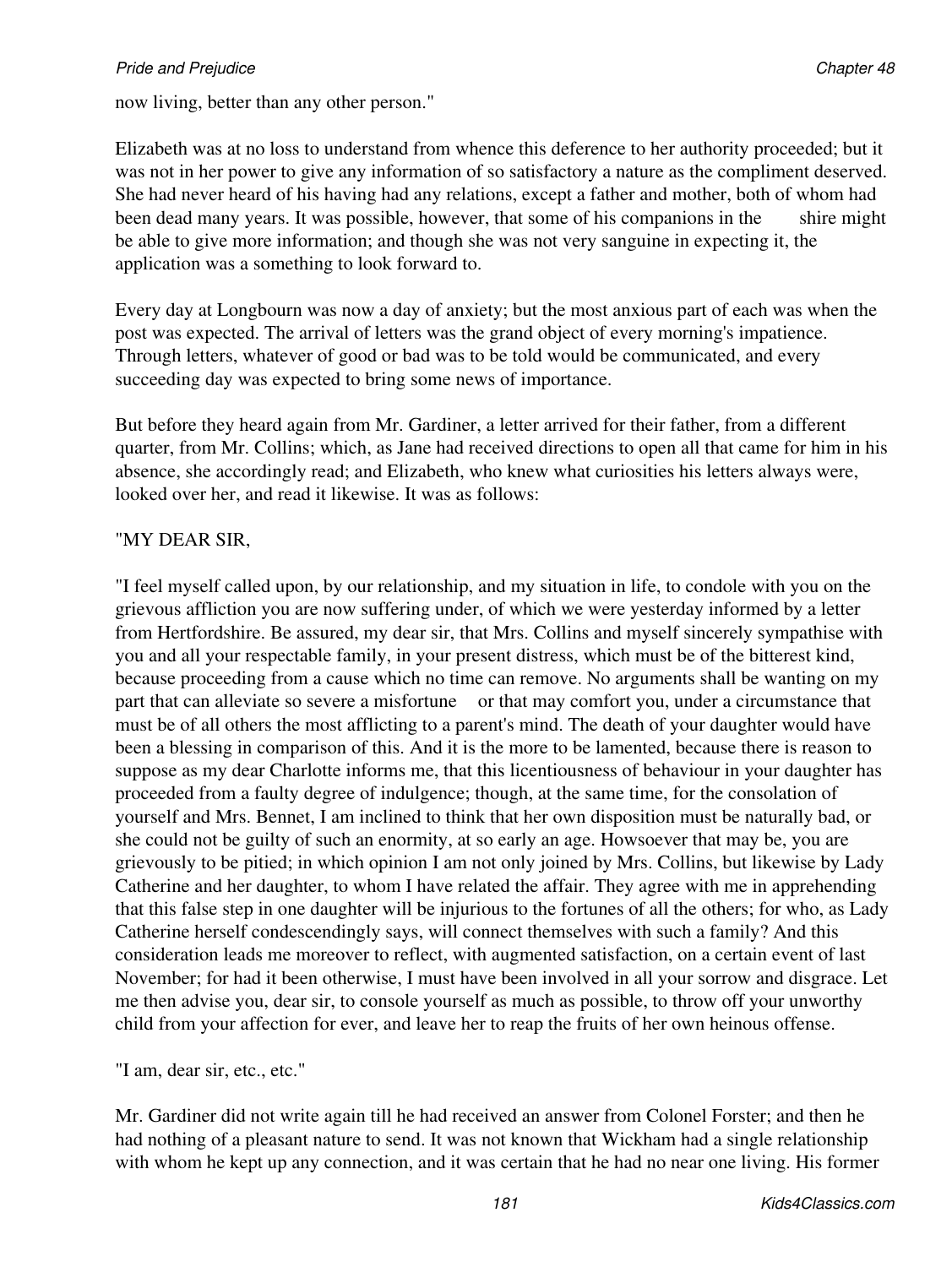now living, better than any other person."

Elizabeth was at no loss to understand from whence this deference to her authority proceeded; but it was not in her power to give any information of so satisfactory a nature as the compliment deserved. She had never heard of his having had any relations, except a father and mother, both of whom had been dead many years. It was possible, however, that some of his companions in the shire might be able to give more information; and though she was not very sanguine in expecting it, the application was a something to look forward to.

Every day at Longbourn was now a day of anxiety; but the most anxious part of each was when the post was expected. The arrival of letters was the grand object of every morning's impatience. Through letters, whatever of good or bad was to be told would be communicated, and every succeeding day was expected to bring some news of importance.

But before they heard again from Mr. Gardiner, a letter arrived for their father, from a different quarter, from Mr. Collins; which, as Jane had received directions to open all that came for him in his absence, she accordingly read; and Elizabeth, who knew what curiosities his letters always were, looked over her, and read it likewise. It was as follows:

"MY DEAR SIR,

"I feel myself called upon, by our relationship, and my situation in life, to condole with you on the grievous affliction you are now suffering under, of which we were yesterday informed by a letter from Hertfordshire. Be assured, my dear sir, that Mrs. Collins and myself sincerely sympathise with you and all your respectable family, in your present distress, which must be of the bitterest kind, because proceeding from a cause which no time can remove. No arguments shall be wanting on my part that can alleviate so severe a misfortune or that may comfort you, under a circumstance that must be of all others the most afflicting to a parent's mind. The death of your daughter would have been a blessing in comparison of this. And it is the more to be lamented, because there is reason to suppose as my dear Charlotte informs me, that this licentiousness of behaviour in your daughter has proceeded from a faulty degree of indulgence; though, at the same time, for the consolation of yourself and Mrs. Bennet, I am inclined to think that her own disposition must be naturally bad, or she could not be guilty of such an enormity, at so early an age. Howsoever that may be, you are grievously to be pitied; in which opinion I am not only joined by Mrs. Collins, but likewise by Lady Catherine and her daughter, to whom I have related the affair. They agree with me in apprehending that this false step in one daughter will be injurious to the fortunes of all the others; for who, as Lady Catherine herself condescendingly says, will connect themselves with such a family? And this consideration leads me moreover to reflect, with augmented satisfaction, on a certain event of last November; for had it been otherwise, I must have been involved in all your sorrow and disgrace. Let me then advise you, dear sir, to console yourself as much as possible, to throw off your unworthy child from your affection for ever, and leave her to reap the fruits of her own heinous offense.

"I am, dear sir, etc., etc."

Mr. Gardiner did not write again till he had received an answer from Colonel Forster; and then he had nothing of a pleasant nature to send. It was not known that Wickham had a single relationship with whom he kept up any connection, and it was certain that he had no near one living. His former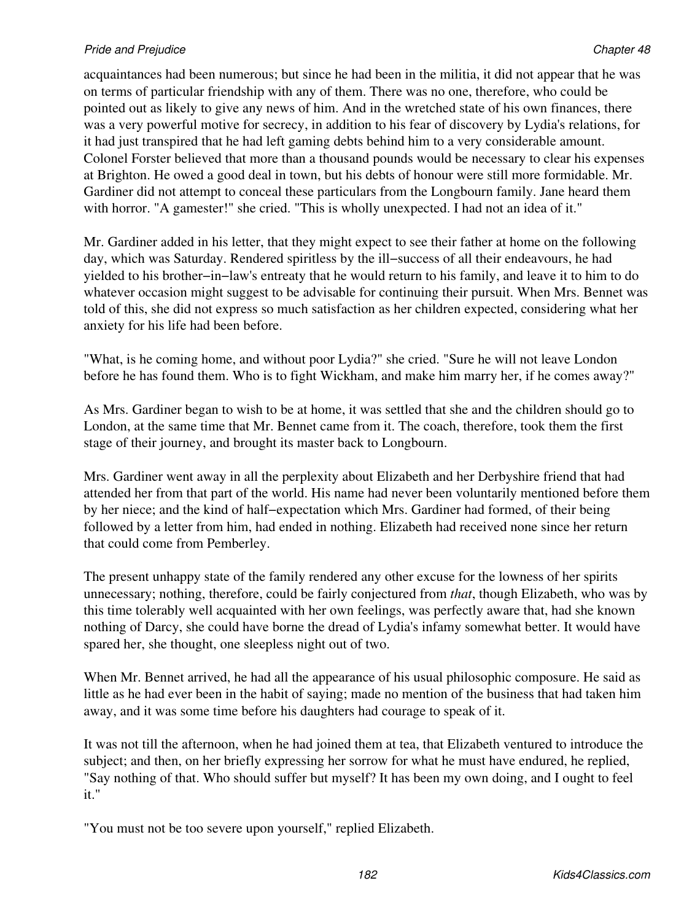acquaintances had been numerous; but since he had been in the militia, it did not appear that he was on terms of particular friendship with any of them. There was no one, therefore, who could be pointed out as likely to give any news of him. And in the wretched state of his own finances, there was a very powerful motive for secrecy, in addition to his fear of discovery by Lydia's relations, for it had just transpired that he had left gaming debts behind him to a very considerable amount. Colonel Forster believed that more than a thousand pounds would be necessary to clear his expenses at Brighton. He owed a good deal in town, but his debts of honour were still more formidable. Mr. Gardiner did not attempt to conceal these particulars from the Longbourn family. Jane heard them with horror. "A gamester!" she cried. "This is wholly unexpected. I had not an idea of it."

Mr. Gardiner added in his letter, that they might expect to see their father at home on the following day, which was Saturday. Rendered spiritless by the ill−success of all their endeavours, he had yielded to his brother−in−law's entreaty that he would return to his family, and leave it to him to do whatever occasion might suggest to be advisable for continuing their pursuit. When Mrs. Bennet was told of this, she did not express so much satisfaction as her children expected, considering what her anxiety for his life had been before.

"What, is he coming home, and without poor Lydia?" she cried. "Sure he will not leave London before he has found them. Who is to fight Wickham, and make him marry her, if he comes away?"

As Mrs. Gardiner began to wish to be at home, it was settled that she and the children should go to London, at the same time that Mr. Bennet came from it. The coach, therefore, took them the first stage of their journey, and brought its master back to Longbourn.

Mrs. Gardiner went away in all the perplexity about Elizabeth and her Derbyshire friend that had attended her from that part of the world. His name had never been voluntarily mentioned before them by her niece; and the kind of half−expectation which Mrs. Gardiner had formed, of their being followed by a letter from him, had ended in nothing. Elizabeth had received none since her return that could come from Pemberley.

The present unhappy state of the family rendered any other excuse for the lowness of her spirits unnecessary; nothing, therefore, could be fairly conjectured from *that*, though Elizabeth, who was by this time tolerably well acquainted with her own feelings, was perfectly aware that, had she known nothing of Darcy, she could have borne the dread of Lydia's infamy somewhat better. It would have spared her, she thought, one sleepless night out of two.

When Mr. Bennet arrived, he had all the appearance of his usual philosophic composure. He said as little as he had ever been in the habit of saying; made no mention of the business that had taken him away, and it was some time before his daughters had courage to speak of it.

It was not till the afternoon, when he had joined them at tea, that Elizabeth ventured to introduce the subject; and then, on her briefly expressing her sorrow for what he must have endured, he replied, "Say nothing of that. Who should suffer but myself? It has been my own doing, and I ought to feel it."

"You must not be too severe upon yourself," replied Elizabeth.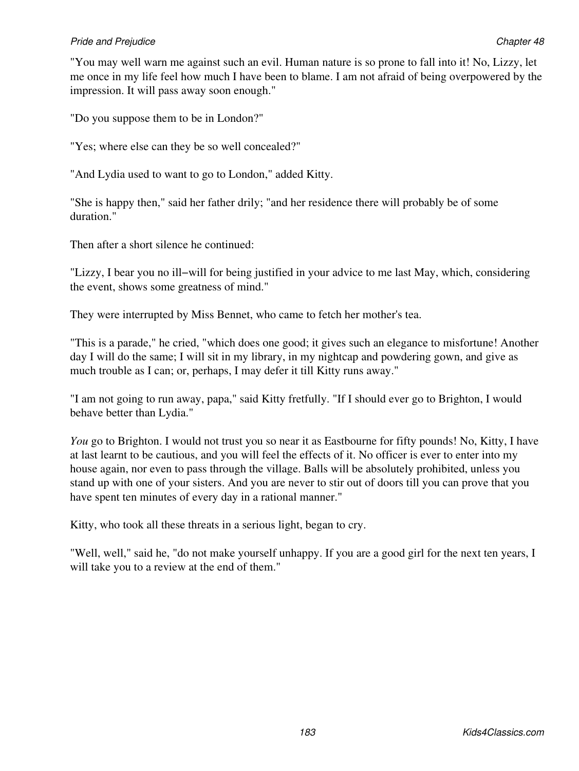"You may well warn me against such an evil. Human nature is so prone to fall into it! No, Lizzy, let me once in my life feel how much I have been to blame. I am not afraid of being overpowered by the impression. It will pass away soon enough."

"Do you suppose them to be in London?"

"Yes; where else can they be so well concealed?"

"And Lydia used to want to go to London," added Kitty.

"She is happy then," said her father drily; "and her residence there will probably be of some duration."

Then after a short silence he continued:

"Lizzy, I bear you no ill−will for being justified in your advice to me last May, which, considering the event, shows some greatness of mind."

They were interrupted by Miss Bennet, who came to fetch her mother's tea.

"This is a parade," he cried, "which does one good; it gives such an elegance to misfortune! Another day I will do the same; I will sit in my library, in my nightcap and powdering gown, and give as much trouble as I can; or, perhaps, I may defer it till Kitty runs away."

"I am not going to run away, papa," said Kitty fretfully. "If I should ever go to Brighton, I would behave better than Lydia."

*You* go to Brighton. I would not trust you so near it as Eastbourne for fifty pounds! No, Kitty, I have at last learnt to be cautious, and you will feel the effects of it. No officer is ever to enter into my house again, nor even to pass through the village. Balls will be absolutely prohibited, unless you stand up with one of your sisters. And you are never to stir out of doors till you can prove that you have spent ten minutes of every day in a rational manner."

Kitty, who took all these threats in a serious light, began to cry.

"Well, well," said he, "do not make yourself unhappy. If you are a good girl for the next ten years, I will take you to a review at the end of them."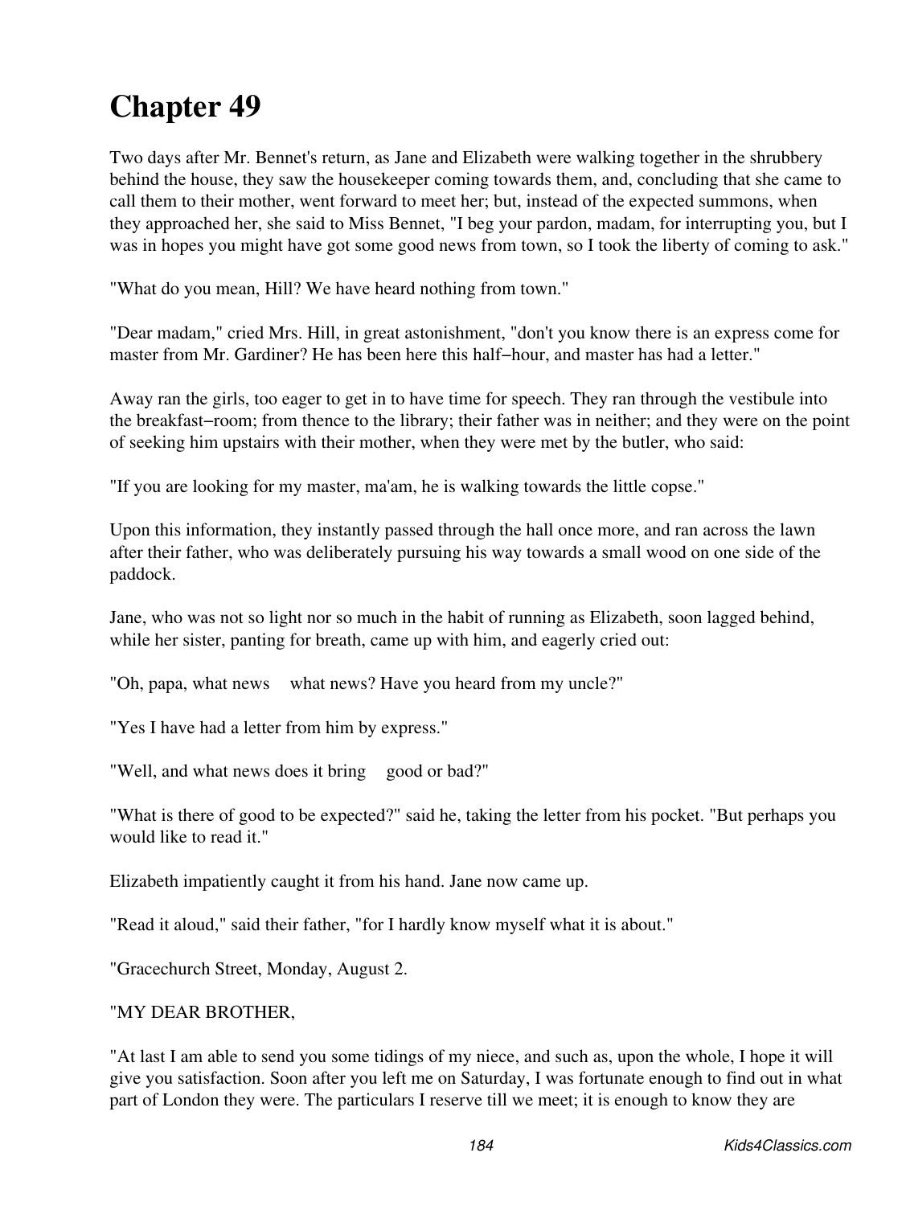# Chapter 49

Two days after Mr. Bennet's return, as Jane and Elizabeth were walking together in the shrubbery behind the house, they saw the housekeeper coming towards them, and, concluding that she came to call them to their mother, went forward to meet her; but, instead of the expected summons, when they approached her, she said to Miss Bennet, "I beg your pardon, madam, for interrupting you, but I was in hopes you might have got some good news from town, so I took the liberty of coming to ask."

"What do you mean, Hill? We have heard nothing from town."

"Dear madam," cried Mrs. Hill, in great astonishment, "don't you know there is an express come for master from Mr. Gardiner? He has been here this half−hour, and master has had a letter."

Away ran the girls, too eager to get in to have time for speech. They ran through the vestibule into the breakfast−room; from thence to the library; their father was in neither; and they were on the point of seeking him upstairs with their mother, when they were met by the butler, who said:

"If you are looking for my master, ma'am, he is walking towards the little copse."

Upon this information, they instantly passed through the hall once more, and ran across the lawn after their father, who was deliberately pursuing his way towards a small wood on one side of the paddock.

Jane, who was not so light nor so much in the habit of running as Elizabeth, soon lagged behind, while her sister, panting for breath, came up with him, and eagerly cried out:

"Oh, papa, what news what news? Have you heard from my uncle?"

"Yes I have had a letter from him by express."

"Well, and what news does it bring good or bad?"

"What is there of good to be expected?" said he, taking the letter from his pocket. "But perhaps you would like to read it."

Elizabeth impatiently caught it from his hand. Jane now came up.

"Read it aloud," said their father, "for I hardly know myself what it is about."

"Gracechurch Street, Monday, August 2.

"MY DEAR BROTHER,

"At last I am able to send you some tidings of my niece, and such as, upon the whole, I hope it will give you satisfaction. Soon after you left me on Saturday, I was fortunate enough to find out in what part of London they were. The particulars I reserve till we meet; it is enough to know they are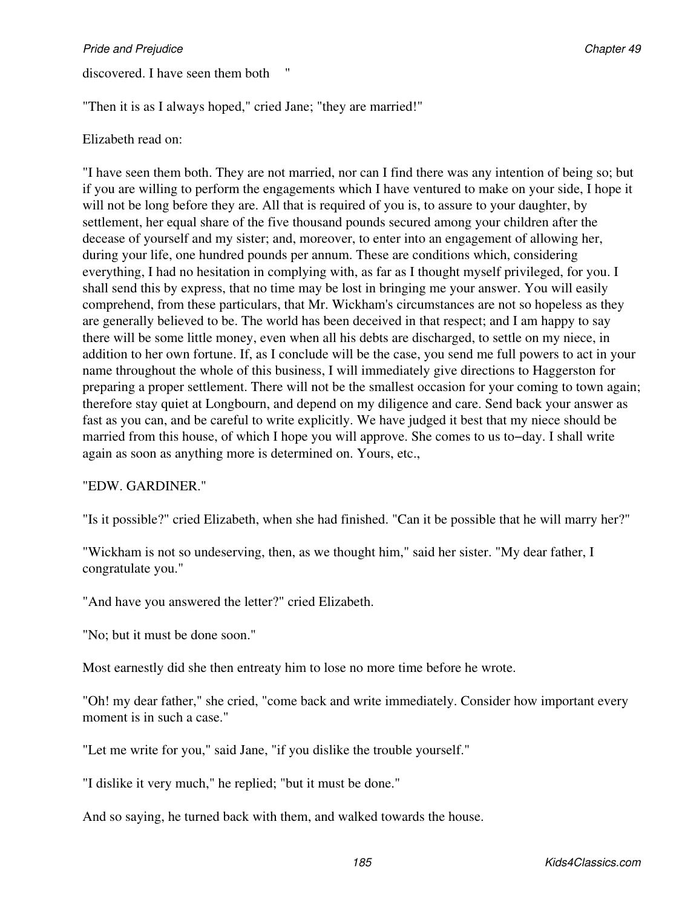discovered. I have seen them both "

"Then it is as I always hoped," cried Jane; "they are married!"

Elizabeth read on:

"I have seen them both. They are not married, nor can I find there was any intention of being so; but if you are willing to perform the engagements which I have ventured to make on your side, I hope it will not be long before they are. All that is required of you is, to assure to your daughter, by settlement, her equal share of the five thousand pounds secured among your children after the decease of yourself and my sister; and, moreover, to enter into an engagement of allowing her, during your life, one hundred pounds per annum. These are conditions which, considering everything, I had no hesitation in complying with, as far as I thought myself privileged, for you. I shall send this by express, that no time may be lost in bringing me your answer. You will easily comprehend, from these particulars, that Mr. Wickham's circumstances are not so hopeless as they are generally believed to be. The world has been deceived in that respect; and I am happy to say there will be some little money, even when all his debts are discharged, to settle on my niece, in addition to her own fortune. If, as I conclude will be the case, you send me full powers to act in your name throughout the whole of this business, I will immediately give directions to Haggerston for preparing a proper settlement. There will not be the smallest occasion for your coming to town again; therefore stay quiet at Longbourn, and depend on my diligence and care. Send back your answer as fast as you can, and be careful to write explicitly. We have judged it best that my niece should be married from this house, of which I hope you will approve. She comes to us to−day. I shall write again as soon as anything more is determined on. Yours, etc.,

"EDW. GARDINER."

"Is it possible?" cried Elizabeth, when she had finished. "Can it be possible that he will marry her?"

"Wickham is not so undeserving, then, as we thought him," said her sister. "My dear father, I congratulate you."

"And have you answered the letter?" cried Elizabeth.

"No; but it must be done soon."

Most earnestly did she then entreaty him to lose no more time before he wrote.

"Oh! my dear father," she cried, "come back and write immediately. Consider how important every moment is in such a case."

"Let me write for you," said Jane, "if you dislike the trouble yourself."

"I dislike it very much," he replied; "but it must be done."

And so saying, he turned back with them, and walked towards the house.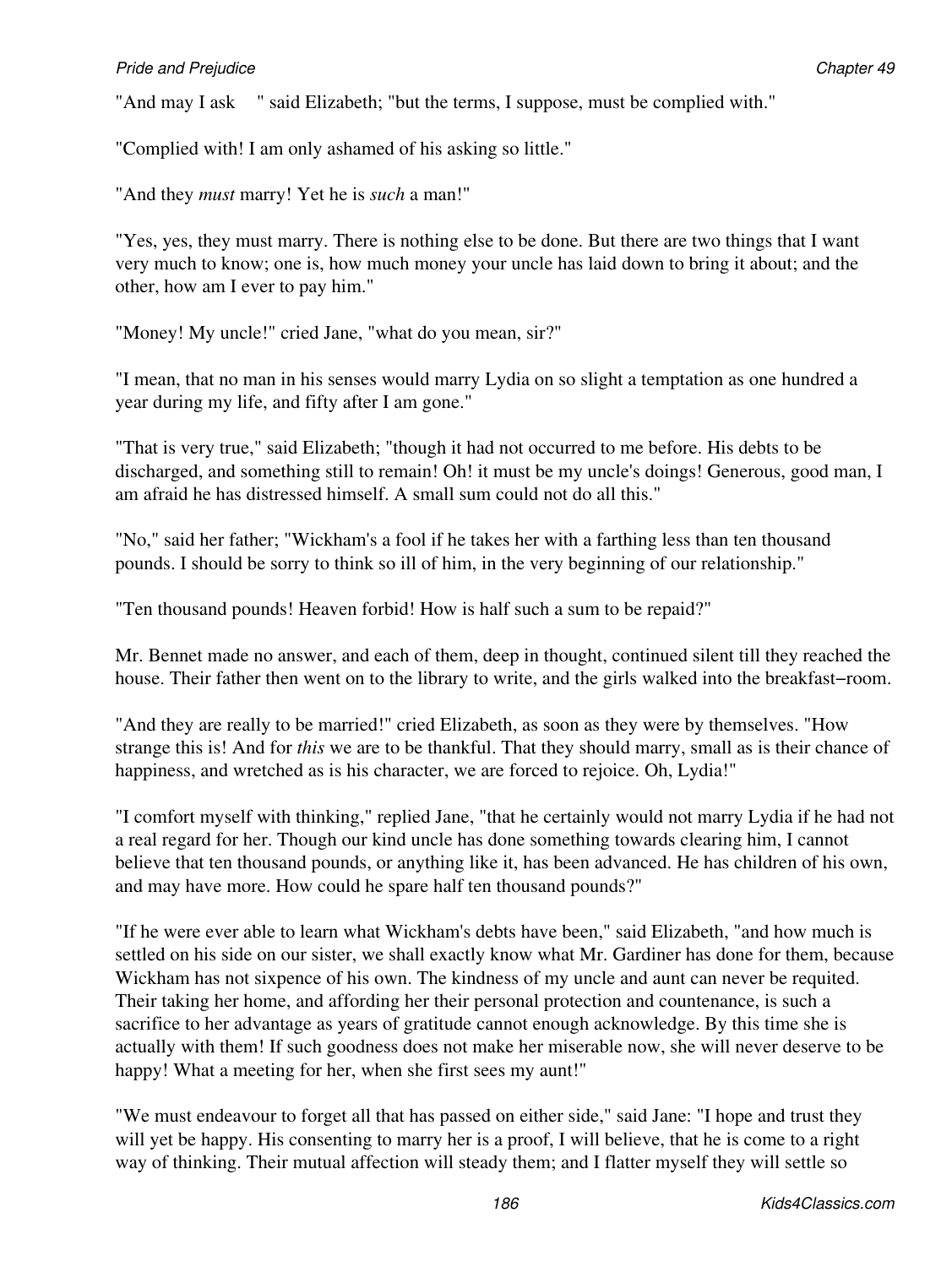"And may I ask " said Elizabeth; "but the terms, I suppose, must be complied with."

"Complied with! I am only ashamed of his asking so little."

"And they *must* marry! Yet he is *such* a man!"

"Yes, yes, they must marry. There is nothing else to be done. But there are two things that I want very much to know; one is, how much money your uncle has laid down to bring it about; and the other, how am I ever to pay him."

"Money! My uncle!" cried Jane, "what do you mean, sir?"

"I mean, that no man in his senses would marry Lydia on so slight a temptation as one hundred a year during my life, and fifty after I am gone."

"That is very true," said Elizabeth; "though it had not occurred to me before. His debts to be discharged, and something still to remain! Oh! it must be my uncle's doings! Generous, good man, I am afraid he has distressed himself. A small sum could not do all this."

"No," said her father; "Wickham's a fool if he takes her with a farthing less than ten thousand pounds. I should be sorry to think so ill of him, in the very beginning of our relationship."

"Ten thousand pounds! Heaven forbid! How is half such a sum to be repaid?"

Mr. Bennet made no answer, and each of them, deep in thought, continued silent till they reached the house. Their father then went on to the library to write, and the girls walked into the breakfast–room.

"And they are really to be married!" cried Elizabeth, as soon as they were by themselves. "How strange this is! And for *this* we are to be thankful. That they should marry, small as is their chance of happiness, and wretched as is his character, we are forced to rejoice. Oh, Lydia!"

"I comfort myself with thinking," replied Jane, "that he certainly would not marry Lydia if he had not a real regard for her. Though our kind uncle has done something towards clearing him, I cannot believe that ten thousand pounds, or anything like it, has been advanced. He has children of his own, and may have more. How could he spare half ten thousand pounds?"

"If he were ever able to learn what Wickham's debts have been," said Elizabeth, "and how much is settled on his side on our sister, we shall exactly know what Mr. Gardiner has done for them, because Wickham has not sixpence of his own. The kindness of my uncle and aunt can never be requited. Their taking her home, and affording her their personal protection and countenance, is such a sacrifice to her advantage as years of gratitude cannot enough acknowledge. By this time she is actually with them! If such goodness does not make her miserable now, she will never deserve to be happy! What a meeting for her, when she first sees my aunt!"

"We must endeavour to forget all that has passed on either side," said Jane: "I hope and trust they will yet be happy. His consenting to marry her is a proof, I will believe, that he is come to a right way of thinking. Their mutual affection will steady them; and I flatter myself they will settle so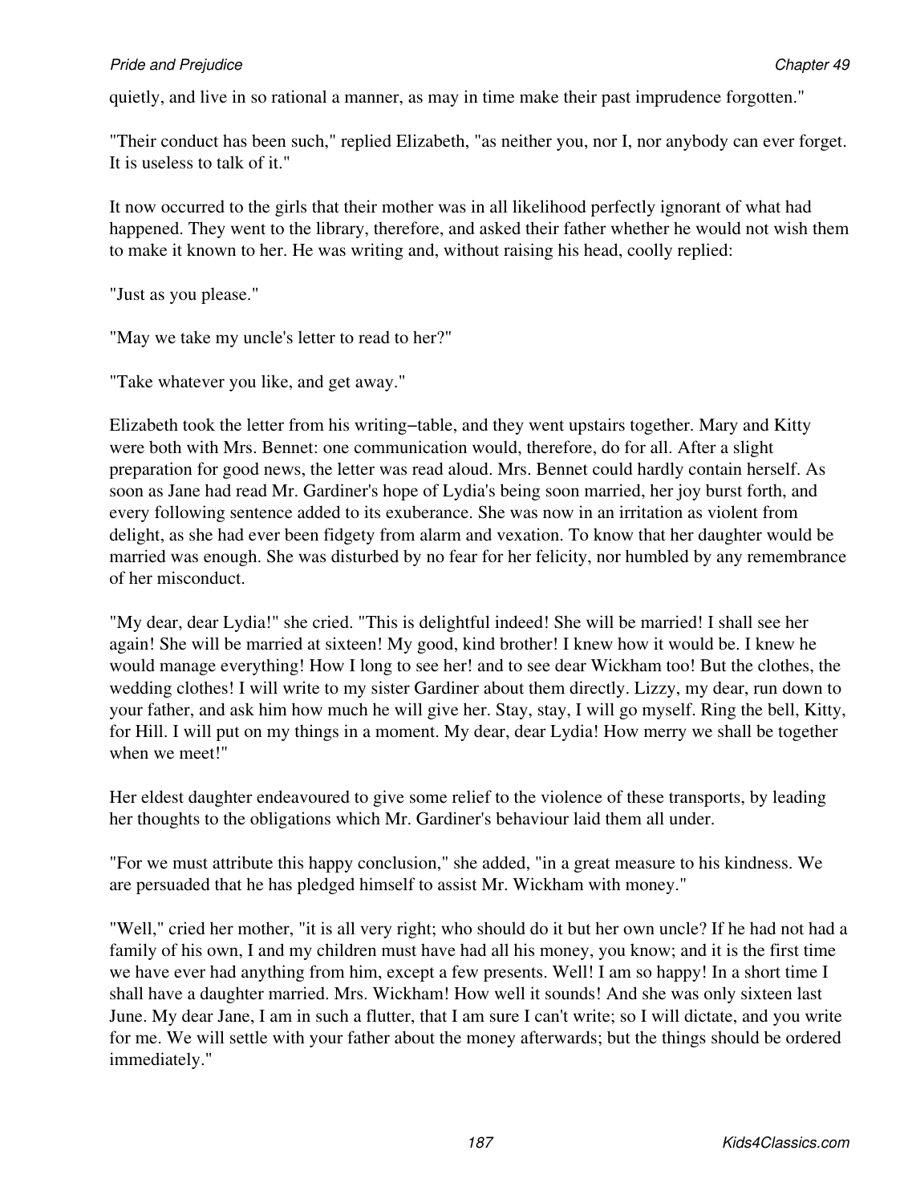quietly, and live in so rational a manner, as may in time make their past imprudence forgotten."

"Their conduct has been such," replied Elizabeth, "as neither you, nor I, nor anybody can ever forget. It is useless to talk of it."

It now occurred to the girls that their mother was in all likelihood perfectly ignorant of what had happened. They went to the library, therefore, and asked their father whether he would not wish them to make it known to her. He was writing and, without raising his head, coolly replied:

"Just as you please."

"May we take my uncle's letter to read to her?"

"Take whatever you like, and get away."

Elizabeth took the letter from his writing−table, and they went upstairs together. Mary and Kitty were both with Mrs. Bennet: one communication would, therefore, do for all. After a slight preparation for good news, the letter was read aloud. Mrs. Bennet could hardly contain herself. As soon as Jane had read Mr. Gardiner's hope of Lydia's being soon married, her joy burst forth, and every following sentence added to its exuberance. She was now in an irritation as violent from delight, as she had ever been fidgety from alarm and vexation. To know that her daughter would be married was enough. She was disturbed by no fear for her felicity, nor humbled by any remembrance of her misconduct.

"My dear, dear Lydia!" she cried. "This is delightful indeed! She will be married! I shall see her again! She will be married at sixteen! My good, kind brother! I knew how it would be. I knew he would manage everything! How I long to see her! and to see dear Wickham too! But the clothes, the wedding clothes! I will write to my sister Gardiner about them directly. Lizzy, my dear, run down to your father, and ask him how much he will give her. Stay, stay, I will go myself. Ring the bell, Kitty, for Hill. I will put on my things in a moment. My dear, dear Lydia! How merry we shall be together when we meet!"

Her eldest daughter endeavoured to give some relief to the violence of these transports, by leading her thoughts to the obligations which Mr. Gardiner's behaviour laid them all under.

"For we must attribute this happy conclusion," she added, "in a great measure to his kindness. We are persuaded that he has pledged himself to assist Mr. Wickham with money."

"Well," cried her mother, "it is all very right; who should do it but her own uncle? If he had not had a family of his own, I and my children must have had all his money, you know; and it is the first time we have ever had anything from him, except a few presents. Well! I am so happy! In a short time I shall have a daughter married. Mrs. Wickham! How well it sounds! And she was only sixteen last June. My dear Jane, I am in such a flutter, that I am sure I can't write; so I will dictate, and you write for me. We will settle with your father about the money afterwards; but the things should be ordered immediately."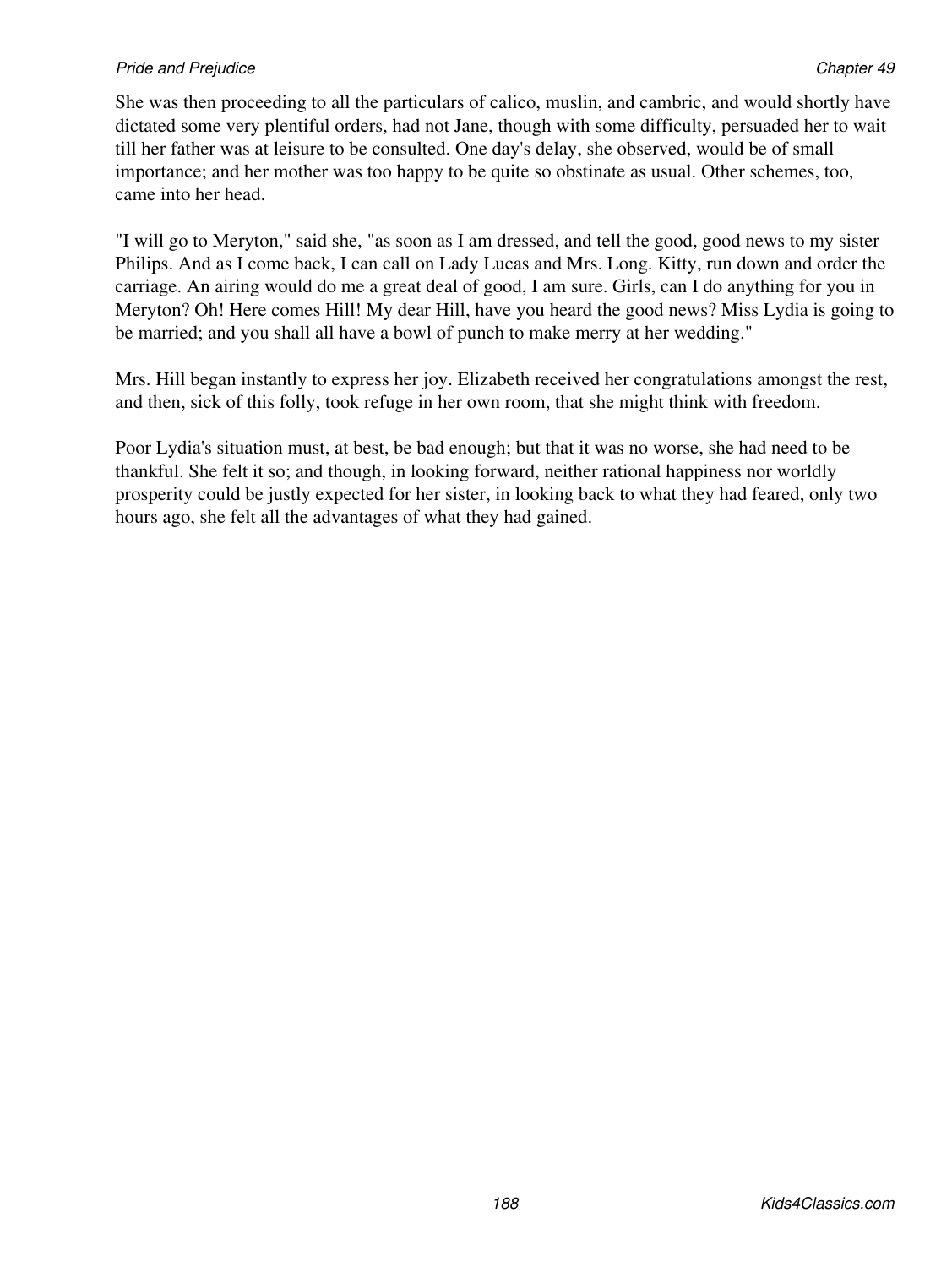She was then proceeding to all the particulars of calico, muslin, and cambric, and would shortly have dictated some very plentiful orders, had not Jane, though with some difficulty, persuaded her to wait till her father was at leisure to be consulted. One day's delay, she observed, would be of small importance; and her mother was too happy to be quite so obstinate as usual. Other schemes, too, came into her head.

"I will go to Meryton," said she, "as soon as I am dressed, and tell the good, good news to my sister Philips. And as I come back, I can call on Lady Lucas and Mrs. Long. Kitty, run down and order the carriage. An airing would do me a great deal of good, I am sure. Girls, can I do anything for you in Meryton? Oh! Here comes Hill! My dear Hill, have you heard the good news? Miss Lydia is going to be married; and you shall all have a bowl of punch to make merry at her wedding."

Mrs. Hill began instantly to express her joy. Elizabeth received her congratulations amongst the rest, and then, sick of this folly, took refuge in her own room, that she might think with freedom.

Poor Lydia's situation must, at best, be bad enough; but that it was no worse, she had need to be thankful. She felt it so; and though, in looking forward, neither rational happiness nor worldly prosperity could be justly expected for her sister, in looking back to what they had feared, only two hours ago, she felt all the advantages of what they had gained.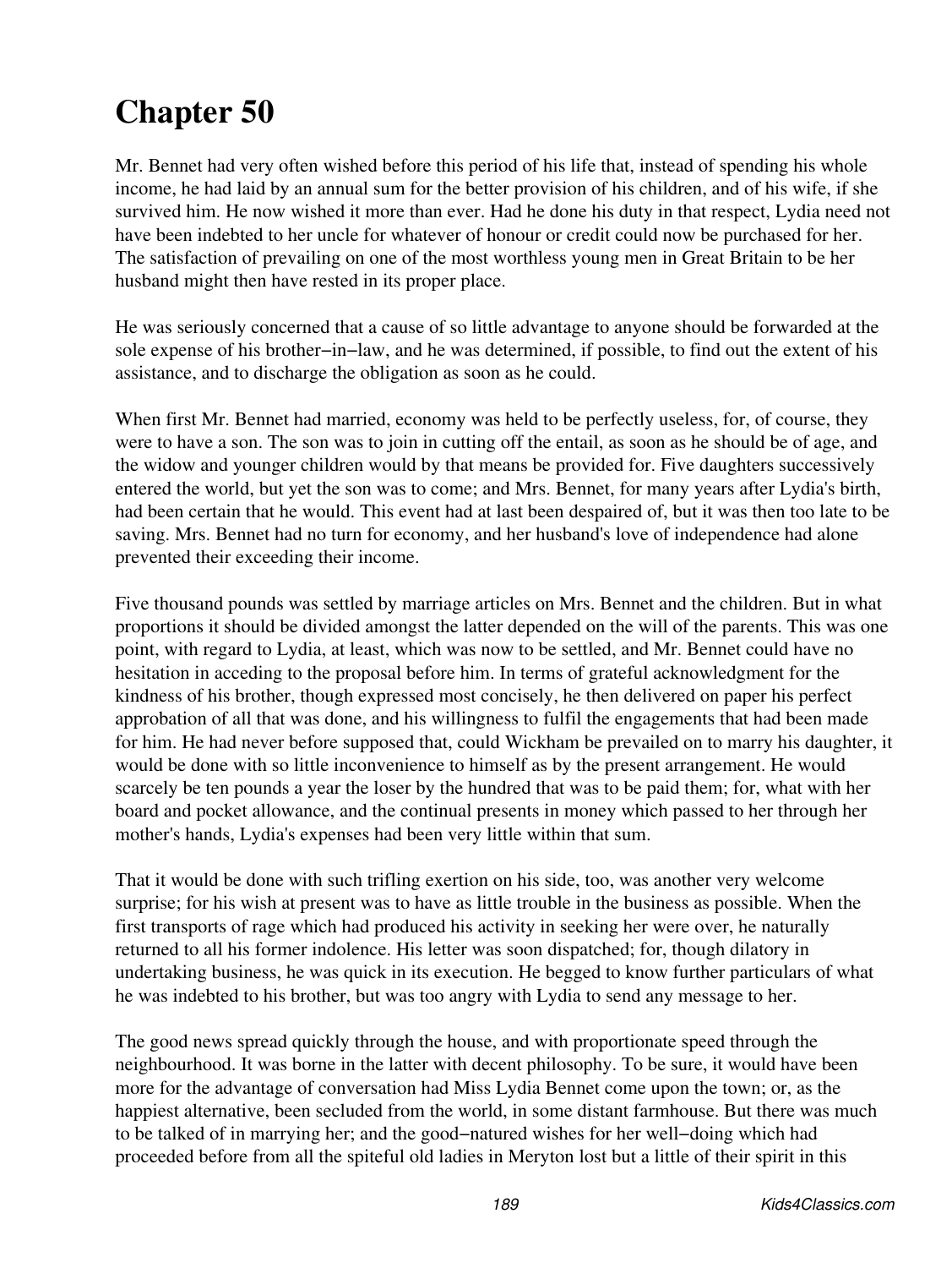# Chapter 50

Mr. Bennet had very often wished before this period of his life that, instead of spending his whole income, he had laid by an annual sum for the better provision of his children, and of his wife, if she survived him. He now wished it more than ever. Had he done his duty in that respect, Lydia need not have been indebted to her uncle for whatever of honour or credit could now be purchased for her. The satisfaction of prevailing on one of the most worthless young men in Great Britain to be her husband might then have rested in its proper place.

He was seriously concerned that a cause of so little advantage to anyone should be forwarded at the sole expense of his brother−in−law, and he was determined, if possible, to find out the extent of his assistance, and to discharge the obligation as soon as he could.

When first Mr. Bennet had married, economy was held to be perfectly useless, for, of course, they were to have a son. The son was to join in cutting off the entail, as soon as he should be of age, and the widow and younger children would by that means be provided for. Five daughters successively entered the world, but yet the son was to come; and Mrs. Bennet, for many years after Lydia's birth, had been certain that he would. This event had at last been despaired of, but it was then too late to be saving. Mrs. Bennet had no turn for economy, and her husband's love of independence had alone prevented their exceeding their income.

Five thousand pounds was settled by marriage articles on Mrs. Bennet and the children. But in what proportions it should be divided amongst the latter depended on the will of the parents. This was one point, with regard to Lydia, at least, which was now to be settled, and Mr. Bennet could have no hesitation in acceding to the proposal before him. In terms of grateful acknowledgment for the kindness of his brother, though expressed most concisely, he then delivered on paper his perfect approbation of all that was done, and his willingness to fulfil the engagements that had been made for him. He had never before supposed that, could Wickham be prevailed on to marry his daughter, it would be done with so little inconvenience to himself as by the present arrangement. He would scarcely be ten pounds a year the loser by the hundred that was to be paid them; for, what with her board and pocket allowance, and the continual presents in money which passed to her through her mother's hands, Lydia's expenses had been very little within that sum.

That it would be done with such trifling exertion on his side, too, was another very welcome surprise; for his wish at present was to have as little trouble in the business as possible. When the first transports of rage which had produced his activity in seeking her were over, he naturally returned to all his former indolence. His letter was soon dispatched; for, though dilatory in undertaking business, he was quick in its execution. He begged to know further particulars of what he was indebted to his brother, but was too angry with Lydia to send any message to her.

The good news spread quickly through the house, and with proportionate speed through the neighbourhood. It was borne in the latter with decent philosophy. To be sure, it would have been more for the advantage of conversation had Miss Lydia Bennet come upon the town; or, as the happiest alternative, been secluded from the world, in some distant farmhouse. But there was much to be talked of in marrying her; and the good−natured wishes for her well−doing which had proceeded before from all the spiteful old ladies in Meryton lost but a little of their spirit in this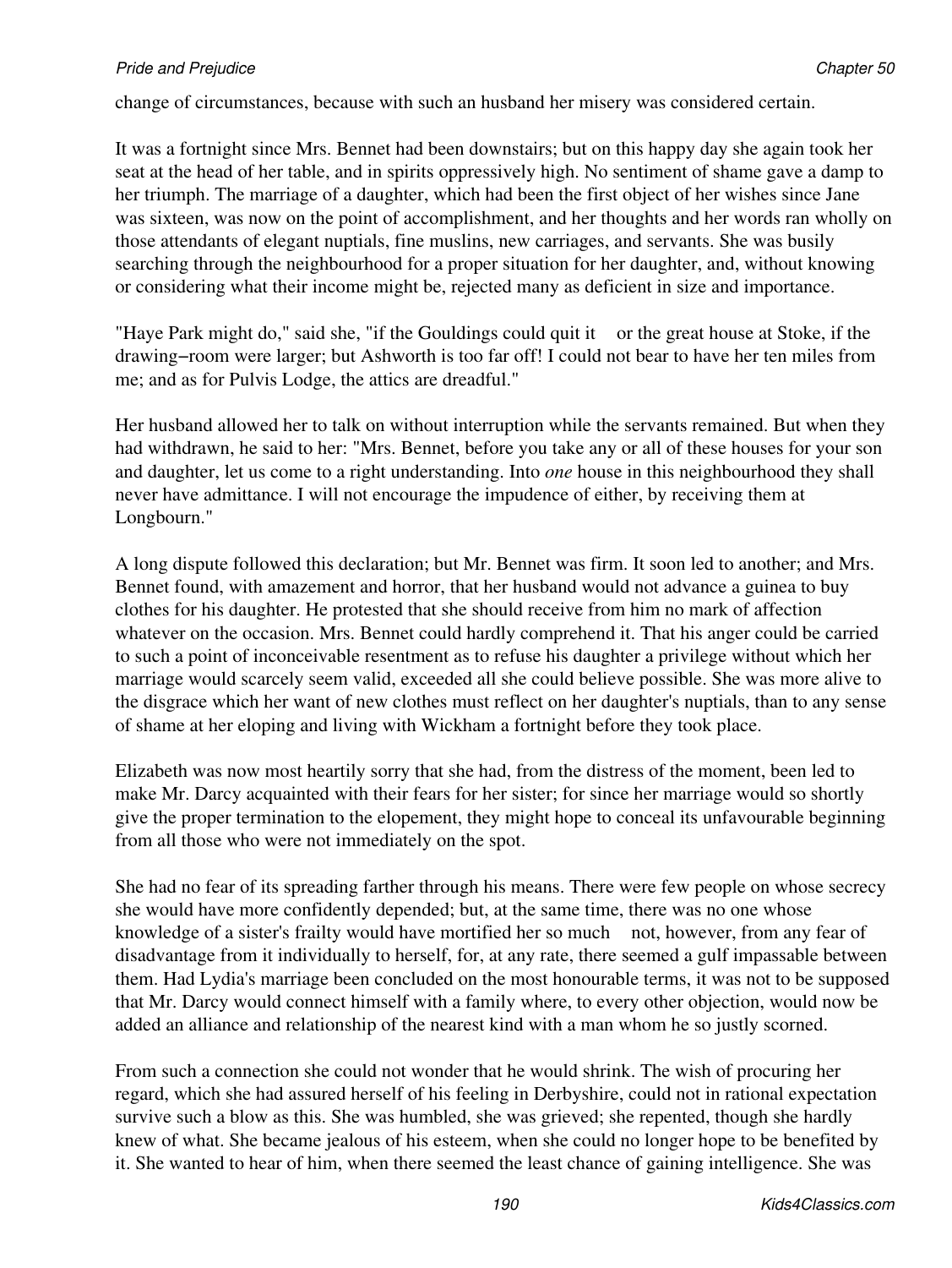change of circumstances, because with such an husband her misery was considered certain.

It was a fortnight since Mrs. Bennet had been downstairs; but on this happy day she again took her seat at the head of her table, and in spirits oppressively high. No sentiment of shame gave a damp to her triumph. The marriage of a daughter, which had been the first object of her wishes since Jane was sixteen, was now on the point of accomplishment, and her thoughts and her words ran wholly on those attendants of elegant nuptials, fine muslins, new carriages, and servants. She was busily searching through the neighbourhood for a proper situation for her daughter, and, without knowing or considering what their income might be, rejected many as deficient in size and importance.

"Haye Park might do," said she, "if the Gouldings could quit it    or the great house at Stoke, if the drawing−room were larger; but Ashworth is too far off! I could not bear to have her ten miles from me; and as for Pulvis Lodge, the attics are dreadful."

Her husband allowed her to talk on without interruption while the servants remained. But when they had withdrawn, he said to her: "Mrs. Bennet, before you take any or all of these houses for your son and daughter, let us come to a right understanding. Into *one* house in this neighbourhood they shall never have admittance. I will not encourage the impudence of either, by receiving them at Longbourn."

A long dispute followed this declaration; but Mr. Bennet was firm. It soon led to another; and Mrs. Bennet found, with amazement and horror, that her husband would not advance a guinea to buy clothes for his daughter. He protested that she should receive from him no mark of affection whatever on the occasion. Mrs. Bennet could hardly comprehend it. That his anger could be carried to such a point of inconceivable resentment as to refuse his daughter a privilege without which her marriage would scarcely seem valid, exceeded all she could believe possible. She was more alive to the disgrace which her want of new clothes must reflect on her daughter's nuptials, than to any sense of shame at her eloping and living with Wickham a fortnight before they took place.

Elizabeth was now most heartily sorry that she had, from the distress of the moment, been led to make Mr. Darcy acquainted with their fears for her sister; for since her marriage would so shortly give the proper termination to the elopement, they might hope to conceal its unfavourable beginning from all those who were not immediately on the spot.

She had no fear of its spreading farther through his means. There were few people on whose secrecy she would have more confidently depended; but, at the same time, there was no one whose knowledge of a sister's frailty would have mortified her so much    not, however, from any fear of disadvantage from it individually to herself, for, at any rate, there seemed a gulf impassable between them. Had Lydia's marriage been concluded on the most honourable terms, it was not to be supposed that Mr. Darcy would connect himself with a family where, to every other objection, would now be added an alliance and relationship of the nearest kind with a man whom he so justly scorned.

From such a connection she could not wonder that he would shrink. The wish of procuring her regard, which she had assured herself of his feeling in Derbyshire, could not in rational expectation survive such a blow as this. She was humbled, she was grieved; she repented, though she hardly knew of what. She became jealous of his esteem, when she could no longer hope to be benefited by it. She wanted to hear of him, when there seemed the least chance of gaining intelligence. She was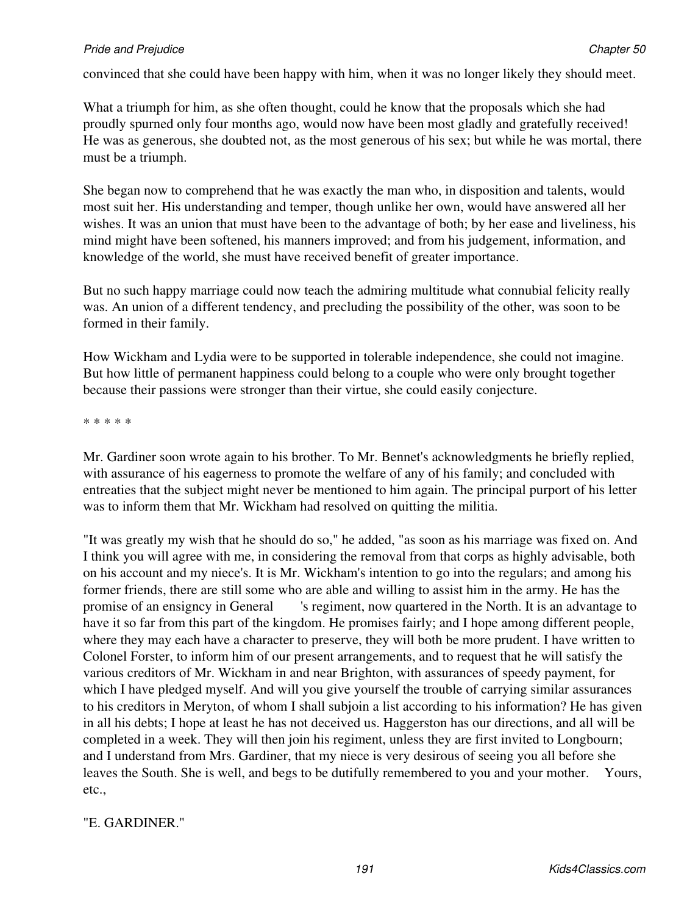convinced that she could have been happy with him, when it was no longer likely they should meet.

What a triumph for him, as she often thought, could he know that the proposals which she had proudly spurned only four months ago, would now have been most gladly and gratefully received! He was as generous, she doubted not, as the most generous of his sex; but while he was mortal, there must be a triumph.

She began now to comprehend that he was exactly the man who, in disposition and talents, would most suit her. His understanding and temper, though unlike her own, would have answered all her wishes. It was an union that must have been to the advantage of both; by her ease and liveliness, his mind might have been softened, his manners improved; and from his judgement, information, and knowledge of the world, she must have received benefit of greater importance.

But no such happy marriage could now teach the admiring multitude what connubial felicity really was. An union of a different tendency, and precluding the possibility of the other, was soon to be formed in their family.

How Wickham and Lydia were to be supported in tolerable independence, she could not imagine. But how little of permanent happiness could belong to a couple who were only brought together because their passions were stronger than their virtue, she could easily conjecture.

* * * * *

Mr. Gardiner soon wrote again to his brother. To Mr. Bennet's acknowledgments he briefly replied, with assurance of his eagerness to promote the welfare of any of his family; and concluded with entreaties that the subject might never be mentioned to him again. The principal purport of his letter was to inform them that Mr. Wickham had resolved on quitting the militia.

"It was greatly my wish that he should do so," he added, "as soon as his marriage was fixed on. And I think you will agree with me, in considering the removal from that corps as highly advisable, both on his account and my niece's. It is Mr. Wickham's intention to go into the regulars; and among his former friends, there are still some who are able and willing to assist him in the army. He has the promise of an ensigncy in General 's regiment, now quartered in the North. It is an advantage to have it so far from this part of the kingdom. He promises fairly; and I hope among different people, where they may each have a character to preserve, they will both be more prudent. I have written to Colonel Forster, to inform him of our present arrangements, and to request that he will satisfy the various creditors of Mr. Wickham in and near Brighton, with assurances of speedy payment, for which I have pledged myself. And will you give yourself the trouble of carrying similar assurances to his creditors in Meryton, of whom I shall subjoin a list according to his information? He has given in all his debts; I hope at least he has not deceived us. Haggerston has our directions, and all will be completed in a week. They will then join his regiment, unless they are first invited to Longbourn; and I understand from Mrs. Gardiner, that my niece is very desirous of seeing you all before she leaves the South. She is well, and begs to be dutifully remembered to you and your mother. Yours, etc.,

"E. GARDINER."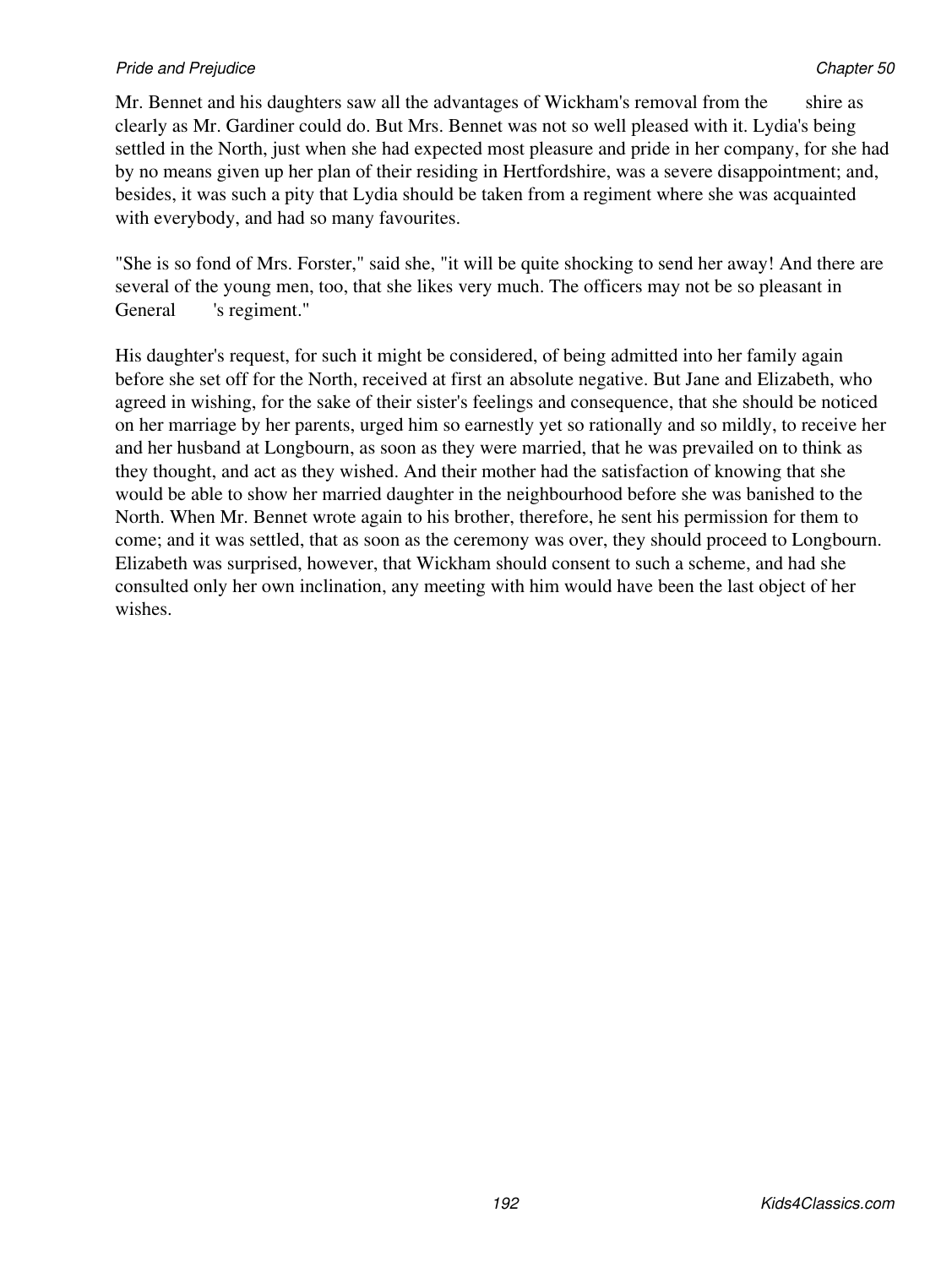Mr. Bennet and his daughters saw all the advantages of Wickham's removal from the        shire as clearly as Mr. Gardiner could do. But Mrs. Bennet was not so well pleased with it. Lydia's being settled in the North, just when she had expected most pleasure and pride in her company, for she had by no means given up her plan of their residing in Hertfordshire, was a severe disappointment; and, besides, it was such a pity that Lydia should be taken from a regiment where she was acquainted with everybody, and had so many favourites.

"She is so fond of Mrs. Forster," said she, "it will be quite shocking to send her away! And there are several of the young men, too, that she likes very much. The officers may not be so pleasant in General        's regiment."

His daughter's request, for such it might be considered, of being admitted into her family again before she set off for the North, received at first an absolute negative. But Jane and Elizabeth, who agreed in wishing, for the sake of their sister's feelings and consequence, that she should be noticed on her marriage by her parents, urged him so earnestly yet so rationally and so mildly, to receive her and her husband at Longbourn, as soon as they were married, that he was prevailed on to think as they thought, and act as they wished. And their mother had the satisfaction of knowing that she would be able to show her married daughter in the neighbourhood before she was banished to the North. When Mr. Bennet wrote again to his brother, therefore, he sent his permission for them to come; and it was settled, that as soon as the ceremony was over, they should proceed to Longbourn. Elizabeth was surprised, however, that Wickham should consent to such a scheme, and had she consulted only her own inclination, any meeting with him would have been the last object of her wishes.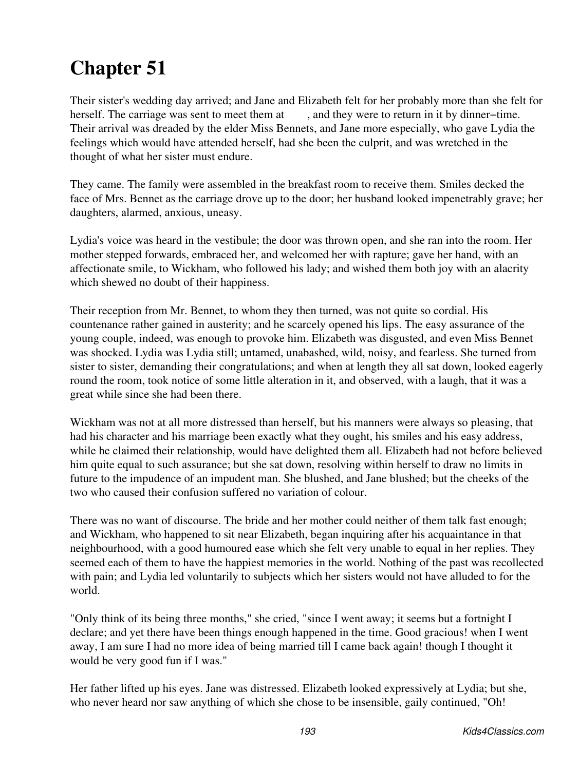# Chapter 51

Their sister's wedding day arrived; and Jane and Elizabeth felt for her probably more than she felt for herself. The carriage was sent to meet them at      , and they were to return in it by dinner–time. Their arrival was dreaded by the elder Miss Bennets, and Jane more especially, who gave Lydia the feelings which would have attended herself, had she been the culprit, and was wretched in the thought of what her sister must endure.

They came. The family were assembled in the breakfast room to receive them. Smiles decked the face of Mrs. Bennet as the carriage drove up to the door; her husband looked impenetrably grave; her daughters, alarmed, anxious, uneasy.

Lydia's voice was heard in the vestibule; the door was thrown open, and she ran into the room. Her mother stepped forwards, embraced her, and welcomed her with rapture; gave her hand, with an affectionate smile, to Wickham, who followed his lady; and wished them both joy with an alacrity which shewed no doubt of their happiness.

Their reception from Mr. Bennet, to whom they then turned, was not quite so cordial. His countenance rather gained in austerity; and he scarcely opened his lips. The easy assurance of the young couple, indeed, was enough to provoke him. Elizabeth was disgusted, and even Miss Bennet was shocked. Lydia was Lydia still; untamed, unabashed, wild, noisy, and fearless. She turned from sister to sister, demanding their congratulations; and when at length they all sat down, looked eagerly round the room, took notice of some little alteration in it, and observed, with a laugh, that it was a great while since she had been there.

Wickham was not at all more distressed than herself, but his manners were always so pleasing, that had his character and his marriage been exactly what they ought, his smiles and his easy address, while he claimed their relationship, would have delighted them all. Elizabeth had not before believed him quite equal to such assurance; but she sat down, resolving within herself to draw no limits in future to the impudence of an impudent man. She blushed, and Jane blushed; but the cheeks of the two who caused their confusion suffered no variation of colour.

There was no want of discourse. The bride and her mother could neither of them talk fast enough; and Wickham, who happened to sit near Elizabeth, began inquiring after his acquaintance in that neighbourhood, with a good humoured ease which she felt very unable to equal in her replies. They seemed each of them to have the happiest memories in the world. Nothing of the past was recollected with pain; and Lydia led voluntarily to subjects which her sisters would not have alluded to for the world.

"Only think of its being three months," she cried, "since I went away; it seems but a fortnight I declare; and yet there have been things enough happened in the time. Good gracious! when I went away, I am sure I had no more idea of being married till I came back again! though I thought it would be very good fun if I was."

Her father lifted up his eyes. Jane was distressed. Elizabeth looked expressively at Lydia; but she, who never heard nor saw anything of which she chose to be insensible, gaily continued, "Oh!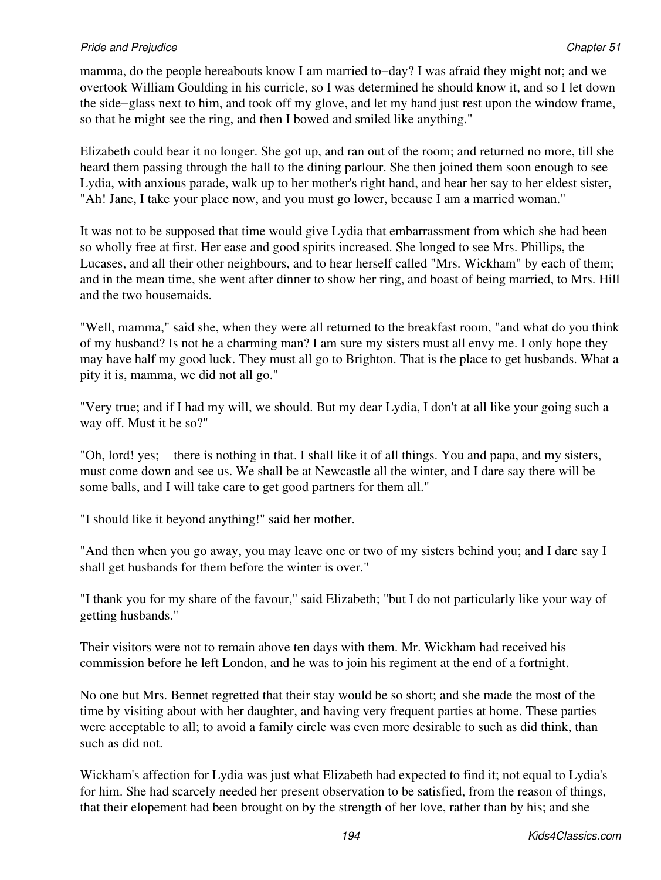mamma, do the people hereabouts know I am married to−day? I was afraid they might not; and we overtook William Goulding in his curricle, so I was determined he should know it, and so I let down the side−glass next to him, and took off my glove, and let my hand just rest upon the window frame, so that he might see the ring, and then I bowed and smiled like anything."

Elizabeth could bear it no longer. She got up, and ran out of the room; and returned no more, till she heard them passing through the hall to the dining parlour. She then joined them soon enough to see Lydia, with anxious parade, walk up to her mother's right hand, and hear her say to her eldest sister, "Ah! Jane, I take your place now, and you must go lower, because I am a married woman."

It was not to be supposed that time would give Lydia that embarrassment from which she had been so wholly free at first. Her ease and good spirits increased. She longed to see Mrs. Phillips, the Lucases, and all their other neighbours, and to hear herself called "Mrs. Wickham" by each of them; and in the mean time, she went after dinner to show her ring, and boast of being married, to Mrs. Hill and the two housemaids.

"Well, mamma," said she, when they were all returned to the breakfast room, "and what do you think of my husband? Is not he a charming man? I am sure my sisters must all envy me. I only hope they may have half my good luck. They must all go to Brighton. That is the place to get husbands. What a pity it is, mamma, we did not all go."

"Very true; and if I had my will, we should. But my dear Lydia, I don't at all like your going such a way off. Must it be so?"

"Oh, lord! yes; there is nothing in that. I shall like it of all things. You and papa, and my sisters, must come down and see us. We shall be at Newcastle all the winter, and I dare say there will be some balls, and I will take care to get good partners for them all."

"I should like it beyond anything!" said her mother.

"And then when you go away, you may leave one or two of my sisters behind you; and I dare say I shall get husbands for them before the winter is over."

"I thank you for my share of the favour," said Elizabeth; "but I do not particularly like your way of getting husbands."

Their visitors were not to remain above ten days with them. Mr. Wickham had received his commission before he left London, and he was to join his regiment at the end of a fortnight.

No one but Mrs. Bennet regretted that their stay would be so short; and she made the most of the time by visiting about with her daughter, and having very frequent parties at home. These parties were acceptable to all; to avoid a family circle was even more desirable to such as did think, than such as did not.

Wickham's affection for Lydia was just what Elizabeth had expected to find it; not equal to Lydia's for him. She had scarcely needed her present observation to be satisfied, from the reason of things, that their elopement had been brought on by the strength of her love, rather than by his; and she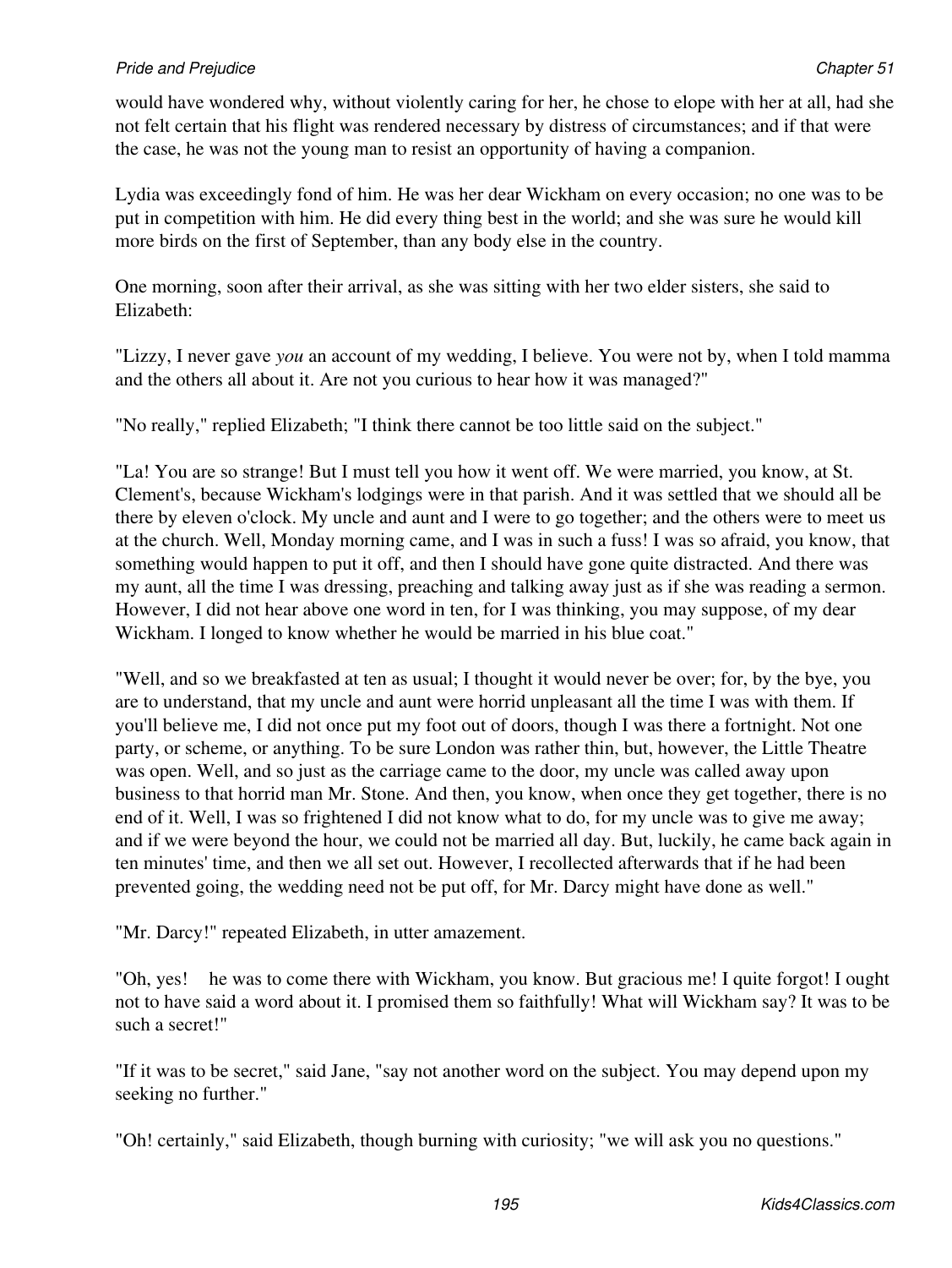would have wondered why, without violently caring for her, he chose to elope with her at all, had she not felt certain that his flight was rendered necessary by distress of circumstances; and if that were the case, he was not the young man to resist an opportunity of having a companion.

Lydia was exceedingly fond of him. He was her dear Wickham on every occasion; no one was to be put in competition with him. He did every thing best in the world; and she was sure he would kill more birds on the first of September, than any body else in the country.

One morning, soon after their arrival, as she was sitting with her two elder sisters, she said to Elizabeth:

"Lizzy, I never gave *you* an account of my wedding, I believe. You were not by, when I told mamma and the others all about it. Are not you curious to hear how it was managed?"

"No really," replied Elizabeth; "I think there cannot be too little said on the subject."

"La! You are so strange! But I must tell you how it went off. We were married, you know, at St. Clement's, because Wickham's lodgings were in that parish. And it was settled that we should all be there by eleven o'clock. My uncle and aunt and I were to go together; and the others were to meet us at the church. Well, Monday morning came, and I was in such a fuss! I was so afraid, you know, that something would happen to put it off, and then I should have gone quite distracted. And there was my aunt, all the time I was dressing, preaching and talking away just as if she was reading a sermon. However, I did not hear above one word in ten, for I was thinking, you may suppose, of my dear Wickham. I longed to know whether he would be married in his blue coat."

"Well, and so we breakfasted at ten as usual; I thought it would never be over; for, by the bye, you are to understand, that my uncle and aunt were horrid unpleasant all the time I was with them. If you'll believe me, I did not once put my foot out of doors, though I was there a fortnight. Not one party, or scheme, or anything. To be sure London was rather thin, but, however, the Little Theatre was open. Well, and so just as the carriage came to the door, my uncle was called away upon business to that horrid man Mr. Stone. And then, you know, when once they get together, there is no end of it. Well, I was so frightened I did not know what to do, for my uncle was to give me away; and if we were beyond the hour, we could not be married all day. But, luckily, he came back again in ten minutes' time, and then we all set out. However, I recollected afterwards that if he had been prevented going, the wedding need not be put off, for Mr. Darcy might have done as well."

"Mr. Darcy!" repeated Elizabeth, in utter amazement.

"Oh, yes! he was to come there with Wickham, you know. But gracious me! I quite forgot! I ought not to have said a word about it. I promised them so faithfully! What will Wickham say? It was to be such a secret!"

"If it was to be secret," said Jane, "say not another word on the subject. You may depend upon my seeking no further."

"Oh! certainly," said Elizabeth, though burning with curiosity; "we will ask you no questions."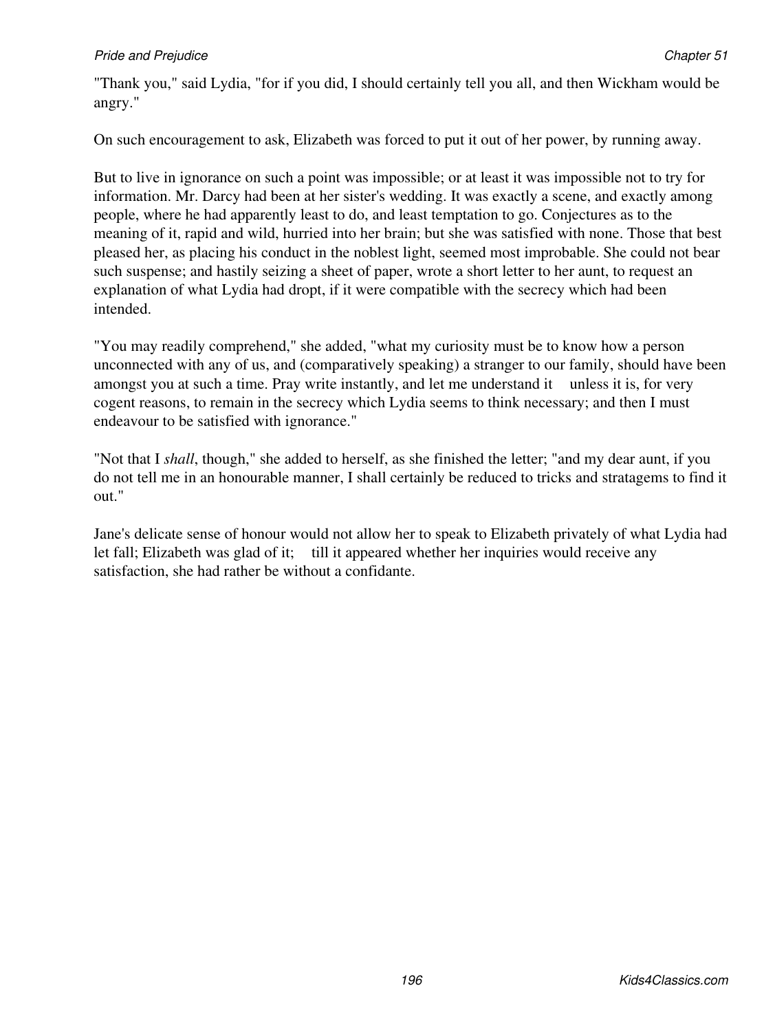"Thank you," said Lydia, "for if you did, I should certainly tell you all, and then Wickham would be angry."

On such encouragement to ask, Elizabeth was forced to put it out of her power, by running away.

But to live in ignorance on such a point was impossible; or at least it was impossible not to try for information. Mr. Darcy had been at her sister's wedding. It was exactly a scene, and exactly among people, where he had apparently least to do, and least temptation to go. Conjectures as to the meaning of it, rapid and wild, hurried into her brain; but she was satisfied with none. Those that best pleased her, as placing his conduct in the noblest light, seemed most improbable. She could not bear such suspense; and hastily seizing a sheet of paper, wrote a short letter to her aunt, to request an explanation of what Lydia had dropt, if it were compatible with the secrecy which had been intended.

"You may readily comprehend," she added, "what my curiosity must be to know how a person unconnected with any of us, and (comparatively speaking) a stranger to our family, should have been amongst you at such a time. Pray write instantly, and let me understand it unless it is, for very cogent reasons, to remain in the secrecy which Lydia seems to think necessary; and then I must endeavour to be satisfied with ignorance."

"Not that I *shall*, though," she added to herself, as she finished the letter; "and my dear aunt, if you do not tell me in an honourable manner, I shall certainly be reduced to tricks and stratagems to find it out."

Jane's delicate sense of honour would not allow her to speak to Elizabeth privately of what Lydia had let fall; Elizabeth was glad of it; till it appeared whether her inquiries would receive any satisfaction, she had rather be without a confidante.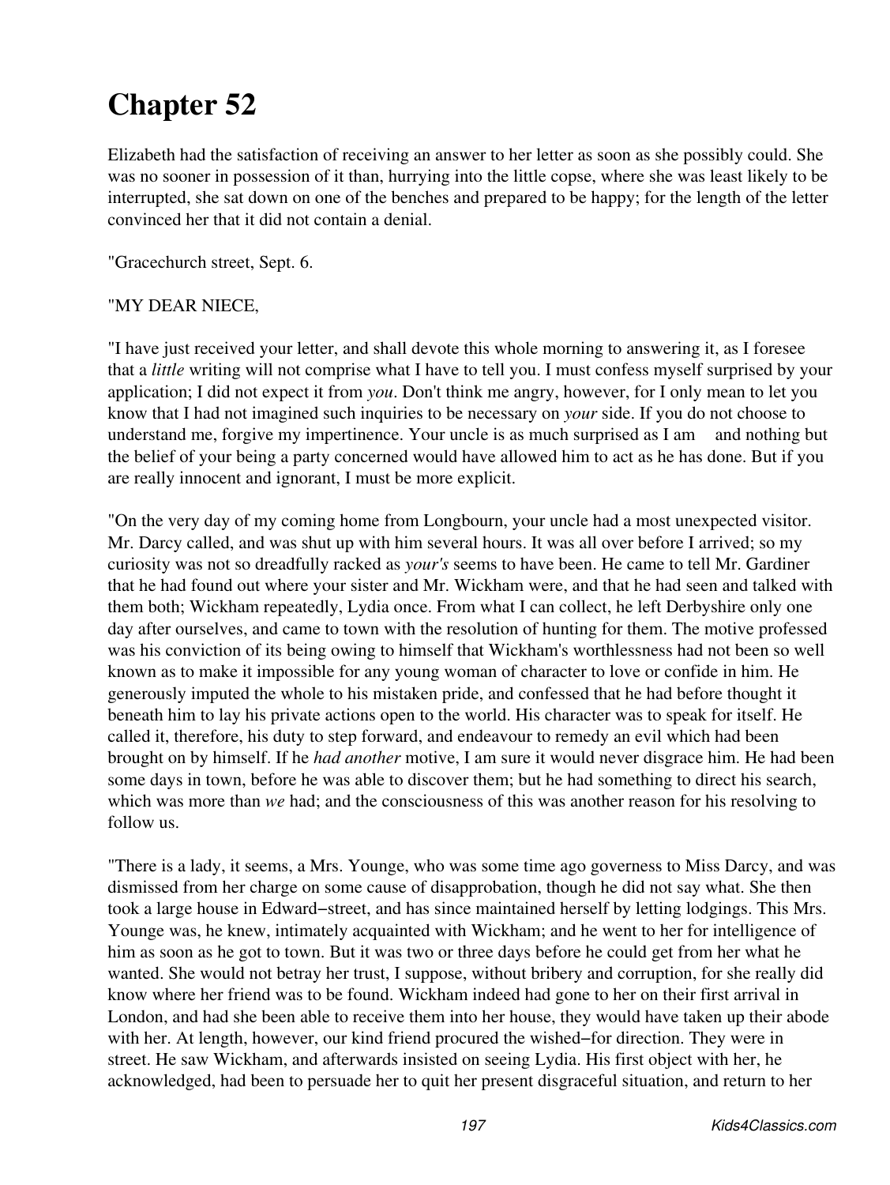# Chapter 52

Elizabeth had the satisfaction of receiving an answer to her letter as soon as she possibly could. She was no sooner in possession of it than, hurrying into the little copse, where she was least likely to be interrupted, she sat down on one of the benches and prepared to be happy; for the length of the letter convinced her that it did not contain a denial.

"Gracechurch street, Sept. 6.

"MY DEAR NIECE,

"I have just received your letter, and shall devote this whole morning to answering it, as I foresee that a *little* writing will not comprise what I have to tell you. I must confess myself surprised by your application; I did not expect it from *you*. Don't think me angry, however, for I only mean to let you know that I had not imagined such inquiries to be necessary on *your* side. If you do not choose to understand me, forgive my impertinence. Your uncle is as much surprised as I am and nothing but the belief of your being a party concerned would have allowed him to act as he has done. But if you are really innocent and ignorant, I must be more explicit.

"On the very day of my coming home from Longbourn, your uncle had a most unexpected visitor. Mr. Darcy called, and was shut up with him several hours. It was all over before I arrived; so my curiosity was not so dreadfully racked as *your's* seems to have been. He came to tell Mr. Gardiner that he had found out where your sister and Mr. Wickham were, and that he had seen and talked with them both; Wickham repeatedly, Lydia once. From what I can collect, he left Derbyshire only one day after ourselves, and came to town with the resolution of hunting for them. The motive professed was his conviction of its being owing to himself that Wickham's worthlessness had not been so well known as to make it impossible for any young woman of character to love or confide in him. He generously imputed the whole to his mistaken pride, and confessed that he had before thought it beneath him to lay his private actions open to the world. His character was to speak for itself. He called it, therefore, his duty to step forward, and endeavour to remedy an evil which had been brought on by himself. If he *had another* motive, I am sure it would never disgrace him. He had been some days in town, before he was able to discover them; but he had something to direct his search, which was more than *we* had; and the consciousness of this was another reason for his resolving to follow us.

"There is a lady, it seems, a Mrs. Younge, who was some time ago governess to Miss Darcy, and was dismissed from her charge on some cause of disapprobation, though he did not say what. She then took a large house in Edward−street, and has since maintained herself by letting lodgings. This Mrs. Younge was, he knew, intimately acquainted with Wickham; and he went to her for intelligence of him as soon as he got to town. But it was two or three days before he could get from her what he wanted. She would not betray her trust, I suppose, without bribery and corruption, for she really did know where her friend was to be found. Wickham indeed had gone to her on their first arrival in London, and had she been able to receive them into her house, they would have taken up their abode with her. At length, however, our kind friend procured the wished−for direction. They were in street. He saw Wickham, and afterwards insisted on seeing Lydia. His first object with her, he acknowledged, had been to persuade her to quit her present disgraceful situation, and return to her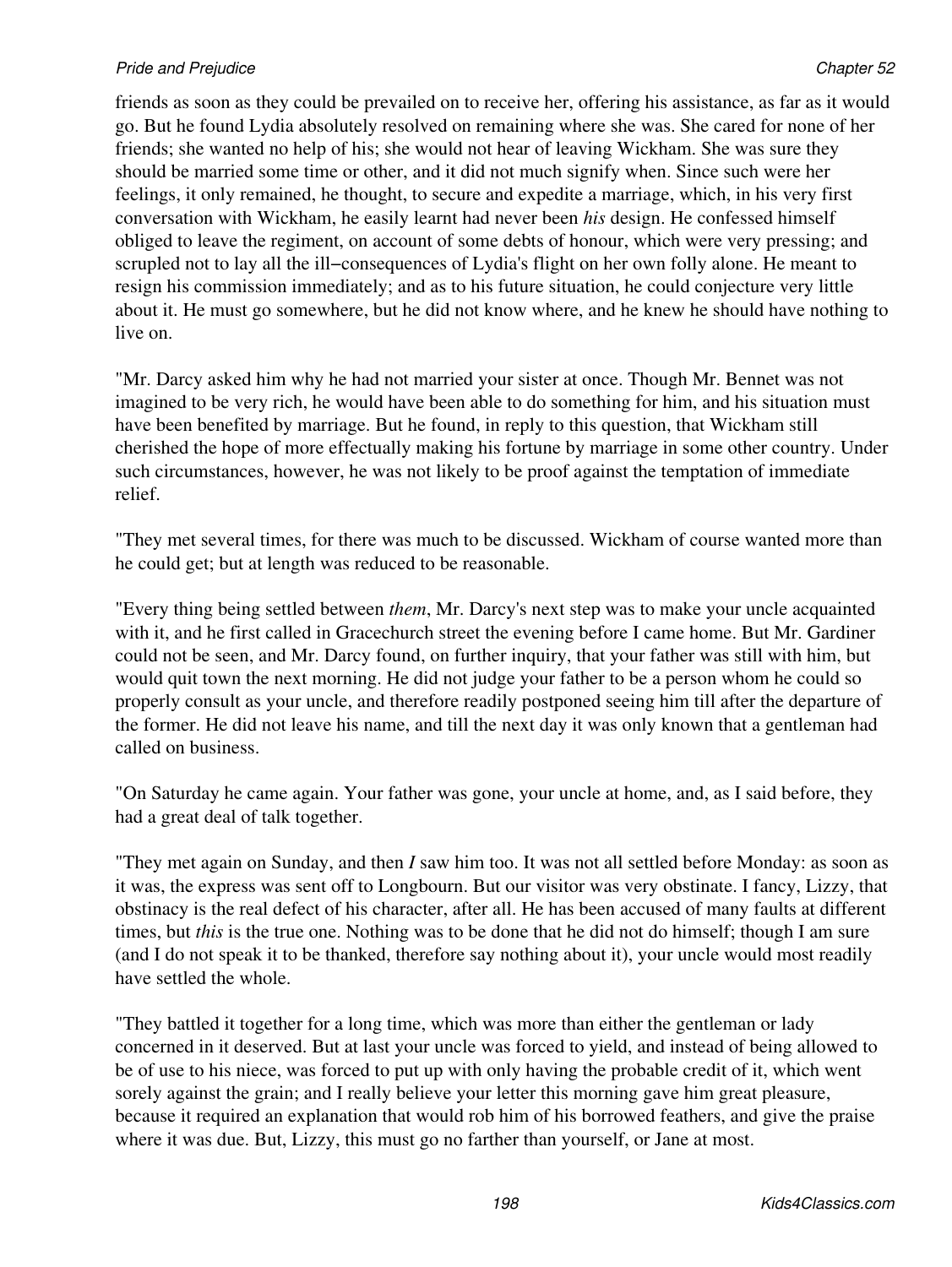friends as soon as they could be prevailed on to receive her, offering his assistance, as far as it would go. But he found Lydia absolutely resolved on remaining where she was. She cared for none of her friends; she wanted no help of his; she would not hear of leaving Wickham. She was sure they should be married some time or other, and it did not much signify when. Since such were her feelings, it only remained, he thought, to secure and expedite a marriage, which, in his very first conversation with Wickham, he easily learnt had never been *his* design. He confessed himself obliged to leave the regiment, on account of some debts of honour, which were very pressing; and scrupled not to lay all the ill−consequences of Lydia's flight on her own folly alone. He meant to resign his commission immediately; and as to his future situation, he could conjecture very little about it. He must go somewhere, but he did not know where, and he knew he should have nothing to live on.

"Mr. Darcy asked him why he had not married your sister at once. Though Mr. Bennet was not imagined to be very rich, he would have been able to do something for him, and his situation must have been benefited by marriage. But he found, in reply to this question, that Wickham still cherished the hope of more effectually making his fortune by marriage in some other country. Under such circumstances, however, he was not likely to be proof against the temptation of immediate relief.

"They met several times, for there was much to be discussed. Wickham of course wanted more than he could get; but at length was reduced to be reasonable.

"Every thing being settled between *them*, Mr. Darcy's next step was to make your uncle acquainted with it, and he first called in Gracechurch street the evening before I came home. But Mr. Gardiner could not be seen, and Mr. Darcy found, on further inquiry, that your father was still with him, but would quit town the next morning. He did not judge your father to be a person whom he could so properly consult as your uncle, and therefore readily postponed seeing him till after the departure of the former. He did not leave his name, and till the next day it was only known that a gentleman had called on business.

"On Saturday he came again. Your father was gone, your uncle at home, and, as I said before, they had a great deal of talk together.

"They met again on Sunday, and then *I* saw him too. It was not all settled before Monday: as soon as it was, the express was sent off to Longbourn. But our visitor was very obstinate. I fancy, Lizzy, that obstinacy is the real defect of his character, after all. He has been accused of many faults at different times, but *this* is the true one. Nothing was to be done that he did not do himself; though I am sure (and I do not speak it to be thanked, therefore say nothing about it), your uncle would most readily have settled the whole.

"They battled it together for a long time, which was more than either the gentleman or lady concerned in it deserved. But at last your uncle was forced to yield, and instead of being allowed to be of use to his niece, was forced to put up with only having the probable credit of it, which went sorely against the grain; and I really believe your letter this morning gave him great pleasure, because it required an explanation that would rob him of his borrowed feathers, and give the praise where it was due. But, Lizzy, this must go no farther than yourself, or Jane at most.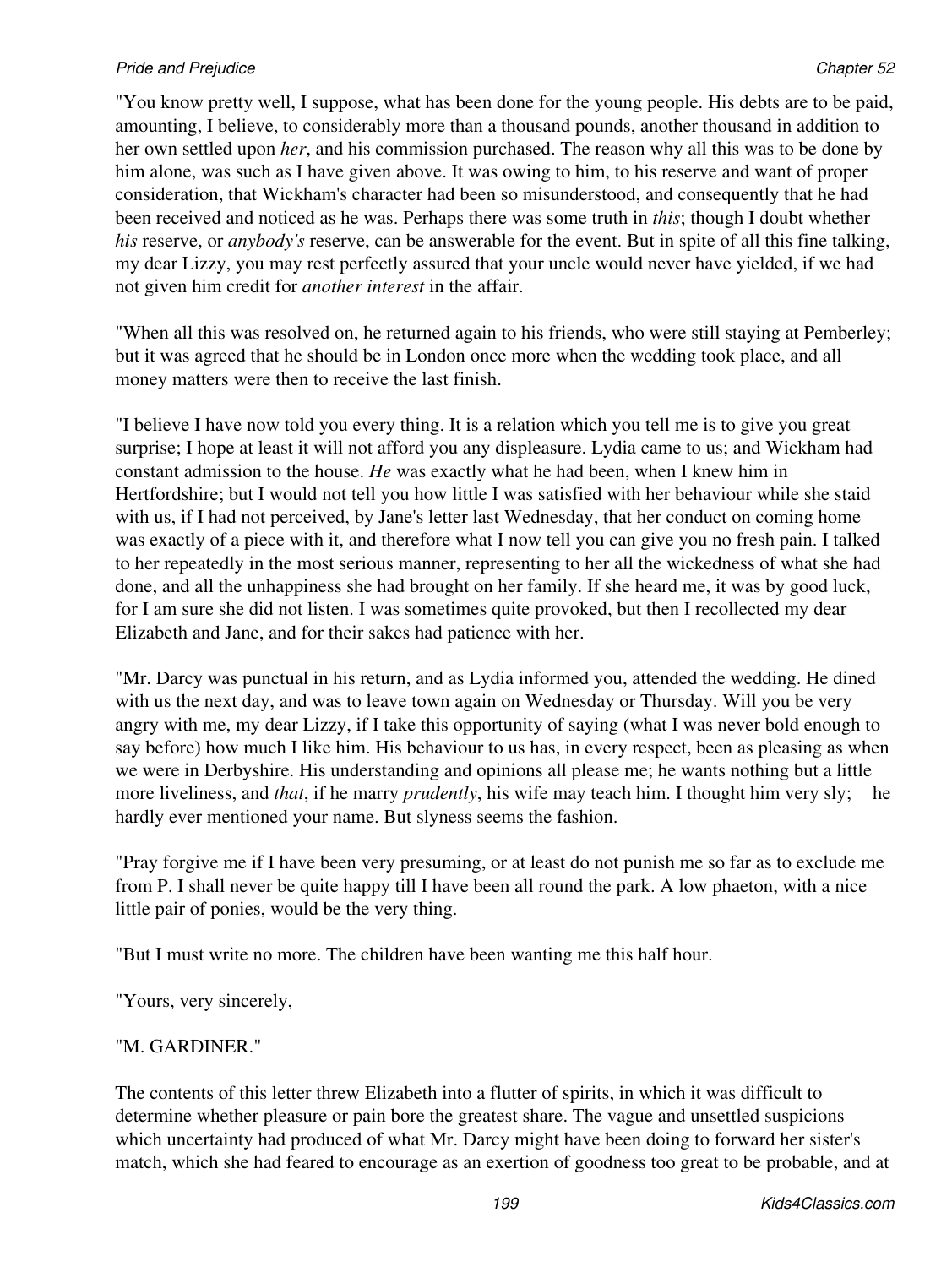"You know pretty well, I suppose, what has been done for the young people. His debts are to be paid, amounting, I believe, to considerably more than a thousand pounds, another thousand in addition to her own settled upon *her*, and his commission purchased. The reason why all this was to be done by him alone, was such as I have given above. It was owing to him, to his reserve and want of proper consideration, that Wickham's character had been so misunderstood, and consequently that he had been received and noticed as he was. Perhaps there was some truth in *this*; though I doubt whether *his* reserve, or *anybody's* reserve, can be answerable for the event. But in spite of all this fine talking, my dear Lizzy, you may rest perfectly assured that your uncle would never have yielded, if we had not given him credit for *another interest* in the affair.

"When all this was resolved on, he returned again to his friends, who were still staying at Pemberley; but it was agreed that he should be in London once more when the wedding took place, and all money matters were then to receive the last finish.

"I believe I have now told you every thing. It is a relation which you tell me is to give you great surprise; I hope at least it will not afford you any displeasure. Lydia came to us; and Wickham had constant admission to the house. *He* was exactly what he had been, when I knew him in Hertfordshire; but I would not tell you how little I was satisfied with her behaviour while she staid with us, if I had not perceived, by Jane's letter last Wednesday, that her conduct on coming home was exactly of a piece with it, and therefore what I now tell you can give you no fresh pain. I talked to her repeatedly in the most serious manner, representing to her all the wickedness of what she had done, and all the unhappiness she had brought on her family. If she heard me, it was by good luck, for I am sure she did not listen. I was sometimes quite provoked, but then I recollected my dear Elizabeth and Jane, and for their sakes had patience with her.

"Mr. Darcy was punctual in his return, and as Lydia informed you, attended the wedding. He dined with us the next day, and was to leave town again on Wednesday or Thursday. Will you be very angry with me, my dear Lizzy, if I take this opportunity of saying (what I was never bold enough to say before) how much I like him. His behaviour to us has, in every respect, been as pleasing as when we were in Derbyshire. His understanding and opinions all please me; he wants nothing but a little more liveliness, and *that*, if he marry *prudently*, his wife may teach him. I thought him very sly; he hardly ever mentioned your name. But slyness seems the fashion.

"Pray forgive me if I have been very presuming, or at least do not punish me so far as to exclude me from P. I shall never be quite happy till I have been all round the park. A low phaeton, with a nice little pair of ponies, would be the very thing.

"But I must write no more. The children have been wanting me this half hour.

"Yours, very sincerely,

"M. GARDINER."

The contents of this letter threw Elizabeth into a flutter of spirits, in which it was difficult to determine whether pleasure or pain bore the greatest share. The vague and unsettled suspicions which uncertainty had produced of what Mr. Darcy might have been doing to forward her sister's match, which she had feared to encourage as an exertion of goodness too great to be probable, and at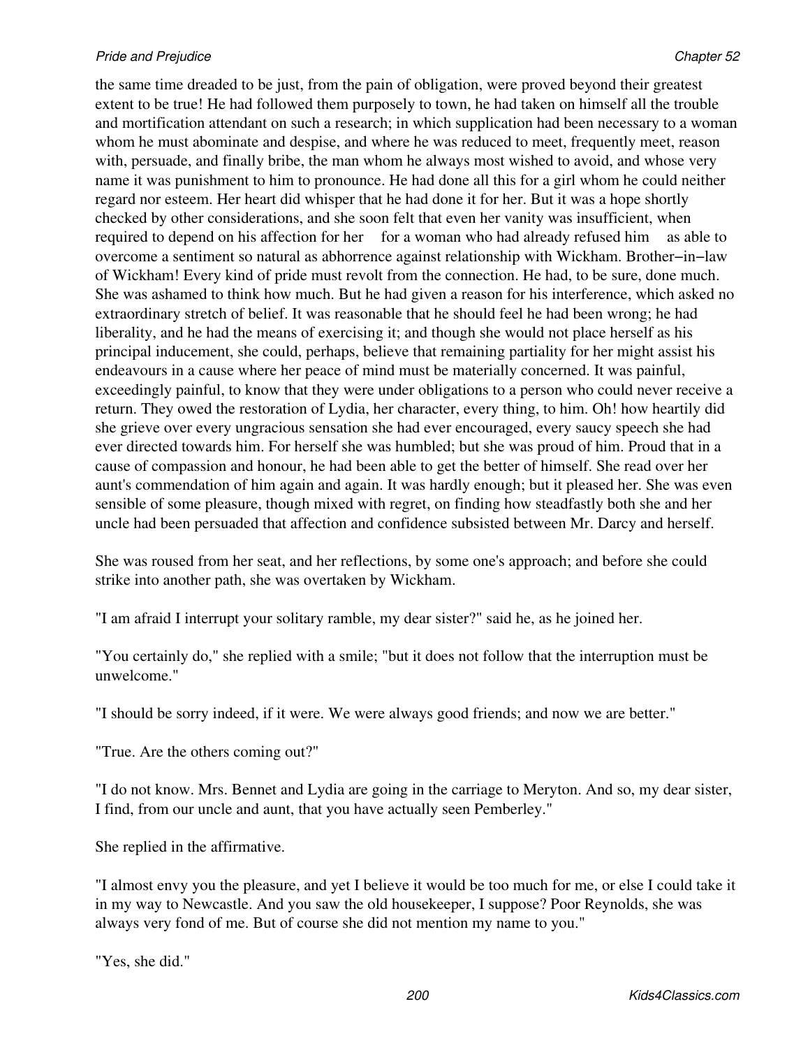the same time dreaded to be just, from the pain of obligation, were proved beyond their greatest extent to be true! He had followed them purposely to town, he had taken on himself all the trouble and mortification attendant on such a research; in which supplication had been necessary to a woman whom he must abominate and despise, and where he was reduced to meet, frequently meet, reason with, persuade, and finally bribe, the man whom he always most wished to avoid, and whose very name it was punishment to him to pronounce. He had done all this for a girl whom he could neither regard nor esteem. Her heart did whisper that he had done it for her. But it was a hope shortly checked by other considerations, and she soon felt that even her vanity was insufficient, when required to depend on his affection for her  for a woman who had already refused him  as able to overcome a sentiment so natural as abhorrence against relationship with Wickham. Brother−in−law of Wickham! Every kind of pride must revolt from the connection. He had, to be sure, done much. She was ashamed to think how much. But he had given a reason for his interference, which asked no extraordinary stretch of belief. It was reasonable that he should feel he had been wrong; he had liberality, and he had the means of exercising it; and though she would not place herself as his principal inducement, she could, perhaps, believe that remaining partiality for her might assist his endeavours in a cause where her peace of mind must be materially concerned. It was painful, exceedingly painful, to know that they were under obligations to a person who could never receive a return. They owed the restoration of Lydia, her character, every thing, to him. Oh! how heartily did she grieve over every ungracious sensation she had ever encouraged, every saucy speech she had ever directed towards him. For herself she was humbled; but she was proud of him. Proud that in a cause of compassion and honour, he had been able to get the better of himself. She read over her aunt's commendation of him again and again. It was hardly enough; but it pleased her. She was even sensible of some pleasure, though mixed with regret, on finding how steadfastly both she and her uncle had been persuaded that affection and confidence subsisted between Mr. Darcy and herself.

She was roused from her seat, and her reflections, by some one's approach; and before she could strike into another path, she was overtaken by Wickham.

"I am afraid I interrupt your solitary ramble, my dear sister?" said he, as he joined her.

"You certainly do," she replied with a smile; "but it does not follow that the interruption must be unwelcome."

"I should be sorry indeed, if it were. We were always good friends; and now we are better."

"True. Are the others coming out?"

"I do not know. Mrs. Bennet and Lydia are going in the carriage to Meryton. And so, my dear sister, I find, from our uncle and aunt, that you have actually seen Pemberley."

She replied in the affirmative.

"I almost envy you the pleasure, and yet I believe it would be too much for me, or else I could take it in my way to Newcastle. And you saw the old housekeeper, I suppose? Poor Reynolds, she was always very fond of me. But of course she did not mention my name to you."

"Yes, she did."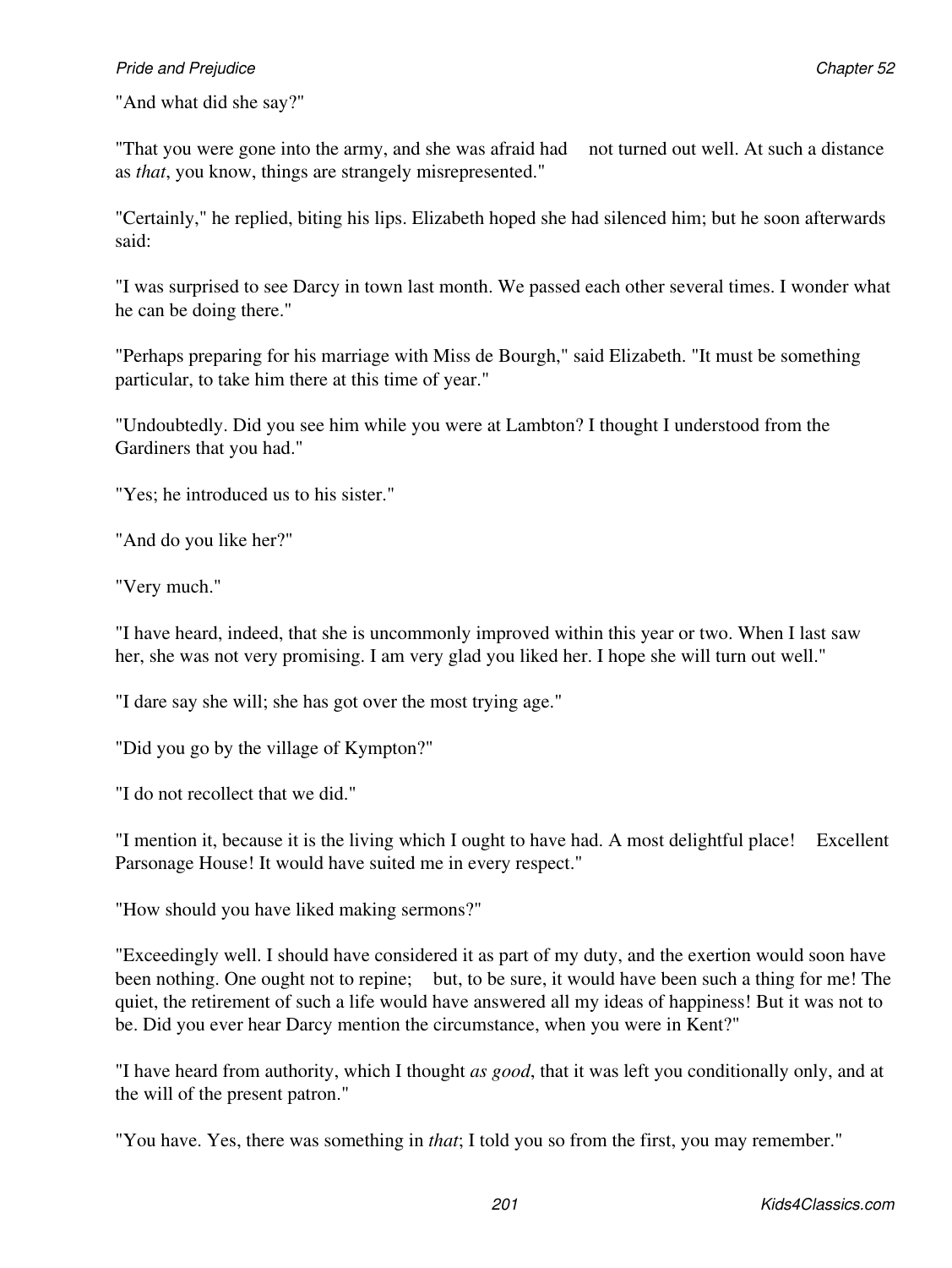"And what did she say?"

"That you were gone into the army, and she was afraid had  not turned out well. At such a distance as *that*, you know, things are strangely misrepresented."

"Certainly," he replied, biting his lips. Elizabeth hoped she had silenced him; but he soon afterwards said:

"I was surprised to see Darcy in town last month. We passed each other several times. I wonder what he can be doing there."

"Perhaps preparing for his marriage with Miss de Bourgh," said Elizabeth. "It must be something particular, to take him there at this time of year."

"Undoubtedly. Did you see him while you were at Lambton? I thought I understood from the Gardiners that you had."

"Yes; he introduced us to his sister."

"And do you like her?"

"Very much."

"I have heard, indeed, that she is uncommonly improved within this year or two. When I last saw her, she was not very promising. I am very glad you liked her. I hope she will turn out well."

"I dare say she will; she has got over the most trying age."

"Did you go by the village of Kympton?"

"I do not recollect that we did."

"I mention it, because it is the living which I ought to have had. A most delightful place!  Excellent Parsonage House! It would have suited me in every respect."

"How should you have liked making sermons?"

"Exceedingly well. I should have considered it as part of my duty, and the exertion would soon have been nothing. One ought not to repine;  but, to be sure, it would have been such a thing for me! The quiet, the retirement of such a life would have answered all my ideas of happiness! But it was not to be. Did you ever hear Darcy mention the circumstance, when you were in Kent?"

"I have heard from authority, which I thought *as good*, that it was left you conditionally only, and at the will of the present patron."

"You have. Yes, there was something in *that*; I told you so from the first, you may remember."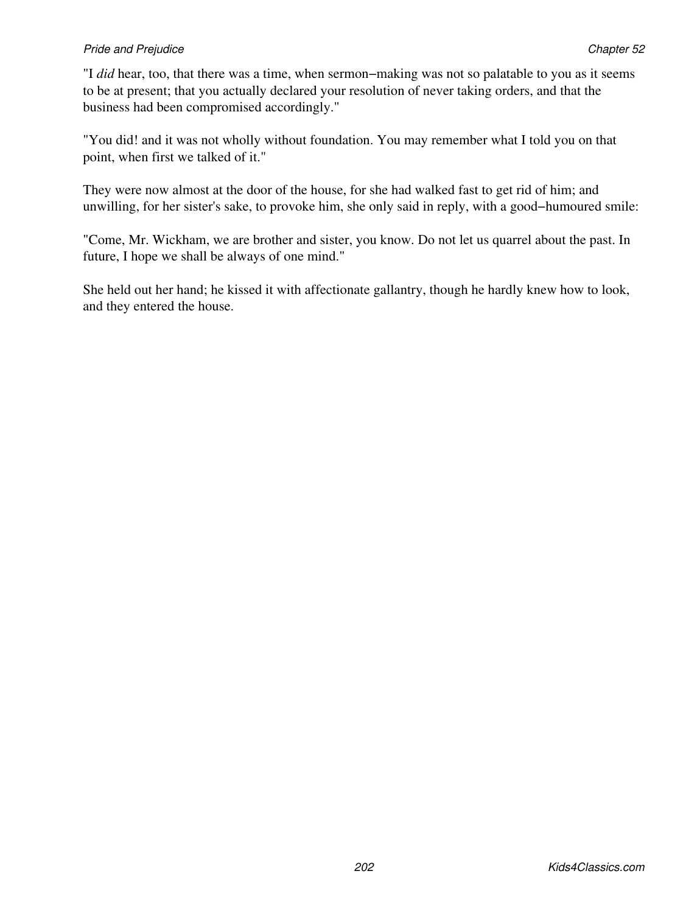"I *did* hear, too, that there was a time, when sermon−making was not so palatable to you as it seems to be at present; that you actually declared your resolution of never taking orders, and that the business had been compromised accordingly."

"You did! and it was not wholly without foundation. You may remember what I told you on that point, when first we talked of it."

They were now almost at the door of the house, for she had walked fast to get rid of him; and unwilling, for her sister's sake, to provoke him, she only said in reply, with a good−humoured smile:

"Come, Mr. Wickham, we are brother and sister, you know. Do not let us quarrel about the past. In future, I hope we shall be always of one mind."

She held out her hand; he kissed it with affectionate gallantry, though he hardly knew how to look, and they entered the house.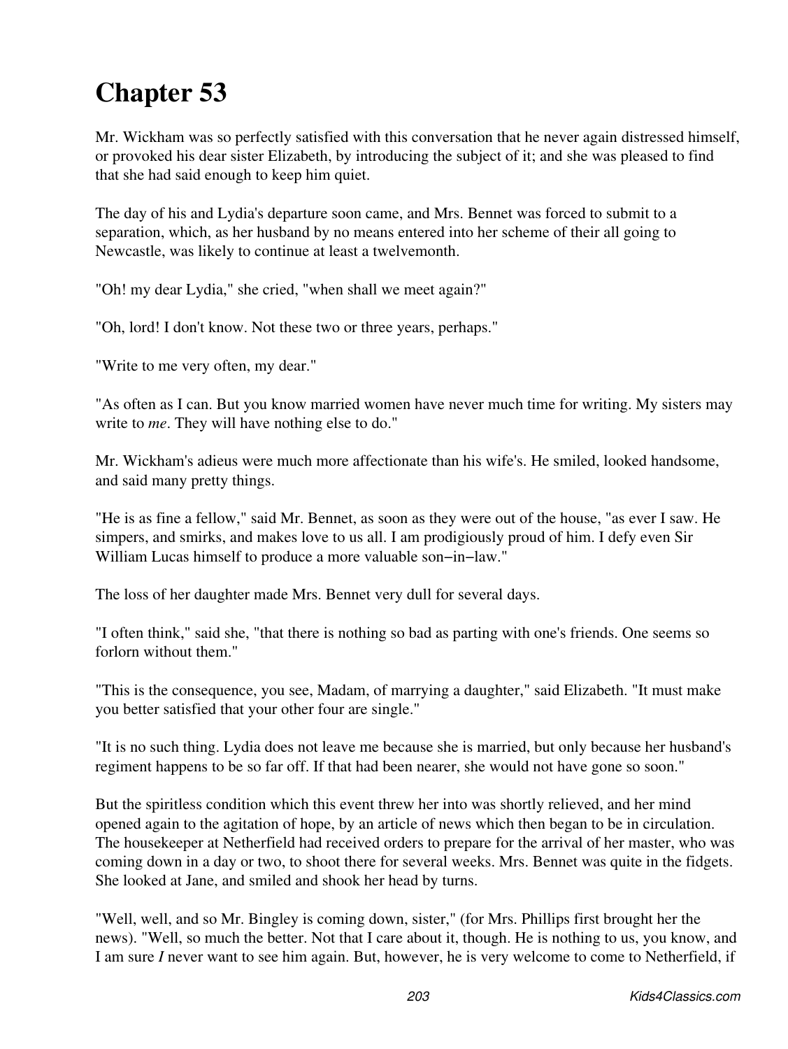# Chapter 53

Mr. Wickham was so perfectly satisfied with this conversation that he never again distressed himself, or provoked his dear sister Elizabeth, by introducing the subject of it; and she was pleased to find that she had said enough to keep him quiet.

The day of his and Lydia's departure soon came, and Mrs. Bennet was forced to submit to a separation, which, as her husband by no means entered into her scheme of their all going to Newcastle, was likely to continue at least a twelvemonth.

"Oh! my dear Lydia," she cried, "when shall we meet again?"

"Oh, lord! I don't know. Not these two or three years, perhaps."

"Write to me very often, my dear."

"As often as I can. But you know married women have never much time for writing. My sisters may write to *me*. They will have nothing else to do."

Mr. Wickham's adieus were much more affectionate than his wife's. He smiled, looked handsome, and said many pretty things.

"He is as fine a fellow," said Mr. Bennet, as soon as they were out of the house, "as ever I saw. He simpers, and smirks, and makes love to us all. I am prodigiously proud of him. I defy even Sir William Lucas himself to produce a more valuable son−in−law."

The loss of her daughter made Mrs. Bennet very dull for several days.

"I often think," said she, "that there is nothing so bad as parting with one's friends. One seems so forlorn without them."

"This is the consequence, you see, Madam, of marrying a daughter," said Elizabeth. "It must make you better satisfied that your other four are single."

"It is no such thing. Lydia does not leave me because she is married, but only because her husband's regiment happens to be so far off. If that had been nearer, she would not have gone so soon."

But the spiritless condition which this event threw her into was shortly relieved, and her mind opened again to the agitation of hope, by an article of news which then began to be in circulation. The housekeeper at Netherfield had received orders to prepare for the arrival of her master, who was coming down in a day or two, to shoot there for several weeks. Mrs. Bennet was quite in the fidgets. She looked at Jane, and smiled and shook her head by turns.

"Well, well, and so Mr. Bingley is coming down, sister," (for Mrs. Phillips first brought her the news). "Well, so much the better. Not that I care about it, though. He is nothing to us, you know, and I am sure *I* never want to see him again. But, however, he is very welcome to come to Netherfield, if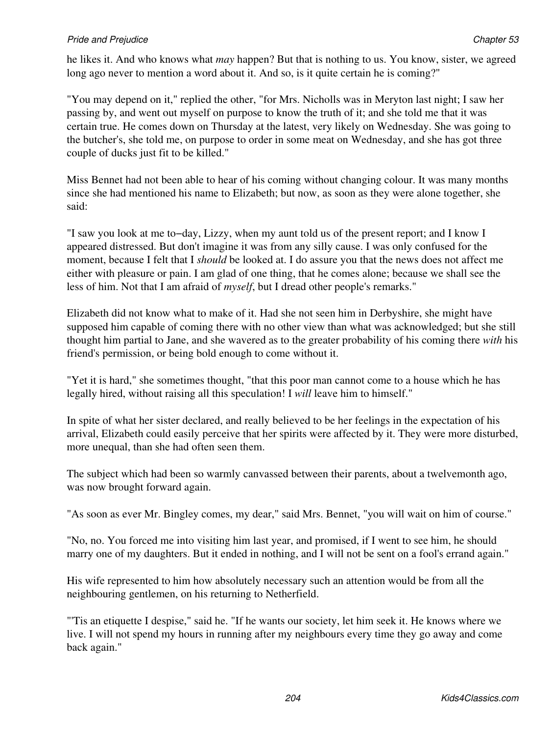he likes it. And who knows what *may* happen? But that is nothing to us. You know, sister, we agreed long ago never to mention a word about it. And so, is it quite certain he is coming?"

"You may depend on it," replied the other, "for Mrs. Nicholls was in Meryton last night; I saw her passing by, and went out myself on purpose to know the truth of it; and she told me that it was certain true. He comes down on Thursday at the latest, very likely on Wednesday. She was going to the butcher's, she told me, on purpose to order in some meat on Wednesday, and she has got three couple of ducks just fit to be killed."

Miss Bennet had not been able to hear of his coming without changing colour. It was many months since she had mentioned his name to Elizabeth; but now, as soon as they were alone together, she said:

"I saw you look at me to−day, Lizzy, when my aunt told us of the present report; and I know I appeared distressed. But don't imagine it was from any silly cause. I was only confused for the moment, because I felt that I *should* be looked at. I do assure you that the news does not affect me either with pleasure or pain. I am glad of one thing, that he comes alone; because we shall see the less of him. Not that I am afraid of *myself*, but I dread other people's remarks."

Elizabeth did not know what to make of it. Had she not seen him in Derbyshire, she might have supposed him capable of coming there with no other view than what was acknowledged; but she still thought him partial to Jane, and she wavered as to the greater probability of his coming there *with* his friend's permission, or being bold enough to come without it.

"Yet it is hard," she sometimes thought, "that this poor man cannot come to a house which he has legally hired, without raising all this speculation! I *will* leave him to himself."

In spite of what her sister declared, and really believed to be her feelings in the expectation of his arrival, Elizabeth could easily perceive that her spirits were affected by it. They were more disturbed, more unequal, than she had often seen them.

The subject which had been so warmly canvassed between their parents, about a twelvemonth ago, was now brought forward again.

"As soon as ever Mr. Bingley comes, my dear," said Mrs. Bennet, "you will wait on him of course."

"No, no. You forced me into visiting him last year, and promised, if I went to see him, he should marry one of my daughters. But it ended in nothing, and I will not be sent on a fool's errand again."

His wife represented to him how absolutely necessary such an attention would be from all the neighbouring gentlemen, on his returning to Netherfield.

"'Tis an etiquette I despise," said he. "If he wants our society, let him seek it. He knows where we live. I will not spend my hours in running after my neighbours every time they go away and come back again."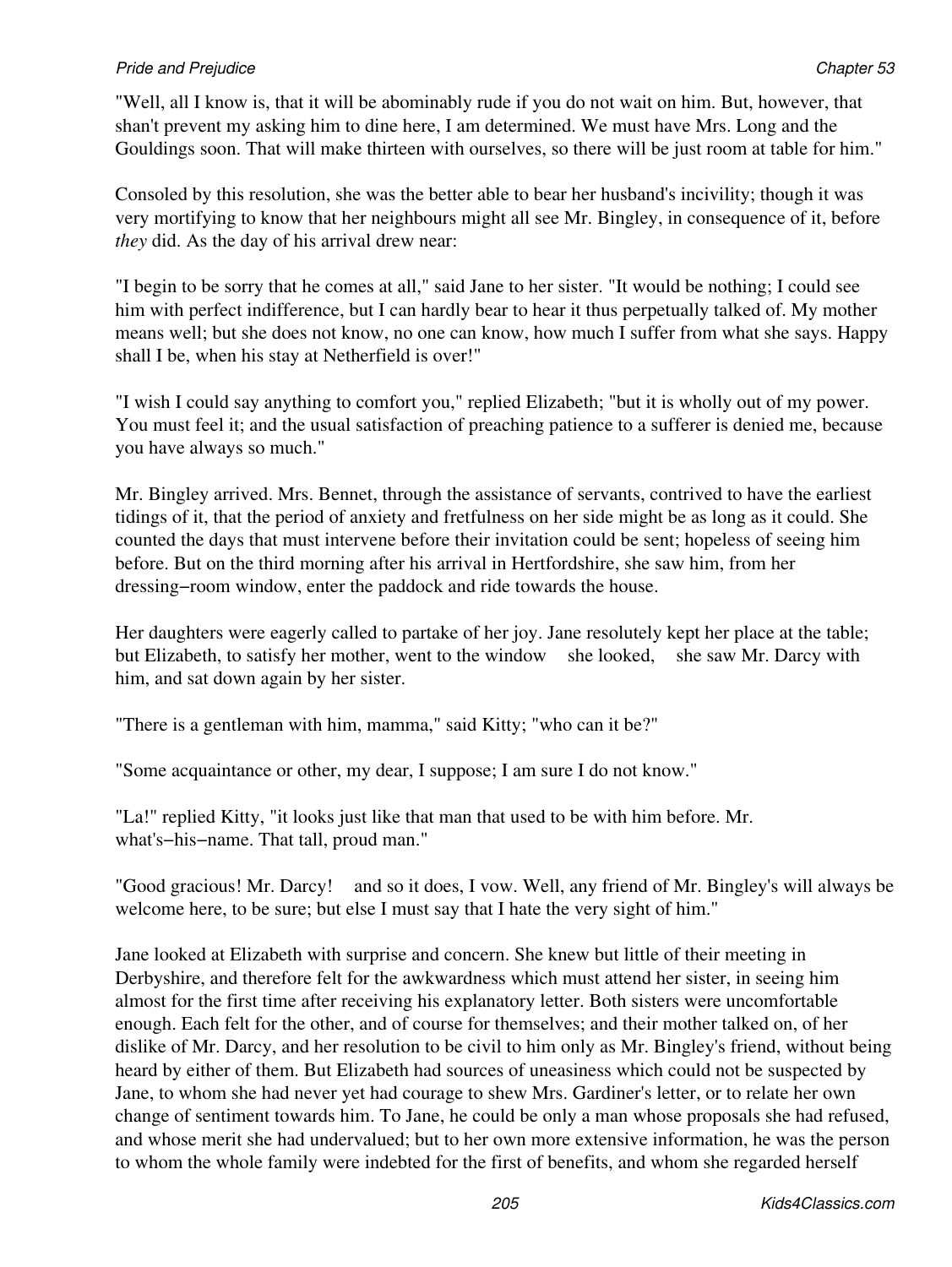"Well, all I know is, that it will be abominably rude if you do not wait on him. But, however, that shan't prevent my asking him to dine here, I am determined. We must have Mrs. Long and the Gouldings soon. That will make thirteen with ourselves, so there will be just room at table for him."

Consoled by this resolution, she was the better able to bear her husband's incivility; though it was very mortifying to know that her neighbours might all see Mr. Bingley, in consequence of it, before *they* did. As the day of his arrival drew near:

"I begin to be sorry that he comes at all," said Jane to her sister. "It would be nothing; I could see him with perfect indifference, but I can hardly bear to hear it thus perpetually talked of. My mother means well; but she does not know, no one can know, how much I suffer from what she says. Happy shall I be, when his stay at Netherfield is over!"

"I wish I could say anything to comfort you," replied Elizabeth; "but it is wholly out of my power. You must feel it; and the usual satisfaction of preaching patience to a sufferer is denied me, because you have always so much."

Mr. Bingley arrived. Mrs. Bennet, through the assistance of servants, contrived to have the earliest tidings of it, that the period of anxiety and fretfulness on her side might be as long as it could. She counted the days that must intervene before their invitation could be sent; hopeless of seeing him before. But on the third morning after his arrival in Hertfordshire, she saw him, from her dressing−room window, enter the paddock and ride towards the house.

Her daughters were eagerly called to partake of her joy. Jane resolutely kept her place at the table; but Elizabeth, to satisfy her mother, went to the window she looked, she saw Mr. Darcy with him, and sat down again by her sister.

"There is a gentleman with him, mamma," said Kitty; "who can it be?"

"Some acquaintance or other, my dear, I suppose; I am sure I do not know."

"La!" replied Kitty, "it looks just like that man that used to be with him before. Mr. what's−his−name. That tall, proud man."

"Good gracious! Mr. Darcy! and so it does, I vow. Well, any friend of Mr. Bingley's will always be welcome here, to be sure; but else I must say that I hate the very sight of him."

Jane looked at Elizabeth with surprise and concern. She knew but little of their meeting in Derbyshire, and therefore felt for the awkwardness which must attend her sister, in seeing him almost for the first time after receiving his explanatory letter. Both sisters were uncomfortable enough. Each felt for the other, and of course for themselves; and their mother talked on, of her dislike of Mr. Darcy, and her resolution to be civil to him only as Mr. Bingley's friend, without being heard by either of them. But Elizabeth had sources of uneasiness which could not be suspected by Jane, to whom she had never yet had courage to shew Mrs. Gardiner's letter, or to relate her own change of sentiment towards him. To Jane, he could be only a man whose proposals she had refused, and whose merit she had undervalued; but to her own more extensive information, he was the person to whom the whole family were indebted for the first of benefits, and whom she regarded herself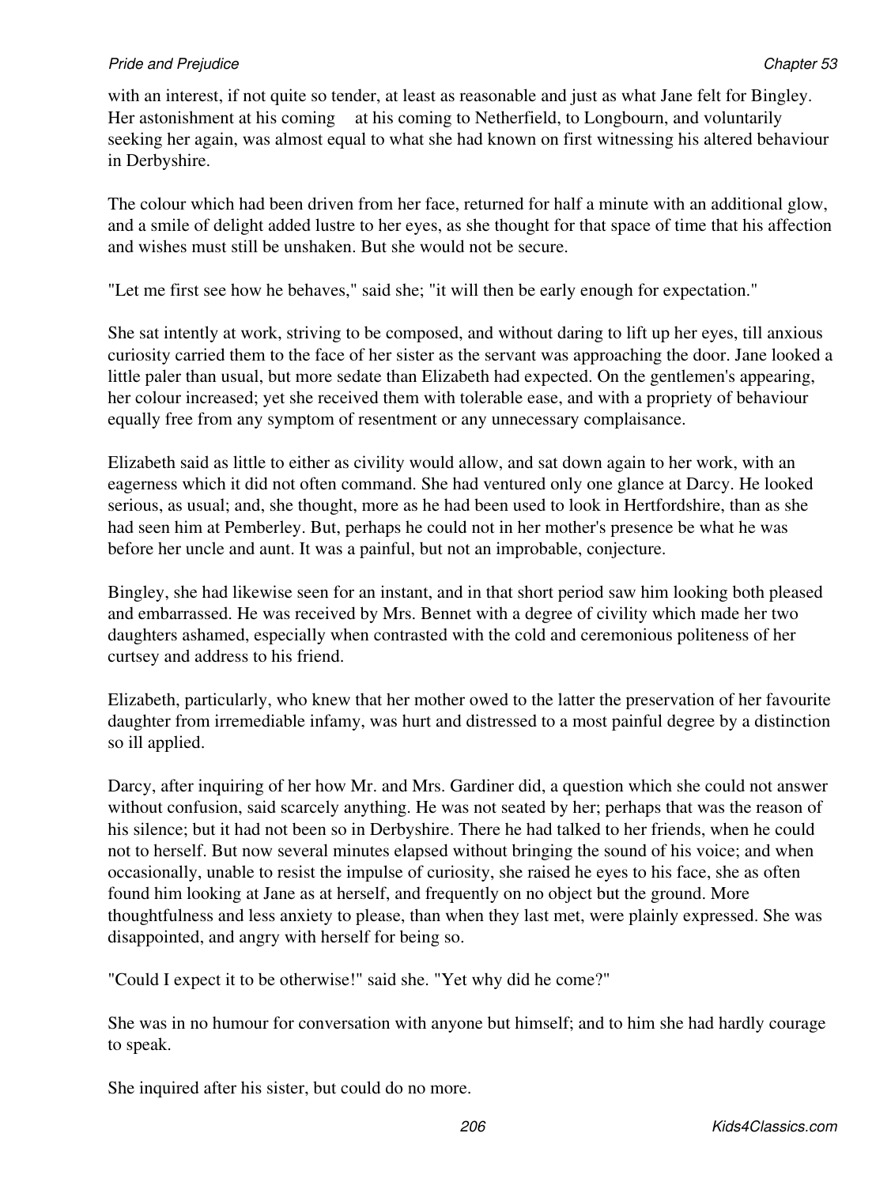with an interest, if not quite so tender, at least as reasonable and just as what Jane felt for Bingley. Her astonishment at his coming at his coming to Netherfield, to Longbourn, and voluntarily seeking her again, was almost equal to what she had known on first witnessing his altered behaviour in Derbyshire.

The colour which had been driven from her face, returned for half a minute with an additional glow, and a smile of delight added lustre to her eyes, as she thought for that space of time that his affection and wishes must still be unshaken. But she would not be secure.

"Let me first see how he behaves," said she; "it will then be early enough for expectation."

She sat intently at work, striving to be composed, and without daring to lift up her eyes, till anxious curiosity carried them to the face of her sister as the servant was approaching the door. Jane looked a little paler than usual, but more sedate than Elizabeth had expected. On the gentlemen's appearing, her colour increased; yet she received them with tolerable ease, and with a propriety of behaviour equally free from any symptom of resentment or any unnecessary complaisance.

Elizabeth said as little to either as civility would allow, and sat down again to her work, with an eagerness which it did not often command. She had ventured only one glance at Darcy. He looked serious, as usual; and, she thought, more as he had been used to look in Hertfordshire, than as she had seen him at Pemberley. But, perhaps he could not in her mother's presence be what he was before her uncle and aunt. It was a painful, but not an improbable, conjecture.

Bingley, she had likewise seen for an instant, and in that short period saw him looking both pleased and embarrassed. He was received by Mrs. Bennet with a degree of civility which made her two daughters ashamed, especially when contrasted with the cold and ceremonious politeness of her curtsey and address to his friend.

Elizabeth, particularly, who knew that her mother owed to the latter the preservation of her favourite daughter from irremediable infamy, was hurt and distressed to a most painful degree by a distinction so ill applied.

Darcy, after inquiring of her how Mr. and Mrs. Gardiner did, a question which she could not answer without confusion, said scarcely anything. He was not seated by her; perhaps that was the reason of his silence; but it had not been so in Derbyshire. There he had talked to her friends, when he could not to herself. But now several minutes elapsed without bringing the sound of his voice; and when occasionally, unable to resist the impulse of curiosity, she raised he eyes to his face, she as often found him looking at Jane as at herself, and frequently on no object but the ground. More thoughtfulness and less anxiety to please, than when they last met, were plainly expressed. She was disappointed, and angry with herself for being so.

"Could I expect it to be otherwise!" said she. "Yet why did he come?"

She was in no humour for conversation with anyone but himself; and to him she had hardly courage to speak.

She inquired after his sister, but could do no more.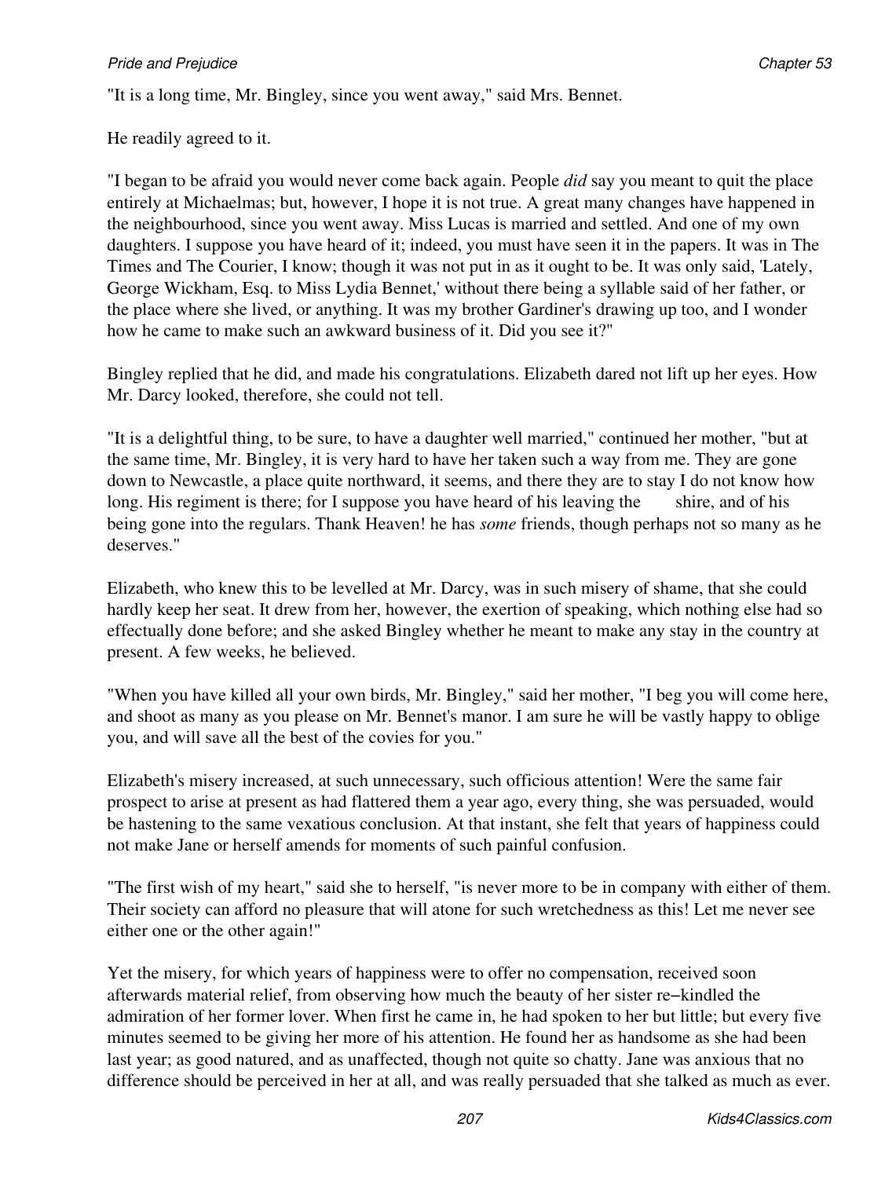"It is a long time, Mr. Bingley, since you went away," said Mrs. Bennet.

He readily agreed to it.

"I began to be afraid you would never come back again. People *did* say you meant to quit the place entirely at Michaelmas; but, however, I hope it is not true. A great many changes have happened in the neighbourhood, since you went away. Miss Lucas is married and settled. And one of my own daughters. I suppose you have heard of it; indeed, you must have seen it in the papers. It was in The Times and The Courier, I know; though it was not put in as it ought to be. It was only said, 'Lately, George Wickham, Esq. to Miss Lydia Bennet,' without there being a syllable said of her father, or the place where she lived, or anything. It was my brother Gardiner's drawing up too, and I wonder how he came to make such an awkward business of it. Did you see it?"

Bingley replied that he did, and made his congratulations. Elizabeth dared not lift up her eyes. How Mr. Darcy looked, therefore, she could not tell.

"It is a delightful thing, to be sure, to have a daughter well married," continued her mother, "but at the same time, Mr. Bingley, it is very hard to have her taken such a way from me. They are gone down to Newcastle, a place quite northward, it seems, and there they are to stay I do not know how long. His regiment is there; for I suppose you have heard of his leaving the        shire, and of his being gone into the regulars. Thank Heaven! he has *some* friends, though perhaps not so many as he deserves."

Elizabeth, who knew this to be levelled at Mr. Darcy, was in such misery of shame, that she could hardly keep her seat. It drew from her, however, the exertion of speaking, which nothing else had so effectually done before; and she asked Bingley whether he meant to make any stay in the country at present. A few weeks, he believed.

"When you have killed all your own birds, Mr. Bingley," said her mother, "I beg you will come here, and shoot as many as you please on Mr. Bennet's manor. I am sure he will be vastly happy to oblige you, and will save all the best of the covies for you."

Elizabeth's misery increased, at such unnecessary, such officious attention! Were the same fair prospect to arise at present as had flattered them a year ago, every thing, she was persuaded, would be hastening to the same vexatious conclusion. At that instant, she felt that years of happiness could not make Jane or herself amends for moments of such painful confusion.

"The first wish of my heart," said she to herself, "is never more to be in company with either of them. Their society can afford no pleasure that will atone for such wretchedness as this! Let me never see either one or the other again!"

Yet the misery, for which years of happiness were to offer no compensation, received soon afterwards material relief, from observing how much the beauty of her sister re-kindled the admiration of her former lover. When first he came in, he had spoken to her but little; but every five minutes seemed to be giving her more of his attention. He found her as handsome as she had been last year; as good natured, and as unaffected, though not quite so chatty. Jane was anxious that no difference should be perceived in her at all, and was really persuaded that she talked as much as ever.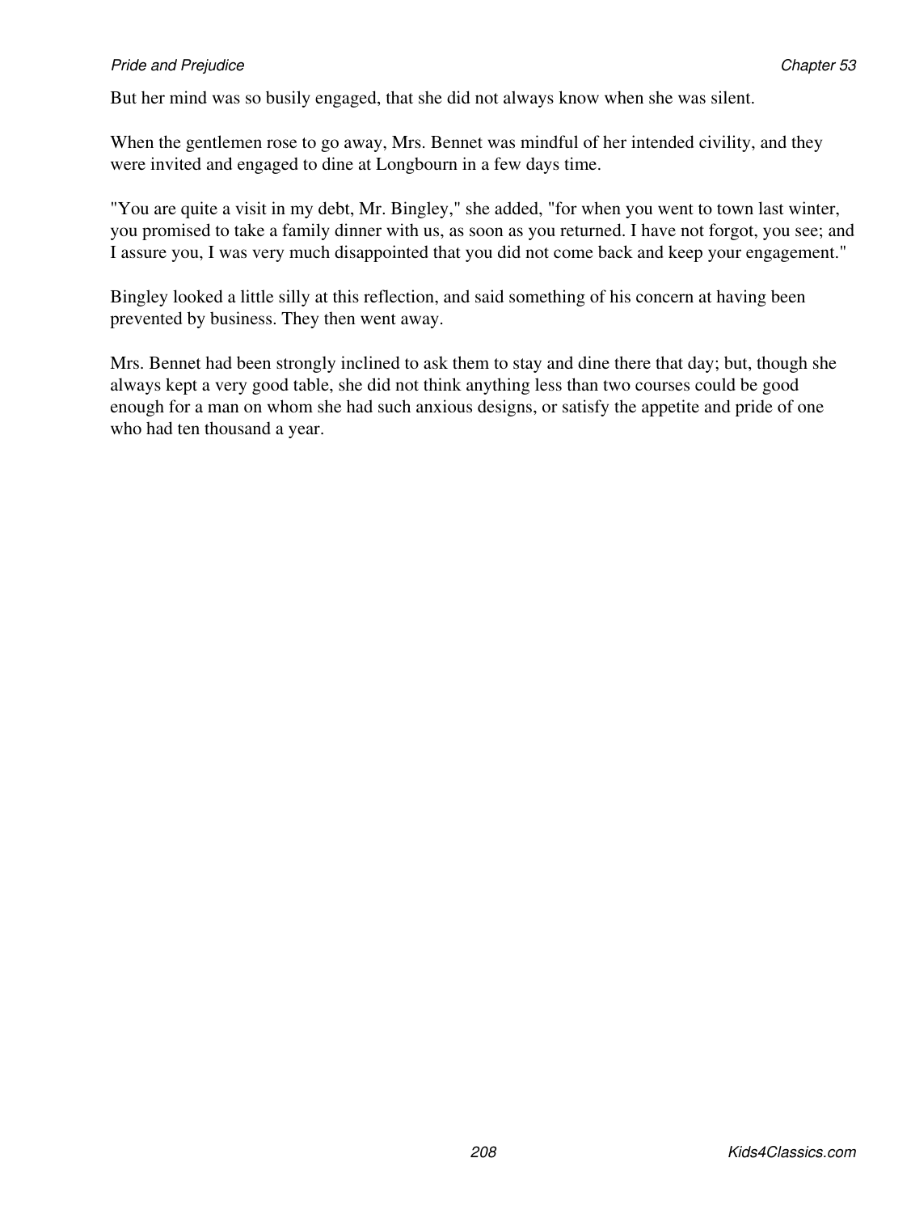But her mind was so busily engaged, that she did not always know when she was silent.

When the gentlemen rose to go away, Mrs. Bennet was mindful of her intended civility, and they were invited and engaged to dine at Longbourn in a few days time.

"You are quite a visit in my debt, Mr. Bingley," she added, "for when you went to town last winter, you promised to take a family dinner with us, as soon as you returned. I have not forgot, you see; and I assure you, I was very much disappointed that you did not come back and keep your engagement."

Bingley looked a little silly at this reflection, and said something of his concern at having been prevented by business. They then went away.

Mrs. Bennet had been strongly inclined to ask them to stay and dine there that day; but, though she always kept a very good table, she did not think anything less than two courses could be good enough for a man on whom she had such anxious designs, or satisfy the appetite and pride of one who had ten thousand a year.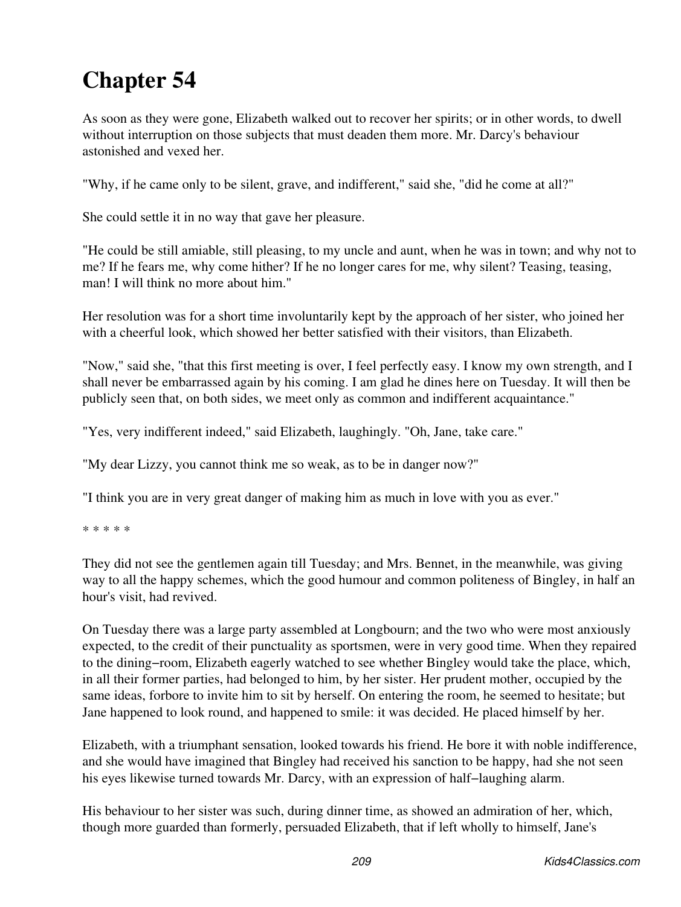# Chapter 54

As soon as they were gone, Elizabeth walked out to recover her spirits; or in other words, to dwell without interruption on those subjects that must deaden them more. Mr. Darcy's behaviour astonished and vexed her.

"Why, if he came only to be silent, grave, and indifferent," said she, "did he come at all?"

She could settle it in no way that gave her pleasure.

"He could be still amiable, still pleasing, to my uncle and aunt, when he was in town; and why not to me? If he fears me, why come hither? If he no longer cares for me, why silent? Teasing, teasing, man! I will think no more about him."

Her resolution was for a short time involuntarily kept by the approach of her sister, who joined her with a cheerful look, which showed her better satisfied with their visitors, than Elizabeth.

"Now," said she, "that this first meeting is over, I feel perfectly easy. I know my own strength, and I shall never be embarrassed again by his coming. I am glad he dines here on Tuesday. It will then be publicly seen that, on both sides, we meet only as common and indifferent acquaintance."

"Yes, very indifferent indeed," said Elizabeth, laughingly. "Oh, Jane, take care."

"My dear Lizzy, you cannot think me so weak, as to be in danger now?"

"I think you are in very great danger of making him as much in love with you as ever."

* * * * *

They did not see the gentlemen again till Tuesday; and Mrs. Bennet, in the meanwhile, was giving way to all the happy schemes, which the good humour and common politeness of Bingley, in half an hour's visit, had revived.

On Tuesday there was a large party assembled at Longbourn; and the two who were most anxiously expected, to the credit of their punctuality as sportsmen, were in very good time. When they repaired to the dining−room, Elizabeth eagerly watched to see whether Bingley would take the place, which, in all their former parties, had belonged to him, by her sister. Her prudent mother, occupied by the same ideas, forbore to invite him to sit by herself. On entering the room, he seemed to hesitate; but Jane happened to look round, and happened to smile: it was decided. He placed himself by her.

Elizabeth, with a triumphant sensation, looked towards his friend. He bore it with noble indifference, and she would have imagined that Bingley had received his sanction to be happy, had she not seen his eyes likewise turned towards Mr. Darcy, with an expression of half−laughing alarm.

His behaviour to her sister was such, during dinner time, as showed an admiration of her, which, though more guarded than formerly, persuaded Elizabeth, that if left wholly to himself, Jane's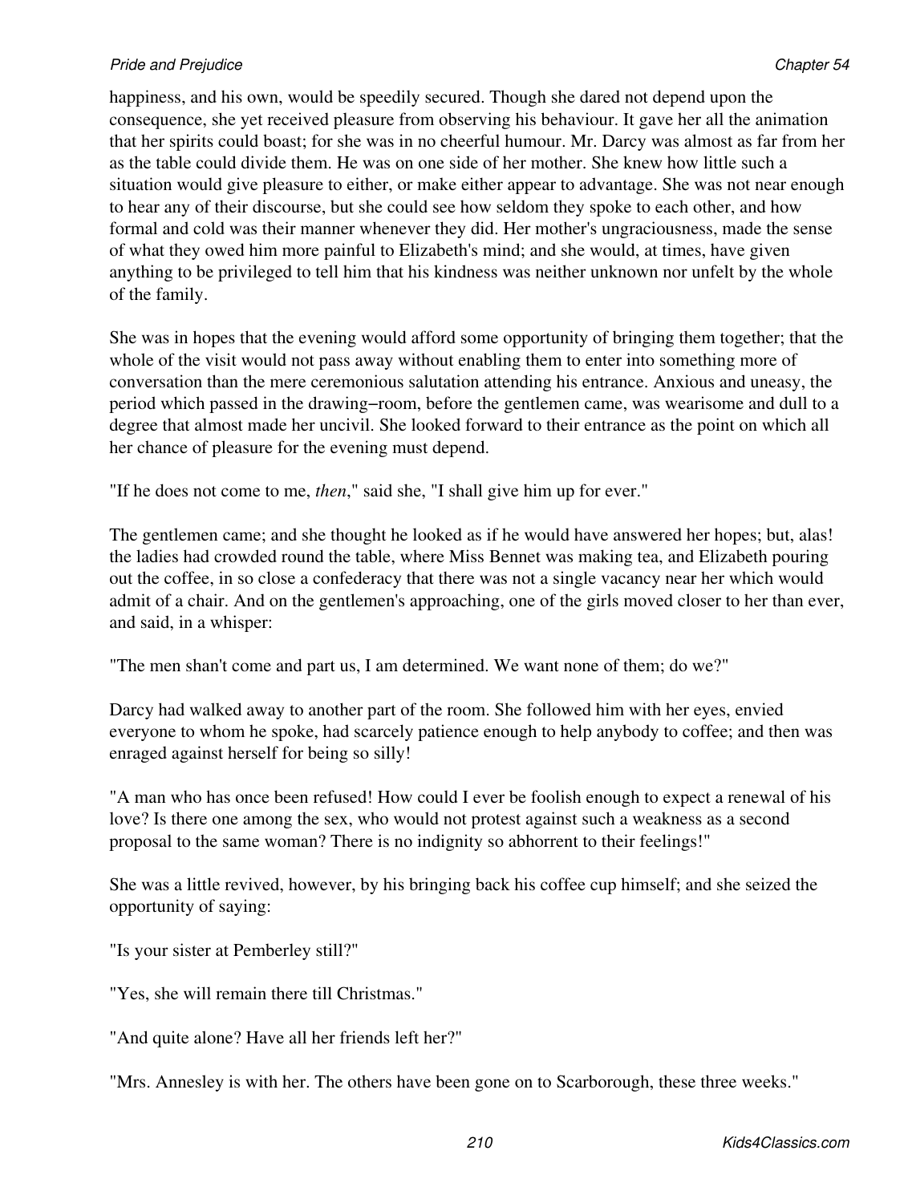happiness, and his own, would be speedily secured. Though she dared not depend upon the consequence, she yet received pleasure from observing his behaviour. It gave her all the animation that her spirits could boast; for she was in no cheerful humour. Mr. Darcy was almost as far from her as the table could divide them. He was on one side of her mother. She knew how little such a situation would give pleasure to either, or make either appear to advantage. She was not near enough to hear any of their discourse, but she could see how seldom they spoke to each other, and how formal and cold was their manner whenever they did. Her mother's ungraciousness, made the sense of what they owed him more painful to Elizabeth's mind; and she would, at times, have given anything to be privileged to tell him that his kindness was neither unknown nor unfelt by the whole of the family.

She was in hopes that the evening would afford some opportunity of bringing them together; that the whole of the visit would not pass away without enabling them to enter into something more of conversation than the mere ceremonious salutation attending his entrance. Anxious and uneasy, the period which passed in the drawing–room, before the gentlemen came, was wearisome and dull to a degree that almost made her uncivil. She looked forward to their entrance as the point on which all her chance of pleasure for the evening must depend.

"If he does not come to me, *then*," said she, "I shall give him up for ever."

The gentlemen came; and she thought he looked as if he would have answered her hopes; but, alas! the ladies had crowded round the table, where Miss Bennet was making tea, and Elizabeth pouring out the coffee, in so close a confederacy that there was not a single vacancy near her which would admit of a chair. And on the gentlemen's approaching, one of the girls moved closer to her than ever, and said, in a whisper:

"The men shan't come and part us, I am determined. We want none of them; do we?"

Darcy had walked away to another part of the room. She followed him with her eyes, envied everyone to whom he spoke, had scarcely patience enough to help anybody to coffee; and then was enraged against herself for being so silly!

"A man who has once been refused! How could I ever be foolish enough to expect a renewal of his love? Is there one among the sex, who would not protest against such a weakness as a second proposal to the same woman? There is no indignity so abhorrent to their feelings!"

She was a little revived, however, by his bringing back his coffee cup himself; and she seized the opportunity of saying:

"Is your sister at Pemberley still?"

"Yes, she will remain there till Christmas."

"And quite alone? Have all her friends left her?"

"Mrs. Annesley is with her. The others have been gone on to Scarborough, these three weeks."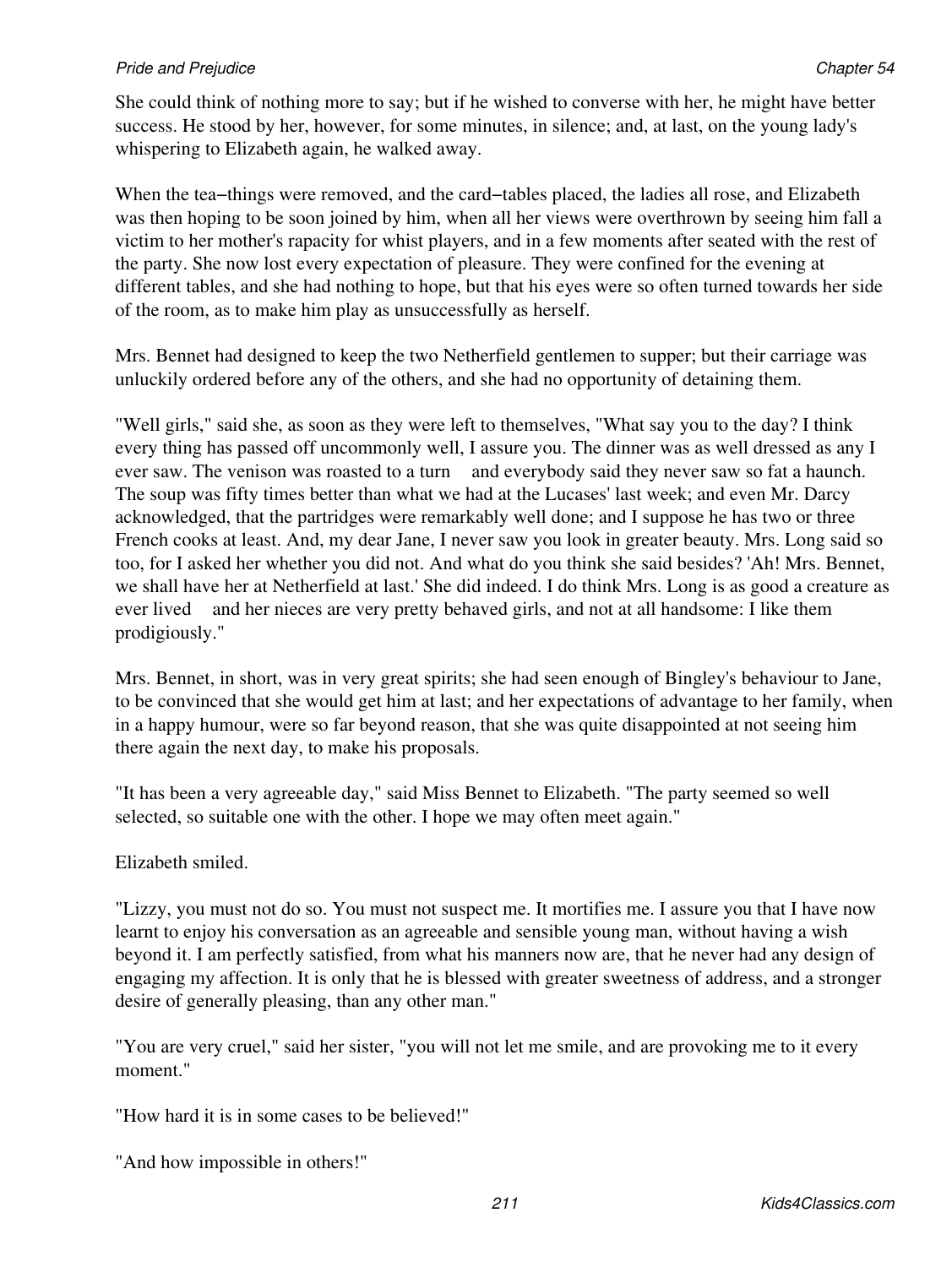She could think of nothing more to say; but if he wished to converse with her, he might have better success. He stood by her, however, for some minutes, in silence; and, at last, on the young lady's whispering to Elizabeth again, he walked away.

When the tea−things were removed, and the card−tables placed, the ladies all rose, and Elizabeth was then hoping to be soon joined by him, when all her views were overthrown by seeing him fall a victim to her mother's rapacity for whist players, and in a few moments after seated with the rest of the party. She now lost every expectation of pleasure. They were confined for the evening at different tables, and she had nothing to hope, but that his eyes were so often turned towards her side of the room, as to make him play as unsuccessfully as herself.

Mrs. Bennet had designed to keep the two Netherfield gentlemen to supper; but their carriage was unluckily ordered before any of the others, and she had no opportunity of detaining them.

"Well girls," said she, as soon as they were left to themselves, "What say you to the day? I think every thing has passed off uncommonly well, I assure you. The dinner was as well dressed as any I ever saw. The venison was roasted to a turn and everybody said they never saw so fat a haunch. The soup was fifty times better than what we had at the Lucases' last week; and even Mr. Darcy acknowledged, that the partridges were remarkably well done; and I suppose he has two or three French cooks at least. And, my dear Jane, I never saw you look in greater beauty. Mrs. Long said so too, for I asked her whether you did not. And what do you think she said besides? 'Ah! Mrs. Bennet, we shall have her at Netherfield at last.' She did indeed. I do think Mrs. Long is as good a creature as ever lived and her nieces are very pretty behaved girls, and not at all handsome: I like them prodigiously."

Mrs. Bennet, in short, was in very great spirits; she had seen enough of Bingley's behaviour to Jane, to be convinced that she would get him at last; and her expectations of advantage to her family, when in a happy humour, were so far beyond reason, that she was quite disappointed at not seeing him there again the next day, to make his proposals.

"It has been a very agreeable day," said Miss Bennet to Elizabeth. "The party seemed so well selected, so suitable one with the other. I hope we may often meet again."

Elizabeth smiled.

"Lizzy, you must not do so. You must not suspect me. It mortifies me. I assure you that I have now learnt to enjoy his conversation as an agreeable and sensible young man, without having a wish beyond it. I am perfectly satisfied, from what his manners now are, that he never had any design of engaging my affection. It is only that he is blessed with greater sweetness of address, and a stronger desire of generally pleasing, than any other man."

"You are very cruel," said her sister, "you will not let me smile, and are provoking me to it every moment."

"How hard it is in some cases to be believed!"

"And how impossible in others!"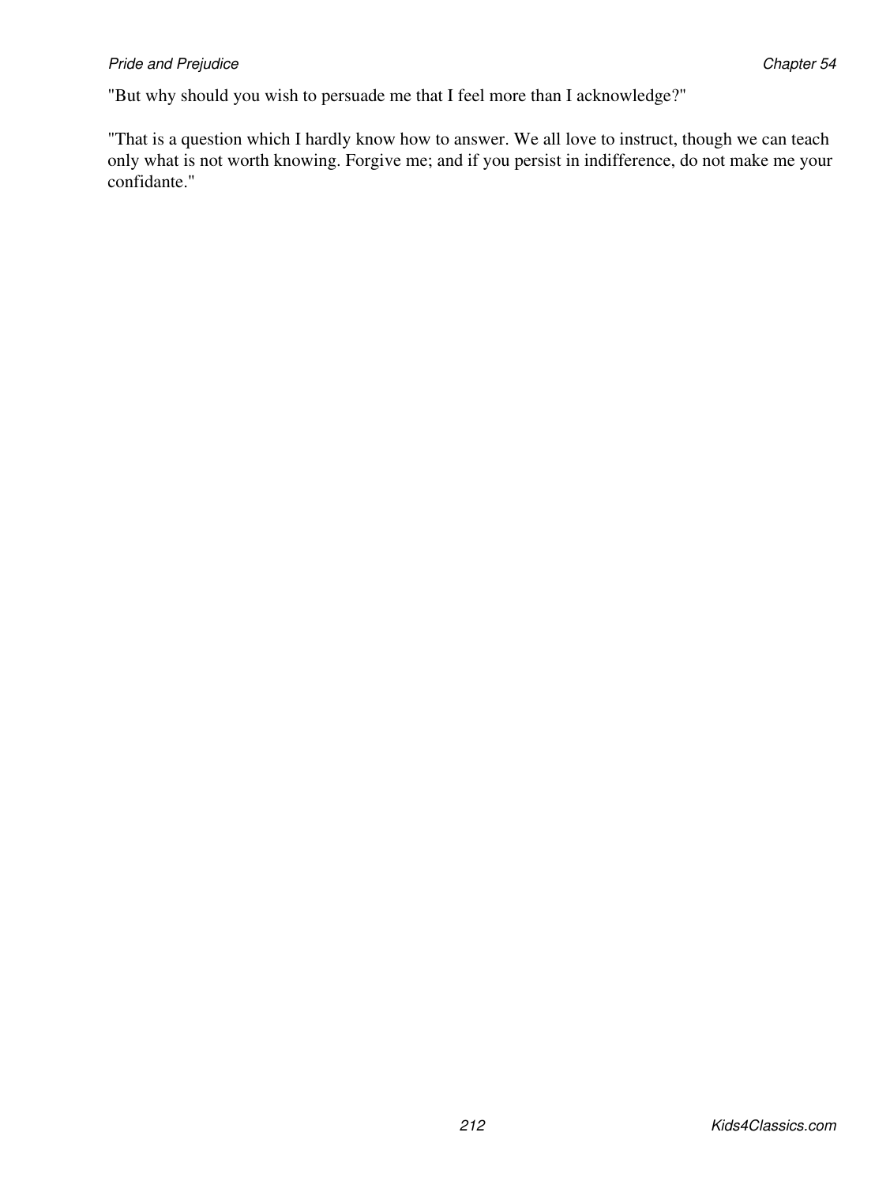"But why should you wish to persuade me that I feel more than I acknowledge?"

"That is a question which I hardly know how to answer. We all love to instruct, though we can teach only what is not worth knowing. Forgive me; and if you persist in indifference, do not make me your confidante."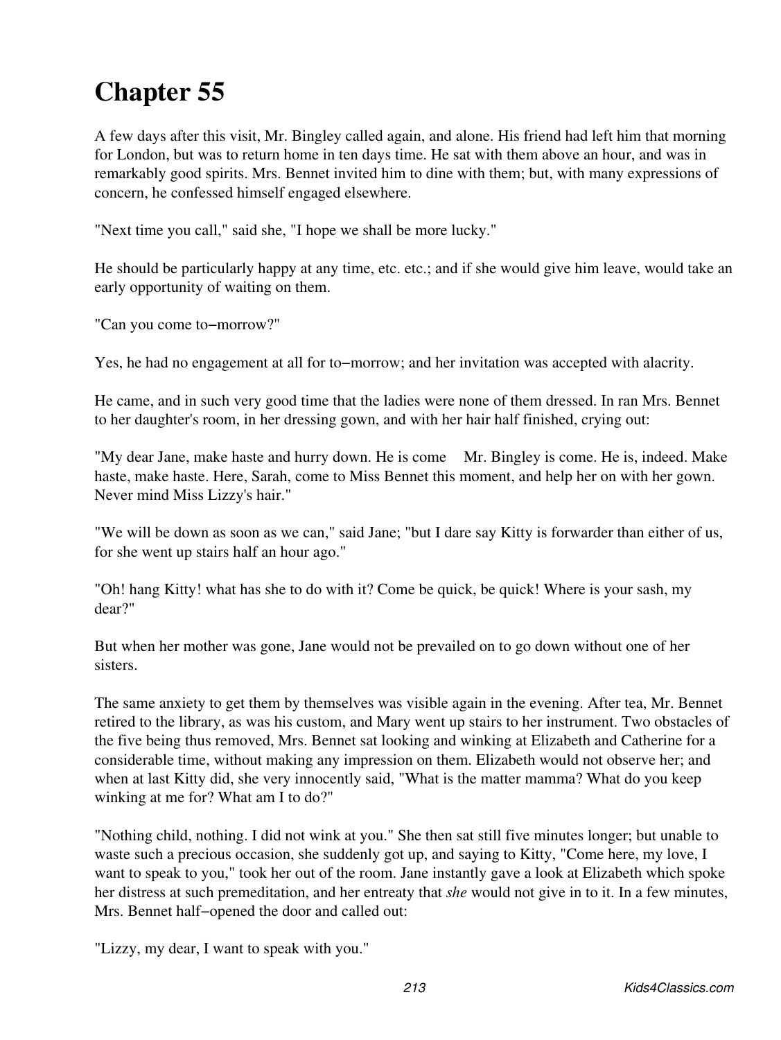# Chapter 55

A few days after this visit, Mr. Bingley called again, and alone. His friend had left him that morning for London, but was to return home in ten days time. He sat with them above an hour, and was in remarkably good spirits. Mrs. Bennet invited him to dine with them; but, with many expressions of concern, he confessed himself engaged elsewhere.

"Next time you call," said she, "I hope we shall be more lucky."

He should be particularly happy at any time, etc. etc.; and if she would give him leave, would take an early opportunity of waiting on them.

"Can you come to−morrow?"

Yes, he had no engagement at all for to−morrow; and her invitation was accepted with alacrity.

He came, and in such very good time that the ladies were none of them dressed. In ran Mrs. Bennet to her daughter's room, in her dressing gown, and with her hair half finished, crying out:

"My dear Jane, make haste and hurry down. He is come Mr. Bingley is come. He is, indeed. Make haste, make haste. Here, Sarah, come to Miss Bennet this moment, and help her on with her gown. Never mind Miss Lizzy's hair."

"We will be down as soon as we can," said Jane; "but I dare say Kitty is forwarder than either of us, for she went up stairs half an hour ago."

"Oh! hang Kitty! what has she to do with it? Come be quick, be quick! Where is your sash, my dear?"

But when her mother was gone, Jane would not be prevailed on to go down without one of her sisters.

The same anxiety to get them by themselves was visible again in the evening. After tea, Mr. Bennet retired to the library, as was his custom, and Mary went up stairs to her instrument. Two obstacles of the five being thus removed, Mrs. Bennet sat looking and winking at Elizabeth and Catherine for a considerable time, without making any impression on them. Elizabeth would not observe her; and when at last Kitty did, she very innocently said, "What is the matter mamma? What do you keep winking at me for? What am I to do?"

"Nothing child, nothing. I did not wink at you." She then sat still five minutes longer; but unable to waste such a precious occasion, she suddenly got up, and saying to Kitty, "Come here, my love, I want to speak to you," took her out of the room. Jane instantly gave a look at Elizabeth which spoke her distress at such premeditation, and her entreaty that *she* would not give in to it. In a few minutes, Mrs. Bennet half−opened the door and called out:

"Lizzy, my dear, I want to speak with you."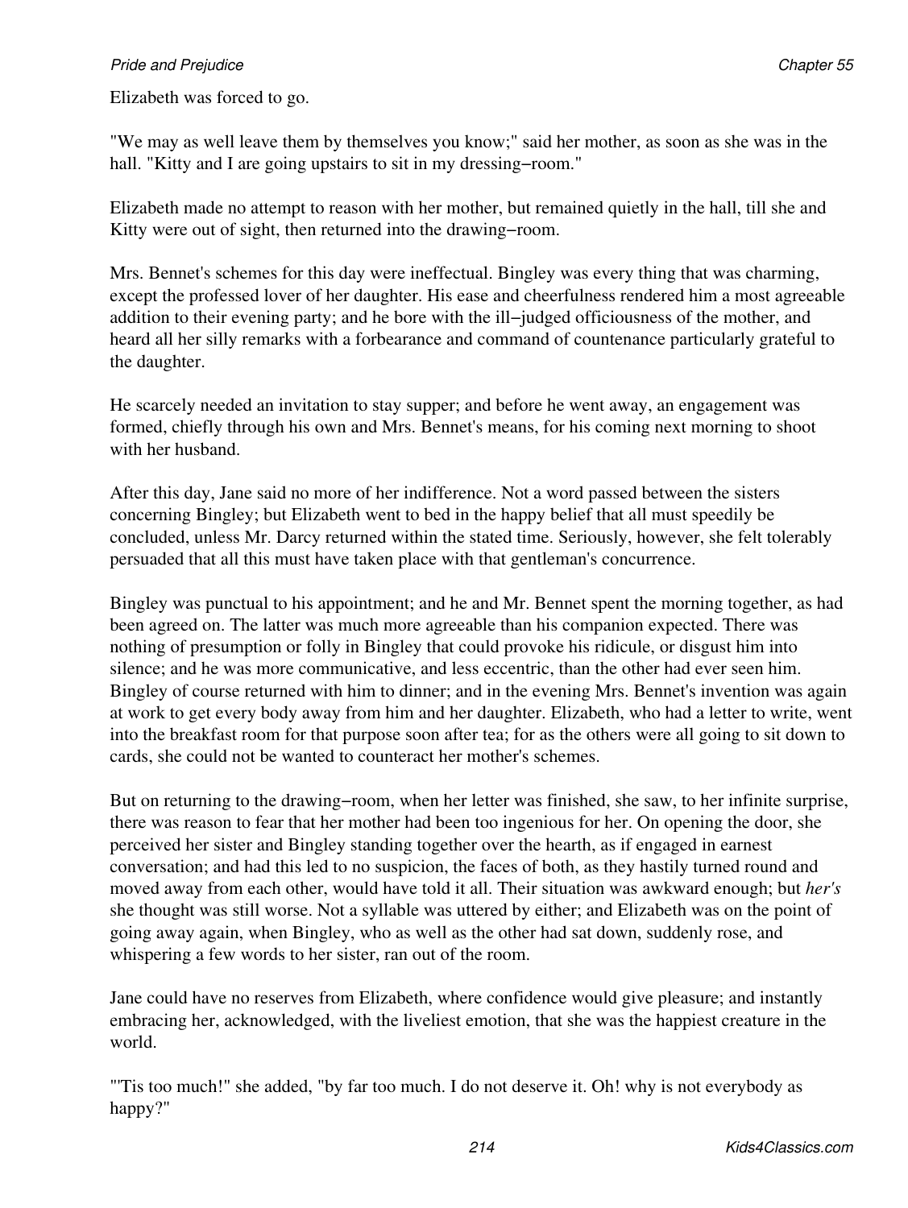Elizabeth was forced to go.

"We may as well leave them by themselves you know;" said her mother, as soon as she was in the hall. "Kitty and I are going upstairs to sit in my dressing−room."

Elizabeth made no attempt to reason with her mother, but remained quietly in the hall, till she and Kitty were out of sight, then returned into the drawing−room.

Mrs. Bennet's schemes for this day were ineffectual. Bingley was every thing that was charming, except the professed lover of her daughter. His ease and cheerfulness rendered him a most agreeable addition to their evening party; and he bore with the ill−judged officiousness of the mother, and heard all her silly remarks with a forbearance and command of countenance particularly grateful to the daughter.

He scarcely needed an invitation to stay supper; and before he went away, an engagement was formed, chiefly through his own and Mrs. Bennet's means, for his coming next morning to shoot with her husband.

After this day, Jane said no more of her indifference. Not a word passed between the sisters concerning Bingley; but Elizabeth went to bed in the happy belief that all must speedily be concluded, unless Mr. Darcy returned within the stated time. Seriously, however, she felt tolerably persuaded that all this must have taken place with that gentleman's concurrence.

Bingley was punctual to his appointment; and he and Mr. Bennet spent the morning together, as had been agreed on. The latter was much more agreeable than his companion expected. There was nothing of presumption or folly in Bingley that could provoke his ridicule, or disgust him into silence; and he was more communicative, and less eccentric, than the other had ever seen him. Bingley of course returned with him to dinner; and in the evening Mrs. Bennet's invention was again at work to get every body away from him and her daughter. Elizabeth, who had a letter to write, went into the breakfast room for that purpose soon after tea; for as the others were all going to sit down to cards, she could not be wanted to counteract her mother's schemes.

But on returning to the drawing−room, when her letter was finished, she saw, to her infinite surprise, there was reason to fear that her mother had been too ingenious for her. On opening the door, she perceived her sister and Bingley standing together over the hearth, as if engaged in earnest conversation; and had this led to no suspicion, the faces of both, as they hastily turned round and moved away from each other, would have told it all. Their situation was awkward enough; but *her's* she thought was still worse. Not a syllable was uttered by either; and Elizabeth was on the point of going away again, when Bingley, who as well as the other had sat down, suddenly rose, and whispering a few words to her sister, ran out of the room.

Jane could have no reserves from Elizabeth, where confidence would give pleasure; and instantly embracing her, acknowledged, with the liveliest emotion, that she was the happiest creature in the world.

"'Tis too much!" she added, "by far too much. I do not deserve it. Oh! why is not everybody as happy?"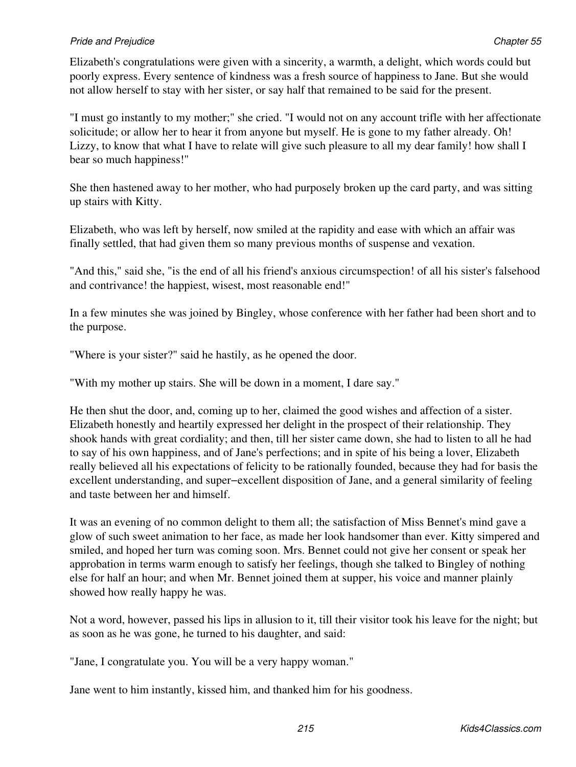Elizabeth's congratulations were given with a sincerity, a warmth, a delight, which words could but poorly express. Every sentence of kindness was a fresh source of happiness to Jane. But she would not allow herself to stay with her sister, or say half that remained to be said for the present.

"I must go instantly to my mother;" she cried. "I would not on any account trifle with her affectionate solicitude; or allow her to hear it from anyone but myself. He is gone to my father already. Oh! Lizzy, to know that what I have to relate will give such pleasure to all my dear family! how shall I bear so much happiness!"

She then hastened away to her mother, who had purposely broken up the card party, and was sitting up stairs with Kitty.

Elizabeth, who was left by herself, now smiled at the rapidity and ease with which an affair was finally settled, that had given them so many previous months of suspense and vexation.

"And this," said she, "is the end of all his friend's anxious circumspection! of all his sister's falsehood and contrivance! the happiest, wisest, most reasonable end!"

In a few minutes she was joined by Bingley, whose conference with her father had been short and to the purpose.

"Where is your sister?" said he hastily, as he opened the door.

"With my mother up stairs. She will be down in a moment, I dare say."

He then shut the door, and, coming up to her, claimed the good wishes and affection of a sister. Elizabeth honestly and heartily expressed her delight in the prospect of their relationship. They shook hands with great cordiality; and then, till her sister came down, she had to listen to all he had to say of his own happiness, and of Jane's perfections; and in spite of his being a lover, Elizabeth really believed all his expectations of felicity to be rationally founded, because they had for basis the excellent understanding, and super–excellent disposition of Jane, and a general similarity of feeling and taste between her and himself.

It was an evening of no common delight to them all; the satisfaction of Miss Bennet's mind gave a glow of such sweet animation to her face, as made her look handsomer than ever. Kitty simpered and smiled, and hoped her turn was coming soon. Mrs. Bennet could not give her consent or speak her approbation in terms warm enough to satisfy her feelings, though she talked to Bingley of nothing else for half an hour; and when Mr. Bennet joined them at supper, his voice and manner plainly showed how really happy he was.

Not a word, however, passed his lips in allusion to it, till their visitor took his leave for the night; but as soon as he was gone, he turned to his daughter, and said:

"Jane, I congratulate you. You will be a very happy woman."

Jane went to him instantly, kissed him, and thanked him for his goodness.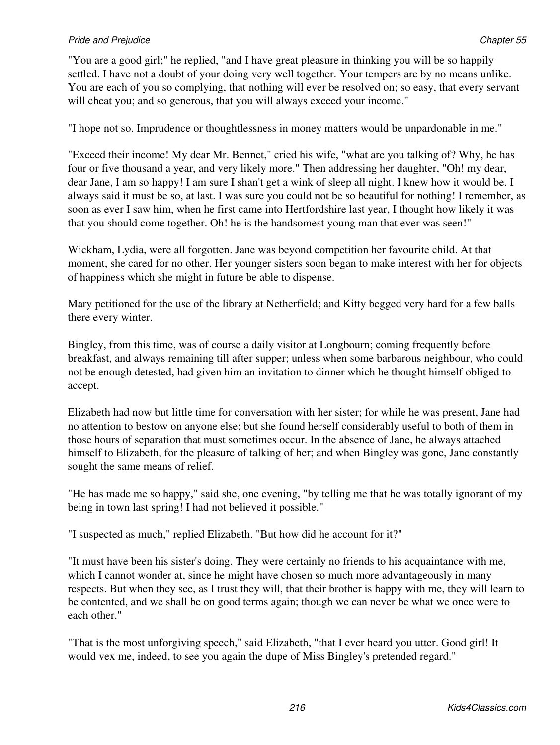"You are a good girl;" he replied, "and I have great pleasure in thinking you will be so happily settled. I have not a doubt of your doing very well together. Your tempers are by no means unlike. You are each of you so complying, that nothing will ever be resolved on; so easy, that every servant will cheat you; and so generous, that you will always exceed your income."

"I hope not so. Imprudence or thoughtlessness in money matters would be unpardonable in me."

"Exceed their income! My dear Mr. Bennet," cried his wife, "what are you talking of? Why, he has four or five thousand a year, and very likely more." Then addressing her daughter, "Oh! my dear, dear Jane, I am so happy! I am sure I shan't get a wink of sleep all night. I knew how it would be. I always said it must be so, at last. I was sure you could not be so beautiful for nothing! I remember, as soon as ever I saw him, when he first came into Hertfordshire last year, I thought how likely it was that you should come together. Oh! he is the handsomest young man that ever was seen!"

Wickham, Lydia, were all forgotten. Jane was beyond competition her favourite child. At that moment, she cared for no other. Her younger sisters soon began to make interest with her for objects of happiness which she might in future be able to dispense.

Mary petitioned for the use of the library at Netherfield; and Kitty begged very hard for a few balls there every winter.

Bingley, from this time, was of course a daily visitor at Longbourn; coming frequently before breakfast, and always remaining till after supper; unless when some barbarous neighbour, who could not be enough detested, had given him an invitation to dinner which he thought himself obliged to accept.

Elizabeth had now but little time for conversation with her sister; for while he was present, Jane had no attention to bestow on anyone else; but she found herself considerably useful to both of them in those hours of separation that must sometimes occur. In the absence of Jane, he always attached himself to Elizabeth, for the pleasure of talking of her; and when Bingley was gone, Jane constantly sought the same means of relief.

"He has made me so happy," said she, one evening, "by telling me that he was totally ignorant of my being in town last spring! I had not believed it possible."

"I suspected as much," replied Elizabeth. "But how did he account for it?"

"It must have been his sister's doing. They were certainly no friends to his acquaintance with me, which I cannot wonder at, since he might have chosen so much more advantageously in many respects. But when they see, as I trust they will, that their brother is happy with me, they will learn to be contented, and we shall be on good terms again; though we can never be what we once were to each other."

"That is the most unforgiving speech," said Elizabeth, "that I ever heard you utter. Good girl! It would vex me, indeed, to see you again the dupe of Miss Bingley's pretended regard."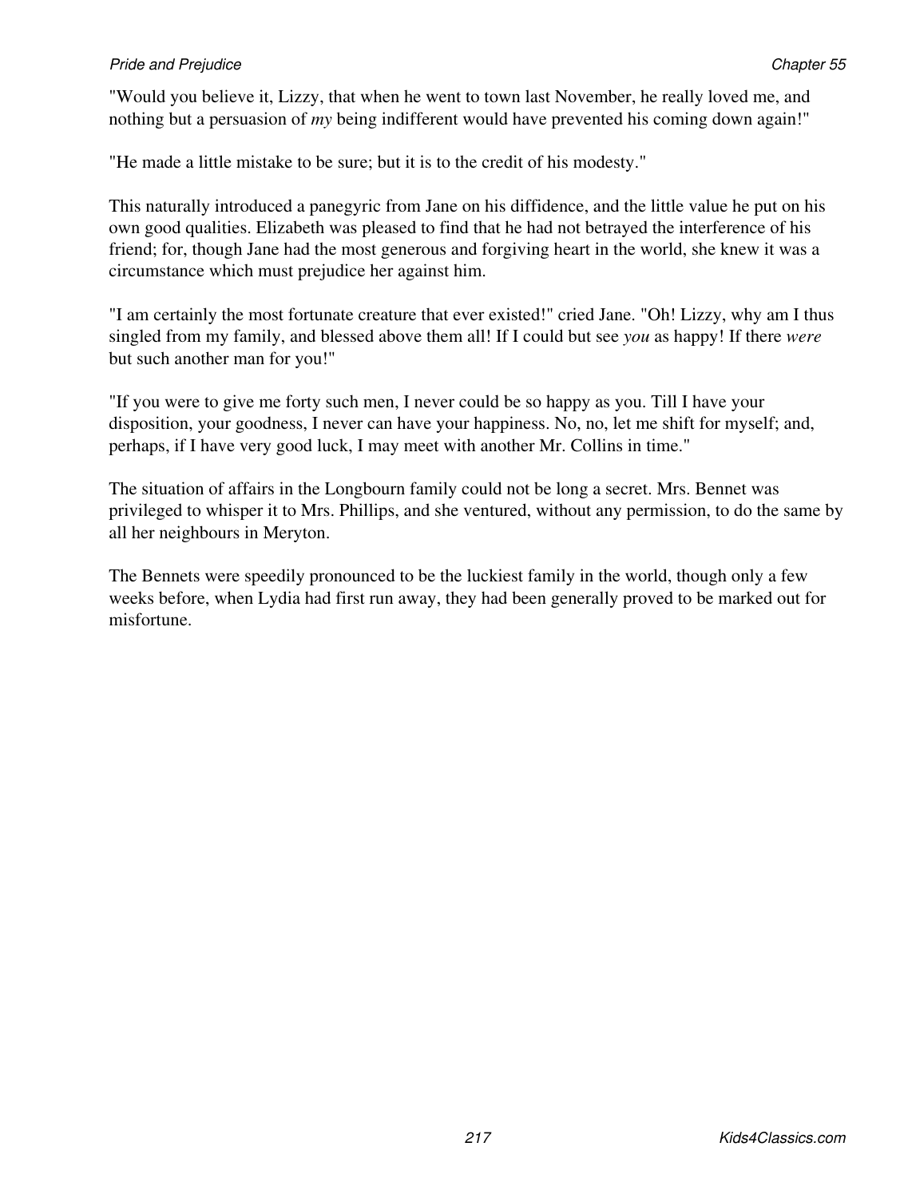"Would you believe it, Lizzy, that when he went to town last November, he really loved me, and nothing but a persuasion of *my* being indifferent would have prevented his coming down again!"

"He made a little mistake to be sure; but it is to the credit of his modesty."

This naturally introduced a panegyric from Jane on his diffidence, and the little value he put on his own good qualities. Elizabeth was pleased to find that he had not betrayed the interference of his friend; for, though Jane had the most generous and forgiving heart in the world, she knew it was a circumstance which must prejudice her against him.

"I am certainly the most fortunate creature that ever existed!" cried Jane. "Oh! Lizzy, why am I thus singled from my family, and blessed above them all! If I could but see *you* as happy! If there *were* but such another man for you!"

"If you were to give me forty such men, I never could be so happy as you. Till I have your disposition, your goodness, I never can have your happiness. No, no, let me shift for myself; and, perhaps, if I have very good luck, I may meet with another Mr. Collins in time."

The situation of affairs in the Longbourn family could not be long a secret. Mrs. Bennet was privileged to whisper it to Mrs. Phillips, and she ventured, without any permission, to do the same by all her neighbours in Meryton.

The Bennets were speedily pronounced to be the luckiest family in the world, though only a few weeks before, when Lydia had first run away, they had been generally proved to be marked out for misfortune.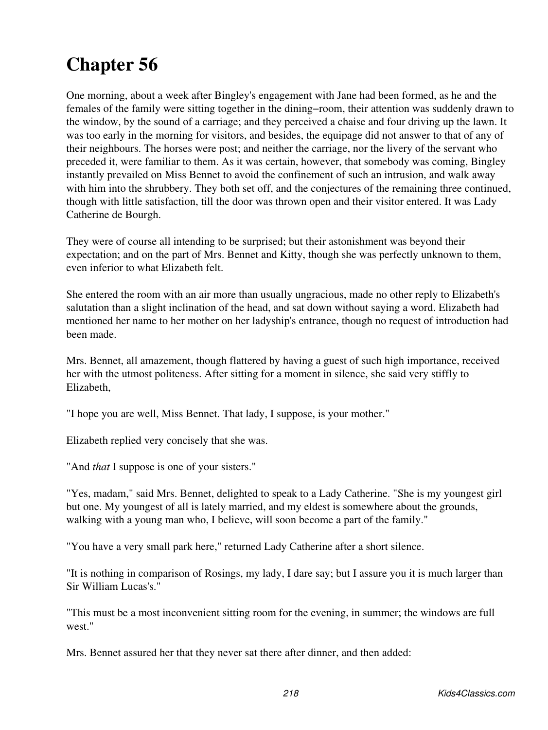# Chapter 56

One morning, about a week after Bingley's engagement with Jane had been formed, as he and the females of the family were sitting together in the dining–room, their attention was suddenly drawn to the window, by the sound of a carriage; and they perceived a chaise and four driving up the lawn. It was too early in the morning for visitors, and besides, the equipage did not answer to that of any of their neighbours. The horses were post; and neither the carriage, nor the livery of the servant who preceded it, were familiar to them. As it was certain, however, that somebody was coming, Bingley instantly prevailed on Miss Bennet to avoid the confinement of such an intrusion, and walk away with him into the shrubbery. They both set off, and the conjectures of the remaining three continued, though with little satisfaction, till the door was thrown open and their visitor entered. It was Lady Catherine de Bourgh.

They were of course all intending to be surprised; but their astonishment was beyond their expectation; and on the part of Mrs. Bennet and Kitty, though she was perfectly unknown to them, even inferior to what Elizabeth felt.

She entered the room with an air more than usually ungracious, made no other reply to Elizabeth's salutation than a slight inclination of the head, and sat down without saying a word. Elizabeth had mentioned her name to her mother on her ladyship's entrance, though no request of introduction had been made.

Mrs. Bennet, all amazement, though flattered by having a guest of such high importance, received her with the utmost politeness. After sitting for a moment in silence, she said very stiffly to Elizabeth,

"I hope you are well, Miss Bennet. That lady, I suppose, is your mother."

Elizabeth replied very concisely that she was.

"And *that* I suppose is one of your sisters."

"Yes, madam," said Mrs. Bennet, delighted to speak to a Lady Catherine. "She is my youngest girl but one. My youngest of all is lately married, and my eldest is somewhere about the grounds, walking with a young man who, I believe, will soon become a part of the family."

"You have a very small park here," returned Lady Catherine after a short silence.

"It is nothing in comparison of Rosings, my lady, I dare say; but I assure you it is much larger than Sir William Lucas's."

"This must be a most inconvenient sitting room for the evening, in summer; the windows are full west."

Mrs. Bennet assured her that they never sat there after dinner, and then added: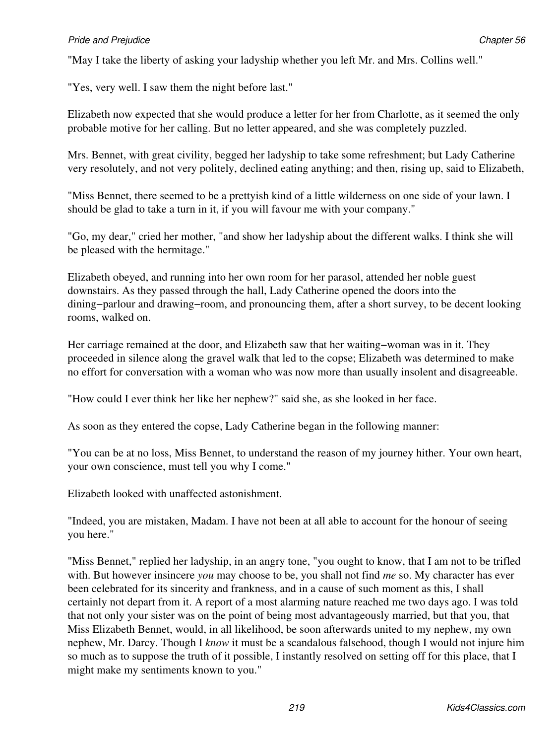"May I take the liberty of asking your ladyship whether you left Mr. and Mrs. Collins well."

"Yes, very well. I saw them the night before last."

Elizabeth now expected that she would produce a letter for her from Charlotte, as it seemed the only probable motive for her calling. But no letter appeared, and she was completely puzzled.

Mrs. Bennet, with great civility, begged her ladyship to take some refreshment; but Lady Catherine very resolutely, and not very politely, declined eating anything; and then, rising up, said to Elizabeth,

"Miss Bennet, there seemed to be a prettyish kind of a little wilderness on one side of your lawn. I should be glad to take a turn in it, if you will favour me with your company."

"Go, my dear," cried her mother, "and show her ladyship about the different walks. I think she will be pleased with the hermitage."

Elizabeth obeyed, and running into her own room for her parasol, attended her noble guest downstairs. As they passed through the hall, Lady Catherine opened the doors into the dining−parlour and drawing−room, and pronouncing them, after a short survey, to be decent looking rooms, walked on.

Her carriage remained at the door, and Elizabeth saw that her waiting−woman was in it. They proceeded in silence along the gravel walk that led to the copse; Elizabeth was determined to make no effort for conversation with a woman who was now more than usually insolent and disagreeable.

"How could I ever think her like her nephew?" said she, as she looked in her face.

As soon as they entered the copse, Lady Catherine began in the following manner:

"You can be at no loss, Miss Bennet, to understand the reason of my journey hither. Your own heart, your own conscience, must tell you why I come."

Elizabeth looked with unaffected astonishment.

"Indeed, you are mistaken, Madam. I have not been at all able to account for the honour of seeing you here."

"Miss Bennet," replied her ladyship, in an angry tone, "you ought to know, that I am not to be trifled with. But however insincere *you* may choose to be, you shall not find *me* so. My character has ever been celebrated for its sincerity and frankness, and in a cause of such moment as this, I shall certainly not depart from it. A report of a most alarming nature reached me two days ago. I was told that not only your sister was on the point of being most advantageously married, but that you, that Miss Elizabeth Bennet, would, in all likelihood, be soon afterwards united to my nephew, my own nephew, Mr. Darcy. Though I *know* it must be a scandalous falsehood, though I would not injure him so much as to suppose the truth of it possible, I instantly resolved on setting off for this place, that I might make my sentiments known to you."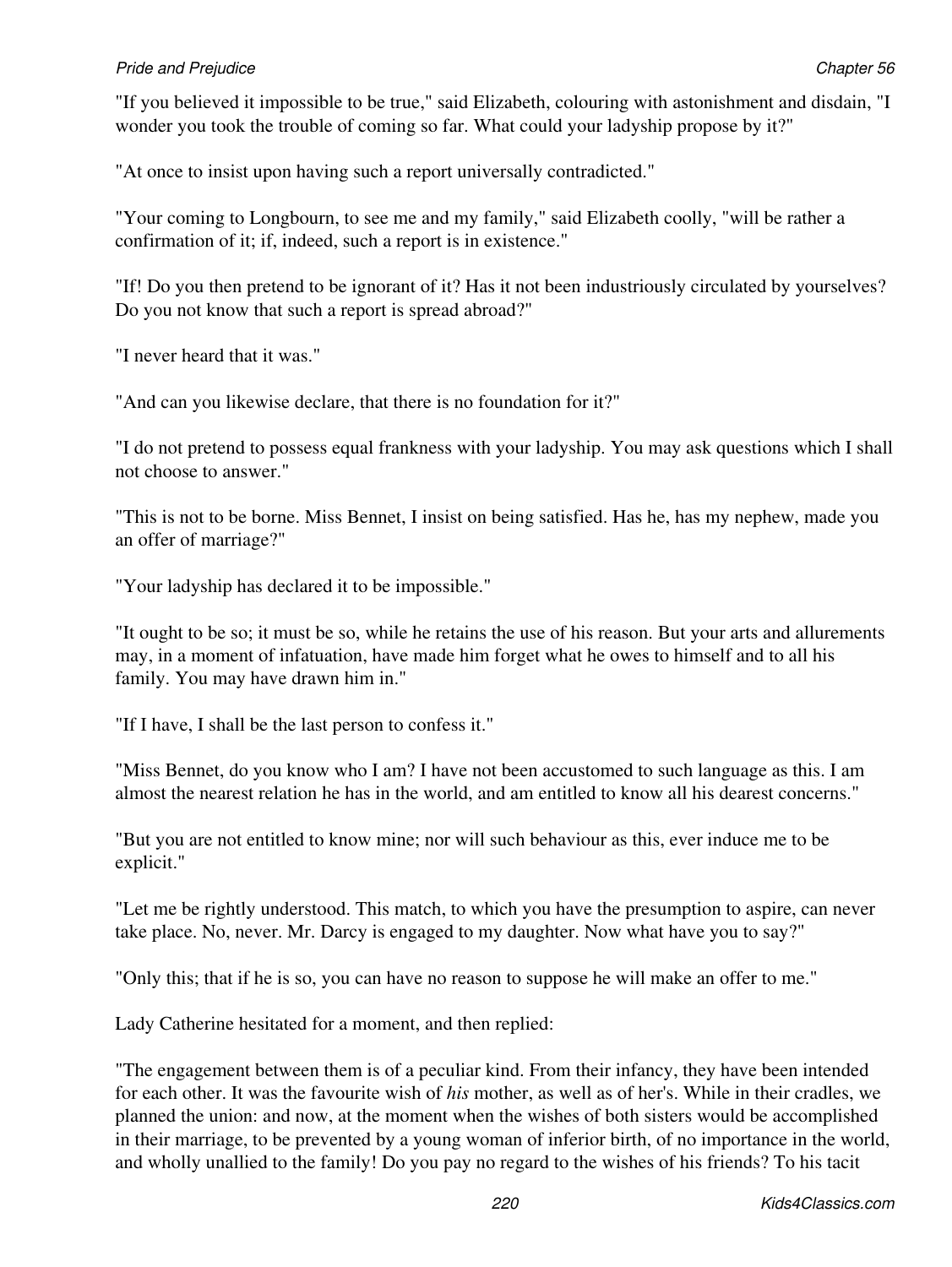"If you believed it impossible to be true," said Elizabeth, colouring with astonishment and disdain, "I wonder you took the trouble of coming so far. What could your ladyship propose by it?"

"At once to insist upon having such a report universally contradicted."

"Your coming to Longbourn, to see me and my family," said Elizabeth coolly, "will be rather a confirmation of it; if, indeed, such a report is in existence."

"If! Do you then pretend to be ignorant of it? Has it not been industriously circulated by yourselves? Do you not know that such a report is spread abroad?"

"I never heard that it was."

"And can you likewise declare, that there is no foundation for it?"

"I do not pretend to possess equal frankness with your ladyship. You may ask questions which I shall not choose to answer."

"This is not to be borne. Miss Bennet, I insist on being satisfied. Has he, has my nephew, made you an offer of marriage?"

"Your ladyship has declared it to be impossible."

"It ought to be so; it must be so, while he retains the use of his reason. But your arts and allurements may, in a moment of infatuation, have made him forget what he owes to himself and to all his family. You may have drawn him in."

"If I have, I shall be the last person to confess it."

"Miss Bennet, do you know who I am? I have not been accustomed to such language as this. I am almost the nearest relation he has in the world, and am entitled to know all his dearest concerns."

"But you are not entitled to know mine; nor will such behaviour as this, ever induce me to be explicit."

"Let me be rightly understood. This match, to which you have the presumption to aspire, can never take place. No, never. Mr. Darcy is engaged to my daughter. Now what have you to say?"

"Only this; that if he is so, you can have no reason to suppose he will make an offer to me."

Lady Catherine hesitated for a moment, and then replied:

"The engagement between them is of a peculiar kind. From their infancy, they have been intended for each other. It was the favourite wish of *his* mother, as well as of her's. While in their cradles, we planned the union: and now, at the moment when the wishes of both sisters would be accomplished in their marriage, to be prevented by a young woman of inferior birth, of no importance in the world, and wholly unallied to the family! Do you pay no regard to the wishes of his friends? To his tacit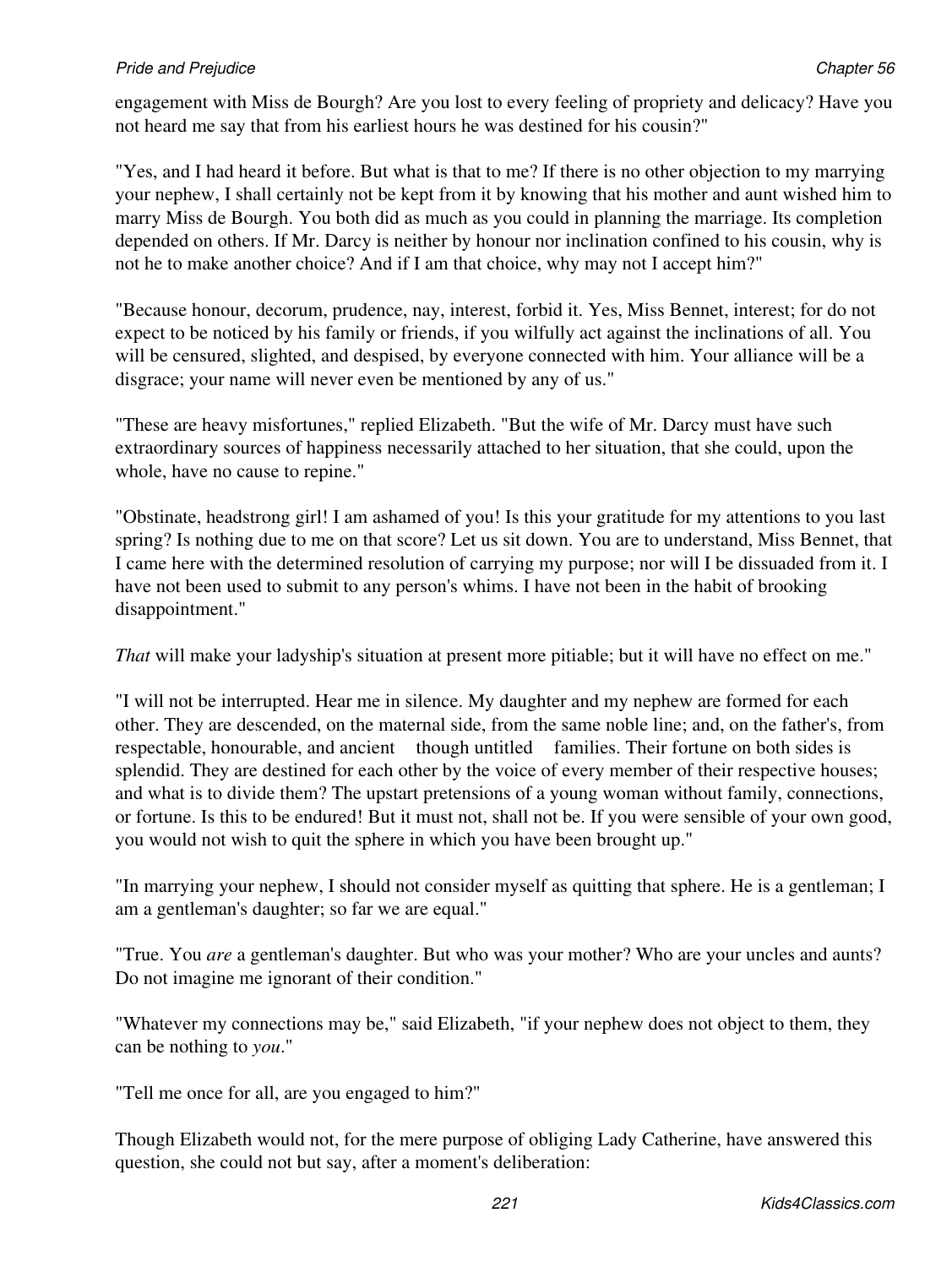engagement with Miss de Bourgh? Are you lost to every feeling of propriety and delicacy? Have you not heard me say that from his earliest hours he was destined for his cousin?"

"Yes, and I had heard it before. But what is that to me? If there is no other objection to my marrying your nephew, I shall certainly not be kept from it by knowing that his mother and aunt wished him to marry Miss de Bourgh. You both did as much as you could in planning the marriage. Its completion depended on others. If Mr. Darcy is neither by honour nor inclination confined to his cousin, why is not he to make another choice? And if I am that choice, why may not I accept him?"

"Because honour, decorum, prudence, nay, interest, forbid it. Yes, Miss Bennet, interest; for do not expect to be noticed by his family or friends, if you wilfully act against the inclinations of all. You will be censured, slighted, and despised, by everyone connected with him. Your alliance will be a disgrace; your name will never even be mentioned by any of us."

"These are heavy misfortunes," replied Elizabeth. "But the wife of Mr. Darcy must have such extraordinary sources of happiness necessarily attached to her situation, that she could, upon the whole, have no cause to repine."

"Obstinate, headstrong girl! I am ashamed of you! Is this your gratitude for my attentions to you last spring? Is nothing due to me on that score? Let us sit down. You are to understand, Miss Bennet, that I came here with the determined resolution of carrying my purpose; nor will I be dissuaded from it. I have not been used to submit to any person's whims. I have not been in the habit of brooking disappointment."

*That* will make your ladyship's situation at present more pitiable; but it will have no effect on me."

"I will not be interrupted. Hear me in silence. My daughter and my nephew are formed for each other. They are descended, on the maternal side, from the same noble line; and, on the father's, from respectable, honourable, and ancient    though untitled    families. Their fortune on both sides is splendid. They are destined for each other by the voice of every member of their respective houses; and what is to divide them? The upstart pretensions of a young woman without family, connections, or fortune. Is this to be endured! But it must not, shall not be. If you were sensible of your own good, you would not wish to quit the sphere in which you have been brought up."

"In marrying your nephew, I should not consider myself as quitting that sphere. He is a gentleman; I am a gentleman's daughter; so far we are equal."

"True. You *are* a gentleman's daughter. But who was your mother? Who are your uncles and aunts? Do not imagine me ignorant of their condition."

"Whatever my connections may be," said Elizabeth, "if your nephew does not object to them, they can be nothing to *you*."

"Tell me once for all, are you engaged to him?"

Though Elizabeth would not, for the mere purpose of obliging Lady Catherine, have answered this question, she could not but say, after a moment's deliberation: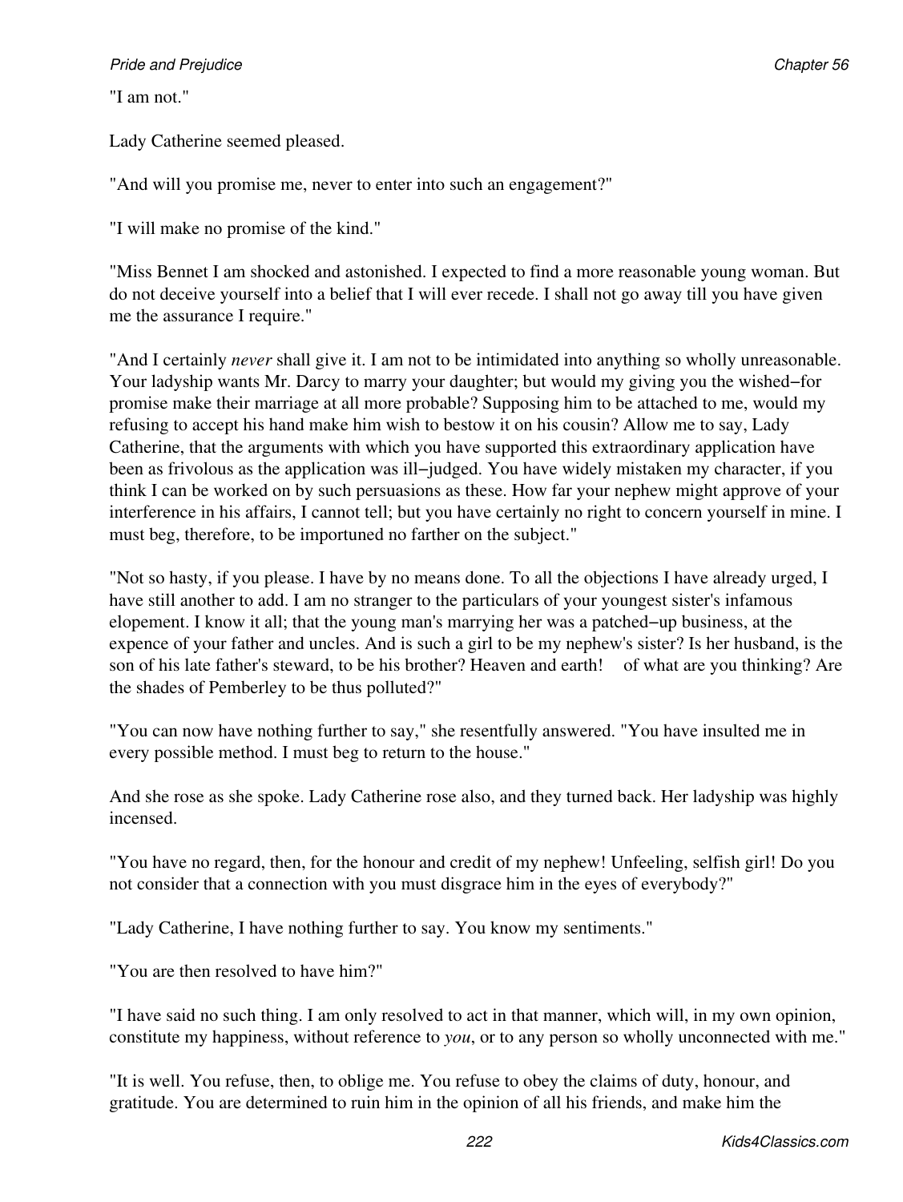"I am not."

Lady Catherine seemed pleased.

"And will you promise me, never to enter into such an engagement?"

"I will make no promise of the kind."

"Miss Bennet I am shocked and astonished. I expected to find a more reasonable young woman. But do not deceive yourself into a belief that I will ever recede. I shall not go away till you have given me the assurance I require."

"And I certainly *never* shall give it. I am not to be intimidated into anything so wholly unreasonable. Your ladyship wants Mr. Darcy to marry your daughter; but would my giving you the wished−for promise make their marriage at all more probable? Supposing him to be attached to me, would my refusing to accept his hand make him wish to bestow it on his cousin? Allow me to say, Lady Catherine, that the arguments with which you have supported this extraordinary application have been as frivolous as the application was ill−judged. You have widely mistaken my character, if you think I can be worked on by such persuasions as these. How far your nephew might approve of your interference in his affairs, I cannot tell; but you have certainly no right to concern yourself in mine. I must beg, therefore, to be importuned no farther on the subject."

"Not so hasty, if you please. I have by no means done. To all the objections I have already urged, I have still another to add. I am no stranger to the particulars of your youngest sister's infamous elopement. I know it all; that the young man's marrying her was a patched−up business, at the expence of your father and uncles. And is such a girl to be my nephew's sister? Is her husband, is the son of his late father's steward, to be his brother? Heaven and earth! of what are you thinking? Are the shades of Pemberley to be thus polluted?"

"You can now have nothing further to say," she resentfully answered. "You have insulted me in every possible method. I must beg to return to the house."

And she rose as she spoke. Lady Catherine rose also, and they turned back. Her ladyship was highly incensed.

"You have no regard, then, for the honour and credit of my nephew! Unfeeling, selfish girl! Do you not consider that a connection with you must disgrace him in the eyes of everybody?"

"Lady Catherine, I have nothing further to say. You know my sentiments."

"You are then resolved to have him?"

"I have said no such thing. I am only resolved to act in that manner, which will, in my own opinion, constitute my happiness, without reference to *you*, or to any person so wholly unconnected with me."

"It is well. You refuse, then, to oblige me. You refuse to obey the claims of duty, honour, and gratitude. You are determined to ruin him in the opinion of all his friends, and make him the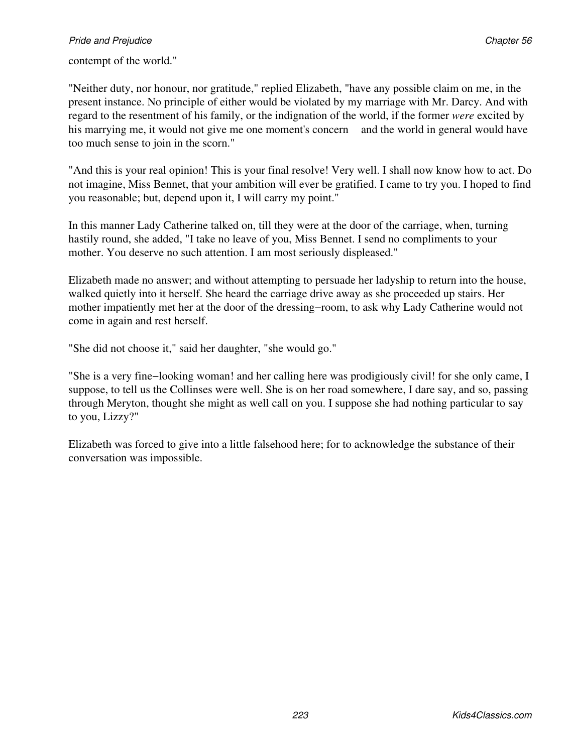contempt of the world."

"Neither duty, nor honour, nor gratitude," replied Elizabeth, "have any possible claim on me, in the present instance. No principle of either would be violated by my marriage with Mr. Darcy. And with regard to the resentment of his family, or the indignation of the world, if the former *were* excited by his marrying me, it would not give me one moment's concern and the world in general would have too much sense to join in the scorn."

"And this is your real opinion! This is your final resolve! Very well. I shall now know how to act. Do not imagine, Miss Bennet, that your ambition will ever be gratified. I came to try you. I hoped to find you reasonable; but, depend upon it, I will carry my point."

In this manner Lady Catherine talked on, till they were at the door of the carriage, when, turning hastily round, she added, "I take no leave of you, Miss Bennet. I send no compliments to your mother. You deserve no such attention. I am most seriously displeased."

Elizabeth made no answer; and without attempting to persuade her ladyship to return into the house, walked quietly into it herself. She heard the carriage drive away as she proceeded up stairs. Her mother impatiently met her at the door of the dressing−room, to ask why Lady Catherine would not come in again and rest herself.

"She did not choose it," said her daughter, "she would go."

"She is a very fine−looking woman! and her calling here was prodigiously civil! for she only came, I suppose, to tell us the Collinses were well. She is on her road somewhere, I dare say, and so, passing through Meryton, thought she might as well call on you. I suppose she had nothing particular to say to you, Lizzy?"

Elizabeth was forced to give into a little falsehood here; for to acknowledge the substance of their conversation was impossible.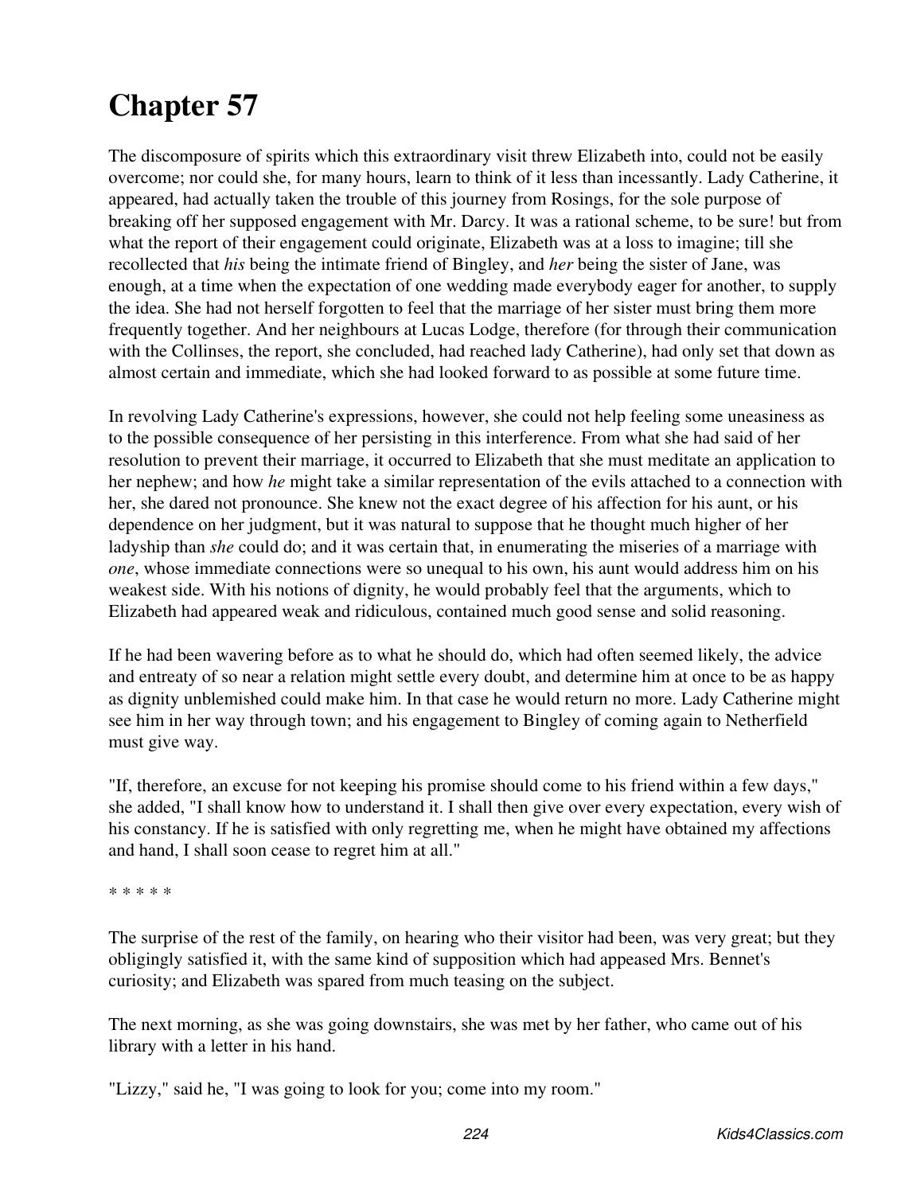# Chapter 57

The discomposure of spirits which this extraordinary visit threw Elizabeth into, could not be easily overcome; nor could she, for many hours, learn to think of it less than incessantly. Lady Catherine, it appeared, had actually taken the trouble of this journey from Rosings, for the sole purpose of breaking off her supposed engagement with Mr. Darcy. It was a rational scheme, to be sure! but from what the report of their engagement could originate, Elizabeth was at a loss to imagine; till she recollected that *his* being the intimate friend of Bingley, and *her* being the sister of Jane, was enough, at a time when the expectation of one wedding made everybody eager for another, to supply the idea. She had not herself forgotten to feel that the marriage of her sister must bring them more frequently together. And her neighbours at Lucas Lodge, therefore (for through their communication with the Collinses, the report, she concluded, had reached lady Catherine), had only set that down as almost certain and immediate, which she had looked forward to as possible at some future time.

In revolving Lady Catherine's expressions, however, she could not help feeling some uneasiness as to the possible consequence of her persisting in this interference. From what she had said of her resolution to prevent their marriage, it occurred to Elizabeth that she must meditate an application to her nephew; and how *he* might take a similar representation of the evils attached to a connection with her, she dared not pronounce. She knew not the exact degree of his affection for his aunt, or his dependence on her judgment, but it was natural to suppose that he thought much higher of her ladyship than *she* could do; and it was certain that, in enumerating the miseries of a marriage with *one*, whose immediate connections were so unequal to his own, his aunt would address him on his weakest side. With his notions of dignity, he would probably feel that the arguments, which to Elizabeth had appeared weak and ridiculous, contained much good sense and solid reasoning.

If he had been wavering before as to what he should do, which had often seemed likely, the advice and entreaty of so near a relation might settle every doubt, and determine him at once to be as happy as dignity unblemished could make him. In that case he would return no more. Lady Catherine might see him in her way through town; and his engagement to Bingley of coming again to Netherfield must give way.

"If, therefore, an excuse for not keeping his promise should come to his friend within a few days," she added, "I shall know how to understand it. I shall then give over every expectation, every wish of his constancy. If he is satisfied with only regretting me, when he might have obtained my affections and hand, I shall soon cease to regret him at all."

* * * * *

The surprise of the rest of the family, on hearing who their visitor had been, was very great; but they obligingly satisfied it, with the same kind of supposition which had appeased Mrs. Bennet's curiosity; and Elizabeth was spared from much teasing on the subject.

The next morning, as she was going downstairs, she was met by her father, who came out of his library with a letter in his hand.

"Lizzy," said he, "I was going to look for you; come into my room."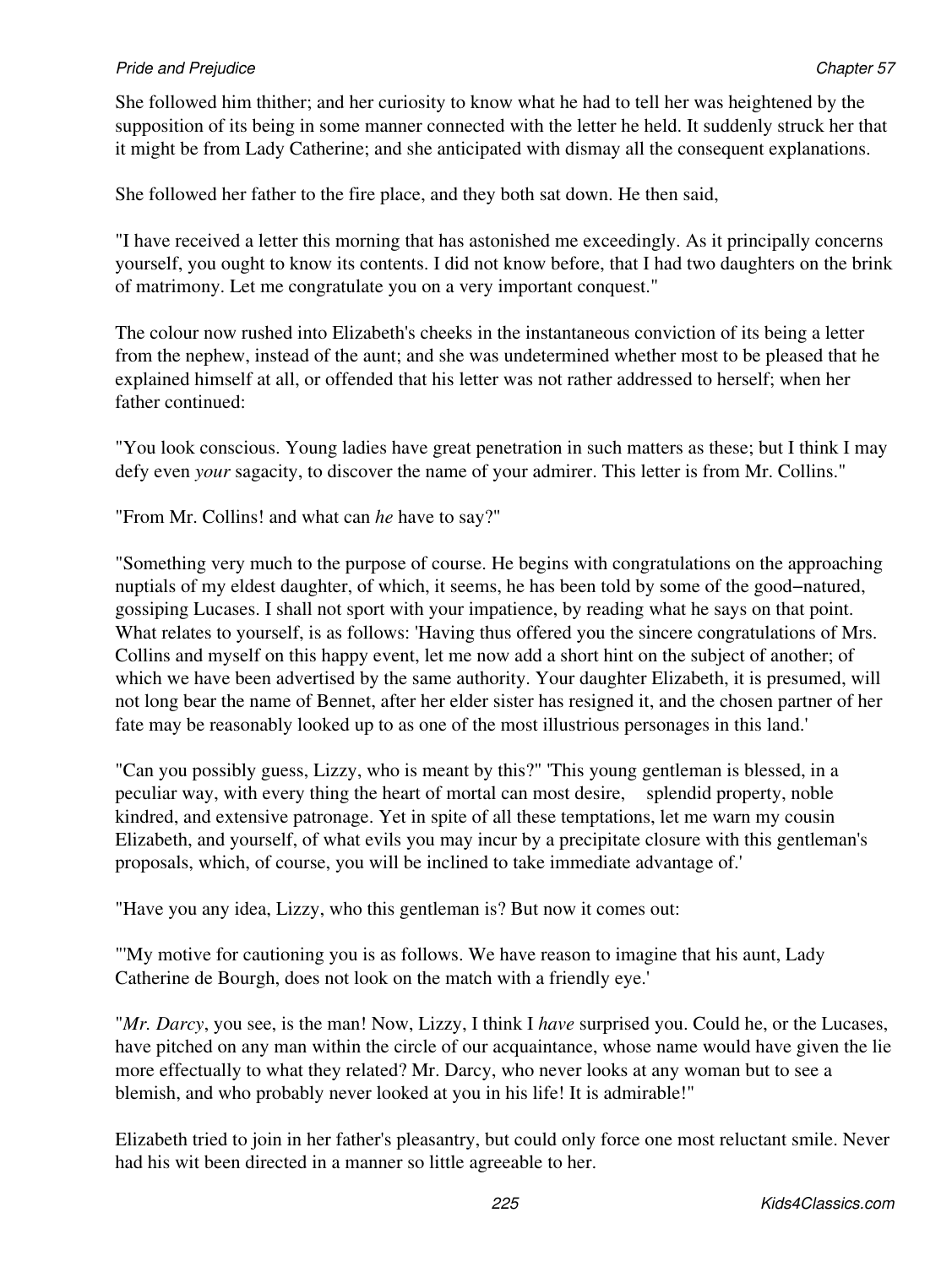She followed him thither; and her curiosity to know what he had to tell her was heightened by the supposition of its being in some manner connected with the letter he held. It suddenly struck her that it might be from Lady Catherine; and she anticipated with dismay all the consequent explanations.

She followed her father to the fire place, and they both sat down. He then said,

"I have received a letter this morning that has astonished me exceedingly. As it principally concerns yourself, you ought to know its contents. I did not know before, that I had two daughters on the brink of matrimony. Let me congratulate you on a very important conquest."

The colour now rushed into Elizabeth's cheeks in the instantaneous conviction of its being a letter from the nephew, instead of the aunt; and she was undetermined whether most to be pleased that he explained himself at all, or offended that his letter was not rather addressed to herself; when her father continued:

"You look conscious. Young ladies have great penetration in such matters as these; but I think I may defy even *your* sagacity, to discover the name of your admirer. This letter is from Mr. Collins."

"From Mr. Collins! and what can *he* have to say?"

"Something very much to the purpose of course. He begins with congratulations on the approaching nuptials of my eldest daughter, of which, it seems, he has been told by some of the good−natured, gossiping Lucases. I shall not sport with your impatience, by reading what he says on that point. What relates to yourself, is as follows: 'Having thus offered you the sincere congratulations of Mrs. Collins and myself on this happy event, let me now add a short hint on the subject of another; of which we have been advertised by the same authority. Your daughter Elizabeth, it is presumed, will not long bear the name of Bennet, after her elder sister has resigned it, and the chosen partner of her fate may be reasonably looked up to as one of the most illustrious personages in this land.'

"Can you possibly guess, Lizzy, who is meant by this?" 'This young gentleman is blessed, in a peculiar way, with every thing the heart of mortal can most desire, splendid property, noble kindred, and extensive patronage. Yet in spite of all these temptations, let me warn my cousin Elizabeth, and yourself, of what evils you may incur by a precipitate closure with this gentleman's proposals, which, of course, you will be inclined to take immediate advantage of.'

"Have you any idea, Lizzy, who this gentleman is? But now it comes out:

"'My motive for cautioning you is as follows. We have reason to imagine that his aunt, Lady Catherine de Bourgh, does not look on the match with a friendly eye.'

"*Mr. Darcy*, you see, is the man! Now, Lizzy, I think I *have* surprised you. Could he, or the Lucases, have pitched on any man within the circle of our acquaintance, whose name would have given the lie more effectually to what they related? Mr. Darcy, who never looks at any woman but to see a blemish, and who probably never looked at you in his life! It is admirable!"

Elizabeth tried to join in her father's pleasantry, but could only force one most reluctant smile. Never had his wit been directed in a manner so little agreeable to her.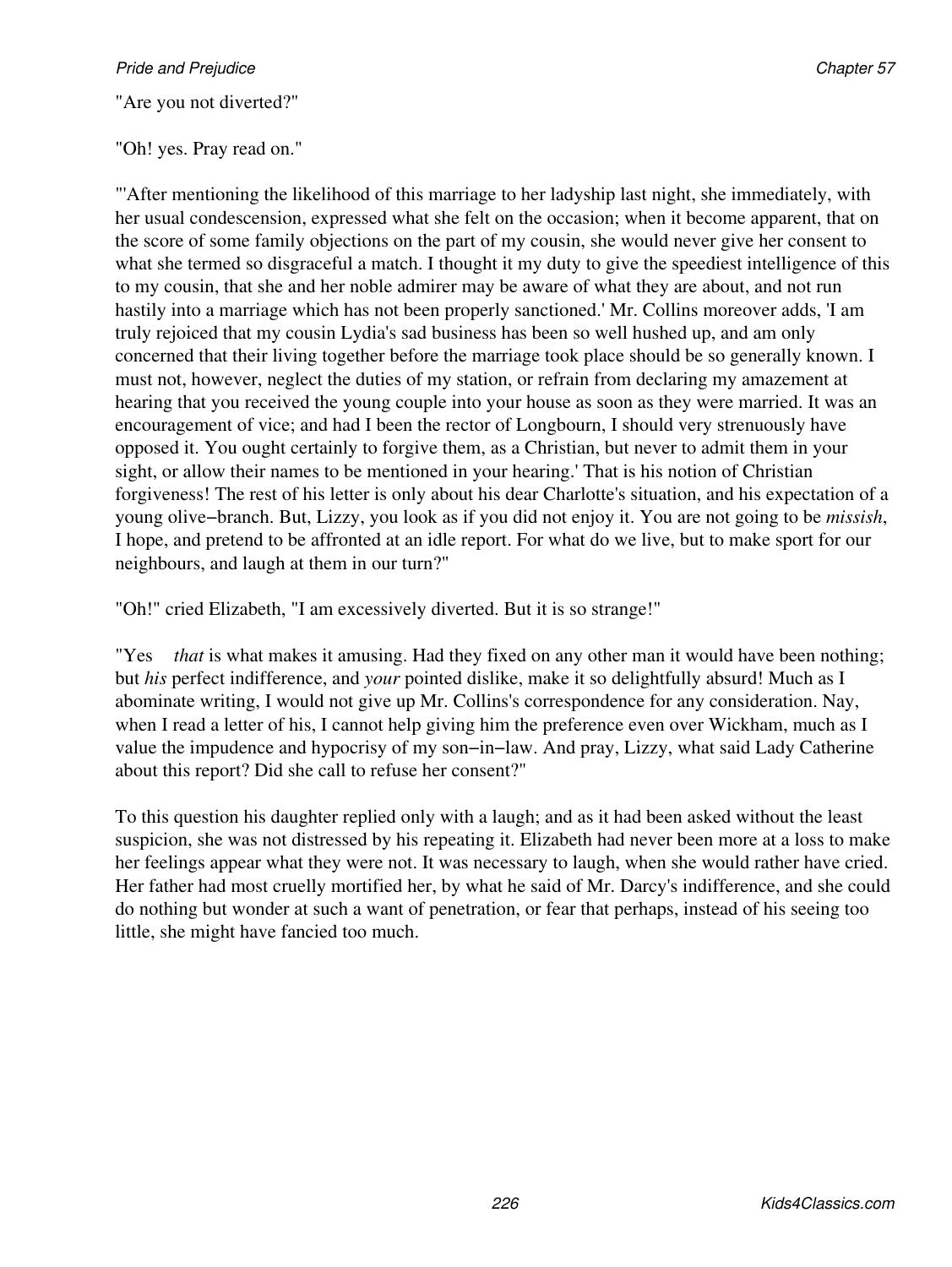"Are you not diverted?"

"Oh! yes. Pray read on."

"'After mentioning the likelihood of this marriage to her ladyship last night, she immediately, with her usual condescension, expressed what she felt on the occasion; when it become apparent, that on the score of some family objections on the part of my cousin, she would never give her consent to what she termed so disgraceful a match. I thought it my duty to give the speediest intelligence of this to my cousin, that she and her noble admirer may be aware of what they are about, and not run hastily into a marriage which has not been properly sanctioned.' Mr. Collins moreover adds, 'I am truly rejoiced that my cousin Lydia's sad business has been so well hushed up, and am only concerned that their living together before the marriage took place should be so generally known. I must not, however, neglect the duties of my station, or refrain from declaring my amazement at hearing that you received the young couple into your house as soon as they were married. It was an encouragement of vice; and had I been the rector of Longbourn, I should very strenuously have opposed it. You ought certainly to forgive them, as a Christian, but never to admit them in your sight, or allow their names to be mentioned in your hearing.' That is his notion of Christian forgiveness! The rest of his letter is only about his dear Charlotte's situation, and his expectation of a young olive−branch. But, Lizzy, you look as if you did not enjoy it. You are not going to be *missish*, I hope, and pretend to be affronted at an idle report. For what do we live, but to make sport for our neighbours, and laugh at them in our turn?"

"Oh!" cried Elizabeth, "I am excessively diverted. But it is so strange!"

"Yes *that* is what makes it amusing. Had they fixed on any other man it would have been nothing; but *his* perfect indifference, and *your* pointed dislike, make it so delightfully absurd! Much as I abominate writing, I would not give up Mr. Collins's correspondence for any consideration. Nay, when I read a letter of his, I cannot help giving him the preference even over Wickham, much as I value the impudence and hypocrisy of my son−in−law. And pray, Lizzy, what said Lady Catherine about this report? Did she call to refuse her consent?"

To this question his daughter replied only with a laugh; and as it had been asked without the least suspicion, she was not distressed by his repeating it. Elizabeth had never been more at a loss to make her feelings appear what they were not. It was necessary to laugh, when she would rather have cried. Her father had most cruelly mortified her, by what he said of Mr. Darcy's indifference, and she could do nothing but wonder at such a want of penetration, or fear that perhaps, instead of his seeing too little, she might have fancied too much.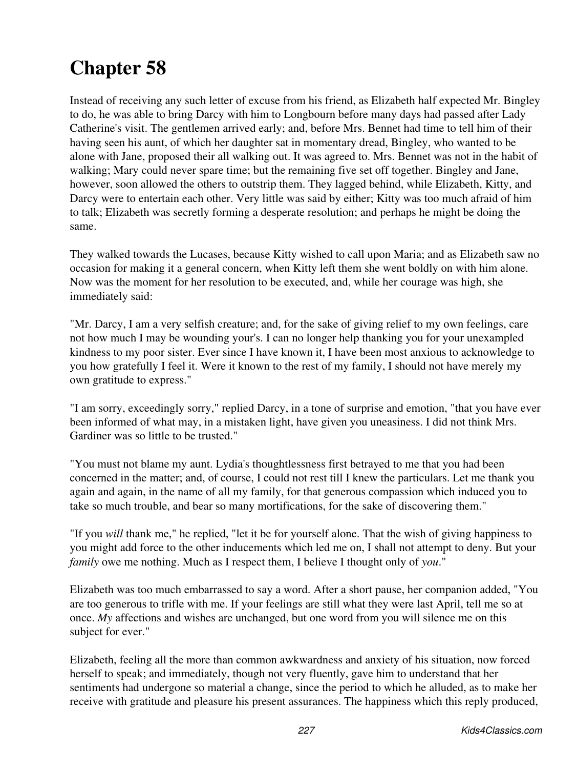# Chapter 58

Instead of receiving any such letter of excuse from his friend, as Elizabeth half expected Mr. Bingley to do, he was able to bring Darcy with him to Longbourn before many days had passed after Lady Catherine's visit. The gentlemen arrived early; and, before Mrs. Bennet had time to tell him of their having seen his aunt, of which her daughter sat in momentary dread, Bingley, who wanted to be alone with Jane, proposed their all walking out. It was agreed to. Mrs. Bennet was not in the habit of walking; Mary could never spare time; but the remaining five set off together. Bingley and Jane, however, soon allowed the others to outstrip them. They lagged behind, while Elizabeth, Kitty, and Darcy were to entertain each other. Very little was said by either; Kitty was too much afraid of him to talk; Elizabeth was secretly forming a desperate resolution; and perhaps he might be doing the same.

They walked towards the Lucases, because Kitty wished to call upon Maria; and as Elizabeth saw no occasion for making it a general concern, when Kitty left them she went boldly on with him alone. Now was the moment for her resolution to be executed, and, while her courage was high, she immediately said:

"Mr. Darcy, I am a very selfish creature; and, for the sake of giving relief to my own feelings, care not how much I may be wounding your's. I can no longer help thanking you for your unexampled kindness to my poor sister. Ever since I have known it, I have been most anxious to acknowledge to you how gratefully I feel it. Were it known to the rest of my family, I should not have merely my own gratitude to express."

"I am sorry, exceedingly sorry," replied Darcy, in a tone of surprise and emotion, "that you have ever been informed of what may, in a mistaken light, have given you uneasiness. I did not think Mrs. Gardiner was so little to be trusted."

"You must not blame my aunt. Lydia's thoughtlessness first betrayed to me that you had been concerned in the matter; and, of course, I could not rest till I knew the particulars. Let me thank you again and again, in the name of all my family, for that generous compassion which induced you to take so much trouble, and bear so many mortifications, for the sake of discovering them."

"If you *will* thank me," he replied, "let it be for yourself alone. That the wish of giving happiness to you might add force to the other inducements which led me on, I shall not attempt to deny. But your *family* owe me nothing. Much as I respect them, I believe I thought only of *you*."

Elizabeth was too much embarrassed to say a word. After a short pause, her companion added, "You are too generous to trifle with me. If your feelings are still what they were last April, tell me so at once. *My* affections and wishes are unchanged, but one word from you will silence me on this subject for ever."

Elizabeth, feeling all the more than common awkwardness and anxiety of his situation, now forced herself to speak; and immediately, though not very fluently, gave him to understand that her sentiments had undergone so material a change, since the period to which he alluded, as to make her receive with gratitude and pleasure his present assurances. The happiness which this reply produced,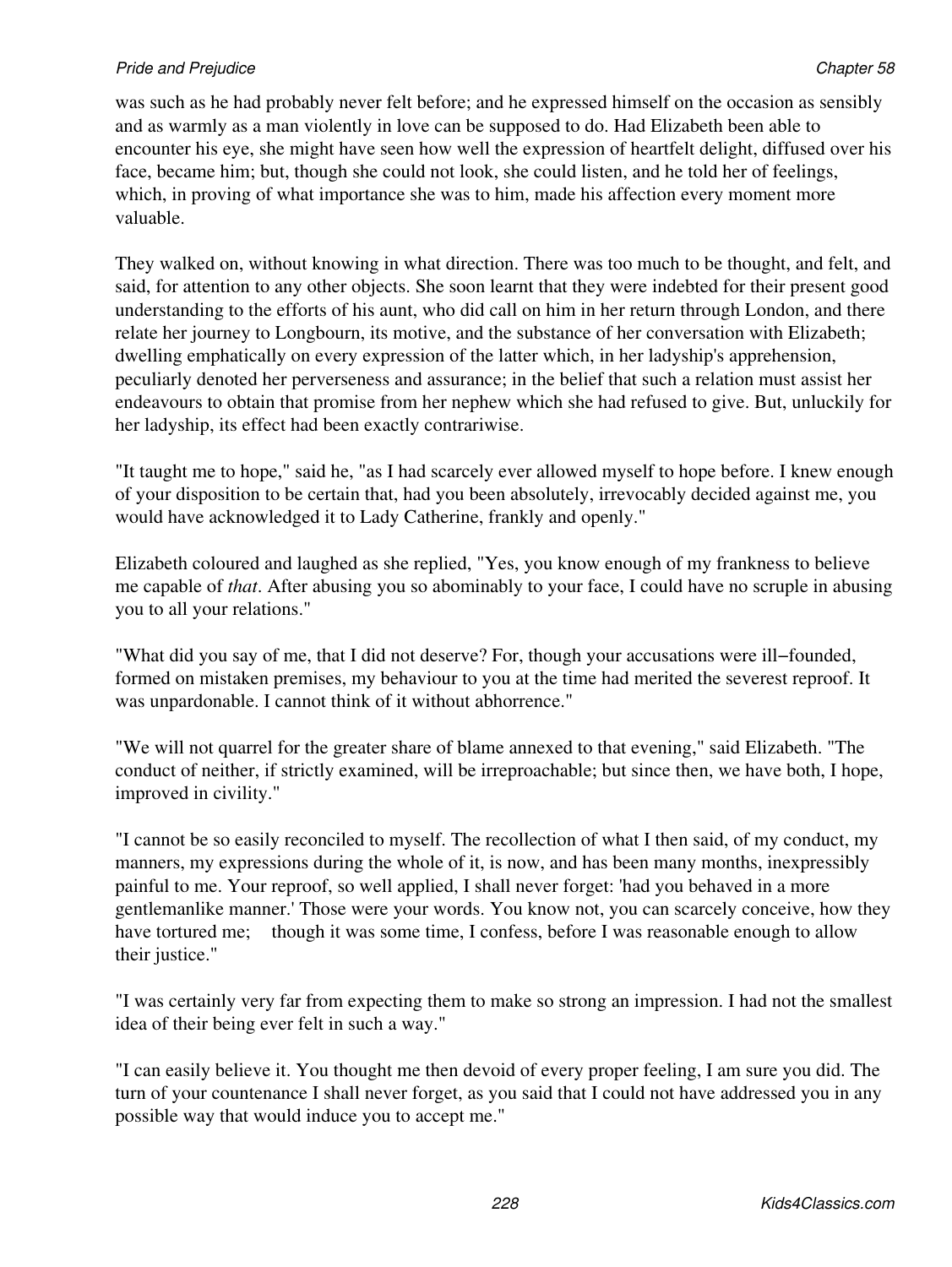was such as he had probably never felt before; and he expressed himself on the occasion as sensibly and as warmly as a man violently in love can be supposed to do. Had Elizabeth been able to encounter his eye, she might have seen how well the expression of heartfelt delight, diffused over his face, became him; but, though she could not look, she could listen, and he told her of feelings, which, in proving of what importance she was to him, made his affection every moment more valuable.

They walked on, without knowing in what direction. There was too much to be thought, and felt, and said, for attention to any other objects. She soon learnt that they were indebted for their present good understanding to the efforts of his aunt, who did call on him in her return through London, and there relate her journey to Longbourn, its motive, and the substance of her conversation with Elizabeth; dwelling emphatically on every expression of the latter which, in her ladyship's apprehension, peculiarly denoted her perverseness and assurance; in the belief that such a relation must assist her endeavours to obtain that promise from her nephew which she had refused to give. But, unluckily for her ladyship, its effect had been exactly contrariwise.

"It taught me to hope," said he, "as I had scarcely ever allowed myself to hope before. I knew enough of your disposition to be certain that, had you been absolutely, irrevocably decided against me, you would have acknowledged it to Lady Catherine, frankly and openly."

Elizabeth coloured and laughed as she replied, "Yes, you know enough of my frankness to believe me capable of *that*. After abusing you so abominably to your face, I could have no scruple in abusing you to all your relations."

"What did you say of me, that I did not deserve? For, though your accusations were ill−founded, formed on mistaken premises, my behaviour to you at the time had merited the severest reproof. It was unpardonable. I cannot think of it without abhorrence."

"We will not quarrel for the greater share of blame annexed to that evening," said Elizabeth. "The conduct of neither, if strictly examined, will be irreproachable; but since then, we have both, I hope, improved in civility."

"I cannot be so easily reconciled to myself. The recollection of what I then said, of my conduct, my manners, my expressions during the whole of it, is now, and has been many months, inexpressibly painful to me. Your reproof, so well applied, I shall never forget: 'had you behaved in a more gentlemanlike manner.' Those were your words. You know not, you can scarcely conceive, how they have tortured me; though it was some time, I confess, before I was reasonable enough to allow their justice."

"I was certainly very far from expecting them to make so strong an impression. I had not the smallest idea of their being ever felt in such a way."

"I can easily believe it. You thought me then devoid of every proper feeling, I am sure you did. The turn of your countenance I shall never forget, as you said that I could not have addressed you in any possible way that would induce you to accept me."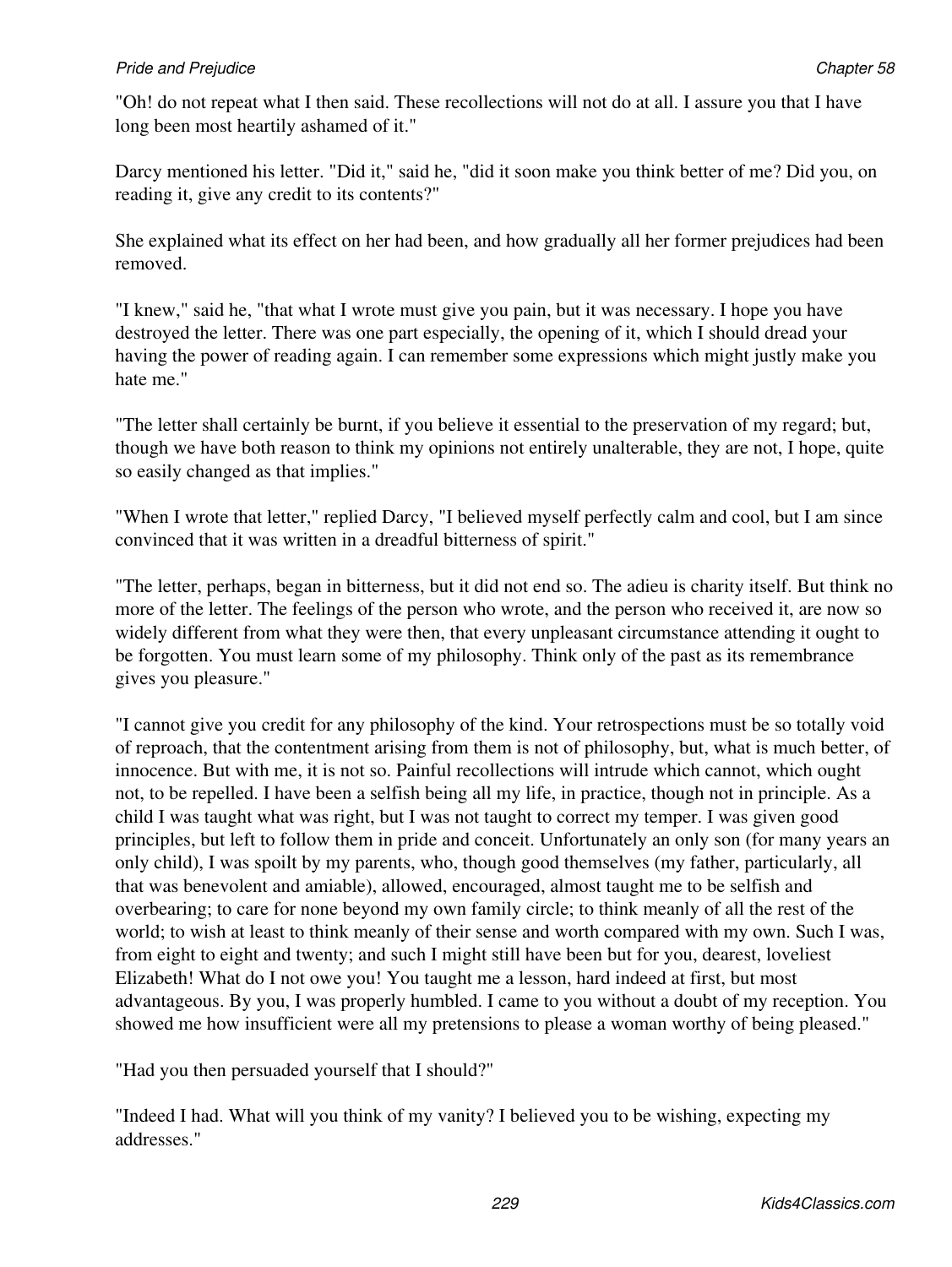"Oh! do not repeat what I then said. These recollections will not do at all. I assure you that I have long been most heartily ashamed of it."

Darcy mentioned his letter. "Did it," said he, "did it soon make you think better of me? Did you, on reading it, give any credit to its contents?"

She explained what its effect on her had been, and how gradually all her former prejudices had been removed.

"I knew," said he, "that what I wrote must give you pain, but it was necessary. I hope you have destroyed the letter. There was one part especially, the opening of it, which I should dread your having the power of reading again. I can remember some expressions which might justly make you hate me."

"The letter shall certainly be burnt, if you believe it essential to the preservation of my regard; but, though we have both reason to think my opinions not entirely unalterable, they are not, I hope, quite so easily changed as that implies."

"When I wrote that letter," replied Darcy, "I believed myself perfectly calm and cool, but I am since convinced that it was written in a dreadful bitterness of spirit."

"The letter, perhaps, began in bitterness, but it did not end so. The adieu is charity itself. But think no more of the letter. The feelings of the person who wrote, and the person who received it, are now so widely different from what they were then, that every unpleasant circumstance attending it ought to be forgotten. You must learn some of my philosophy. Think only of the past as its remembrance gives you pleasure."

"I cannot give you credit for any philosophy of the kind. Your retrospections must be so totally void of reproach, that the contentment arising from them is not of philosophy, but, what is much better, of innocence. But with me, it is not so. Painful recollections will intrude which cannot, which ought not, to be repelled. I have been a selfish being all my life, in practice, though not in principle. As a child I was taught what was right, but I was not taught to correct my temper. I was given good principles, but left to follow them in pride and conceit. Unfortunately an only son (for many years an only child), I was spoilt by my parents, who, though good themselves (my father, particularly, all that was benevolent and amiable), allowed, encouraged, almost taught me to be selfish and overbearing; to care for none beyond my own family circle; to think meanly of all the rest of the world; to wish at least to think meanly of their sense and worth compared with my own. Such I was, from eight to eight and twenty; and such I might still have been but for you, dearest, loveliest Elizabeth! What do I not owe you! You taught me a lesson, hard indeed at first, but most advantageous. By you, I was properly humbled. I came to you without a doubt of my reception. You showed me how insufficient were all my pretensions to please a woman worthy of being pleased."

"Had you then persuaded yourself that I should?"

"Indeed I had. What will you think of my vanity? I believed you to be wishing, expecting my addresses."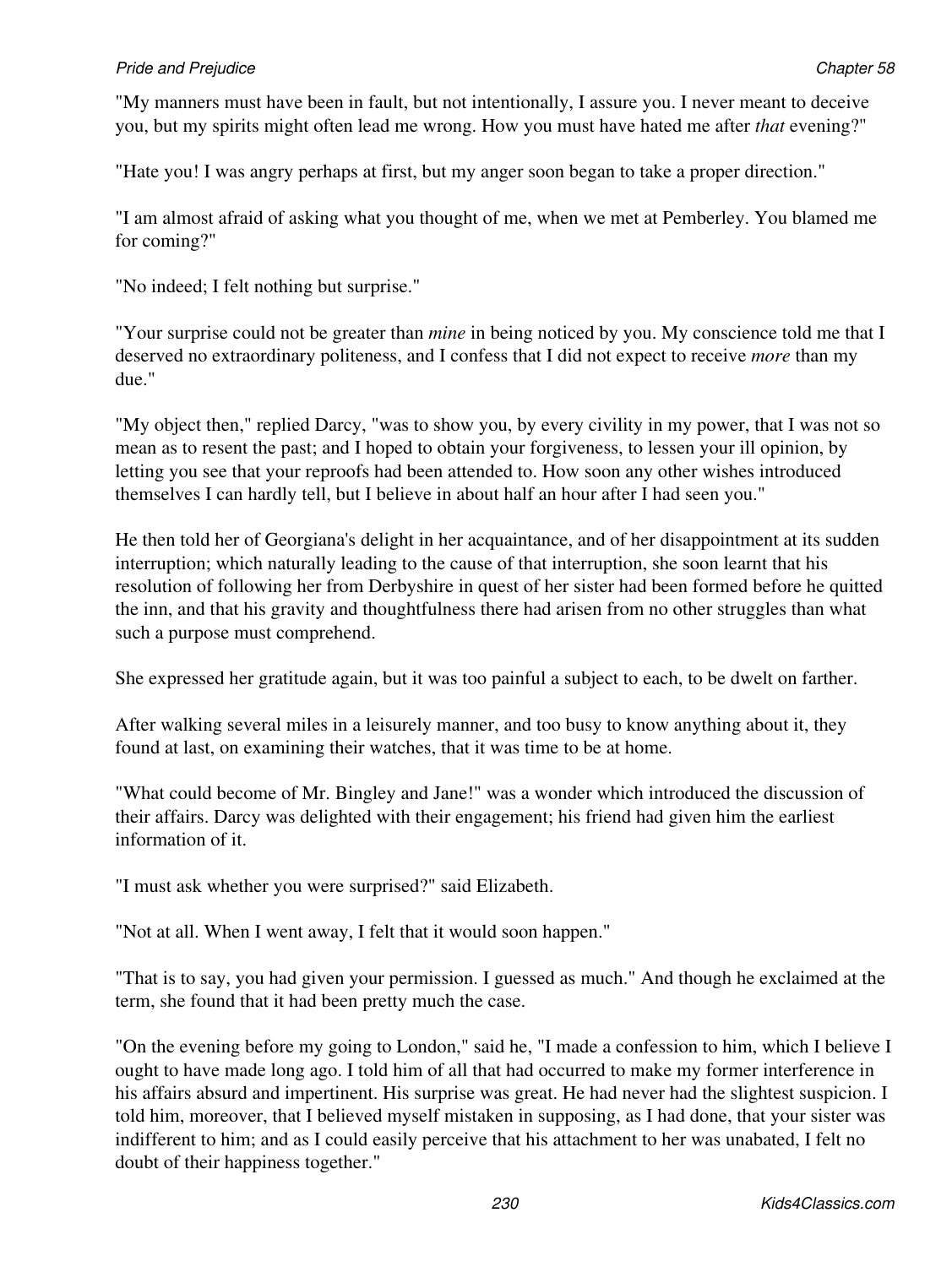"My manners must have been in fault, but not intentionally, I assure you. I never meant to deceive you, but my spirits might often lead me wrong. How you must have hated me after *that* evening?"

"Hate you! I was angry perhaps at first, but my anger soon began to take a proper direction."

"I am almost afraid of asking what you thought of me, when we met at Pemberley. You blamed me for coming?"

"No indeed; I felt nothing but surprise."

"Your surprise could not be greater than *mine* in being noticed by you. My conscience told me that I deserved no extraordinary politeness, and I confess that I did not expect to receive *more* than my due."

"My object then," replied Darcy, "was to show you, by every civility in my power, that I was not so mean as to resent the past; and I hoped to obtain your forgiveness, to lessen your ill opinion, by letting you see that your reproofs had been attended to. How soon any other wishes introduced themselves I can hardly tell, but I believe in about half an hour after I had seen you."

He then told her of Georgiana's delight in her acquaintance, and of her disappointment at its sudden interruption; which naturally leading to the cause of that interruption, she soon learnt that his resolution of following her from Derbyshire in quest of her sister had been formed before he quitted the inn, and that his gravity and thoughtfulness there had arisen from no other struggles than what such a purpose must comprehend.

She expressed her gratitude again, but it was too painful a subject to each, to be dwelt on farther.

After walking several miles in a leisurely manner, and too busy to know anything about it, they found at last, on examining their watches, that it was time to be at home.

"What could become of Mr. Bingley and Jane!" was a wonder which introduced the discussion of their affairs. Darcy was delighted with their engagement; his friend had given him the earliest information of it.

"I must ask whether you were surprised?" said Elizabeth.

"Not at all. When I went away, I felt that it would soon happen."

"That is to say, you had given your permission. I guessed as much." And though he exclaimed at the term, she found that it had been pretty much the case.

"On the evening before my going to London," said he, "I made a confession to him, which I believe I ought to have made long ago. I told him of all that had occurred to make my former interference in his affairs absurd and impertinent. His surprise was great. He had never had the slightest suspicion. I told him, moreover, that I believed myself mistaken in supposing, as I had done, that your sister was indifferent to him; and as I could easily perceive that his attachment to her was unabated, I felt no doubt of their happiness together."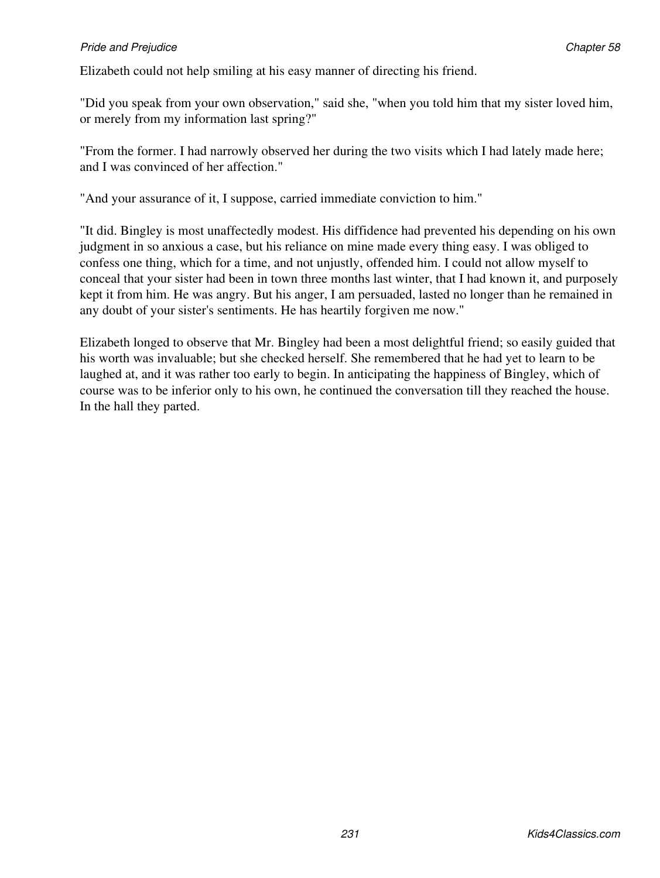Elizabeth could not help smiling at his easy manner of directing his friend.

"Did you speak from your own observation," said she, "when you told him that my sister loved him, or merely from my information last spring?"

"From the former. I had narrowly observed her during the two visits which I had lately made here; and I was convinced of her affection."

"And your assurance of it, I suppose, carried immediate conviction to him."

"It did. Bingley is most unaffectedly modest. His diffidence had prevented his depending on his own judgment in so anxious a case, but his reliance on mine made every thing easy. I was obliged to confess one thing, which for a time, and not unjustly, offended him. I could not allow myself to conceal that your sister had been in town three months last winter, that I had known it, and purposely kept it from him. He was angry. But his anger, I am persuaded, lasted no longer than he remained in any doubt of your sister's sentiments. He has heartily forgiven me now."

Elizabeth longed to observe that Mr. Bingley had been a most delightful friend; so easily guided that his worth was invaluable; but she checked herself. She remembered that he had yet to learn to be laughed at, and it was rather too early to begin. In anticipating the happiness of Bingley, which of course was to be inferior only to his own, he continued the conversation till they reached the house. In the hall they parted.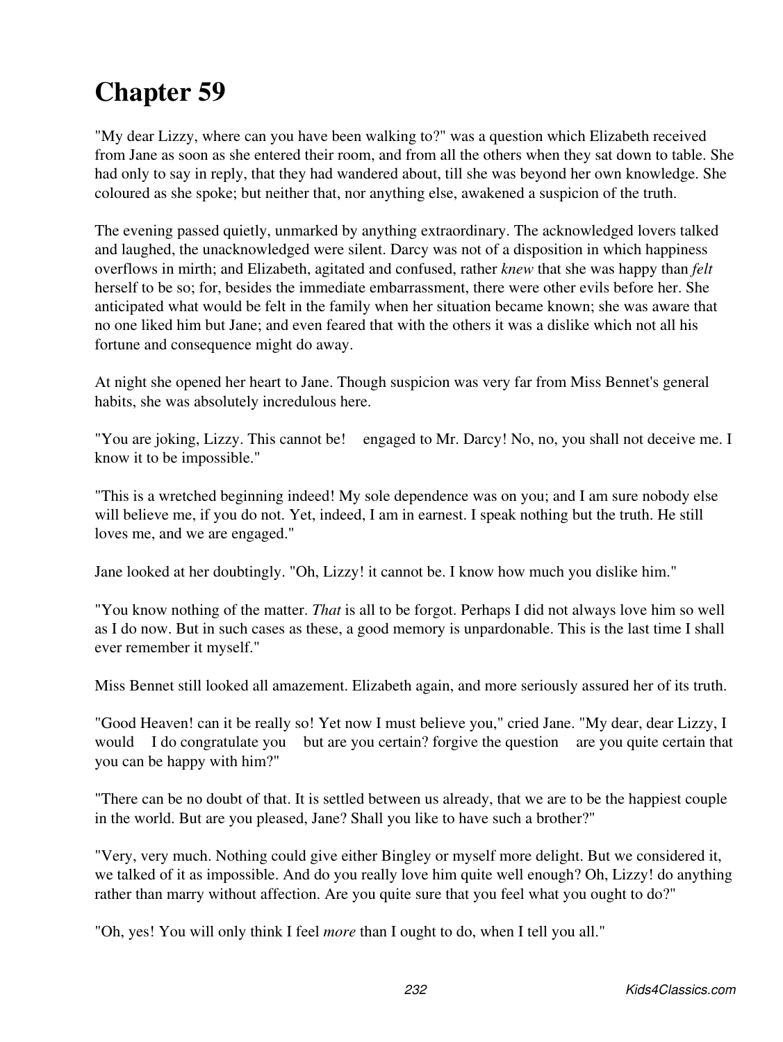# Chapter 59

"My dear Lizzy, where can you have been walking to?" was a question which Elizabeth received from Jane as soon as she entered their room, and from all the others when they sat down to table. She had only to say in reply, that they had wandered about, till she was beyond her own knowledge. She coloured as she spoke; but neither that, nor anything else, awakened a suspicion of the truth.

The evening passed quietly, unmarked by anything extraordinary. The acknowledged lovers talked and laughed, the unacknowledged were silent. Darcy was not of a disposition in which happiness overflows in mirth; and Elizabeth, agitated and confused, rather *knew* that she was happy than *felt* herself to be so; for, besides the immediate embarrassment, there were other evils before her. She anticipated what would be felt in the family when her situation became known; she was aware that no one liked him but Jane; and even feared that with the others it was a dislike which not all his fortune and consequence might do away.

At night she opened her heart to Jane. Though suspicion was very far from Miss Bennet's general habits, she was absolutely incredulous here.

"You are joking, Lizzy. This cannot be!  engaged to Mr. Darcy! No, no, you shall not deceive me. I know it to be impossible."

"This is a wretched beginning indeed! My sole dependence was on you; and I am sure nobody else will believe me, if you do not. Yet, indeed, I am in earnest. I speak nothing but the truth. He still loves me, and we are engaged."

Jane looked at her doubtingly. "Oh, Lizzy! it cannot be. I know how much you dislike him."

"You know nothing of the matter. *That* is all to be forgot. Perhaps I did not always love him so well as I do now. But in such cases as these, a good memory is unpardonable. This is the last time I shall ever remember it myself."

Miss Bennet still looked all amazement. Elizabeth again, and more seriously assured her of its truth.

"Good Heaven! can it be really so! Yet now I must believe you," cried Jane. "My dear, dear Lizzy, I would  I do congratulate you  but are you certain? forgive the question  are you quite certain that you can be happy with him?"

"There can be no doubt of that. It is settled between us already, that we are to be the happiest couple in the world. But are you pleased, Jane? Shall you like to have such a brother?"

"Very, very much. Nothing could give either Bingley or myself more delight. But we considered it, we talked of it as impossible. And do you really love him quite well enough? Oh, Lizzy! do anything rather than marry without affection. Are you quite sure that you feel what you ought to do?"

"Oh, yes! You will only think I feel *more* than I ought to do, when I tell you all."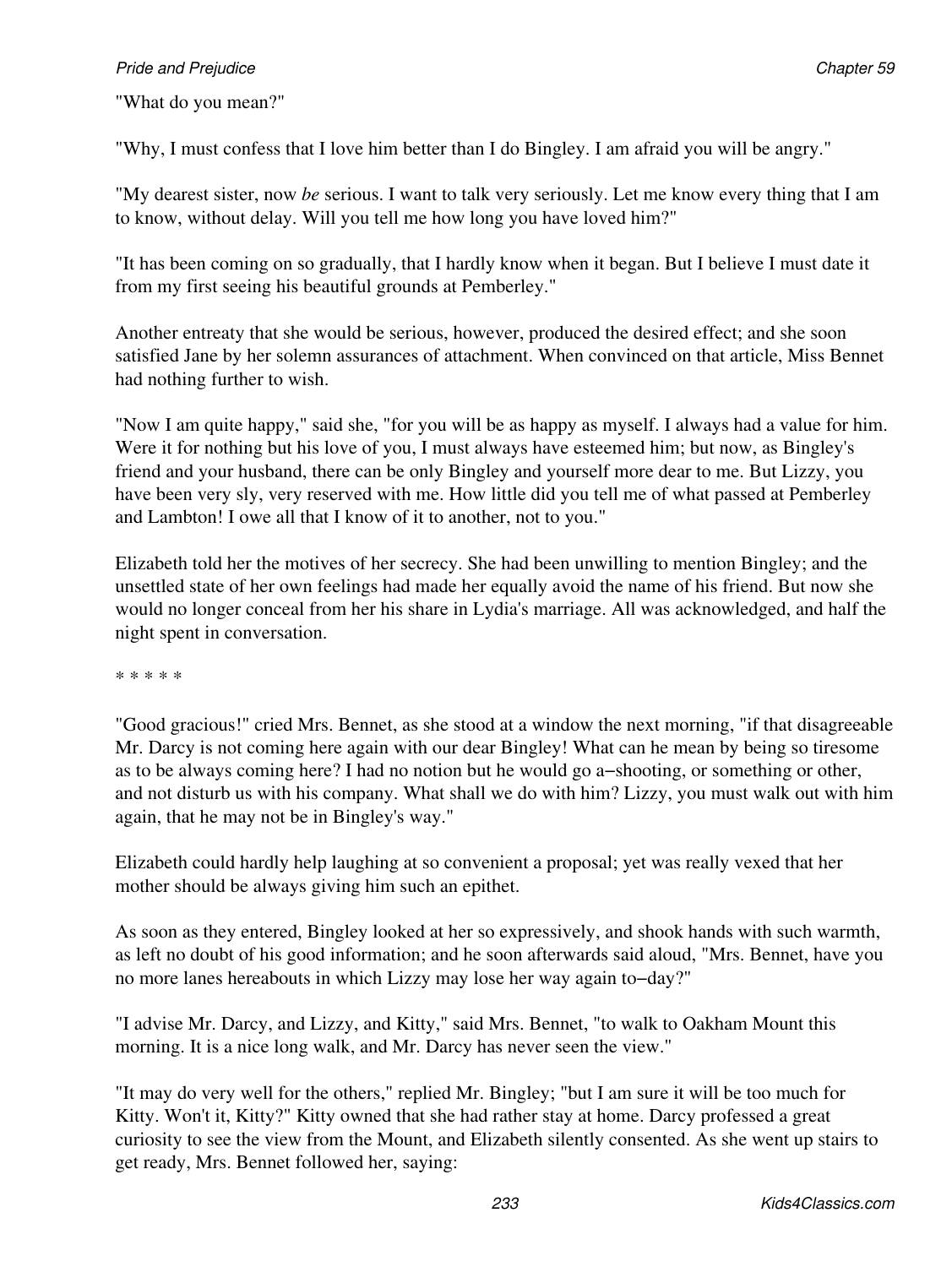"What do you mean?"

"Why, I must confess that I love him better than I do Bingley. I am afraid you will be angry."

"My dearest sister, now *be* serious. I want to talk very seriously. Let me know every thing that I am to know, without delay. Will you tell me how long you have loved him?"

"It has been coming on so gradually, that I hardly know when it began. But I believe I must date it from my first seeing his beautiful grounds at Pemberley."

Another entreaty that she would be serious, however, produced the desired effect; and she soon satisfied Jane by her solemn assurances of attachment. When convinced on that article, Miss Bennet had nothing further to wish.

"Now I am quite happy," said she, "for you will be as happy as myself. I always had a value for him. Were it for nothing but his love of you, I must always have esteemed him; but now, as Bingley's friend and your husband, there can be only Bingley and yourself more dear to me. But Lizzy, you have been very sly, very reserved with me. How little did you tell me of what passed at Pemberley and Lambton! I owe all that I know of it to another, not to you."

Elizabeth told her the motives of her secrecy. She had been unwilling to mention Bingley; and the unsettled state of her own feelings had made her equally avoid the name of his friend. But now she would no longer conceal from her his share in Lydia's marriage. All was acknowledged, and half the night spent in conversation.

* * * * *

"Good gracious!" cried Mrs. Bennet, as she stood at a window the next morning, "if that disagreeable Mr. Darcy is not coming here again with our dear Bingley! What can he mean by being so tiresome as to be always coming here? I had no notion but he would go a−shooting, or something or other, and not disturb us with his company. What shall we do with him? Lizzy, you must walk out with him again, that he may not be in Bingley's way."

Elizabeth could hardly help laughing at so convenient a proposal; yet was really vexed that her mother should be always giving him such an epithet.

As soon as they entered, Bingley looked at her so expressively, and shook hands with such warmth, as left no doubt of his good information; and he soon afterwards said aloud, "Mrs. Bennet, have you no more lanes hereabouts in which Lizzy may lose her way again to−day?"

"I advise Mr. Darcy, and Lizzy, and Kitty," said Mrs. Bennet, "to walk to Oakham Mount this morning. It is a nice long walk, and Mr. Darcy has never seen the view."

"It may do very well for the others," replied Mr. Bingley; "but I am sure it will be too much for Kitty. Won't it, Kitty?" Kitty owned that she had rather stay at home. Darcy professed a great curiosity to see the view from the Mount, and Elizabeth silently consented. As she went up stairs to get ready, Mrs. Bennet followed her, saying: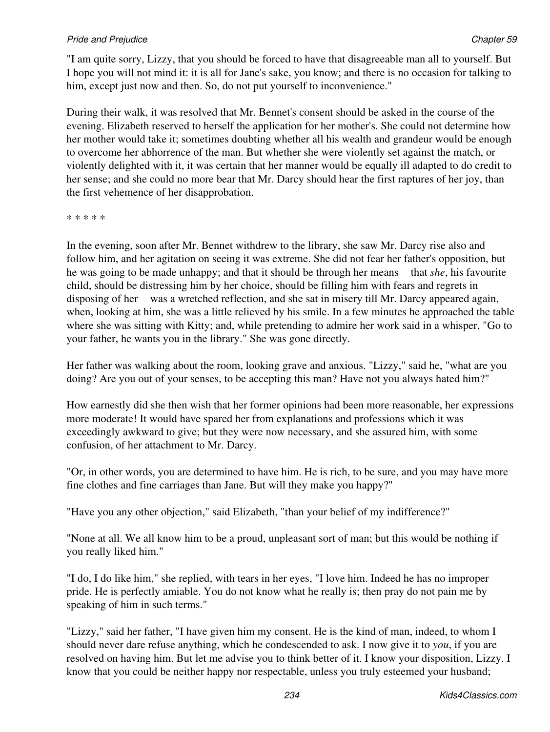"I am quite sorry, Lizzy, that you should be forced to have that disagreeable man all to yourself. But I hope you will not mind it: it is all for Jane's sake, you know; and there is no occasion for talking to him, except just now and then. So, do not put yourself to inconvenience."

During their walk, it was resolved that Mr. Bennet's consent should be asked in the course of the evening. Elizabeth reserved to herself the application for her mother's. She could not determine how her mother would take it; sometimes doubting whether all his wealth and grandeur would be enough to overcome her abhorrence of the man. But whether she were violently set against the match, or violently delighted with it, it was certain that her manner would be equally ill adapted to do credit to her sense; and she could no more bear that Mr. Darcy should hear the first raptures of her joy, than the first vehemence of her disapprobation.

* * * * *

In the evening, soon after Mr. Bennet withdrew to the library, she saw Mr. Darcy rise also and follow him, and her agitation on seeing it was extreme. She did not fear her father's opposition, but he was going to be made unhappy; and that it should be through her means that *she*, his favourite child, should be distressing him by her choice, should be filling him with fears and regrets in disposing of her was a wretched reflection, and she sat in misery till Mr. Darcy appeared again, when, looking at him, she was a little relieved by his smile. In a few minutes he approached the table where she was sitting with Kitty; and, while pretending to admire her work said in a whisper, "Go to your father, he wants you in the library." She was gone directly.

Her father was walking about the room, looking grave and anxious. "Lizzy," said he, "what are you doing? Are you out of your senses, to be accepting this man? Have not you always hated him?"

How earnestly did she then wish that her former opinions had been more reasonable, her expressions more moderate! It would have spared her from explanations and professions which it was exceedingly awkward to give; but they were now necessary, and she assured him, with some confusion, of her attachment to Mr. Darcy.

"Or, in other words, you are determined to have him. He is rich, to be sure, and you may have more fine clothes and fine carriages than Jane. But will they make you happy?"

"Have you any other objection," said Elizabeth, "than your belief of my indifference?"

"None at all. We all know him to be a proud, unpleasant sort of man; but this would be nothing if you really liked him."

"I do, I do like him," she replied, with tears in her eyes, "I love him. Indeed he has no improper pride. He is perfectly amiable. You do not know what he really is; then pray do not pain me by speaking of him in such terms."

"Lizzy," said her father, "I have given him my consent. He is the kind of man, indeed, to whom I should never dare refuse anything, which he condescended to ask. I now give it to *you*, if you are resolved on having him. But let me advise you to think better of it. I know your disposition, Lizzy. I know that you could be neither happy nor respectable, unless you truly esteemed your husband;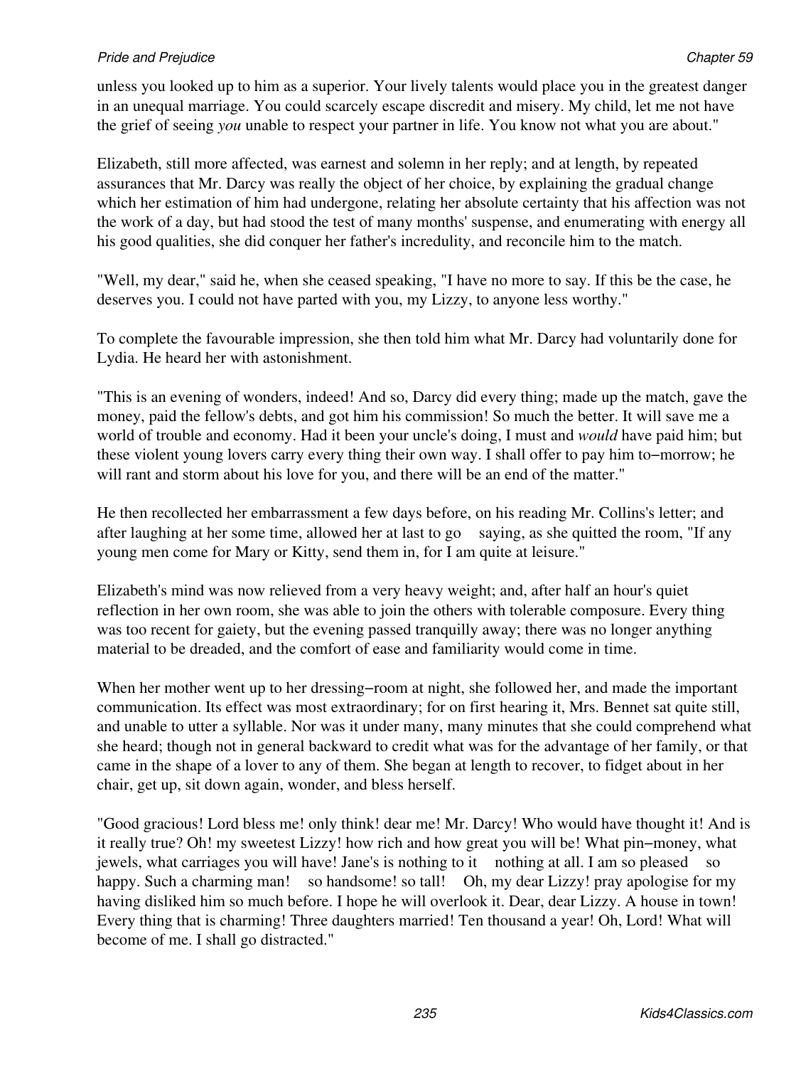unless you looked up to him as a superior. Your lively talents would place you in the greatest danger in an unequal marriage. You could scarcely escape discredit and misery. My child, let me not have the grief of seeing *you* unable to respect your partner in life. You know not what you are about."

Elizabeth, still more affected, was earnest and solemn in her reply; and at length, by repeated assurances that Mr. Darcy was really the object of her choice, by explaining the gradual change which her estimation of him had undergone, relating her absolute certainty that his affection was not the work of a day, but had stood the test of many months' suspense, and enumerating with energy all his good qualities, she did conquer her father's incredulity, and reconcile him to the match.

"Well, my dear," said he, when she ceased speaking, "I have no more to say. If this be the case, he deserves you. I could not have parted with you, my Lizzy, to anyone less worthy."

To complete the favourable impression, she then told him what Mr. Darcy had voluntarily done for Lydia. He heard her with astonishment.

"This is an evening of wonders, indeed! And so, Darcy did every thing; made up the match, gave the money, paid the fellow's debts, and got him his commission! So much the better. It will save me a world of trouble and economy. Had it been your uncle's doing, I must and *would* have paid him; but these violent young lovers carry every thing their own way. I shall offer to pay him to−morrow; he will rant and storm about his love for you, and there will be an end of the matter."

He then recollected her embarrassment a few days before, on his reading Mr. Collins's letter; and after laughing at her some time, allowed her at last to go saying, as she quitted the room, "If any young men come for Mary or Kitty, send them in, for I am quite at leisure."

Elizabeth's mind was now relieved from a very heavy weight; and, after half an hour's quiet reflection in her own room, she was able to join the others with tolerable composure. Every thing was too recent for gaiety, but the evening passed tranquilly away; there was no longer anything material to be dreaded, and the comfort of ease and familiarity would come in time.

When her mother went up to her dressing−room at night, she followed her, and made the important communication. Its effect was most extraordinary; for on first hearing it, Mrs. Bennet sat quite still, and unable to utter a syllable. Nor was it under many, many minutes that she could comprehend what she heard; though not in general backward to credit what was for the advantage of her family, or that came in the shape of a lover to any of them. She began at length to recover, to fidget about in her chair, get up, sit down again, wonder, and bless herself.

"Good gracious! Lord bless me! only think! dear me! Mr. Darcy! Who would have thought it! And is it really true? Oh! my sweetest Lizzy! how rich and how great you will be! What pin−money, what jewels, what carriages you will have! Jane's is nothing to it nothing at all. I am so pleased so happy. Such a charming man! so handsome! so tall! Oh, my dear Lizzy! pray apologise for my having disliked him so much before. I hope he will overlook it. Dear, dear Lizzy. A house in town! Every thing that is charming! Three daughters married! Ten thousand a year! Oh, Lord! What will become of me. I shall go distracted."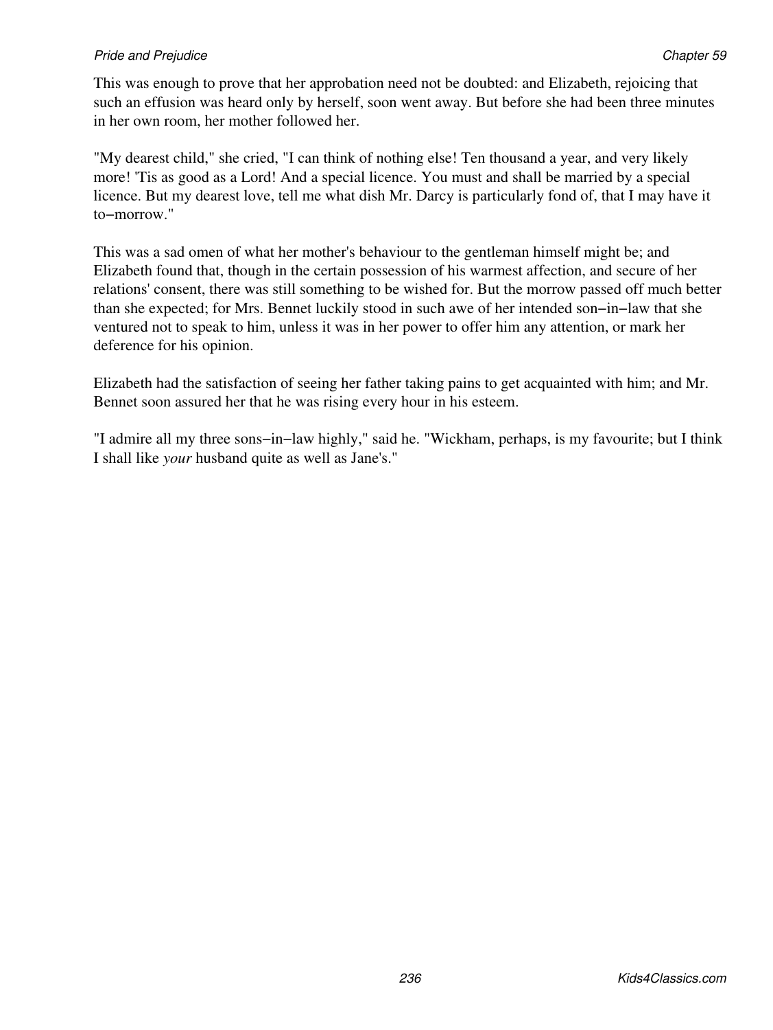This was enough to prove that her approbation need not be doubted: and Elizabeth, rejoicing that such an effusion was heard only by herself, soon went away. But before she had been three minutes in her own room, her mother followed her.

"My dearest child," she cried, "I can think of nothing else! Ten thousand a year, and very likely more! 'Tis as good as a Lord! And a special licence. You must and shall be married by a special licence. But my dearest love, tell me what dish Mr. Darcy is particularly fond of, that I may have it to−morrow."

This was a sad omen of what her mother's behaviour to the gentleman himself might be; and Elizabeth found that, though in the certain possession of his warmest affection, and secure of her relations' consent, there was still something to be wished for. But the morrow passed off much better than she expected; for Mrs. Bennet luckily stood in such awe of her intended son−in−law that she ventured not to speak to him, unless it was in her power to offer him any attention, or mark her deference for his opinion.

Elizabeth had the satisfaction of seeing her father taking pains to get acquainted with him; and Mr. Bennet soon assured her that he was rising every hour in his esteem.

"I admire all my three sons−in−law highly," said he. "Wickham, perhaps, is my favourite; but I think I shall like *your* husband quite as well as Jane's."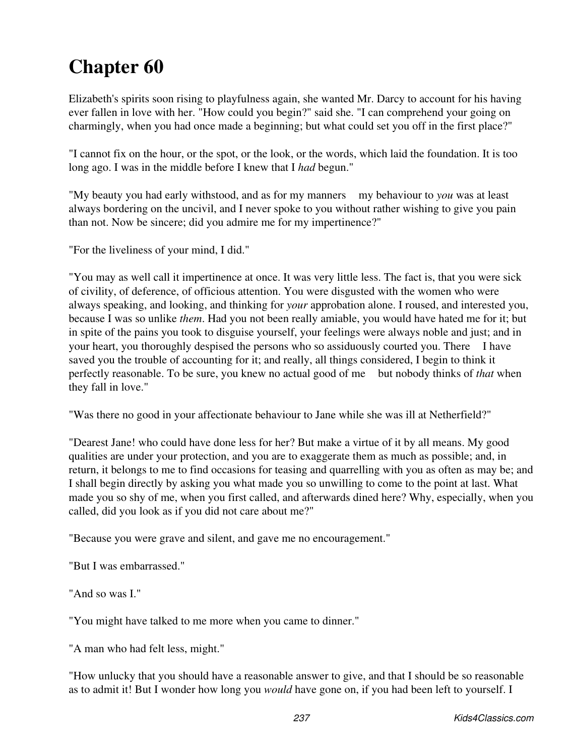# Chapter 60

Elizabeth's spirits soon rising to playfulness again, she wanted Mr. Darcy to account for his having ever fallen in love with her. "How could you begin?" said she. "I can comprehend your going on charmingly, when you had once made a beginning; but what could set you off in the first place?"

"I cannot fix on the hour, or the spot, or the look, or the words, which laid the foundation. It is too long ago. I was in the middle before I knew that I *had* begun."

"My beauty you had early withstood, and as for my manners    my behaviour to *you* was at least always bordering on the uncivil, and I never spoke to you without rather wishing to give you pain than not. Now be sincere; did you admire me for my impertinence?"

"For the liveliness of your mind, I did."

"You may as well call it impertinence at once. It was very little less. The fact is, that you were sick of civility, of deference, of officious attention. You were disgusted with the women who were always speaking, and looking, and thinking for *your* approbation alone. I roused, and interested you, because I was so unlike *them*. Had you not been really amiable, you would have hated me for it; but in spite of the pains you took to disguise yourself, your feelings were always noble and just; and in your heart, you thoroughly despised the persons who so assiduously courted you. There    I have saved you the trouble of accounting for it; and really, all things considered, I begin to think it perfectly reasonable. To be sure, you knew no actual good of me    but nobody thinks of *that* when they fall in love."

"Was there no good in your affectionate behaviour to Jane while she was ill at Netherfield?"

"Dearest Jane! who could have done less for her? But make a virtue of it by all means. My good qualities are under your protection, and you are to exaggerate them as much as possible; and, in return, it belongs to me to find occasions for teasing and quarrelling with you as often as may be; and I shall begin directly by asking you what made you so unwilling to come to the point at last. What made you so shy of me, when you first called, and afterwards dined here? Why, especially, when you called, did you look as if you did not care about me?"

"Because you were grave and silent, and gave me no encouragement."

"But I was embarrassed."

"And so was I."

"You might have talked to me more when you came to dinner."

"A man who had felt less, might."

"How unlucky that you should have a reasonable answer to give, and that I should be so reasonable as to admit it! But I wonder how long you *would* have gone on, if you had been left to yourself. I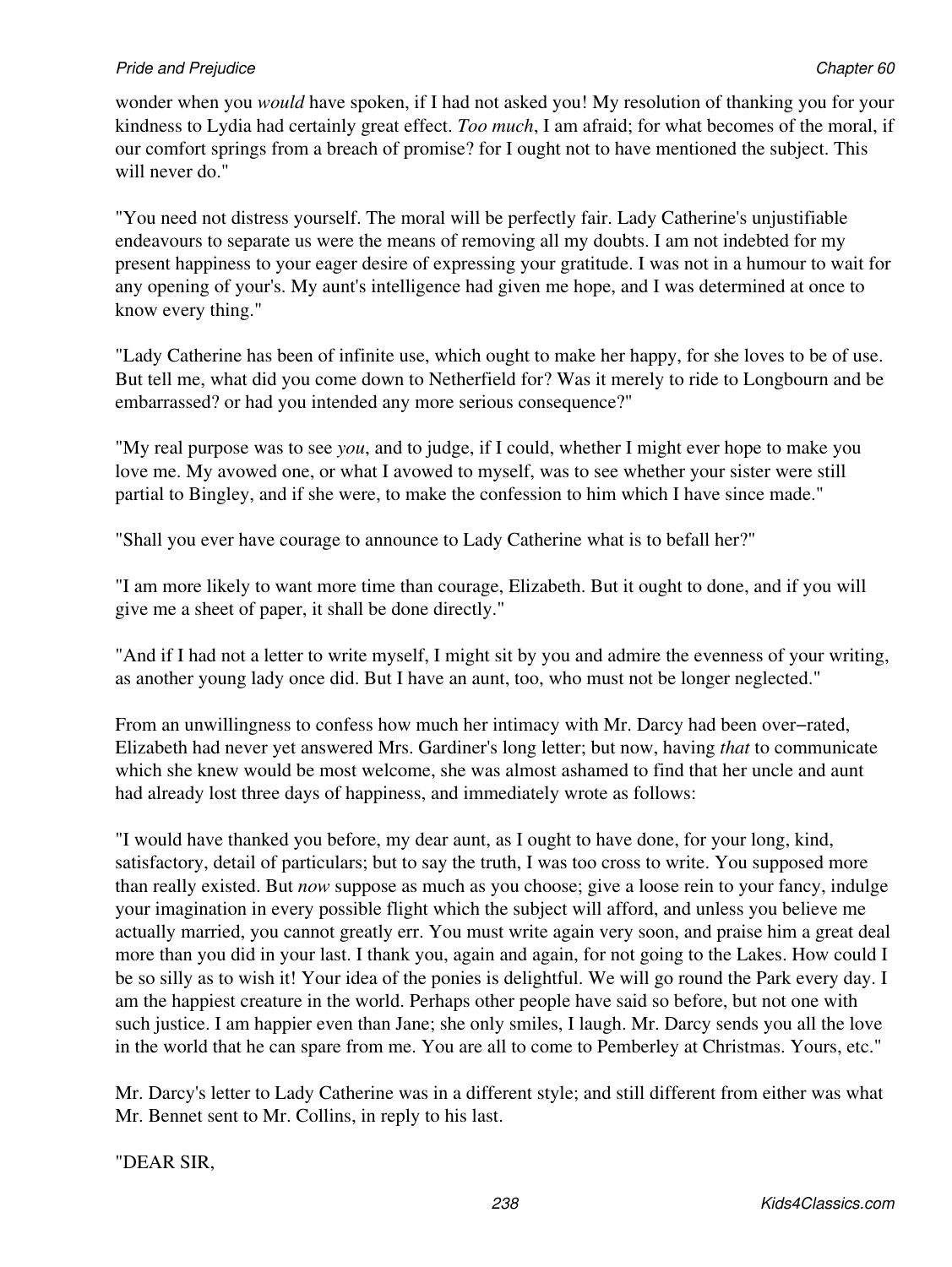wonder when you *would* have spoken, if I had not asked you! My resolution of thanking you for your kindness to Lydia had certainly great effect. *Too much*, I am afraid; for what becomes of the moral, if our comfort springs from a breach of promise? for I ought not to have mentioned the subject. This will never do."

"You need not distress yourself. The moral will be perfectly fair. Lady Catherine's unjustifiable endeavours to separate us were the means of removing all my doubts. I am not indebted for my present happiness to your eager desire of expressing your gratitude. I was not in a humour to wait for any opening of your's. My aunt's intelligence had given me hope, and I was determined at once to know every thing."

"Lady Catherine has been of infinite use, which ought to make her happy, for she loves to be of use. But tell me, what did you come down to Netherfield for? Was it merely to ride to Longbourn and be embarrassed? or had you intended any more serious consequence?"

"My real purpose was to see *you*, and to judge, if I could, whether I might ever hope to make you love me. My avowed one, or what I avowed to myself, was to see whether your sister were still partial to Bingley, and if she were, to make the confession to him which I have since made."

"Shall you ever have courage to announce to Lady Catherine what is to befall her?"

"I am more likely to want more time than courage, Elizabeth. But it ought to done, and if you will give me a sheet of paper, it shall be done directly."

"And if I had not a letter to write myself, I might sit by you and admire the evenness of your writing, as another young lady once did. But I have an aunt, too, who must not be longer neglected."

From an unwillingness to confess how much her intimacy with Mr. Darcy had been over–rated, Elizabeth had never yet answered Mrs. Gardiner's long letter; but now, having *that* to communicate which she knew would be most welcome, she was almost ashamed to find that her uncle and aunt had already lost three days of happiness, and immediately wrote as follows:

"I would have thanked you before, my dear aunt, as I ought to have done, for your long, kind, satisfactory, detail of particulars; but to say the truth, I was too cross to write. You supposed more than really existed. But *now* suppose as much as you choose; give a loose rein to your fancy, indulge your imagination in every possible flight which the subject will afford, and unless you believe me actually married, you cannot greatly err. You must write again very soon, and praise him a great deal more than you did in your last. I thank you, again and again, for not going to the Lakes. How could I be so silly as to wish it! Your idea of the ponies is delightful. We will go round the Park every day. I am the happiest creature in the world. Perhaps other people have said so before, but not one with such justice. I am happier even than Jane; she only smiles, I laugh. Mr. Darcy sends you all the love in the world that he can spare from me. You are all to come to Pemberley at Christmas. Yours, etc."

Mr. Darcy's letter to Lady Catherine was in a different style; and still different from either was what Mr. Bennet sent to Mr. Collins, in reply to his last.

"DEAR SIR,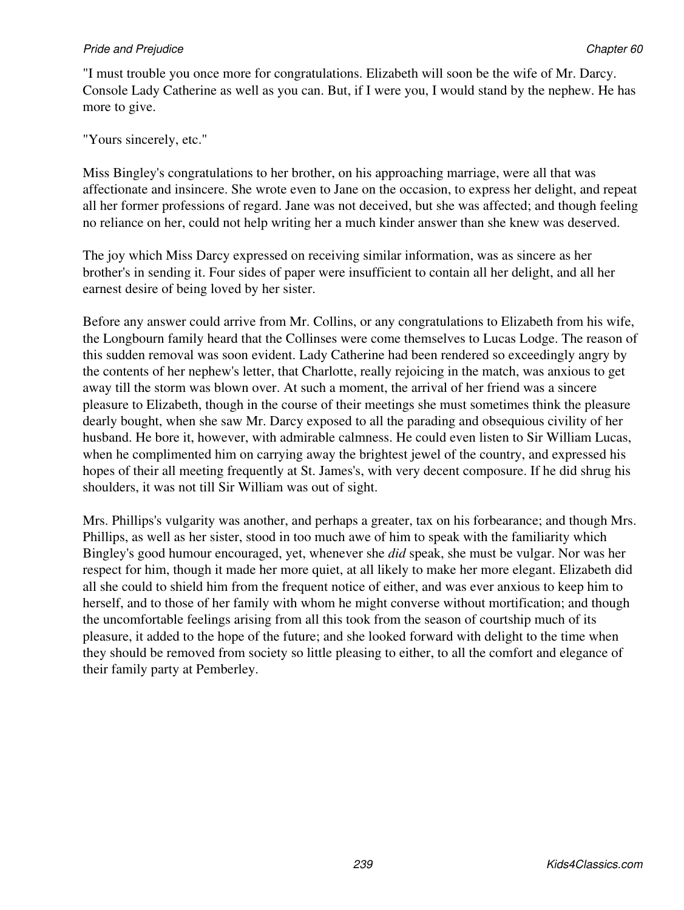"I must trouble you once more for congratulations. Elizabeth will soon be the wife of Mr. Darcy. Console Lady Catherine as well as you can. But, if I were you, I would stand by the nephew. He has more to give.

"Yours sincerely, etc."

Miss Bingley's congratulations to her brother, on his approaching marriage, were all that was affectionate and insincere. She wrote even to Jane on the occasion, to express her delight, and repeat all her former professions of regard. Jane was not deceived, but she was affected; and though feeling no reliance on her, could not help writing her a much kinder answer than she knew was deserved.

The joy which Miss Darcy expressed on receiving similar information, was as sincere as her brother's in sending it. Four sides of paper were insufficient to contain all her delight, and all her earnest desire of being loved by her sister.

Before any answer could arrive from Mr. Collins, or any congratulations to Elizabeth from his wife, the Longbourn family heard that the Collinses were come themselves to Lucas Lodge. The reason of this sudden removal was soon evident. Lady Catherine had been rendered so exceedingly angry by the contents of her nephew's letter, that Charlotte, really rejoicing in the match, was anxious to get away till the storm was blown over. At such a moment, the arrival of her friend was a sincere pleasure to Elizabeth, though in the course of their meetings she must sometimes think the pleasure dearly bought, when she saw Mr. Darcy exposed to all the parading and obsequious civility of her husband. He bore it, however, with admirable calmness. He could even listen to Sir William Lucas, when he complimented him on carrying away the brightest jewel of the country, and expressed his hopes of their all meeting frequently at St. James's, with very decent composure. If he did shrug his shoulders, it was not till Sir William was out of sight.

Mrs. Phillips's vulgarity was another, and perhaps a greater, tax on his forbearance; and though Mrs. Phillips, as well as her sister, stood in too much awe of him to speak with the familiarity which Bingley's good humour encouraged, yet, whenever she *did* speak, she must be vulgar. Nor was her respect for him, though it made her more quiet, at all likely to make her more elegant. Elizabeth did all she could to shield him from the frequent notice of either, and was ever anxious to keep him to herself, and to those of her family with whom he might converse without mortification; and though the uncomfortable feelings arising from all this took from the season of courtship much of its pleasure, it added to the hope of the future; and she looked forward with delight to the time when they should be removed from society so little pleasing to either, to all the comfort and elegance of their family party at Pemberley.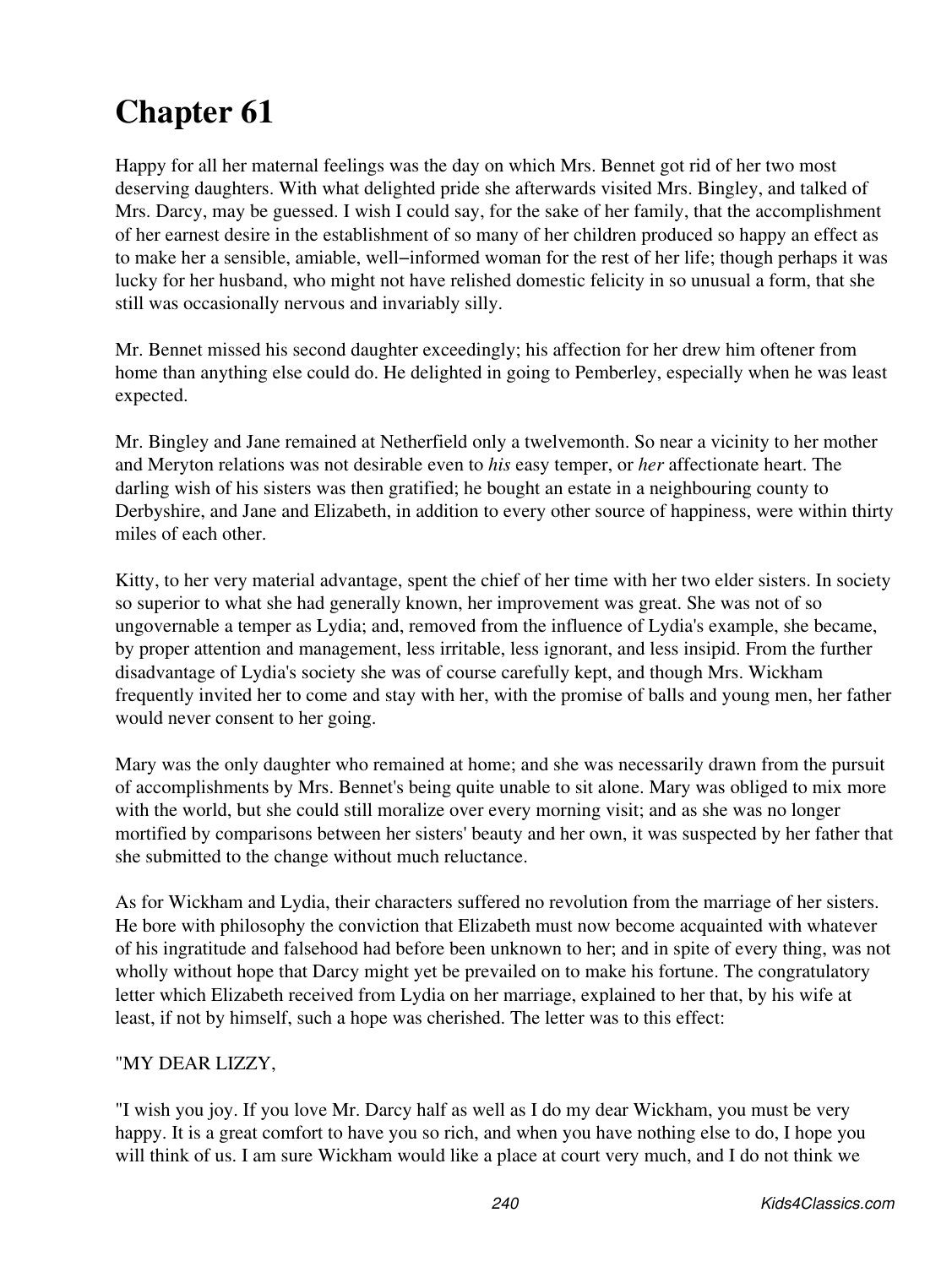# Chapter 61

Happy for all her maternal feelings was the day on which Mrs. Bennet got rid of her two most deserving daughters. With what delighted pride she afterwards visited Mrs. Bingley, and talked of Mrs. Darcy, may be guessed. I wish I could say, for the sake of her family, that the accomplishment of her earnest desire in the establishment of so many of her children produced so happy an effect as to make her a sensible, amiable, well–informed woman for the rest of her life; though perhaps it was lucky for her husband, who might not have relished domestic felicity in so unusual a form, that she still was occasionally nervous and invariably silly.

Mr. Bennet missed his second daughter exceedingly; his affection for her drew him oftener from home than anything else could do. He delighted in going to Pemberley, especially when he was least expected.

Mr. Bingley and Jane remained at Netherfield only a twelvemonth. So near a vicinity to her mother and Meryton relations was not desirable even to *his* easy temper, or *her* affectionate heart. The darling wish of his sisters was then gratified; he bought an estate in a neighbouring county to Derbyshire, and Jane and Elizabeth, in addition to every other source of happiness, were within thirty miles of each other.

Kitty, to her very material advantage, spent the chief of her time with her two elder sisters. In society so superior to what she had generally known, her improvement was great. She was not of so ungovernable a temper as Lydia; and, removed from the influence of Lydia's example, she became, by proper attention and management, less irritable, less ignorant, and less insipid. From the further disadvantage of Lydia's society she was of course carefully kept, and though Mrs. Wickham frequently invited her to come and stay with her, with the promise of balls and young men, her father would never consent to her going.

Mary was the only daughter who remained at home; and she was necessarily drawn from the pursuit of accomplishments by Mrs. Bennet's being quite unable to sit alone. Mary was obliged to mix more with the world, but she could still moralize over every morning visit; and as she was no longer mortified by comparisons between her sisters' beauty and her own, it was suspected by her father that she submitted to the change without much reluctance.

As for Wickham and Lydia, their characters suffered no revolution from the marriage of her sisters. He bore with philosophy the conviction that Elizabeth must now become acquainted with whatever of his ingratitude and falsehood had before been unknown to her; and in spite of every thing, was not wholly without hope that Darcy might yet be prevailed on to make his fortune. The congratulatory letter which Elizabeth received from Lydia on her marriage, explained to her that, by his wife at least, if not by himself, such a hope was cherished. The letter was to this effect:

"MY DEAR LIZZY,

"I wish you joy. If you love Mr. Darcy half as well as I do my dear Wickham, you must be very happy. It is a great comfort to have you so rich, and when you have nothing else to do, I hope you will think of us. I am sure Wickham would like a place at court very much, and I do not think we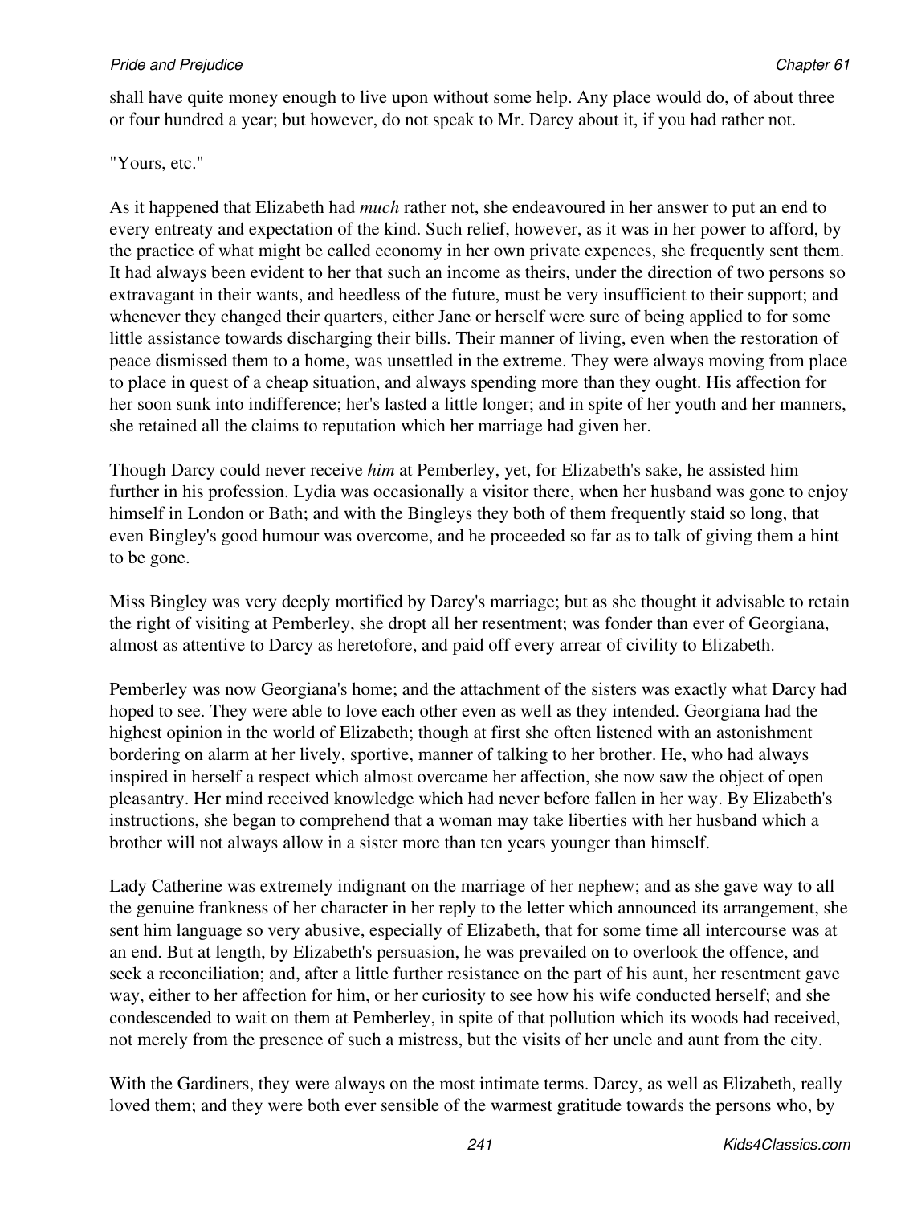shall have quite money enough to live upon without some help. Any place would do, of about three or four hundred a year; but however, do not speak to Mr. Darcy about it, if you had rather not.

"Yours, etc."

As it happened that Elizabeth had *much* rather not, she endeavoured in her answer to put an end to every entreaty and expectation of the kind. Such relief, however, as it was in her power to afford, by the practice of what might be called economy in her own private expences, she frequently sent them. It had always been evident to her that such an income as theirs, under the direction of two persons so extravagant in their wants, and heedless of the future, must be very insufficient to their support; and whenever they changed their quarters, either Jane or herself were sure of being applied to for some little assistance towards discharging their bills. Their manner of living, even when the restoration of peace dismissed them to a home, was unsettled in the extreme. They were always moving from place to place in quest of a cheap situation, and always spending more than they ought. His affection for her soon sunk into indifference; her's lasted a little longer; and in spite of her youth and her manners, she retained all the claims to reputation which her marriage had given her.

Though Darcy could never receive *him* at Pemberley, yet, for Elizabeth's sake, he assisted him further in his profession. Lydia was occasionally a visitor there, when her husband was gone to enjoy himself in London or Bath; and with the Bingleys they both of them frequently staid so long, that even Bingley's good humour was overcome, and he proceeded so far as to talk of giving them a hint to be gone.

Miss Bingley was very deeply mortified by Darcy's marriage; but as she thought it advisable to retain the right of visiting at Pemberley, she dropt all her resentment; was fonder than ever of Georgiana, almost as attentive to Darcy as heretofore, and paid off every arrear of civility to Elizabeth.

Pemberley was now Georgiana's home; and the attachment of the sisters was exactly what Darcy had hoped to see. They were able to love each other even as well as they intended. Georgiana had the highest opinion in the world of Elizabeth; though at first she often listened with an astonishment bordering on alarm at her lively, sportive, manner of talking to her brother. He, who had always inspired in herself a respect which almost overcame her affection, she now saw the object of open pleasantry. Her mind received knowledge which had never before fallen in her way. By Elizabeth's instructions, she began to comprehend that a woman may take liberties with her husband which a brother will not always allow in a sister more than ten years younger than himself.

Lady Catherine was extremely indignant on the marriage of her nephew; and as she gave way to all the genuine frankness of her character in her reply to the letter which announced its arrangement, she sent him language so very abusive, especially of Elizabeth, that for some time all intercourse was at an end. But at length, by Elizabeth's persuasion, he was prevailed on to overlook the offence, and seek a reconciliation; and, after a little further resistance on the part of his aunt, her resentment gave way, either to her affection for him, or her curiosity to see how his wife conducted herself; and she condescended to wait on them at Pemberley, in spite of that pollution which its woods had received, not merely from the presence of such a mistress, but the visits of her uncle and aunt from the city.

With the Gardiners, they were always on the most intimate terms. Darcy, as well as Elizabeth, really loved them; and they were both ever sensible of the warmest gratitude towards the persons who, by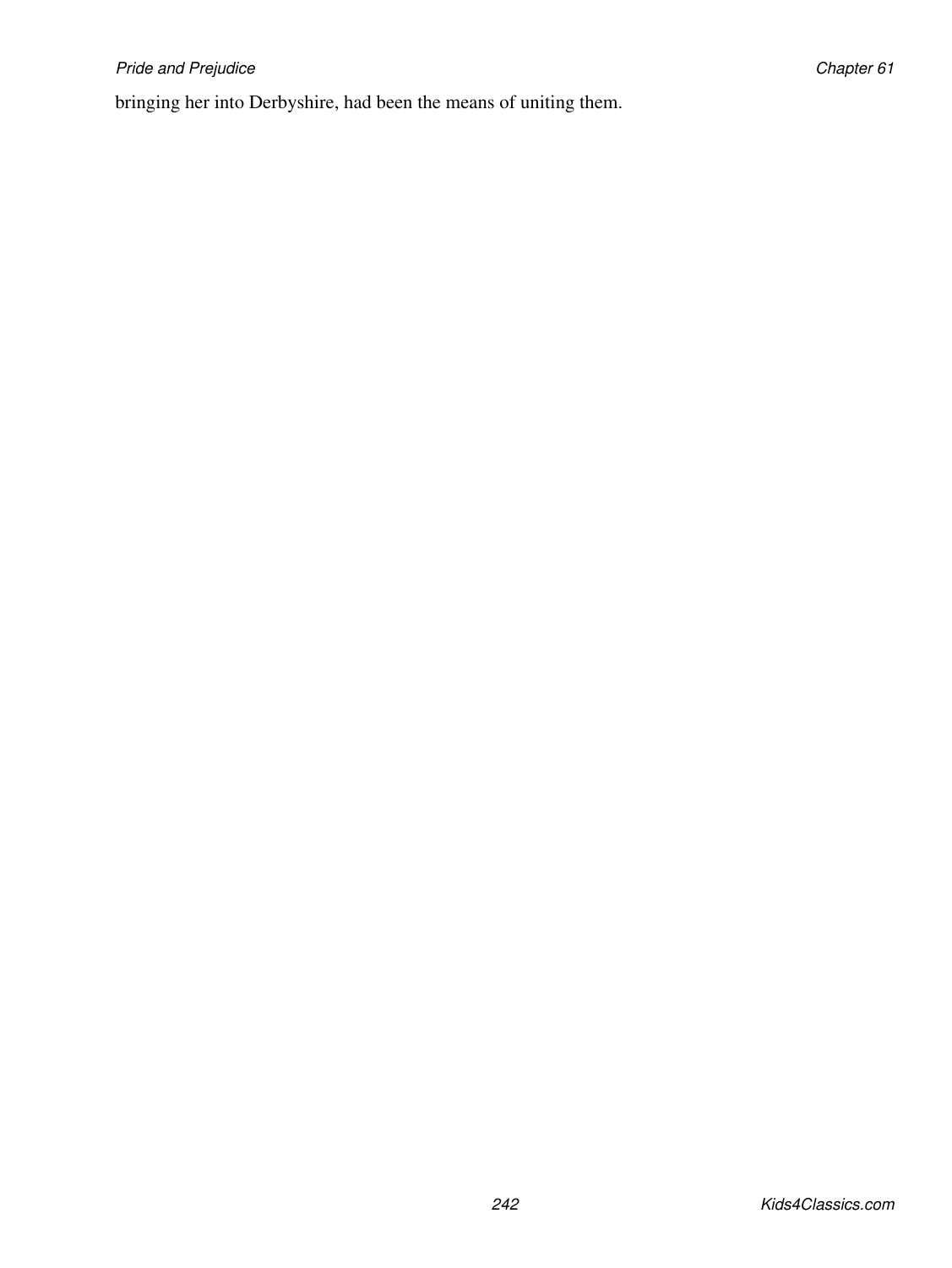bringing her into Derbyshire, had been the means of uniting them.